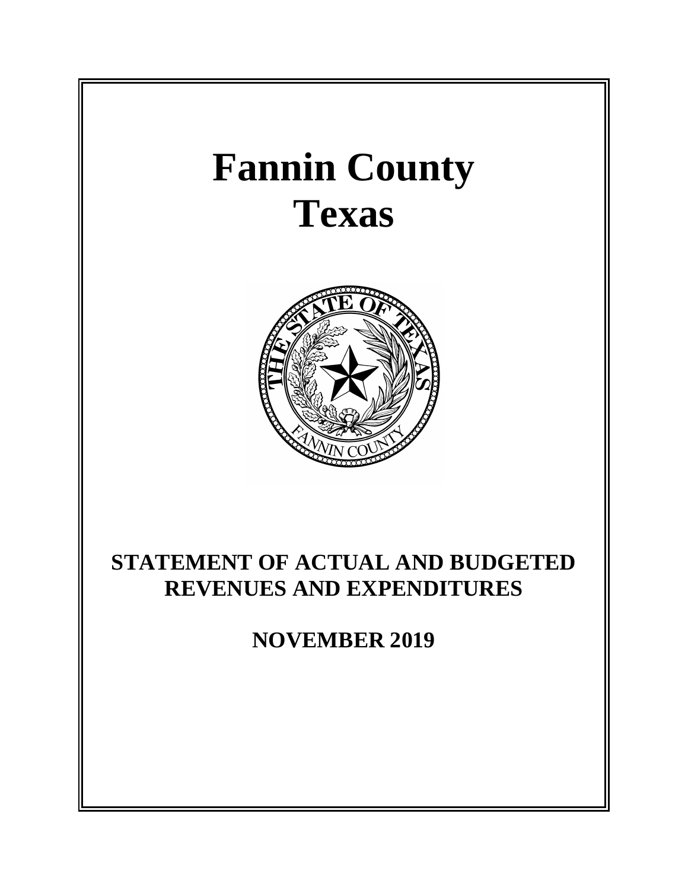# Fannin County
# Texas

## STATEMENT OF ACTUAL AND BUDGETED REVENUES AND EXPENDITURES

## NOVEMBER 2019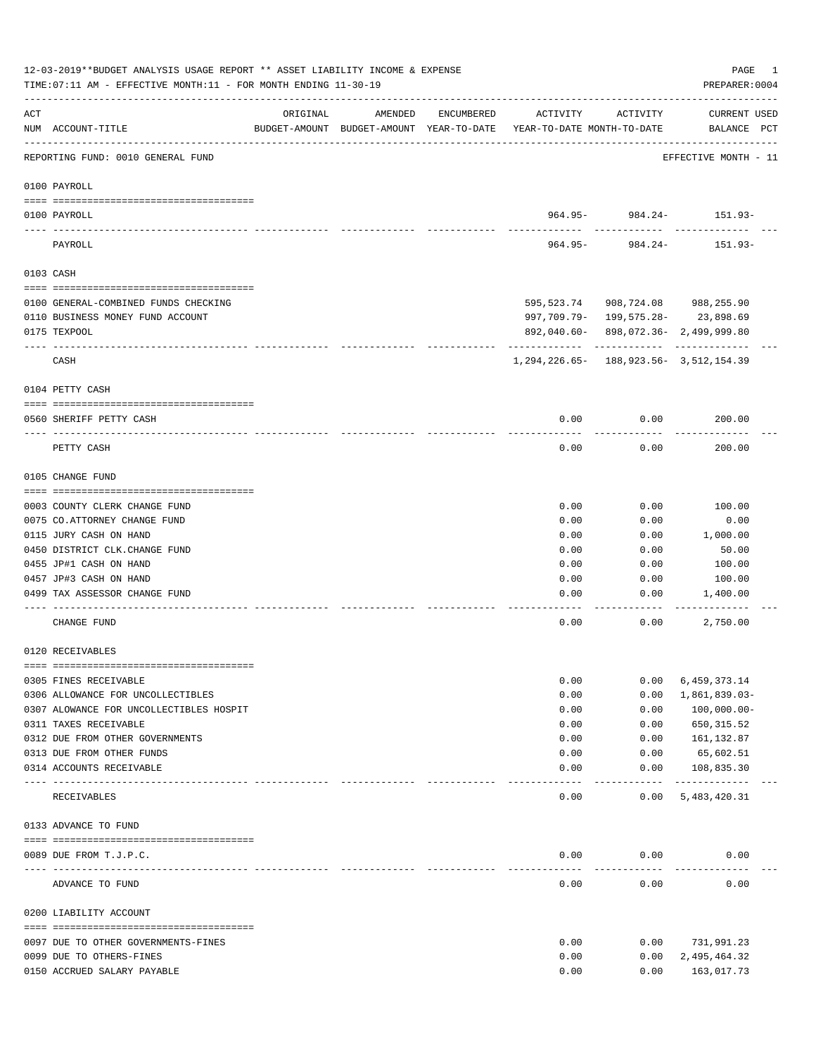12-03-2019**BUDGET ANALYSIS USAGE REPORT ** ASSET LIABILITY INCOME & EXPENSE

TIME:07:11 AM - EFFECTIVE MONTH:11 - FOR MONTH ENDING 11-30-19

PREPARER:0004

| ACT NUM | ACCOUNT-TITLE | ORIGINAL BUDGET-AMOUNT | AMENDED BUDGET-AMOUNT | ENCUMBERED YEAR-TO-DATE | ACTIVITY YEAR-TO-DATE | ACTIVITY MONTH-TO-DATE | CURRENT BALANCE | USED PCT |
|---|---|---|---|---|---|---|---|---|
| | REPORTING FUND: 0010 GENERAL FUND | | | | | | EFFECTIVE MONTH - 11 | |
| | **0100 PAYROLL** | | | | | | | |
| 0100 | PAYROLL | | | | 964.95- | 984.24- | 151.93- | |
| | PAYROLL | | | | 964.95- | 984.24- | 151.93- | |
| | **0103 CASH** | | | | | | | |
| 0100 | GENERAL-COMBINED FUNDS CHECKING | | | | 595,523.74 | 908,724.08 | 988,255.90 | |
| 0110 | BUSINESS MONEY FUND ACCOUNT | | | | 997,709.79- | 199,575.28- | 23,898.69 | |
| 0175 | TEXPOOL | | | | 892,040.60- | 898,072.36- | 2,499,999.80 | |
| | CASH | | | | 1,294,226.65- | 188,923.56- | 3,512,154.39 | |
| | **0104 PETTY CASH** | | | | | | | |
| 0560 | SHERIFF PETTY CASH | | | | 0.00 | 0.00 | 200.00 | |
| | PETTY CASH | | | | 0.00 | 0.00 | 200.00 | |
| | **0105 CHANGE FUND** | | | | | | | |
| 0003 | COUNTY CLERK CHANGE FUND | | | | 0.00 | 0.00 | 100.00 | |
| 0075 | CO.ATTORNEY CHANGE FUND | | | | 0.00 | 0.00 | 0.00 | |
| 0115 | JURY CASH ON HAND | | | | 0.00 | 0.00 | 1,000.00 | |
| 0450 | DISTRICT CLK.CHANGE FUND | | | | 0.00 | 0.00 | 50.00 | |
| 0455 | JP#1 CASH ON HAND | | | | 0.00 | 0.00 | 100.00 | |
| 0457 | JP#3 CASH ON HAND | | | | 0.00 | 0.00 | 100.00 | |
| 0499 | TAX ASSESSOR CHANGE FUND | | | | 0.00 | 0.00 | 1,400.00 | |
| | CHANGE FUND | | | | 0.00 | 0.00 | 2,750.00 | |
| | **0120 RECEIVABLES** | | | | | | | |
| 0305 | FINES RECEIVABLE | | | | 0.00 | 0.00 | 6,459,373.14 | |
| 0306 | ALLOWANCE FOR UNCOLLECTIBLES | | | | 0.00 | 0.00 | 1,861,839.03- | |
| 0307 | ALOWANCE FOR UNCOLLECTIBLES HOSPIT | | | | 0.00 | 0.00 | 100,000.00- | |
| 0311 | TAXES RECEIVABLE | | | | 0.00 | 0.00 | 650,315.52 | |
| 0312 | DUE FROM OTHER GOVERNMENTS | | | | 0.00 | 0.00 | 161,132.87 | |
| 0313 | DUE FROM OTHER FUNDS | | | | 0.00 | 0.00 | 65,602.51 | |
| 0314 | ACCOUNTS RECEIVABLE | | | | 0.00 | 0.00 | 108,835.30 | |
| | RECEIVABLES | | | | 0.00 | 0.00 | 5,483,420.31 | |
| | **0133 ADVANCE TO FUND** | | | | | | | |
| 0089 | DUE FROM T.J.P.C. | | | | 0.00 | 0.00 | 0.00 | |
| | ADVANCE TO FUND | | | | 0.00 | 0.00 | 0.00 | |
| | **0200 LIABILITY ACCOUNT** | | | | | | | |
| 0097 | DUE TO OTHER GOVERNMENTS-FINES | | | | 0.00 | 0.00 | 731,991.23 | |
| 0099 | DUE TO OTHERS-FINES | | | | 0.00 | 0.00 | 2,495,464.32 | |
| 0150 | ACCRUED SALARY PAYABLE | | | | 0.00 | 0.00 | 163,017.73 | |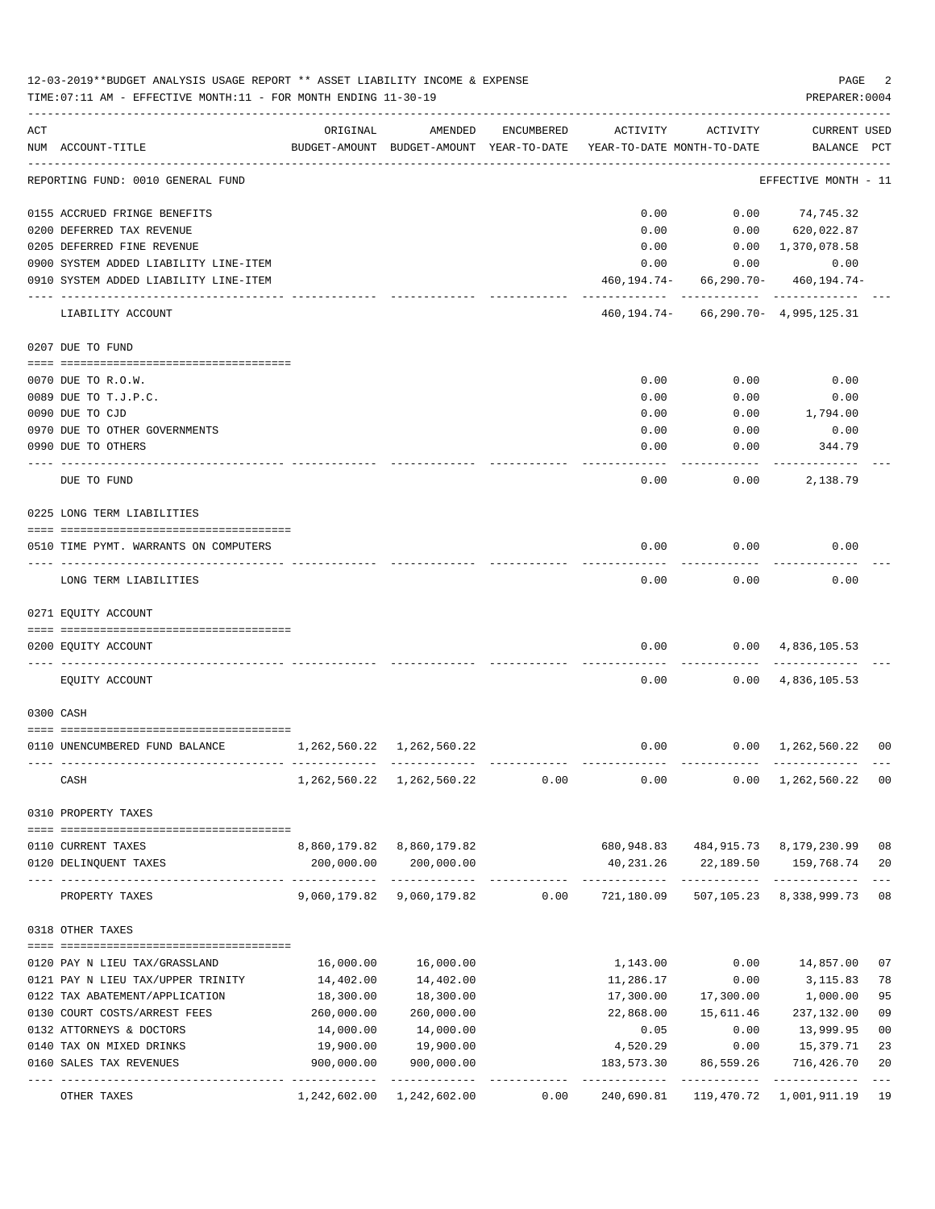12-03-2019**BUDGET ANALYSIS USAGE REPORT ** ASSET LIABILITY INCOME & EXPENSE

TIME:07:11 AM - EFFECTIVE MONTH:11 - FOR MONTH ENDING 11-30-19

PREPARER:0004

| ACT NUM | ACCOUNT-TITLE | ORIGINAL BUDGET-AMOUNT | AMENDED BUDGET-AMOUNT | ENCUMBERED YEAR-TO-DATE | ACTIVITY YEAR-TO-DATE | ACTIVITY MONTH-TO-DATE | CURRENT BALANCE | USED PCT |
|---|---|---|---|---|---|---|---|---|
| | REPORTING FUND: 0010 GENERAL FUND | | | | | | EFFECTIVE MONTH - 11 | |
| 0155 | ACCRUED FRINGE BENEFITS | | | | 0.00 | 0.00 | 74,745.32 | |
| 0200 | DEFERRED TAX REVENUE | | | | 0.00 | 0.00 | 620,022.87 | |
| 0205 | DEFERRED FINE REVENUE | | | | 0.00 | 0.00 | 1,370,078.58 | |
| 0900 | SYSTEM ADDED LIABILITY LINE-ITEM | | | | 0.00 | 0.00 | 0.00 | |
| 0910 | SYSTEM ADDED LIABILITY LINE-ITEM | | | | 460,194.74- | 66,290.70- | 460,194.74- | |
| | LIABILITY ACCOUNT | | | | 460,194.74- | 66,290.70- | 4,995,125.31 | |
| 0207 | DUE TO FUND | | | | | | | |
| 0070 | DUE TO R.O.W. | | | | 0.00 | 0.00 | 0.00 | |
| 0089 | DUE TO T.J.P.C. | | | | 0.00 | 0.00 | 0.00 | |
| 0090 | DUE TO CJD | | | | 0.00 | 0.00 | 1,794.00 | |
| 0970 | DUE TO OTHER GOVERNMENTS | | | | 0.00 | 0.00 | 0.00 | |
| 0990 | DUE TO OTHERS | | | | 0.00 | 0.00 | 344.79 | |
| | DUE TO FUND | | | | 0.00 | 0.00 | 2,138.79 | |
| 0225 | LONG TERM LIABILITIES | | | | | | | |
| 0510 | TIME PYMT. WARRANTS ON COMPUTERS | | | | 0.00 | 0.00 | 0.00 | |
| | LONG TERM LIABILITIES | | | | 0.00 | 0.00 | 0.00 | |
| 0271 | EQUITY ACCOUNT | | | | | | | |
| 0200 | EQUITY ACCOUNT | | | | 0.00 | 0.00 | 4,836,105.53 | |
| | EQUITY ACCOUNT | | | | 0.00 | 0.00 | 4,836,105.53 | |
| 0300 | CASH | | | | | | | |
| 0110 | UNENCUMBERED FUND BALANCE | 1,262,560.22 | 1,262,560.22 | | 0.00 | 0.00 | 1,262,560.22 | 00 |
| | CASH | 1,262,560.22 | 1,262,560.22 | 0.00 | 0.00 | 0.00 | 1,262,560.22 | 00 |
| 0310 | PROPERTY TAXES | | | | | | | |
| 0110 | CURRENT TAXES | 8,860,179.82 | 8,860,179.82 | | 680,948.83 | 484,915.73 | 8,179,230.99 | 08 |
| 0120 | DELINQUENT TAXES | 200,000.00 | 200,000.00 | | 40,231.26 | 22,189.50 | 159,768.74 | 20 |
| | PROPERTY TAXES | 9,060,179.82 | 9,060,179.82 | 0.00 | 721,180.09 | 507,105.23 | 8,338,999.73 | 08 |
| 0318 | OTHER TAXES | | | | | | | |
| 0120 | PAY N LIEU TAX/GRASSLAND | 16,000.00 | 16,000.00 | | 1,143.00 | 0.00 | 14,857.00 | 07 |
| 0121 | PAY N LIEU TAX/UPPER TRINITY | 14,402.00 | 14,402.00 | | 11,286.17 | 0.00 | 3,115.83 | 78 |
| 0122 | TAX ABATEMENT/APPLICATION | 18,300.00 | 18,300.00 | | 17,300.00 | 17,300.00 | 1,000.00 | 95 |
| 0130 | COURT COSTS/ARREST FEES | 260,000.00 | 260,000.00 | | 22,868.00 | 15,611.46 | 237,132.00 | 09 |
| 0132 | ATTORNEYS & DOCTORS | 14,000.00 | 14,000.00 | | 0.05 | 0.00 | 13,999.95 | 00 |
| 0140 | TAX ON MIXED DRINKS | 19,900.00 | 19,900.00 | | 4,520.29 | 0.00 | 15,379.71 | 23 |
| 0160 | SALES TAX REVENUES | 900,000.00 | 900,000.00 | | 183,573.30 | 86,559.26 | 716,426.70 | 20 |
| | OTHER TAXES | 1,242,602.00 | 1,242,602.00 | 0.00 | 240,690.81 | 119,470.72 | 1,001,911.19 | 19 |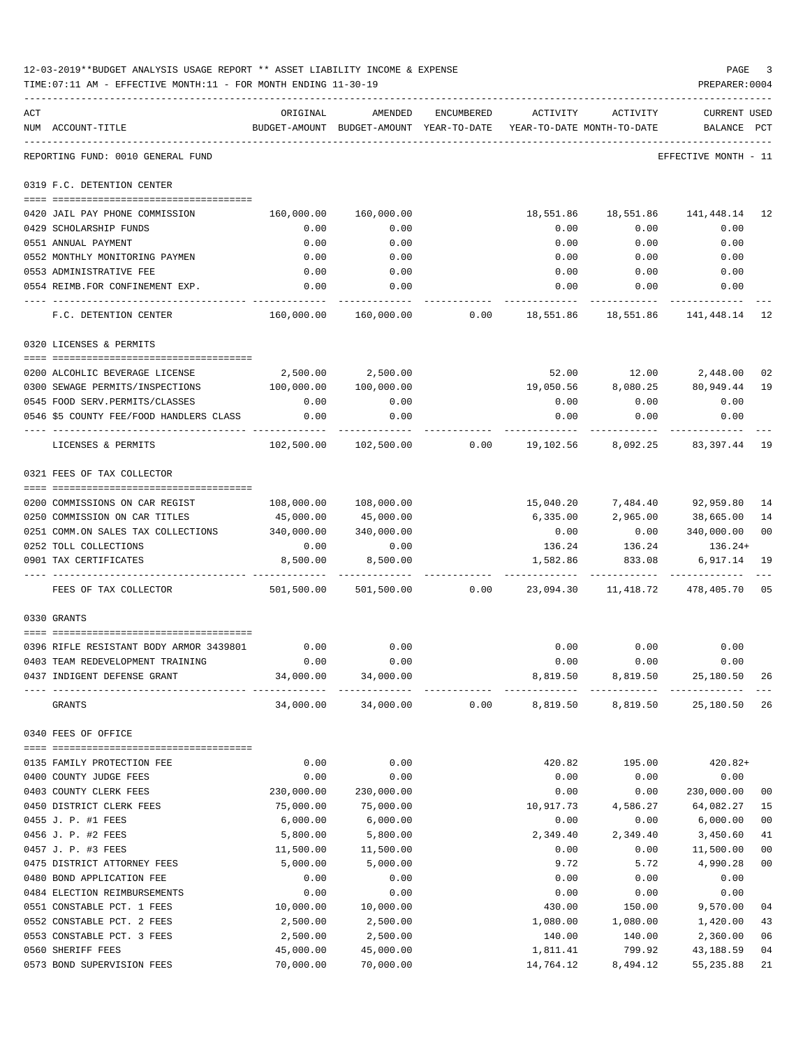12-03-2019**BUDGET ANALYSIS USAGE REPORT ** ASSET LIABILITY INCOME & EXPENSE

TIME:07:11 AM - EFFECTIVE MONTH:11 - FOR MONTH ENDING 11-30-19

PREPARER:0004

REPORTING FUND: 0010 GENERAL FUND — EFFECTIVE MONTH - 11

| ACT NUM | ACCOUNT-TITLE | ORIGINAL BUDGET-AMOUNT | AMENDED BUDGET-AMOUNT | ENCUMBERED YEAR-TO-DATE | ACTIVITY YEAR-TO-DATE | ACTIVITY MONTH-TO-DATE | CURRENT BALANCE | USED PCT |
|---|---|---|---|---|---|---|---|---|
| | **0319 F.C. DETENTION CENTER** | | | | | | | |
| 0420 | JAIL PAY PHONE COMMISSION | 160,000.00 | 160,000.00 | | 18,551.86 | 18,551.86 | 141,448.14 | 12 |
| 0429 | SCHOLARSHIP FUNDS | 0.00 | 0.00 | | 0.00 | 0.00 | 0.00 | |
| 0551 | ANNUAL PAYMENT | 0.00 | 0.00 | | 0.00 | 0.00 | 0.00 | |
| 0552 | MONTHLY MONITORING PAYMEN | 0.00 | 0.00 | | 0.00 | 0.00 | 0.00 | |
| 0553 | ADMINISTRATIVE FEE | 0.00 | 0.00 | | 0.00 | 0.00 | 0.00 | |
| 0554 | REIMB.FOR CONFINEMENT EXP. | 0.00 | 0.00 | | 0.00 | 0.00 | 0.00 | |
| | F.C. DETENTION CENTER | 160,000.00 | 160,000.00 | 0.00 | 18,551.86 | 18,551.86 | 141,448.14 | 12 |
| | **0320 LICENSES & PERMITS** | | | | | | | |
| 0200 | ALCOHOLIC BEVERAGE LICENSE | 2,500.00 | 2,500.00 | | 52.00 | 12.00 | 2,448.00 | 02 |
| 0300 | SEWAGE PERMITS/INSPECTIONS | 100,000.00 | 100,000.00 | | 19,050.56 | 8,080.25 | 80,949.44 | 19 |
| 0545 | FOOD SERV.PERMITS/CLASSES | 0.00 | 0.00 | | 0.00 | 0.00 | 0.00 | |
| 0546 | $5 COUNTY FEE/FOOD HANDLERS CLASS | 0.00 | 0.00 | | 0.00 | 0.00 | 0.00 | |
| | LICENSES & PERMITS | 102,500.00 | 102,500.00 | 0.00 | 19,102.56 | 8,092.25 | 83,397.44 | 19 |
| | **0321 FEES OF TAX COLLECTOR** | | | | | | | |
| 0200 | COMMISSIONS ON CAR REGIST | 108,000.00 | 108,000.00 | | 15,040.20 | 7,484.40 | 92,959.80 | 14 |
| 0250 | COMMISSION ON CAR TITLES | 45,000.00 | 45,000.00 | | 6,335.00 | 2,965.00 | 38,665.00 | 14 |
| 0251 | COMM.ON SALES TAX COLLECTIONS | 340,000.00 | 340,000.00 | | 0.00 | 0.00 | 340,000.00 | 00 |
| 0252 | TOLL COLLECTIONS | 0.00 | 0.00 | | 136.24 | 136.24 | 136.24+ | |
| 0901 | TAX CERTIFICATES | 8,500.00 | 8,500.00 | | 1,582.86 | 833.08 | 6,917.14 | 19 |
| | FEES OF TAX COLLECTOR | 501,500.00 | 501,500.00 | 0.00 | 23,094.30 | 11,418.72 | 478,405.70 | 05 |
| | **0330 GRANTS** | | | | | | | |
| 0396 | RIFLE RESISTANT BODY ARMOR 3439801 | 0.00 | 0.00 | | 0.00 | 0.00 | 0.00 | |
| 0403 | TEAM REDEVELOPMENT TRAINING | 0.00 | 0.00 | | 0.00 | 0.00 | 0.00 | |
| 0437 | INDIGENT DEFENSE GRANT | 34,000.00 | 34,000.00 | | 8,819.50 | 8,819.50 | 25,180.50 | 26 |
| | GRANTS | 34,000.00 | 34,000.00 | 0.00 | 8,819.50 | 8,819.50 | 25,180.50 | 26 |
| | **0340 FEES OF OFFICE** | | | | | | | |
| 0135 | FAMILY PROTECTION FEE | 0.00 | 0.00 | | 420.82 | 195.00 | 420.82+ | |
| 0400 | COUNTY JUDGE FEES | 0.00 | 0.00 | | 0.00 | 0.00 | 0.00 | |
| 0403 | COUNTY CLERK FEES | 230,000.00 | 230,000.00 | | 0.00 | 0.00 | 230,000.00 | 00 |
| 0450 | DISTRICT CLERK FEES | 75,000.00 | 75,000.00 | | 10,917.73 | 4,586.27 | 64,082.27 | 15 |
| 0455 | J. P. #1 FEES | 6,000.00 | 6,000.00 | | 0.00 | 0.00 | 6,000.00 | 00 |
| 0456 | J. P. #2 FEES | 5,800.00 | 5,800.00 | | 2,349.40 | 2,349.40 | 3,450.60 | 41 |
| 0457 | J. P. #3 FEES | 11,500.00 | 11,500.00 | | 0.00 | 0.00 | 11,500.00 | 00 |
| 0475 | DISTRICT ATTORNEY FEES | 5,000.00 | 5,000.00 | | 9.72 | 5.72 | 4,990.28 | 00 |
| 0480 | BOND APPLICATION FEE | 0.00 | 0.00 | | 0.00 | 0.00 | 0.00 | |
| 0484 | ELECTION REIMBURSEMENTS | 0.00 | 0.00 | | 0.00 | 0.00 | 0.00 | |
| 0551 | CONSTABLE PCT. 1 FEES | 10,000.00 | 10,000.00 | | 430.00 | 150.00 | 9,570.00 | 04 |
| 0552 | CONSTABLE PCT. 2 FEES | 2,500.00 | 2,500.00 | | 1,080.00 | 1,080.00 | 1,420.00 | 43 |
| 0553 | CONSTABLE PCT. 3 FEES | 2,500.00 | 2,500.00 | | 140.00 | 140.00 | 2,360.00 | 06 |
| 0560 | SHERIFF FEES | 45,000.00 | 45,000.00 | | 1,811.41 | 799.92 | 43,188.59 | 04 |
| 0573 | BOND SUPERVISION FEES | 70,000.00 | 70,000.00 | | 14,764.12 | 8,494.12 | 55,235.88 | 21 |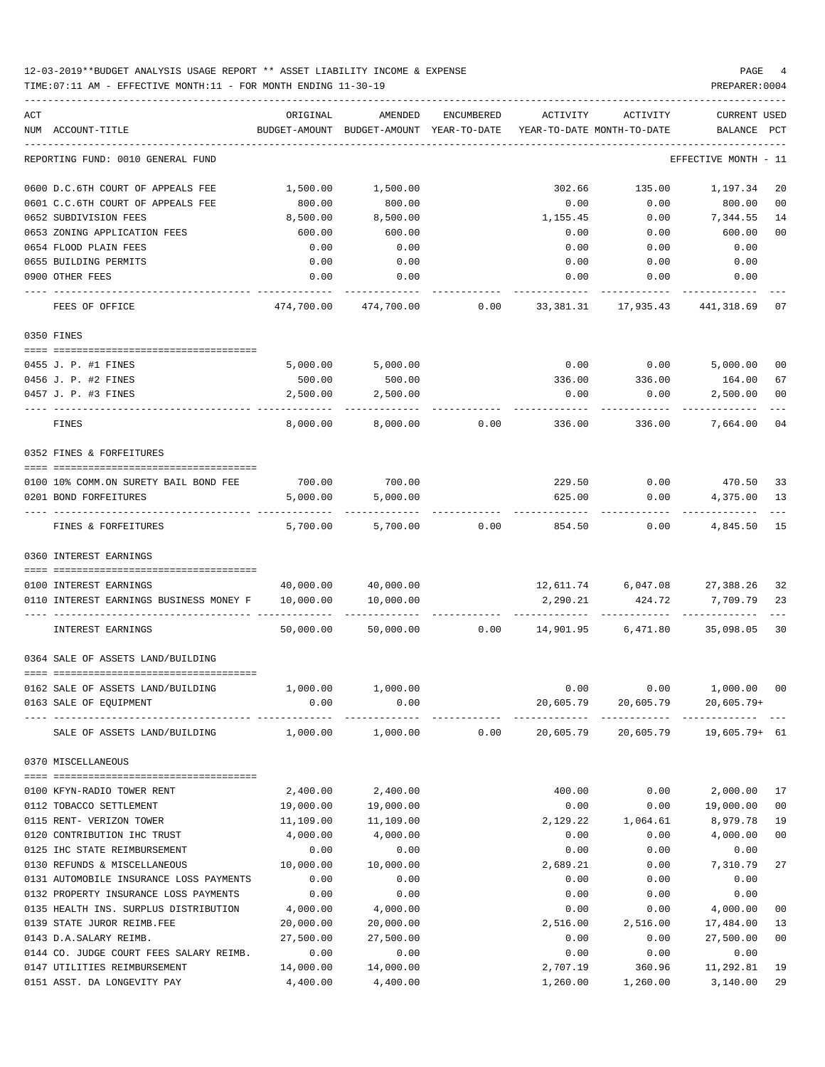12-03-2019**BUDGET ANALYSIS USAGE REPORT ** ASSET LIABILITY INCOME & EXPENSE

TIME:07:11 AM - EFFECTIVE MONTH:11 - FOR MONTH ENDING 11-30-19

PREPARER:0004

| ACT NUM | ACCOUNT-TITLE | ORIGINAL BUDGET-AMOUNT | AMENDED BUDGET-AMOUNT | ENCUMBERED YEAR-TO-DATE | ACTIVITY YEAR-TO-DATE | ACTIVITY MONTH-TO-DATE | CURRENT BALANCE | USED PCT |
|---|---|---|---|---|---|---|---|---|
| | REPORTING FUND: 0010 GENERAL FUND | | | | | | EFFECTIVE MONTH - 11 | |
| 0600 | D.C.6TH COURT OF APPEALS FEE | 1,500.00 | 1,500.00 | | 302.66 | 135.00 | 1,197.34 | 20 |
| 0601 | C.C.6TH COURT OF APPEALS FEE | 800.00 | 800.00 | | 0.00 | 0.00 | 800.00 | 00 |
| 0652 | SUBDIVISION FEES | 8,500.00 | 8,500.00 | | 1,155.45 | 0.00 | 7,344.55 | 14 |
| 0653 | ZONING APPLICATION FEES | 600.00 | 600.00 | | 0.00 | 0.00 | 600.00 | 00 |
| 0654 | FLOOD PLAIN FEES | 0.00 | 0.00 | | 0.00 | 0.00 | 0.00 | |
| 0655 | BUILDING PERMITS | 0.00 | 0.00 | | 0.00 | 0.00 | 0.00 | |
| 0900 | OTHER FEES | 0.00 | 0.00 | | 0.00 | 0.00 | 0.00 | |
| | FEES OF OFFICE | 474,700.00 | 474,700.00 | 0.00 | 33,381.31 | 17,935.43 | 441,318.69 | 07 |
| | 0350 FINES | | | | | | | |
| 0455 | J. P. #1 FINES | 5,000.00 | 5,000.00 | | 0.00 | 0.00 | 5,000.00 | 00 |
| 0456 | J. P. #2 FINES | 500.00 | 500.00 | | 336.00 | 336.00 | 164.00 | 67 |
| 0457 | J. P. #3 FINES | 2,500.00 | 2,500.00 | | 0.00 | 0.00 | 2,500.00 | 00 |
| | FINES | 8,000.00 | 8,000.00 | 0.00 | 336.00 | 336.00 | 7,664.00 | 04 |
| | 0352 FINES & FORFEITURES | | | | | | | |
| 0100 | 10% COMM.ON SURETY BAIL BOND FEE | 700.00 | 700.00 | | 229.50 | 0.00 | 470.50 | 33 |
| 0201 | BOND FORFEITURES | 5,000.00 | 5,000.00 | | 625.00 | 0.00 | 4,375.00 | 13 |
| | FINES & FORFEITURES | 5,700.00 | 5,700.00 | 0.00 | 854.50 | 0.00 | 4,845.50 | 15 |
| | 0360 INTEREST EARNINGS | | | | | | | |
| 0100 | INTEREST EARNINGS | 40,000.00 | 40,000.00 | | 12,611.74 | 6,047.08 | 27,388.26 | 32 |
| 0110 | INTEREST EARNINGS BUSINESS MONEY F | 10,000.00 | 10,000.00 | | 2,290.21 | 424.72 | 7,709.79 | 23 |
| | INTEREST EARNINGS | 50,000.00 | 50,000.00 | 0.00 | 14,901.95 | 6,471.80 | 35,098.05 | 30 |
| | 0364 SALE OF ASSETS LAND/BUILDING | | | | | | | |
| 0162 | SALE OF ASSETS LAND/BUILDING | 1,000.00 | 1,000.00 | | 0.00 | 0.00 | 1,000.00 | 00 |
| 0163 | SALE OF EQUIPMENT | 0.00 | 0.00 | | 20,605.79 | 20,605.79 | 20,605.79+ | |
| | SALE OF ASSETS LAND/BUILDING | 1,000.00 | 1,000.00 | 0.00 | 20,605.79 | 20,605.79 | 19,605.79+ | 61 |
| | 0370 MISCELLANEOUS | | | | | | | |
| 0100 | KFYN-RADIO TOWER RENT | 2,400.00 | 2,400.00 | | 400.00 | 0.00 | 2,000.00 | 17 |
| 0112 | TOBACCO SETTLEMENT | 19,000.00 | 19,000.00 | | 0.00 | 0.00 | 19,000.00 | 00 |
| 0115 | RENT- VERIZON TOWER | 11,109.00 | 11,109.00 | | 2,129.22 | 1,064.61 | 8,979.78 | 19 |
| 0120 | CONTRIBUTION IHC TRUST | 4,000.00 | 4,000.00 | | 0.00 | 0.00 | 4,000.00 | 00 |
| 0125 | IHC STATE REIMBURSEMENT | 0.00 | 0.00 | | 0.00 | 0.00 | 0.00 | |
| 0130 | REFUNDS & MISCELLANEOUS | 10,000.00 | 10,000.00 | | 2,689.21 | 0.00 | 7,310.79 | 27 |
| 0131 | AUTOMOBILE INSURANCE LOSS PAYMENTS | 0.00 | 0.00 | | 0.00 | 0.00 | 0.00 | |
| 0132 | PROPERTY INSURANCE LOSS PAYMENTS | 0.00 | 0.00 | | 0.00 | 0.00 | 0.00 | |
| 0135 | HEALTH INS. SURPLUS DISTRIBUTION | 4,000.00 | 4,000.00 | | 0.00 | 0.00 | 4,000.00 | 00 |
| 0139 | STATE JUROR REIMB.FEE | 20,000.00 | 20,000.00 | | 2,516.00 | 2,516.00 | 17,484.00 | 13 |
| 0143 | D.A.SALARY REIMB. | 27,500.00 | 27,500.00 | | 0.00 | 0.00 | 27,500.00 | 00 |
| 0144 | CO. JUDGE COURT FEES SALARY REIMB. | 0.00 | 0.00 | | 0.00 | 0.00 | 0.00 | |
| 0147 | UTILITIES REIMBURSEMENT | 14,000.00 | 14,000.00 | | 2,707.19 | 360.96 | 11,292.81 | 19 |
| 0151 | ASST. DA LONGEVITY PAY | 4,400.00 | 4,400.00 | | 1,260.00 | 1,260.00 | 3,140.00 | 29 |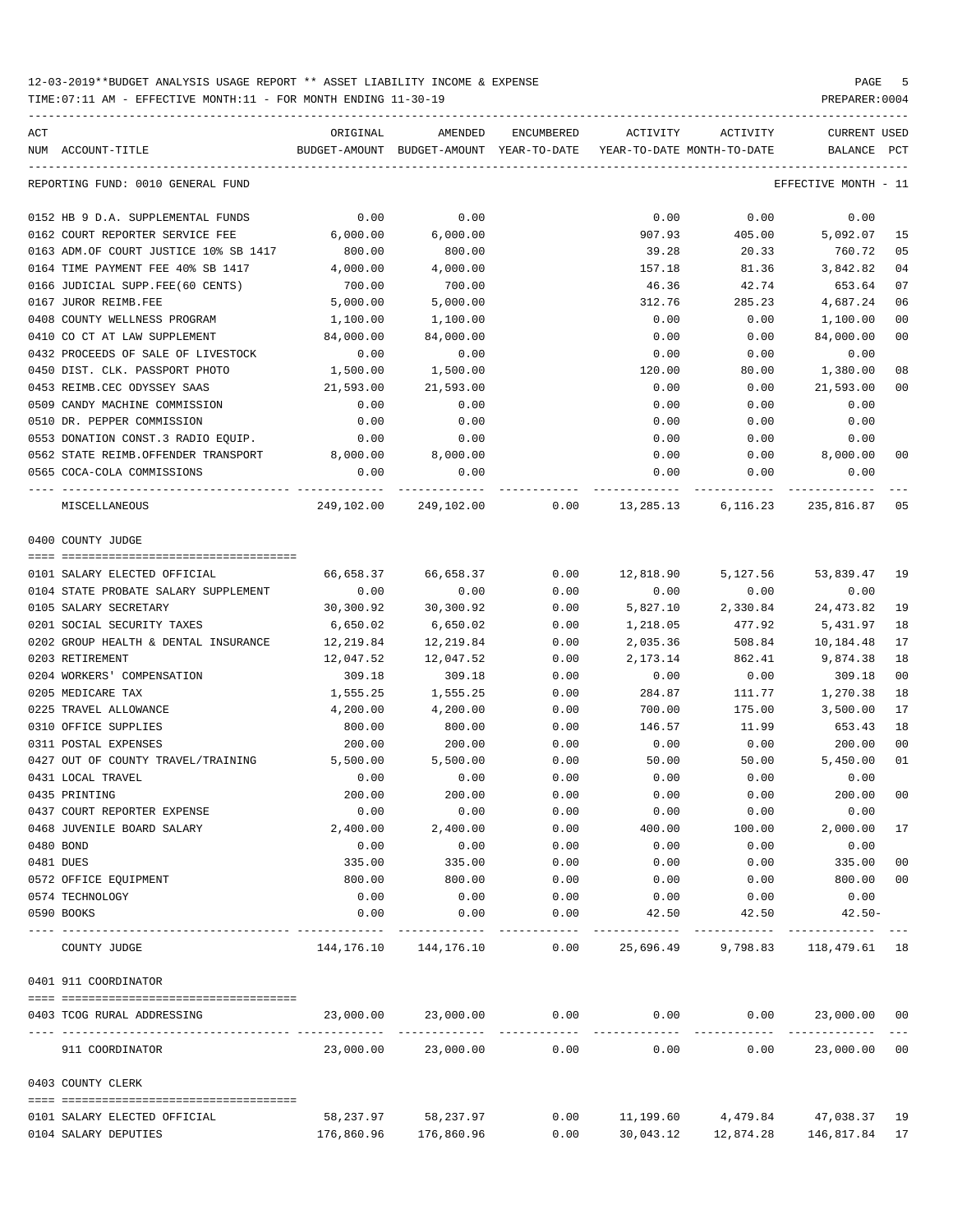12-03-2019**BUDGET ANALYSIS USAGE REPORT ** ASSET LIABILITY INCOME & EXPENSE

TIME:07:11 AM - EFFECTIVE MONTH:11 - FOR MONTH ENDING 11-30-19

PREPARER:0004

| ACT NUM | ACCOUNT-TITLE | ORIGINAL BUDGET-AMOUNT | AMENDED BUDGET-AMOUNT | ENCUMBERED YEAR-TO-DATE | ACTIVITY YEAR-TO-DATE | ACTIVITY MONTH-TO-DATE | CURRENT BALANCE | USED PCT |
|---|---|---|---|---|---|---|---|---|
| | REPORTING FUND: 0010 GENERAL FUND | | | | | | EFFECTIVE MONTH - 11 | |
| 0152 | HB 9 D.A. SUPPLEMENTAL FUNDS | 0.00 | 0.00 | | 0.00 | 0.00 | 0.00 | |
| 0162 | COURT REPORTER SERVICE FEE | 6,000.00 | 6,000.00 | | 907.93 | 405.00 | 5,092.07 | 15 |
| 0163 | ADM.OF COURT JUSTICE 10% SB 1417 | 800.00 | 800.00 | | 39.28 | 20.33 | 760.72 | 05 |
| 0164 | TIME PAYMENT FEE 40% SB 1417 | 4,000.00 | 4,000.00 | | 157.18 | 81.36 | 3,842.82 | 04 |
| 0166 | JUDICIAL SUPP.FEE(60 CENTS) | 700.00 | 700.00 | | 46.36 | 42.74 | 653.64 | 07 |
| 0167 | JUROR REIMB.FEE | 5,000.00 | 5,000.00 | | 312.76 | 285.23 | 4,687.24 | 06 |
| 0408 | COUNTY WELLNESS PROGRAM | 1,100.00 | 1,100.00 | | 0.00 | 0.00 | 1,100.00 | 00 |
| 0410 | CO CT AT LAW SUPPLEMENT | 84,000.00 | 84,000.00 | | 0.00 | 0.00 | 84,000.00 | 00 |
| 0432 | PROCEEDS OF SALE OF LIVESTOCK | 0.00 | 0.00 | | 0.00 | 0.00 | 0.00 | |
| 0450 | DIST. CLK. PASSPORT PHOTO | 1,500.00 | 1,500.00 | | 120.00 | 80.00 | 1,380.00 | 08 |
| 0453 | REIMB.CEC ODYSSEY SAAS | 21,593.00 | 21,593.00 | | 0.00 | 0.00 | 21,593.00 | 00 |
| 0509 | CANDY MACHINE COMMISSION | 0.00 | 0.00 | | 0.00 | 0.00 | 0.00 | |
| 0510 | DR. PEPPER COMMISSION | 0.00 | 0.00 | | 0.00 | 0.00 | 0.00 | |
| 0553 | DONATION CONST.3 RADIO EQUIP. | 0.00 | 0.00 | | 0.00 | 0.00 | 0.00 | |
| 0562 | STATE REIMB.OFFENDER TRANSPORT | 8,000.00 | 8,000.00 | | 0.00 | 0.00 | 8,000.00 | 00 |
| 0565 | COCA-COLA COMMISSIONS | 0.00 | 0.00 | | 0.00 | 0.00 | 0.00 | |
| | MISCELLANEOUS | 249,102.00 | 249,102.00 | 0.00 | 13,285.13 | 6,116.23 | 235,816.87 | 05 |
| | 0400 COUNTY JUDGE | | | | | | | |
| 0101 | SALARY ELECTED OFFICIAL | 66,658.37 | 66,658.37 | 0.00 | 12,818.90 | 5,127.56 | 53,839.47 | 19 |
| 0104 | STATE PROBATE SALARY SUPPLEMENT | 0.00 | 0.00 | 0.00 | 0.00 | 0.00 | 0.00 | |
| 0105 | SALARY SECRETARY | 30,300.92 | 30,300.92 | 0.00 | 5,827.10 | 2,330.84 | 24,473.82 | 19 |
| 0201 | SOCIAL SECURITY TAXES | 6,650.02 | 6,650.02 | 0.00 | 1,218.05 | 477.92 | 5,431.97 | 18 |
| 0202 | GROUP HEALTH & DENTAL INSURANCE | 12,219.84 | 12,219.84 | 0.00 | 2,035.36 | 508.84 | 10,184.48 | 17 |
| 0203 | RETIREMENT | 12,047.52 | 12,047.52 | 0.00 | 2,173.14 | 862.41 | 9,874.38 | 18 |
| 0204 | WORKERS' COMPENSATION | 309.18 | 309.18 | 0.00 | 0.00 | 0.00 | 309.18 | 00 |
| 0205 | MEDICARE TAX | 1,555.25 | 1,555.25 | 0.00 | 284.87 | 111.77 | 1,270.38 | 18 |
| 0225 | TRAVEL ALLOWANCE | 4,200.00 | 4,200.00 | 0.00 | 700.00 | 175.00 | 3,500.00 | 17 |
| 0310 | OFFICE SUPPLIES | 800.00 | 800.00 | 0.00 | 146.57 | 11.99 | 653.43 | 18 |
| 0311 | POSTAL EXPENSES | 200.00 | 200.00 | 0.00 | 0.00 | 0.00 | 200.00 | 00 |
| 0427 | OUT OF COUNTY TRAVEL/TRAINING | 5,500.00 | 5,500.00 | 0.00 | 50.00 | 50.00 | 5,450.00 | 01 |
| 0431 | LOCAL TRAVEL | 0.00 | 0.00 | 0.00 | 0.00 | 0.00 | 0.00 | |
| 0435 | PRINTING | 200.00 | 200.00 | 0.00 | 0.00 | 0.00 | 200.00 | 00 |
| 0437 | COURT REPORTER EXPENSE | 0.00 | 0.00 | 0.00 | 0.00 | 0.00 | 0.00 | |
| 0468 | JUVENILE BOARD SALARY | 2,400.00 | 2,400.00 | 0.00 | 400.00 | 100.00 | 2,000.00 | 17 |
| 0480 | BOND | 0.00 | 0.00 | 0.00 | 0.00 | 0.00 | 0.00 | |
| 0481 | DUES | 335.00 | 335.00 | 0.00 | 0.00 | 0.00 | 335.00 | 00 |
| 0572 | OFFICE EQUIPMENT | 800.00 | 800.00 | 0.00 | 0.00 | 0.00 | 800.00 | 00 |
| 0574 | TECHNOLOGY | 0.00 | 0.00 | 0.00 | 0.00 | 0.00 | 0.00 | |
| 0590 | BOOKS | 0.00 | 0.00 | 0.00 | 42.50 | 42.50 | 42.50- | |
| | COUNTY JUDGE | 144,176.10 | 144,176.10 | 0.00 | 25,696.49 | 9,798.83 | 118,479.61 | 18 |
| | 0401 911 COORDINATOR | | | | | | | |
| 0403 | TCOG RURAL ADDRESSING | 23,000.00 | 23,000.00 | 0.00 | 0.00 | 0.00 | 23,000.00 | 00 |
| | 911 COORDINATOR | 23,000.00 | 23,000.00 | 0.00 | 0.00 | 0.00 | 23,000.00 | 00 |
| | 0403 COUNTY CLERK | | | | | | | |
| 0101 | SALARY ELECTED OFFICIAL | 58,237.97 | 58,237.97 | 0.00 | 11,199.60 | 4,479.84 | 47,038.37 | 19 |
| 0104 | SALARY DEPUTIES | 176,860.96 | 176,860.96 | 0.00 | 30,043.12 | 12,874.28 | 146,817.84 | 17 |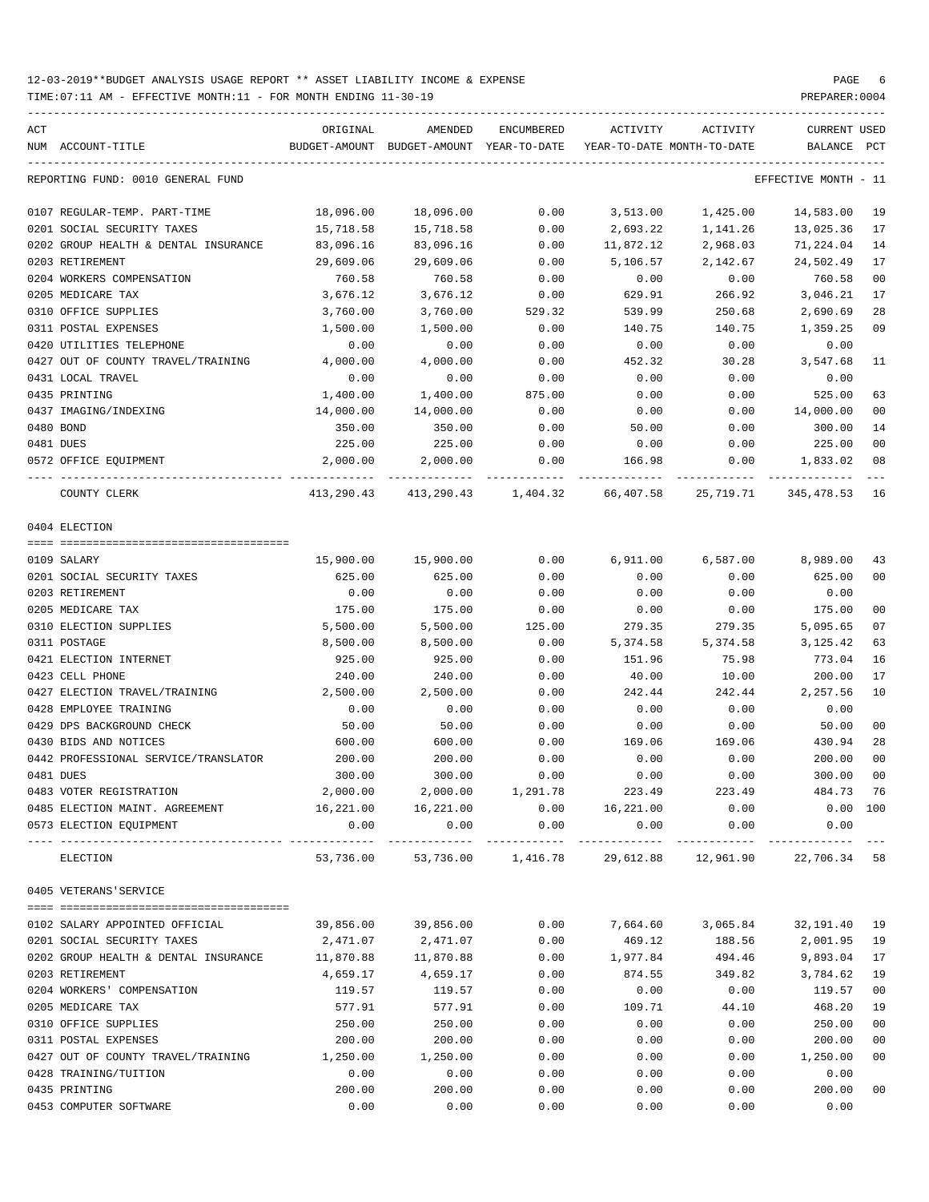12-03-2019**BUDGET ANALYSIS USAGE REPORT ** ASSET LIABILITY INCOME & EXPENSE

TIME:07:11 AM - EFFECTIVE MONTH:11 - FOR MONTH ENDING 11-30-19

PREPARER:0004

REPORTING FUND: 0010 GENERAL FUND — EFFECTIVE MONTH - 11

| ACT NUM | ACCOUNT-TITLE | ORIGINAL BUDGET-AMOUNT | AMENDED BUDGET-AMOUNT | ENCUMBERED YEAR-TO-DATE | ACTIVITY YEAR-TO-DATE | ACTIVITY MONTH-TO-DATE | CURRENT BALANCE | USED PCT |
|---|---|---|---|---|---|---|---|---|
| 0107 | REGULAR-TEMP. PART-TIME | 18,096.00 | 18,096.00 | 0.00 | 3,513.00 | 1,425.00 | 14,583.00 | 19 |
| 0201 | SOCIAL SECURITY TAXES | 15,718.58 | 15,718.58 | 0.00 | 2,693.22 | 1,141.26 | 13,025.36 | 17 |
| 0202 | GROUP HEALTH & DENTAL INSURANCE | 83,096.16 | 83,096.16 | 0.00 | 11,872.12 | 2,968.03 | 71,224.04 | 14 |
| 0203 | RETIREMENT | 29,609.06 | 29,609.06 | 0.00 | 5,106.57 | 2,142.67 | 24,502.49 | 17 |
| 0204 | WORKERS COMPENSATION | 760.58 | 760.58 | 0.00 | 0.00 | 0.00 | 760.58 | 00 |
| 0205 | MEDICARE TAX | 3,676.12 | 3,676.12 | 0.00 | 629.91 | 266.92 | 3,046.21 | 17 |
| 0310 | OFFICE SUPPLIES | 3,760.00 | 3,760.00 | 529.32 | 539.99 | 250.68 | 2,690.69 | 28 |
| 0311 | POSTAL EXPENSES | 1,500.00 | 1,500.00 | 0.00 | 140.75 | 140.75 | 1,359.25 | 09 |
| 0420 | UTILITIES TELEPHONE | 0.00 | 0.00 | 0.00 | 0.00 | 0.00 | 0.00 | |
| 0427 | OUT OF COUNTY TRAVEL/TRAINING | 4,000.00 | 4,000.00 | 0.00 | 452.32 | 30.28 | 3,547.68 | 11 |
| 0431 | LOCAL TRAVEL | 0.00 | 0.00 | 0.00 | 0.00 | 0.00 | 0.00 | |
| 0435 | PRINTING | 1,400.00 | 1,400.00 | 875.00 | 0.00 | 0.00 | 525.00 | 63 |
| 0437 | IMAGING/INDEXING | 14,000.00 | 14,000.00 | 0.00 | 0.00 | 0.00 | 14,000.00 | 00 |
| 0480 | BOND | 350.00 | 350.00 | 0.00 | 50.00 | 0.00 | 300.00 | 14 |
| 0481 | DUES | 225.00 | 225.00 | 0.00 | 0.00 | 0.00 | 225.00 | 00 |
| 0572 | OFFICE EQUIPMENT | 2,000.00 | 2,000.00 | 0.00 | 166.98 | 0.00 | 1,833.02 | 08 |
| | COUNTY CLERK | 413,290.43 | 413,290.43 | 1,404.32 | 66,407.58 | 25,719.71 | 345,478.53 | 16 |

0404 ELECTION

| ACT NUM | ACCOUNT-TITLE | ORIGINAL BUDGET-AMOUNT | AMENDED BUDGET-AMOUNT | ENCUMBERED YEAR-TO-DATE | ACTIVITY YEAR-TO-DATE | ACTIVITY MONTH-TO-DATE | CURRENT BALANCE | USED PCT |
|---|---|---|---|---|---|---|---|---|
| 0109 | SALARY | 15,900.00 | 15,900.00 | 0.00 | 6,911.00 | 6,587.00 | 8,989.00 | 43 |
| 0201 | SOCIAL SECURITY TAXES | 625.00 | 625.00 | 0.00 | 0.00 | 0.00 | 625.00 | 00 |
| 0203 | RETIREMENT | 0.00 | 0.00 | 0.00 | 0.00 | 0.00 | 0.00 | |
| 0205 | MEDICARE TAX | 175.00 | 175.00 | 0.00 | 0.00 | 0.00 | 175.00 | 00 |
| 0310 | ELECTION SUPPLIES | 5,500.00 | 5,500.00 | 125.00 | 279.35 | 279.35 | 5,095.65 | 07 |
| 0311 | POSTAGE | 8,500.00 | 8,500.00 | 0.00 | 5,374.58 | 5,374.58 | 3,125.42 | 63 |
| 0421 | ELECTION INTERNET | 925.00 | 925.00 | 0.00 | 151.96 | 75.98 | 773.04 | 16 |
| 0423 | CELL PHONE | 240.00 | 240.00 | 0.00 | 40.00 | 10.00 | 200.00 | 17 |
| 0427 | ELECTION TRAVEL/TRAINING | 2,500.00 | 2,500.00 | 0.00 | 242.44 | 242.44 | 2,257.56 | 10 |
| 0428 | EMPLOYEE TRAINING | 0.00 | 0.00 | 0.00 | 0.00 | 0.00 | 0.00 | |
| 0429 | DPS BACKGROUND CHECK | 50.00 | 50.00 | 0.00 | 0.00 | 0.00 | 50.00 | 00 |
| 0430 | BIDS AND NOTICES | 600.00 | 600.00 | 0.00 | 169.06 | 169.06 | 430.94 | 28 |
| 0442 | PROFESSIONAL SERVICE/TRANSLATOR | 200.00 | 200.00 | 0.00 | 0.00 | 0.00 | 200.00 | 00 |
| 0481 | DUES | 300.00 | 300.00 | 0.00 | 0.00 | 0.00 | 300.00 | 00 |
| 0483 | VOTER REGISTRATION | 2,000.00 | 2,000.00 | 1,291.78 | 223.49 | 223.49 | 484.73 | 76 |
| 0485 | ELECTION MAINT. AGREEMENT | 16,221.00 | 16,221.00 | 0.00 | 16,221.00 | 0.00 | 0.00 | 100 |
| 0573 | ELECTION EQUIPMENT | 0.00 | 0.00 | 0.00 | 0.00 | 0.00 | 0.00 | |
| | ELECTION | 53,736.00 | 53,736.00 | 1,416.78 | 29,612.88 | 12,961.90 | 22,706.34 | 58 |

0405 VETERANS'SERVICE

| ACT NUM | ACCOUNT-TITLE | ORIGINAL BUDGET-AMOUNT | AMENDED BUDGET-AMOUNT | ENCUMBERED YEAR-TO-DATE | ACTIVITY YEAR-TO-DATE | ACTIVITY MONTH-TO-DATE | CURRENT BALANCE | USED PCT |
|---|---|---|---|---|---|---|---|---|
| 0102 | SALARY APPOINTED OFFICIAL | 39,856.00 | 39,856.00 | 0.00 | 7,664.60 | 3,065.84 | 32,191.40 | 19 |
| 0201 | SOCIAL SECURITY TAXES | 2,471.07 | 2,471.07 | 0.00 | 469.12 | 188.56 | 2,001.95 | 19 |
| 0202 | GROUP HEALTH & DENTAL INSURANCE | 11,870.88 | 11,870.88 | 0.00 | 1,977.84 | 494.46 | 9,893.04 | 17 |
| 0203 | RETIREMENT | 4,659.17 | 4,659.17 | 0.00 | 874.55 | 349.82 | 3,784.62 | 19 |
| 0204 | WORKERS' COMPENSATION | 119.57 | 119.57 | 0.00 | 0.00 | 0.00 | 119.57 | 00 |
| 0205 | MEDICARE TAX | 577.91 | 577.91 | 0.00 | 109.71 | 44.10 | 468.20 | 19 |
| 0310 | OFFICE SUPPLIES | 250.00 | 250.00 | 0.00 | 0.00 | 0.00 | 250.00 | 00 |
| 0311 | POSTAL EXPENSES | 200.00 | 200.00 | 0.00 | 0.00 | 0.00 | 200.00 | 00 |
| 0427 | OUT OF COUNTY TRAVEL/TRAINING | 1,250.00 | 1,250.00 | 0.00 | 0.00 | 0.00 | 1,250.00 | 00 |
| 0428 | TRAINING/TUITION | 0.00 | 0.00 | 0.00 | 0.00 | 0.00 | 0.00 | |
| 0435 | PRINTING | 200.00 | 200.00 | 0.00 | 0.00 | 0.00 | 200.00 | 00 |
| 0453 | COMPUTER SOFTWARE | 0.00 | 0.00 | 0.00 | 0.00 | 0.00 | 0.00 | |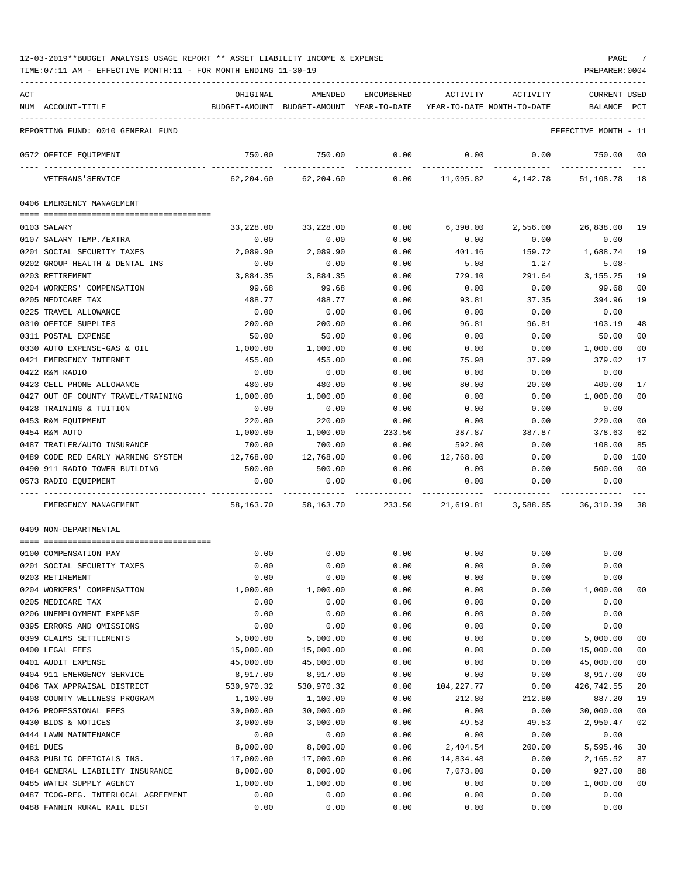12-03-2019**BUDGET ANALYSIS USAGE REPORT ** ASSET LIABILITY INCOME & EXPENSE

TIME:07:11 AM - EFFECTIVE MONTH:11 - FOR MONTH ENDING 11-30-19

PREPARER:0004

| ACT NUM | ACCOUNT-TITLE | ORIGINAL BUDGET-AMOUNT | AMENDED BUDGET-AMOUNT | ENCUMBERED YEAR-TO-DATE | ACTIVITY YEAR-TO-DATE | ACTIVITY MONTH-TO-DATE | CURRENT BALANCE | USED PCT |
|---|---|---|---|---|---|---|---|---|
| | REPORTING FUND: 0010 GENERAL FUND | | | | | | EFFECTIVE MONTH - 11 | |
| 0572 | OFFICE EQUIPMENT | 750.00 | 750.00 | 0.00 | 0.00 | 0.00 | 750.00 | 00 |
| | VETERANS'SERVICE | 62,204.60 | 62,204.60 | 0.00 | 11,095.82 | 4,142.78 | 51,108.78 | 18 |
| | **0406 EMERGENCY MANAGEMENT** | | | | | | | |
| 0103 | SALARY | 33,228.00 | 33,228.00 | 0.00 | 6,390.00 | 2,556.00 | 26,838.00 | 19 |
| 0107 | SALARY TEMP./EXTRA | 0.00 | 0.00 | 0.00 | 0.00 | 0.00 | 0.00 | |
| 0201 | SOCIAL SECURITY TAXES | 2,089.90 | 2,089.90 | 0.00 | 401.16 | 159.72 | 1,688.74 | 19 |
| 0202 | GROUP HEALTH & DENTAL INS | 0.00 | 0.00 | 0.00 | 5.08 | 1.27 | 5.08- | |
| 0203 | RETIREMENT | 3,884.35 | 3,884.35 | 0.00 | 729.10 | 291.64 | 3,155.25 | 19 |
| 0204 | WORKERS' COMPENSATION | 99.68 | 99.68 | 0.00 | 0.00 | 0.00 | 99.68 | 00 |
| 0205 | MEDICARE TAX | 488.77 | 488.77 | 0.00 | 93.81 | 37.35 | 394.96 | 19 |
| 0225 | TRAVEL ALLOWANCE | 0.00 | 0.00 | 0.00 | 0.00 | 0.00 | 0.00 | |
| 0310 | OFFICE SUPPLIES | 200.00 | 200.00 | 0.00 | 96.81 | 96.81 | 103.19 | 48 |
| 0311 | POSTAL EXPENSE | 50.00 | 50.00 | 0.00 | 0.00 | 0.00 | 50.00 | 00 |
| 0330 | AUTO EXPENSE-GAS & OIL | 1,000.00 | 1,000.00 | 0.00 | 0.00 | 0.00 | 1,000.00 | 00 |
| 0421 | EMERGENCY INTERNET | 455.00 | 455.00 | 0.00 | 75.98 | 37.99 | 379.02 | 17 |
| 0422 | R&M RADIO | 0.00 | 0.00 | 0.00 | 0.00 | 0.00 | 0.00 | |
| 0423 | CELL PHONE ALLOWANCE | 480.00 | 480.00 | 0.00 | 80.00 | 20.00 | 400.00 | 17 |
| 0427 | OUT OF COUNTY TRAVEL/TRAINING | 1,000.00 | 1,000.00 | 0.00 | 0.00 | 0.00 | 1,000.00 | 00 |
| 0428 | TRAINING & TUITION | 0.00 | 0.00 | 0.00 | 0.00 | 0.00 | 0.00 | |
| 0453 | R&M EQUIPMENT | 220.00 | 220.00 | 0.00 | 0.00 | 0.00 | 220.00 | 00 |
| 0454 | R&M AUTO | 1,000.00 | 1,000.00 | 233.50 | 387.87 | 387.87 | 378.63 | 62 |
| 0487 | TRAILER/AUTO INSURANCE | 700.00 | 700.00 | 0.00 | 592.00 | 0.00 | 108.00 | 85 |
| 0489 | CODE RED EARLY WARNING SYSTEM | 12,768.00 | 12,768.00 | 0.00 | 12,768.00 | 0.00 | 0.00 | 100 |
| 0490 | 911 RADIO TOWER BUILDING | 500.00 | 500.00 | 0.00 | 0.00 | 0.00 | 500.00 | 00 |
| 0573 | RADIO EQUIPMENT | 0.00 | 0.00 | 0.00 | 0.00 | 0.00 | 0.00 | |
| | EMERGENCY MANAGEMENT | 58,163.70 | 58,163.70 | 233.50 | 21,619.81 | 3,588.65 | 36,310.39 | 38 |
| | **0409 NON-DEPARTMENTAL** | | | | | | | |
| 0100 | COMPENSATION PAY | 0.00 | 0.00 | 0.00 | 0.00 | 0.00 | 0.00 | |
| 0201 | SOCIAL SECURITY TAXES | 0.00 | 0.00 | 0.00 | 0.00 | 0.00 | 0.00 | |
| 0203 | RETIREMENT | 0.00 | 0.00 | 0.00 | 0.00 | 0.00 | 0.00 | |
| 0204 | WORKERS' COMPENSATION | 1,000.00 | 1,000.00 | 0.00 | 0.00 | 0.00 | 1,000.00 | 00 |
| 0205 | MEDICARE TAX | 0.00 | 0.00 | 0.00 | 0.00 | 0.00 | 0.00 | |
| 0206 | UNEMPLOYMENT EXPENSE | 0.00 | 0.00 | 0.00 | 0.00 | 0.00 | 0.00 | |
| 0395 | ERRORS AND OMISSIONS | 0.00 | 0.00 | 0.00 | 0.00 | 0.00 | 0.00 | |
| 0399 | CLAIMS SETTLEMENTS | 5,000.00 | 5,000.00 | 0.00 | 0.00 | 0.00 | 5,000.00 | 00 |
| 0400 | LEGAL FEES | 15,000.00 | 15,000.00 | 0.00 | 0.00 | 0.00 | 15,000.00 | 00 |
| 0401 | AUDIT EXPENSE | 45,000.00 | 45,000.00 | 0.00 | 0.00 | 0.00 | 45,000.00 | 00 |
| 0404 | 911 EMERGENCY SERVICE | 8,917.00 | 8,917.00 | 0.00 | 0.00 | 0.00 | 8,917.00 | 00 |
| 0406 | TAX APPRAISAL DISTRICT | 530,970.32 | 530,970.32 | 0.00 | 104,227.77 | 0.00 | 426,742.55 | 20 |
| 0408 | COUNTY WELLNESS PROGRAM | 1,100.00 | 1,100.00 | 0.00 | 212.80 | 212.80 | 887.20 | 19 |
| 0426 | PROFESSIONAL FEES | 30,000.00 | 30,000.00 | 0.00 | 0.00 | 0.00 | 30,000.00 | 00 |
| 0430 | BIDS & NOTICES | 3,000.00 | 3,000.00 | 0.00 | 49.53 | 49.53 | 2,950.47 | 02 |
| 0444 | LAWN MAINTENANCE | 0.00 | 0.00 | 0.00 | 0.00 | 0.00 | 0.00 | |
| 0481 | DUES | 8,000.00 | 8,000.00 | 0.00 | 2,404.54 | 200.00 | 5,595.46 | 30 |
| 0483 | PUBLIC OFFICIALS INS. | 17,000.00 | 17,000.00 | 0.00 | 14,834.48 | 0.00 | 2,165.52 | 87 |
| 0484 | GENERAL LIABILITY INSURANCE | 8,000.00 | 8,000.00 | 0.00 | 7,073.00 | 0.00 | 927.00 | 88 |
| 0485 | WATER SUPPLY AGENCY | 1,000.00 | 1,000.00 | 0.00 | 0.00 | 0.00 | 1,000.00 | 00 |
| 0487 | TCOG-REG. INTERLOCAL AGREEMENT | 0.00 | 0.00 | 0.00 | 0.00 | 0.00 | 0.00 | |
| 0488 | FANNIN RURAL RAIL DIST | 0.00 | 0.00 | 0.00 | 0.00 | 0.00 | 0.00 | |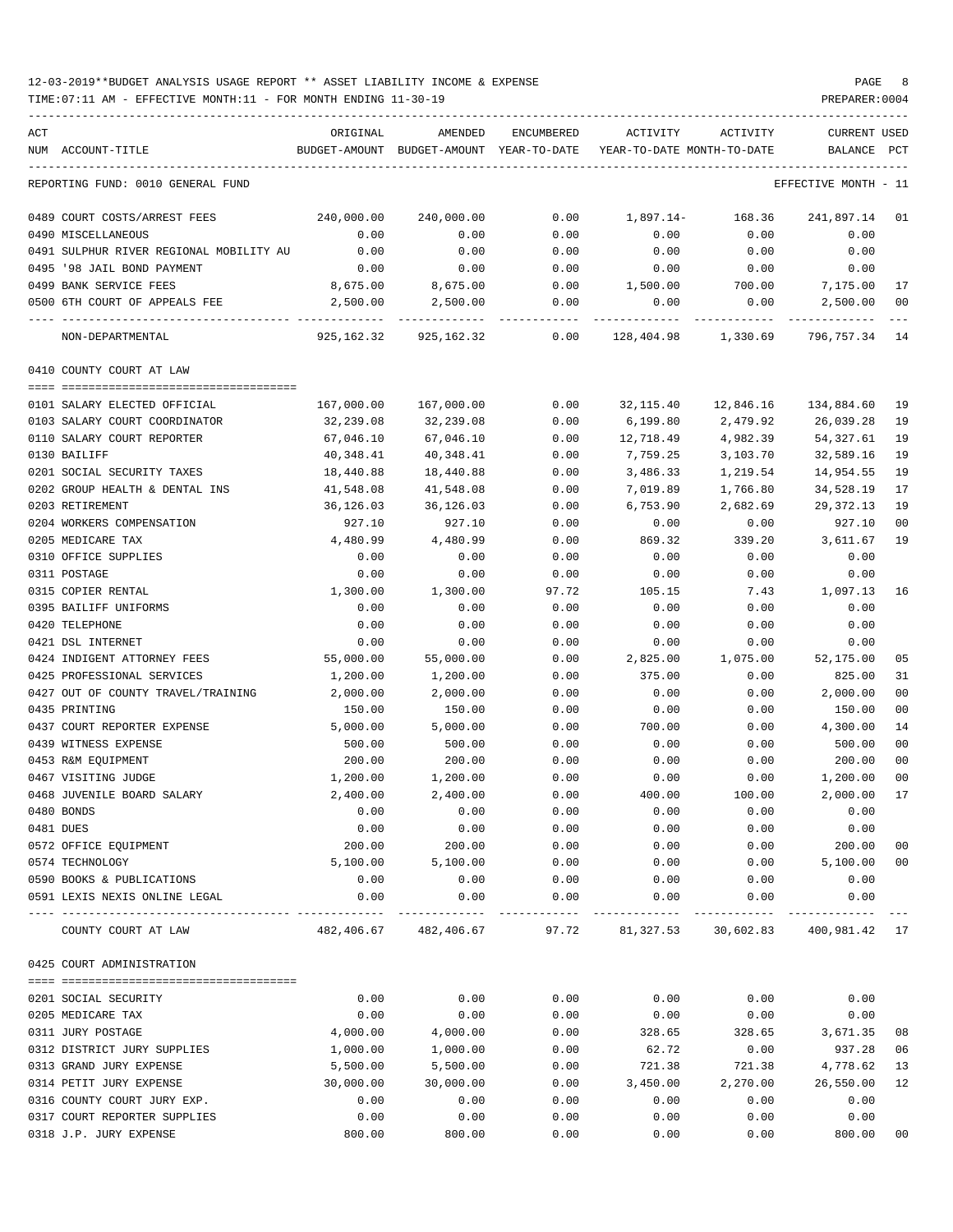12-03-2019**BUDGET ANALYSIS USAGE REPORT ** ASSET LIABILITY INCOME & EXPENSE

TIME:07:11 AM - EFFECTIVE MONTH:11 - FOR MONTH ENDING 11-30-19

| ACT NUM | ACCOUNT-TITLE | ORIGINAL BUDGET-AMOUNT | AMENDED BUDGET-AMOUNT | ENCUMBERED YEAR-TO-DATE | ACTIVITY YEAR-TO-DATE | ACTIVITY MONTH-TO-DATE | CURRENT BALANCE | USED PCT |
|---|---|---|---|---|---|---|---|---|
| | REPORTING FUND: 0010 GENERAL FUND | | | | | | EFFECTIVE MONTH - 11 | |
| 0489 | COURT COSTS/ARREST FEES | 240,000.00 | 240,000.00 | 0.00 | 1,897.14- | 168.36 | 241,897.14 | 01 |
| 0490 | MISCELLANEOUS | 0.00 | 0.00 | 0.00 | 0.00 | 0.00 | 0.00 | |
| 0491 | SULPHUR RIVER REGIONAL MOBILITY AU | 0.00 | 0.00 | 0.00 | 0.00 | 0.00 | 0.00 | |
| 0495 | '98 JAIL BOND PAYMENT | 0.00 | 0.00 | 0.00 | 0.00 | 0.00 | 0.00 | |
| 0499 | BANK SERVICE FEES | 8,675.00 | 8,675.00 | 0.00 | 1,500.00 | 700.00 | 7,175.00 | 17 |
| 0500 | 6TH COURT OF APPEALS FEE | 2,500.00 | 2,500.00 | 0.00 | 0.00 | 0.00 | 2,500.00 | 00 |
| | NON-DEPARTMENTAL | 925,162.32 | 925,162.32 | 0.00 | 128,404.98 | 1,330.69 | 796,757.34 | 14 |
| | 0410 COUNTY COURT AT LAW | | | | | | | |
| 0101 | SALARY ELECTED OFFICIAL | 167,000.00 | 167,000.00 | 0.00 | 32,115.40 | 12,846.16 | 134,884.60 | 19 |
| 0103 | SALARY COURT COORDINATOR | 32,239.08 | 32,239.08 | 0.00 | 6,199.80 | 2,479.92 | 26,039.28 | 19 |
| 0110 | SALARY COURT REPORTER | 67,046.10 | 67,046.10 | 0.00 | 12,718.49 | 4,982.39 | 54,327.61 | 19 |
| 0130 | BAILIFF | 40,348.41 | 40,348.41 | 0.00 | 7,759.25 | 3,103.70 | 32,589.16 | 19 |
| 0201 | SOCIAL SECURITY TAXES | 18,440.88 | 18,440.88 | 0.00 | 3,486.33 | 1,219.54 | 14,954.55 | 19 |
| 0202 | GROUP HEALTH & DENTAL INS | 41,548.08 | 41,548.08 | 0.00 | 7,019.89 | 1,766.80 | 34,528.19 | 17 |
| 0203 | RETIREMENT | 36,126.03 | 36,126.03 | 0.00 | 6,753.90 | 2,682.69 | 29,372.13 | 19 |
| 0204 | WORKERS COMPENSATION | 927.10 | 927.10 | 0.00 | 0.00 | 0.00 | 927.10 | 00 |
| 0205 | MEDICARE TAX | 4,480.99 | 4,480.99 | 0.00 | 869.32 | 339.20 | 3,611.67 | 19 |
| 0310 | OFFICE SUPPLIES | 0.00 | 0.00 | 0.00 | 0.00 | 0.00 | 0.00 | |
| 0311 | POSTAGE | 0.00 | 0.00 | 0.00 | 0.00 | 0.00 | 0.00 | |
| 0315 | COPIER RENTAL | 1,300.00 | 1,300.00 | 97.72 | 105.15 | 7.43 | 1,097.13 | 16 |
| 0395 | BAILIFF UNIFORMS | 0.00 | 0.00 | 0.00 | 0.00 | 0.00 | 0.00 | |
| 0420 | TELEPHONE | 0.00 | 0.00 | 0.00 | 0.00 | 0.00 | 0.00 | |
| 0421 | DSL INTERNET | 0.00 | 0.00 | 0.00 | 0.00 | 0.00 | 0.00 | |
| 0424 | INDIGENT ATTORNEY FEES | 55,000.00 | 55,000.00 | 0.00 | 2,825.00 | 1,075.00 | 52,175.00 | 05 |
| 0425 | PROFESSIONAL SERVICES | 1,200.00 | 1,200.00 | 0.00 | 375.00 | 0.00 | 825.00 | 31 |
| 0427 | OUT OF COUNTY TRAVEL/TRAINING | 2,000.00 | 2,000.00 | 0.00 | 0.00 | 0.00 | 2,000.00 | 00 |
| 0435 | PRINTING | 150.00 | 150.00 | 0.00 | 0.00 | 0.00 | 150.00 | 00 |
| 0437 | COURT REPORTER EXPENSE | 5,000.00 | 5,000.00 | 0.00 | 700.00 | 0.00 | 4,300.00 | 14 |
| 0439 | WITNESS EXPENSE | 500.00 | 500.00 | 0.00 | 0.00 | 0.00 | 500.00 | 00 |
| 0453 | R&M EQUIPMENT | 200.00 | 200.00 | 0.00 | 0.00 | 0.00 | 200.00 | 00 |
| 0467 | VISITING JUDGE | 1,200.00 | 1,200.00 | 0.00 | 0.00 | 0.00 | 1,200.00 | 00 |
| 0468 | JUVENILE BOARD SALARY | 2,400.00 | 2,400.00 | 0.00 | 400.00 | 100.00 | 2,000.00 | 17 |
| 0480 | BONDS | 0.00 | 0.00 | 0.00 | 0.00 | 0.00 | 0.00 | |
| 0481 | DUES | 0.00 | 0.00 | 0.00 | 0.00 | 0.00 | 0.00 | |
| 0572 | OFFICE EQUIPMENT | 200.00 | 200.00 | 0.00 | 0.00 | 0.00 | 200.00 | 00 |
| 0574 | TECHNOLOGY | 5,100.00 | 5,100.00 | 0.00 | 0.00 | 0.00 | 5,100.00 | 00 |
| 0590 | BOOKS & PUBLICATIONS | 0.00 | 0.00 | 0.00 | 0.00 | 0.00 | 0.00 | |
| 0591 | LEXIS NEXIS ONLINE LEGAL | 0.00 | 0.00 | 0.00 | 0.00 | 0.00 | 0.00 | |
| | COUNTY COURT AT LAW | 482,406.67 | 482,406.67 | 97.72 | 81,327.53 | 30,602.83 | 400,981.42 | 17 |
| | 0425 COURT ADMINISTRATION | | | | | | | |
| 0201 | SOCIAL SECURITY | 0.00 | 0.00 | 0.00 | 0.00 | 0.00 | 0.00 | |
| 0205 | MEDICARE TAX | 0.00 | 0.00 | 0.00 | 0.00 | 0.00 | 0.00 | |
| 0311 | JURY POSTAGE | 4,000.00 | 4,000.00 | 0.00 | 328.65 | 328.65 | 3,671.35 | 08 |
| 0312 | DISTRICT JURY SUPPLIES | 1,000.00 | 1,000.00 | 0.00 | 62.72 | 0.00 | 937.28 | 06 |
| 0313 | GRAND JURY EXPENSE | 5,500.00 | 5,500.00 | 0.00 | 721.38 | 721.38 | 4,778.62 | 13 |
| 0314 | PETIT JURY EXPENSE | 30,000.00 | 30,000.00 | 0.00 | 3,450.00 | 2,270.00 | 26,550.00 | 12 |
| 0316 | COUNTY COURT JURY EXP. | 0.00 | 0.00 | 0.00 | 0.00 | 0.00 | 0.00 | |
| 0317 | COURT REPORTER SUPPLIES | 0.00 | 0.00 | 0.00 | 0.00 | 0.00 | 0.00 | |
| 0318 | J.P. JURY EXPENSE | 800.00 | 800.00 | 0.00 | 0.00 | 0.00 | 800.00 | 00 |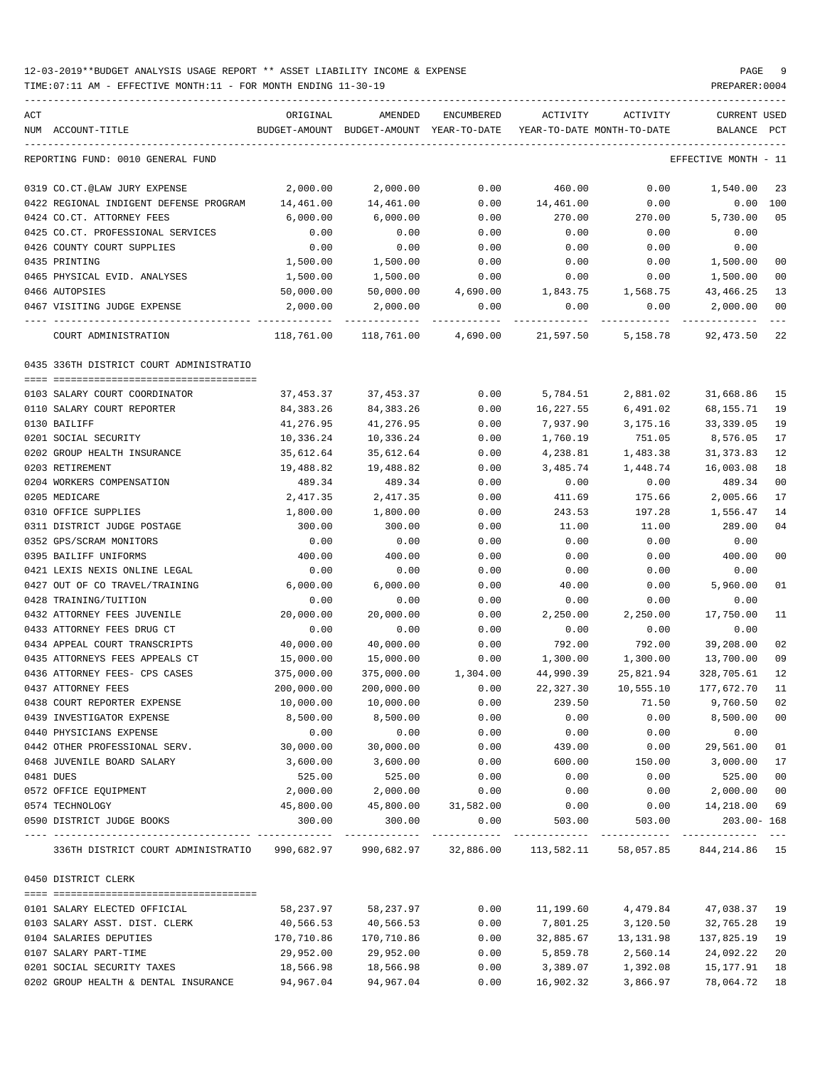12-03-2019**BUDGET ANALYSIS USAGE REPORT ** ASSET LIABILITY INCOME & EXPENSE

TIME:07:11 AM - EFFECTIVE MONTH:11 - FOR MONTH ENDING 11-30-19

PREPARER:0004

REPORTING FUND: 0010 GENERAL FUND — EFFECTIVE MONTH - 11

| ACT NUM | ACCOUNT-TITLE | ORIGINAL BUDGET-AMOUNT | AMENDED BUDGET-AMOUNT | ENCUMBERED YEAR-TO-DATE | ACTIVITY YEAR-TO-DATE | ACTIVITY MONTH-TO-DATE | CURRENT BALANCE | USED PCT |
|---|---|---|---|---|---|---|---|---|
| 0319 | CO.CT.@LAW JURY EXPENSE | 2,000.00 | 2,000.00 | 0.00 | 460.00 | 0.00 | 1,540.00 | 23 |
| 0422 | REGIONAL INDIGENT DEFENSE PROGRAM | 14,461.00 | 14,461.00 | 0.00 | 14,461.00 | 0.00 | 0.00 | 100 |
| 0424 | CO.CT. ATTORNEY FEES | 6,000.00 | 6,000.00 | 0.00 | 270.00 | 270.00 | 5,730.00 | 05 |
| 0425 | CO.CT. PROFESSIONAL SERVICES | 0.00 | 0.00 | 0.00 | 0.00 | 0.00 | 0.00 | |
| 0426 | COUNTY COURT SUPPLIES | 0.00 | 0.00 | 0.00 | 0.00 | 0.00 | 0.00 | |
| 0435 | PRINTING | 1,500.00 | 1,500.00 | 0.00 | 0.00 | 0.00 | 1,500.00 | 00 |
| 0465 | PHYSICAL EVID. ANALYSES | 1,500.00 | 1,500.00 | 0.00 | 0.00 | 0.00 | 1,500.00 | 00 |
| 0466 | AUTOPSIES | 50,000.00 | 50,000.00 | 4,690.00 | 1,843.75 | 1,568.75 | 43,466.25 | 13 |
| 0467 | VISITING JUDGE EXPENSE | 2,000.00 | 2,000.00 | 0.00 | 0.00 | 0.00 | 2,000.00 | 00 |
| | COURT ADMINISTRATION | 118,761.00 | 118,761.00 | 4,690.00 | 21,597.50 | 5,158.78 | 92,473.50 | 22 |

0435 336TH DISTRICT COURT ADMINISTRATIO

| ACT NUM | ACCOUNT-TITLE | ORIGINAL BUDGET-AMOUNT | AMENDED BUDGET-AMOUNT | ENCUMBERED YEAR-TO-DATE | ACTIVITY YEAR-TO-DATE | ACTIVITY MONTH-TO-DATE | CURRENT BALANCE | USED PCT |
|---|---|---|---|---|---|---|---|---|
| 0103 | SALARY COURT COORDINATOR | 37,453.37 | 37,453.37 | 0.00 | 5,784.51 | 2,881.02 | 31,668.86 | 15 |
| 0110 | SALARY COURT REPORTER | 84,383.26 | 84,383.26 | 0.00 | 16,227.55 | 6,491.02 | 68,155.71 | 19 |
| 0130 | BAILIFF | 41,276.95 | 41,276.95 | 0.00 | 7,937.90 | 3,175.16 | 33,339.05 | 19 |
| 0201 | SOCIAL SECURITY | 10,336.24 | 10,336.24 | 0.00 | 1,760.19 | 751.05 | 8,576.05 | 17 |
| 0202 | GROUP HEALTH INSURANCE | 35,612.64 | 35,612.64 | 0.00 | 4,238.81 | 1,483.38 | 31,373.83 | 12 |
| 0203 | RETIREMENT | 19,488.82 | 19,488.82 | 0.00 | 3,485.74 | 1,448.74 | 16,003.08 | 18 |
| 0204 | WORKERS COMPENSATION | 489.34 | 489.34 | 0.00 | 0.00 | 0.00 | 489.34 | 00 |
| 0205 | MEDICARE | 2,417.35 | 2,417.35 | 0.00 | 411.69 | 175.66 | 2,005.66 | 17 |
| 0310 | OFFICE SUPPLIES | 1,800.00 | 1,800.00 | 0.00 | 243.53 | 197.28 | 1,556.47 | 14 |
| 0311 | DISTRICT JUDGE POSTAGE | 300.00 | 300.00 | 0.00 | 11.00 | 11.00 | 289.00 | 04 |
| 0352 | GPS/SCRAM MONITORS | 0.00 | 0.00 | 0.00 | 0.00 | 0.00 | 0.00 | |
| 0395 | BAILIFF UNIFORMS | 400.00 | 400.00 | 0.00 | 0.00 | 0.00 | 400.00 | 00 |
| 0421 | LEXIS NEXIS ONLINE LEGAL | 0.00 | 0.00 | 0.00 | 0.00 | 0.00 | 0.00 | |
| 0427 | OUT OF CO TRAVEL/TRAINING | 6,000.00 | 6,000.00 | 0.00 | 40.00 | 0.00 | 5,960.00 | 01 |
| 0428 | TRAINING/TUITION | 0.00 | 0.00 | 0.00 | 0.00 | 0.00 | 0.00 | |
| 0432 | ATTORNEY FEES JUVENILE | 20,000.00 | 20,000.00 | 0.00 | 2,250.00 | 2,250.00 | 17,750.00 | 11 |
| 0433 | ATTORNEY FEES DRUG CT | 0.00 | 0.00 | 0.00 | 0.00 | 0.00 | 0.00 | |
| 0434 | APPEAL COURT TRANSCRIPTS | 40,000.00 | 40,000.00 | 0.00 | 792.00 | 792.00 | 39,208.00 | 02 |
| 0435 | ATTORNEYS FEES APPEALS CT | 15,000.00 | 15,000.00 | 0.00 | 1,300.00 | 1,300.00 | 13,700.00 | 09 |
| 0436 | ATTORNEY FEES- CPS CASES | 375,000.00 | 375,000.00 | 1,304.00 | 44,990.39 | 25,821.94 | 328,705.61 | 12 |
| 0437 | ATTORNEY FEES | 200,000.00 | 200,000.00 | 0.00 | 22,327.30 | 10,555.10 | 177,672.70 | 11 |
| 0438 | COURT REPORTER EXPENSE | 10,000.00 | 10,000.00 | 0.00 | 239.50 | 71.50 | 9,760.50 | 02 |
| 0439 | INVESTIGATOR EXPENSE | 8,500.00 | 8,500.00 | 0.00 | 0.00 | 0.00 | 8,500.00 | 00 |
| 0440 | PHYSICIANS EXPENSE | 0.00 | 0.00 | 0.00 | 0.00 | 0.00 | 0.00 | |
| 0442 | OTHER PROFESSIONAL SERV. | 30,000.00 | 30,000.00 | 0.00 | 439.00 | 0.00 | 29,561.00 | 01 |
| 0468 | JUVENILE BOARD SALARY | 3,600.00 | 3,600.00 | 0.00 | 600.00 | 150.00 | 3,000.00 | 17 |
| 0481 | DUES | 525.00 | 525.00 | 0.00 | 0.00 | 0.00 | 525.00 | 00 |
| 0572 | OFFICE EQUIPMENT | 2,000.00 | 2,000.00 | 0.00 | 0.00 | 0.00 | 2,000.00 | 00 |
| 0574 | TECHNOLOGY | 45,800.00 | 45,800.00 | 31,582.00 | 0.00 | 0.00 | 14,218.00 | 69 |
| 0590 | DISTRICT JUDGE BOOKS | 300.00 | 300.00 | 0.00 | 503.00 | 503.00 | 203.00- | 168 |
| | 336TH DISTRICT COURT ADMINISTRATIO | 990,682.97 | 990,682.97 | 32,886.00 | 113,582.11 | 58,057.85 | 844,214.86 | 15 |

0450 DISTRICT CLERK

| ACT NUM | ACCOUNT-TITLE | ORIGINAL BUDGET-AMOUNT | AMENDED BUDGET-AMOUNT | ENCUMBERED YEAR-TO-DATE | ACTIVITY YEAR-TO-DATE | ACTIVITY MONTH-TO-DATE | CURRENT BALANCE | USED PCT |
|---|---|---|---|---|---|---|---|---|
| 0101 | SALARY ELECTED OFFICIAL | 58,237.97 | 58,237.97 | 0.00 | 11,199.60 | 4,479.84 | 47,038.37 | 19 |
| 0103 | SALARY ASST. DIST. CLERK | 40,566.53 | 40,566.53 | 0.00 | 7,801.25 | 3,120.50 | 32,765.28 | 19 |
| 0104 | SALARIES DEPUTIES | 170,710.86 | 170,710.86 | 0.00 | 32,885.67 | 13,131.98 | 137,825.19 | 19 |
| 0107 | SALARY PART-TIME | 29,952.00 | 29,952.00 | 0.00 | 5,859.78 | 2,560.14 | 24,092.22 | 20 |
| 0201 | SOCIAL SECURITY TAXES | 18,566.98 | 18,566.98 | 0.00 | 3,389.07 | 1,392.08 | 15,177.91 | 18 |
| 0202 | GROUP HEALTH & DENTAL INSURANCE | 94,967.04 | 94,967.04 | 0.00 | 16,902.32 | 3,866.97 | 78,064.72 | 18 |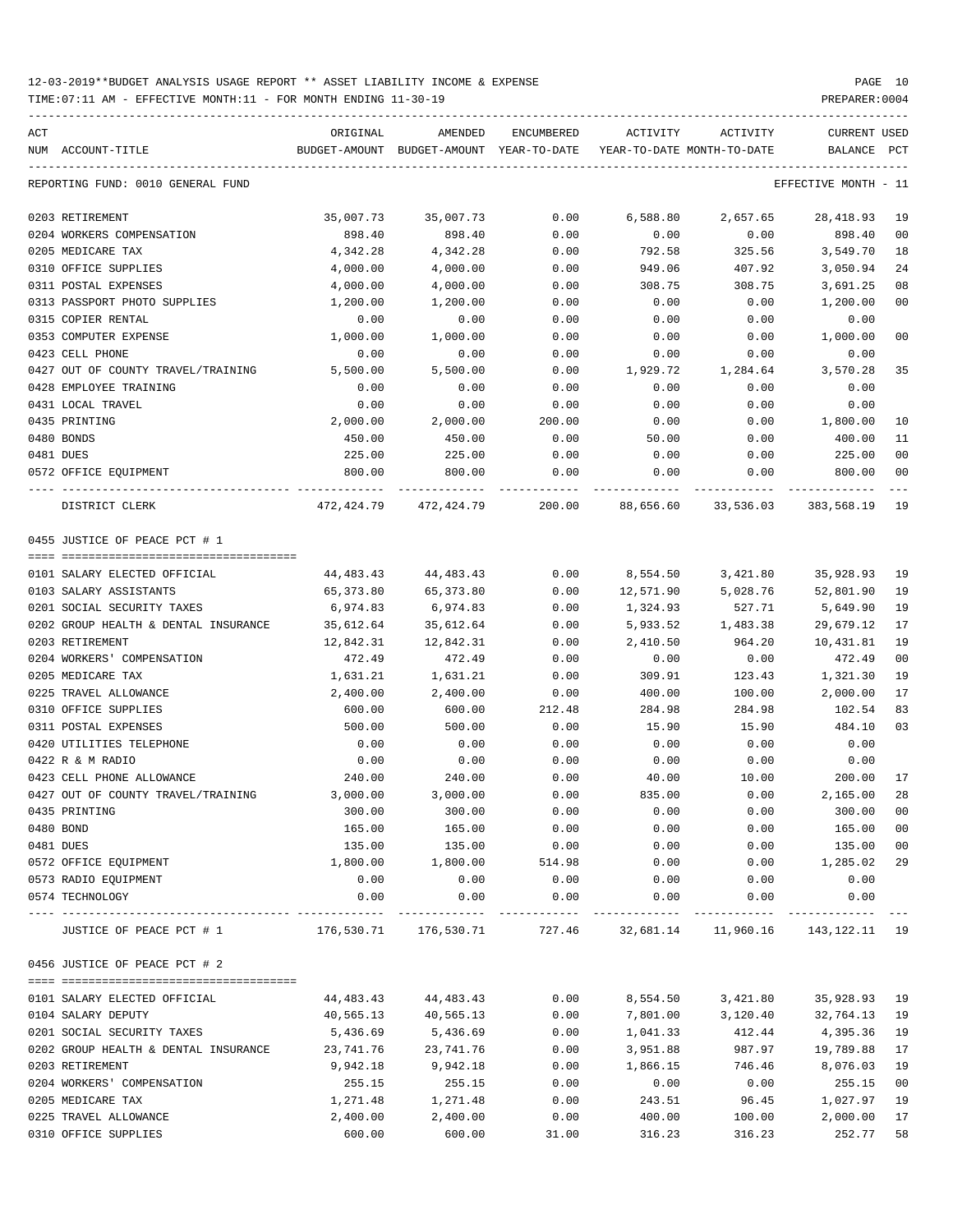12-03-2019**BUDGET ANALYSIS USAGE REPORT ** ASSET LIABILITY INCOME & EXPENSE

TIME:07:11 AM - EFFECTIVE MONTH:11 - FOR MONTH ENDING 11-30-19

PREPARER:0004

| ACT NUM | ACCOUNT-TITLE | ORIGINAL BUDGET-AMOUNT | AMENDED BUDGET-AMOUNT | ENCUMBERED YEAR-TO-DATE | ACTIVITY YEAR-TO-DATE | ACTIVITY MONTH-TO-DATE | CURRENT BALANCE | USED PCT |
|---|---|---|---|---|---|---|---|---|
| | REPORTING FUND: 0010 GENERAL FUND | | | | | | EFFECTIVE MONTH - 11 | |
| 0203 | RETIREMENT | 35,007.73 | 35,007.73 | 0.00 | 6,588.80 | 2,657.65 | 28,418.93 | 19 |
| 0204 | WORKERS COMPENSATION | 898.40 | 898.40 | 0.00 | 0.00 | 0.00 | 898.40 | 00 |
| 0205 | MEDICARE TAX | 4,342.28 | 4,342.28 | 0.00 | 792.58 | 325.56 | 3,549.70 | 18 |
| 0310 | OFFICE SUPPLIES | 4,000.00 | 4,000.00 | 0.00 | 949.06 | 407.92 | 3,050.94 | 24 |
| 0311 | POSTAL EXPENSES | 4,000.00 | 4,000.00 | 0.00 | 308.75 | 308.75 | 3,691.25 | 08 |
| 0313 | PASSPORT PHOTO SUPPLIES | 1,200.00 | 1,200.00 | 0.00 | 0.00 | 0.00 | 1,200.00 | 00 |
| 0315 | COPIER RENTAL | 0.00 | 0.00 | 0.00 | 0.00 | 0.00 | 0.00 | |
| 0353 | COMPUTER EXPENSE | 1,000.00 | 1,000.00 | 0.00 | 0.00 | 0.00 | 1,000.00 | 00 |
| 0423 | CELL PHONE | 0.00 | 0.00 | 0.00 | 0.00 | 0.00 | 0.00 | |
| 0427 | OUT OF COUNTY TRAVEL/TRAINING | 5,500.00 | 5,500.00 | 0.00 | 1,929.72 | 1,284.64 | 3,570.28 | 35 |
| 0428 | EMPLOYEE TRAINING | 0.00 | 0.00 | 0.00 | 0.00 | 0.00 | 0.00 | |
| 0431 | LOCAL TRAVEL | 0.00 | 0.00 | 0.00 | 0.00 | 0.00 | 0.00 | |
| 0435 | PRINTING | 2,000.00 | 2,000.00 | 200.00 | 0.00 | 0.00 | 1,800.00 | 10 |
| 0480 | BONDS | 450.00 | 450.00 | 0.00 | 50.00 | 0.00 | 400.00 | 11 |
| 0481 | DUES | 225.00 | 225.00 | 0.00 | 0.00 | 0.00 | 225.00 | 00 |
| 0572 | OFFICE EQUIPMENT | 800.00 | 800.00 | 0.00 | 0.00 | 0.00 | 800.00 | 00 |
| | DISTRICT CLERK | 472,424.79 | 472,424.79 | 200.00 | 88,656.60 | 33,536.03 | 383,568.19 | 19 |
| | 0455 JUSTICE OF PEACE PCT # 1 | | | | | | | |
| 0101 | SALARY ELECTED OFFICIAL | 44,483.43 | 44,483.43 | 0.00 | 8,554.50 | 3,421.80 | 35,928.93 | 19 |
| 0103 | SALARY ASSISTANTS | 65,373.80 | 65,373.80 | 0.00 | 12,571.90 | 5,028.76 | 52,801.90 | 19 |
| 0201 | SOCIAL SECURITY TAXES | 6,974.83 | 6,974.83 | 0.00 | 1,324.93 | 527.71 | 5,649.90 | 19 |
| 0202 | GROUP HEALTH & DENTAL INSURANCE | 35,612.64 | 35,612.64 | 0.00 | 5,933.52 | 1,483.38 | 29,679.12 | 17 |
| 0203 | RETIREMENT | 12,842.31 | 12,842.31 | 0.00 | 2,410.50 | 964.20 | 10,431.81 | 19 |
| 0204 | WORKERS' COMPENSATION | 472.49 | 472.49 | 0.00 | 0.00 | 0.00 | 472.49 | 00 |
| 0205 | MEDICARE TAX | 1,631.21 | 1,631.21 | 0.00 | 309.91 | 123.43 | 1,321.30 | 19 |
| 0225 | TRAVEL ALLOWANCE | 2,400.00 | 2,400.00 | 0.00 | 400.00 | 100.00 | 2,000.00 | 17 |
| 0310 | OFFICE SUPPLIES | 600.00 | 600.00 | 212.48 | 284.98 | 284.98 | 102.54 | 83 |
| 0311 | POSTAL EXPENSES | 500.00 | 500.00 | 0.00 | 15.90 | 15.90 | 484.10 | 03 |
| 0420 | UTILITIES TELEPHONE | 0.00 | 0.00 | 0.00 | 0.00 | 0.00 | 0.00 | |
| 0422 | R & M RADIO | 0.00 | 0.00 | 0.00 | 0.00 | 0.00 | 0.00 | |
| 0423 | CELL PHONE ALLOWANCE | 240.00 | 240.00 | 0.00 | 40.00 | 10.00 | 200.00 | 17 |
| 0427 | OUT OF COUNTY TRAVEL/TRAINING | 3,000.00 | 3,000.00 | 0.00 | 835.00 | 0.00 | 2,165.00 | 28 |
| 0435 | PRINTING | 300.00 | 300.00 | 0.00 | 0.00 | 0.00 | 300.00 | 00 |
| 0480 | BOND | 165.00 | 165.00 | 0.00 | 0.00 | 0.00 | 165.00 | 00 |
| 0481 | DUES | 135.00 | 135.00 | 0.00 | 0.00 | 0.00 | 135.00 | 00 |
| 0572 | OFFICE EQUIPMENT | 1,800.00 | 1,800.00 | 514.98 | 0.00 | 0.00 | 1,285.02 | 29 |
| 0573 | RADIO EQUIPMENT | 0.00 | 0.00 | 0.00 | 0.00 | 0.00 | 0.00 | |
| 0574 | TECHNOLOGY | 0.00 | 0.00 | 0.00 | 0.00 | 0.00 | 0.00 | |
| | JUSTICE OF PEACE PCT # 1 | 176,530.71 | 176,530.71 | 727.46 | 32,681.14 | 11,960.16 | 143,122.11 | 19 |
| | 0456 JUSTICE OF PEACE PCT # 2 | | | | | | | |
| 0101 | SALARY ELECTED OFFICIAL | 44,483.43 | 44,483.43 | 0.00 | 8,554.50 | 3,421.80 | 35,928.93 | 19 |
| 0104 | SALARY DEPUTY | 40,565.13 | 40,565.13 | 0.00 | 7,801.00 | 3,120.40 | 32,764.13 | 19 |
| 0201 | SOCIAL SECURITY TAXES | 5,436.69 | 5,436.69 | 0.00 | 1,041.33 | 412.44 | 4,395.36 | 19 |
| 0202 | GROUP HEALTH & DENTAL INSURANCE | 23,741.76 | 23,741.76 | 0.00 | 3,951.88 | 987.97 | 19,789.88 | 17 |
| 0203 | RETIREMENT | 9,942.18 | 9,942.18 | 0.00 | 1,866.15 | 746.46 | 8,076.03 | 19 |
| 0204 | WORKERS' COMPENSATION | 255.15 | 255.15 | 0.00 | 0.00 | 0.00 | 255.15 | 00 |
| 0205 | MEDICARE TAX | 1,271.48 | 1,271.48 | 0.00 | 243.51 | 96.45 | 1,027.97 | 19 |
| 0225 | TRAVEL ALLOWANCE | 2,400.00 | 2,400.00 | 0.00 | 400.00 | 100.00 | 2,000.00 | 17 |
| 0310 | OFFICE SUPPLIES | 600.00 | 600.00 | 31.00 | 316.23 | 316.23 | 252.77 | 58 |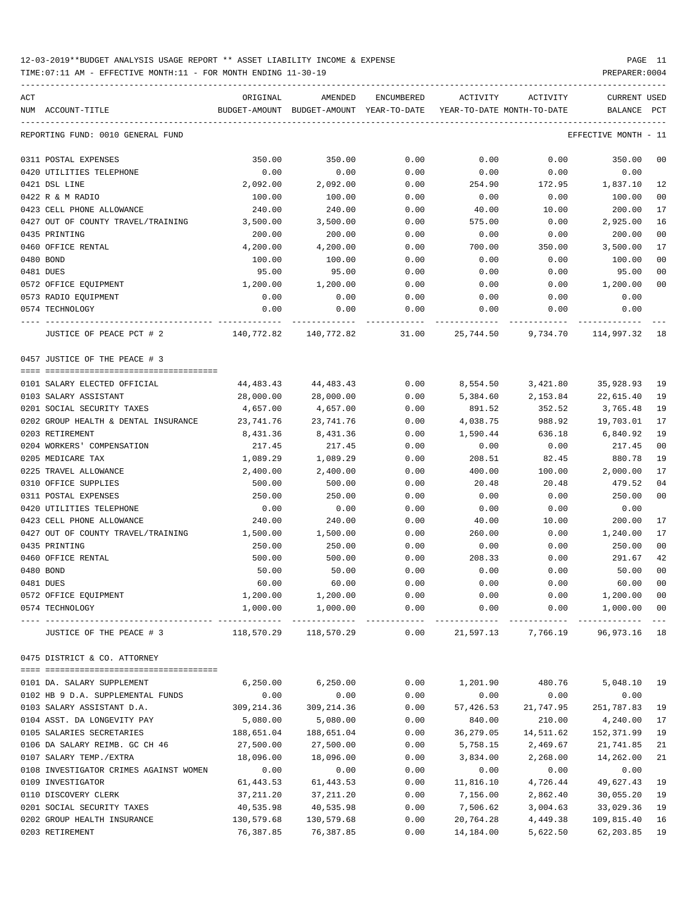12-03-2019**BUDGET ANALYSIS USAGE REPORT ** ASSET LIABILITY INCOME & EXPENSE

TIME:07:11 AM - EFFECTIVE MONTH:11 - FOR MONTH ENDING 11-30-19

| ACT NUM | ACCOUNT-TITLE | ORIGINAL BUDGET-AMOUNT | AMENDED BUDGET-AMOUNT | ENCUMBERED YEAR-TO-DATE | ACTIVITY YEAR-TO-DATE | ACTIVITY MONTH-TO-DATE | CURRENT BALANCE | USED PCT |
|---|---|---|---|---|---|---|---|---|
| REPORTING FUND: 0010 GENERAL FUND | | | | | | | EFFECTIVE MONTH - 11 | |
| 0311 | POSTAL EXPENSES | 350.00 | 350.00 | 0.00 | 0.00 | 0.00 | 350.00 | 00 |
| 0420 | UTILITIES TELEPHONE | 0.00 | 0.00 | 0.00 | 0.00 | 0.00 | 0.00 | |
| 0421 | DSL LINE | 2,092.00 | 2,092.00 | 0.00 | 254.90 | 172.95 | 1,837.10 | 12 |
| 0422 | R & M RADIO | 100.00 | 100.00 | 0.00 | 0.00 | 0.00 | 100.00 | 00 |
| 0423 | CELL PHONE ALLOWANCE | 240.00 | 240.00 | 0.00 | 40.00 | 10.00 | 200.00 | 17 |
| 0427 | OUT OF COUNTY TRAVEL/TRAINING | 3,500.00 | 3,500.00 | 0.00 | 575.00 | 0.00 | 2,925.00 | 16 |
| 0435 | PRINTING | 200.00 | 200.00 | 0.00 | 0.00 | 0.00 | 200.00 | 00 |
| 0460 | OFFICE RENTAL | 4,200.00 | 4,200.00 | 0.00 | 700.00 | 350.00 | 3,500.00 | 17 |
| 0480 | BOND | 100.00 | 100.00 | 0.00 | 0.00 | 0.00 | 100.00 | 00 |
| 0481 | DUES | 95.00 | 95.00 | 0.00 | 0.00 | 0.00 | 95.00 | 00 |
| 0572 | OFFICE EQUIPMENT | 1,200.00 | 1,200.00 | 0.00 | 0.00 | 0.00 | 1,200.00 | 00 |
| 0573 | RADIO EQUIPMENT | 0.00 | 0.00 | 0.00 | 0.00 | 0.00 | 0.00 | |
| 0574 | TECHNOLOGY | 0.00 | 0.00 | 0.00 | 0.00 | 0.00 | 0.00 | |
| | JUSTICE OF PEACE PCT # 2 | 140,772.82 | 140,772.82 | 31.00 | 25,744.50 | 9,734.70 | 114,997.32 | 18 |
| 0457 | JUSTICE OF THE PEACE # 3 | | | | | | | |
| 0101 | SALARY ELECTED OFFICIAL | 44,483.43 | 44,483.43 | 0.00 | 8,554.50 | 3,421.80 | 35,928.93 | 19 |
| 0103 | SALARY ASSISTANT | 28,000.00 | 28,000.00 | 0.00 | 5,384.60 | 2,153.84 | 22,615.40 | 19 |
| 0201 | SOCIAL SECURITY TAXES | 4,657.00 | 4,657.00 | 0.00 | 891.52 | 352.52 | 3,765.48 | 19 |
| 0202 | GROUP HEALTH & DENTAL INSURANCE | 23,741.76 | 23,741.76 | 0.00 | 4,038.75 | 988.92 | 19,703.01 | 17 |
| 0203 | RETIREMENT | 8,431.36 | 8,431.36 | 0.00 | 1,590.44 | 636.18 | 6,840.92 | 19 |
| 0204 | WORKERS' COMPENSATION | 217.45 | 217.45 | 0.00 | 0.00 | 0.00 | 217.45 | 00 |
| 0205 | MEDICARE TAX | 1,089.29 | 1,089.29 | 0.00 | 208.51 | 82.45 | 880.78 | 19 |
| 0225 | TRAVEL ALLOWANCE | 2,400.00 | 2,400.00 | 0.00 | 400.00 | 100.00 | 2,000.00 | 17 |
| 0310 | OFFICE SUPPLIES | 500.00 | 500.00 | 0.00 | 20.48 | 20.48 | 479.52 | 04 |
| 0311 | POSTAL EXPENSES | 250.00 | 250.00 | 0.00 | 0.00 | 0.00 | 250.00 | 00 |
| 0420 | UTILITIES TELEPHONE | 0.00 | 0.00 | 0.00 | 0.00 | 0.00 | 0.00 | |
| 0423 | CELL PHONE ALLOWANCE | 240.00 | 240.00 | 0.00 | 40.00 | 10.00 | 200.00 | 17 |
| 0427 | OUT OF COUNTY TRAVEL/TRAINING | 1,500.00 | 1,500.00 | 0.00 | 260.00 | 0.00 | 1,240.00 | 17 |
| 0435 | PRINTING | 250.00 | 250.00 | 0.00 | 0.00 | 0.00 | 250.00 | 00 |
| 0460 | OFFICE RENTAL | 500.00 | 500.00 | 0.00 | 208.33 | 0.00 | 291.67 | 42 |
| 0480 | BOND | 50.00 | 50.00 | 0.00 | 0.00 | 0.00 | 50.00 | 00 |
| 0481 | DUES | 60.00 | 60.00 | 0.00 | 0.00 | 0.00 | 60.00 | 00 |
| 0572 | OFFICE EQUIPMENT | 1,200.00 | 1,200.00 | 0.00 | 0.00 | 0.00 | 1,200.00 | 00 |
| 0574 | TECHNOLOGY | 1,000.00 | 1,000.00 | 0.00 | 0.00 | 0.00 | 1,000.00 | 00 |
| | JUSTICE OF THE PEACE # 3 | 118,570.29 | 118,570.29 | 0.00 | 21,597.13 | 7,766.19 | 96,973.16 | 18 |
| 0475 | DISTRICT & CO. ATTORNEY | | | | | | | |
| 0101 | DA. SALARY SUPPLEMENT | 6,250.00 | 6,250.00 | 0.00 | 1,201.90 | 480.76 | 5,048.10 | 19 |
| 0102 | HB 9 D.A. SUPPLEMENTAL FUNDS | 0.00 | 0.00 | 0.00 | 0.00 | 0.00 | 0.00 | |
| 0103 | SALARY ASSISTANT D.A. | 309,214.36 | 309,214.36 | 0.00 | 57,426.53 | 21,747.95 | 251,787.83 | 19 |
| 0104 | ASST. DA LONGEVITY PAY | 5,080.00 | 5,080.00 | 0.00 | 840.00 | 210.00 | 4,240.00 | 17 |
| 0105 | SALARIES SECRETARIES | 188,651.04 | 188,651.04 | 0.00 | 36,279.05 | 14,511.62 | 152,371.99 | 19 |
| 0106 | DA SALARY REIMB. GC CH 46 | 27,500.00 | 27,500.00 | 0.00 | 5,758.15 | 2,469.67 | 21,741.85 | 21 |
| 0107 | SALARY TEMP./EXTRA | 18,096.00 | 18,096.00 | 0.00 | 3,834.00 | 2,268.00 | 14,262.00 | 21 |
| 0108 | INVESTIGATOR CRIMES AGAINST WOMEN | 0.00 | 0.00 | 0.00 | 0.00 | 0.00 | 0.00 | |
| 0109 | INVESTIGATOR | 61,443.53 | 61,443.53 | 0.00 | 11,816.10 | 4,726.44 | 49,627.43 | 19 |
| 0110 | DISCOVERY CLERK | 37,211.20 | 37,211.20 | 0.00 | 7,156.00 | 2,862.40 | 30,055.20 | 19 |
| 0201 | SOCIAL SECURITY TAXES | 40,535.98 | 40,535.98 | 0.00 | 7,506.62 | 3,004.63 | 33,029.36 | 19 |
| 0202 | GROUP HEALTH INSURANCE | 130,579.68 | 130,579.68 | 0.00 | 20,764.28 | 4,449.38 | 109,815.40 | 16 |
| 0203 | RETIREMENT | 76,387.85 | 76,387.85 | 0.00 | 14,184.00 | 5,622.50 | 62,203.85 | 19 |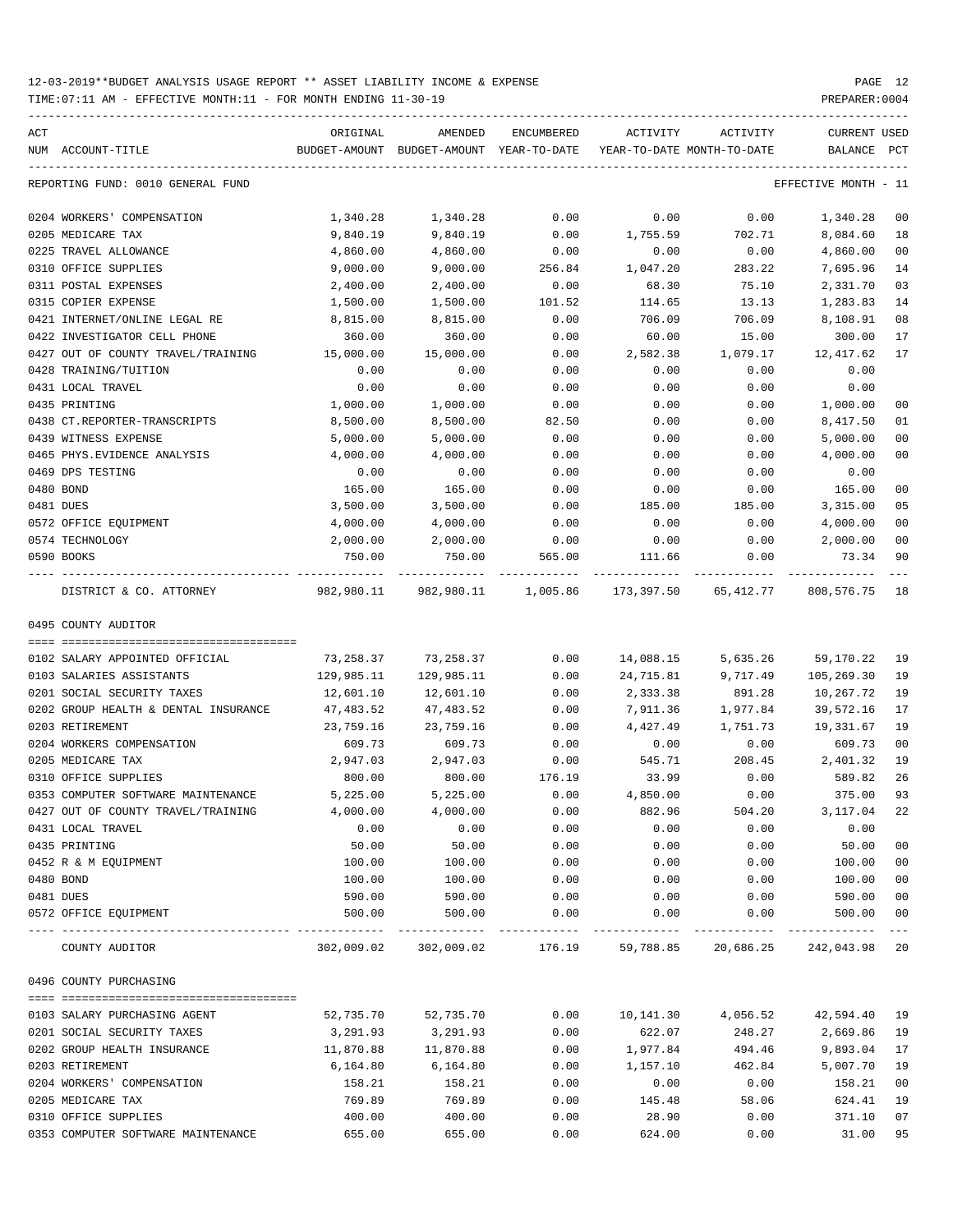12-03-2019**BUDGET ANALYSIS USAGE REPORT ** ASSET LIABILITY INCOME & EXPENSE

TIME:07:11 AM - EFFECTIVE MONTH:11 - FOR MONTH ENDING 11-30-19

PREPARER:0004

REPORTING FUND: 0010 GENERAL FUND — EFFECTIVE MONTH - 11

| ACT NUM | ACCOUNT-TITLE | ORIGINAL BUDGET-AMOUNT | AMENDED BUDGET-AMOUNT | ENCUMBERED YEAR-TO-DATE | ACTIVITY YEAR-TO-DATE | ACTIVITY MONTH-TO-DATE | CURRENT BALANCE | USED PCT |
|---|---|---|---|---|---|---|---|---|
| 0204 | WORKERS' COMPENSATION | 1,340.28 | 1,340.28 | 0.00 | 0.00 | 0.00 | 1,340.28 | 00 |
| 0205 | MEDICARE TAX | 9,840.19 | 9,840.19 | 0.00 | 1,755.59 | 702.71 | 8,084.60 | 18 |
| 0225 | TRAVEL ALLOWANCE | 4,860.00 | 4,860.00 | 0.00 | 0.00 | 0.00 | 4,860.00 | 00 |
| 0310 | OFFICE SUPPLIES | 9,000.00 | 9,000.00 | 256.84 | 1,047.20 | 283.22 | 7,695.96 | 14 |
| 0311 | POSTAL EXPENSES | 2,400.00 | 2,400.00 | 0.00 | 68.30 | 75.10 | 2,331.70 | 03 |
| 0315 | COPIER EXPENSE | 1,500.00 | 1,500.00 | 101.52 | 114.65 | 13.13 | 1,283.83 | 14 |
| 0421 | INTERNET/ONLINE LEGAL RE | 8,815.00 | 8,815.00 | 0.00 | 706.09 | 706.09 | 8,108.91 | 08 |
| 0422 | INVESTIGATOR CELL PHONE | 360.00 | 360.00 | 0.00 | 60.00 | 15.00 | 300.00 | 17 |
| 0427 | OUT OF COUNTY TRAVEL/TRAINING | 15,000.00 | 15,000.00 | 0.00 | 2,582.38 | 1,079.17 | 12,417.62 | 17 |
| 0428 | TRAINING/TUITION | 0.00 | 0.00 | 0.00 | 0.00 | 0.00 | 0.00 | |
| 0431 | LOCAL TRAVEL | 0.00 | 0.00 | 0.00 | 0.00 | 0.00 | 0.00 | |
| 0435 | PRINTING | 1,000.00 | 1,000.00 | 0.00 | 0.00 | 0.00 | 1,000.00 | 00 |
| 0438 | CT.REPORTER-TRANSCRIPTS | 8,500.00 | 8,500.00 | 82.50 | 0.00 | 0.00 | 8,417.50 | 01 |
| 0439 | WITNESS EXPENSE | 5,000.00 | 5,000.00 | 0.00 | 0.00 | 0.00 | 5,000.00 | 00 |
| 0465 | PHYS.EVIDENCE ANALYSIS | 4,000.00 | 4,000.00 | 0.00 | 0.00 | 0.00 | 4,000.00 | 00 |
| 0469 | DPS TESTING | 0.00 | 0.00 | 0.00 | 0.00 | 0.00 | 0.00 | |
| 0480 | BOND | 165.00 | 165.00 | 0.00 | 0.00 | 0.00 | 165.00 | 00 |
| 0481 | DUES | 3,500.00 | 3,500.00 | 0.00 | 185.00 | 185.00 | 3,315.00 | 05 |
| 0572 | OFFICE EQUIPMENT | 4,000.00 | 4,000.00 | 0.00 | 0.00 | 0.00 | 4,000.00 | 00 |
| 0574 | TECHNOLOGY | 2,000.00 | 2,000.00 | 0.00 | 0.00 | 0.00 | 2,000.00 | 00 |
| 0590 | BOOKS | 750.00 | 750.00 | 565.00 | 111.66 | 0.00 | 73.34 | 90 |
| | DISTRICT & CO. ATTORNEY | 982,980.11 | 982,980.11 | 1,005.86 | 173,397.50 | 65,412.77 | 808,576.75 | 18 |

0495 COUNTY AUDITOR

| ACT NUM | ACCOUNT-TITLE | ORIGINAL BUDGET-AMOUNT | AMENDED BUDGET-AMOUNT | ENCUMBERED YEAR-TO-DATE | ACTIVITY YEAR-TO-DATE | ACTIVITY MONTH-TO-DATE | CURRENT BALANCE | USED PCT |
|---|---|---|---|---|---|---|---|---|
| 0102 | SALARY APPOINTED OFFICIAL | 73,258.37 | 73,258.37 | 0.00 | 14,088.15 | 5,635.26 | 59,170.22 | 19 |
| 0103 | SALARIES ASSISTANTS | 129,985.11 | 129,985.11 | 0.00 | 24,715.81 | 9,717.49 | 105,269.30 | 19 |
| 0201 | SOCIAL SECURITY TAXES | 12,601.10 | 12,601.10 | 0.00 | 2,333.38 | 891.28 | 10,267.72 | 19 |
| 0202 | GROUP HEALTH & DENTAL INSURANCE | 47,483.52 | 47,483.52 | 0.00 | 7,911.36 | 1,977.84 | 39,572.16 | 17 |
| 0203 | RETIREMENT | 23,759.16 | 23,759.16 | 0.00 | 4,427.49 | 1,751.73 | 19,331.67 | 19 |
| 0204 | WORKERS COMPENSATION | 609.73 | 609.73 | 0.00 | 0.00 | 0.00 | 609.73 | 00 |
| 0205 | MEDICARE TAX | 2,947.03 | 2,947.03 | 0.00 | 545.71 | 208.45 | 2,401.32 | 19 |
| 0310 | OFFICE SUPPLIES | 800.00 | 800.00 | 176.19 | 33.99 | 0.00 | 589.82 | 26 |
| 0353 | COMPUTER SOFTWARE MAINTENANCE | 5,225.00 | 5,225.00 | 0.00 | 4,850.00 | 0.00 | 375.00 | 93 |
| 0427 | OUT OF COUNTY TRAVEL/TRAINING | 4,000.00 | 4,000.00 | 0.00 | 882.96 | 504.20 | 3,117.04 | 22 |
| 0431 | LOCAL TRAVEL | 0.00 | 0.00 | 0.00 | 0.00 | 0.00 | 0.00 | |
| 0435 | PRINTING | 50.00 | 50.00 | 0.00 | 0.00 | 0.00 | 50.00 | 00 |
| 0452 | R & M EQUIPMENT | 100.00 | 100.00 | 0.00 | 0.00 | 0.00 | 100.00 | 00 |
| 0480 | BOND | 100.00 | 100.00 | 0.00 | 0.00 | 0.00 | 100.00 | 00 |
| 0481 | DUES | 590.00 | 590.00 | 0.00 | 0.00 | 0.00 | 590.00 | 00 |
| 0572 | OFFICE EQUIPMENT | 500.00 | 500.00 | 0.00 | 0.00 | 0.00 | 500.00 | 00 |
| | COUNTY AUDITOR | 302,009.02 | 302,009.02 | 176.19 | 59,788.85 | 20,686.25 | 242,043.98 | 20 |

0496 COUNTY PURCHASING

| ACT NUM | ACCOUNT-TITLE | ORIGINAL BUDGET-AMOUNT | AMENDED BUDGET-AMOUNT | ENCUMBERED YEAR-TO-DATE | ACTIVITY YEAR-TO-DATE | ACTIVITY MONTH-TO-DATE | CURRENT BALANCE | USED PCT |
|---|---|---|---|---|---|---|---|---|
| 0103 | SALARY PURCHASING AGENT | 52,735.70 | 52,735.70 | 0.00 | 10,141.30 | 4,056.52 | 42,594.40 | 19 |
| 0201 | SOCIAL SECURITY TAXES | 3,291.93 | 3,291.93 | 0.00 | 622.07 | 248.27 | 2,669.86 | 19 |
| 0202 | GROUP HEALTH INSURANCE | 11,870.88 | 11,870.88 | 0.00 | 1,977.84 | 494.46 | 9,893.04 | 17 |
| 0203 | RETIREMENT | 6,164.80 | 6,164.80 | 0.00 | 1,157.10 | 462.84 | 5,007.70 | 19 |
| 0204 | WORKERS' COMPENSATION | 158.21 | 158.21 | 0.00 | 0.00 | 0.00 | 158.21 | 00 |
| 0205 | MEDICARE TAX | 769.89 | 769.89 | 0.00 | 145.48 | 58.06 | 624.41 | 19 |
| 0310 | OFFICE SUPPLIES | 400.00 | 400.00 | 0.00 | 28.90 | 0.00 | 371.10 | 07 |
| 0353 | COMPUTER SOFTWARE MAINTENANCE | 655.00 | 655.00 | 0.00 | 624.00 | 0.00 | 31.00 | 95 |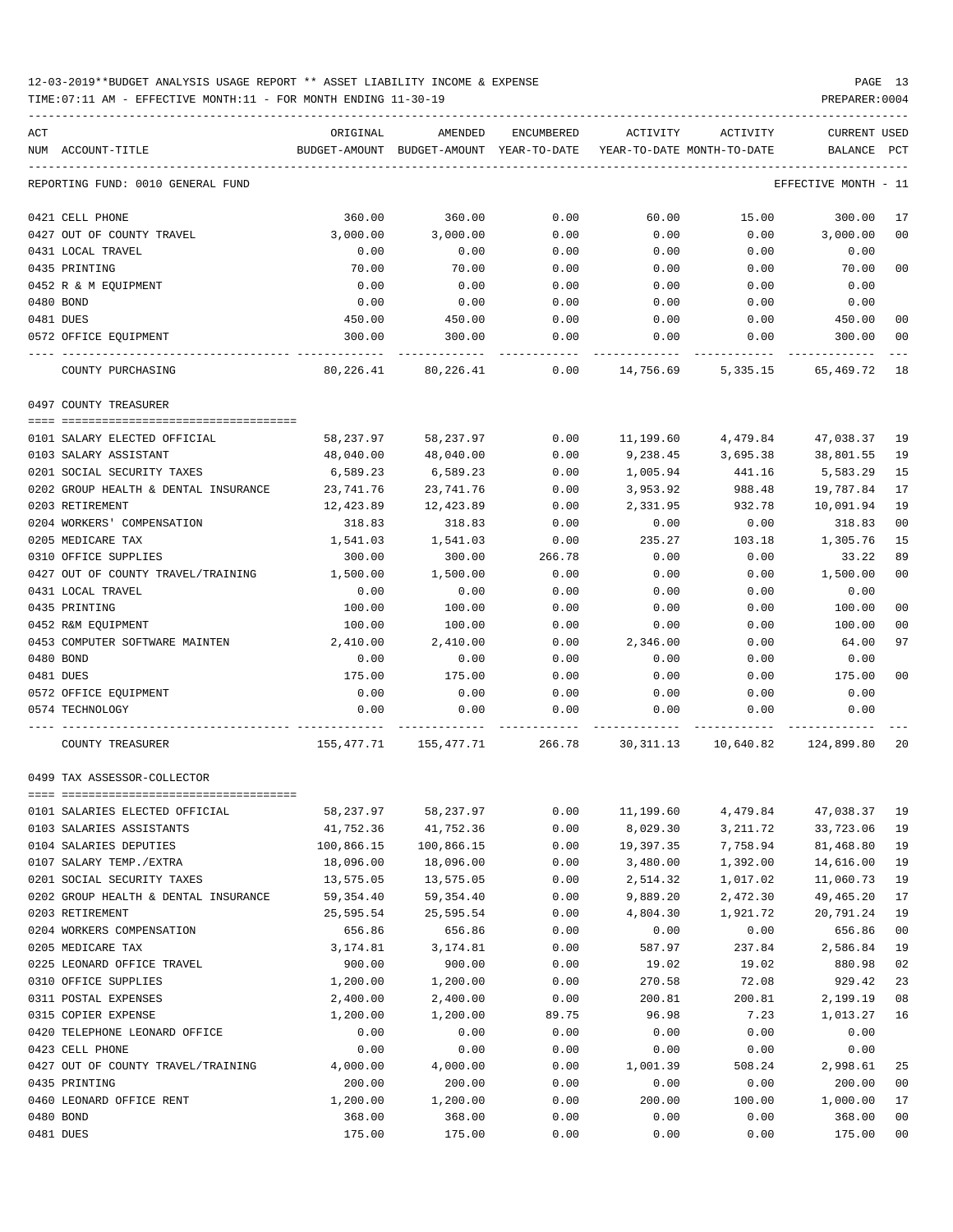12-03-2019**BUDGET ANALYSIS USAGE REPORT ** ASSET LIABILITY INCOME & EXPENSE

TIME:07:11 AM - EFFECTIVE MONTH:11 - FOR MONTH ENDING 11-30-19

PREPARER:0004

| ACT NUM | ACCOUNT-TITLE | ORIGINAL BUDGET-AMOUNT | AMENDED BUDGET-AMOUNT | ENCUMBERED YEAR-TO-DATE | ACTIVITY YEAR-TO-DATE | ACTIVITY MONTH-TO-DATE | CURRENT BALANCE | USED PCT |
|---|---|---|---|---|---|---|---|---|
| REPORTING FUND: 0010 GENERAL FUND | | | | | | | EFFECTIVE MONTH - 11 | |
| 0421 | CELL PHONE | 360.00 | 360.00 | 0.00 | 60.00 | 15.00 | 300.00 | 17 |
| 0427 | OUT OF COUNTY TRAVEL | 3,000.00 | 3,000.00 | 0.00 | 0.00 | 0.00 | 3,000.00 | 00 |
| 0431 | LOCAL TRAVEL | 0.00 | 0.00 | 0.00 | 0.00 | 0.00 | 0.00 | |
| 0435 | PRINTING | 70.00 | 70.00 | 0.00 | 0.00 | 0.00 | 70.00 | 00 |
| 0452 | R & M EQUIPMENT | 0.00 | 0.00 | 0.00 | 0.00 | 0.00 | 0.00 | |
| 0480 | BOND | 0.00 | 0.00 | 0.00 | 0.00 | 0.00 | 0.00 | |
| 0481 | DUES | 450.00 | 450.00 | 0.00 | 0.00 | 0.00 | 450.00 | 00 |
| 0572 | OFFICE EQUIPMENT | 300.00 | 300.00 | 0.00 | 0.00 | 0.00 | 300.00 | 00 |
| | COUNTY PURCHASING | 80,226.41 | 80,226.41 | 0.00 | 14,756.69 | 5,335.15 | 65,469.72 | 18 |
| 0497 | COUNTY TREASURER | | | | | | | |
| 0101 | SALARY ELECTED OFFICIAL | 58,237.97 | 58,237.97 | 0.00 | 11,199.60 | 4,479.84 | 47,038.37 | 19 |
| 0103 | SALARY ASSISTANT | 48,040.00 | 48,040.00 | 0.00 | 9,238.45 | 3,695.38 | 38,801.55 | 19 |
| 0201 | SOCIAL SECURITY TAXES | 6,589.23 | 6,589.23 | 0.00 | 1,005.94 | 441.16 | 5,583.29 | 15 |
| 0202 | GROUP HEALTH & DENTAL INSURANCE | 23,741.76 | 23,741.76 | 0.00 | 3,953.92 | 988.48 | 19,787.84 | 17 |
| 0203 | RETIREMENT | 12,423.89 | 12,423.89 | 0.00 | 2,331.95 | 932.78 | 10,091.94 | 19 |
| 0204 | WORKERS' COMPENSATION | 318.83 | 318.83 | 0.00 | 0.00 | 0.00 | 318.83 | 00 |
| 0205 | MEDICARE TAX | 1,541.03 | 1,541.03 | 0.00 | 235.27 | 103.18 | 1,305.76 | 15 |
| 0310 | OFFICE SUPPLIES | 300.00 | 300.00 | 266.78 | 0.00 | 0.00 | 33.22 | 89 |
| 0427 | OUT OF COUNTY TRAVEL/TRAINING | 1,500.00 | 1,500.00 | 0.00 | 0.00 | 0.00 | 1,500.00 | 00 |
| 0431 | LOCAL TRAVEL | 0.00 | 0.00 | 0.00 | 0.00 | 0.00 | 0.00 | |
| 0435 | PRINTING | 100.00 | 100.00 | 0.00 | 0.00 | 0.00 | 100.00 | 00 |
| 0452 | R&M EQUIPMENT | 100.00 | 100.00 | 0.00 | 0.00 | 0.00 | 100.00 | 00 |
| 0453 | COMPUTER SOFTWARE MAINTEN | 2,410.00 | 2,410.00 | 0.00 | 2,346.00 | 0.00 | 64.00 | 97 |
| 0480 | BOND | 0.00 | 0.00 | 0.00 | 0.00 | 0.00 | 0.00 | |
| 0481 | DUES | 175.00 | 175.00 | 0.00 | 0.00 | 0.00 | 175.00 | 00 |
| 0572 | OFFICE EQUIPMENT | 0.00 | 0.00 | 0.00 | 0.00 | 0.00 | 0.00 | |
| 0574 | TECHNOLOGY | 0.00 | 0.00 | 0.00 | 0.00 | 0.00 | 0.00 | |
| | COUNTY TREASURER | 155,477.71 | 155,477.71 | 266.78 | 30,311.13 | 10,640.82 | 124,899.80 | 20 |
| 0499 | TAX ASSESSOR-COLLECTOR | | | | | | | |
| 0101 | SALARIES ELECTED OFFICIAL | 58,237.97 | 58,237.97 | 0.00 | 11,199.60 | 4,479.84 | 47,038.37 | 19 |
| 0103 | SALARIES ASSISTANTS | 41,752.36 | 41,752.36 | 0.00 | 8,029.30 | 3,211.72 | 33,723.06 | 19 |
| 0104 | SALARIES DEPUTIES | 100,866.15 | 100,866.15 | 0.00 | 19,397.35 | 7,758.94 | 81,468.80 | 19 |
| 0107 | SALARY TEMP./EXTRA | 18,096.00 | 18,096.00 | 0.00 | 3,480.00 | 1,392.00 | 14,616.00 | 19 |
| 0201 | SOCIAL SECURITY TAXES | 13,575.05 | 13,575.05 | 0.00 | 2,514.32 | 1,017.02 | 11,060.73 | 19 |
| 0202 | GROUP HEALTH & DENTAL INSURANCE | 59,354.40 | 59,354.40 | 0.00 | 9,889.20 | 2,472.30 | 49,465.20 | 17 |
| 0203 | RETIREMENT | 25,595.54 | 25,595.54 | 0.00 | 4,804.30 | 1,921.72 | 20,791.24 | 19 |
| 0204 | WORKERS COMPENSATION | 656.86 | 656.86 | 0.00 | 0.00 | 0.00 | 656.86 | 00 |
| 0205 | MEDICARE TAX | 3,174.81 | 3,174.81 | 0.00 | 587.97 | 237.84 | 2,586.84 | 19 |
| 0225 | LEONARD OFFICE TRAVEL | 900.00 | 900.00 | 0.00 | 19.02 | 19.02 | 880.98 | 02 |
| 0310 | OFFICE SUPPLIES | 1,200.00 | 1,200.00 | 0.00 | 270.58 | 72.08 | 929.42 | 23 |
| 0311 | POSTAL EXPENSES | 2,400.00 | 2,400.00 | 0.00 | 200.81 | 200.81 | 2,199.19 | 08 |
| 0315 | COPIER EXPENSE | 1,200.00 | 1,200.00 | 89.75 | 96.98 | 7.23 | 1,013.27 | 16 |
| 0420 | TELEPHONE LEONARD OFFICE | 0.00 | 0.00 | 0.00 | 0.00 | 0.00 | 0.00 | |
| 0423 | CELL PHONE | 0.00 | 0.00 | 0.00 | 0.00 | 0.00 | 0.00 | |
| 0427 | OUT OF COUNTY TRAVEL/TRAINING | 4,000.00 | 4,000.00 | 0.00 | 1,001.39 | 508.24 | 2,998.61 | 25 |
| 0435 | PRINTING | 200.00 | 200.00 | 0.00 | 0.00 | 0.00 | 200.00 | 00 |
| 0460 | LEONARD OFFICE RENT | 1,200.00 | 1,200.00 | 0.00 | 200.00 | 100.00 | 1,000.00 | 17 |
| 0480 | BOND | 368.00 | 368.00 | 0.00 | 0.00 | 0.00 | 368.00 | 00 |
| 0481 | DUES | 175.00 | 175.00 | 0.00 | 0.00 | 0.00 | 175.00 | 00 |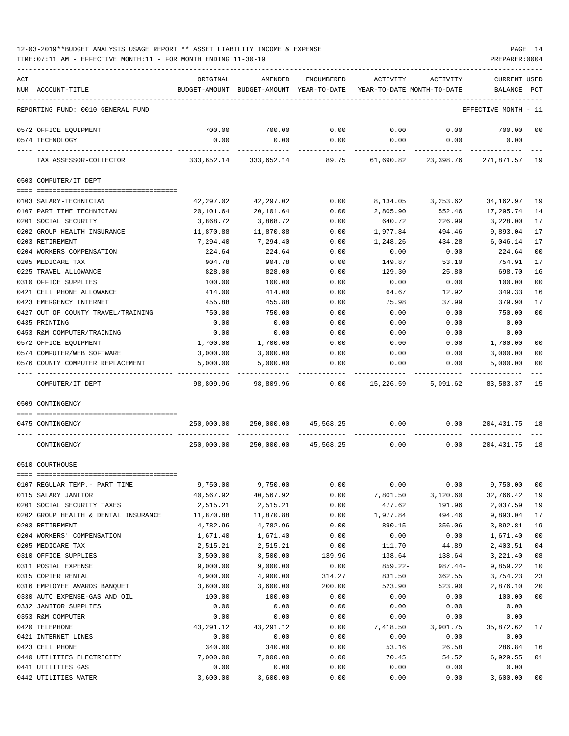12-03-2019**BUDGET ANALYSIS USAGE REPORT ** ASSET LIABILITY INCOME & EXPENSE

TIME:07:11 AM - EFFECTIVE MONTH:11 - FOR MONTH ENDING 11-30-19

PREPARER:0004

| ACT NUM | ACCOUNT-TITLE | ORIGINAL BUDGET-AMOUNT | AMENDED BUDGET-AMOUNT | ENCUMBERED YEAR-TO-DATE | ACTIVITY YEAR-TO-DATE | ACTIVITY MONTH-TO-DATE | CURRENT BALANCE | USED PCT |
|---|---|---|---|---|---|---|---|---|
| | REPORTING FUND: 0010 GENERAL FUND | | | | | | EFFECTIVE MONTH - 11 | |
| 0572 | OFFICE EQUIPMENT | 700.00 | 700.00 | 0.00 | 0.00 | 0.00 | 700.00 | 00 |
| 0574 | TECHNOLOGY | 0.00 | 0.00 | 0.00 | 0.00 | 0.00 | 0.00 | |
| | TAX ASSESSOR-COLLECTOR | 333,652.14 | 333,652.14 | 89.75 | 61,690.82 | 23,398.76 | 271,871.57 | 19 |
| | 0503 COMPUTER/IT DEPT. | | | | | | | |
| 0103 | SALARY-TECHNICIAN | 42,297.02 | 42,297.02 | 0.00 | 8,134.05 | 3,253.62 | 34,162.97 | 19 |
| 0107 | PART TIME TECHNICIAN | 20,101.64 | 20,101.64 | 0.00 | 2,805.90 | 552.46 | 17,295.74 | 14 |
| 0201 | SOCIAL SECURITY | 3,868.72 | 3,868.72 | 0.00 | 640.72 | 226.99 | 3,228.00 | 17 |
| 0202 | GROUP HEALTH INSURANCE | 11,870.88 | 11,870.88 | 0.00 | 1,977.84 | 494.46 | 9,893.04 | 17 |
| 0203 | RETIREMENT | 7,294.40 | 7,294.40 | 0.00 | 1,248.26 | 434.28 | 6,046.14 | 17 |
| 0204 | WORKERS COMPENSATION | 224.64 | 224.64 | 0.00 | 0.00 | 0.00 | 224.64 | 00 |
| 0205 | MEDICARE TAX | 904.78 | 904.78 | 0.00 | 149.87 | 53.10 | 754.91 | 17 |
| 0225 | TRAVEL ALLOWANCE | 828.00 | 828.00 | 0.00 | 129.30 | 25.80 | 698.70 | 16 |
| 0310 | OFFICE SUPPLIES | 100.00 | 100.00 | 0.00 | 0.00 | 0.00 | 100.00 | 00 |
| 0421 | CELL PHONE ALLOWANCE | 414.00 | 414.00 | 0.00 | 64.67 | 12.92 | 349.33 | 16 |
| 0423 | EMERGENCY INTERNET | 455.88 | 455.88 | 0.00 | 75.98 | 37.99 | 379.90 | 17 |
| 0427 | OUT OF COUNTY TRAVEL/TRAINING | 750.00 | 750.00 | 0.00 | 0.00 | 0.00 | 750.00 | 00 |
| 0435 | PRINTING | 0.00 | 0.00 | 0.00 | 0.00 | 0.00 | 0.00 | |
| 0453 | R&M COMPUTER/TRAINING | 0.00 | 0.00 | 0.00 | 0.00 | 0.00 | 0.00 | |
| 0572 | OFFICE EQUIPMENT | 1,700.00 | 1,700.00 | 0.00 | 0.00 | 0.00 | 1,700.00 | 00 |
| 0574 | COMPUTER/WEB SOFTWARE | 3,000.00 | 3,000.00 | 0.00 | 0.00 | 0.00 | 3,000.00 | 00 |
| 0576 | COUNTY COMPUTER REPLACEMENT | 5,000.00 | 5,000.00 | 0.00 | 0.00 | 0.00 | 5,000.00 | 00 |
| | COMPUTER/IT DEPT. | 98,809.96 | 98,809.96 | 0.00 | 15,226.59 | 5,091.62 | 83,583.37 | 15 |
| | 0509 CONTINGENCY | | | | | | | |
| 0475 | CONTINGENCY | 250,000.00 | 250,000.00 | 45,568.25 | 0.00 | 0.00 | 204,431.75 | 18 |
| | CONTINGENCY | 250,000.00 | 250,000.00 | 45,568.25 | 0.00 | 0.00 | 204,431.75 | 18 |
| | 0510 COURTHOUSE | | | | | | | |
| 0107 | REGULAR TEMP.- PART TIME | 9,750.00 | 9,750.00 | 0.00 | 0.00 | 0.00 | 9,750.00 | 00 |
| 0115 | SALARY JANITOR | 40,567.92 | 40,567.92 | 0.00 | 7,801.50 | 3,120.60 | 32,766.42 | 19 |
| 0201 | SOCIAL SECURITY TAXES | 2,515.21 | 2,515.21 | 0.00 | 477.62 | 191.96 | 2,037.59 | 19 |
| 0202 | GROUP HEALTH & DENTAL INSURANCE | 11,870.88 | 11,870.88 | 0.00 | 1,977.84 | 494.46 | 9,893.04 | 17 |
| 0203 | RETIREMENT | 4,782.96 | 4,782.96 | 0.00 | 890.15 | 356.06 | 3,892.81 | 19 |
| 0204 | WORKERS' COMPENSATION | 1,671.40 | 1,671.40 | 0.00 | 0.00 | 0.00 | 1,671.40 | 00 |
| 0205 | MEDICARE TAX | 2,515.21 | 2,515.21 | 0.00 | 111.70 | 44.89 | 2,403.51 | 04 |
| 0310 | OFFICE SUPPLIES | 3,500.00 | 3,500.00 | 139.96 | 138.64 | 138.64 | 3,221.40 | 08 |
| 0311 | POSTAL EXPENSE | 9,000.00 | 9,000.00 | 0.00 | 859.22- | 987.44- | 9,859.22 | 10 |
| 0315 | COPIER RENTAL | 4,900.00 | 4,900.00 | 314.27 | 831.50 | 362.55 | 3,754.23 | 23 |
| 0316 | EMPLOYEE AWARDS BANQUET | 3,600.00 | 3,600.00 | 200.00 | 523.90 | 523.90 | 2,876.10 | 20 |
| 0330 | AUTO EXPENSE-GAS AND OIL | 100.00 | 100.00 | 0.00 | 0.00 | 0.00 | 100.00 | 00 |
| 0332 | JANITOR SUPPLIES | 0.00 | 0.00 | 0.00 | 0.00 | 0.00 | 0.00 | |
| 0353 | R&M COMPUTER | 0.00 | 0.00 | 0.00 | 0.00 | 0.00 | 0.00 | |
| 0420 | TELEPHONE | 43,291.12 | 43,291.12 | 0.00 | 7,418.50 | 3,901.75 | 35,872.62 | 17 |
| 0421 | INTERNET LINES | 0.00 | 0.00 | 0.00 | 0.00 | 0.00 | 0.00 | |
| 0423 | CELL PHONE | 340.00 | 340.00 | 0.00 | 53.16 | 26.58 | 286.84 | 16 |
| 0440 | UTILITIES ELECTRICITY | 7,000.00 | 7,000.00 | 0.00 | 70.45 | 54.52 | 6,929.55 | 01 |
| 0441 | UTILITIES GAS | 0.00 | 0.00 | 0.00 | 0.00 | 0.00 | 0.00 | |
| 0442 | UTILITIES WATER | 3,600.00 | 3,600.00 | 0.00 | 0.00 | 0.00 | 3,600.00 | 00 |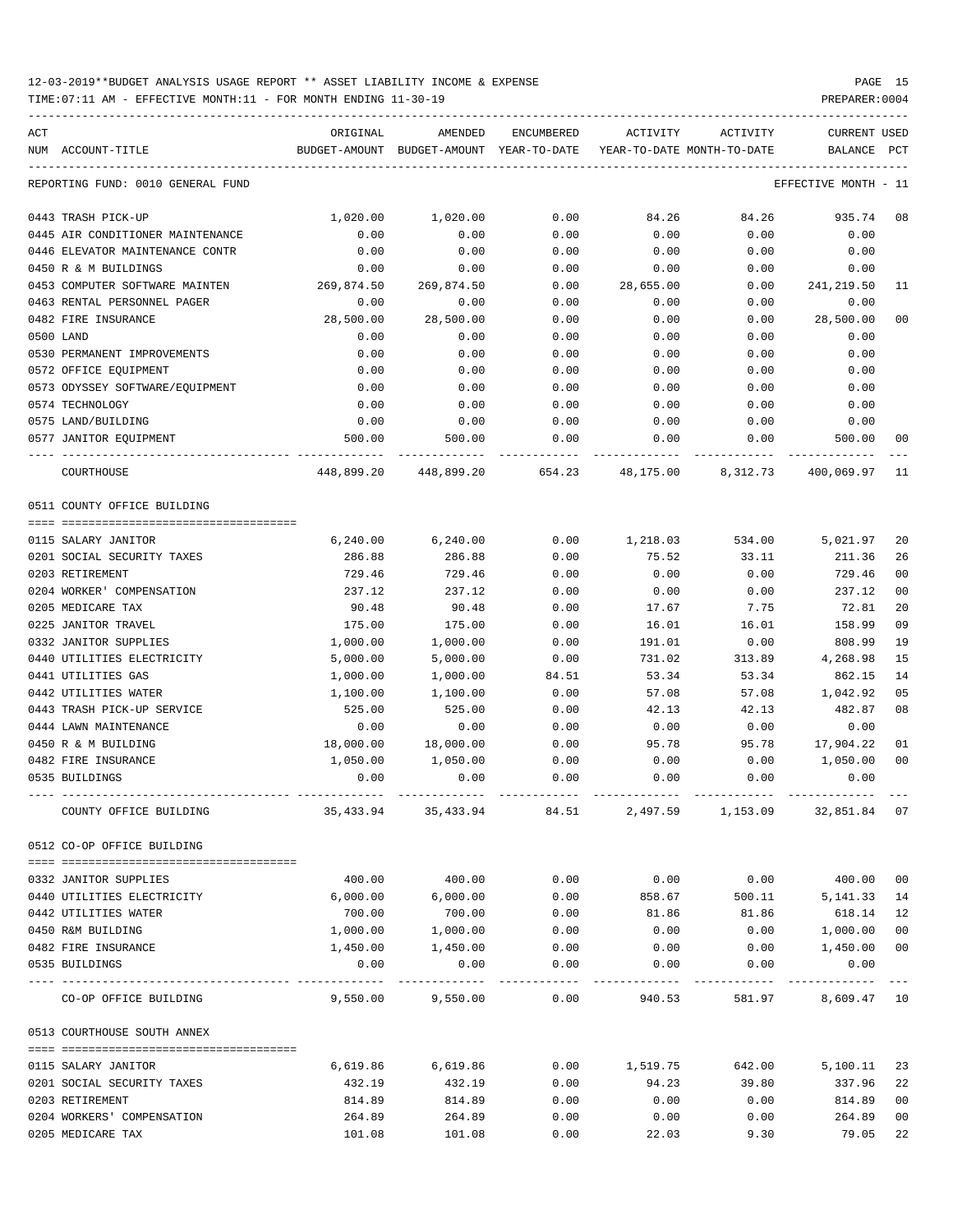12-03-2019**BUDGET ANALYSIS USAGE REPORT ** ASSET LIABILITY INCOME & EXPENSE

TIME:07:11 AM - EFFECTIVE MONTH:11 - FOR MONTH ENDING 11-30-19

PREPARER:0004

| ACT NUM | ACCOUNT-TITLE | ORIGINAL BUDGET-AMOUNT | AMENDED BUDGET-AMOUNT | ENCUMBERED YEAR-TO-DATE | ACTIVITY YEAR-TO-DATE | ACTIVITY MONTH-TO-DATE | CURRENT BALANCE | USED PCT |
|---|---|---|---|---|---|---|---|---|
| | REPORTING FUND: 0010 GENERAL FUND | | | | | | EFFECTIVE MONTH - 11 | |
| 0443 | TRASH PICK-UP | 1,020.00 | 1,020.00 | 0.00 | 84.26 | 84.26 | 935.74 | 08 |
| 0445 | AIR CONDITIONER MAINTENANCE | 0.00 | 0.00 | 0.00 | 0.00 | 0.00 | 0.00 | |
| 0446 | ELEVATOR MAINTENANCE CONTR | 0.00 | 0.00 | 0.00 | 0.00 | 0.00 | 0.00 | |
| 0450 | R & M BUILDINGS | 0.00 | 0.00 | 0.00 | 0.00 | 0.00 | 0.00 | |
| 0453 | COMPUTER SOFTWARE MAINTEN | 269,874.50 | 269,874.50 | 0.00 | 28,655.00 | 0.00 | 241,219.50 | 11 |
| 0463 | RENTAL PERSONNEL PAGER | 0.00 | 0.00 | 0.00 | 0.00 | 0.00 | 0.00 | |
| 0482 | FIRE INSURANCE | 28,500.00 | 28,500.00 | 0.00 | 0.00 | 0.00 | 28,500.00 | 00 |
| 0500 | LAND | 0.00 | 0.00 | 0.00 | 0.00 | 0.00 | 0.00 | |
| 0530 | PERMANENT IMPROVEMENTS | 0.00 | 0.00 | 0.00 | 0.00 | 0.00 | 0.00 | |
| 0572 | OFFICE EQUIPMENT | 0.00 | 0.00 | 0.00 | 0.00 | 0.00 | 0.00 | |
| 0573 | ODYSSEY SOFTWARE/EQUIPMENT | 0.00 | 0.00 | 0.00 | 0.00 | 0.00 | 0.00 | |
| 0574 | TECHNOLOGY | 0.00 | 0.00 | 0.00 | 0.00 | 0.00 | 0.00 | |
| 0575 | LAND/BUILDING | 0.00 | 0.00 | 0.00 | 0.00 | 0.00 | 0.00 | |
| 0577 | JANITOR EQUIPMENT | 500.00 | 500.00 | 0.00 | 0.00 | 0.00 | 500.00 | 00 |
| | COURTHOUSE | 448,899.20 | 448,899.20 | 654.23 | 48,175.00 | 8,312.73 | 400,069.97 | 11 |
| | 0511 COUNTY OFFICE BUILDING | | | | | | | |
| 0115 | SALARY JANITOR | 6,240.00 | 6,240.00 | 0.00 | 1,218.03 | 534.00 | 5,021.97 | 20 |
| 0201 | SOCIAL SECURITY TAXES | 286.88 | 286.88 | 0.00 | 75.52 | 33.11 | 211.36 | 26 |
| 0203 | RETIREMENT | 729.46 | 729.46 | 0.00 | 0.00 | 0.00 | 729.46 | 00 |
| 0204 | WORKER' COMPENSATION | 237.12 | 237.12 | 0.00 | 0.00 | 0.00 | 237.12 | 00 |
| 0205 | MEDICARE TAX | 90.48 | 90.48 | 0.00 | 17.67 | 7.75 | 72.81 | 20 |
| 0225 | JANITOR TRAVEL | 175.00 | 175.00 | 0.00 | 16.01 | 16.01 | 158.99 | 09 |
| 0332 | JANITOR SUPPLIES | 1,000.00 | 1,000.00 | 0.00 | 191.01 | 0.00 | 808.99 | 19 |
| 0440 | UTILITIES ELECTRICITY | 5,000.00 | 5,000.00 | 0.00 | 731.02 | 313.89 | 4,268.98 | 15 |
| 0441 | UTILITIES GAS | 1,000.00 | 1,000.00 | 84.51 | 53.34 | 53.34 | 862.15 | 14 |
| 0442 | UTILITIES WATER | 1,100.00 | 1,100.00 | 0.00 | 57.08 | 57.08 | 1,042.92 | 05 |
| 0443 | TRASH PICK-UP SERVICE | 525.00 | 525.00 | 0.00 | 42.13 | 42.13 | 482.87 | 08 |
| 0444 | LAWN MAINTENANCE | 0.00 | 0.00 | 0.00 | 0.00 | 0.00 | 0.00 | |
| 0450 | R & M BUILDING | 18,000.00 | 18,000.00 | 0.00 | 95.78 | 95.78 | 17,904.22 | 01 |
| 0482 | FIRE INSURANCE | 1,050.00 | 1,050.00 | 0.00 | 0.00 | 0.00 | 1,050.00 | 00 |
| 0535 | BUILDINGS | 0.00 | 0.00 | 0.00 | 0.00 | 0.00 | 0.00 | |
| | COUNTY OFFICE BUILDING | 35,433.94 | 35,433.94 | 84.51 | 2,497.59 | 1,153.09 | 32,851.84 | 07 |
| | 0512 CO-OP OFFICE BUILDING | | | | | | | |
| 0332 | JANITOR SUPPLIES | 400.00 | 400.00 | 0.00 | 0.00 | 0.00 | 400.00 | 00 |
| 0440 | UTILITIES ELECTRICITY | 6,000.00 | 6,000.00 | 0.00 | 858.67 | 500.11 | 5,141.33 | 14 |
| 0442 | UTILITIES WATER | 700.00 | 700.00 | 0.00 | 81.86 | 81.86 | 618.14 | 12 |
| 0450 | R&M BUILDING | 1,000.00 | 1,000.00 | 0.00 | 0.00 | 0.00 | 1,000.00 | 00 |
| 0482 | FIRE INSURANCE | 1,450.00 | 1,450.00 | 0.00 | 0.00 | 0.00 | 1,450.00 | 00 |
| 0535 | BUILDINGS | 0.00 | 0.00 | 0.00 | 0.00 | 0.00 | 0.00 | |
| | CO-OP OFFICE BUILDING | 9,550.00 | 9,550.00 | 0.00 | 940.53 | 581.97 | 8,609.47 | 10 |
| | 0513 COURTHOUSE SOUTH ANNEX | | | | | | | |
| 0115 | SALARY JANITOR | 6,619.86 | 6,619.86 | 0.00 | 1,519.75 | 642.00 | 5,100.11 | 23 |
| 0201 | SOCIAL SECURITY TAXES | 432.19 | 432.19 | 0.00 | 94.23 | 39.80 | 337.96 | 22 |
| 0203 | RETIREMENT | 814.89 | 814.89 | 0.00 | 0.00 | 0.00 | 814.89 | 00 |
| 0204 | WORKERS' COMPENSATION | 264.89 | 264.89 | 0.00 | 0.00 | 0.00 | 264.89 | 00 |
| 0205 | MEDICARE TAX | 101.08 | 101.08 | 0.00 | 22.03 | 9.30 | 79.05 | 22 |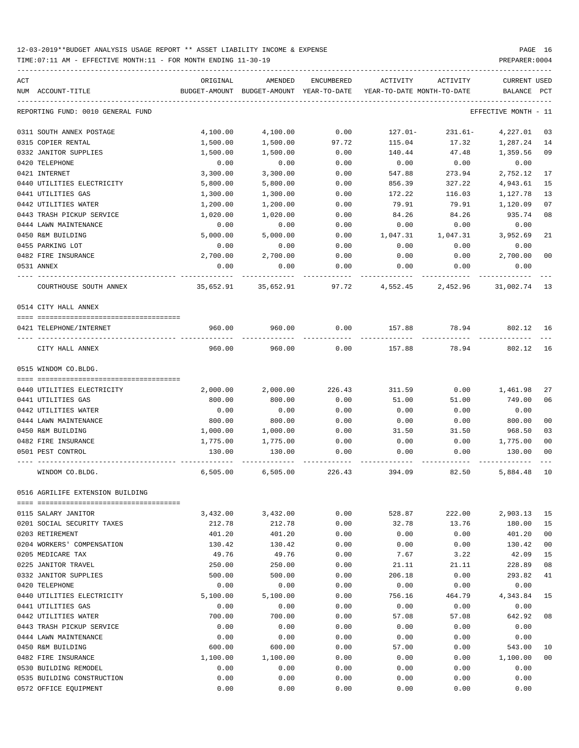12-03-2019**BUDGET ANALYSIS USAGE REPORT ** ASSET LIABILITY INCOME & EXPENSE

TIME:07:11 AM - EFFECTIVE MONTH:11 - FOR MONTH ENDING 11-30-19

PREPARER:0004

REPORTING FUND: 0010 GENERAL FUND — EFFECTIVE MONTH - 11

| ACT NUM | ACCOUNT-TITLE | ORIGINAL BUDGET-AMOUNT | AMENDED BUDGET-AMOUNT | ENCUMBERED YEAR-TO-DATE | ACTIVITY YEAR-TO-DATE | ACTIVITY MONTH-TO-DATE | CURRENT BALANCE | USED PCT |
|---|---|---|---|---|---|---|---|---|
| 0311 | SOUTH ANNEX POSTAGE | 4,100.00 | 4,100.00 | 0.00 | 127.01- | 231.61- | 4,227.01 | 03 |
| 0315 | COPIER RENTAL | 1,500.00 | 1,500.00 | 97.72 | 115.04 | 17.32 | 1,287.24 | 14 |
| 0332 | JANITOR SUPPLIES | 1,500.00 | 1,500.00 | 0.00 | 140.44 | 47.48 | 1,359.56 | 09 |
| 0420 | TELEPHONE | 0.00 | 0.00 | 0.00 | 0.00 | 0.00 | 0.00 | |
| 0421 | INTERNET | 3,300.00 | 3,300.00 | 0.00 | 547.88 | 273.94 | 2,752.12 | 17 |
| 0440 | UTILITIES ELECTRICITY | 5,800.00 | 5,800.00 | 0.00 | 856.39 | 327.22 | 4,943.61 | 15 |
| 0441 | UTILITIES GAS | 1,300.00 | 1,300.00 | 0.00 | 172.22 | 116.03 | 1,127.78 | 13 |
| 0442 | UTILITIES WATER | 1,200.00 | 1,200.00 | 0.00 | 79.91 | 79.91 | 1,120.09 | 07 |
| 0443 | TRASH PICKUP SERVICE | 1,020.00 | 1,020.00 | 0.00 | 84.26 | 84.26 | 935.74 | 08 |
| 0444 | LAWN MAINTENANCE | 0.00 | 0.00 | 0.00 | 0.00 | 0.00 | 0.00 | |
| 0450 | R&M BUILDING | 5,000.00 | 5,000.00 | 0.00 | 1,047.31 | 1,047.31 | 3,952.69 | 21 |
| 0455 | PARKING LOT | 0.00 | 0.00 | 0.00 | 0.00 | 0.00 | 0.00 | |
| 0482 | FIRE INSURANCE | 2,700.00 | 2,700.00 | 0.00 | 0.00 | 0.00 | 2,700.00 | 00 |
| 0531 | ANNEX | 0.00 | 0.00 | 0.00 | 0.00 | 0.00 | 0.00 | |
| | COURTHOUSE SOUTH ANNEX | 35,652.91 | 35,652.91 | 97.72 | 4,552.45 | 2,452.96 | 31,002.74 | 13 |

0514 CITY HALL ANNEX

| ACT NUM | ACCOUNT-TITLE | ORIGINAL BUDGET-AMOUNT | AMENDED BUDGET-AMOUNT | ENCUMBERED YEAR-TO-DATE | ACTIVITY YEAR-TO-DATE | ACTIVITY MONTH-TO-DATE | CURRENT BALANCE | USED PCT |
|---|---|---|---|---|---|---|---|---|
| 0421 | TELEPHONE/INTERNET | 960.00 | 960.00 | 0.00 | 157.88 | 78.94 | 802.12 | 16 |
| | CITY HALL ANNEX | 960.00 | 960.00 | 0.00 | 157.88 | 78.94 | 802.12 | 16 |

0515 WINDOM CO.BLDG.

| ACT NUM | ACCOUNT-TITLE | ORIGINAL BUDGET-AMOUNT | AMENDED BUDGET-AMOUNT | ENCUMBERED YEAR-TO-DATE | ACTIVITY YEAR-TO-DATE | ACTIVITY MONTH-TO-DATE | CURRENT BALANCE | USED PCT |
|---|---|---|---|---|---|---|---|---|
| 0440 | UTILITIES ELECTRICITY | 2,000.00 | 2,000.00 | 226.43 | 311.59 | 0.00 | 1,461.98 | 27 |
| 0441 | UTILITIES GAS | 800.00 | 800.00 | 0.00 | 51.00 | 51.00 | 749.00 | 06 |
| 0442 | UTILITIES WATER | 0.00 | 0.00 | 0.00 | 0.00 | 0.00 | 0.00 | |
| 0444 | LAWN MAINTENANCE | 800.00 | 800.00 | 0.00 | 0.00 | 0.00 | 800.00 | 00 |
| 0450 | R&M BUILDING | 1,000.00 | 1,000.00 | 0.00 | 31.50 | 31.50 | 968.50 | 03 |
| 0482 | FIRE INSURANCE | 1,775.00 | 1,775.00 | 0.00 | 0.00 | 0.00 | 1,775.00 | 00 |
| 0501 | PEST CONTROL | 130.00 | 130.00 | 0.00 | 0.00 | 0.00 | 130.00 | 00 |
| | WINDOM CO.BLDG. | 6,505.00 | 6,505.00 | 226.43 | 394.09 | 82.50 | 5,884.48 | 10 |

0516 AGRILIFE EXTENSION BUILDING

| ACT NUM | ACCOUNT-TITLE | ORIGINAL BUDGET-AMOUNT | AMENDED BUDGET-AMOUNT | ENCUMBERED YEAR-TO-DATE | ACTIVITY YEAR-TO-DATE | ACTIVITY MONTH-TO-DATE | CURRENT BALANCE | USED PCT |
|---|---|---|---|---|---|---|---|---|
| 0115 | SALARY JANITOR | 3,432.00 | 3,432.00 | 0.00 | 528.87 | 222.00 | 2,903.13 | 15 |
| 0201 | SOCIAL SECURITY TAXES | 212.78 | 212.78 | 0.00 | 32.78 | 13.76 | 180.00 | 15 |
| 0203 | RETIREMENT | 401.20 | 401.20 | 0.00 | 0.00 | 0.00 | 401.20 | 00 |
| 0204 | WORKERS' COMPENSATION | 130.42 | 130.42 | 0.00 | 0.00 | 0.00 | 130.42 | 00 |
| 0205 | MEDICARE TAX | 49.76 | 49.76 | 0.00 | 7.67 | 3.22 | 42.09 | 15 |
| 0225 | JANITOR TRAVEL | 250.00 | 250.00 | 0.00 | 21.11 | 21.11 | 228.89 | 08 |
| 0332 | JANITOR SUPPLIES | 500.00 | 500.00 | 0.00 | 206.18 | 0.00 | 293.82 | 41 |
| 0420 | TELEPHONE | 0.00 | 0.00 | 0.00 | 0.00 | 0.00 | 0.00 | |
| 0440 | UTILITIES ELECTRICITY | 5,100.00 | 5,100.00 | 0.00 | 756.16 | 464.79 | 4,343.84 | 15 |
| 0441 | UTILITIES GAS | 0.00 | 0.00 | 0.00 | 0.00 | 0.00 | 0.00 | |
| 0442 | UTILITIES WATER | 700.00 | 700.00 | 0.00 | 57.08 | 57.08 | 642.92 | 08 |
| 0443 | TRASH PICKUP SERVICE | 0.00 | 0.00 | 0.00 | 0.00 | 0.00 | 0.00 | |
| 0444 | LAWN MAINTENANCE | 0.00 | 0.00 | 0.00 | 0.00 | 0.00 | 0.00 | |
| 0450 | R&M BUILDING | 600.00 | 600.00 | 0.00 | 57.00 | 0.00 | 543.00 | 10 |
| 0482 | FIRE INSURANCE | 1,100.00 | 1,100.00 | 0.00 | 0.00 | 0.00 | 1,100.00 | 00 |
| 0530 | BUILDING REMODEL | 0.00 | 0.00 | 0.00 | 0.00 | 0.00 | 0.00 | |
| 0535 | BUILDING CONSTRUCTION | 0.00 | 0.00 | 0.00 | 0.00 | 0.00 | 0.00 | |
| 0572 | OFFICE EQUIPMENT | 0.00 | 0.00 | 0.00 | 0.00 | 0.00 | 0.00 | |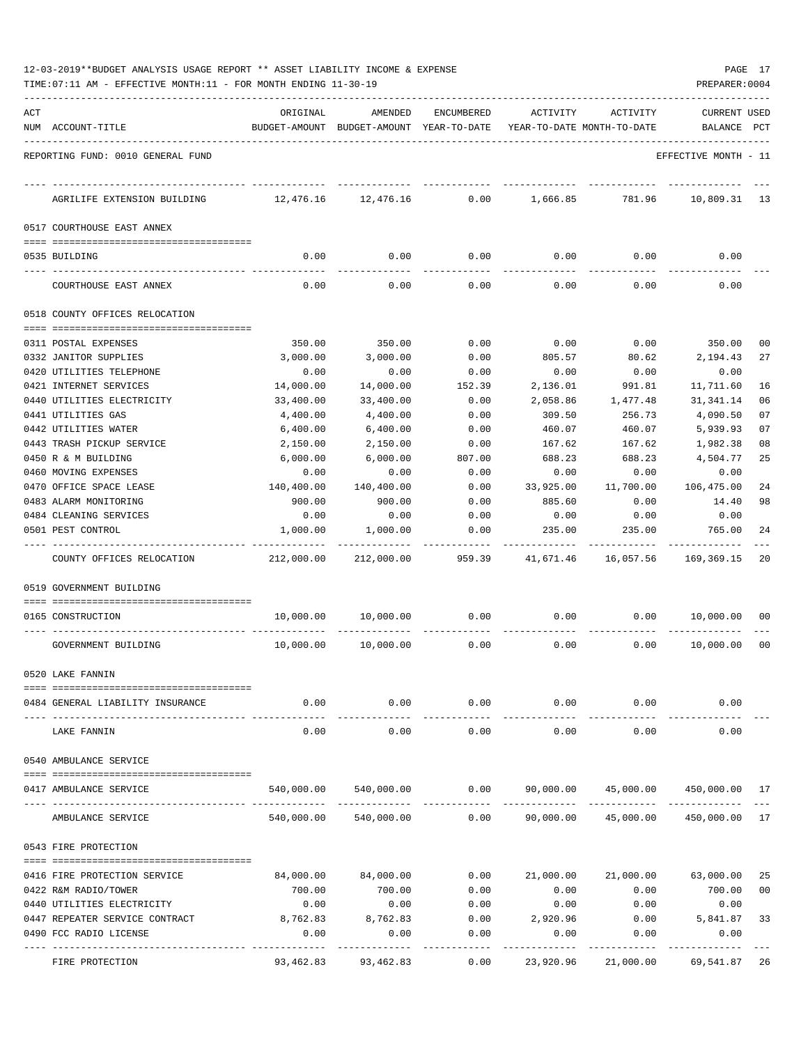12-03-2019**BUDGET ANALYSIS USAGE REPORT ** ASSET LIABILITY INCOME & EXPENSE

TIME:07:11 AM - EFFECTIVE MONTH:11 - FOR MONTH ENDING 11-30-19

PREPARER:0004

| ACT NUM | ACCOUNT-TITLE | ORIGINAL BUDGET-AMOUNT | AMENDED BUDGET-AMOUNT | ENCUMBERED YEAR-TO-DATE | ACTIVITY YEAR-TO-DATE | ACTIVITY MONTH-TO-DATE | CURRENT BALANCE | USED PCT |
|---|---|---|---|---|---|---|---|---|
| | REPORTING FUND: 0010 GENERAL FUND | | | | | | EFFECTIVE MONTH - 11 | |
| | AGRILIFE EXTENSION BUILDING | 12,476.16 | 12,476.16 | 0.00 | 1,666.85 | 781.96 | 10,809.31 | 13 |
| | **0517 COURTHOUSE EAST ANNEX** | | | | | | | |
| 0535 | BUILDING | 0.00 | 0.00 | 0.00 | 0.00 | 0.00 | 0.00 | |
| | COURTHOUSE EAST ANNEX | 0.00 | 0.00 | 0.00 | 0.00 | 0.00 | 0.00 | |
| | **0518 COUNTY OFFICES RELOCATION** | | | | | | | |
| 0311 | POSTAL EXPENSES | 350.00 | 350.00 | 0.00 | 0.00 | 0.00 | 350.00 | 00 |
| 0332 | JANITOR SUPPLIES | 3,000.00 | 3,000.00 | 0.00 | 805.57 | 80.62 | 2,194.43 | 27 |
| 0420 | UTILITIES TELEPHONE | 0.00 | 0.00 | 0.00 | 0.00 | 0.00 | 0.00 | |
| 0421 | INTERNET SERVICES | 14,000.00 | 14,000.00 | 152.39 | 2,136.01 | 991.81 | 11,711.60 | 16 |
| 0440 | UTILITIES ELECTRICITY | 33,400.00 | 33,400.00 | 0.00 | 2,058.86 | 1,477.48 | 31,341.14 | 06 |
| 0441 | UTILITIES GAS | 4,400.00 | 4,400.00 | 0.00 | 309.50 | 256.73 | 4,090.50 | 07 |
| 0442 | UTILITIES WATER | 6,400.00 | 6,400.00 | 0.00 | 460.07 | 460.07 | 5,939.93 | 07 |
| 0443 | TRASH PICKUP SERVICE | 2,150.00 | 2,150.00 | 0.00 | 167.62 | 167.62 | 1,982.38 | 08 |
| 0450 | R & M BUILDING | 6,000.00 | 6,000.00 | 807.00 | 688.23 | 688.23 | 4,504.77 | 25 |
| 0460 | MOVING EXPENSES | 0.00 | 0.00 | 0.00 | 0.00 | 0.00 | 0.00 | |
| 0470 | OFFICE SPACE LEASE | 140,400.00 | 140,400.00 | 0.00 | 33,925.00 | 11,700.00 | 106,475.00 | 24 |
| 0483 | ALARM MONITORING | 900.00 | 900.00 | 0.00 | 885.60 | 0.00 | 14.40 | 98 |
| 0484 | CLEANING SERVICES | 0.00 | 0.00 | 0.00 | 0.00 | 0.00 | 0.00 | |
| 0501 | PEST CONTROL | 1,000.00 | 1,000.00 | 0.00 | 235.00 | 235.00 | 765.00 | 24 |
| | COUNTY OFFICES RELOCATION | 212,000.00 | 212,000.00 | 959.39 | 41,671.46 | 16,057.56 | 169,369.15 | 20 |
| | **0519 GOVERNMENT BUILDING** | | | | | | | |
| 0165 | CONSTRUCTION | 10,000.00 | 10,000.00 | 0.00 | 0.00 | 0.00 | 10,000.00 | 00 |
| | GOVERNMENT BUILDING | 10,000.00 | 10,000.00 | 0.00 | 0.00 | 0.00 | 10,000.00 | 00 |
| | **0520 LAKE FANNIN** | | | | | | | |
| 0484 | GENERAL LIABILITY INSURANCE | 0.00 | 0.00 | 0.00 | 0.00 | 0.00 | 0.00 | |
| | LAKE FANNIN | 0.00 | 0.00 | 0.00 | 0.00 | 0.00 | 0.00 | |
| | **0540 AMBULANCE SERVICE** | | | | | | | |
| 0417 | AMBULANCE SERVICE | 540,000.00 | 540,000.00 | 0.00 | 90,000.00 | 45,000.00 | 450,000.00 | 17 |
| | AMBULANCE SERVICE | 540,000.00 | 540,000.00 | 0.00 | 90,000.00 | 45,000.00 | 450,000.00 | 17 |
| | **0543 FIRE PROTECTION** | | | | | | | |
| 0416 | FIRE PROTECTION SERVICE | 84,000.00 | 84,000.00 | 0.00 | 21,000.00 | 21,000.00 | 63,000.00 | 25 |
| 0422 | R&M RADIO/TOWER | 700.00 | 700.00 | 0.00 | 0.00 | 0.00 | 700.00 | 00 |
| 0440 | UTILITIES ELECTRICITY | 0.00 | 0.00 | 0.00 | 0.00 | 0.00 | 0.00 | |
| 0447 | REPEATER SERVICE CONTRACT | 8,762.83 | 8,762.83 | 0.00 | 2,920.96 | 0.00 | 5,841.87 | 33 |
| 0490 | FCC RADIO LICENSE | 0.00 | 0.00 | 0.00 | 0.00 | 0.00 | 0.00 | |
| | FIRE PROTECTION | 93,462.83 | 93,462.83 | 0.00 | 23,920.96 | 21,000.00 | 69,541.87 | 26 |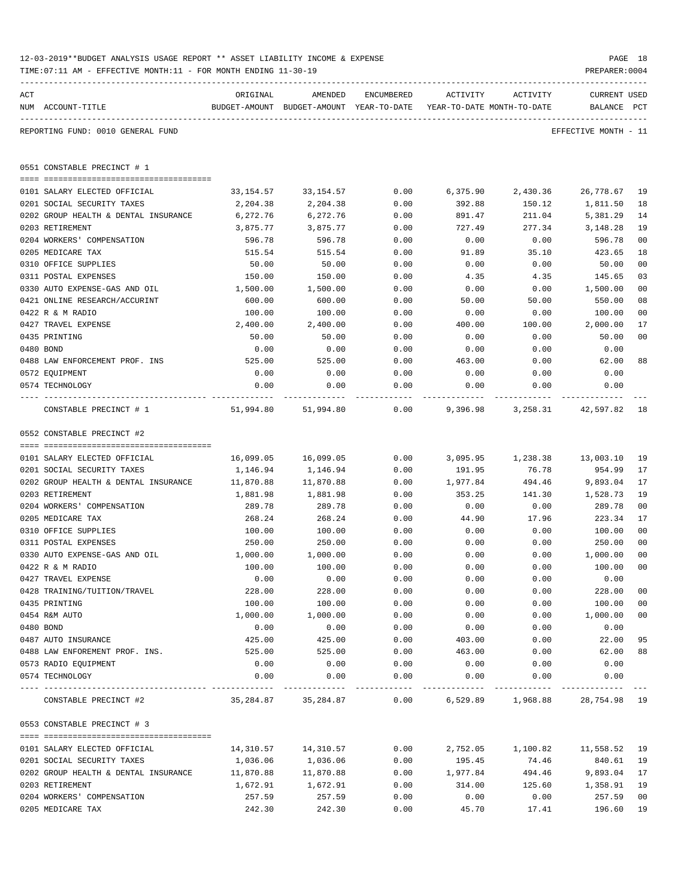12-03-2019**BUDGET ANALYSIS USAGE REPORT ** ASSET LIABILITY INCOME & EXPENSE

TIME:07:11 AM - EFFECTIVE MONTH:11 - FOR MONTH ENDING 11-30-19

PREPARER:0004

REPORTING FUND: 0010 GENERAL FUND — EFFECTIVE MONTH - 11

## 0551 CONSTABLE PRECINCT # 1

| ACT NUM | ACCOUNT-TITLE | ORIGINAL BUDGET-AMOUNT | AMENDED BUDGET-AMOUNT | ENCUMBERED YEAR-TO-DATE | ACTIVITY YEAR-TO-DATE | ACTIVITY MONTH-TO-DATE | CURRENT BALANCE | USED PCT |
|---|---|---|---|---|---|---|---|---|
| 0101 | SALARY ELECTED OFFICIAL | 33,154.57 | 33,154.57 | 0.00 | 6,375.90 | 2,430.36 | 26,778.67 | 19 |
| 0201 | SOCIAL SECURITY TAXES | 2,204.38 | 2,204.38 | 0.00 | 392.88 | 150.12 | 1,811.50 | 18 |
| 0202 | GROUP HEALTH & DENTAL INSURANCE | 6,272.76 | 6,272.76 | 0.00 | 891.47 | 211.04 | 5,381.29 | 14 |
| 0203 | RETIREMENT | 3,875.77 | 3,875.77 | 0.00 | 727.49 | 277.34 | 3,148.28 | 19 |
| 0204 | WORKERS' COMPENSATION | 596.78 | 596.78 | 0.00 | 0.00 | 0.00 | 596.78 | 00 |
| 0205 | MEDICARE TAX | 515.54 | 515.54 | 0.00 | 91.89 | 35.10 | 423.65 | 18 |
| 0310 | OFFICE SUPPLIES | 50.00 | 50.00 | 0.00 | 0.00 | 0.00 | 50.00 | 00 |
| 0311 | POSTAL EXPENSES | 150.00 | 150.00 | 0.00 | 4.35 | 4.35 | 145.65 | 03 |
| 0330 | AUTO EXPENSE-GAS AND OIL | 1,500.00 | 1,500.00 | 0.00 | 0.00 | 0.00 | 1,500.00 | 00 |
| 0421 | ONLINE RESEARCH/ACCURINT | 600.00 | 600.00 | 0.00 | 50.00 | 50.00 | 550.00 | 08 |
| 0422 | R & M RADIO | 100.00 | 100.00 | 0.00 | 0.00 | 0.00 | 100.00 | 00 |
| 0427 | TRAVEL EXPENSE | 2,400.00 | 2,400.00 | 0.00 | 400.00 | 100.00 | 2,000.00 | 17 |
| 0435 | PRINTING | 50.00 | 50.00 | 0.00 | 0.00 | 0.00 | 50.00 | 00 |
| 0480 | BOND | 0.00 | 0.00 | 0.00 | 0.00 | 0.00 | 0.00 | |
| 0488 | LAW ENFORCEMENT PROF. INS | 525.00 | 525.00 | 0.00 | 463.00 | 0.00 | 62.00 | 88 |
| 0572 | EQUIPMENT | 0.00 | 0.00 | 0.00 | 0.00 | 0.00 | 0.00 | |
| 0574 | TECHNOLOGY | 0.00 | 0.00 | 0.00 | 0.00 | 0.00 | 0.00 | |
| | CONSTABLE PRECINCT # 1 | 51,994.80 | 51,994.80 | 0.00 | 9,396.98 | 3,258.31 | 42,597.82 | 18 |

## 0552 CONSTABLE PRECINCT #2

| ACT NUM | ACCOUNT-TITLE | ORIGINAL BUDGET-AMOUNT | AMENDED BUDGET-AMOUNT | ENCUMBERED YEAR-TO-DATE | ACTIVITY YEAR-TO-DATE | ACTIVITY MONTH-TO-DATE | CURRENT BALANCE | USED PCT |
|---|---|---|---|---|---|---|---|---|
| 0101 | SALARY ELECTED OFFICIAL | 16,099.05 | 16,099.05 | 0.00 | 3,095.95 | 1,238.38 | 13,003.10 | 19 |
| 0201 | SOCIAL SECURITY TAXES | 1,146.94 | 1,146.94 | 0.00 | 191.95 | 76.78 | 954.99 | 17 |
| 0202 | GROUP HEALTH & DENTAL INSURANCE | 11,870.88 | 11,870.88 | 0.00 | 1,977.84 | 494.46 | 9,893.04 | 17 |
| 0203 | RETIREMENT | 1,881.98 | 1,881.98 | 0.00 | 353.25 | 141.30 | 1,528.73 | 19 |
| 0204 | WORKERS' COMPENSATION | 289.78 | 289.78 | 0.00 | 0.00 | 0.00 | 289.78 | 00 |
| 0205 | MEDICARE TAX | 268.24 | 268.24 | 0.00 | 44.90 | 17.96 | 223.34 | 17 |
| 0310 | OFFICE SUPPLIES | 100.00 | 100.00 | 0.00 | 0.00 | 0.00 | 100.00 | 00 |
| 0311 | POSTAL EXPENSES | 250.00 | 250.00 | 0.00 | 0.00 | 0.00 | 250.00 | 00 |
| 0330 | AUTO EXPENSE-GAS AND OIL | 1,000.00 | 1,000.00 | 0.00 | 0.00 | 0.00 | 1,000.00 | 00 |
| 0422 | R & M RADIO | 100.00 | 100.00 | 0.00 | 0.00 | 0.00 | 100.00 | 00 |
| 0427 | TRAVEL EXPENSE | 0.00 | 0.00 | 0.00 | 0.00 | 0.00 | 0.00 | |
| 0428 | TRAINING/TUITION/TRAVEL | 228.00 | 228.00 | 0.00 | 0.00 | 0.00 | 228.00 | 00 |
| 0435 | PRINTING | 100.00 | 100.00 | 0.00 | 0.00 | 0.00 | 100.00 | 00 |
| 0454 | R&M AUTO | 1,000.00 | 1,000.00 | 0.00 | 0.00 | 0.00 | 1,000.00 | 00 |
| 0480 | BOND | 0.00 | 0.00 | 0.00 | 0.00 | 0.00 | 0.00 | |
| 0487 | AUTO INSURANCE | 425.00 | 425.00 | 0.00 | 403.00 | 0.00 | 22.00 | 95 |
| 0488 | LAW ENFOREMENT PROF. INS. | 525.00 | 525.00 | 0.00 | 463.00 | 0.00 | 62.00 | 88 |
| 0573 | RADIO EQUIPMENT | 0.00 | 0.00 | 0.00 | 0.00 | 0.00 | 0.00 | |
| 0574 | TECHNOLOGY | 0.00 | 0.00 | 0.00 | 0.00 | 0.00 | 0.00 | |
| | CONSTABLE PRECINCT #2 | 35,284.87 | 35,284.87 | 0.00 | 6,529.89 | 1,968.88 | 28,754.98 | 19 |

## 0553 CONSTABLE PRECINCT # 3

| ACT NUM | ACCOUNT-TITLE | ORIGINAL BUDGET-AMOUNT | AMENDED BUDGET-AMOUNT | ENCUMBERED YEAR-TO-DATE | ACTIVITY YEAR-TO-DATE | ACTIVITY MONTH-TO-DATE | CURRENT BALANCE | USED PCT |
|---|---|---|---|---|---|---|---|---|
| 0101 | SALARY ELECTED OFFICIAL | 14,310.57 | 14,310.57 | 0.00 | 2,752.05 | 1,100.82 | 11,558.52 | 19 |
| 0201 | SOCIAL SECURITY TAXES | 1,036.06 | 1,036.06 | 0.00 | 195.45 | 74.46 | 840.61 | 19 |
| 0202 | GROUP HEALTH & DENTAL INSURANCE | 11,870.88 | 11,870.88 | 0.00 | 1,977.84 | 494.46 | 9,893.04 | 17 |
| 0203 | RETIREMENT | 1,672.91 | 1,672.91 | 0.00 | 314.00 | 125.60 | 1,358.91 | 19 |
| 0204 | WORKERS' COMPENSATION | 257.59 | 257.59 | 0.00 | 0.00 | 0.00 | 257.59 | 00 |
| 0205 | MEDICARE TAX | 242.30 | 242.30 | 0.00 | 45.70 | 17.41 | 196.60 | 19 |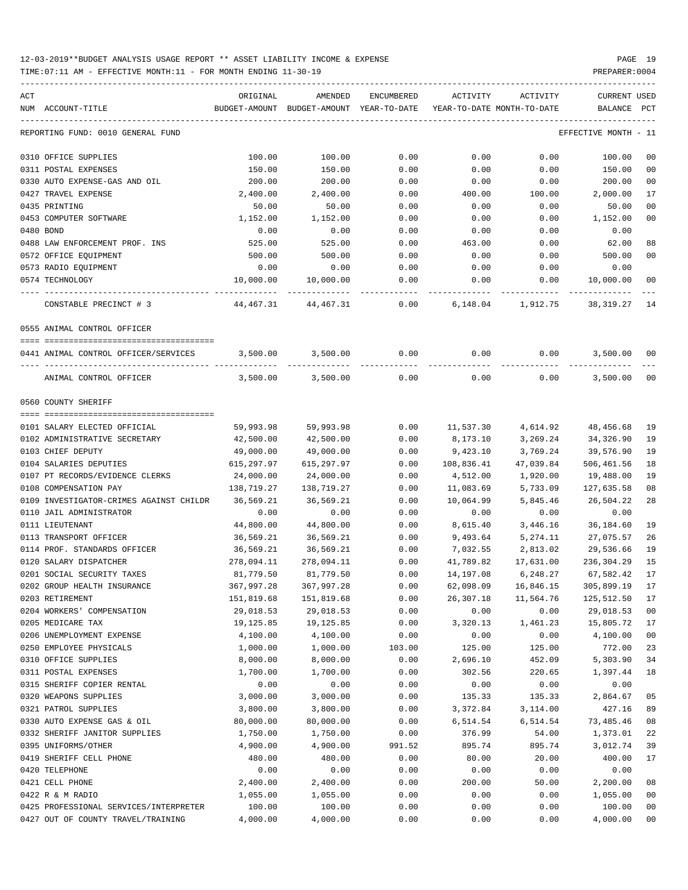12-03-2019**BUDGET ANALYSIS USAGE REPORT ** ASSET LIABILITY INCOME & EXPENSE

TIME:07:11 AM - EFFECTIVE MONTH:11 - FOR MONTH ENDING 11-30-19

PREPARER:0004

| ACT NUM | ACCOUNT-TITLE | ORIGINAL BUDGET-AMOUNT | AMENDED BUDGET-AMOUNT | ENCUMBERED YEAR-TO-DATE | ACTIVITY YEAR-TO-DATE | ACTIVITY MONTH-TO-DATE | CURRENT BALANCE | USED PCT |
|---|---|---|---|---|---|---|---|---|
| | REPORTING FUND: 0010 GENERAL FUND | | | | | | EFFECTIVE MONTH - 11 | |
| 0310 | OFFICE SUPPLIES | 100.00 | 100.00 | 0.00 | 0.00 | 0.00 | 100.00 | 00 |
| 0311 | POSTAL EXPENSES | 150.00 | 150.00 | 0.00 | 0.00 | 0.00 | 150.00 | 00 |
| 0330 | AUTO EXPENSE-GAS AND OIL | 200.00 | 200.00 | 0.00 | 0.00 | 0.00 | 200.00 | 00 |
| 0427 | TRAVEL EXPENSE | 2,400.00 | 2,400.00 | 0.00 | 400.00 | 100.00 | 2,000.00 | 17 |
| 0435 | PRINTING | 50.00 | 50.00 | 0.00 | 0.00 | 0.00 | 50.00 | 00 |
| 0453 | COMPUTER SOFTWARE | 1,152.00 | 1,152.00 | 0.00 | 0.00 | 0.00 | 1,152.00 | 00 |
| 0480 | BOND | 0.00 | 0.00 | 0.00 | 0.00 | 0.00 | 0.00 | |
| 0488 | LAW ENFORCEMENT PROF. INS | 525.00 | 525.00 | 0.00 | 463.00 | 0.00 | 62.00 | 88 |
| 0572 | OFFICE EQUIPMENT | 500.00 | 500.00 | 0.00 | 0.00 | 0.00 | 500.00 | 00 |
| 0573 | RADIO EQUIPMENT | 0.00 | 0.00 | 0.00 | 0.00 | 0.00 | 0.00 | |
| 0574 | TECHNOLOGY | 10,000.00 | 10,000.00 | 0.00 | 0.00 | 0.00 | 10,000.00 | 00 |
| | CONSTABLE PRECINCT # 3 | 44,467.31 | 44,467.31 | 0.00 | 6,148.04 | 1,912.75 | 38,319.27 | 14 |
| | 0555 ANIMAL CONTROL OFFICER | | | | | | | |
| 0441 | ANIMAL CONTROL OFFICER/SERVICES | 3,500.00 | 3,500.00 | 0.00 | 0.00 | 0.00 | 3,500.00 | 00 |
| | ANIMAL CONTROL OFFICER | 3,500.00 | 3,500.00 | 0.00 | 0.00 | 0.00 | 3,500.00 | 00 |
| | 0560 COUNTY SHERIFF | | | | | | | |
| 0101 | SALARY ELECTED OFFICIAL | 59,993.98 | 59,993.98 | 0.00 | 11,537.30 | 4,614.92 | 48,456.68 | 19 |
| 0102 | ADMINISTRATIVE SECRETARY | 42,500.00 | 42,500.00 | 0.00 | 8,173.10 | 3,269.24 | 34,326.90 | 19 |
| 0103 | CHIEF DEPUTY | 49,000.00 | 49,000.00 | 0.00 | 9,423.10 | 3,769.24 | 39,576.90 | 19 |
| 0104 | SALARIES DEPUTIES | 615,297.97 | 615,297.97 | 0.00 | 108,836.41 | 47,039.84 | 506,461.56 | 18 |
| 0107 | PT RECORDS/EVIDENCE CLERKS | 24,000.00 | 24,000.00 | 0.00 | 4,512.00 | 1,920.00 | 19,488.00 | 19 |
| 0108 | COMPENSATION PAY | 138,719.27 | 138,719.27 | 0.00 | 11,083.69 | 5,733.09 | 127,635.58 | 08 |
| 0109 | INVESTIGATOR-CRIMES AGAINST CHILDR | 36,569.21 | 36,569.21 | 0.00 | 10,064.99 | 5,845.46 | 26,504.22 | 28 |
| 0110 | JAIL ADMINISTRATOR | 0.00 | 0.00 | 0.00 | 0.00 | 0.00 | 0.00 | |
| 0111 | LIEUTENANT | 44,800.00 | 44,800.00 | 0.00 | 8,615.40 | 3,446.16 | 36,184.60 | 19 |
| 0113 | TRANSPORT OFFICER | 36,569.21 | 36,569.21 | 0.00 | 9,493.64 | 5,274.11 | 27,075.57 | 26 |
| 0114 | PROF. STANDARDS OFFICER | 36,569.21 | 36,569.21 | 0.00 | 7,032.55 | 2,813.02 | 29,536.66 | 19 |
| 0120 | SALARY DISPATCHER | 278,094.11 | 278,094.11 | 0.00 | 41,789.82 | 17,631.00 | 236,304.29 | 15 |
| 0201 | SOCIAL SECURITY TAXES | 81,779.50 | 81,779.50 | 0.00 | 14,197.08 | 6,248.27 | 67,582.42 | 17 |
| 0202 | GROUP HEALTH INSURANCE | 367,997.28 | 367,997.28 | 0.00 | 62,098.09 | 16,846.15 | 305,899.19 | 17 |
| 0203 | RETIREMENT | 151,819.68 | 151,819.68 | 0.00 | 26,307.18 | 11,564.76 | 125,512.50 | 17 |
| 0204 | WORKERS' COMPENSATION | 29,018.53 | 29,018.53 | 0.00 | 0.00 | 0.00 | 29,018.53 | 00 |
| 0205 | MEDICARE TAX | 19,125.85 | 19,125.85 | 0.00 | 3,320.13 | 1,461.23 | 15,805.72 | 17 |
| 0206 | UNEMPLOYMENT EXPENSE | 4,100.00 | 4,100.00 | 0.00 | 0.00 | 0.00 | 4,100.00 | 00 |
| 0250 | EMPLOYEE PHYSICALS | 1,000.00 | 1,000.00 | 103.00 | 125.00 | 125.00 | 772.00 | 23 |
| 0310 | OFFICE SUPPLIES | 8,000.00 | 8,000.00 | 0.00 | 2,696.10 | 452.09 | 5,303.90 | 34 |
| 0311 | POSTAL EXPENSES | 1,700.00 | 1,700.00 | 0.00 | 302.56 | 220.65 | 1,397.44 | 18 |
| 0315 | SHERIFF COPIER RENTAL | 0.00 | 0.00 | 0.00 | 0.00 | 0.00 | 0.00 | |
| 0320 | WEAPONS SUPPLIES | 3,000.00 | 3,000.00 | 0.00 | 135.33 | 135.33 | 2,864.67 | 05 |
| 0321 | PATROL SUPPLIES | 3,800.00 | 3,800.00 | 0.00 | 3,372.84 | 3,114.00 | 427.16 | 89 |
| 0330 | AUTO EXPENSE GAS & OIL | 80,000.00 | 80,000.00 | 0.00 | 6,514.54 | 6,514.54 | 73,485.46 | 08 |
| 0332 | SHERIFF JANITOR SUPPLIES | 1,750.00 | 1,750.00 | 0.00 | 376.99 | 54.00 | 1,373.01 | 22 |
| 0395 | UNIFORMS/OTHER | 4,900.00 | 4,900.00 | 991.52 | 895.74 | 895.74 | 3,012.74 | 39 |
| 0419 | SHERIFF CELL PHONE | 480.00 | 480.00 | 0.00 | 80.00 | 20.00 | 400.00 | 17 |
| 0420 | TELEPHONE | 0.00 | 0.00 | 0.00 | 0.00 | 0.00 | 0.00 | |
| 0421 | CELL PHONE | 2,400.00 | 2,400.00 | 0.00 | 200.00 | 50.00 | 2,200.00 | 08 |
| 0422 | R & M RADIO | 1,055.00 | 1,055.00 | 0.00 | 0.00 | 0.00 | 1,055.00 | 00 |
| 0425 | PROFESSIONAL SERVICES/INTERPRETER | 100.00 | 100.00 | 0.00 | 0.00 | 0.00 | 100.00 | 00 |
| 0427 | OUT OF COUNTY TRAVEL/TRAINING | 4,000.00 | 4,000.00 | 0.00 | 0.00 | 0.00 | 4,000.00 | 00 |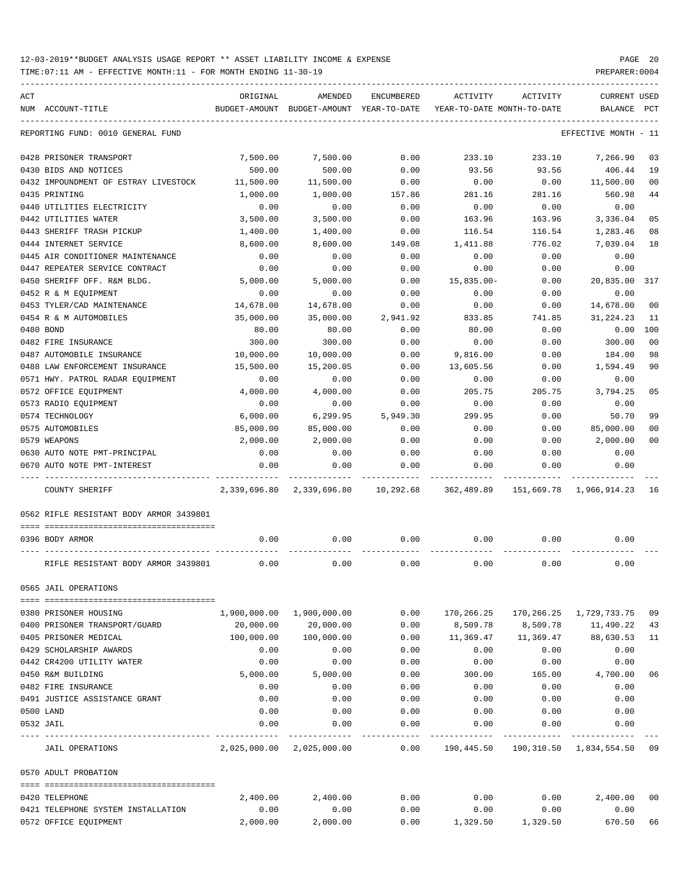12-03-2019**BUDGET ANALYSIS USAGE REPORT ** ASSET LIABILITY INCOME & EXPENSE

TIME:07:11 AM - EFFECTIVE MONTH:11 - FOR MONTH ENDING 11-30-19

PREPARER:0004

REPORTING FUND: 0010 GENERAL FUND — EFFECTIVE MONTH - 11

| ACT NUM | ACCOUNT-TITLE | ORIGINAL BUDGET-AMOUNT | AMENDED BUDGET-AMOUNT | ENCUMBERED YEAR-TO-DATE | ACTIVITY YEAR-TO-DATE | ACTIVITY MONTH-TO-DATE | CURRENT BALANCE | USED PCT |
|---|---|---|---|---|---|---|---|---|
| 0428 | PRISONER TRANSPORT | 7,500.00 | 7,500.00 | 0.00 | 233.10 | 233.10 | 7,266.90 | 03 |
| 0430 | BIDS AND NOTICES | 500.00 | 500.00 | 0.00 | 93.56 | 93.56 | 406.44 | 19 |
| 0432 | IMPOUNDMENT OF ESTRAY LIVESTOCK | 11,500.00 | 11,500.00 | 0.00 | 0.00 | 0.00 | 11,500.00 | 00 |
| 0435 | PRINTING | 1,000.00 | 1,000.00 | 157.86 | 281.16 | 281.16 | 560.98 | 44 |
| 0440 | UTILITIES ELECTRICITY | 0.00 | 0.00 | 0.00 | 0.00 | 0.00 | 0.00 | |
| 0442 | UTILITIES WATER | 3,500.00 | 3,500.00 | 0.00 | 163.96 | 163.96 | 3,336.04 | 05 |
| 0443 | SHERIFF TRASH PICKUP | 1,400.00 | 1,400.00 | 0.00 | 116.54 | 116.54 | 1,283.46 | 08 |
| 0444 | INTERNET SERVICE | 8,600.00 | 8,600.00 | 149.08 | 1,411.88 | 776.02 | 7,039.04 | 18 |
| 0445 | AIR CONDITIONER MAINTENANCE | 0.00 | 0.00 | 0.00 | 0.00 | 0.00 | 0.00 | |
| 0447 | REPEATER SERVICE CONTRACT | 0.00 | 0.00 | 0.00 | 0.00 | 0.00 | 0.00 | |
| 0450 | SHERIFF OFF. R&M BLDG. | 5,000.00 | 5,000.00 | 0.00 | 15,835.00- | 0.00 | 20,835.00 | 317 |
| 0452 | R & M EQUIPMENT | 0.00 | 0.00 | 0.00 | 0.00 | 0.00 | 0.00 | |
| 0453 | TYLER/CAD MAINTENANCE | 14,678.00 | 14,678.00 | 0.00 | 0.00 | 0.00 | 14,678.00 | 00 |
| 0454 | R & M AUTOMOBILES | 35,000.00 | 35,000.00 | 2,941.92 | 833.85 | 741.85 | 31,224.23 | 11 |
| 0480 | BOND | 80.00 | 80.00 | 0.00 | 80.00 | 0.00 | 0.00 | 100 |
| 0482 | FIRE INSURANCE | 300.00 | 300.00 | 0.00 | 0.00 | 0.00 | 300.00 | 00 |
| 0487 | AUTOMOBILE INSURANCE | 10,000.00 | 10,000.00 | 0.00 | 9,816.00 | 0.00 | 184.00 | 98 |
| 0488 | LAW ENFORCEMENT INSURANCE | 15,500.00 | 15,200.05 | 0.00 | 13,605.56 | 0.00 | 1,594.49 | 90 |
| 0571 | HWY. PATROL RADAR EQUIPMENT | 0.00 | 0.00 | 0.00 | 0.00 | 0.00 | 0.00 | |
| 0572 | OFFICE EQUIPMENT | 4,000.00 | 4,000.00 | 0.00 | 205.75 | 205.75 | 3,794.25 | 05 |
| 0573 | RADIO EQUIPMENT | 0.00 | 0.00 | 0.00 | 0.00 | 0.00 | 0.00 | |
| 0574 | TECHNOLOGY | 6,000.00 | 6,299.95 | 5,949.30 | 299.95 | 0.00 | 50.70 | 99 |
| 0575 | AUTOMOBILES | 85,000.00 | 85,000.00 | 0.00 | 0.00 | 0.00 | 85,000.00 | 00 |
| 0579 | WEAPONS | 2,000.00 | 2,000.00 | 0.00 | 0.00 | 0.00 | 2,000.00 | 00 |
| 0630 | AUTO NOTE PMT-PRINCIPAL | 0.00 | 0.00 | 0.00 | 0.00 | 0.00 | 0.00 | |
| 0670 | AUTO NOTE PMT-INTEREST | 0.00 | 0.00 | 0.00 | 0.00 | 0.00 | 0.00 | |
| | COUNTY SHERIFF | 2,339,696.80 | 2,339,696.80 | 10,292.68 | 362,489.89 | 151,669.78 | 1,966,914.23 | 16 |

0562 RIFLE RESISTANT BODY ARMOR 3439801

| ACT NUM | ACCOUNT-TITLE | ORIGINAL BUDGET-AMOUNT | AMENDED BUDGET-AMOUNT | ENCUMBERED YEAR-TO-DATE | ACTIVITY YEAR-TO-DATE | ACTIVITY MONTH-TO-DATE | CURRENT BALANCE | USED PCT |
|---|---|---|---|---|---|---|---|---|
| 0396 | BODY ARMOR | 0.00 | 0.00 | 0.00 | 0.00 | 0.00 | 0.00 | |
| | RIFLE RESISTANT BODY ARMOR 3439801 | 0.00 | 0.00 | 0.00 | 0.00 | 0.00 | 0.00 | |

0565 JAIL OPERATIONS

| ACT NUM | ACCOUNT-TITLE | ORIGINAL BUDGET-AMOUNT | AMENDED BUDGET-AMOUNT | ENCUMBERED YEAR-TO-DATE | ACTIVITY YEAR-TO-DATE | ACTIVITY MONTH-TO-DATE | CURRENT BALANCE | USED PCT |
|---|---|---|---|---|---|---|---|---|
| 0380 | PRISONER HOUSING | 1,900,000.00 | 1,900,000.00 | 0.00 | 170,266.25 | 170,266.25 | 1,729,733.75 | 09 |
| 0400 | PRISONER TRANSPORT/GUARD | 20,000.00 | 20,000.00 | 0.00 | 8,509.78 | 8,509.78 | 11,490.22 | 43 |
| 0405 | PRISONER MEDICAL | 100,000.00 | 100,000.00 | 0.00 | 11,369.47 | 11,369.47 | 88,630.53 | 11 |
| 0429 | SCHOLARSHIP AWARDS | 0.00 | 0.00 | 0.00 | 0.00 | 0.00 | 0.00 | |
| 0442 | CR4200 UTILITY WATER | 0.00 | 0.00 | 0.00 | 0.00 | 0.00 | 0.00 | |
| 0450 | R&M BUILDING | 5,000.00 | 5,000.00 | 0.00 | 300.00 | 165.00 | 4,700.00 | 06 |
| 0482 | FIRE INSURANCE | 0.00 | 0.00 | 0.00 | 0.00 | 0.00 | 0.00 | |
| 0491 | JUSTICE ASSISTANCE GRANT | 0.00 | 0.00 | 0.00 | 0.00 | 0.00 | 0.00 | |
| 0500 | LAND | 0.00 | 0.00 | 0.00 | 0.00 | 0.00 | 0.00 | |
| 0532 | JAIL | 0.00 | 0.00 | 0.00 | 0.00 | 0.00 | 0.00 | |
| | JAIL OPERATIONS | 2,025,000.00 | 2,025,000.00 | 0.00 | 190,445.50 | 190,310.50 | 1,834,554.50 | 09 |

0570 ADULT PROBATION

| ACT NUM | ACCOUNT-TITLE | ORIGINAL BUDGET-AMOUNT | AMENDED BUDGET-AMOUNT | ENCUMBERED YEAR-TO-DATE | ACTIVITY YEAR-TO-DATE | ACTIVITY MONTH-TO-DATE | CURRENT BALANCE | USED PCT |
|---|---|---|---|---|---|---|---|---|
| 0420 | TELEPHONE | 2,400.00 | 2,400.00 | 0.00 | 0.00 | 0.00 | 2,400.00 | 00 |
| 0421 | TELEPHONE SYSTEM INSTALLATION | 0.00 | 0.00 | 0.00 | 0.00 | 0.00 | 0.00 | |
| 0572 | OFFICE EQUIPMENT | 2,000.00 | 2,000.00 | 0.00 | 1,329.50 | 1,329.50 | 670.50 | 66 |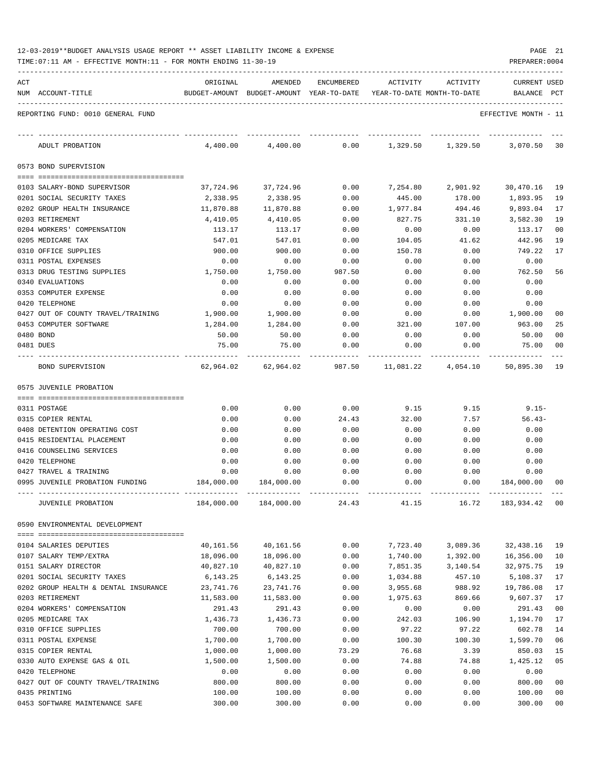12-03-2019**BUDGET ANALYSIS USAGE REPORT ** ASSET LIABILITY INCOME & EXPENSE

TIME:07:11 AM - EFFECTIVE MONTH:11 - FOR MONTH ENDING 11-30-19

PREPARER:0004

REPORTING FUND: 0010 GENERAL FUND — EFFECTIVE MONTH - 11

| ACT NUM | ACCOUNT-TITLE | ORIGINAL BUDGET-AMOUNT | AMENDED BUDGET-AMOUNT | ENCUMBERED YEAR-TO-DATE | ACTIVITY YEAR-TO-DATE | ACTIVITY MONTH-TO-DATE | CURRENT BALANCE | USED PCT |
|---|---|---|---|---|---|---|---|---|
| | ADULT PROBATION | 4,400.00 | 4,400.00 | 0.00 | 1,329.50 | 1,329.50 | 3,070.50 | 30 |
| | **0573 BOND SUPERVISION** | | | | | | | |
| 0103 | SALARY-BOND SUPERVISOR | 37,724.96 | 37,724.96 | 0.00 | 7,254.80 | 2,901.92 | 30,470.16 | 19 |
| 0201 | SOCIAL SECURITY TAXES | 2,338.95 | 2,338.95 | 0.00 | 445.00 | 178.00 | 1,893.95 | 19 |
| 0202 | GROUP HEALTH INSURANCE | 11,870.88 | 11,870.88 | 0.00 | 1,977.84 | 494.46 | 9,893.04 | 17 |
| 0203 | RETIREMENT | 4,410.05 | 4,410.05 | 0.00 | 827.75 | 331.10 | 3,582.30 | 19 |
| 0204 | WORKERS' COMPENSATION | 113.17 | 113.17 | 0.00 | 0.00 | 0.00 | 113.17 | 00 |
| 0205 | MEDICARE TAX | 547.01 | 547.01 | 0.00 | 104.05 | 41.62 | 442.96 | 19 |
| 0310 | OFFICE SUPPLIES | 900.00 | 900.00 | 0.00 | 150.78 | 0.00 | 749.22 | 17 |
| 0311 | POSTAL EXPENSES | 0.00 | 0.00 | 0.00 | 0.00 | 0.00 | 0.00 | |
| 0313 | DRUG TESTING SUPPLIES | 1,750.00 | 1,750.00 | 987.50 | 0.00 | 0.00 | 762.50 | 56 |
| 0340 | EVALUATIONS | 0.00 | 0.00 | 0.00 | 0.00 | 0.00 | 0.00 | |
| 0353 | COMPUTER EXPENSE | 0.00 | 0.00 | 0.00 | 0.00 | 0.00 | 0.00 | |
| 0420 | TELEPHONE | 0.00 | 0.00 | 0.00 | 0.00 | 0.00 | 0.00 | |
| 0427 | OUT OF COUNTY TRAVEL/TRAINING | 1,900.00 | 1,900.00 | 0.00 | 0.00 | 0.00 | 1,900.00 | 00 |
| 0453 | COMPUTER SOFTWARE | 1,284.00 | 1,284.00 | 0.00 | 321.00 | 107.00 | 963.00 | 25 |
| 0480 | BOND | 50.00 | 50.00 | 0.00 | 0.00 | 0.00 | 50.00 | 00 |
| 0481 | DUES | 75.00 | 75.00 | 0.00 | 0.00 | 0.00 | 75.00 | 00 |
| | BOND SUPERVISION | 62,964.02 | 62,964.02 | 987.50 | 11,081.22 | 4,054.10 | 50,895.30 | 19 |
| | **0575 JUVENILE PROBATION** | | | | | | | |
| 0311 | POSTAGE | 0.00 | 0.00 | 0.00 | 9.15 | 9.15 | 9.15- | |
| 0315 | COPIER RENTAL | 0.00 | 0.00 | 24.43 | 32.00 | 7.57 | 56.43- | |
| 0408 | DETENTION OPERATING COST | 0.00 | 0.00 | 0.00 | 0.00 | 0.00 | 0.00 | |
| 0415 | RESIDENTIAL PLACEMENT | 0.00 | 0.00 | 0.00 | 0.00 | 0.00 | 0.00 | |
| 0416 | COUNSELING SERVICES | 0.00 | 0.00 | 0.00 | 0.00 | 0.00 | 0.00 | |
| 0420 | TELEPHONE | 0.00 | 0.00 | 0.00 | 0.00 | 0.00 | 0.00 | |
| 0427 | TRAVEL & TRAINING | 0.00 | 0.00 | 0.00 | 0.00 | 0.00 | 0.00 | |
| 0995 | JUVENILE PROBATION FUNDING | 184,000.00 | 184,000.00 | 0.00 | 0.00 | 0.00 | 184,000.00 | 00 |
| | JUVENILE PROBATION | 184,000.00 | 184,000.00 | 24.43 | 41.15 | 16.72 | 183,934.42 | 00 |
| | **0590 ENVIRONMENTAL DEVELOPMENT** | | | | | | | |
| 0104 | SALARIES DEPUTIES | 40,161.56 | 40,161.56 | 0.00 | 7,723.40 | 3,089.36 | 32,438.16 | 19 |
| 0107 | SALARY TEMP/EXTRA | 18,096.00 | 18,096.00 | 0.00 | 1,740.00 | 1,392.00 | 16,356.00 | 10 |
| 0151 | SALARY DIRECTOR | 40,827.10 | 40,827.10 | 0.00 | 7,851.35 | 3,140.54 | 32,975.75 | 19 |
| 0201 | SOCIAL SECURITY TAXES | 6,143.25 | 6,143.25 | 0.00 | 1,034.88 | 457.10 | 5,108.37 | 17 |
| 0202 | GROUP HEALTH & DENTAL INSURANCE | 23,741.76 | 23,741.76 | 0.00 | 3,955.68 | 988.92 | 19,786.08 | 17 |
| 0203 | RETIREMENT | 11,583.00 | 11,583.00 | 0.00 | 1,975.63 | 869.66 | 9,607.37 | 17 |
| 0204 | WORKERS' COMPENSATION | 291.43 | 291.43 | 0.00 | 0.00 | 0.00 | 291.43 | 00 |
| 0205 | MEDICARE TAX | 1,436.73 | 1,436.73 | 0.00 | 242.03 | 106.90 | 1,194.70 | 17 |
| 0310 | OFFICE SUPPLIES | 700.00 | 700.00 | 0.00 | 97.22 | 97.22 | 602.78 | 14 |
| 0311 | POSTAL EXPENSE | 1,700.00 | 1,700.00 | 0.00 | 100.30 | 100.30 | 1,599.70 | 06 |
| 0315 | COPIER RENTAL | 1,000.00 | 1,000.00 | 73.29 | 76.68 | 3.39 | 850.03 | 15 |
| 0330 | AUTO EXPENSE GAS & OIL | 1,500.00 | 1,500.00 | 0.00 | 74.88 | 74.88 | 1,425.12 | 05 |
| 0420 | TELEPHONE | 0.00 | 0.00 | 0.00 | 0.00 | 0.00 | 0.00 | |
| 0427 | OUT OF COUNTY TRAVEL/TRAINING | 800.00 | 800.00 | 0.00 | 0.00 | 0.00 | 800.00 | 00 |
| 0435 | PRINTING | 100.00 | 100.00 | 0.00 | 0.00 | 0.00 | 100.00 | 00 |
| 0453 | SOFTWARE MAINTENANCE SAFE | 300.00 | 300.00 | 0.00 | 0.00 | 0.00 | 300.00 | 00 |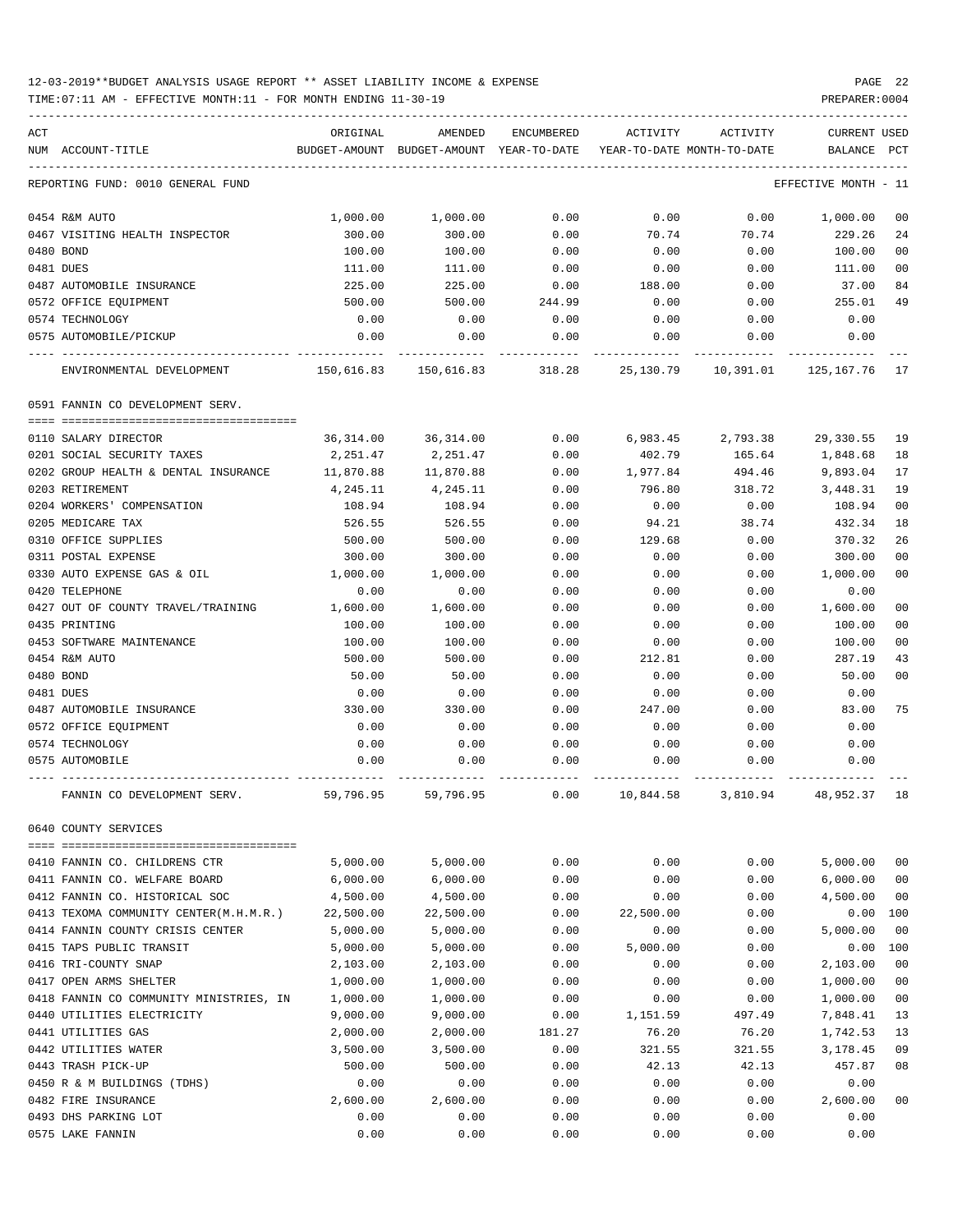12-03-2019**BUDGET ANALYSIS USAGE REPORT ** ASSET LIABILITY INCOME & EXPENSE

TIME:07:11 AM - EFFECTIVE MONTH:11 - FOR MONTH ENDING 11-30-19

| ACT NUM | ACCOUNT-TITLE | ORIGINAL BUDGET-AMOUNT | AMENDED BUDGET-AMOUNT | ENCUMBERED YEAR-TO-DATE | ACTIVITY YEAR-TO-DATE | ACTIVITY MONTH-TO-DATE | CURRENT BALANCE | USED PCT |
|---|---|---|---|---|---|---|---|---|
| | REPORTING FUND: 0010 GENERAL FUND | | | | | | EFFECTIVE MONTH - 11 | |
| 0454 | R&M AUTO | 1,000.00 | 1,000.00 | 0.00 | 0.00 | 0.00 | 1,000.00 | 00 |
| 0467 | VISITING HEALTH INSPECTOR | 300.00 | 300.00 | 0.00 | 70.74 | 70.74 | 229.26 | 24 |
| 0480 | BOND | 100.00 | 100.00 | 0.00 | 0.00 | 0.00 | 100.00 | 00 |
| 0481 | DUES | 111.00 | 111.00 | 0.00 | 0.00 | 0.00 | 111.00 | 00 |
| 0487 | AUTOMOBILE INSURANCE | 225.00 | 225.00 | 0.00 | 188.00 | 0.00 | 37.00 | 84 |
| 0572 | OFFICE EQUIPMENT | 500.00 | 500.00 | 244.99 | 0.00 | 0.00 | 255.01 | 49 |
| 0574 | TECHNOLOGY | 0.00 | 0.00 | 0.00 | 0.00 | 0.00 | 0.00 | |
| 0575 | AUTOMOBILE/PICKUP | 0.00 | 0.00 | 0.00 | 0.00 | 0.00 | 0.00 | |
| | ENVIRONMENTAL DEVELOPMENT | 150,616.83 | 150,616.83 | 318.28 | 25,130.79 | 10,391.01 | 125,167.76 | 17 |
| | 0591 FANNIN CO DEVELOPMENT SERV. | | | | | | | |
| 0110 | SALARY DIRECTOR | 36,314.00 | 36,314.00 | 0.00 | 6,983.45 | 2,793.38 | 29,330.55 | 19 |
| 0201 | SOCIAL SECURITY TAXES | 2,251.47 | 2,251.47 | 0.00 | 402.79 | 165.64 | 1,848.68 | 18 |
| 0202 | GROUP HEALTH & DENTAL INSURANCE | 11,870.88 | 11,870.88 | 0.00 | 1,977.84 | 494.46 | 9,893.04 | 17 |
| 0203 | RETIREMENT | 4,245.11 | 4,245.11 | 0.00 | 796.80 | 318.72 | 3,448.31 | 19 |
| 0204 | WORKERS' COMPENSATION | 108.94 | 108.94 | 0.00 | 0.00 | 0.00 | 108.94 | 00 |
| 0205 | MEDICARE TAX | 526.55 | 526.55 | 0.00 | 94.21 | 38.74 | 432.34 | 18 |
| 0310 | OFFICE SUPPLIES | 500.00 | 500.00 | 0.00 | 129.68 | 0.00 | 370.32 | 26 |
| 0311 | POSTAL EXPENSE | 300.00 | 300.00 | 0.00 | 0.00 | 0.00 | 300.00 | 00 |
| 0330 | AUTO EXPENSE GAS & OIL | 1,000.00 | 1,000.00 | 0.00 | 0.00 | 0.00 | 1,000.00 | 00 |
| 0420 | TELEPHONE | 0.00 | 0.00 | 0.00 | 0.00 | 0.00 | 0.00 | |
| 0427 | OUT OF COUNTY TRAVEL/TRAINING | 1,600.00 | 1,600.00 | 0.00 | 0.00 | 0.00 | 1,600.00 | 00 |
| 0435 | PRINTING | 100.00 | 100.00 | 0.00 | 0.00 | 0.00 | 100.00 | 00 |
| 0453 | SOFTWARE MAINTENANCE | 100.00 | 100.00 | 0.00 | 0.00 | 0.00 | 100.00 | 00 |
| 0454 | R&M AUTO | 500.00 | 500.00 | 0.00 | 212.81 | 0.00 | 287.19 | 43 |
| 0480 | BOND | 50.00 | 50.00 | 0.00 | 0.00 | 0.00 | 50.00 | 00 |
| 0481 | DUES | 0.00 | 0.00 | 0.00 | 0.00 | 0.00 | 0.00 | |
| 0487 | AUTOMOBILE INSURANCE | 330.00 | 330.00 | 0.00 | 247.00 | 0.00 | 83.00 | 75 |
| 0572 | OFFICE EQUIPMENT | 0.00 | 0.00 | 0.00 | 0.00 | 0.00 | 0.00 | |
| 0574 | TECHNOLOGY | 0.00 | 0.00 | 0.00 | 0.00 | 0.00 | 0.00 | |
| 0575 | AUTOMOBILE | 0.00 | 0.00 | 0.00 | 0.00 | 0.00 | 0.00 | |
| | FANNIN CO DEVELOPMENT SERV. | 59,796.95 | 59,796.95 | 0.00 | 10,844.58 | 3,810.94 | 48,952.37 | 18 |
| | 0640 COUNTY SERVICES | | | | | | | |
| 0410 | FANNIN CO. CHILDRENS CTR | 5,000.00 | 5,000.00 | 0.00 | 0.00 | 0.00 | 5,000.00 | 00 |
| 0411 | FANNIN CO. WELFARE BOARD | 6,000.00 | 6,000.00 | 0.00 | 0.00 | 0.00 | 6,000.00 | 00 |
| 0412 | FANNIN CO. HISTORICAL SOC | 4,500.00 | 4,500.00 | 0.00 | 0.00 | 0.00 | 4,500.00 | 00 |
| 0413 | TEXOMA COMMUNITY CENTER(M.H.M.R.) | 22,500.00 | 22,500.00 | 0.00 | 22,500.00 | 0.00 | 0.00 | 100 |
| 0414 | FANNIN COUNTY CRISIS CENTER | 5,000.00 | 5,000.00 | 0.00 | 0.00 | 0.00 | 5,000.00 | 00 |
| 0415 | TAPS PUBLIC TRANSIT | 5,000.00 | 5,000.00 | 0.00 | 5,000.00 | 0.00 | 0.00 | 100 |
| 0416 | TRI-COUNTY SNAP | 2,103.00 | 2,103.00 | 0.00 | 0.00 | 0.00 | 2,103.00 | 00 |
| 0417 | OPEN ARMS SHELTER | 1,000.00 | 1,000.00 | 0.00 | 0.00 | 0.00 | 1,000.00 | 00 |
| 0418 | FANNIN CO COMMUNITY MINISTRIES, IN | 1,000.00 | 1,000.00 | 0.00 | 0.00 | 0.00 | 1,000.00 | 00 |
| 0440 | UTILITIES ELECTRICITY | 9,000.00 | 9,000.00 | 0.00 | 1,151.59 | 497.49 | 7,848.41 | 13 |
| 0441 | UTILITIES GAS | 2,000.00 | 2,000.00 | 181.27 | 76.20 | 76.20 | 1,742.53 | 13 |
| 0442 | UTILITIES WATER | 3,500.00 | 3,500.00 | 0.00 | 321.55 | 321.55 | 3,178.45 | 09 |
| 0443 | TRASH PICK-UP | 500.00 | 500.00 | 0.00 | 42.13 | 42.13 | 457.87 | 08 |
| 0450 | R & M BUILDINGS (TDHS) | 0.00 | 0.00 | 0.00 | 0.00 | 0.00 | 0.00 | |
| 0482 | FIRE INSURANCE | 2,600.00 | 2,600.00 | 0.00 | 0.00 | 0.00 | 2,600.00 | 00 |
| 0493 | DHS PARKING LOT | 0.00 | 0.00 | 0.00 | 0.00 | 0.00 | 0.00 | |
| 0575 | LAKE FANNIN | 0.00 | 0.00 | 0.00 | 0.00 | 0.00 | 0.00 | |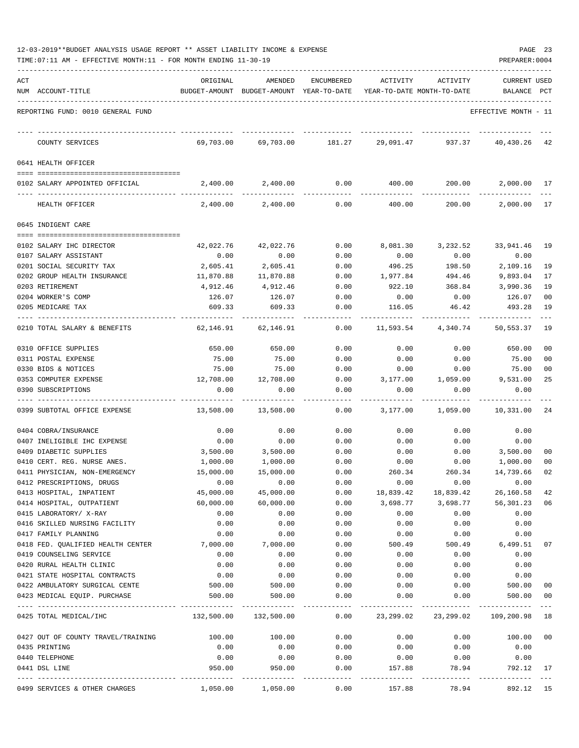12-03-2019**BUDGET ANALYSIS USAGE REPORT ** ASSET LIABILITY INCOME & EXPENSE

TIME:07:11 AM - EFFECTIVE MONTH:11 - FOR MONTH ENDING 11-30-19

PREPARER:0004

REPORTING FUND: 0010 GENERAL FUND — EFFECTIVE MONTH - 11

| ACT NUM | ACCOUNT-TITLE | ORIGINAL BUDGET-AMOUNT | AMENDED BUDGET-AMOUNT | ENCUMBERED YEAR-TO-DATE | ACTIVITY YEAR-TO-DATE | ACTIVITY MONTH-TO-DATE | CURRENT BALANCE | USED PCT |
|---|---|---|---|---|---|---|---|---|
| | COUNTY SERVICES | 69,703.00 | 69,703.00 | 181.27 | 29,091.47 | 937.37 | 40,430.26 | 42 |
| | **0641 HEALTH OFFICER** | | | | | | | |
| 0102 | SALARY APPOINTED OFFICIAL | 2,400.00 | 2,400.00 | 0.00 | 400.00 | 200.00 | 2,000.00 | 17 |
| | HEALTH OFFICER | 2,400.00 | 2,400.00 | 0.00 | 400.00 | 200.00 | 2,000.00 | 17 |
| | **0645 INDIGENT CARE** | | | | | | | |
| 0102 | SALARY IHC DIRECTOR | 42,022.76 | 42,022.76 | 0.00 | 8,081.30 | 3,232.52 | 33,941.46 | 19 |
| 0107 | SALARY ASSISTANT | 0.00 | 0.00 | 0.00 | 0.00 | 0.00 | 0.00 | |
| 0201 | SOCIAL SECURITY TAX | 2,605.41 | 2,605.41 | 0.00 | 496.25 | 198.50 | 2,109.16 | 19 |
| 0202 | GROUP HEALTH INSURANCE | 11,870.88 | 11,870.88 | 0.00 | 1,977.84 | 494.46 | 9,893.04 | 17 |
| 0203 | RETIREMENT | 4,912.46 | 4,912.46 | 0.00 | 922.10 | 368.84 | 3,990.36 | 19 |
| 0204 | WORKER'S COMP | 126.07 | 126.07 | 0.00 | 0.00 | 0.00 | 126.07 | 00 |
| 0205 | MEDICARE TAX | 609.33 | 609.33 | 0.00 | 116.05 | 46.42 | 493.28 | 19 |
| 0210 | TOTAL SALARY & BENEFITS | 62,146.91 | 62,146.91 | 0.00 | 11,593.54 | 4,340.74 | 50,553.37 | 19 |
| 0310 | OFFICE SUPPLIES | 650.00 | 650.00 | 0.00 | 0.00 | 0.00 | 650.00 | 00 |
| 0311 | POSTAL EXPENSE | 75.00 | 75.00 | 0.00 | 0.00 | 0.00 | 75.00 | 00 |
| 0330 | BIDS & NOTICES | 75.00 | 75.00 | 0.00 | 0.00 | 0.00 | 75.00 | 00 |
| 0353 | COMPUTER EXPENSE | 12,708.00 | 12,708.00 | 0.00 | 3,177.00 | 1,059.00 | 9,531.00 | 25 |
| 0390 | SUBSCRIPTIONS | 0.00 | 0.00 | 0.00 | 0.00 | 0.00 | 0.00 | |
| 0399 | SUBTOTAL OFFICE EXPENSE | 13,508.00 | 13,508.00 | 0.00 | 3,177.00 | 1,059.00 | 10,331.00 | 24 |
| 0404 | COBRA/INSURANCE | 0.00 | 0.00 | 0.00 | 0.00 | 0.00 | 0.00 | |
| 0407 | INELIGIBLE IHC EXPENSE | 0.00 | 0.00 | 0.00 | 0.00 | 0.00 | 0.00 | |
| 0409 | DIABETIC SUPPLIES | 3,500.00 | 3,500.00 | 0.00 | 0.00 | 0.00 | 3,500.00 | 00 |
| 0410 | CERT. REG. NURSE ANES. | 1,000.00 | 1,000.00 | 0.00 | 0.00 | 0.00 | 1,000.00 | 00 |
| 0411 | PHYSICIAN, NON-EMERGENCY | 15,000.00 | 15,000.00 | 0.00 | 260.34 | 260.34 | 14,739.66 | 02 |
| 0412 | PRESCRIPTIONS, DRUGS | 0.00 | 0.00 | 0.00 | 0.00 | 0.00 | 0.00 | |
| 0413 | HOSPITAL, INPATIENT | 45,000.00 | 45,000.00 | 0.00 | 18,839.42 | 18,839.42 | 26,160.58 | 42 |
| 0414 | HOSPITAL, OUTPATIENT | 60,000.00 | 60,000.00 | 0.00 | 3,698.77 | 3,698.77 | 56,301.23 | 06 |
| 0415 | LABORATORY/ X-RAY | 0.00 | 0.00 | 0.00 | 0.00 | 0.00 | 0.00 | |
| 0416 | SKILLED NURSING FACILITY | 0.00 | 0.00 | 0.00 | 0.00 | 0.00 | 0.00 | |
| 0417 | FAMILY PLANNING | 0.00 | 0.00 | 0.00 | 0.00 | 0.00 | 0.00 | |
| 0418 | FED. QUALIFIED HEALTH CENTER | 7,000.00 | 7,000.00 | 0.00 | 500.49 | 500.49 | 6,499.51 | 07 |
| 0419 | COUNSELING SERVICE | 0.00 | 0.00 | 0.00 | 0.00 | 0.00 | 0.00 | |
| 0420 | RURAL HEALTH CLINIC | 0.00 | 0.00 | 0.00 | 0.00 | 0.00 | 0.00 | |
| 0421 | STATE HOSPITAL CONTRACTS | 0.00 | 0.00 | 0.00 | 0.00 | 0.00 | 0.00 | |
| 0422 | AMBULATORY SURGICAL CENTE | 500.00 | 500.00 | 0.00 | 0.00 | 0.00 | 500.00 | 00 |
| 0423 | MEDICAL EQUIP. PURCHASE | 500.00 | 500.00 | 0.00 | 0.00 | 0.00 | 500.00 | 00 |
| 0425 | TOTAL MEDICAL/IHC | 132,500.00 | 132,500.00 | 0.00 | 23,299.02 | 23,299.02 | 109,200.98 | 18 |
| 0427 | OUT OF COUNTY TRAVEL/TRAINING | 100.00 | 100.00 | 0.00 | 0.00 | 0.00 | 100.00 | 00 |
| 0435 | PRINTING | 0.00 | 0.00 | 0.00 | 0.00 | 0.00 | 0.00 | |
| 0440 | TELEPHONE | 0.00 | 0.00 | 0.00 | 0.00 | 0.00 | 0.00 | |
| 0441 | DSL LINE | 950.00 | 950.00 | 0.00 | 157.88 | 78.94 | 792.12 | 17 |
| 0499 | SERVICES & OTHER CHARGES | 1,050.00 | 1,050.00 | 0.00 | 157.88 | 78.94 | 892.12 | 15 |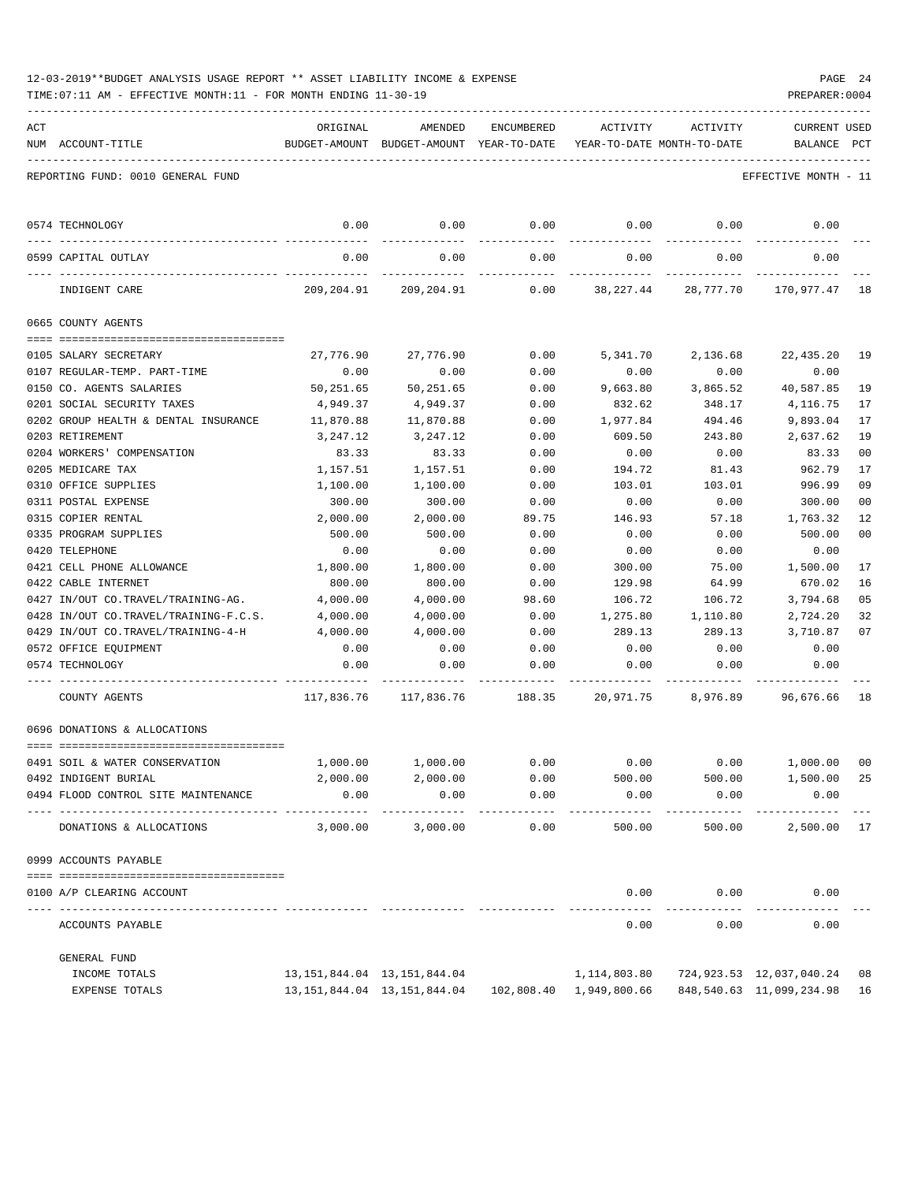12-03-2019**BUDGET ANALYSIS USAGE REPORT ** ASSET LIABILITY INCOME & EXPENSE

TIME:07:11 AM - EFFECTIVE MONTH:11 - FOR MONTH ENDING 11-30-19

PREPARER:0004

REPORTING FUND: 0010 GENERAL FUND

EFFECTIVE MONTH - 11

| ACT NUM | ACCOUNT-TITLE | ORIGINAL BUDGET-AMOUNT | AMENDED BUDGET-AMOUNT | ENCUMBERED YEAR-TO-DATE | ACTIVITY YEAR-TO-DATE | ACTIVITY MONTH-TO-DATE | CURRENT BALANCE | USED PCT |
|---|---|---|---|---|---|---|---|---|
| 0574 | TECHNOLOGY | 0.00 | 0.00 | 0.00 | 0.00 | 0.00 | 0.00 | |
| 0599 | CAPITAL OUTLAY | 0.00 | 0.00 | 0.00 | 0.00 | 0.00 | 0.00 | |
| | INDIGENT CARE | 209,204.91 | 209,204.91 | 0.00 | 38,227.44 | 28,777.70 | 170,977.47 | 18 |
| | **0665 COUNTY AGENTS** | | | | | | | |
| 0105 | SALARY SECRETARY | 27,776.90 | 27,776.90 | 0.00 | 5,341.70 | 2,136.68 | 22,435.20 | 19 |
| 0107 | REGULAR-TEMP. PART-TIME | 0.00 | 0.00 | 0.00 | 0.00 | 0.00 | 0.00 | |
| 0150 | CO. AGENTS SALARIES | 50,251.65 | 50,251.65 | 0.00 | 9,663.80 | 3,865.52 | 40,587.85 | 19 |
| 0201 | SOCIAL SECURITY TAXES | 4,949.37 | 4,949.37 | 0.00 | 832.62 | 348.17 | 4,116.75 | 17 |
| 0202 | GROUP HEALTH & DENTAL INSURANCE | 11,870.88 | 11,870.88 | 0.00 | 1,977.84 | 494.46 | 9,893.04 | 17 |
| 0203 | RETIREMENT | 3,247.12 | 3,247.12 | 0.00 | 609.50 | 243.80 | 2,637.62 | 19 |
| 0204 | WORKERS' COMPENSATION | 83.33 | 83.33 | 0.00 | 0.00 | 0.00 | 83.33 | 00 |
| 0205 | MEDICARE TAX | 1,157.51 | 1,157.51 | 0.00 | 194.72 | 81.43 | 962.79 | 17 |
| 0310 | OFFICE SUPPLIES | 1,100.00 | 1,100.00 | 0.00 | 103.01 | 103.01 | 996.99 | 09 |
| 0311 | POSTAL EXPENSE | 300.00 | 300.00 | 0.00 | 0.00 | 0.00 | 300.00 | 00 |
| 0315 | COPIER RENTAL | 2,000.00 | 2,000.00 | 89.75 | 146.93 | 57.18 | 1,763.32 | 12 |
| 0335 | PROGRAM SUPPLIES | 500.00 | 500.00 | 0.00 | 0.00 | 0.00 | 500.00 | 00 |
| 0420 | TELEPHONE | 0.00 | 0.00 | 0.00 | 0.00 | 0.00 | 0.00 | |
| 0421 | CELL PHONE ALLOWANCE | 1,800.00 | 1,800.00 | 0.00 | 300.00 | 75.00 | 1,500.00 | 17 |
| 0422 | CABLE INTERNET | 800.00 | 800.00 | 0.00 | 129.98 | 64.99 | 670.02 | 16 |
| 0427 | IN/OUT CO.TRAVEL/TRAINING-AG. | 4,000.00 | 4,000.00 | 98.60 | 106.72 | 106.72 | 3,794.68 | 05 |
| 0428 | IN/OUT CO.TRAVEL/TRAINING-F.C.S. | 4,000.00 | 4,000.00 | 0.00 | 1,275.80 | 1,110.80 | 2,724.20 | 32 |
| 0429 | IN/OUT CO.TRAVEL/TRAINING-4-H | 4,000.00 | 4,000.00 | 0.00 | 289.13 | 289.13 | 3,710.87 | 07 |
| 0572 | OFFICE EQUIPMENT | 0.00 | 0.00 | 0.00 | 0.00 | 0.00 | 0.00 | |
| 0574 | TECHNOLOGY | 0.00 | 0.00 | 0.00 | 0.00 | 0.00 | 0.00 | |
| | COUNTY AGENTS | 117,836.76 | 117,836.76 | 188.35 | 20,971.75 | 8,976.89 | 96,676.66 | 18 |
| | **0696 DONATIONS & ALLOCATIONS** | | | | | | | |
| 0491 | SOIL & WATER CONSERVATION | 1,000.00 | 1,000.00 | 0.00 | 0.00 | 0.00 | 1,000.00 | 00 |
| 0492 | INDIGENT BURIAL | 2,000.00 | 2,000.00 | 0.00 | 500.00 | 500.00 | 1,500.00 | 25 |
| 0494 | FLOOD CONTROL SITE MAINTENANCE | 0.00 | 0.00 | 0.00 | 0.00 | 0.00 | 0.00 | |
| | DONATIONS & ALLOCATIONS | 3,000.00 | 3,000.00 | 0.00 | 500.00 | 500.00 | 2,500.00 | 17 |
| | **0999 ACCOUNTS PAYABLE** | | | | | | | |
| 0100 | A/P CLEARING ACCOUNT | | | | 0.00 | 0.00 | 0.00 | |
| | ACCOUNTS PAYABLE | | | | 0.00 | 0.00 | 0.00 | |
| | **GENERAL FUND** | | | | | | | |
| | INCOME TOTALS | 13,151,844.04 | 13,151,844.04 | | 1,114,803.80 | 724,923.53 | 12,037,040.24 | 08 |
| | EXPENSE TOTALS | 13,151,844.04 | 13,151,844.04 | 102,808.40 | 1,949,800.66 | 848,540.63 | 11,099,234.98 | 16 |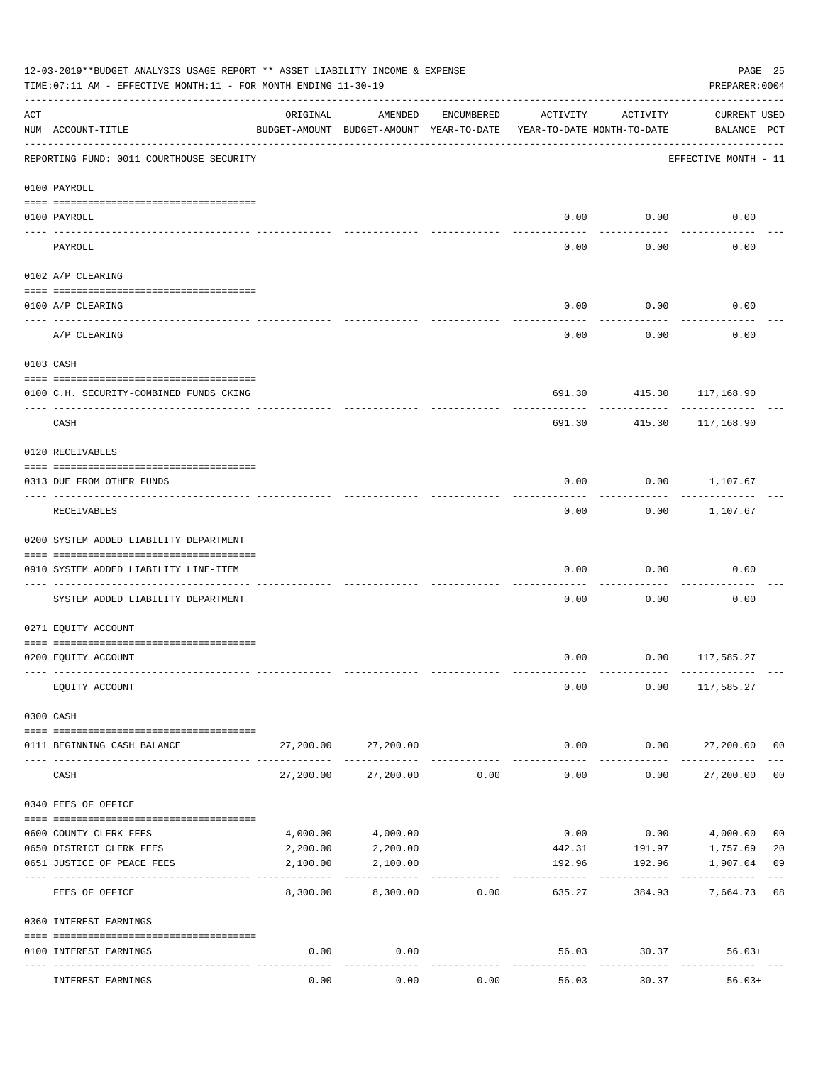12-03-2019**BUDGET ANALYSIS USAGE REPORT ** ASSET LIABILITY INCOME & EXPENSE

TIME:07:11 AM - EFFECTIVE MONTH:11 - FOR MONTH ENDING 11-30-19

PREPARER:0004

REPORTING FUND: 0011 COURTHOUSE SECURITY — EFFECTIVE MONTH - 11

| ACT NUM | ACCOUNT-TITLE | ORIGINAL BUDGET-AMOUNT | AMENDED BUDGET-AMOUNT | ENCUMBERED YEAR-TO-DATE | ACTIVITY YEAR-TO-DATE | ACTIVITY MONTH-TO-DATE | CURRENT BALANCE | USED PCT |
|---|---|---|---|---|---|---|---|---|
| | **0100 PAYROLL** | | | | | | | |
| 0100 | PAYROLL | | | | 0.00 | 0.00 | 0.00 | |
| | PAYROLL | | | | 0.00 | 0.00 | 0.00 | |
| | **0102 A/P CLEARING** | | | | | | | |
| 0100 | A/P CLEARING | | | | 0.00 | 0.00 | 0.00 | |
| | A/P CLEARING | | | | 0.00 | 0.00 | 0.00 | |
| | **0103 CASH** | | | | | | | |
| 0100 | C.H. SECURITY-COMBINED FUNDS CKING | | | | 691.30 | 415.30 | 117,168.90 | |
| | CASH | | | | 691.30 | 415.30 | 117,168.90 | |
| | **0120 RECEIVABLES** | | | | | | | |
| 0313 | DUE FROM OTHER FUNDS | | | | 0.00 | 0.00 | 1,107.67 | |
| | RECEIVABLES | | | | 0.00 | 0.00 | 1,107.67 | |
| | **0200 SYSTEM ADDED LIABILITY DEPARTMENT** | | | | | | | |
| 0910 | SYSTEM ADDED LIABILITY LINE-ITEM | | | | 0.00 | 0.00 | 0.00 | |
| | SYSTEM ADDED LIABILITY DEPARTMENT | | | | 0.00 | 0.00 | 0.00 | |
| | **0271 EQUITY ACCOUNT** | | | | | | | |
| 0200 | EQUITY ACCOUNT | | | | 0.00 | 0.00 | 117,585.27 | |
| | EQUITY ACCOUNT | | | | 0.00 | 0.00 | 117,585.27 | |
| | **0300 CASH** | | | | | | | |
| 0111 | BEGINNING CASH BALANCE | 27,200.00 | 27,200.00 | | 0.00 | 0.00 | 27,200.00 | 00 |
| | CASH | 27,200.00 | 27,200.00 | 0.00 | 0.00 | 0.00 | 27,200.00 | 00 |
| | **0340 FEES OF OFFICE** | | | | | | | |
| 0600 | COUNTY CLERK FEES | 4,000.00 | 4,000.00 | | 0.00 | 0.00 | 4,000.00 | 00 |
| 0650 | DISTRICT CLERK FEES | 2,200.00 | 2,200.00 | | 442.31 | 191.97 | 1,757.69 | 20 |
| 0651 | JUSTICE OF PEACE FEES | 2,100.00 | 2,100.00 | | 192.96 | 192.96 | 1,907.04 | 09 |
| | FEES OF OFFICE | 8,300.00 | 8,300.00 | 0.00 | 635.27 | 384.93 | 7,664.73 | 08 |
| | **0360 INTEREST EARNINGS** | | | | | | | |
| 0100 | INTEREST EARNINGS | 0.00 | 0.00 | | 56.03 | 30.37 | 56.03+ | |
| | INTEREST EARNINGS | 0.00 | 0.00 | 0.00 | 56.03 | 30.37 | 56.03+ | |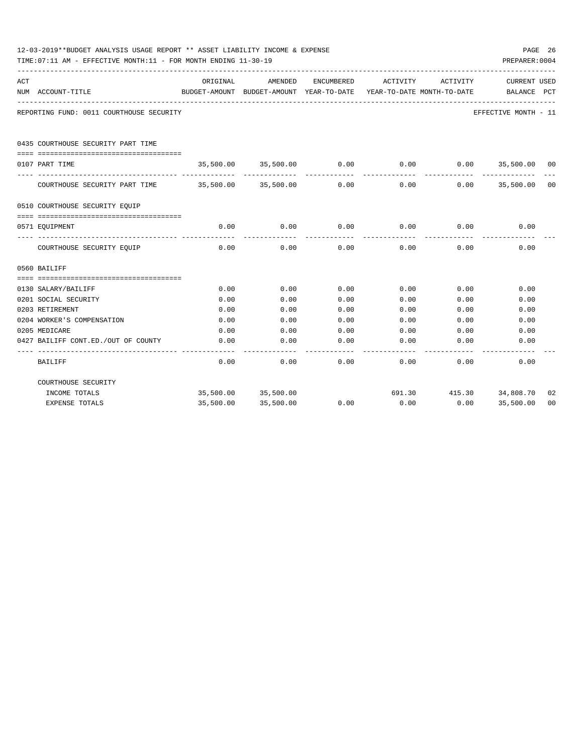12-03-2019**BUDGET ANALYSIS USAGE REPORT ** ASSET LIABILITY INCOME & EXPENSE

TIME:07:11 AM - EFFECTIVE MONTH:11 - FOR MONTH ENDING 11-30-19

PREPARER:0004

| ACT NUM | ACCOUNT-TITLE | ORIGINAL BUDGET-AMOUNT | AMENDED BUDGET-AMOUNT | ENCUMBERED YEAR-TO-DATE | ACTIVITY YEAR-TO-DATE | ACTIVITY MONTH-TO-DATE | CURRENT BALANCE | USED PCT |
|---|---|---|---|---|---|---|---|---|
| | REPORTING FUND: 0011 COURTHOUSE SECURITY | | | | | | EFFECTIVE MONTH - 11 | |
| | **0435 COURTHOUSE SECURITY PART TIME** | | | | | | | |
| 0107 | PART TIME | 35,500.00 | 35,500.00 | 0.00 | 0.00 | 0.00 | 35,500.00 | 00 |
| | COURTHOUSE SECURITY PART TIME | 35,500.00 | 35,500.00 | 0.00 | 0.00 | 0.00 | 35,500.00 | 00 |
| | **0510 COURTHOUSE SECURITY EQUIP** | | | | | | | |
| 0571 | EQUIPMENT | 0.00 | 0.00 | 0.00 | 0.00 | 0.00 | 0.00 | |
| | COURTHOUSE SECURITY EQUIP | 0.00 | 0.00 | 0.00 | 0.00 | 0.00 | 0.00 | |
| | **0560 BAILIFF** | | | | | | | |
| 0130 | SALARY/BAILIFF | 0.00 | 0.00 | 0.00 | 0.00 | 0.00 | 0.00 | |
| 0201 | SOCIAL SECURITY | 0.00 | 0.00 | 0.00 | 0.00 | 0.00 | 0.00 | |
| 0203 | RETIREMENT | 0.00 | 0.00 | 0.00 | 0.00 | 0.00 | 0.00 | |
| 0204 | WORKER'S COMPENSATION | 0.00 | 0.00 | 0.00 | 0.00 | 0.00 | 0.00 | |
| 0205 | MEDICARE | 0.00 | 0.00 | 0.00 | 0.00 | 0.00 | 0.00 | |
| 0427 | BAILIFF CONT.ED./OUT OF COUNTY | 0.00 | 0.00 | 0.00 | 0.00 | 0.00 | 0.00 | |
| | BAILIFF | 0.00 | 0.00 | 0.00 | 0.00 | 0.00 | 0.00 | |
| | COURTHOUSE SECURITY | | | | | | | |
| | INCOME TOTALS | 35,500.00 | 35,500.00 | | 691.30 | 415.30 | 34,808.70 | 02 |
| | EXPENSE TOTALS | 35,500.00 | 35,500.00 | 0.00 | 0.00 | 0.00 | 35,500.00 | 00 |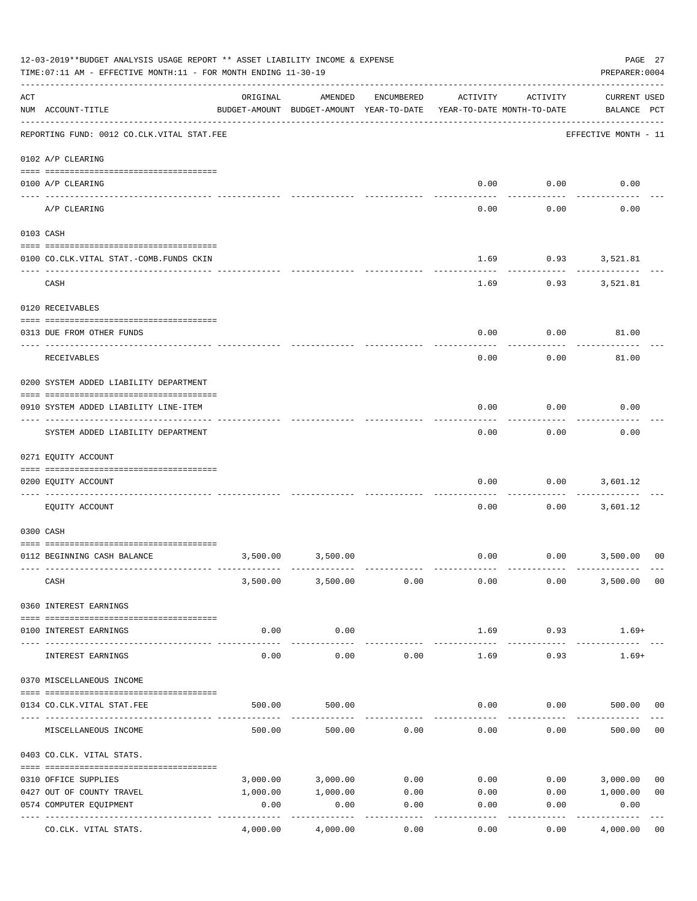12-03-2019**BUDGET ANALYSIS USAGE REPORT ** ASSET LIABILITY INCOME & EXPENSE

TIME:07:11 AM - EFFECTIVE MONTH:11 - FOR MONTH ENDING 11-30-19

PREPARER:0004

| ACT NUM | ACCOUNT-TITLE | ORIGINAL BUDGET-AMOUNT | AMENDED BUDGET-AMOUNT | ENCUMBERED YEAR-TO-DATE | ACTIVITY YEAR-TO-DATE | ACTIVITY MONTH-TO-DATE | CURRENT USED BALANCE | PCT |
|---|---|---|---|---|---|---|---|---|
| | REPORTING FUND: 0012 CO.CLK.VITAL STAT.FEE | | | | | | EFFECTIVE MONTH - 11 | |
| | 0102 A/P CLEARING | | | | | | | |
| 0100 | A/P CLEARING | | | | 0.00 | 0.00 | 0.00 | |
| | A/P CLEARING | | | | 0.00 | 0.00 | 0.00 | |
| | 0103 CASH | | | | | | | |
| 0100 | CO.CLK.VITAL STAT.-COMB.FUNDS CKIN | | | | 1.69 | 0.93 | 3,521.81 | |
| | CASH | | | | 1.69 | 0.93 | 3,521.81 | |
| | 0120 RECEIVABLES | | | | | | | |
| 0313 | DUE FROM OTHER FUNDS | | | | 0.00 | 0.00 | 81.00 | |
| | RECEIVABLES | | | | 0.00 | 0.00 | 81.00 | |
| | 0200 SYSTEM ADDED LIABILITY DEPARTMENT | | | | | | | |
| 0910 | SYSTEM ADDED LIABILITY LINE-ITEM | | | | 0.00 | 0.00 | 0.00 | |
| | SYSTEM ADDED LIABILITY DEPARTMENT | | | | 0.00 | 0.00 | 0.00 | |
| | 0271 EQUITY ACCOUNT | | | | | | | |
| 0200 | EQUITY ACCOUNT | | | | 0.00 | 0.00 | 3,601.12 | |
| | EQUITY ACCOUNT | | | | 0.00 | 0.00 | 3,601.12 | |
| | 0300 CASH | | | | | | | |
| 0112 | BEGINNING CASH BALANCE | 3,500.00 | 3,500.00 | | 0.00 | 0.00 | 3,500.00 | 00 |
| | CASH | 3,500.00 | 3,500.00 | 0.00 | 0.00 | 0.00 | 3,500.00 | 00 |
| | 0360 INTEREST EARNINGS | | | | | | | |
| 0100 | INTEREST EARNINGS | 0.00 | 0.00 | | 1.69 | 0.93 | 1.69+ | |
| | INTEREST EARNINGS | 0.00 | 0.00 | 0.00 | 1.69 | 0.93 | 1.69+ | |
| | 0370 MISCELLANEOUS INCOME | | | | | | | |
| 0134 | CO.CLK.VITAL STAT.FEE | 500.00 | 500.00 | | 0.00 | 0.00 | 500.00 | 00 |
| | MISCELLANEOUS INCOME | 500.00 | 500.00 | 0.00 | 0.00 | 0.00 | 500.00 | 00 |
| | 0403 CO.CLK. VITAL STATS. | | | | | | | |
| 0310 | OFFICE SUPPLIES | 3,000.00 | 3,000.00 | 0.00 | 0.00 | 0.00 | 3,000.00 | 00 |
| 0427 | OUT OF COUNTY TRAVEL | 1,000.00 | 1,000.00 | 0.00 | 0.00 | 0.00 | 1,000.00 | 00 |
| 0574 | COMPUTER EQUIPMENT | 0.00 | 0.00 | 0.00 | 0.00 | 0.00 | 0.00 | |
| | CO.CLK. VITAL STATS. | 4,000.00 | 4,000.00 | 0.00 | 0.00 | 0.00 | 4,000.00 | 00 |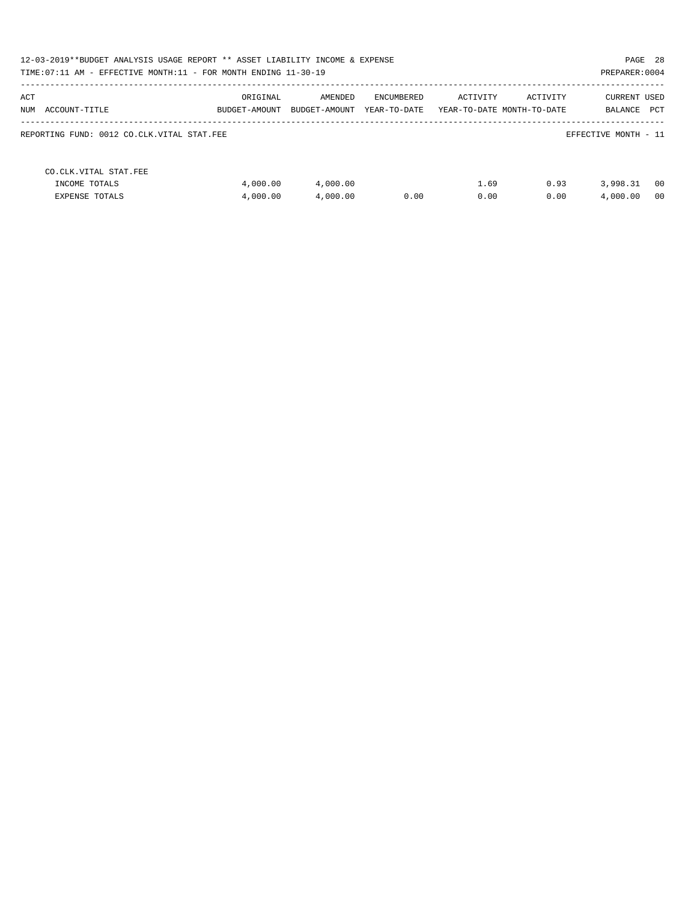12-03-2019**BUDGET ANALYSIS USAGE REPORT ** ASSET LIABILITY INCOME & EXPENSE

TIME:07:11 AM - EFFECTIVE MONTH:11 - FOR MONTH ENDING 11-30-19

PREPARER:0004

| ACT NUM | ACCOUNT-TITLE | ORIGINAL BUDGET-AMOUNT | AMENDED BUDGET-AMOUNT | ENCUMBERED YEAR-TO-DATE | ACTIVITY YEAR-TO-DATE | ACTIVITY MONTH-TO-DATE | CURRENT BALANCE | USED PCT |
|---|---|---|---|---|---|---|---|---|

REPORTING FUND: 0012 CO.CLK.VITAL STAT.FEE

EFFECTIVE MONTH - 11

| | ORIGINAL BUDGET-AMOUNT | AMENDED BUDGET-AMOUNT | ENCUMBERED YEAR-TO-DATE | ACTIVITY YEAR-TO-DATE | ACTIVITY MONTH-TO-DATE | CURRENT BALANCE | USED PCT |
|---|---|---|---|---|---|---|---|
| CO.CLK.VITAL STAT.FEE | | | | | | | |
| INCOME TOTALS | 4,000.00 | 4,000.00 | | 1.69 | 0.93 | 3,998.31 | 00 |
| EXPENSE TOTALS | 4,000.00 | 4,000.00 | 0.00 | 0.00 | 0.00 | 4,000.00 | 00 |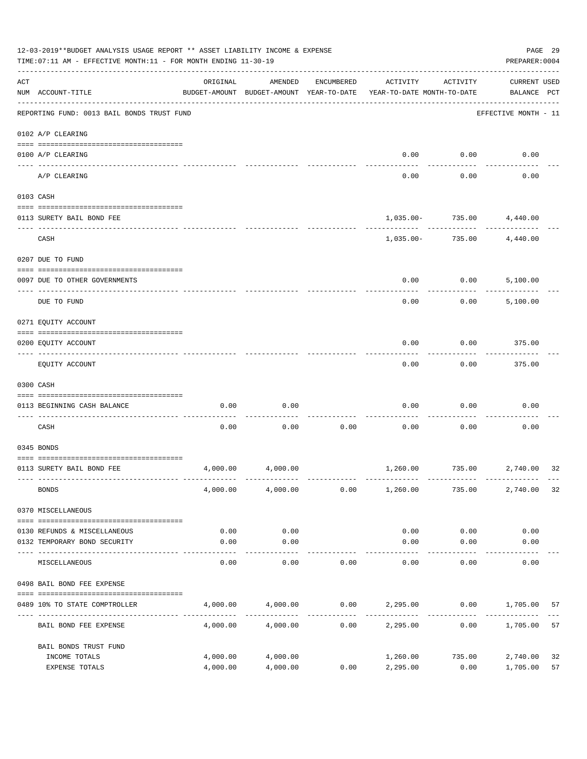12-03-2019**BUDGET ANALYSIS USAGE REPORT ** ASSET LIABILITY INCOME & EXPENSE

TIME:07:11 AM - EFFECTIVE MONTH:11 - FOR MONTH ENDING 11-30-19

PREPARER:0004

REPORTING FUND: 0013 BAIL BONDS TRUST FUND — EFFECTIVE MONTH - 11

| ACT NUM | ACCOUNT-TITLE | ORIGINAL BUDGET-AMOUNT | AMENDED BUDGET-AMOUNT | ENCUMBERED YEAR-TO-DATE | ACTIVITY YEAR-TO-DATE | ACTIVITY MONTH-TO-DATE | CURRENT USED BALANCE | PCT |
|---|---|---|---|---|---|---|---|---|
| **0102** | **A/P CLEARING** | | | | | | | |
| 0100 | A/P CLEARING | | | | 0.00 | 0.00 | 0.00 | |
| | A/P CLEARING | | | | 0.00 | 0.00 | 0.00 | |
| **0103** | **CASH** | | | | | | | |
| 0113 | SURETY BAIL BOND FEE | | | | 1,035.00- | 735.00 | 4,440.00 | |
| | CASH | | | | 1,035.00- | 735.00 | 4,440.00 | |
| **0207** | **DUE TO FUND** | | | | | | | |
| 0097 | DUE TO OTHER GOVERNMENTS | | | | 0.00 | 0.00 | 5,100.00 | |
| | DUE TO FUND | | | | 0.00 | 0.00 | 5,100.00 | |
| **0271** | **EQUITY ACCOUNT** | | | | | | | |
| 0200 | EQUITY ACCOUNT | | | | 0.00 | 0.00 | 375.00 | |
| | EQUITY ACCOUNT | | | | 0.00 | 0.00 | 375.00 | |
| **0300** | **CASH** | | | | | | | |
| 0113 | BEGINNING CASH BALANCE | 0.00 | 0.00 | | 0.00 | 0.00 | 0.00 | |
| | CASH | 0.00 | 0.00 | 0.00 | 0.00 | 0.00 | 0.00 | |
| **0345** | **BONDS** | | | | | | | |
| 0113 | SURETY BAIL BOND FEE | 4,000.00 | 4,000.00 | | 1,260.00 | 735.00 | 2,740.00 | 32 |
| | BONDS | 4,000.00 | 4,000.00 | 0.00 | 1,260.00 | 735.00 | 2,740.00 | 32 |
| **0370** | **MISCELLANEOUS** | | | | | | | |
| 0130 | REFUNDS & MISCELLANEOUS | 0.00 | 0.00 | | 0.00 | 0.00 | 0.00 | |
| 0132 | TEMPORARY BOND SECURITY | 0.00 | 0.00 | | 0.00 | 0.00 | 0.00 | |
| | MISCELLANEOUS | 0.00 | 0.00 | 0.00 | 0.00 | 0.00 | 0.00 | |
| **0498** | **BAIL BOND FEE EXPENSE** | | | | | | | |
| 0489 | 10% TO STATE COMPTROLLER | 4,000.00 | 4,000.00 | 0.00 | 2,295.00 | 0.00 | 1,705.00 | 57 |
| | BAIL BOND FEE EXPENSE | 4,000.00 | 4,000.00 | 0.00 | 2,295.00 | 0.00 | 1,705.00 | 57 |
| | BAIL BONDS TRUST FUND | | | | | | | |
| | INCOME TOTALS | 4,000.00 | 4,000.00 | | 1,260.00 | 735.00 | 2,740.00 | 32 |
| | EXPENSE TOTALS | 4,000.00 | 4,000.00 | 0.00 | 2,295.00 | 0.00 | 1,705.00 | 57 |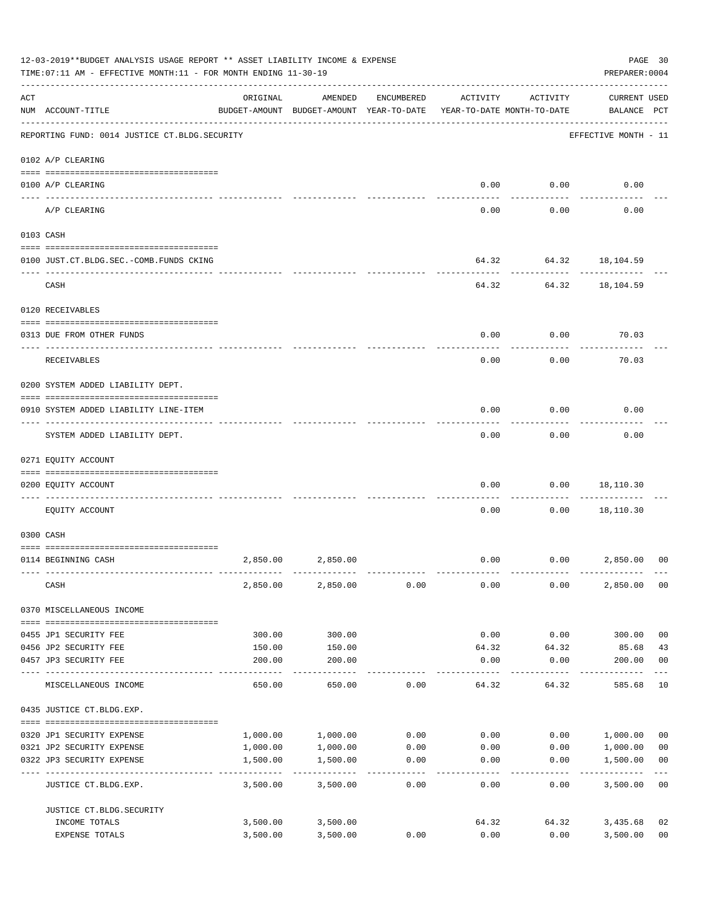12-03-2019**BUDGET ANALYSIS USAGE REPORT ** ASSET LIABILITY INCOME & EXPENSE

TIME:07:11 AM - EFFECTIVE MONTH:11 - FOR MONTH ENDING 11-30-19

PREPARER:0004

| ACT NUM | ACCOUNT-TITLE | ORIGINAL BUDGET-AMOUNT | AMENDED BUDGET-AMOUNT | ENCUMBERED YEAR-TO-DATE | ACTIVITY YEAR-TO-DATE | ACTIVITY MONTH-TO-DATE | CURRENT BALANCE | USED PCT |
|---|---|---|---|---|---|---|---|---|
| | REPORTING FUND: 0014 JUSTICE CT.BLDG.SECURITY | | | | | | EFFECTIVE MONTH - 11 | |
| | 0102 A/P CLEARING | | | | | | | |
| 0100 | A/P CLEARING | | | | 0.00 | 0.00 | 0.00 | |
| | A/P CLEARING | | | | 0.00 | 0.00 | 0.00 | |
| | 0103 CASH | | | | | | | |
| 0100 | JUST.CT.BLDG.SEC.-COMB.FUNDS CKING | | | | 64.32 | 64.32 | 18,104.59 | |
| | CASH | | | | 64.32 | 64.32 | 18,104.59 | |
| | 0120 RECEIVABLES | | | | | | | |
| 0313 | DUE FROM OTHER FUNDS | | | | 0.00 | 0.00 | 70.03 | |
| | RECEIVABLES | | | | 0.00 | 0.00 | 70.03 | |
| | 0200 SYSTEM ADDED LIABILITY DEPT. | | | | | | | |
| 0910 | SYSTEM ADDED LIABILITY LINE-ITEM | | | | 0.00 | 0.00 | 0.00 | |
| | SYSTEM ADDED LIABILITY DEPT. | | | | 0.00 | 0.00 | 0.00 | |
| | 0271 EQUITY ACCOUNT | | | | | | | |
| 0200 | EQUITY ACCOUNT | | | | 0.00 | 0.00 | 18,110.30 | |
| | EQUITY ACCOUNT | | | | 0.00 | 0.00 | 18,110.30 | |
| | 0300 CASH | | | | | | | |
| 0114 | BEGINNING CASH | 2,850.00 | 2,850.00 | | 0.00 | 0.00 | 2,850.00 | 00 |
| | CASH | 2,850.00 | 2,850.00 | 0.00 | 0.00 | 0.00 | 2,850.00 | 00 |
| | 0370 MISCELLANEOUS INCOME | | | | | | | |
| 0455 | JP1 SECURITY FEE | 300.00 | 300.00 | | 0.00 | 0.00 | 300.00 | 00 |
| 0456 | JP2 SECURITY FEE | 150.00 | 150.00 | | 64.32 | 64.32 | 85.68 | 43 |
| 0457 | JP3 SECURITY FEE | 200.00 | 200.00 | | 0.00 | 0.00 | 200.00 | 00 |
| | MISCELLANEOUS INCOME | 650.00 | 650.00 | 0.00 | 64.32 | 64.32 | 585.68 | 10 |
| | 0435 JUSTICE CT.BLDG.EXP. | | | | | | | |
| 0320 | JP1 SECURITY EXPENSE | 1,000.00 | 1,000.00 | 0.00 | 0.00 | 0.00 | 1,000.00 | 00 |
| 0321 | JP2 SECURITY EXPENSE | 1,000.00 | 1,000.00 | 0.00 | 0.00 | 0.00 | 1,000.00 | 00 |
| 0322 | JP3 SECURITY EXPENSE | 1,500.00 | 1,500.00 | 0.00 | 0.00 | 0.00 | 1,500.00 | 00 |
| | JUSTICE CT.BLDG.EXP. | 3,500.00 | 3,500.00 | 0.00 | 0.00 | 0.00 | 3,500.00 | 00 |
| | JUSTICE CT.BLDG.SECURITY | | | | | | | |
| | INCOME TOTALS | 3,500.00 | 3,500.00 | | 64.32 | 64.32 | 3,435.68 | 02 |
| | EXPENSE TOTALS | 3,500.00 | 3,500.00 | 0.00 | 0.00 | 0.00 | 3,500.00 | 00 |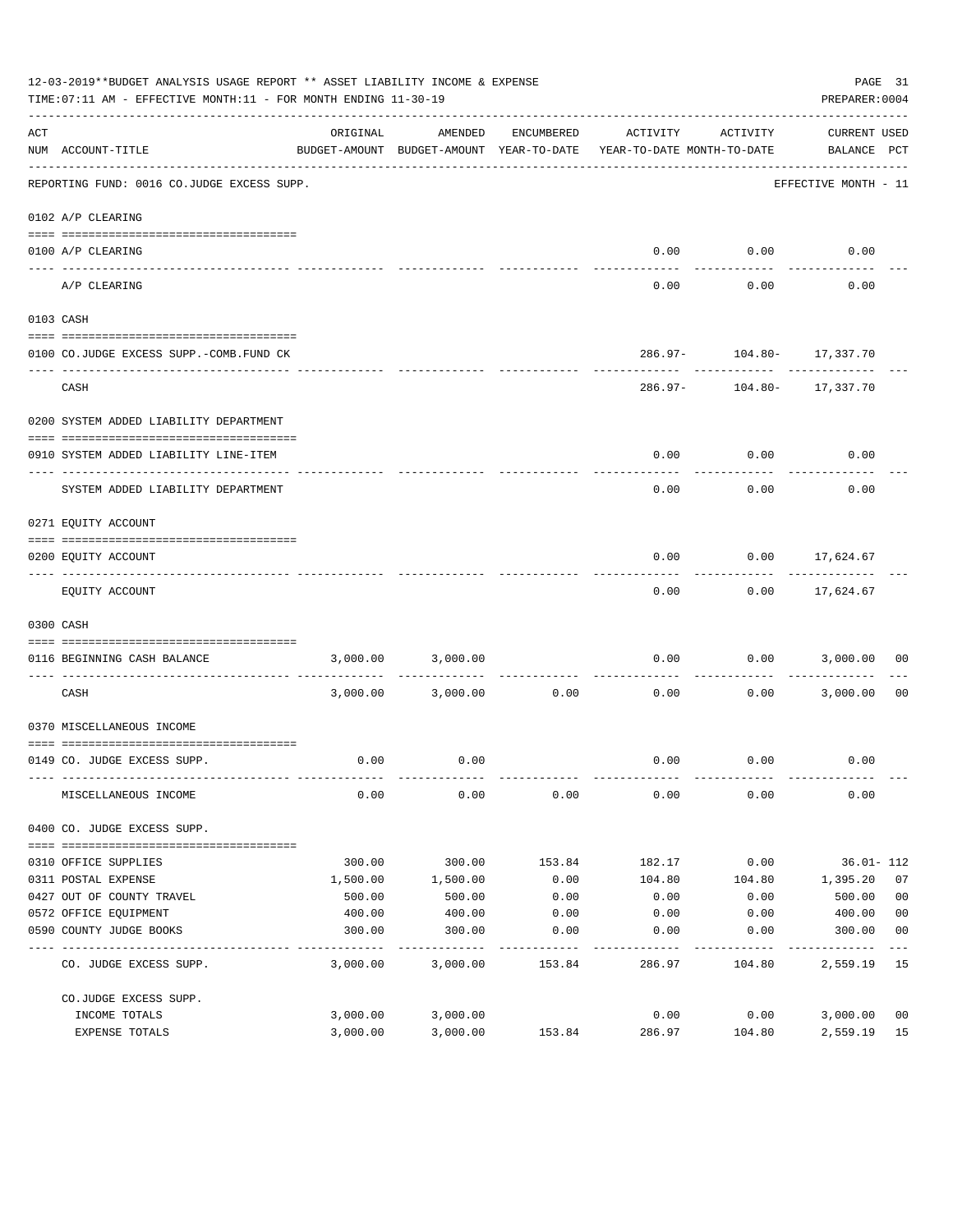12-03-2019**BUDGET ANALYSIS USAGE REPORT ** ASSET LIABILITY INCOME & EXPENSE

TIME:07:11 AM - EFFECTIVE MONTH:11 - FOR MONTH ENDING 11-30-19

PREPARER:0004

REPORTING FUND: 0016 CO.JUDGE EXCESS SUPP. — EFFECTIVE MONTH - 11

| ACT NUM | ACCOUNT-TITLE | ORIGINAL BUDGET-AMOUNT | AMENDED BUDGET-AMOUNT | ENCUMBERED YEAR-TO-DATE | ACTIVITY YEAR-TO-DATE | ACTIVITY MONTH-TO-DATE | CURRENT BALANCE | USED PCT |
|---|---|---|---|---|---|---|---|---|
| | **0102 A/P CLEARING** | | | | | | | |
| 0100 | A/P CLEARING | | | | 0.00 | 0.00 | 0.00 | |
| | A/P CLEARING | | | | 0.00 | 0.00 | 0.00 | |
| | **0103 CASH** | | | | | | | |
| 0100 | CO.JUDGE EXCESS SUPP.-COMB.FUND CK | | | | 286.97- | 104.80- | 17,337.70 | |
| | CASH | | | | 286.97- | 104.80- | 17,337.70 | |
| | **0200 SYSTEM ADDED LIABILITY DEPARTMENT** | | | | | | | |
| 0910 | SYSTEM ADDED LIABILITY LINE-ITEM | | | | 0.00 | 0.00 | 0.00 | |
| | SYSTEM ADDED LIABILITY DEPARTMENT | | | | 0.00 | 0.00 | 0.00 | |
| | **0271 EQUITY ACCOUNT** | | | | | | | |
| 0200 | EQUITY ACCOUNT | | | | 0.00 | 0.00 | 17,624.67 | |
| | EQUITY ACCOUNT | | | | 0.00 | 0.00 | 17,624.67 | |
| | **0300 CASH** | | | | | | | |
| 0116 | BEGINNING CASH BALANCE | 3,000.00 | 3,000.00 | | 0.00 | 0.00 | 3,000.00 | 00 |
| | CASH | 3,000.00 | 3,000.00 | 0.00 | 0.00 | 0.00 | 3,000.00 | 00 |
| | **0370 MISCELLANEOUS INCOME** | | | | | | | |
| 0149 | CO. JUDGE EXCESS SUPP. | 0.00 | 0.00 | | 0.00 | 0.00 | 0.00 | |
| | MISCELLANEOUS INCOME | 0.00 | 0.00 | 0.00 | 0.00 | 0.00 | 0.00 | |
| | **0400 CO. JUDGE EXCESS SUPP.** | | | | | | | |
| 0310 | OFFICE SUPPLIES | 300.00 | 300.00 | 153.84 | 182.17 | 0.00 | 36.01- | 112 |
| 0311 | POSTAL EXPENSE | 1,500.00 | 1,500.00 | 0.00 | 104.80 | 104.80 | 1,395.20 | 07 |
| 0427 | OUT OF COUNTY TRAVEL | 500.00 | 500.00 | 0.00 | 0.00 | 0.00 | 500.00 | 00 |
| 0572 | OFFICE EQUIPMENT | 400.00 | 400.00 | 0.00 | 0.00 | 0.00 | 400.00 | 00 |
| 0590 | COUNTY JUDGE BOOKS | 300.00 | 300.00 | 0.00 | 0.00 | 0.00 | 300.00 | 00 |
| | CO. JUDGE EXCESS SUPP. | 3,000.00 | 3,000.00 | 153.84 | 286.97 | 104.80 | 2,559.19 | 15 |
| | **CO.JUDGE EXCESS SUPP.** | | | | | | | |
| | INCOME TOTALS | 3,000.00 | 3,000.00 | | 0.00 | 0.00 | 3,000.00 | 00 |
| | EXPENSE TOTALS | 3,000.00 | 3,000.00 | 153.84 | 286.97 | 104.80 | 2,559.19 | 15 |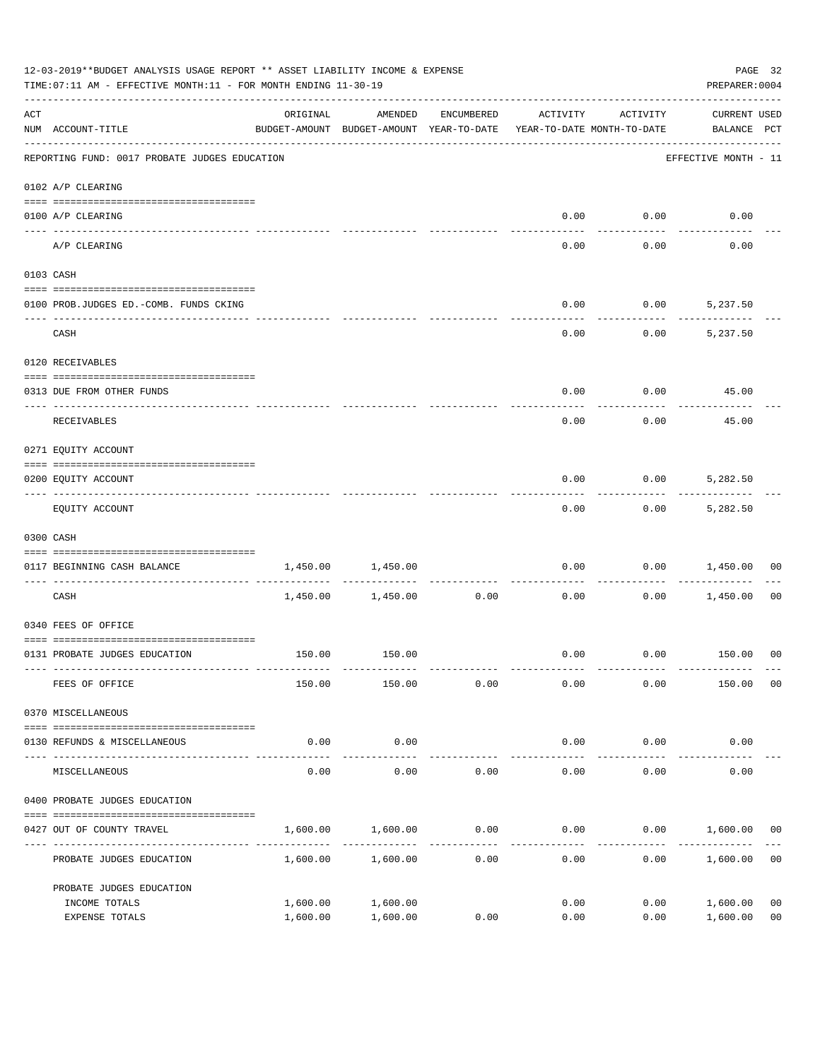12-03-2019**BUDGET ANALYSIS USAGE REPORT ** ASSET LIABILITY INCOME & EXPENSE

TIME:07:11 AM - EFFECTIVE MONTH:11 - FOR MONTH ENDING 11-30-19

PREPARER:0004

| ACT NUM | ACCOUNT-TITLE | ORIGINAL BUDGET-AMOUNT | AMENDED BUDGET-AMOUNT | ENCUMBERED YEAR-TO-DATE | ACTIVITY YEAR-TO-DATE | ACTIVITY MONTH-TO-DATE | CURRENT USED BALANCE | PCT |
|---|---|---|---|---|---|---|---|---|
| | REPORTING FUND: 0017 PROBATE JUDGES EDUCATION | | | | | | EFFECTIVE MONTH - 11 | |
| | 0102 A/P CLEARING | | | | | | | |
| 0100 | A/P CLEARING | | | | 0.00 | 0.00 | 0.00 | |
| | A/P CLEARING | | | | 0.00 | 0.00 | 0.00 | |
| | 0103 CASH | | | | | | | |
| 0100 | PROB.JUDGES ED.-COMB. FUNDS CKING | | | | 0.00 | 0.00 | 5,237.50 | |
| | CASH | | | | 0.00 | 0.00 | 5,237.50 | |
| | 0120 RECEIVABLES | | | | | | | |
| 0313 | DUE FROM OTHER FUNDS | | | | 0.00 | 0.00 | 45.00 | |
| | RECEIVABLES | | | | 0.00 | 0.00 | 45.00 | |
| | 0271 EQUITY ACCOUNT | | | | | | | |
| 0200 | EQUITY ACCOUNT | | | | 0.00 | 0.00 | 5,282.50 | |
| | EQUITY ACCOUNT | | | | 0.00 | 0.00 | 5,282.50 | |
| | 0300 CASH | | | | | | | |
| 0117 | BEGINNING CASH BALANCE | 1,450.00 | 1,450.00 | | 0.00 | 0.00 | 1,450.00 | 00 |
| | CASH | 1,450.00 | 1,450.00 | 0.00 | 0.00 | 0.00 | 1,450.00 | 00 |
| | 0340 FEES OF OFFICE | | | | | | | |
| 0131 | PROBATE JUDGES EDUCATION | 150.00 | 150.00 | | 0.00 | 0.00 | 150.00 | 00 |
| | FEES OF OFFICE | 150.00 | 150.00 | 0.00 | 0.00 | 0.00 | 150.00 | 00 |
| | 0370 MISCELLANEOUS | | | | | | | |
| 0130 | REFUNDS & MISCELLANEOUS | 0.00 | 0.00 | | 0.00 | 0.00 | 0.00 | |
| | MISCELLANEOUS | 0.00 | 0.00 | 0.00 | 0.00 | 0.00 | 0.00 | |
| | 0400 PROBATE JUDGES EDUCATION | | | | | | | |
| 0427 | OUT OF COUNTY TRAVEL | 1,600.00 | 1,600.00 | 0.00 | 0.00 | 0.00 | 1,600.00 | 00 |
| | PROBATE JUDGES EDUCATION | 1,600.00 | 1,600.00 | 0.00 | 0.00 | 0.00 | 1,600.00 | 00 |
| | PROBATE JUDGES EDUCATION | | | | | | | |
| | INCOME TOTALS | 1,600.00 | 1,600.00 | | 0.00 | 0.00 | 1,600.00 | 00 |
| | EXPENSE TOTALS | 1,600.00 | 1,600.00 | 0.00 | 0.00 | 0.00 | 1,600.00 | 00 |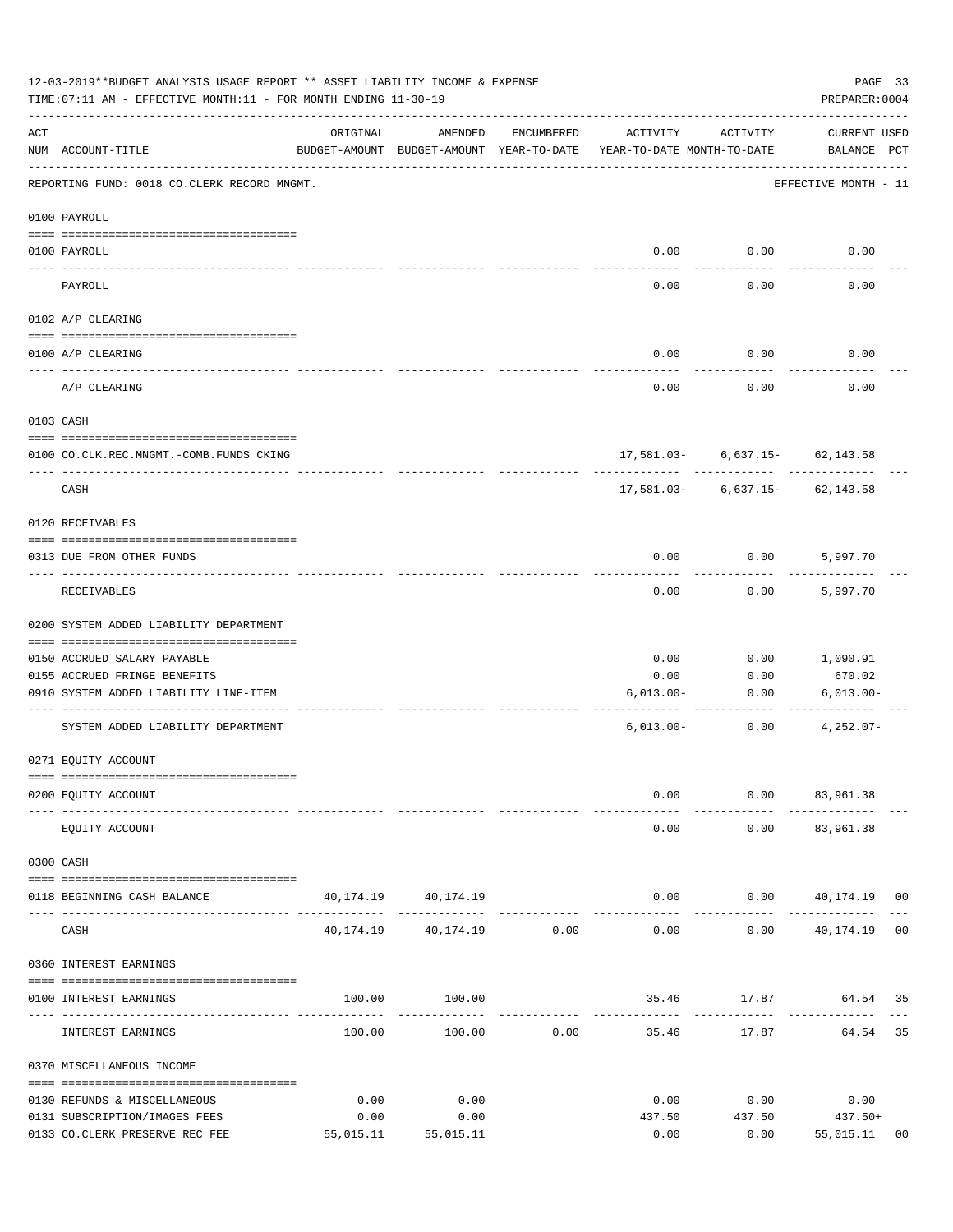12-03-2019**BUDGET ANALYSIS USAGE REPORT ** ASSET LIABILITY INCOME & EXPENSE

TIME:07:11 AM - EFFECTIVE MONTH:11 - FOR MONTH ENDING 11-30-19

PREPARER:0004

| ACT NUM | ACCOUNT-TITLE | ORIGINAL BUDGET-AMOUNT | AMENDED BUDGET-AMOUNT | ENCUMBERED YEAR-TO-DATE | ACTIVITY YEAR-TO-DATE | ACTIVITY MONTH-TO-DATE | CURRENT BALANCE | USED PCT |
|---|---|---|---|---|---|---|---|---|
| | REPORTING FUND: 0018 CO.CLERK RECORD MNGMT. | | | | | | EFFECTIVE MONTH - 11 | |
| | 0100 PAYROLL | | | | | | | |
| 0100 | PAYROLL | | | | 0.00 | 0.00 | 0.00 | |
| | PAYROLL | | | | 0.00 | 0.00 | 0.00 | |
| | 0102 A/P CLEARING | | | | | | | |
| 0100 | A/P CLEARING | | | | 0.00 | 0.00 | 0.00 | |
| | A/P CLEARING | | | | 0.00 | 0.00 | 0.00 | |
| | 0103 CASH | | | | | | | |
| 0100 | CO.CLK.REC.MNGMT.-COMB.FUNDS CKING | | | | 17,581.03- | 6,637.15- | 62,143.58 | |
| | CASH | | | | 17,581.03- | 6,637.15- | 62,143.58 | |
| | 0120 RECEIVABLES | | | | | | | |
| 0313 | DUE FROM OTHER FUNDS | | | | 0.00 | 0.00 | 5,997.70 | |
| | RECEIVABLES | | | | 0.00 | 0.00 | 5,997.70 | |
| | 0200 SYSTEM ADDED LIABILITY DEPARTMENT | | | | | | | |
| 0150 | ACCRUED SALARY PAYABLE | | | | 0.00 | 0.00 | 1,090.91 | |
| 0155 | ACCRUED FRINGE BENEFITS | | | | 0.00 | 0.00 | 670.02 | |
| 0910 | SYSTEM ADDED LIABILITY LINE-ITEM | | | | 6,013.00- | 0.00 | 6,013.00- | |
| | SYSTEM ADDED LIABILITY DEPARTMENT | | | | 6,013.00- | 0.00 | 4,252.07- | |
| | 0271 EQUITY ACCOUNT | | | | | | | |
| 0200 | EQUITY ACCOUNT | | | | 0.00 | 0.00 | 83,961.38 | |
| | EQUITY ACCOUNT | | | | 0.00 | 0.00 | 83,961.38 | |
| | 0300 CASH | | | | | | | |
| 0118 | BEGINNING CASH BALANCE | 40,174.19 | 40,174.19 | | 0.00 | 0.00 | 40,174.19 | 00 |
| | CASH | 40,174.19 | 40,174.19 | 0.00 | 0.00 | 0.00 | 40,174.19 | 00 |
| | 0360 INTEREST EARNINGS | | | | | | | |
| 0100 | INTEREST EARNINGS | 100.00 | 100.00 | | 35.46 | 17.87 | 64.54 | 35 |
| | INTEREST EARNINGS | 100.00 | 100.00 | 0.00 | 35.46 | 17.87 | 64.54 | 35 |
| | 0370 MISCELLANEOUS INCOME | | | | | | | |
| 0130 | REFUNDS & MISCELLANEOUS | 0.00 | 0.00 | | 0.00 | 0.00 | 0.00 | |
| 0131 | SUBSCRIPTION/IMAGES FEES | 0.00 | 0.00 | | 437.50 | 437.50 | 437.50+ | |
| 0133 | CO.CLERK PRESERVE REC FEE | 55,015.11 | 55,015.11 | | 0.00 | 0.00 | 55,015.11 | 00 |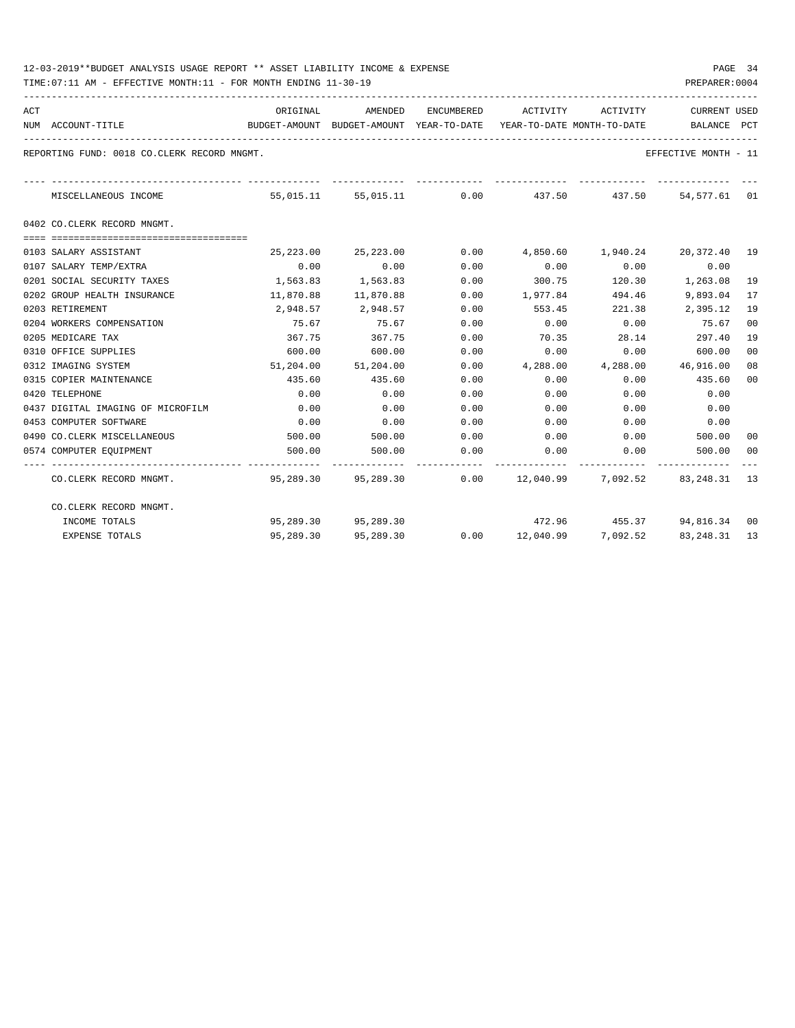12-03-2019**BUDGET ANALYSIS USAGE REPORT ** ASSET LIABILITY INCOME & EXPENSE

TIME:07:11 AM - EFFECTIVE MONTH:11 - FOR MONTH ENDING 11-30-19

PREPARER:0004

REPORTING FUND: 0018 CO.CLERK RECORD MNGMT.

EFFECTIVE MONTH - 11

| ACT NUM | ACCOUNT-TITLE | ORIGINAL BUDGET-AMOUNT | AMENDED BUDGET-AMOUNT | ENCUMBERED YEAR-TO-DATE | ACTIVITY YEAR-TO-DATE | ACTIVITY MONTH-TO-DATE | CURRENT BALANCE | USED PCT |
|---|---|---|---|---|---|---|---|---|
| | MISCELLANEOUS INCOME | 55,015.11 | 55,015.11 | 0.00 | 437.50 | 437.50 | 54,577.61 | 01 |
| | **0402 CO.CLERK RECORD MNGMT.** | | | | | | | |
| 0103 | SALARY ASSISTANT | 25,223.00 | 25,223.00 | 0.00 | 4,850.60 | 1,940.24 | 20,372.40 | 19 |
| 0107 | SALARY TEMP/EXTRA | 0.00 | 0.00 | 0.00 | 0.00 | 0.00 | 0.00 | |
| 0201 | SOCIAL SECURITY TAXES | 1,563.83 | 1,563.83 | 0.00 | 300.75 | 120.30 | 1,263.08 | 19 |
| 0202 | GROUP HEALTH INSURANCE | 11,870.88 | 11,870.88 | 0.00 | 1,977.84 | 494.46 | 9,893.04 | 17 |
| 0203 | RETIREMENT | 2,948.57 | 2,948.57 | 0.00 | 553.45 | 221.38 | 2,395.12 | 19 |
| 0204 | WORKERS COMPENSATION | 75.67 | 75.67 | 0.00 | 0.00 | 0.00 | 75.67 | 00 |
| 0205 | MEDICARE TAX | 367.75 | 367.75 | 0.00 | 70.35 | 28.14 | 297.40 | 19 |
| 0310 | OFFICE SUPPLIES | 600.00 | 600.00 | 0.00 | 0.00 | 0.00 | 600.00 | 00 |
| 0312 | IMAGING SYSTEM | 51,204.00 | 51,204.00 | 0.00 | 4,288.00 | 4,288.00 | 46,916.00 | 08 |
| 0315 | COPIER MAINTENANCE | 435.60 | 435.60 | 0.00 | 0.00 | 0.00 | 435.60 | 00 |
| 0420 | TELEPHONE | 0.00 | 0.00 | 0.00 | 0.00 | 0.00 | 0.00 | |
| 0437 | DIGITAL IMAGING OF MICROFILM | 0.00 | 0.00 | 0.00 | 0.00 | 0.00 | 0.00 | |
| 0453 | COMPUTER SOFTWARE | 0.00 | 0.00 | 0.00 | 0.00 | 0.00 | 0.00 | |
| 0490 | CO.CLERK MISCELLANEOUS | 500.00 | 500.00 | 0.00 | 0.00 | 0.00 | 500.00 | 00 |
| 0574 | COMPUTER EQUIPMENT | 500.00 | 500.00 | 0.00 | 0.00 | 0.00 | 500.00 | 00 |
| | CO.CLERK RECORD MNGMT. | 95,289.30 | 95,289.30 | 0.00 | 12,040.99 | 7,092.52 | 83,248.31 | 13 |
| | CO.CLERK RECORD MNGMT. | | | | | | | |
| | INCOME TOTALS | 95,289.30 | 95,289.30 | | 472.96 | 455.37 | 94,816.34 | 00 |
| | EXPENSE TOTALS | 95,289.30 | 95,289.30 | 0.00 | 12,040.99 | 7,092.52 | 83,248.31 | 13 |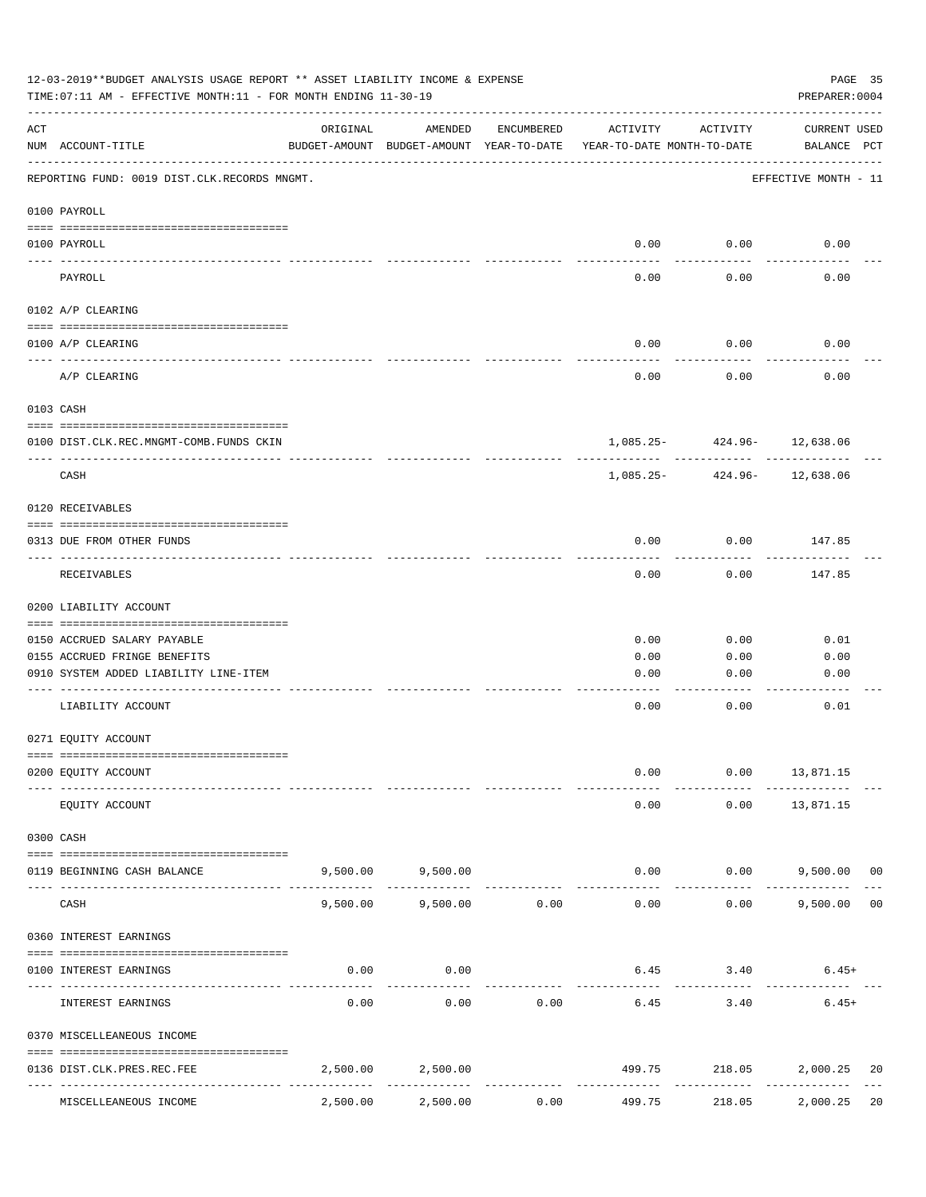12-03-2019**BUDGET ANALYSIS USAGE REPORT ** ASSET LIABILITY INCOME & EXPENSE

TIME:07:11 AM - EFFECTIVE MONTH:11 - FOR MONTH ENDING 11-30-19

PREPARER:0004

| ACT NUM | ACCOUNT-TITLE | ORIGINAL BUDGET-AMOUNT | AMENDED BUDGET-AMOUNT | ENCUMBERED YEAR-TO-DATE | ACTIVITY YEAR-TO-DATE | ACTIVITY MONTH-TO-DATE | CURRENT BALANCE | USED PCT |
|---|---|---|---|---|---|---|---|---|
| | REPORTING FUND: 0019 DIST.CLK.RECORDS MNGMT. | | | | | | EFFECTIVE MONTH - 11 | |
| | **0100 PAYROLL** | | | | | | | |
| 0100 | PAYROLL | | | | 0.00 | 0.00 | 0.00 | |
| | PAYROLL | | | | 0.00 | 0.00 | 0.00 | |
| | **0102 A/P CLEARING** | | | | | | | |
| 0100 | A/P CLEARING | | | | 0.00 | 0.00 | 0.00 | |
| | A/P CLEARING | | | | 0.00 | 0.00 | 0.00 | |
| | **0103 CASH** | | | | | | | |
| 0100 | DIST.CLK.REC.MNGMT-COMB.FUNDS CKIN | | | | 1,085.25- | 424.96- | 12,638.06 | |
| | CASH | | | | 1,085.25- | 424.96- | 12,638.06 | |
| | **0120 RECEIVABLES** | | | | | | | |
| 0313 | DUE FROM OTHER FUNDS | | | | 0.00 | 0.00 | 147.85 | |
| | RECEIVABLES | | | | 0.00 | 0.00 | 147.85 | |
| | **0200 LIABILITY ACCOUNT** | | | | | | | |
| 0150 | ACCRUED SALARY PAYABLE | | | | 0.00 | 0.00 | 0.01 | |
| 0155 | ACCRUED FRINGE BENEFITS | | | | 0.00 | 0.00 | 0.00 | |
| 0910 | SYSTEM ADDED LIABILITY LINE-ITEM | | | | 0.00 | 0.00 | 0.00 | |
| | LIABILITY ACCOUNT | | | | 0.00 | 0.00 | 0.01 | |
| | **0271 EQUITY ACCOUNT** | | | | | | | |
| 0200 | EQUITY ACCOUNT | | | | 0.00 | 0.00 | 13,871.15 | |
| | EQUITY ACCOUNT | | | | 0.00 | 0.00 | 13,871.15 | |
| | **0300 CASH** | | | | | | | |
| 0119 | BEGINNING CASH BALANCE | 9,500.00 | 9,500.00 | | 0.00 | 0.00 | 9,500.00 | 00 |
| | CASH | 9,500.00 | 9,500.00 | 0.00 | 0.00 | 0.00 | 9,500.00 | 00 |
| | **0360 INTEREST EARNINGS** | | | | | | | |
| 0100 | INTEREST EARNINGS | 0.00 | 0.00 | | 6.45 | 3.40 | 6.45+ | |
| | INTEREST EARNINGS | 0.00 | 0.00 | 0.00 | 6.45 | 3.40 | 6.45+ | |
| | **0370 MISCELLEANEOUS INCOME** | | | | | | | |
| 0136 | DIST.CLK.PRES.REC.FEE | 2,500.00 | 2,500.00 | | 499.75 | 218.05 | 2,000.25 | 20 |
| | MISCELLEANEOUS INCOME | 2,500.00 | 2,500.00 | 0.00 | 499.75 | 218.05 | 2,000.25 | 20 |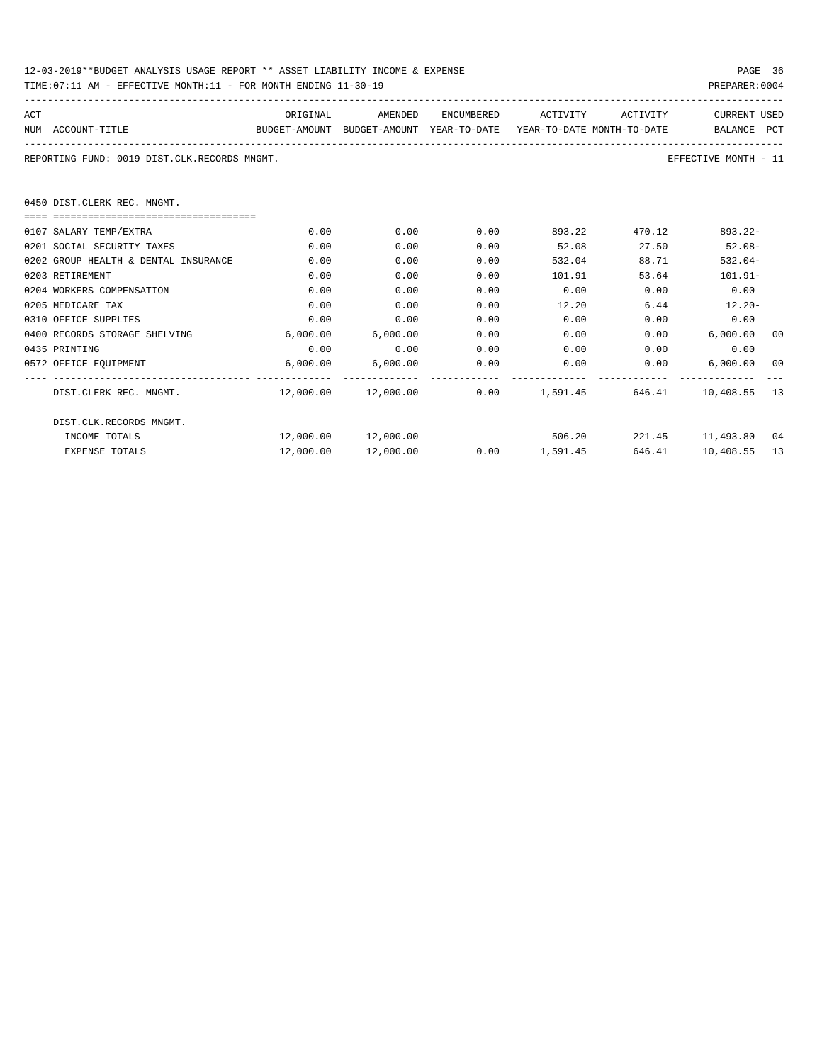12-03-2019**BUDGET ANALYSIS USAGE REPORT ** ASSET LIABILITY INCOME & EXPENSE

TIME:07:11 AM - EFFECTIVE MONTH:11 - FOR MONTH ENDING 11-30-19

PREPARER:0004

REPORTING FUND: 0019 DIST.CLK.RECORDS MNGMT.

EFFECTIVE MONTH - 11

## 0450 DIST.CLERK REC. MNGMT.

| ACT NUM | ACCOUNT-TITLE | ORIGINAL BUDGET-AMOUNT | AMENDED BUDGET-AMOUNT | ENCUMBERED YEAR-TO-DATE | ACTIVITY YEAR-TO-DATE | ACTIVITY MONTH-TO-DATE | CURRENT BALANCE | USED PCT |
|---|---|---|---|---|---|---|---|---|
| 0107 | SALARY TEMP/EXTRA | 0.00 | 0.00 | 0.00 | 893.22 | 470.12 | 893.22- | |
| 0201 | SOCIAL SECURITY TAXES | 0.00 | 0.00 | 0.00 | 52.08 | 27.50 | 52.08- | |
| 0202 | GROUP HEALTH & DENTAL INSURANCE | 0.00 | 0.00 | 0.00 | 532.04 | 88.71 | 532.04- | |
| 0203 | RETIREMENT | 0.00 | 0.00 | 0.00 | 101.91 | 53.64 | 101.91- | |
| 0204 | WORKERS COMPENSATION | 0.00 | 0.00 | 0.00 | 0.00 | 0.00 | 0.00 | |
| 0205 | MEDICARE TAX | 0.00 | 0.00 | 0.00 | 12.20 | 6.44 | 12.20- | |
| 0310 | OFFICE SUPPLIES | 0.00 | 0.00 | 0.00 | 0.00 | 0.00 | 0.00 | |
| 0400 | RECORDS STORAGE SHELVING | 6,000.00 | 6,000.00 | 0.00 | 0.00 | 0.00 | 6,000.00 | 00 |
| 0435 | PRINTING | 0.00 | 0.00 | 0.00 | 0.00 | 0.00 | 0.00 | |
| 0572 | OFFICE EQUIPMENT | 6,000.00 | 6,000.00 | 0.00 | 0.00 | 0.00 | 6,000.00 | 00 |
| | DIST.CLERK REC. MNGMT. | 12,000.00 | 12,000.00 | 0.00 | 1,591.45 | 646.41 | 10,408.55 | 13 |
| | DIST.CLK.RECORDS MNGMT. | | | | | | | |
| | INCOME TOTALS | 12,000.00 | 12,000.00 | | 506.20 | 221.45 | 11,493.80 | 04 |
| | EXPENSE TOTALS | 12,000.00 | 12,000.00 | 0.00 | 1,591.45 | 646.41 | 10,408.55 | 13 |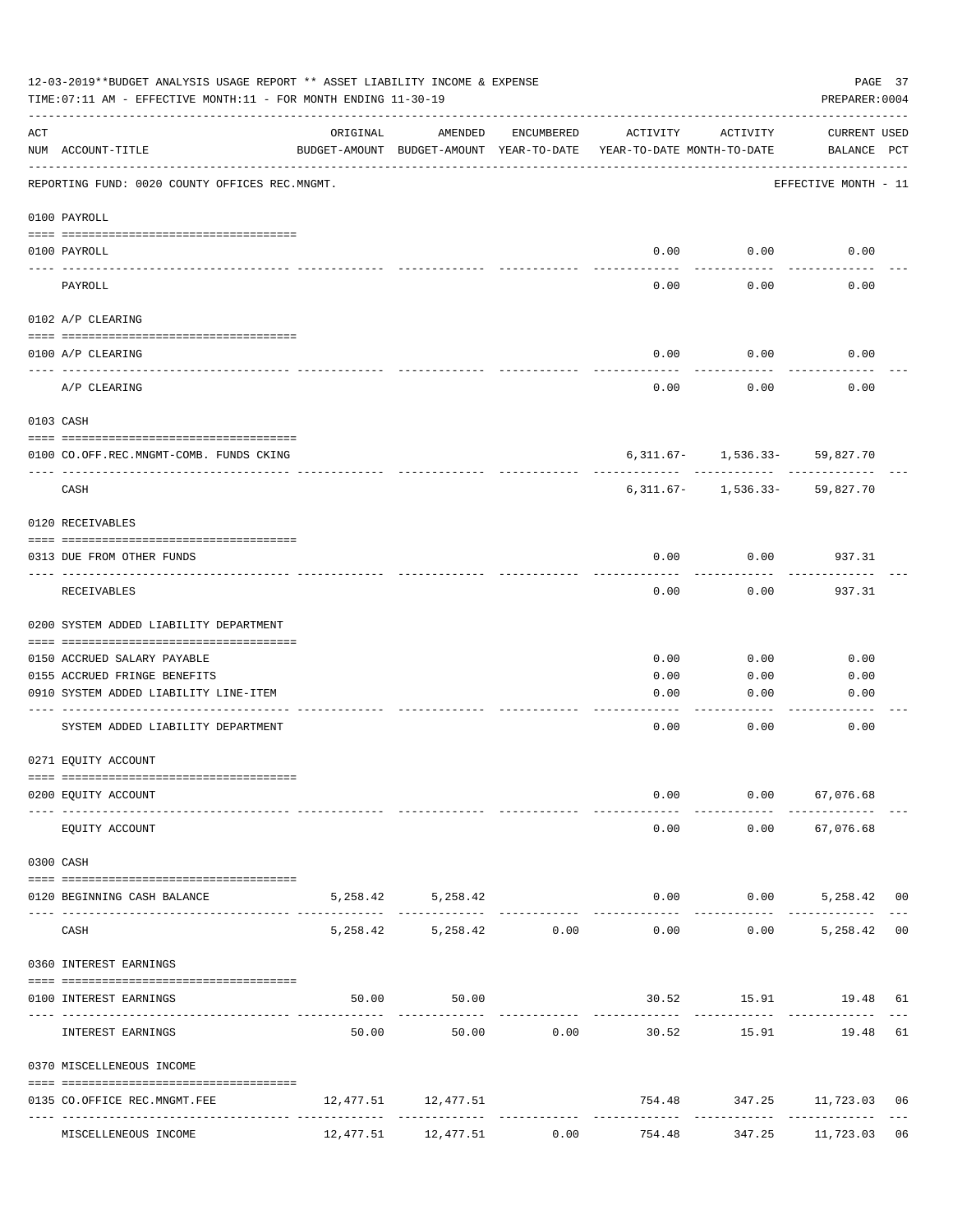12-03-2019**BUDGET ANALYSIS USAGE REPORT ** ASSET LIABILITY INCOME & EXPENSE

TIME:07:11 AM - EFFECTIVE MONTH:11 - FOR MONTH ENDING 11-30-19

PREPARER:0004

| ACT NUM | ACCOUNT-TITLE | ORIGINAL BUDGET-AMOUNT | AMENDED BUDGET-AMOUNT | ENCUMBERED YEAR-TO-DATE | ACTIVITY YEAR-TO-DATE | ACTIVITY MONTH-TO-DATE | CURRENT BALANCE | USED PCT |
|---|---|---|---|---|---|---|---|---|
| | REPORTING FUND: 0020 COUNTY OFFICES REC.MNGMT. | | | | | | EFFECTIVE MONTH - 11 | |
| | 0100 PAYROLL | | | | | | | |
| 0100 | PAYROLL | | | | 0.00 | 0.00 | 0.00 | |
| | PAYROLL | | | | 0.00 | 0.00 | 0.00 | |
| | 0102 A/P CLEARING | | | | | | | |
| 0100 | A/P CLEARING | | | | 0.00 | 0.00 | 0.00 | |
| | A/P CLEARING | | | | 0.00 | 0.00 | 0.00 | |
| | 0103 CASH | | | | | | | |
| 0100 | CO.OFF.REC.MNGMT-COMB. FUNDS CKING | | | | 6,311.67- | 1,536.33- | 59,827.70 | |
| | CASH | | | | 6,311.67- | 1,536.33- | 59,827.70 | |
| | 0120 RECEIVABLES | | | | | | | |
| 0313 | DUE FROM OTHER FUNDS | | | | 0.00 | 0.00 | 937.31 | |
| | RECEIVABLES | | | | 0.00 | 0.00 | 937.31 | |
| | 0200 SYSTEM ADDED LIABILITY DEPARTMENT | | | | | | | |
| 0150 | ACCRUED SALARY PAYABLE | | | | 0.00 | 0.00 | 0.00 | |
| 0155 | ACCRUED FRINGE BENEFITS | | | | 0.00 | 0.00 | 0.00 | |
| 0910 | SYSTEM ADDED LIABILITY LINE-ITEM | | | | 0.00 | 0.00 | 0.00 | |
| | SYSTEM ADDED LIABILITY DEPARTMENT | | | | 0.00 | 0.00 | 0.00 | |
| | 0271 EQUITY ACCOUNT | | | | | | | |
| 0200 | EQUITY ACCOUNT | | | | 0.00 | 0.00 | 67,076.68 | |
| | EQUITY ACCOUNT | | | | 0.00 | 0.00 | 67,076.68 | |
| | 0300 CASH | | | | | | | |
| 0120 | BEGINNING CASH BALANCE | 5,258.42 | 5,258.42 | | 0.00 | 0.00 | 5,258.42 | 00 |
| | CASH | 5,258.42 | 5,258.42 | 0.00 | 0.00 | 0.00 | 5,258.42 | 00 |
| | 0360 INTEREST EARNINGS | | | | | | | |
| 0100 | INTEREST EARNINGS | 50.00 | 50.00 | | 30.52 | 15.91 | 19.48 | 61 |
| | INTEREST EARNINGS | 50.00 | 50.00 | 0.00 | 30.52 | 15.91 | 19.48 | 61 |
| | 0370 MISCELLENEOUS INCOME | | | | | | | |
| 0135 | CO.OFFICE REC.MNGMT.FEE | 12,477.51 | 12,477.51 | | 754.48 | 347.25 | 11,723.03 | 06 |
| | MISCELLENEOUS INCOME | 12,477.51 | 12,477.51 | 0.00 | 754.48 | 347.25 | 11,723.03 | 06 |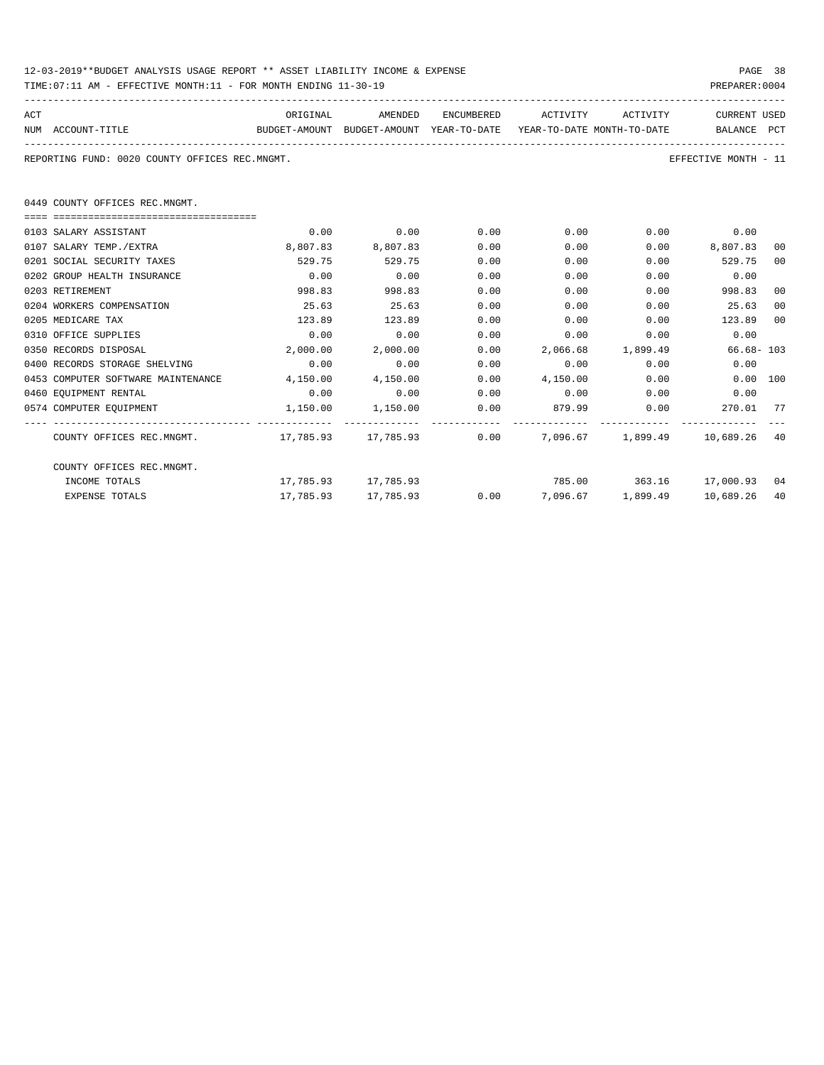12-03-2019**BUDGET ANALYSIS USAGE REPORT ** ASSET LIABILITY INCOME & EXPENSE

TIME:07:11 AM - EFFECTIVE MONTH:11 - FOR MONTH ENDING 11-30-19

PREPARER:0004

REPORTING FUND: 0020 COUNTY OFFICES REC.MNGMT.

EFFECTIVE MONTH - 11

## 0449 COUNTY OFFICES REC.MNGMT.

| ACT NUM | ACCOUNT-TITLE | ORIGINAL BUDGET-AMOUNT | AMENDED BUDGET-AMOUNT | ENCUMBERED YEAR-TO-DATE | ACTIVITY YEAR-TO-DATE | ACTIVITY MONTH-TO-DATE | CURRENT BALANCE | USED PCT |
|---|---|---|---|---|---|---|---|---|
| 0103 | SALARY ASSISTANT | 0.00 | 0.00 | 0.00 | 0.00 | 0.00 | 0.00 | |
| 0107 | SALARY TEMP./EXTRA | 8,807.83 | 8,807.83 | 0.00 | 0.00 | 0.00 | 8,807.83 | 00 |
| 0201 | SOCIAL SECURITY TAXES | 529.75 | 529.75 | 0.00 | 0.00 | 0.00 | 529.75 | 00 |
| 0202 | GROUP HEALTH INSURANCE | 0.00 | 0.00 | 0.00 | 0.00 | 0.00 | 0.00 | |
| 0203 | RETIREMENT | 998.83 | 998.83 | 0.00 | 0.00 | 0.00 | 998.83 | 00 |
| 0204 | WORKERS COMPENSATION | 25.63 | 25.63 | 0.00 | 0.00 | 0.00 | 25.63 | 00 |
| 0205 | MEDICARE TAX | 123.89 | 123.89 | 0.00 | 0.00 | 0.00 | 123.89 | 00 |
| 0310 | OFFICE SUPPLIES | 0.00 | 0.00 | 0.00 | 0.00 | 0.00 | 0.00 | |
| 0350 | RECORDS DISPOSAL | 2,000.00 | 2,000.00 | 0.00 | 2,066.68 | 1,899.49 | 66.68- | 103 |
| 0400 | RECORDS STORAGE SHELVING | 0.00 | 0.00 | 0.00 | 0.00 | 0.00 | 0.00 | |
| 0453 | COMPUTER SOFTWARE MAINTENANCE | 4,150.00 | 4,150.00 | 0.00 | 4,150.00 | 0.00 | 0.00 | 100 |
| 0460 | EQUIPMENT RENTAL | 0.00 | 0.00 | 0.00 | 0.00 | 0.00 | 0.00 | |
| 0574 | COMPUTER EQUIPMENT | 1,150.00 | 1,150.00 | 0.00 | 879.99 | 0.00 | 270.01 | 77 |
| | COUNTY OFFICES REC.MNGMT. | 17,785.93 | 17,785.93 | 0.00 | 7,096.67 | 1,899.49 | 10,689.26 | 40 |
| | COUNTY OFFICES REC.MNGMT. | | | | | | | |
| | INCOME TOTALS | 17,785.93 | 17,785.93 | | 785.00 | 363.16 | 17,000.93 | 04 |
| | EXPENSE TOTALS | 17,785.93 | 17,785.93 | 0.00 | 7,096.67 | 1,899.49 | 10,689.26 | 40 |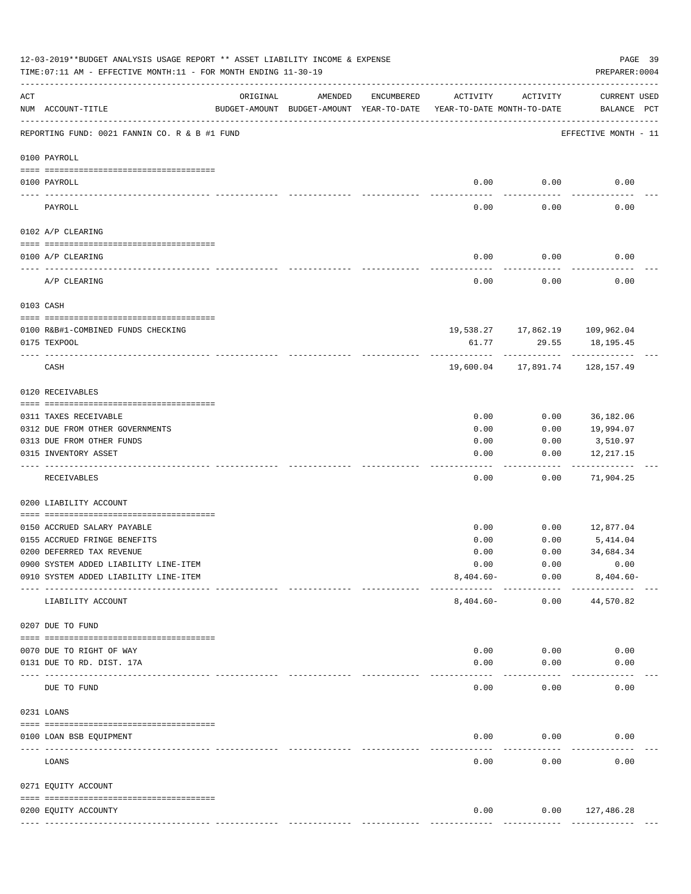12-03-2019**BUDGET ANALYSIS USAGE REPORT ** ASSET LIABILITY INCOME & EXPENSE

TIME:07:11 AM - EFFECTIVE MONTH:11 - FOR MONTH ENDING 11-30-19

PREPARER:0004

| ACT NUM | ACCOUNT-TITLE | ORIGINAL BUDGET-AMOUNT | AMENDED BUDGET-AMOUNT | ENCUMBERED YEAR-TO-DATE | ACTIVITY YEAR-TO-DATE | ACTIVITY MONTH-TO-DATE | CURRENT BALANCE | USED PCT |
|---|---|---|---|---|---|---|---|---|
| | REPORTING FUND: 0021 FANNIN CO. R & B #1 FUND | | | | | | EFFECTIVE MONTH - 11 | |
| | 0100 PAYROLL | | | | | | | |
| 0100 | PAYROLL | | | | 0.00 | 0.00 | 0.00 | |
| | PAYROLL | | | | 0.00 | 0.00 | 0.00 | |
| | 0102 A/P CLEARING | | | | | | | |
| 0100 | A/P CLEARING | | | | 0.00 | 0.00 | 0.00 | |
| | A/P CLEARING | | | | 0.00 | 0.00 | 0.00 | |
| | 0103 CASH | | | | | | | |
| 0100 | R&B#1-COMBINED FUNDS CHECKING | | | | 19,538.27 | 17,862.19 | 109,962.04 | |
| 0175 | TEXPOOL | | | | 61.77 | 29.55 | 18,195.45 | |
| | CASH | | | | 19,600.04 | 17,891.74 | 128,157.49 | |
| | 0120 RECEIVABLES | | | | | | | |
| 0311 | TAXES RECEIVABLE | | | | 0.00 | 0.00 | 36,182.06 | |
| 0312 | DUE FROM OTHER GOVERNMENTS | | | | 0.00 | 0.00 | 19,994.07 | |
| 0313 | DUE FROM OTHER FUNDS | | | | 0.00 | 0.00 | 3,510.97 | |
| 0315 | INVENTORY ASSET | | | | 0.00 | 0.00 | 12,217.15 | |
| | RECEIVABLES | | | | 0.00 | 0.00 | 71,904.25 | |
| | 0200 LIABILITY ACCOUNT | | | | | | | |
| 0150 | ACCRUED SALARY PAYABLE | | | | 0.00 | 0.00 | 12,877.04 | |
| 0155 | ACCRUED FRINGE BENEFITS | | | | 0.00 | 0.00 | 5,414.04 | |
| 0200 | DEFERRED TAX REVENUE | | | | 0.00 | 0.00 | 34,684.34 | |
| 0900 | SYSTEM ADDED LIABILITY LINE-ITEM | | | | 0.00 | 0.00 | 0.00 | |
| 0910 | SYSTEM ADDED LIABILITY LINE-ITEM | | | | 8,404.60- | 0.00 | 8,404.60- | |
| | LIABILITY ACCOUNT | | | | 8,404.60- | 0.00 | 44,570.82 | |
| | 0207 DUE TO FUND | | | | | | | |
| 0070 | DUE TO RIGHT OF WAY | | | | 0.00 | 0.00 | 0.00 | |
| 0131 | DUE TO RD. DIST. 17A | | | | 0.00 | 0.00 | 0.00 | |
| | DUE TO FUND | | | | 0.00 | 0.00 | 0.00 | |
| | 0231 LOANS | | | | | | | |
| 0100 | LOAN BSB EQUIPMENT | | | | 0.00 | 0.00 | 0.00 | |
| | LOANS | | | | 0.00 | 0.00 | 0.00 | |
| | 0271 EQUITY ACCOUNT | | | | | | | |
| 0200 | EQUITY ACCOUNTY | | | | 0.00 | 0.00 | 127,486.28 | |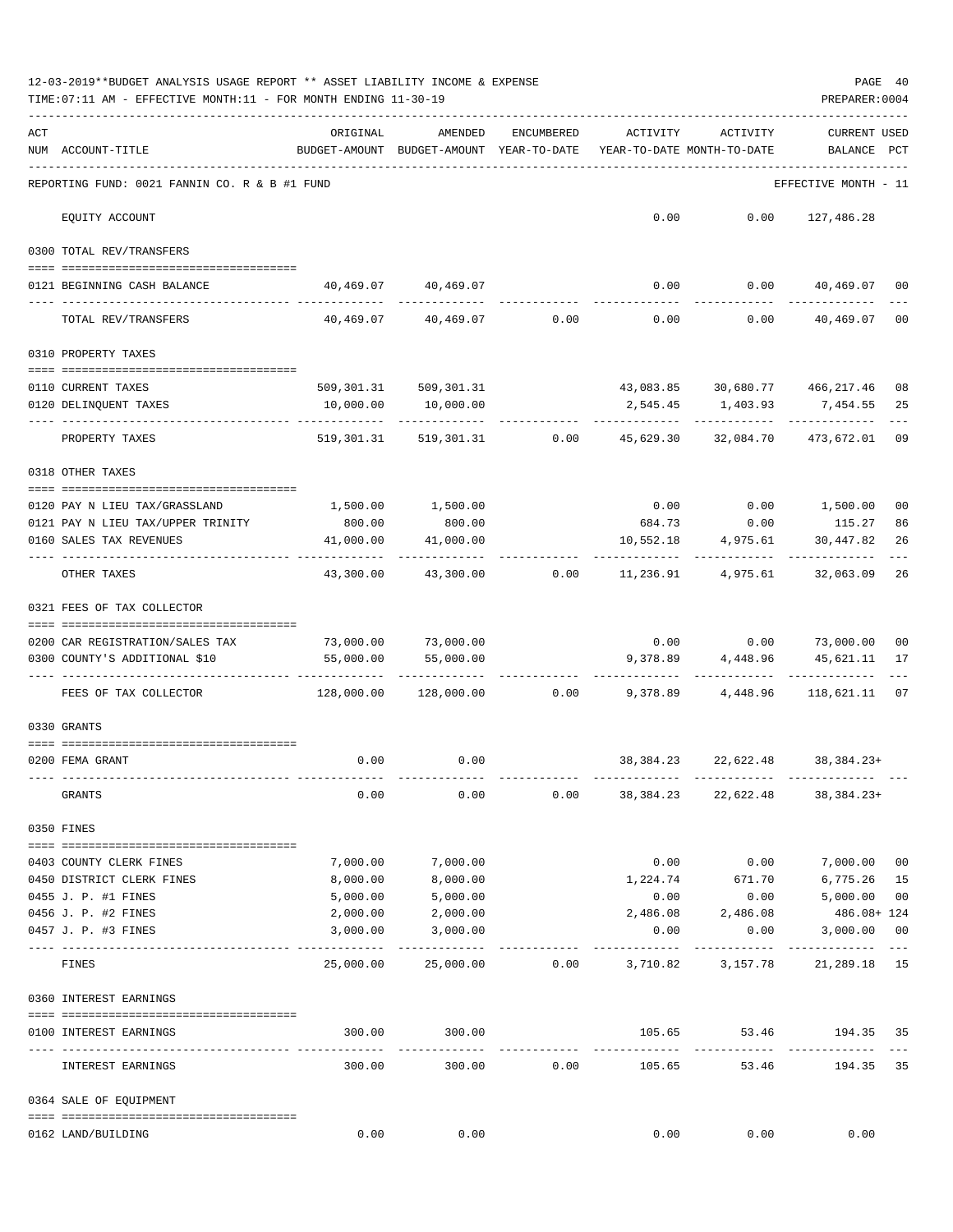12-03-2019**BUDGET ANALYSIS USAGE REPORT ** ASSET LIABILITY INCOME & EXPENSE

TIME:07:11 AM - EFFECTIVE MONTH:11 - FOR MONTH ENDING 11-30-19

PREPARER:0004

| ACT NUM | ACCOUNT-TITLE | ORIGINAL BUDGET-AMOUNT | AMENDED BUDGET-AMOUNT | ENCUMBERED YEAR-TO-DATE | ACTIVITY YEAR-TO-DATE | ACTIVITY MONTH-TO-DATE | CURRENT BALANCE | USED PCT |
|---|---|---|---|---|---|---|---|---|
| | REPORTING FUND: 0021 FANNIN CO. R & B #1 FUND | | | | | | EFFECTIVE MONTH - 11 | |
| | EQUITY ACCOUNT | | | | 0.00 | 0.00 | 127,486.28 | |
| | **0300 TOTAL REV/TRANSFERS** | | | | | | | |
| 0121 | BEGINNING CASH BALANCE | 40,469.07 | 40,469.07 | | 0.00 | 0.00 | 40,469.07 | 00 |
| | TOTAL REV/TRANSFERS | 40,469.07 | 40,469.07 | 0.00 | 0.00 | 0.00 | 40,469.07 | 00 |
| | **0310 PROPERTY TAXES** | | | | | | | |
| 0110 | CURRENT TAXES | 509,301.31 | 509,301.31 | | 43,083.85 | 30,680.77 | 466,217.46 | 08 |
| 0120 | DELINQUENT TAXES | 10,000.00 | 10,000.00 | | 2,545.45 | 1,403.93 | 7,454.55 | 25 |
| | PROPERTY TAXES | 519,301.31 | 519,301.31 | 0.00 | 45,629.30 | 32,084.70 | 473,672.01 | 09 |
| | **0318 OTHER TAXES** | | | | | | | |
| 0120 | PAY N LIEU TAX/GRASSLAND | 1,500.00 | 1,500.00 | | 0.00 | 0.00 | 1,500.00 | 00 |
| 0121 | PAY N LIEU TAX/UPPER TRINITY | 800.00 | 800.00 | | 684.73 | 0.00 | 115.27 | 86 |
| 0160 | SALES TAX REVENUES | 41,000.00 | 41,000.00 | | 10,552.18 | 4,975.61 | 30,447.82 | 26 |
| | OTHER TAXES | 43,300.00 | 43,300.00 | 0.00 | 11,236.91 | 4,975.61 | 32,063.09 | 26 |
| | **0321 FEES OF TAX COLLECTOR** | | | | | | | |
| 0200 | CAR REGISTRATION/SALES TAX | 73,000.00 | 73,000.00 | | 0.00 | 0.00 | 73,000.00 | 00 |
| 0300 | COUNTY'S ADDITIONAL $10 | 55,000.00 | 55,000.00 | | 9,378.89 | 4,448.96 | 45,621.11 | 17 |
| | FEES OF TAX COLLECTOR | 128,000.00 | 128,000.00 | 0.00 | 9,378.89 | 4,448.96 | 118,621.11 | 07 |
| | **0330 GRANTS** | | | | | | | |
| 0200 | FEMA GRANT | 0.00 | 0.00 | | 38,384.23 | 22,622.48 | 38,384.23+ | |
| | GRANTS | 0.00 | 0.00 | 0.00 | 38,384.23 | 22,622.48 | 38,384.23+ | |
| | **0350 FINES** | | | | | | | |
| 0403 | COUNTY CLERK FINES | 7,000.00 | 7,000.00 | | 0.00 | 0.00 | 7,000.00 | 00 |
| 0450 | DISTRICT CLERK FINES | 8,000.00 | 8,000.00 | | 1,224.74 | 671.70 | 6,775.26 | 15 |
| 0455 | J. P. #1 FINES | 5,000.00 | 5,000.00 | | 0.00 | 0.00 | 5,000.00 | 00 |
| 0456 | J. P. #2 FINES | 2,000.00 | 2,000.00 | | 2,486.08 | 2,486.08 | 486.08+ | 124 |
| 0457 | J. P. #3 FINES | 3,000.00 | 3,000.00 | | 0.00 | 0.00 | 3,000.00 | 00 |
| | FINES | 25,000.00 | 25,000.00 | 0.00 | 3,710.82 | 3,157.78 | 21,289.18 | 15 |
| | **0360 INTEREST EARNINGS** | | | | | | | |
| 0100 | INTEREST EARNINGS | 300.00 | 300.00 | | 105.65 | 53.46 | 194.35 | 35 |
| | INTEREST EARNINGS | 300.00 | 300.00 | 0.00 | 105.65 | 53.46 | 194.35 | 35 |
| | **0364 SALE OF EQUIPMENT** | | | | | | | |
| 0162 | LAND/BUILDING | 0.00 | 0.00 | | 0.00 | 0.00 | 0.00 | |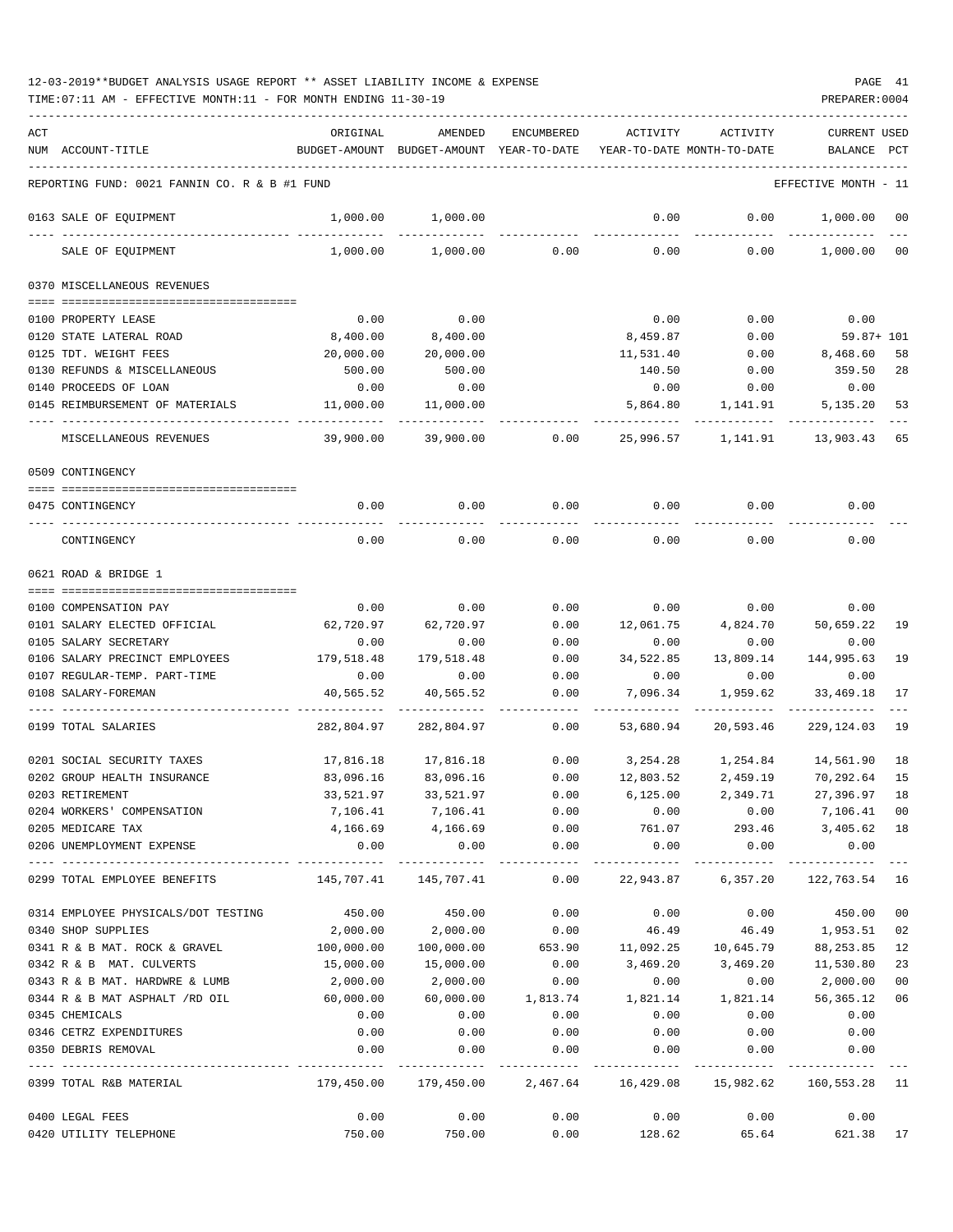12-03-2019**BUDGET ANALYSIS USAGE REPORT ** ASSET LIABILITY INCOME & EXPENSE

TIME:07:11 AM - EFFECTIVE MONTH:11 - FOR MONTH ENDING 11-30-19

PREPARER:0004

REPORTING FUND: 0021 FANNIN CO. R & B #1 FUND — EFFECTIVE MONTH - 11

| ACT NUM | ACCOUNT-TITLE | ORIGINAL BUDGET-AMOUNT | AMENDED BUDGET-AMOUNT | ENCUMBERED YEAR-TO-DATE | ACTIVITY YEAR-TO-DATE | ACTIVITY MONTH-TO-DATE | CURRENT BALANCE | USED PCT |
|---|---|---|---|---|---|---|---|---|
| 0163 | SALE OF EQUIPMENT | 1,000.00 | 1,000.00 | | 0.00 | 0.00 | 1,000.00 | 00 |
| | SALE OF EQUIPMENT | 1,000.00 | 1,000.00 | 0.00 | 0.00 | 0.00 | 1,000.00 | 00 |
| | **0370 MISCELLANEOUS REVENUES** | | | | | | | |
| 0100 | PROPERTY LEASE | 0.00 | 0.00 | | 0.00 | 0.00 | 0.00 | |
| 0120 | STATE LATERAL ROAD | 8,400.00 | 8,400.00 | | 8,459.87 | 0.00 | 59.87+ | 101 |
| 0125 | TDT. WEIGHT FEES | 20,000.00 | 20,000.00 | | 11,531.40 | 0.00 | 8,468.60 | 58 |
| 0130 | REFUNDS & MISCELLANEOUS | 500.00 | 500.00 | | 140.50 | 0.00 | 359.50 | 28 |
| 0140 | PROCEEDS OF LOAN | 0.00 | 0.00 | | 0.00 | 0.00 | 0.00 | |
| 0145 | REIMBURSEMENT OF MATERIALS | 11,000.00 | 11,000.00 | | 5,864.80 | 1,141.91 | 5,135.20 | 53 |
| | MISCELLANEOUS REVENUES | 39,900.00 | 39,900.00 | 0.00 | 25,996.57 | 1,141.91 | 13,903.43 | 65 |
| | **0509 CONTINGENCY** | | | | | | | |
| 0475 | CONTINGENCY | 0.00 | 0.00 | 0.00 | 0.00 | 0.00 | 0.00 | |
| | CONTINGENCY | 0.00 | 0.00 | 0.00 | 0.00 | 0.00 | 0.00 | |
| | **0621 ROAD & BRIDGE 1** | | | | | | | |
| 0100 | COMPENSATION PAY | 0.00 | 0.00 | 0.00 | 0.00 | 0.00 | 0.00 | |
| 0101 | SALARY ELECTED OFFICIAL | 62,720.97 | 62,720.97 | 0.00 | 12,061.75 | 4,824.70 | 50,659.22 | 19 |
| 0105 | SALARY SECRETARY | 0.00 | 0.00 | 0.00 | 0.00 | 0.00 | 0.00 | |
| 0106 | SALARY PRECINCT EMPLOYEES | 179,518.48 | 179,518.48 | 0.00 | 34,522.85 | 13,809.14 | 144,995.63 | 19 |
| 0107 | REGULAR-TEMP. PART-TIME | 0.00 | 0.00 | 0.00 | 0.00 | 0.00 | 0.00 | |
| 0108 | SALARY-FOREMAN | 40,565.52 | 40,565.52 | 0.00 | 7,096.34 | 1,959.62 | 33,469.18 | 17 |
| 0199 | TOTAL SALARIES | 282,804.97 | 282,804.97 | 0.00 | 53,680.94 | 20,593.46 | 229,124.03 | 19 |
| 0201 | SOCIAL SECURITY TAXES | 17,816.18 | 17,816.18 | 0.00 | 3,254.28 | 1,254.84 | 14,561.90 | 18 |
| 0202 | GROUP HEALTH INSURANCE | 83,096.16 | 83,096.16 | 0.00 | 12,803.52 | 2,459.19 | 70,292.64 | 15 |
| 0203 | RETIREMENT | 33,521.97 | 33,521.97 | 0.00 | 6,125.00 | 2,349.71 | 27,396.97 | 18 |
| 0204 | WORKERS' COMPENSATION | 7,106.41 | 7,106.41 | 0.00 | 0.00 | 0.00 | 7,106.41 | 00 |
| 0205 | MEDICARE TAX | 4,166.69 | 4,166.69 | 0.00 | 761.07 | 293.46 | 3,405.62 | 18 |
| 0206 | UNEMPLOYMENT EXPENSE | 0.00 | 0.00 | 0.00 | 0.00 | 0.00 | 0.00 | |
| 0299 | TOTAL EMPLOYEE BENEFITS | 145,707.41 | 145,707.41 | 0.00 | 22,943.87 | 6,357.20 | 122,763.54 | 16 |
| 0314 | EMPLOYEE PHYSICALS/DOT TESTING | 450.00 | 450.00 | 0.00 | 0.00 | 0.00 | 450.00 | 00 |
| 0340 | SHOP SUPPLIES | 2,000.00 | 2,000.00 | 0.00 | 46.49 | 46.49 | 1,953.51 | 02 |
| 0341 | R & B MAT. ROCK & GRAVEL | 100,000.00 | 100,000.00 | 653.90 | 11,092.25 | 10,645.79 | 88,253.85 | 12 |
| 0342 | R & B MAT. CULVERTS | 15,000.00 | 15,000.00 | 0.00 | 3,469.20 | 3,469.20 | 11,530.80 | 23 |
| 0343 | R & B MAT. HARDWRE & LUMB | 2,000.00 | 2,000.00 | 0.00 | 0.00 | 0.00 | 2,000.00 | 00 |
| 0344 | R & B MAT ASPHALT /RD OIL | 60,000.00 | 60,000.00 | 1,813.74 | 1,821.14 | 1,821.14 | 56,365.12 | 06 |
| 0345 | CHEMICALS | 0.00 | 0.00 | 0.00 | 0.00 | 0.00 | 0.00 | |
| 0346 | CETRZ EXPENDITURES | 0.00 | 0.00 | 0.00 | 0.00 | 0.00 | 0.00 | |
| 0350 | DEBRIS REMOVAL | 0.00 | 0.00 | 0.00 | 0.00 | 0.00 | 0.00 | |
| 0399 | TOTAL R&B MATERIAL | 179,450.00 | 179,450.00 | 2,467.64 | 16,429.08 | 15,982.62 | 160,553.28 | 11 |
| 0400 | LEGAL FEES | 0.00 | 0.00 | 0.00 | 0.00 | 0.00 | 0.00 | |
| 0420 | UTILITY TELEPHONE | 750.00 | 750.00 | 0.00 | 128.62 | 65.64 | 621.38 | 17 |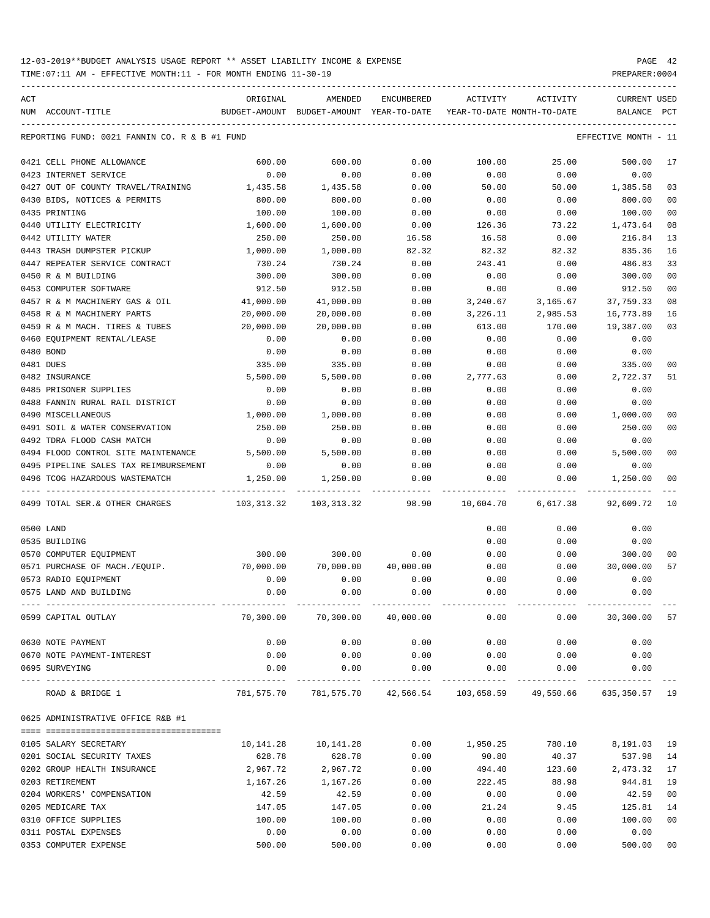12-03-2019**BUDGET ANALYSIS USAGE REPORT ** ASSET LIABILITY INCOME & EXPENSE

TIME:07:11 AM - EFFECTIVE MONTH:11 - FOR MONTH ENDING 11-30-19

PREPARER:0004

REPORTING FUND: 0021 FANNIN CO. R & B #1 FUND — EFFECTIVE MONTH - 11

| ACT NUM | ACCOUNT-TITLE | ORIGINAL BUDGET-AMOUNT | AMENDED BUDGET-AMOUNT | ENCUMBERED YEAR-TO-DATE | ACTIVITY YEAR-TO-DATE | ACTIVITY MONTH-TO-DATE | CURRENT BALANCE | USED PCT |
|---|---|---|---|---|---|---|---|---|
| 0421 | CELL PHONE ALLOWANCE | 600.00 | 600.00 | 0.00 | 100.00 | 25.00 | 500.00 | 17 |
| 0423 | INTERNET SERVICE | 0.00 | 0.00 | 0.00 | 0.00 | 0.00 | 0.00 | |
| 0427 | OUT OF COUNTY TRAVEL/TRAINING | 1,435.58 | 1,435.58 | 0.00 | 50.00 | 50.00 | 1,385.58 | 03 |
| 0430 | BIDS, NOTICES & PERMITS | 800.00 | 800.00 | 0.00 | 0.00 | 0.00 | 800.00 | 00 |
| 0435 | PRINTING | 100.00 | 100.00 | 0.00 | 0.00 | 0.00 | 100.00 | 00 |
| 0440 | UTILITY ELECTRICITY | 1,600.00 | 1,600.00 | 0.00 | 126.36 | 73.22 | 1,473.64 | 08 |
| 0442 | UTILITY WATER | 250.00 | 250.00 | 16.58 | 16.58 | 0.00 | 216.84 | 13 |
| 0443 | TRASH DUMPSTER PICKUP | 1,000.00 | 1,000.00 | 82.32 | 82.32 | 82.32 | 835.36 | 16 |
| 0447 | REPEATER SERVICE CONTRACT | 730.24 | 730.24 | 0.00 | 243.41 | 0.00 | 486.83 | 33 |
| 0450 | R & M BUILDING | 300.00 | 300.00 | 0.00 | 0.00 | 0.00 | 300.00 | 00 |
| 0453 | COMPUTER SOFTWARE | 912.50 | 912.50 | 0.00 | 0.00 | 0.00 | 912.50 | 00 |
| 0457 | R & M MACHINERY GAS & OIL | 41,000.00 | 41,000.00 | 0.00 | 3,240.67 | 3,165.67 | 37,759.33 | 08 |
| 0458 | R & M MACHINERY PARTS | 20,000.00 | 20,000.00 | 0.00 | 3,226.11 | 2,985.53 | 16,773.89 | 16 |
| 0459 | R & M MACH. TIRES & TUBES | 20,000.00 | 20,000.00 | 0.00 | 613.00 | 170.00 | 19,387.00 | 03 |
| 0460 | EQUIPMENT RENTAL/LEASE | 0.00 | 0.00 | 0.00 | 0.00 | 0.00 | 0.00 | |
| 0480 | BOND | 0.00 | 0.00 | 0.00 | 0.00 | 0.00 | 0.00 | |
| 0481 | DUES | 335.00 | 335.00 | 0.00 | 0.00 | 0.00 | 335.00 | 00 |
| 0482 | INSURANCE | 5,500.00 | 5,500.00 | 0.00 | 2,777.63 | 0.00 | 2,722.37 | 51 |
| 0485 | PRISONER SUPPLIES | 0.00 | 0.00 | 0.00 | 0.00 | 0.00 | 0.00 | |
| 0488 | FANNIN RURAL RAIL DISTRICT | 0.00 | 0.00 | 0.00 | 0.00 | 0.00 | 0.00 | |
| 0490 | MISCELLANEOUS | 1,000.00 | 1,000.00 | 0.00 | 0.00 | 0.00 | 1,000.00 | 00 |
| 0491 | SOIL & WATER CONSERVATION | 250.00 | 250.00 | 0.00 | 0.00 | 0.00 | 250.00 | 00 |
| 0492 | TDRA FLOOD CASH MATCH | 0.00 | 0.00 | 0.00 | 0.00 | 0.00 | 0.00 | |
| 0494 | FLOOD CONTROL SITE MAINTENANCE | 5,500.00 | 5,500.00 | 0.00 | 0.00 | 0.00 | 5,500.00 | 00 |
| 0495 | PIPELINE SALES TAX REIMBURSEMENT | 0.00 | 0.00 | 0.00 | 0.00 | 0.00 | 0.00 | |
| 0496 | TCOG HAZARDOUS WASTEMATCH | 1,250.00 | 1,250.00 | 0.00 | 0.00 | 0.00 | 1,250.00 | 00 |
| 0499 | TOTAL SER.& OTHER CHARGES | 103,313.32 | 103,313.32 | 98.90 | 10,604.70 | 6,617.38 | 92,609.72 | 10 |
| 0500 | LAND | | | | 0.00 | 0.00 | 0.00 | |
| 0535 | BUILDING | | | | 0.00 | 0.00 | 0.00 | |
| 0570 | COMPUTER EQUIPMENT | 300.00 | 300.00 | 0.00 | 0.00 | 0.00 | 300.00 | 00 |
| 0571 | PURCHASE OF MACH./EQUIP. | 70,000.00 | 70,000.00 | 40,000.00 | 0.00 | 0.00 | 30,000.00 | 57 |
| 0573 | RADIO EQUIPMENT | 0.00 | 0.00 | 0.00 | 0.00 | 0.00 | 0.00 | |
| 0575 | LAND AND BUILDING | 0.00 | 0.00 | 0.00 | 0.00 | 0.00 | 0.00 | |
| 0599 | CAPITAL OUTLAY | 70,300.00 | 70,300.00 | 40,000.00 | 0.00 | 0.00 | 30,300.00 | 57 |
| 0630 | NOTE PAYMENT | 0.00 | 0.00 | 0.00 | 0.00 | 0.00 | 0.00 | |
| 0670 | NOTE PAYMENT-INTEREST | 0.00 | 0.00 | 0.00 | 0.00 | 0.00 | 0.00 | |
| 0695 | SURVEYING | 0.00 | 0.00 | 0.00 | 0.00 | 0.00 | 0.00 | |
| | ROAD & BRIDGE 1 | 781,575.70 | 781,575.70 | 42,566.54 | 103,658.59 | 49,550.66 | 635,350.57 | 19 |

0625 ADMINISTRATIVE OFFICE R&B #1

| ACT NUM | ACCOUNT-TITLE | ORIGINAL BUDGET-AMOUNT | AMENDED BUDGET-AMOUNT | ENCUMBERED YEAR-TO-DATE | ACTIVITY YEAR-TO-DATE | ACTIVITY MONTH-TO-DATE | CURRENT BALANCE | USED PCT |
|---|---|---|---|---|---|---|---|---|
| 0105 | SALARY SECRETARY | 10,141.28 | 10,141.28 | 0.00 | 1,950.25 | 780.10 | 8,191.03 | 19 |
| 0201 | SOCIAL SECURITY TAXES | 628.78 | 628.78 | 0.00 | 90.80 | 40.37 | 537.98 | 14 |
| 0202 | GROUP HEALTH INSURANCE | 2,967.72 | 2,967.72 | 0.00 | 494.40 | 123.60 | 2,473.32 | 17 |
| 0203 | RETIREMENT | 1,167.26 | 1,167.26 | 0.00 | 222.45 | 88.98 | 944.81 | 19 |
| 0204 | WORKERS' COMPENSATION | 42.59 | 42.59 | 0.00 | 0.00 | 0.00 | 42.59 | 00 |
| 0205 | MEDICARE TAX | 147.05 | 147.05 | 0.00 | 21.24 | 9.45 | 125.81 | 14 |
| 0310 | OFFICE SUPPLIES | 100.00 | 100.00 | 0.00 | 0.00 | 0.00 | 100.00 | 00 |
| 0311 | POSTAL EXPENSES | 0.00 | 0.00 | 0.00 | 0.00 | 0.00 | 0.00 | |
| 0353 | COMPUTER EXPENSE | 500.00 | 500.00 | 0.00 | 0.00 | 0.00 | 500.00 | 00 |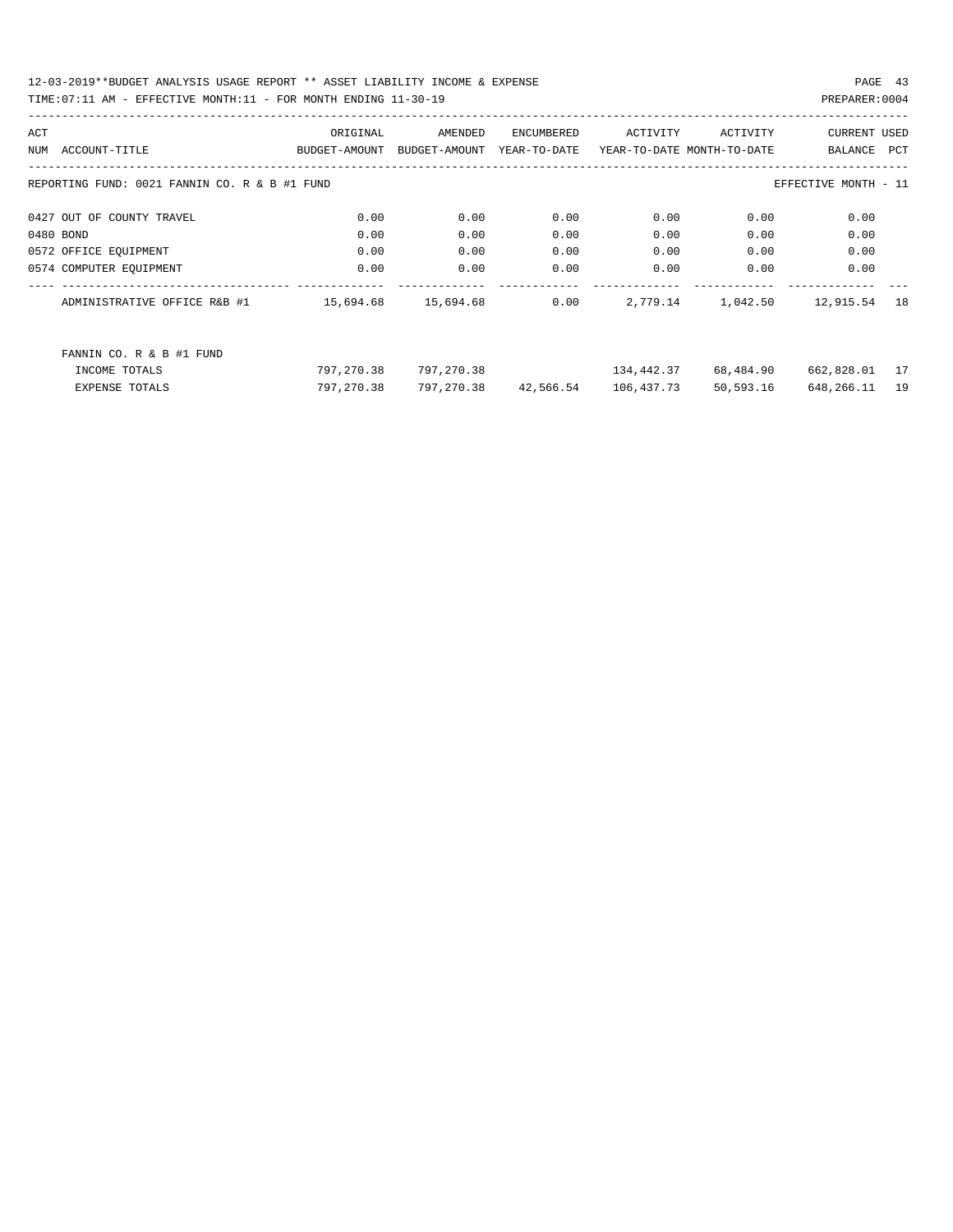12-03-2019**BUDGET ANALYSIS USAGE REPORT ** ASSET LIABILITY INCOME & EXPENSE

TIME:07:11 AM - EFFECTIVE MONTH:11 - FOR MONTH ENDING 11-30-19

| ACT NUM | ACCOUNT-TITLE | ORIGINAL BUDGET-AMOUNT | AMENDED BUDGET-AMOUNT | ENCUMBERED YEAR-TO-DATE | ACTIVITY YEAR-TO-DATE | ACTIVITY MONTH-TO-DATE | CURRENT BALANCE | USED PCT |
|---|---|---|---|---|---|---|---|---|

REPORTING FUND: 0021 FANNIN CO. R & B #1 FUND — EFFECTIVE MONTH - 11

| ACT NUM | ACCOUNT-TITLE | ORIGINAL BUDGET-AMOUNT | AMENDED BUDGET-AMOUNT | ENCUMBERED YEAR-TO-DATE | ACTIVITY YEAR-TO-DATE | ACTIVITY MONTH-TO-DATE | CURRENT BALANCE | USED PCT |
|---|---|---|---|---|---|---|---|---|
| 0427 | OUT OF COUNTY TRAVEL | 0.00 | 0.00 | 0.00 | 0.00 | 0.00 | 0.00 | |
| 0480 | BOND | 0.00 | 0.00 | 0.00 | 0.00 | 0.00 | 0.00 | |
| 0572 | OFFICE EQUIPMENT | 0.00 | 0.00 | 0.00 | 0.00 | 0.00 | 0.00 | |
| 0574 | COMPUTER EQUIPMENT | 0.00 | 0.00 | 0.00 | 0.00 | 0.00 | 0.00 | |
| | ADMINISTRATIVE OFFICE R&B #1 | 15,694.68 | 15,694.68 | 0.00 | 2,779.14 | 1,042.50 | 12,915.54 | 18 |
| | FANNIN CO. R & B #1 FUND | | | | | | | |
| | INCOME TOTALS | 797,270.38 | 797,270.38 | | 134,442.37 | 68,484.90 | 662,828.01 | 17 |
| | EXPENSE TOTALS | 797,270.38 | 797,270.38 | 42,566.54 | 106,437.73 | 50,593.16 | 648,266.11 | 19 |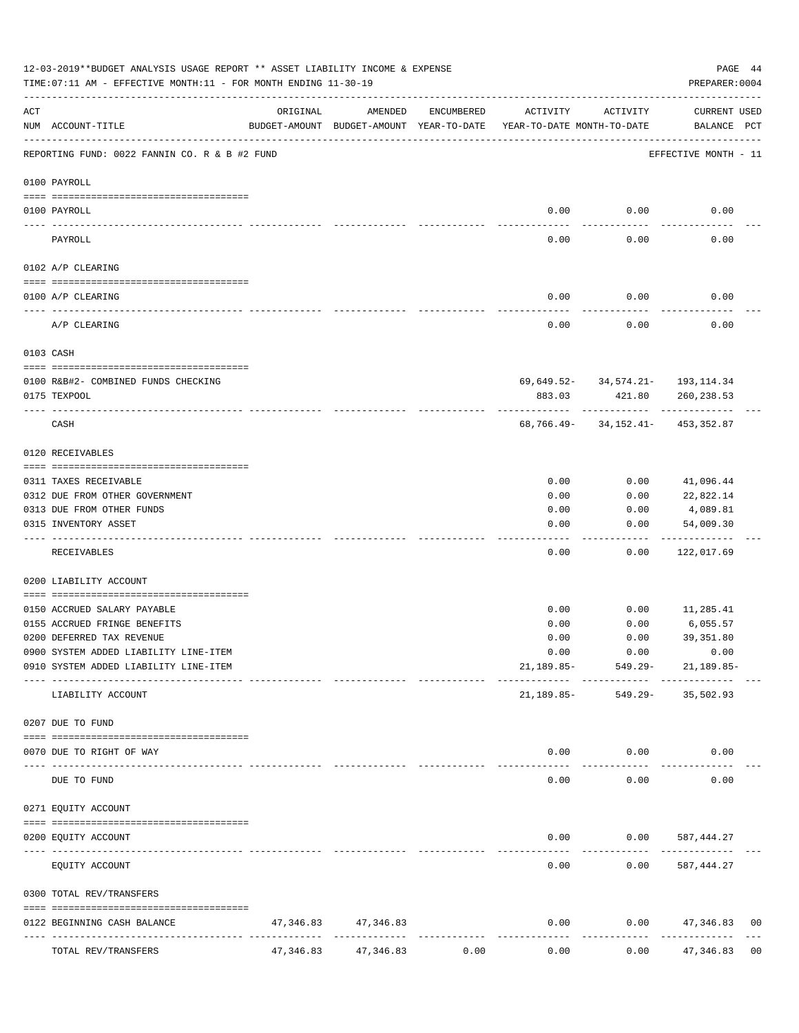12-03-2019**BUDGET ANALYSIS USAGE REPORT ** ASSET LIABILITY INCOME & EXPENSE

TIME:07:11 AM - EFFECTIVE MONTH:11 - FOR MONTH ENDING 11-30-19

PREPARER:0004

| ACT NUM | ACCOUNT-TITLE | ORIGINAL BUDGET-AMOUNT | AMENDED BUDGET-AMOUNT | ENCUMBERED YEAR-TO-DATE | ACTIVITY YEAR-TO-DATE | ACTIVITY MONTH-TO-DATE | CURRENT BALANCE | USED PCT |
|---|---|---|---|---|---|---|---|---|
| | REPORTING FUND: 0022 FANNIN CO. R & B #2 FUND | | | | | | EFFECTIVE MONTH - 11 | |
| | 0100 PAYROLL | | | | | | | |
| 0100 | PAYROLL | | | | 0.00 | 0.00 | 0.00 | |
| | PAYROLL | | | | 0.00 | 0.00 | 0.00 | |
| | 0102 A/P CLEARING | | | | | | | |
| 0100 | A/P CLEARING | | | | 0.00 | 0.00 | 0.00 | |
| | A/P CLEARING | | | | 0.00 | 0.00 | 0.00 | |
| | 0103 CASH | | | | | | | |
| 0100 | R&B#2- COMBINED FUNDS CHECKING | | | | 69,649.52- | 34,574.21- | 193,114.34 | |
| 0175 | TEXPOOL | | | | 883.03 | 421.80 | 260,238.53 | |
| | CASH | | | | 68,766.49- | 34,152.41- | 453,352.87 | |
| | 0120 RECEIVABLES | | | | | | | |
| 0311 | TAXES RECEIVABLE | | | | 0.00 | 0.00 | 41,096.44 | |
| 0312 | DUE FROM OTHER GOVERNMENT | | | | 0.00 | 0.00 | 22,822.14 | |
| 0313 | DUE FROM OTHER FUNDS | | | | 0.00 | 0.00 | 4,089.81 | |
| 0315 | INVENTORY ASSET | | | | 0.00 | 0.00 | 54,009.30 | |
| | RECEIVABLES | | | | 0.00 | 0.00 | 122,017.69 | |
| | 0200 LIABILITY ACCOUNT | | | | | | | |
| 0150 | ACCRUED SALARY PAYABLE | | | | 0.00 | 0.00 | 11,285.41 | |
| 0155 | ACCRUED FRINGE BENEFITS | | | | 0.00 | 0.00 | 6,055.57 | |
| 0200 | DEFERRED TAX REVENUE | | | | 0.00 | 0.00 | 39,351.80 | |
| 0900 | SYSTEM ADDED LIABILITY LINE-ITEM | | | | 0.00 | 0.00 | 0.00 | |
| 0910 | SYSTEM ADDED LIABILITY LINE-ITEM | | | | 21,189.85- | 549.29- | 21,189.85- | |
| | LIABILITY ACCOUNT | | | | 21,189.85- | 549.29- | 35,502.93 | |
| | 0207 DUE TO FUND | | | | | | | |
| 0070 | DUE TO RIGHT OF WAY | | | | 0.00 | 0.00 | 0.00 | |
| | DUE TO FUND | | | | 0.00 | 0.00 | 0.00 | |
| | 0271 EQUITY ACCOUNT | | | | | | | |
| 0200 | EQUITY ACCOUNT | | | | 0.00 | 0.00 | 587,444.27 | |
| | EQUITY ACCOUNT | | | | 0.00 | 0.00 | 587,444.27 | |
| | 0300 TOTAL REV/TRANSFERS | | | | | | | |
| 0122 | BEGINNING CASH BALANCE | 47,346.83 | 47,346.83 | | 0.00 | 0.00 | 47,346.83 | 00 |
| | TOTAL REV/TRANSFERS | 47,346.83 | 47,346.83 | 0.00 | 0.00 | 0.00 | 47,346.83 | 00 |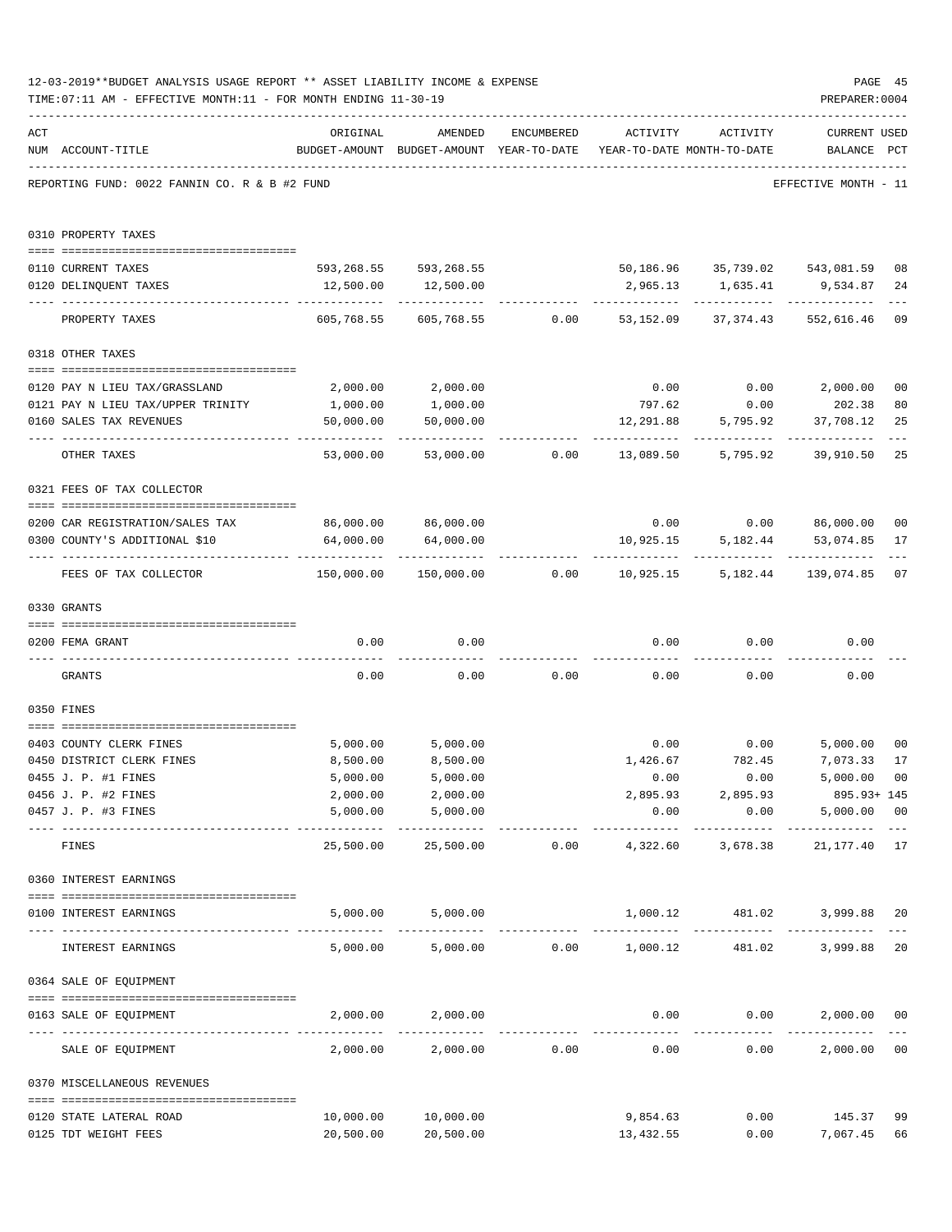12-03-2019**BUDGET ANALYSIS USAGE REPORT ** ASSET LIABILITY INCOME & EXPENSE

TIME:07:11 AM - EFFECTIVE MONTH:11 - FOR MONTH ENDING 11-30-19

PREPARER:0004

REPORTING FUND: 0022 FANNIN CO. R & B #2 FUND — EFFECTIVE MONTH - 11

| ACT NUM | ACCOUNT-TITLE | ORIGINAL BUDGET-AMOUNT | AMENDED BUDGET-AMOUNT | ENCUMBERED YEAR-TO-DATE | ACTIVITY YEAR-TO-DATE | ACTIVITY MONTH-TO-DATE | CURRENT BALANCE | USED PCT |
|---|---|---|---|---|---|---|---|---|
| **0310** | **PROPERTY TAXES** | | | | | | | |
| 0110 | CURRENT TAXES | 593,268.55 | 593,268.55 | | 50,186.96 | 35,739.02 | 543,081.59 | 08 |
| 0120 | DELINQUENT TAXES | 12,500.00 | 12,500.00 | | 2,965.13 | 1,635.41 | 9,534.87 | 24 |
| | PROPERTY TAXES | 605,768.55 | 605,768.55 | 0.00 | 53,152.09 | 37,374.43 | 552,616.46 | 09 |
| **0318** | **OTHER TAXES** | | | | | | | |
| 0120 | PAY N LIEU TAX/GRASSLAND | 2,000.00 | 2,000.00 | | 0.00 | 0.00 | 2,000.00 | 00 |
| 0121 | PAY N LIEU TAX/UPPER TRINITY | 1,000.00 | 1,000.00 | | 797.62 | 0.00 | 202.38 | 80 |
| 0160 | SALES TAX REVENUES | 50,000.00 | 50,000.00 | | 12,291.88 | 5,795.92 | 37,708.12 | 25 |
| | OTHER TAXES | 53,000.00 | 53,000.00 | 0.00 | 13,089.50 | 5,795.92 | 39,910.50 | 25 |
| **0321** | **FEES OF TAX COLLECTOR** | | | | | | | |
| 0200 | CAR REGISTRATION/SALES TAX | 86,000.00 | 86,000.00 | | 0.00 | 0.00 | 86,000.00 | 00 |
| 0300 | COUNTY'S ADDITIONAL $10 | 64,000.00 | 64,000.00 | | 10,925.15 | 5,182.44 | 53,074.85 | 17 |
| | FEES OF TAX COLLECTOR | 150,000.00 | 150,000.00 | 0.00 | 10,925.15 | 5,182.44 | 139,074.85 | 07 |
| **0330** | **GRANTS** | | | | | | | |
| 0200 | FEMA GRANT | 0.00 | 0.00 | | 0.00 | 0.00 | 0.00 | |
| | GRANTS | 0.00 | 0.00 | 0.00 | 0.00 | 0.00 | 0.00 | |
| **0350** | **FINES** | | | | | | | |
| 0403 | COUNTY CLERK FINES | 5,000.00 | 5,000.00 | | 0.00 | 0.00 | 5,000.00 | 00 |
| 0450 | DISTRICT CLERK FINES | 8,500.00 | 8,500.00 | | 1,426.67 | 782.45 | 7,073.33 | 17 |
| 0455 | J. P. #1 FINES | 5,000.00 | 5,000.00 | | 0.00 | 0.00 | 5,000.00 | 00 |
| 0456 | J. P. #2 FINES | 2,000.00 | 2,000.00 | | 2,895.93 | 2,895.93 | 895.93+ | 145 |
| 0457 | J. P. #3 FINES | 5,000.00 | 5,000.00 | | 0.00 | 0.00 | 5,000.00 | 00 |
| | FINES | 25,500.00 | 25,500.00 | 0.00 | 4,322.60 | 3,678.38 | 21,177.40 | 17 |
| **0360** | **INTEREST EARNINGS** | | | | | | | |
| 0100 | INTEREST EARNINGS | 5,000.00 | 5,000.00 | | 1,000.12 | 481.02 | 3,999.88 | 20 |
| | INTEREST EARNINGS | 5,000.00 | 5,000.00 | 0.00 | 1,000.12 | 481.02 | 3,999.88 | 20 |
| **0364** | **SALE OF EQUIPMENT** | | | | | | | |
| 0163 | SALE OF EQUIPMENT | 2,000.00 | 2,000.00 | | 0.00 | 0.00 | 2,000.00 | 00 |
| | SALE OF EQUIPMENT | 2,000.00 | 2,000.00 | 0.00 | 0.00 | 0.00 | 2,000.00 | 00 |
| **0370** | **MISCELLANEOUS REVENUES** | | | | | | | |
| 0120 | STATE LATERAL ROAD | 10,000.00 | 10,000.00 | | 9,854.63 | 0.00 | 145.37 | 99 |
| 0125 | TDT WEIGHT FEES | 20,500.00 | 20,500.00 | | 13,432.55 | 0.00 | 7,067.45 | 66 |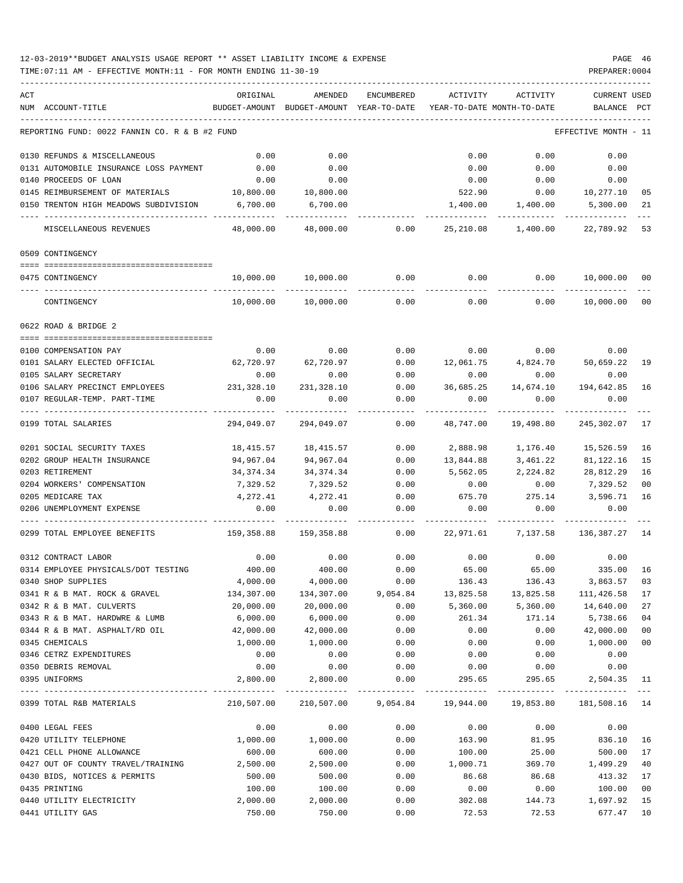12-03-2019**BUDGET ANALYSIS USAGE REPORT ** ASSET LIABILITY INCOME & EXPENSE

TIME:07:11 AM - EFFECTIVE MONTH:11 - FOR MONTH ENDING 11-30-19

PREPARER:0004

REPORTING FUND: 0022 FANNIN CO. R & B #2 FUND

EFFECTIVE MONTH - 11

| ACT NUM | ACCOUNT-TITLE | ORIGINAL BUDGET-AMOUNT | AMENDED BUDGET-AMOUNT | ENCUMBERED YEAR-TO-DATE | ACTIVITY YEAR-TO-DATE | ACTIVITY MONTH-TO-DATE | CURRENT BALANCE | USED PCT |
|---|---|---|---|---|---|---|---|---|
| 0130 | REFUNDS & MISCELLANEOUS | 0.00 | 0.00 | | 0.00 | 0.00 | 0.00 | |
| 0131 | AUTOMOBILE INSURANCE LOSS PAYMENT | 0.00 | 0.00 | | 0.00 | 0.00 | 0.00 | |
| 0140 | PROCEEDS OF LOAN | 0.00 | 0.00 | | 0.00 | 0.00 | 0.00 | |
| 0145 | REIMBURSEMENT OF MATERIALS | 10,800.00 | 10,800.00 | | 522.90 | 0.00 | 10,277.10 | 05 |
| 0150 | TRENTON HIGH MEADOWS SUBDIVISION | 6,700.00 | 6,700.00 | | 1,400.00 | 1,400.00 | 5,300.00 | 21 |
| | MISCELLANEOUS REVENUES | 48,000.00 | 48,000.00 | 0.00 | 25,210.08 | 1,400.00 | 22,789.92 | 53 |
| | **0509 CONTINGENCY** | | | | | | | |
| 0475 | CONTINGENCY | 10,000.00 | 10,000.00 | 0.00 | 0.00 | 0.00 | 10,000.00 | 00 |
| | CONTINGENCY | 10,000.00 | 10,000.00 | 0.00 | 0.00 | 0.00 | 10,000.00 | 00 |
| | **0622 ROAD & BRIDGE 2** | | | | | | | |
| 0100 | COMPENSATION PAY | 0.00 | 0.00 | 0.00 | 0.00 | 0.00 | 0.00 | |
| 0101 | SALARY ELECTED OFFICIAL | 62,720.97 | 62,720.97 | 0.00 | 12,061.75 | 4,824.70 | 50,659.22 | 19 |
| 0105 | SALARY SECRETARY | 0.00 | 0.00 | 0.00 | 0.00 | 0.00 | 0.00 | |
| 0106 | SALARY PRECINCT EMPLOYEES | 231,328.10 | 231,328.10 | 0.00 | 36,685.25 | 14,674.10 | 194,642.85 | 16 |
| 0107 | REGULAR-TEMP. PART-TIME | 0.00 | 0.00 | 0.00 | 0.00 | 0.00 | 0.00 | |
| 0199 | TOTAL SALARIES | 294,049.07 | 294,049.07 | 0.00 | 48,747.00 | 19,498.80 | 245,302.07 | 17 |
| 0201 | SOCIAL SECURITY TAXES | 18,415.57 | 18,415.57 | 0.00 | 2,888.98 | 1,176.40 | 15,526.59 | 16 |
| 0202 | GROUP HEALTH INSURANCE | 94,967.04 | 94,967.04 | 0.00 | 13,844.88 | 3,461.22 | 81,122.16 | 15 |
| 0203 | RETIREMENT | 34,374.34 | 34,374.34 | 0.00 | 5,562.05 | 2,224.82 | 28,812.29 | 16 |
| 0204 | WORKERS' COMPENSATION | 7,329.52 | 7,329.52 | 0.00 | 0.00 | 0.00 | 7,329.52 | 00 |
| 0205 | MEDICARE TAX | 4,272.41 | 4,272.41 | 0.00 | 675.70 | 275.14 | 3,596.71 | 16 |
| 0206 | UNEMPLOYMENT EXPENSE | 0.00 | 0.00 | 0.00 | 0.00 | 0.00 | 0.00 | |
| 0299 | TOTAL EMPLOYEE BENEFITS | 159,358.88 | 159,358.88 | 0.00 | 22,971.61 | 7,137.58 | 136,387.27 | 14 |
| 0312 | CONTRACT LABOR | 0.00 | 0.00 | 0.00 | 0.00 | 0.00 | 0.00 | |
| 0314 | EMPLOYEE PHYSICALS/DOT TESTING | 400.00 | 400.00 | 0.00 | 65.00 | 65.00 | 335.00 | 16 |
| 0340 | SHOP SUPPLIES | 4,000.00 | 4,000.00 | 0.00 | 136.43 | 136.43 | 3,863.57 | 03 |
| 0341 | R & B MAT. ROCK & GRAVEL | 134,307.00 | 134,307.00 | 9,054.84 | 13,825.58 | 13,825.58 | 111,426.58 | 17 |
| 0342 | R & B MAT. CULVERTS | 20,000.00 | 20,000.00 | 0.00 | 5,360.00 | 5,360.00 | 14,640.00 | 27 |
| 0343 | R & B MAT. HARDWRE & LUMB | 6,000.00 | 6,000.00 | 0.00 | 261.34 | 171.14 | 5,738.66 | 04 |
| 0344 | R & B MAT. ASPHALT/RD OIL | 42,000.00 | 42,000.00 | 0.00 | 0.00 | 0.00 | 42,000.00 | 00 |
| 0345 | CHEMICALS | 1,000.00 | 1,000.00 | 0.00 | 0.00 | 0.00 | 1,000.00 | 00 |
| 0346 | CETRZ EXPENDITURES | 0.00 | 0.00 | 0.00 | 0.00 | 0.00 | 0.00 | |
| 0350 | DEBRIS REMOVAL | 0.00 | 0.00 | 0.00 | 0.00 | 0.00 | 0.00 | |
| 0395 | UNIFORMS | 2,800.00 | 2,800.00 | 0.00 | 295.65 | 295.65 | 2,504.35 | 11 |
| 0399 | TOTAL R&B MATERIALS | 210,507.00 | 210,507.00 | 9,054.84 | 19,944.00 | 19,853.80 | 181,508.16 | 14 |
| 0400 | LEGAL FEES | 0.00 | 0.00 | 0.00 | 0.00 | 0.00 | 0.00 | |
| 0420 | UTILITY TELEPHONE | 1,000.00 | 1,000.00 | 0.00 | 163.90 | 81.95 | 836.10 | 16 |
| 0421 | CELL PHONE ALLOWANCE | 600.00 | 600.00 | 0.00 | 100.00 | 25.00 | 500.00 | 17 |
| 0427 | OUT OF COUNTY TRAVEL/TRAINING | 2,500.00 | 2,500.00 | 0.00 | 1,000.71 | 369.70 | 1,499.29 | 40 |
| 0430 | BIDS, NOTICES & PERMITS | 500.00 | 500.00 | 0.00 | 86.68 | 86.68 | 413.32 | 17 |
| 0435 | PRINTING | 100.00 | 100.00 | 0.00 | 0.00 | 0.00 | 100.00 | 00 |
| 0440 | UTILITY ELECTRICITY | 2,000.00 | 2,000.00 | 0.00 | 302.08 | 144.73 | 1,697.92 | 15 |
| 0441 | UTILITY GAS | 750.00 | 750.00 | 0.00 | 72.53 | 72.53 | 677.47 | 10 |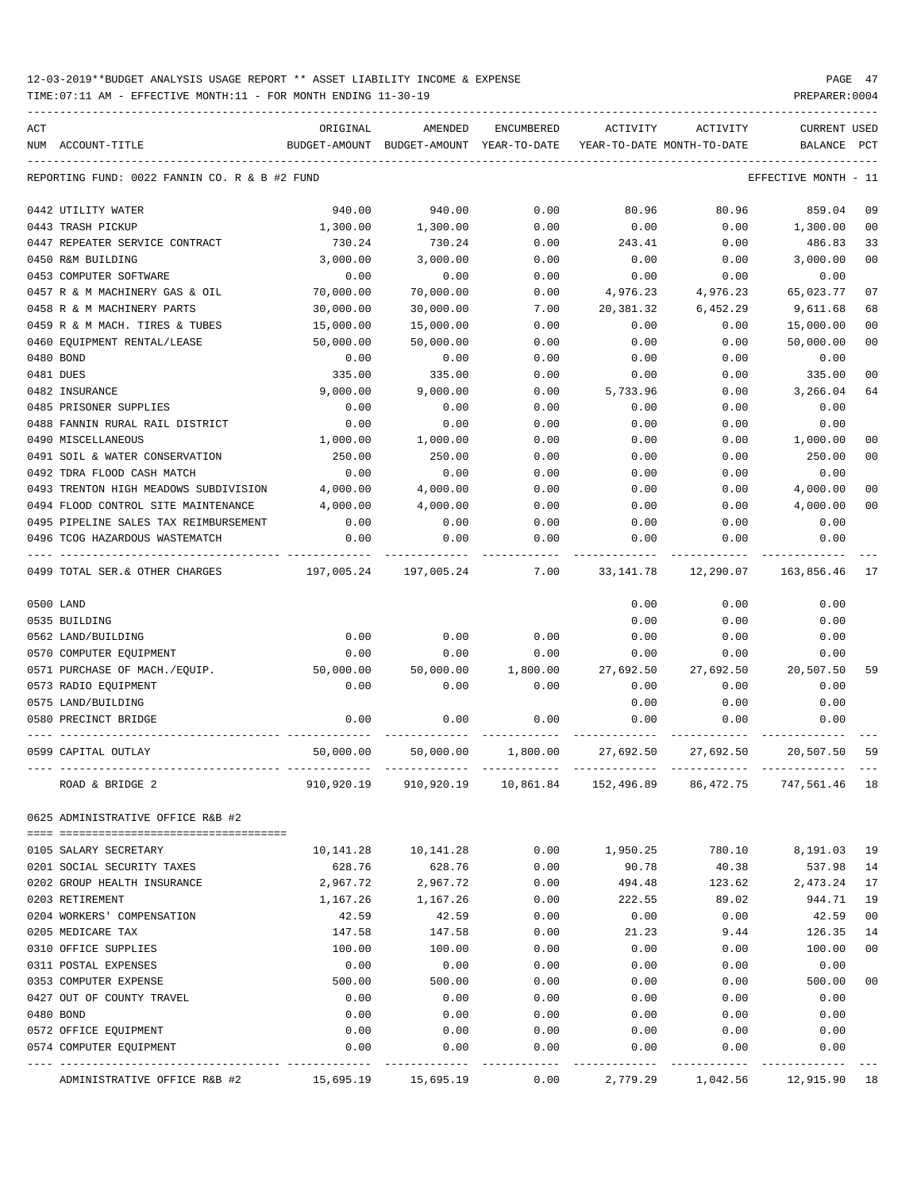12-03-2019**BUDGET ANALYSIS USAGE REPORT ** ASSET LIABILITY INCOME & EXPENSE

TIME:07:11 AM - EFFECTIVE MONTH:11 - FOR MONTH ENDING 11-30-19

REPORTING FUND: 0022 FANNIN CO. R & B #2 FUND — EFFECTIVE MONTH - 11

| ACT NUM | ACCOUNT-TITLE | ORIGINAL BUDGET-AMOUNT | AMENDED BUDGET-AMOUNT | ENCUMBERED YEAR-TO-DATE | ACTIVITY YEAR-TO-DATE | ACTIVITY MONTH-TO-DATE | CURRENT BALANCE | USED PCT |
|---|---|---|---|---|---|---|---|---|
| 0442 | UTILITY WATER | 940.00 | 940.00 | 0.00 | 80.96 | 80.96 | 859.04 | 09 |
| 0443 | TRASH PICKUP | 1,300.00 | 1,300.00 | 0.00 | 0.00 | 0.00 | 1,300.00 | 00 |
| 0447 | REPEATER SERVICE CONTRACT | 730.24 | 730.24 | 0.00 | 243.41 | 0.00 | 486.83 | 33 |
| 0450 | R&M BUILDING | 3,000.00 | 3,000.00 | 0.00 | 0.00 | 0.00 | 3,000.00 | 00 |
| 0453 | COMPUTER SOFTWARE | 0.00 | 0.00 | 0.00 | 0.00 | 0.00 | 0.00 | |
| 0457 | R & M MACHINERY GAS & OIL | 70,000.00 | 70,000.00 | 0.00 | 4,976.23 | 4,976.23 | 65,023.77 | 07 |
| 0458 | R & M MACHINERY PARTS | 30,000.00 | 30,000.00 | 7.00 | 20,381.32 | 6,452.29 | 9,611.68 | 68 |
| 0459 | R & M MACH. TIRES & TUBES | 15,000.00 | 15,000.00 | 0.00 | 0.00 | 0.00 | 15,000.00 | 00 |
| 0460 | EQUIPMENT RENTAL/LEASE | 50,000.00 | 50,000.00 | 0.00 | 0.00 | 0.00 | 50,000.00 | 00 |
| 0480 | BOND | 0.00 | 0.00 | 0.00 | 0.00 | 0.00 | 0.00 | |
| 0481 | DUES | 335.00 | 335.00 | 0.00 | 0.00 | 0.00 | 335.00 | 00 |
| 0482 | INSURANCE | 9,000.00 | 9,000.00 | 0.00 | 5,733.96 | 0.00 | 3,266.04 | 64 |
| 0485 | PRISONER SUPPLIES | 0.00 | 0.00 | 0.00 | 0.00 | 0.00 | 0.00 | |
| 0488 | FANNIN RURAL RAIL DISTRICT | 0.00 | 0.00 | 0.00 | 0.00 | 0.00 | 0.00 | |
| 0490 | MISCELLANEOUS | 1,000.00 | 1,000.00 | 0.00 | 0.00 | 0.00 | 1,000.00 | 00 |
| 0491 | SOIL & WATER CONSERVATION | 250.00 | 250.00 | 0.00 | 0.00 | 0.00 | 250.00 | 00 |
| 0492 | TDRA FLOOD CASH MATCH | 0.00 | 0.00 | 0.00 | 0.00 | 0.00 | 0.00 | |
| 0493 | TRENTON HIGH MEADOWS SUBDIVISION | 4,000.00 | 4,000.00 | 0.00 | 0.00 | 0.00 | 4,000.00 | 00 |
| 0494 | FLOOD CONTROL SITE MAINTENANCE | 4,000.00 | 4,000.00 | 0.00 | 0.00 | 0.00 | 4,000.00 | 00 |
| 0495 | PIPELINE SALES TAX REIMBURSEMENT | 0.00 | 0.00 | 0.00 | 0.00 | 0.00 | 0.00 | |
| 0496 | TCOG HAZARDOUS WASTEMATCH | 0.00 | 0.00 | 0.00 | 0.00 | 0.00 | 0.00 | |
| 0499 | TOTAL SER.& OTHER CHARGES | 197,005.24 | 197,005.24 | 7.00 | 33,141.78 | 12,290.07 | 163,856.46 | 17 |
| 0500 | LAND | | | | 0.00 | 0.00 | 0.00 | |
| 0535 | BUILDING | | | | 0.00 | 0.00 | 0.00 | |
| 0562 | LAND/BUILDING | 0.00 | 0.00 | 0.00 | 0.00 | 0.00 | 0.00 | |
| 0570 | COMPUTER EQUIPMENT | 0.00 | 0.00 | 0.00 | 0.00 | 0.00 | 0.00 | |
| 0571 | PURCHASE OF MACH./EQUIP. | 50,000.00 | 50,000.00 | 1,800.00 | 27,692.50 | 27,692.50 | 20,507.50 | 59 |
| 0573 | RADIO EQUIPMENT | 0.00 | 0.00 | 0.00 | 0.00 | 0.00 | 0.00 | |
| 0575 | LAND/BUILDING | | | | 0.00 | 0.00 | 0.00 | |
| 0580 | PRECINCT BRIDGE | 0.00 | 0.00 | 0.00 | 0.00 | 0.00 | 0.00 | |
| 0599 | CAPITAL OUTLAY | 50,000.00 | 50,000.00 | 1,800.00 | 27,692.50 | 27,692.50 | 20,507.50 | 59 |
| | ROAD & BRIDGE 2 | 910,920.19 | 910,920.19 | 10,861.84 | 152,496.89 | 86,472.75 | 747,561.46 | 18 |

0625 ADMINISTRATIVE OFFICE R&B #2

| ACT NUM | ACCOUNT-TITLE | ORIGINAL BUDGET-AMOUNT | AMENDED BUDGET-AMOUNT | ENCUMBERED YEAR-TO-DATE | ACTIVITY YEAR-TO-DATE | ACTIVITY MONTH-TO-DATE | CURRENT BALANCE | USED PCT |
|---|---|---|---|---|---|---|---|---|
| 0105 | SALARY SECRETARY | 10,141.28 | 10,141.28 | 0.00 | 1,950.25 | 780.10 | 8,191.03 | 19 |
| 0201 | SOCIAL SECURITY TAXES | 628.76 | 628.76 | 0.00 | 90.78 | 40.38 | 537.98 | 14 |
| 0202 | GROUP HEALTH INSURANCE | 2,967.72 | 2,967.72 | 0.00 | 494.48 | 123.62 | 2,473.24 | 17 |
| 0203 | RETIREMENT | 1,167.26 | 1,167.26 | 0.00 | 222.55 | 89.02 | 944.71 | 19 |
| 0204 | WORKERS' COMPENSATION | 42.59 | 42.59 | 0.00 | 0.00 | 0.00 | 42.59 | 00 |
| 0205 | MEDICARE TAX | 147.58 | 147.58 | 0.00 | 21.23 | 9.44 | 126.35 | 14 |
| 0310 | OFFICE SUPPLIES | 100.00 | 100.00 | 0.00 | 0.00 | 0.00 | 100.00 | 00 |
| 0311 | POSTAL EXPENSES | 0.00 | 0.00 | 0.00 | 0.00 | 0.00 | 0.00 | |
| 0353 | COMPUTER EXPENSE | 500.00 | 500.00 | 0.00 | 0.00 | 0.00 | 500.00 | 00 |
| 0427 | OUT OF COUNTY TRAVEL | 0.00 | 0.00 | 0.00 | 0.00 | 0.00 | 0.00 | |
| 0480 | BOND | 0.00 | 0.00 | 0.00 | 0.00 | 0.00 | 0.00 | |
| 0572 | OFFICE EQUIPMENT | 0.00 | 0.00 | 0.00 | 0.00 | 0.00 | 0.00 | |
| 0574 | COMPUTER EQUIPMENT | 0.00 | 0.00 | 0.00 | 0.00 | 0.00 | 0.00 | |
| | ADMINISTRATIVE OFFICE R&B #2 | 15,695.19 | 15,695.19 | 0.00 | 2,779.29 | 1,042.56 | 12,915.90 | 18 |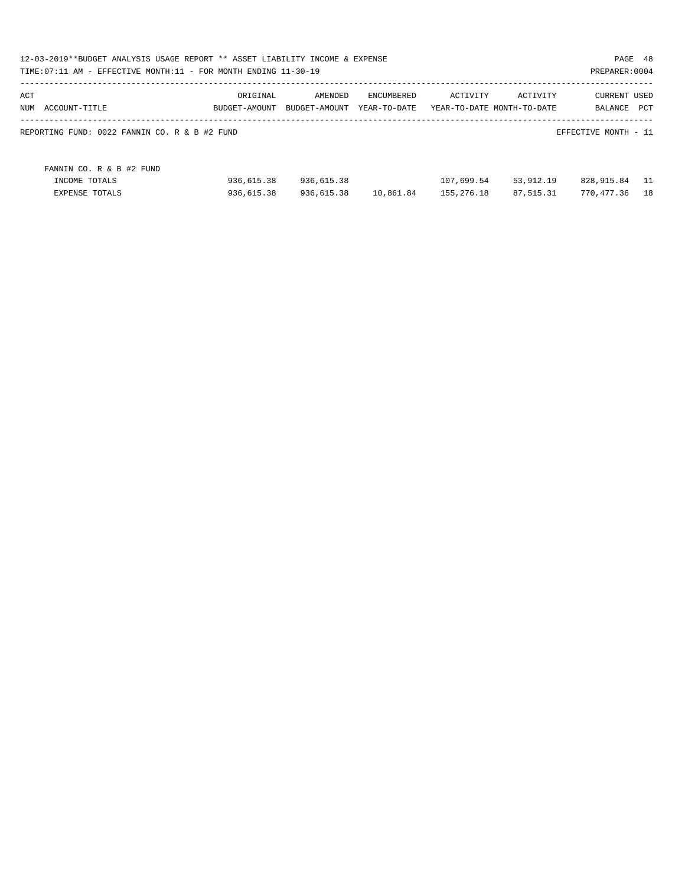12-03-2019**BUDGET ANALYSIS USAGE REPORT ** ASSET LIABILITY INCOME & EXPENSE

TIME:07:11 AM - EFFECTIVE MONTH:11 - FOR MONTH ENDING 11-30-19

PREPARER:0004

| ACT NUM | ACCOUNT-TITLE | ORIGINAL BUDGET-AMOUNT | AMENDED BUDGET-AMOUNT | ENCUMBERED YEAR-TO-DATE | ACTIVITY YEAR-TO-DATE | ACTIVITY MONTH-TO-DATE | CURRENT BALANCE | USED PCT |
|---|---|---|---|---|---|---|---|---|

REPORTING FUND: 0022 FANNIN CO. R & B #2 FUND

EFFECTIVE MONTH - 11

| | ORIGINAL BUDGET-AMOUNT | AMENDED BUDGET-AMOUNT | ENCUMBERED YEAR-TO-DATE | ACTIVITY YEAR-TO-DATE | ACTIVITY MONTH-TO-DATE | CURRENT BALANCE | USED PCT |
|---|---|---|---|---|---|---|---|
| FANNIN CO. R & B #2 FUND | | | | | | | |
| INCOME TOTALS | 936,615.38 | 936,615.38 | | 107,699.54 | 53,912.19 | 828,915.84 | 11 |
| EXPENSE TOTALS | 936,615.38 | 936,615.38 | 10,861.84 | 155,276.18 | 87,515.31 | 770,477.36 | 18 |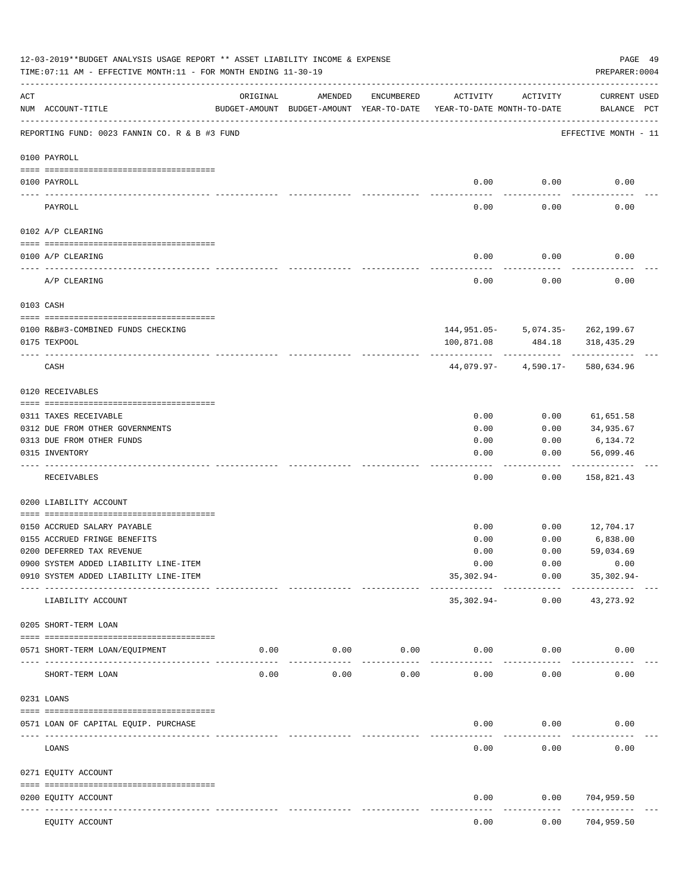12-03-2019**BUDGET ANALYSIS USAGE REPORT ** ASSET LIABILITY INCOME & EXPENSE

TIME:07:11 AM - EFFECTIVE MONTH:11 - FOR MONTH ENDING 11-30-19

PREPARER:0004

| ACT NUM | ACCOUNT-TITLE | ORIGINAL BUDGET-AMOUNT | AMENDED BUDGET-AMOUNT | ENCUMBERED YEAR-TO-DATE | ACTIVITY YEAR-TO-DATE | ACTIVITY MONTH-TO-DATE | CURRENT BALANCE | USED PCT |
|---|---|---|---|---|---|---|---|---|
| | REPORTING FUND: 0023 FANNIN CO. R & B #3 FUND | | | | | | EFFECTIVE MONTH - 11 | |
| | **0100 PAYROLL** | | | | | | | |
| 0100 | PAYROLL | | | | 0.00 | 0.00 | 0.00 | |
| | PAYROLL | | | | 0.00 | 0.00 | 0.00 | |
| | **0102 A/P CLEARING** | | | | | | | |
| 0100 | A/P CLEARING | | | | 0.00 | 0.00 | 0.00 | |
| | A/P CLEARING | | | | 0.00 | 0.00 | 0.00 | |
| | **0103 CASH** | | | | | | | |
| 0100 | R&B#3-COMBINED FUNDS CHECKING | | | | 144,951.05- | 5,074.35- | 262,199.67 | |
| 0175 | TEXPOOL | | | | 100,871.08 | 484.18 | 318,435.29 | |
| | CASH | | | | 44,079.97- | 4,590.17- | 580,634.96 | |
| | **0120 RECEIVABLES** | | | | | | | |
| 0311 | TAXES RECEIVABLE | | | | 0.00 | 0.00 | 61,651.58 | |
| 0312 | DUE FROM OTHER GOVERNMENTS | | | | 0.00 | 0.00 | 34,935.67 | |
| 0313 | DUE FROM OTHER FUNDS | | | | 0.00 | 0.00 | 6,134.72 | |
| 0315 | INVENTORY | | | | 0.00 | 0.00 | 56,099.46 | |
| | RECEIVABLES | | | | 0.00 | 0.00 | 158,821.43 | |
| | **0200 LIABILITY ACCOUNT** | | | | | | | |
| 0150 | ACCRUED SALARY PAYABLE | | | | 0.00 | 0.00 | 12,704.17 | |
| 0155 | ACCRUED FRINGE BENEFITS | | | | 0.00 | 0.00 | 6,838.00 | |
| 0200 | DEFERRED TAX REVENUE | | | | 0.00 | 0.00 | 59,034.69 | |
| 0900 | SYSTEM ADDED LIABILITY LINE-ITEM | | | | 0.00 | 0.00 | 0.00 | |
| 0910 | SYSTEM ADDED LIABILITY LINE-ITEM | | | | 35,302.94- | 0.00 | 35,302.94- | |
| | LIABILITY ACCOUNT | | | | 35,302.94- | 0.00 | 43,273.92 | |
| | **0205 SHORT-TERM LOAN** | | | | | | | |
| 0571 | SHORT-TERM LOAN/EQUIPMENT | 0.00 | 0.00 | 0.00 | 0.00 | 0.00 | 0.00 | |
| | SHORT-TERM LOAN | 0.00 | 0.00 | 0.00 | 0.00 | 0.00 | 0.00 | |
| | **0231 LOANS** | | | | | | | |
| 0571 | LOAN OF CAPITAL EQUIP. PURCHASE | | | | 0.00 | 0.00 | 0.00 | |
| | LOANS | | | | 0.00 | 0.00 | 0.00 | |
| | **0271 EQUITY ACCOUNT** | | | | | | | |
| 0200 | EQUITY ACCOUNT | | | | 0.00 | 0.00 | 704,959.50 | |
| | EQUITY ACCOUNT | | | | 0.00 | 0.00 | 704,959.50 | |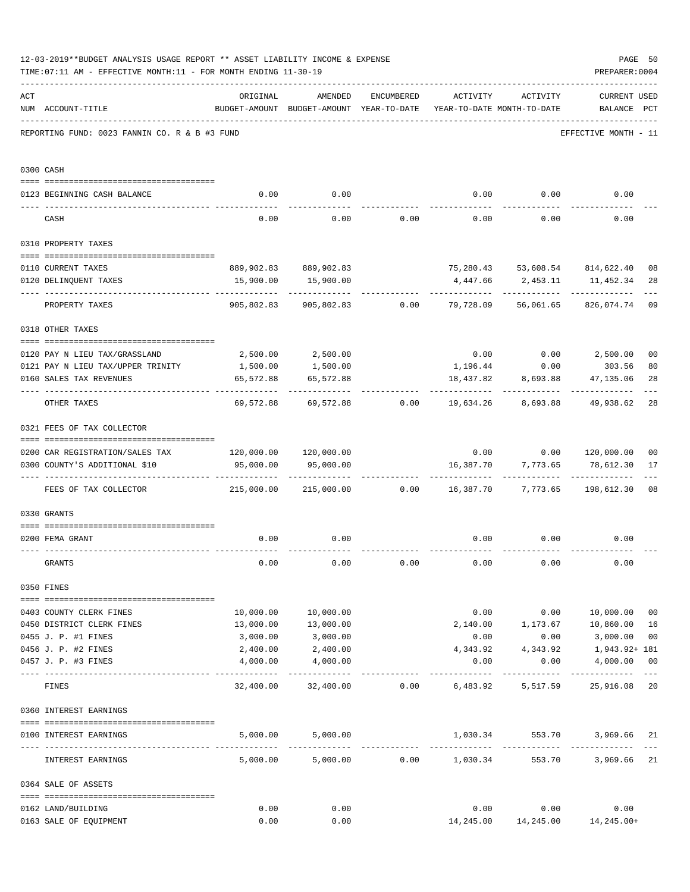12-03-2019**BUDGET ANALYSIS USAGE REPORT ** ASSET LIABILITY INCOME & EXPENSE

TIME:07:11 AM - EFFECTIVE MONTH:11 - FOR MONTH ENDING 11-30-19

PREPARER:0004

REPORTING FUND: 0023 FANNIN CO. R & B #3 FUND — EFFECTIVE MONTH - 11

| ACT NUM | ACCOUNT-TITLE | ORIGINAL BUDGET-AMOUNT | AMENDED BUDGET-AMOUNT | ENCUMBERED YEAR-TO-DATE | ACTIVITY YEAR-TO-DATE | ACTIVITY MONTH-TO-DATE | CURRENT BALANCE | USED PCT |
|---|---|---|---|---|---|---|---|---|
| **0300 CASH** | | | | | | | | |
| 0123 | BEGINNING CASH BALANCE | 0.00 | 0.00 | | 0.00 | 0.00 | 0.00 | |
| | CASH | 0.00 | 0.00 | 0.00 | 0.00 | 0.00 | 0.00 | |
| **0310 PROPERTY TAXES** | | | | | | | | |
| 0110 | CURRENT TAXES | 889,902.83 | 889,902.83 | | 75,280.43 | 53,608.54 | 814,622.40 | 08 |
| 0120 | DELINQUENT TAXES | 15,900.00 | 15,900.00 | | 4,447.66 | 2,453.11 | 11,452.34 | 28 |
| | PROPERTY TAXES | 905,802.83 | 905,802.83 | 0.00 | 79,728.09 | 56,061.65 | 826,074.74 | 09 |
| **0318 OTHER TAXES** | | | | | | | | |
| 0120 | PAY N LIEU TAX/GRASSLAND | 2,500.00 | 2,500.00 | | 0.00 | 0.00 | 2,500.00 | 00 |
| 0121 | PAY N LIEU TAX/UPPER TRINITY | 1,500.00 | 1,500.00 | | 1,196.44 | 0.00 | 303.56 | 80 |
| 0160 | SALES TAX REVENUES | 65,572.88 | 65,572.88 | | 18,437.82 | 8,693.88 | 47,135.06 | 28 |
| | OTHER TAXES | 69,572.88 | 69,572.88 | 0.00 | 19,634.26 | 8,693.88 | 49,938.62 | 28 |
| **0321 FEES OF TAX COLLECTOR** | | | | | | | | |
| 0200 | CAR REGISTRATION/SALES TAX | 120,000.00 | 120,000.00 | | 0.00 | 0.00 | 120,000.00 | 00 |
| 0300 | COUNTY'S ADDITIONAL $10 | 95,000.00 | 95,000.00 | | 16,387.70 | 7,773.65 | 78,612.30 | 17 |
| | FEES OF TAX COLLECTOR | 215,000.00 | 215,000.00 | 0.00 | 16,387.70 | 7,773.65 | 198,612.30 | 08 |
| **0330 GRANTS** | | | | | | | | |
| 0200 | FEMA GRANT | 0.00 | 0.00 | | 0.00 | 0.00 | 0.00 | |
| | GRANTS | 0.00 | 0.00 | 0.00 | 0.00 | 0.00 | 0.00 | |
| **0350 FINES** | | | | | | | | |
| 0403 | COUNTY CLERK FINES | 10,000.00 | 10,000.00 | | 0.00 | 0.00 | 10,000.00 | 00 |
| 0450 | DISTRICT CLERK FINES | 13,000.00 | 13,000.00 | | 2,140.00 | 1,173.67 | 10,860.00 | 16 |
| 0455 | J. P. #1 FINES | 3,000.00 | 3,000.00 | | 0.00 | 0.00 | 3,000.00 | 00 |
| 0456 | J. P. #2 FINES | 2,400.00 | 2,400.00 | | 4,343.92 | 4,343.92 | 1,943.92+ | 181 |
| 0457 | J. P. #3 FINES | 4,000.00 | 4,000.00 | | 0.00 | 0.00 | 4,000.00 | 00 |
| | FINES | 32,400.00 | 32,400.00 | 0.00 | 6,483.92 | 5,517.59 | 25,916.08 | 20 |
| **0360 INTEREST EARNINGS** | | | | | | | | |
| 0100 | INTEREST EARNINGS | 5,000.00 | 5,000.00 | | 1,030.34 | 553.70 | 3,969.66 | 21 |
| | INTEREST EARNINGS | 5,000.00 | 5,000.00 | 0.00 | 1,030.34 | 553.70 | 3,969.66 | 21 |
| **0364 SALE OF ASSETS** | | | | | | | | |
| 0162 | LAND/BUILDING | 0.00 | 0.00 | | 0.00 | 0.00 | 0.00 | |
| 0163 | SALE OF EQUIPMENT | 0.00 | 0.00 | | 14,245.00 | 14,245.00 | 14,245.00+ | |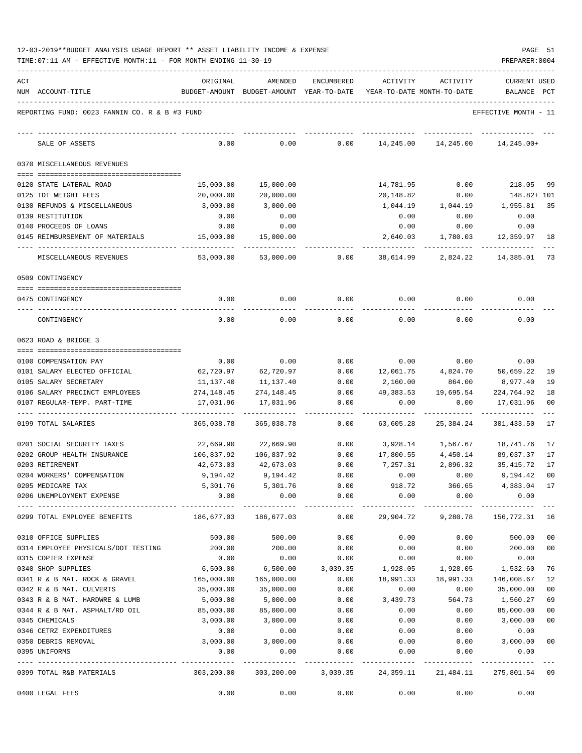12-03-2019**BUDGET ANALYSIS USAGE REPORT ** ASSET LIABILITY INCOME & EXPENSE

TIME:07:11 AM - EFFECTIVE MONTH:11 - FOR MONTH ENDING 11-30-19

PREPARER:0004

| ACT NUM | ACCOUNT-TITLE | ORIGINAL BUDGET-AMOUNT | AMENDED BUDGET-AMOUNT | ENCUMBERED YEAR-TO-DATE | ACTIVITY YEAR-TO-DATE | ACTIVITY MONTH-TO-DATE | CURRENT USED BALANCE | PCT |
|---|---|---|---|---|---|---|---|---|
| | REPORTING FUND: 0023 FANNIN CO. R & B #3 FUND | | | | | | EFFECTIVE MONTH - 11 | |
| | SALE OF ASSETS | 0.00 | 0.00 | 0.00 | 14,245.00 | 14,245.00 | 14,245.00+ | |
| | 0370 MISCELLANEOUS REVENUES | | | | | | | |
| 0120 | STATE LATERAL ROAD | 15,000.00 | 15,000.00 | | 14,781.95 | 0.00 | 218.05 | 99 |
| 0125 | TDT WEIGHT FEES | 20,000.00 | 20,000.00 | | 20,148.82 | 0.00 | 148.82+ | 101 |
| 0130 | REFUNDS & MISCELLANEOUS | 3,000.00 | 3,000.00 | | 1,044.19 | 1,044.19 | 1,955.81 | 35 |
| 0139 | RESTITUTION | 0.00 | 0.00 | | 0.00 | 0.00 | 0.00 | |
| 0140 | PROCEEDS OF LOANS | 0.00 | 0.00 | | 0.00 | 0.00 | 0.00 | |
| 0145 | REIMBURSEMENT OF MATERIALS | 15,000.00 | 15,000.00 | | 2,640.03 | 1,780.03 | 12,359.97 | 18 |
| | MISCELLANEOUS REVENUES | 53,000.00 | 53,000.00 | 0.00 | 38,614.99 | 2,824.22 | 14,385.01 | 73 |
| | 0509 CONTINGENCY | | | | | | | |
| 0475 | CONTINGENCY | 0.00 | 0.00 | 0.00 | 0.00 | 0.00 | 0.00 | |
| | CONTINGENCY | 0.00 | 0.00 | 0.00 | 0.00 | 0.00 | 0.00 | |
| | 0623 ROAD & BRIDGE 3 | | | | | | | |
| 0100 | COMPENSATION PAY | 0.00 | 0.00 | 0.00 | 0.00 | 0.00 | 0.00 | |
| 0101 | SALARY ELECTED OFFICIAL | 62,720.97 | 62,720.97 | 0.00 | 12,061.75 | 4,824.70 | 50,659.22 | 19 |
| 0105 | SALARY SECRETARY | 11,137.40 | 11,137.40 | 0.00 | 2,160.00 | 864.00 | 8,977.40 | 19 |
| 0106 | SALARY PRECINCT EMPLOYEES | 274,148.45 | 274,148.45 | 0.00 | 49,383.53 | 19,695.54 | 224,764.92 | 18 |
| 0107 | REGULAR-TEMP. PART-TIME | 17,031.96 | 17,031.96 | 0.00 | 0.00 | 0.00 | 17,031.96 | 00 |
| 0199 | TOTAL SALARIES | 365,038.78 | 365,038.78 | 0.00 | 63,605.28 | 25,384.24 | 301,433.50 | 17 |
| 0201 | SOCIAL SECURITY TAXES | 22,669.90 | 22,669.90 | 0.00 | 3,928.14 | 1,567.67 | 18,741.76 | 17 |
| 0202 | GROUP HEALTH INSURANCE | 106,837.92 | 106,837.92 | 0.00 | 17,800.55 | 4,450.14 | 89,037.37 | 17 |
| 0203 | RETIREMENT | 42,673.03 | 42,673.03 | 0.00 | 7,257.31 | 2,896.32 | 35,415.72 | 17 |
| 0204 | WORKERS' COMPENSATION | 9,194.42 | 9,194.42 | 0.00 | 0.00 | 0.00 | 9,194.42 | 00 |
| 0205 | MEDICARE TAX | 5,301.76 | 5,301.76 | 0.00 | 918.72 | 366.65 | 4,383.04 | 17 |
| 0206 | UNEMPLOYMENT EXPENSE | 0.00 | 0.00 | 0.00 | 0.00 | 0.00 | 0.00 | |
| 0299 | TOTAL EMPLOYEE BENEFITS | 186,677.03 | 186,677.03 | 0.00 | 29,904.72 | 9,280.78 | 156,772.31 | 16 |
| 0310 | OFFICE SUPPLIES | 500.00 | 500.00 | 0.00 | 0.00 | 0.00 | 500.00 | 00 |
| 0314 | EMPLOYEE PHYSICALS/DOT TESTING | 200.00 | 200.00 | 0.00 | 0.00 | 0.00 | 200.00 | 00 |
| 0315 | COPIER EXPENSE | 0.00 | 0.00 | 0.00 | 0.00 | 0.00 | 0.00 | |
| 0340 | SHOP SUPPLIES | 6,500.00 | 6,500.00 | 3,039.35 | 1,928.05 | 1,928.05 | 1,532.60 | 76 |
| 0341 | R & B MAT. ROCK & GRAVEL | 165,000.00 | 165,000.00 | 0.00 | 18,991.33 | 18,991.33 | 146,008.67 | 12 |
| 0342 | R & B MAT. CULVERTS | 35,000.00 | 35,000.00 | 0.00 | 0.00 | 0.00 | 35,000.00 | 00 |
| 0343 | R & B MAT. HARDWRE & LUMB | 5,000.00 | 5,000.00 | 0.00 | 3,439.73 | 564.73 | 1,560.27 | 69 |
| 0344 | R & B MAT. ASPHALT/RD OIL | 85,000.00 | 85,000.00 | 0.00 | 0.00 | 0.00 | 85,000.00 | 00 |
| 0345 | CHEMICALS | 3,000.00 | 3,000.00 | 0.00 | 0.00 | 0.00 | 3,000.00 | 00 |
| 0346 | CETRZ EXPENDITURES | 0.00 | 0.00 | 0.00 | 0.00 | 0.00 | 0.00 | |
| 0350 | DEBRIS REMOVAL | 3,000.00 | 3,000.00 | 0.00 | 0.00 | 0.00 | 3,000.00 | 00 |
| 0395 | UNIFORMS | 0.00 | 0.00 | 0.00 | 0.00 | 0.00 | 0.00 | |
| 0399 | TOTAL R&B MATERIALS | 303,200.00 | 303,200.00 | 3,039.35 | 24,359.11 | 21,484.11 | 275,801.54 | 09 |
| 0400 | LEGAL FEES | 0.00 | 0.00 | 0.00 | 0.00 | 0.00 | 0.00 | |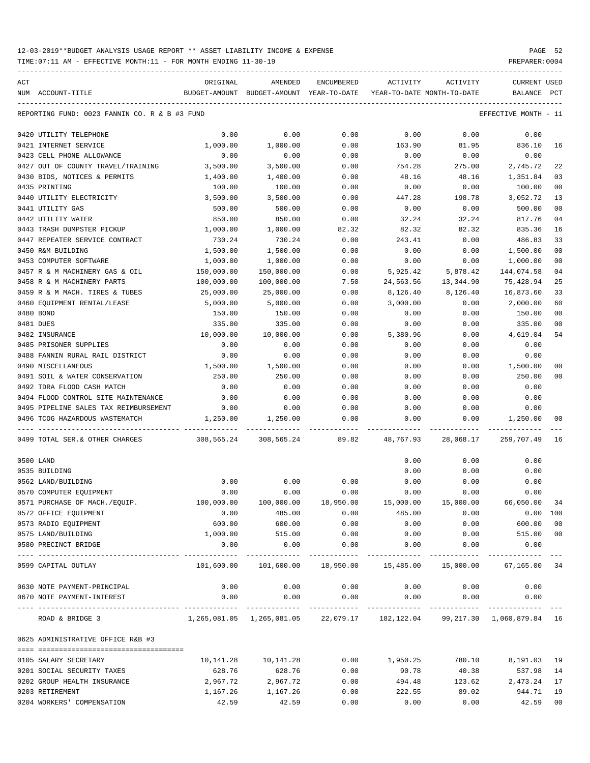12-03-2019**BUDGET ANALYSIS USAGE REPORT ** ASSET LIABILITY INCOME & EXPENSE

TIME:07:11 AM - EFFECTIVE MONTH:11 - FOR MONTH ENDING 11-30-19

REPORTING FUND: 0023 FANNIN CO. R & B #3 FUND — EFFECTIVE MONTH - 11

| ACT NUM | ACCOUNT-TITLE | ORIGINAL BUDGET-AMOUNT | AMENDED BUDGET-AMOUNT | ENCUMBERED YEAR-TO-DATE | ACTIVITY YEAR-TO-DATE | ACTIVITY MONTH-TO-DATE | CURRENT BALANCE | USED PCT |
|---|---|---|---|---|---|---|---|---|
| 0420 | UTILITY TELEPHONE | 0.00 | 0.00 | 0.00 | 0.00 | 0.00 | 0.00 | |
| 0421 | INTERNET SERVICE | 1,000.00 | 1,000.00 | 0.00 | 163.90 | 81.95 | 836.10 | 16 |
| 0423 | CELL PHONE ALLOWANCE | 0.00 | 0.00 | 0.00 | 0.00 | 0.00 | 0.00 | |
| 0427 | OUT OF COUNTY TRAVEL/TRAINING | 3,500.00 | 3,500.00 | 0.00 | 754.28 | 275.00 | 2,745.72 | 22 |
| 0430 | BIDS, NOTICES & PERMITS | 1,400.00 | 1,400.00 | 0.00 | 48.16 | 48.16 | 1,351.84 | 03 |
| 0435 | PRINTING | 100.00 | 100.00 | 0.00 | 0.00 | 0.00 | 100.00 | 00 |
| 0440 | UTILITY ELECTRICITY | 3,500.00 | 3,500.00 | 0.00 | 447.28 | 198.78 | 3,052.72 | 13 |
| 0441 | UTILITY GAS | 500.00 | 500.00 | 0.00 | 0.00 | 0.00 | 500.00 | 00 |
| 0442 | UTILITY WATER | 850.00 | 850.00 | 0.00 | 32.24 | 32.24 | 817.76 | 04 |
| 0443 | TRASH DUMPSTER PICKUP | 1,000.00 | 1,000.00 | 82.32 | 82.32 | 82.32 | 835.36 | 16 |
| 0447 | REPEATER SERVICE CONTRACT | 730.24 | 730.24 | 0.00 | 243.41 | 0.00 | 486.83 | 33 |
| 0450 | R&M BUILDING | 1,500.00 | 1,500.00 | 0.00 | 0.00 | 0.00 | 1,500.00 | 00 |
| 0453 | COMPUTER SOFTWARE | 1,000.00 | 1,000.00 | 0.00 | 0.00 | 0.00 | 1,000.00 | 00 |
| 0457 | R & M MACHINERY GAS & OIL | 150,000.00 | 150,000.00 | 0.00 | 5,925.42 | 5,878.42 | 144,074.58 | 04 |
| 0458 | R & M MACHINERY PARTS | 100,000.00 | 100,000.00 | 7.50 | 24,563.56 | 13,344.90 | 75,428.94 | 25 |
| 0459 | R & M MACH. TIRES & TUBES | 25,000.00 | 25,000.00 | 0.00 | 8,126.40 | 8,126.40 | 16,873.60 | 33 |
| 0460 | EQUIPMENT RENTAL/LEASE | 5,000.00 | 5,000.00 | 0.00 | 3,000.00 | 0.00 | 2,000.00 | 60 |
| 0480 | BOND | 150.00 | 150.00 | 0.00 | 0.00 | 0.00 | 150.00 | 00 |
| 0481 | DUES | 335.00 | 335.00 | 0.00 | 0.00 | 0.00 | 335.00 | 00 |
| 0482 | INSURANCE | 10,000.00 | 10,000.00 | 0.00 | 5,380.96 | 0.00 | 4,619.04 | 54 |
| 0485 | PRISONER SUPPLIES | 0.00 | 0.00 | 0.00 | 0.00 | 0.00 | 0.00 | |
| 0488 | FANNIN RURAL RAIL DISTRICT | 0.00 | 0.00 | 0.00 | 0.00 | 0.00 | 0.00 | |
| 0490 | MISCELLANEOUS | 1,500.00 | 1,500.00 | 0.00 | 0.00 | 0.00 | 1,500.00 | 00 |
| 0491 | SOIL & WATER CONSERVATION | 250.00 | 250.00 | 0.00 | 0.00 | 0.00 | 250.00 | 00 |
| 0492 | TDRA FLOOD CASH MATCH | 0.00 | 0.00 | 0.00 | 0.00 | 0.00 | 0.00 | |
| 0494 | FLOOD CONTROL SITE MAINTENANCE | 0.00 | 0.00 | 0.00 | 0.00 | 0.00 | 0.00 | |
| 0495 | PIPELINE SALES TAX REIMBURSEMENT | 0.00 | 0.00 | 0.00 | 0.00 | 0.00 | 0.00 | |
| 0496 | TCOG HAZARDOUS WASTEMATCH | 1,250.00 | 1,250.00 | 0.00 | 0.00 | 0.00 | 1,250.00 | 00 |
| 0499 | TOTAL SER.& OTHER CHARGES | 308,565.24 | 308,565.24 | 89.82 | 48,767.93 | 28,068.17 | 259,707.49 | 16 |
| 0500 | LAND | | | | 0.00 | 0.00 | 0.00 | |
| 0535 | BUILDING | | | | 0.00 | 0.00 | 0.00 | |
| 0562 | LAND/BUILDING | 0.00 | 0.00 | 0.00 | 0.00 | 0.00 | 0.00 | |
| 0570 | COMPUTER EQUIPMENT | 0.00 | 0.00 | 0.00 | 0.00 | 0.00 | 0.00 | |
| 0571 | PURCHASE OF MACH./EQUIP. | 100,000.00 | 100,000.00 | 18,950.00 | 15,000.00 | 15,000.00 | 66,050.00 | 34 |
| 0572 | OFFICE EQUIPMENT | 0.00 | 485.00 | 0.00 | 485.00 | 0.00 | 0.00 | 100 |
| 0573 | RADIO EQUIPMENT | 600.00 | 600.00 | 0.00 | 0.00 | 0.00 | 600.00 | 00 |
| 0575 | LAND/BUILDING | 1,000.00 | 515.00 | 0.00 | 0.00 | 0.00 | 515.00 | 00 |
| 0580 | PRECINCT BRIDGE | 0.00 | 0.00 | 0.00 | 0.00 | 0.00 | 0.00 | |
| 0599 | CAPITAL OUTLAY | 101,600.00 | 101,600.00 | 18,950.00 | 15,485.00 | 15,000.00 | 67,165.00 | 34 |
| 0630 | NOTE PAYMENT-PRINCIPAL | 0.00 | 0.00 | 0.00 | 0.00 | 0.00 | 0.00 | |
| 0670 | NOTE PAYMENT-INTEREST | 0.00 | 0.00 | 0.00 | 0.00 | 0.00 | 0.00 | |
| | ROAD & BRIDGE 3 | 1,265,081.05 | 1,265,081.05 | 22,079.17 | 182,122.04 | 99,217.30 | 1,060,879.84 | 16 |

0625 ADMINISTRATIVE OFFICE R&B #3

| ACT NUM | ACCOUNT-TITLE | ORIGINAL BUDGET-AMOUNT | AMENDED BUDGET-AMOUNT | ENCUMBERED YEAR-TO-DATE | ACTIVITY YEAR-TO-DATE | ACTIVITY MONTH-TO-DATE | CURRENT BALANCE | USED PCT |
|---|---|---|---|---|---|---|---|---|
| 0105 | SALARY SECRETARY | 10,141.28 | 10,141.28 | 0.00 | 1,950.25 | 780.10 | 8,191.03 | 19 |
| 0201 | SOCIAL SECURITY TAXES | 628.76 | 628.76 | 0.00 | 90.78 | 40.38 | 537.98 | 14 |
| 0202 | GROUP HEALTH INSURANCE | 2,967.72 | 2,967.72 | 0.00 | 494.48 | 123.62 | 2,473.24 | 17 |
| 0203 | RETIREMENT | 1,167.26 | 1,167.26 | 0.00 | 222.55 | 89.02 | 944.71 | 19 |
| 0204 | WORKERS' COMPENSATION | 42.59 | 42.59 | 0.00 | 0.00 | 0.00 | 42.59 | 00 |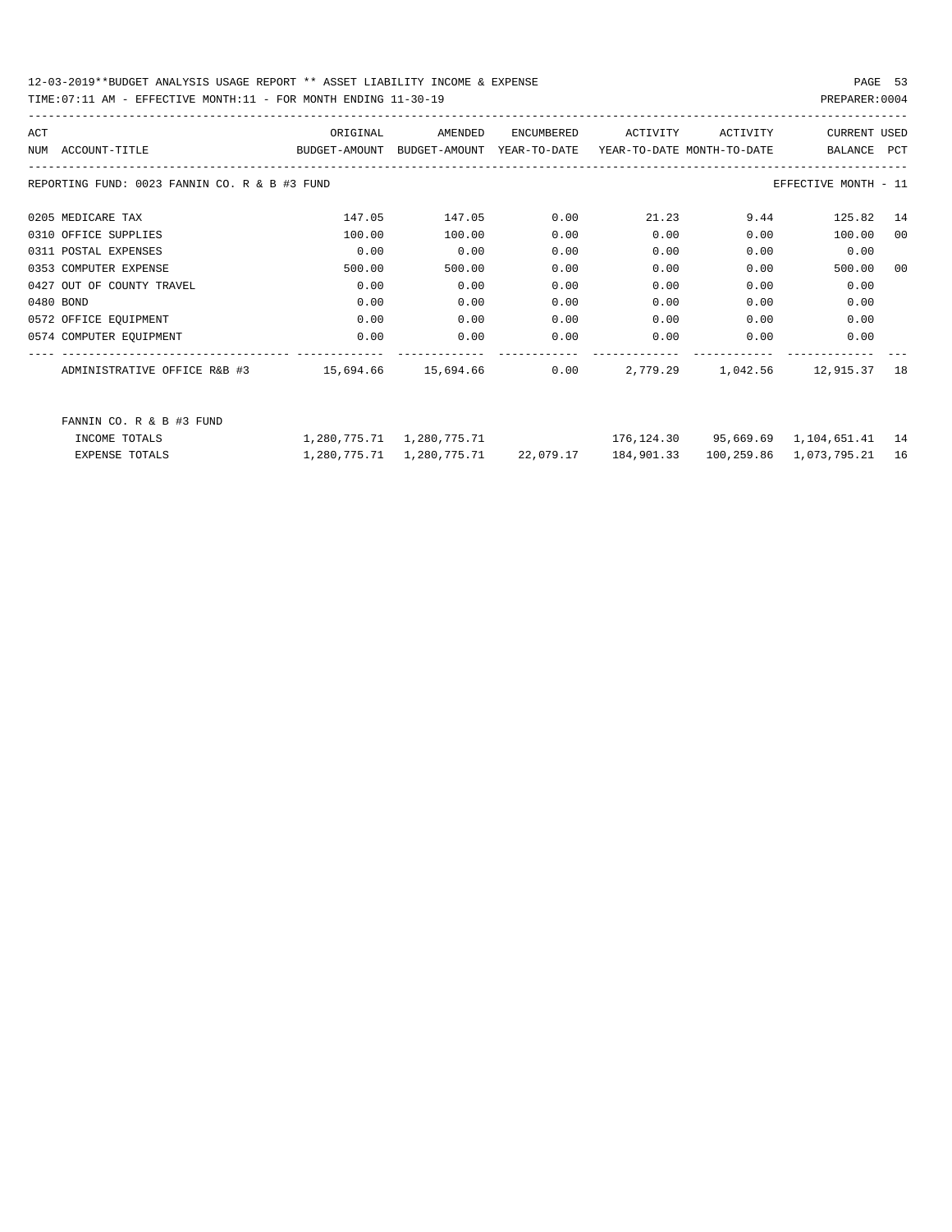12-03-2019**BUDGET ANALYSIS USAGE REPORT ** ASSET LIABILITY INCOME & EXPENSE

TIME:07:11 AM - EFFECTIVE MONTH:11 - FOR MONTH ENDING 11-30-19

PREPARER:0004

| ACT NUM | ACCOUNT-TITLE | ORIGINAL BUDGET-AMOUNT | AMENDED BUDGET-AMOUNT | ENCUMBERED YEAR-TO-DATE | ACTIVITY YEAR-TO-DATE | ACTIVITY MONTH-TO-DATE | CURRENT BALANCE | USED PCT |
|---|---|---|---|---|---|---|---|---|
| REPORTING FUND: 0023 FANNIN CO. R & B #3 FUND | | | | | | | EFFECTIVE MONTH - 11 | |
| 0205 | MEDICARE TAX | 147.05 | 147.05 | 0.00 | 21.23 | 9.44 | 125.82 | 14 |
| 0310 | OFFICE SUPPLIES | 100.00 | 100.00 | 0.00 | 0.00 | 0.00 | 100.00 | 00 |
| 0311 | POSTAL EXPENSES | 0.00 | 0.00 | 0.00 | 0.00 | 0.00 | 0.00 | |
| 0353 | COMPUTER EXPENSE | 500.00 | 500.00 | 0.00 | 0.00 | 0.00 | 500.00 | 00 |
| 0427 | OUT OF COUNTY TRAVEL | 0.00 | 0.00 | 0.00 | 0.00 | 0.00 | 0.00 | |
| 0480 | BOND | 0.00 | 0.00 | 0.00 | 0.00 | 0.00 | 0.00 | |
| 0572 | OFFICE EQUIPMENT | 0.00 | 0.00 | 0.00 | 0.00 | 0.00 | 0.00 | |
| 0574 | COMPUTER EQUIPMENT | 0.00 | 0.00 | 0.00 | 0.00 | 0.00 | 0.00 | |
| | ADMINISTRATIVE OFFICE R&B #3 | 15,694.66 | 15,694.66 | 0.00 | 2,779.29 | 1,042.56 | 12,915.37 | 18 |
| | FANNIN CO. R & B #3 FUND | | | | | | | |
| | INCOME TOTALS | 1,280,775.71 | 1,280,775.71 | | 176,124.30 | 95,669.69 | 1,104,651.41 | 14 |
| | EXPENSE TOTALS | 1,280,775.71 | 1,280,775.71 | 22,079.17 | 184,901.33 | 100,259.86 | 1,073,795.21 | 16 |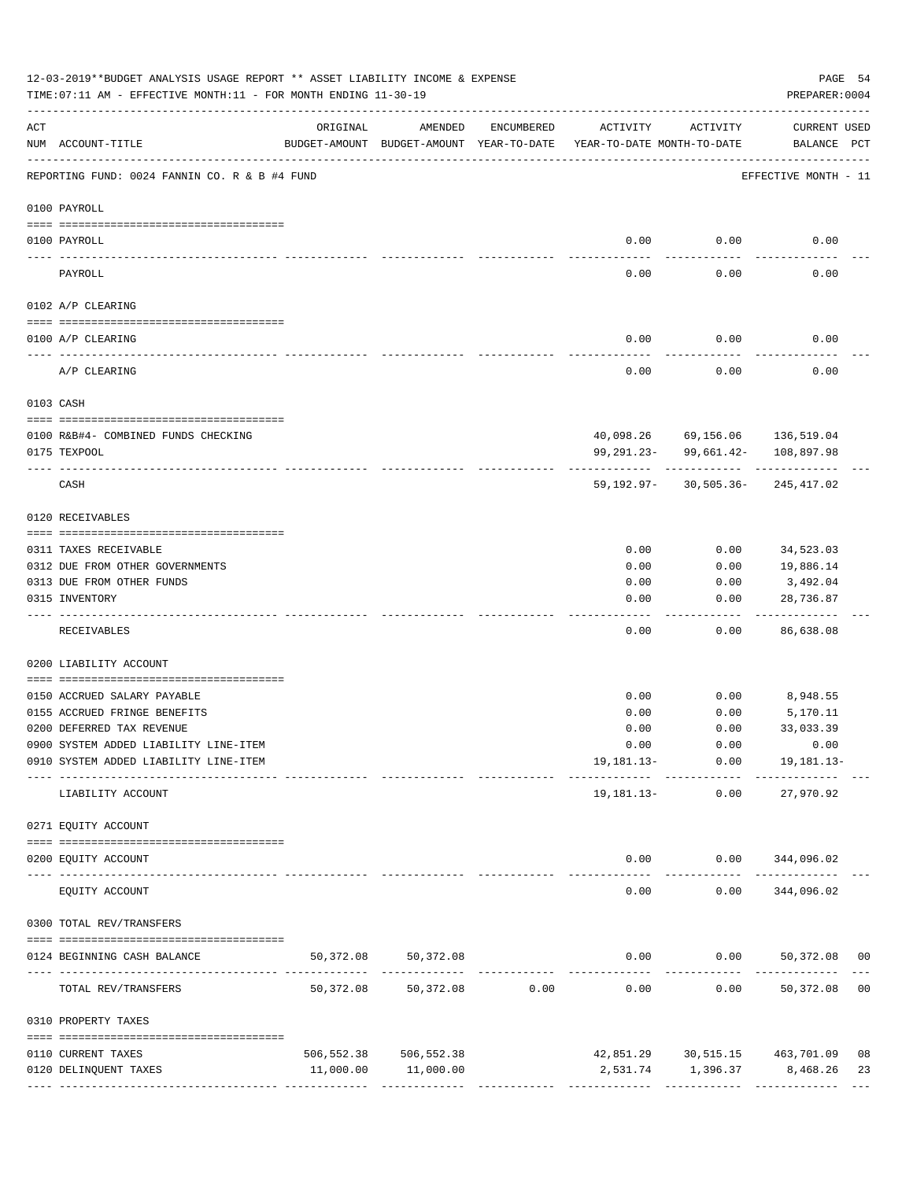12-03-2019**BUDGET ANALYSIS USAGE REPORT ** ASSET LIABILITY INCOME & EXPENSE

TIME:07:11 AM - EFFECTIVE MONTH:11 - FOR MONTH ENDING 11-30-19

PREPARER:0004

| ACT NUM | ACCOUNT-TITLE | ORIGINAL BUDGET-AMOUNT | AMENDED BUDGET-AMOUNT | ENCUMBERED YEAR-TO-DATE | ACTIVITY YEAR-TO-DATE | ACTIVITY MONTH-TO-DATE | CURRENT BALANCE | USED PCT |
|---|---|---|---|---|---|---|---|---|
| | REPORTING FUND: 0024 FANNIN CO. R & B #4 FUND | | | | | | EFFECTIVE MONTH - 11 | |
| | **0100 PAYROLL** | | | | | | | |
| 0100 | PAYROLL | | | | 0.00 | 0.00 | 0.00 | |
| | PAYROLL | | | | 0.00 | 0.00 | 0.00 | |
| | **0102 A/P CLEARING** | | | | | | | |
| 0100 | A/P CLEARING | | | | 0.00 | 0.00 | 0.00 | |
| | A/P CLEARING | | | | 0.00 | 0.00 | 0.00 | |
| | **0103 CASH** | | | | | | | |
| 0100 | R&B#4- COMBINED FUNDS CHECKING | | | | 40,098.26 | 69,156.06 | 136,519.04 | |
| 0175 | TEXPOOL | | | | 99,291.23- | 99,661.42- | 108,897.98 | |
| | CASH | | | | 59,192.97- | 30,505.36- | 245,417.02 | |
| | **0120 RECEIVABLES** | | | | | | | |
| 0311 | TAXES RECEIVABLE | | | | 0.00 | 0.00 | 34,523.03 | |
| 0312 | DUE FROM OTHER GOVERNMENTS | | | | 0.00 | 0.00 | 19,886.14 | |
| 0313 | DUE FROM OTHER FUNDS | | | | 0.00 | 0.00 | 3,492.04 | |
| 0315 | INVENTORY | | | | 0.00 | 0.00 | 28,736.87 | |
| | RECEIVABLES | | | | 0.00 | 0.00 | 86,638.08 | |
| | **0200 LIABILITY ACCOUNT** | | | | | | | |
| 0150 | ACCRUED SALARY PAYABLE | | | | 0.00 | 0.00 | 8,948.55 | |
| 0155 | ACCRUED FRINGE BENEFITS | | | | 0.00 | 0.00 | 5,170.11 | |
| 0200 | DEFERRED TAX REVENUE | | | | 0.00 | 0.00 | 33,033.39 | |
| 0900 | SYSTEM ADDED LIABILITY LINE-ITEM | | | | 0.00 | 0.00 | 0.00 | |
| 0910 | SYSTEM ADDED LIABILITY LINE-ITEM | | | | 19,181.13- | 0.00 | 19,181.13- | |
| | LIABILITY ACCOUNT | | | | 19,181.13- | 0.00 | 27,970.92 | |
| | **0271 EQUITY ACCOUNT** | | | | | | | |
| 0200 | EQUITY ACCOUNT | | | | 0.00 | 0.00 | 344,096.02 | |
| | EQUITY ACCOUNT | | | | 0.00 | 0.00 | 344,096.02 | |
| | **0300 TOTAL REV/TRANSFERS** | | | | | | | |
| 0124 | BEGINNING CASH BALANCE | 50,372.08 | 50,372.08 | | 0.00 | 0.00 | 50,372.08 | 00 |
| | TOTAL REV/TRANSFERS | 50,372.08 | 50,372.08 | 0.00 | 0.00 | 0.00 | 50,372.08 | 00 |
| | **0310 PROPERTY TAXES** | | | | | | | |
| 0110 | CURRENT TAXES | 506,552.38 | 506,552.38 | | 42,851.29 | 30,515.15 | 463,701.09 | 08 |
| 0120 | DELINQUENT TAXES | 11,000.00 | 11,000.00 | | 2,531.74 | 1,396.37 | 8,468.26 | 23 |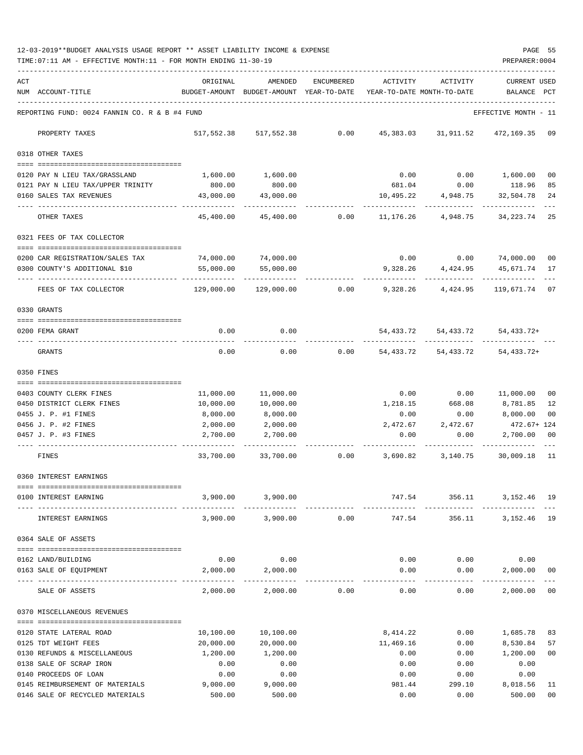12-03-2019**BUDGET ANALYSIS USAGE REPORT ** ASSET LIABILITY INCOME & EXPENSE

TIME:07:11 AM - EFFECTIVE MONTH:11 - FOR MONTH ENDING 11-30-19

PREPARER:0004

REPORTING FUND: 0024 FANNIN CO. R & B #4 FUND — EFFECTIVE MONTH - 11

| ACT NUM | ACCOUNT-TITLE | ORIGINAL BUDGET-AMOUNT | AMENDED BUDGET-AMOUNT | ENCUMBERED YEAR-TO-DATE | ACTIVITY YEAR-TO-DATE | ACTIVITY MONTH-TO-DATE | CURRENT BALANCE | USED PCT |
|---|---|---|---|---|---|---|---|---|
| | PROPERTY TAXES | 517,552.38 | 517,552.38 | 0.00 | 45,383.03 | 31,911.52 | 472,169.35 | 09 |
| | **0318 OTHER TAXES** | | | | | | | |
| 0120 | PAY N LIEU TAX/GRASSLAND | 1,600.00 | 1,600.00 | | 0.00 | 0.00 | 1,600.00 | 00 |
| 0121 | PAY N LIEU TAX/UPPER TRINITY | 800.00 | 800.00 | | 681.04 | 0.00 | 118.96 | 85 |
| 0160 | SALES TAX REVENUES | 43,000.00 | 43,000.00 | | 10,495.22 | 4,948.75 | 32,504.78 | 24 |
| | OTHER TAXES | 45,400.00 | 45,400.00 | 0.00 | 11,176.26 | 4,948.75 | 34,223.74 | 25 |
| | **0321 FEES OF TAX COLLECTOR** | | | | | | | |
| 0200 | CAR REGISTRATION/SALES TAX | 74,000.00 | 74,000.00 | | 0.00 | 0.00 | 74,000.00 | 00 |
| 0300 | COUNTY'S ADDITIONAL $10 | 55,000.00 | 55,000.00 | | 9,328.26 | 4,424.95 | 45,671.74 | 17 |
| | FEES OF TAX COLLECTOR | 129,000.00 | 129,000.00 | 0.00 | 9,328.26 | 4,424.95 | 119,671.74 | 07 |
| | **0330 GRANTS** | | | | | | | |
| 0200 | FEMA GRANT | 0.00 | 0.00 | | 54,433.72 | 54,433.72 | 54,433.72+ | |
| | GRANTS | 0.00 | 0.00 | 0.00 | 54,433.72 | 54,433.72 | 54,433.72+ | |
| | **0350 FINES** | | | | | | | |
| 0403 | COUNTY CLERK FINES | 11,000.00 | 11,000.00 | | 0.00 | 0.00 | 11,000.00 | 00 |
| 0450 | DISTRICT CLERK FINES | 10,000.00 | 10,000.00 | | 1,218.15 | 668.08 | 8,781.85 | 12 |
| 0455 | J. P. #1 FINES | 8,000.00 | 8,000.00 | | 0.00 | 0.00 | 8,000.00 | 00 |
| 0456 | J. P. #2 FINES | 2,000.00 | 2,000.00 | | 2,472.67 | 2,472.67 | 472.67+ | 124 |
| 0457 | J. P. #3 FINES | 2,700.00 | 2,700.00 | | 0.00 | 0.00 | 2,700.00 | 00 |
| | FINES | 33,700.00 | 33,700.00 | 0.00 | 3,690.82 | 3,140.75 | 30,009.18 | 11 |
| | **0360 INTEREST EARNINGS** | | | | | | | |
| 0100 | INTEREST EARNING | 3,900.00 | 3,900.00 | | 747.54 | 356.11 | 3,152.46 | 19 |
| | INTEREST EARNINGS | 3,900.00 | 3,900.00 | 0.00 | 747.54 | 356.11 | 3,152.46 | 19 |
| | **0364 SALE OF ASSETS** | | | | | | | |
| 0162 | LAND/BUILDING | 0.00 | 0.00 | | 0.00 | 0.00 | 0.00 | |
| 0163 | SALE OF EQUIPMENT | 2,000.00 | 2,000.00 | | 0.00 | 0.00 | 2,000.00 | 00 |
| | SALE OF ASSETS | 2,000.00 | 2,000.00 | 0.00 | 0.00 | 0.00 | 2,000.00 | 00 |
| | **0370 MISCELLANEOUS REVENUES** | | | | | | | |
| 0120 | STATE LATERAL ROAD | 10,100.00 | 10,100.00 | | 8,414.22 | 0.00 | 1,685.78 | 83 |
| 0125 | TDT WEIGHT FEES | 20,000.00 | 20,000.00 | | 11,469.16 | 0.00 | 8,530.84 | 57 |
| 0130 | REFUNDS & MISCELLANEOUS | 1,200.00 | 1,200.00 | | 0.00 | 0.00 | 1,200.00 | 00 |
| 0138 | SALE OF SCRAP IRON | 0.00 | 0.00 | | 0.00 | 0.00 | 0.00 | |
| 0140 | PROCEEDS OF LOAN | 0.00 | 0.00 | | 0.00 | 0.00 | 0.00 | |
| 0145 | REIMBURSEMENT OF MATERIALS | 9,000.00 | 9,000.00 | | 981.44 | 299.10 | 8,018.56 | 11 |
| 0146 | SALE OF RECYCLED MATERIALS | 500.00 | 500.00 | | 0.00 | 0.00 | 500.00 | 00 |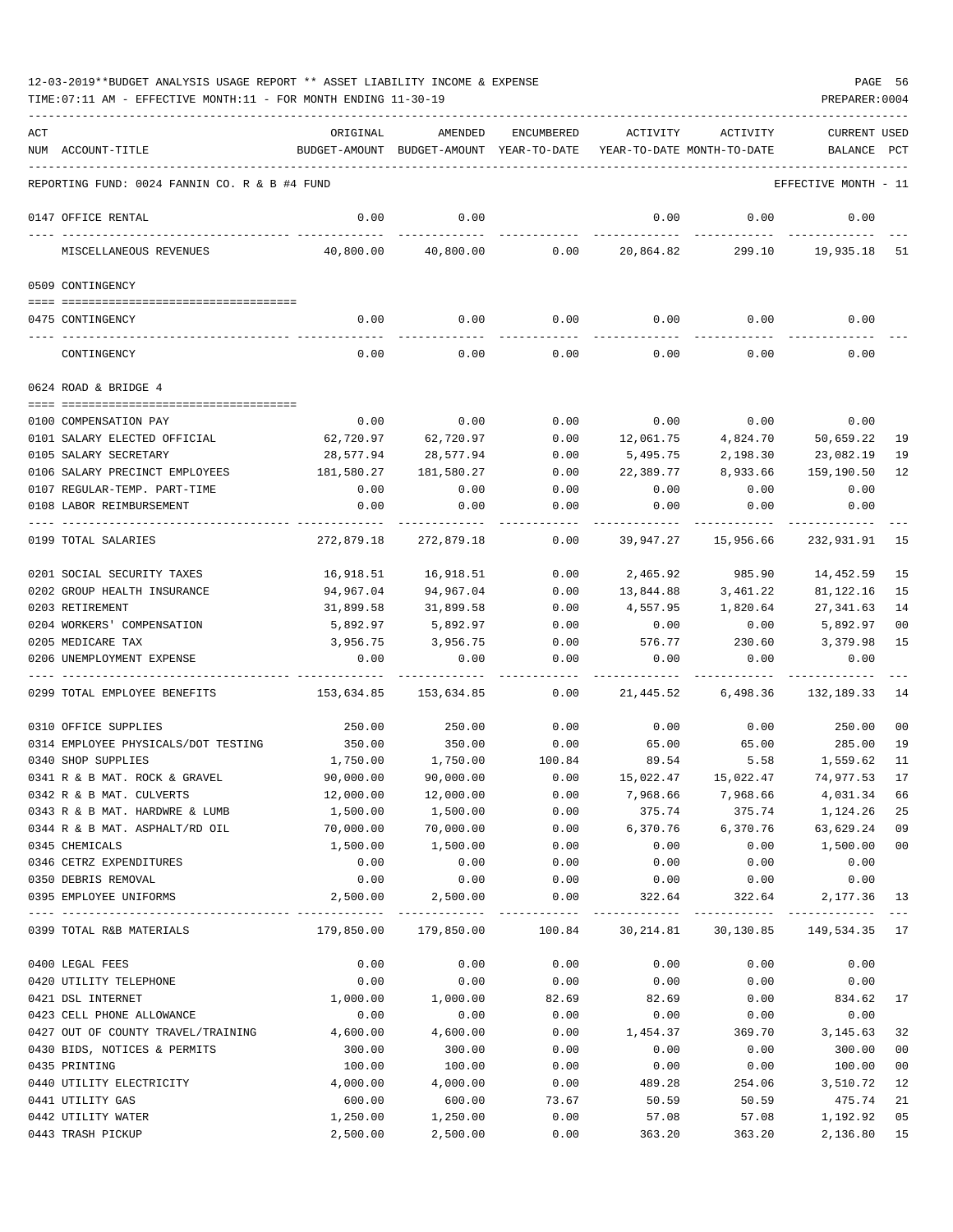12-03-2019**BUDGET ANALYSIS USAGE REPORT ** ASSET LIABILITY INCOME & EXPENSE

TIME:07:11 AM - EFFECTIVE MONTH:11 - FOR MONTH ENDING 11-30-19

PREPARER:0004

| ACT NUM | ACCOUNT-TITLE | ORIGINAL BUDGET-AMOUNT | AMENDED BUDGET-AMOUNT | ENCUMBERED YEAR-TO-DATE | ACTIVITY YEAR-TO-DATE | ACTIVITY MONTH-TO-DATE | CURRENT BALANCE | USED PCT |
|---|---|---|---|---|---|---|---|---|
| | REPORTING FUND: 0024 FANNIN CO. R & B #4 FUND | | | | | | EFFECTIVE MONTH - 11 | |
| 0147 | OFFICE RENTAL | 0.00 | 0.00 | | 0.00 | 0.00 | 0.00 | |
| | MISCELLANEOUS REVENUES | 40,800.00 | 40,800.00 | 0.00 | 20,864.82 | 299.10 | 19,935.18 | 51 |
| 0509 | CONTINGENCY | | | | | | | |
| 0475 | CONTINGENCY | 0.00 | 0.00 | 0.00 | 0.00 | 0.00 | 0.00 | |
| | CONTINGENCY | 0.00 | 0.00 | 0.00 | 0.00 | 0.00 | 0.00 | |
| 0624 | ROAD & BRIDGE 4 | | | | | | | |
| 0100 | COMPENSATION PAY | 0.00 | 0.00 | 0.00 | 0.00 | 0.00 | 0.00 | |
| 0101 | SALARY ELECTED OFFICIAL | 62,720.97 | 62,720.97 | 0.00 | 12,061.75 | 4,824.70 | 50,659.22 | 19 |
| 0105 | SALARY SECRETARY | 28,577.94 | 28,577.94 | 0.00 | 5,495.75 | 2,198.30 | 23,082.19 | 19 |
| 0106 | SALARY PRECINCT EMPLOYEES | 181,580.27 | 181,580.27 | 0.00 | 22,389.77 | 8,933.66 | 159,190.50 | 12 |
| 0107 | REGULAR-TEMP. PART-TIME | 0.00 | 0.00 | 0.00 | 0.00 | 0.00 | 0.00 | |
| 0108 | LABOR REIMBURSEMENT | 0.00 | 0.00 | 0.00 | 0.00 | 0.00 | 0.00 | |
| 0199 | TOTAL SALARIES | 272,879.18 | 272,879.18 | 0.00 | 39,947.27 | 15,956.66 | 232,931.91 | 15 |
| 0201 | SOCIAL SECURITY TAXES | 16,918.51 | 16,918.51 | 0.00 | 2,465.92 | 985.90 | 14,452.59 | 15 |
| 0202 | GROUP HEALTH INSURANCE | 94,967.04 | 94,967.04 | 0.00 | 13,844.88 | 3,461.22 | 81,122.16 | 15 |
| 0203 | RETIREMENT | 31,899.58 | 31,899.58 | 0.00 | 4,557.95 | 1,820.64 | 27,341.63 | 14 |
| 0204 | WORKERS' COMPENSATION | 5,892.97 | 5,892.97 | 0.00 | 0.00 | 0.00 | 5,892.97 | 00 |
| 0205 | MEDICARE TAX | 3,956.75 | 3,956.75 | 0.00 | 576.77 | 230.60 | 3,379.98 | 15 |
| 0206 | UNEMPLOYMENT EXPENSE | 0.00 | 0.00 | 0.00 | 0.00 | 0.00 | 0.00 | |
| 0299 | TOTAL EMPLOYEE BENEFITS | 153,634.85 | 153,634.85 | 0.00 | 21,445.52 | 6,498.36 | 132,189.33 | 14 |
| 0310 | OFFICE SUPPLIES | 250.00 | 250.00 | 0.00 | 0.00 | 0.00 | 250.00 | 00 |
| 0314 | EMPLOYEE PHYSICALS/DOT TESTING | 350.00 | 350.00 | 0.00 | 65.00 | 65.00 | 285.00 | 19 |
| 0340 | SHOP SUPPLIES | 1,750.00 | 1,750.00 | 100.84 | 89.54 | 5.58 | 1,559.62 | 11 |
| 0341 | R & B MAT. ROCK & GRAVEL | 90,000.00 | 90,000.00 | 0.00 | 15,022.47 | 15,022.47 | 74,977.53 | 17 |
| 0342 | R & B MAT. CULVERTS | 12,000.00 | 12,000.00 | 0.00 | 7,968.66 | 7,968.66 | 4,031.34 | 66 |
| 0343 | R & B MAT. HARDWRE & LUMB | 1,500.00 | 1,500.00 | 0.00 | 375.74 | 375.74 | 1,124.26 | 25 |
| 0344 | R & B MAT. ASPHALT/RD OIL | 70,000.00 | 70,000.00 | 0.00 | 6,370.76 | 6,370.76 | 63,629.24 | 09 |
| 0345 | CHEMICALS | 1,500.00 | 1,500.00 | 0.00 | 0.00 | 0.00 | 1,500.00 | 00 |
| 0346 | CETRZ EXPENDITURES | 0.00 | 0.00 | 0.00 | 0.00 | 0.00 | 0.00 | |
| 0350 | DEBRIS REMOVAL | 0.00 | 0.00 | 0.00 | 0.00 | 0.00 | 0.00 | |
| 0395 | EMPLOYEE UNIFORMS | 2,500.00 | 2,500.00 | 0.00 | 322.64 | 322.64 | 2,177.36 | 13 |
| 0399 | TOTAL R&B MATERIALS | 179,850.00 | 179,850.00 | 100.84 | 30,214.81 | 30,130.85 | 149,534.35 | 17 |
| 0400 | LEGAL FEES | 0.00 | 0.00 | 0.00 | 0.00 | 0.00 | 0.00 | |
| 0420 | UTILITY TELEPHONE | 0.00 | 0.00 | 0.00 | 0.00 | 0.00 | 0.00 | |
| 0421 | DSL INTERNET | 1,000.00 | 1,000.00 | 82.69 | 82.69 | 0.00 | 834.62 | 17 |
| 0423 | CELL PHONE ALLOWANCE | 0.00 | 0.00 | 0.00 | 0.00 | 0.00 | 0.00 | |
| 0427 | OUT OF COUNTY TRAVEL/TRAINING | 4,600.00 | 4,600.00 | 0.00 | 1,454.37 | 369.70 | 3,145.63 | 32 |
| 0430 | BIDS, NOTICES & PERMITS | 300.00 | 300.00 | 0.00 | 0.00 | 0.00 | 300.00 | 00 |
| 0435 | PRINTING | 100.00 | 100.00 | 0.00 | 0.00 | 0.00 | 100.00 | 00 |
| 0440 | UTILITY ELECTRICITY | 4,000.00 | 4,000.00 | 0.00 | 489.28 | 254.06 | 3,510.72 | 12 |
| 0441 | UTILITY GAS | 600.00 | 600.00 | 73.67 | 50.59 | 50.59 | 475.74 | 21 |
| 0442 | UTILITY WATER | 1,250.00 | 1,250.00 | 0.00 | 57.08 | 57.08 | 1,192.92 | 05 |
| 0443 | TRASH PICKUP | 2,500.00 | 2,500.00 | 0.00 | 363.20 | 363.20 | 2,136.80 | 15 |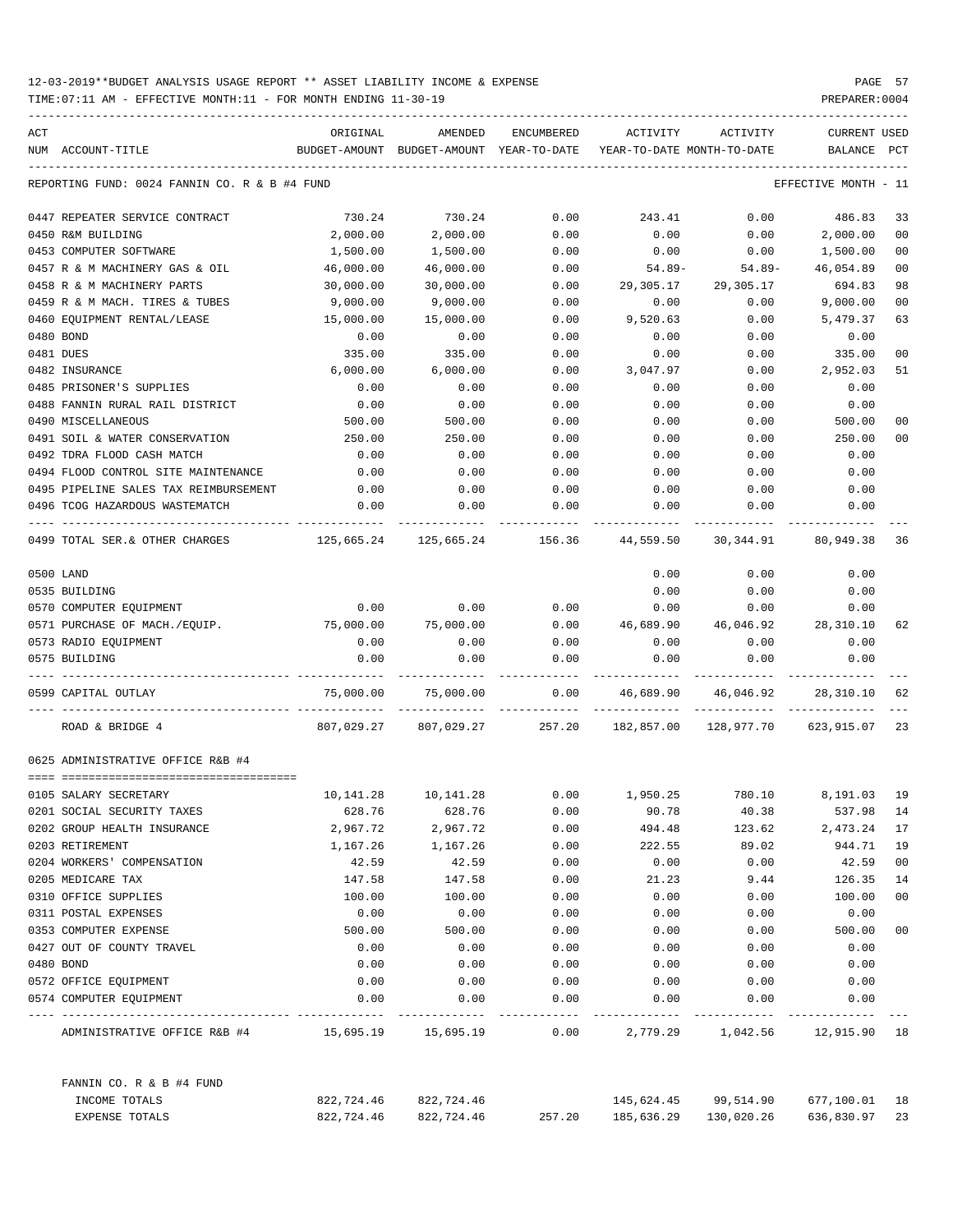12-03-2019**BUDGET ANALYSIS USAGE REPORT ** ASSET LIABILITY INCOME & EXPENSE

TIME:07:11 AM - EFFECTIVE MONTH:11 - FOR MONTH ENDING 11-30-19

PREPARER:0004

REPORTING FUND: 0024 FANNIN CO. R & B #4 FUND — EFFECTIVE MONTH - 11

| ACT NUM | ACCOUNT-TITLE | ORIGINAL BUDGET-AMOUNT | AMENDED BUDGET-AMOUNT | ENCUMBERED YEAR-TO-DATE | ACTIVITY YEAR-TO-DATE | ACTIVITY MONTH-TO-DATE | CURRENT BALANCE | USED PCT |
|---|---|---|---|---|---|---|---|---|
| 0447 | REPEATER SERVICE CONTRACT | 730.24 | 730.24 | 0.00 | 243.41 | 0.00 | 486.83 | 33 |
| 0450 | R&M BUILDING | 2,000.00 | 2,000.00 | 0.00 | 0.00 | 0.00 | 2,000.00 | 00 |
| 0453 | COMPUTER SOFTWARE | 1,500.00 | 1,500.00 | 0.00 | 0.00 | 0.00 | 1,500.00 | 00 |
| 0457 | R & M MACHINERY GAS & OIL | 46,000.00 | 46,000.00 | 0.00 | 54.89- | 54.89- | 46,054.89 | 00 |
| 0458 | R & M MACHINERY PARTS | 30,000.00 | 30,000.00 | 0.00 | 29,305.17 | 29,305.17 | 694.83 | 98 |
| 0459 | R & M MACH. TIRES & TUBES | 9,000.00 | 9,000.00 | 0.00 | 0.00 | 0.00 | 9,000.00 | 00 |
| 0460 | EQUIPMENT RENTAL/LEASE | 15,000.00 | 15,000.00 | 0.00 | 9,520.63 | 0.00 | 5,479.37 | 63 |
| 0480 | BOND | 0.00 | 0.00 | 0.00 | 0.00 | 0.00 | 0.00 | |
| 0481 | DUES | 335.00 | 335.00 | 0.00 | 0.00 | 0.00 | 335.00 | 00 |
| 0482 | INSURANCE | 6,000.00 | 6,000.00 | 0.00 | 3,047.97 | 0.00 | 2,952.03 | 51 |
| 0485 | PRISONER'S SUPPLIES | 0.00 | 0.00 | 0.00 | 0.00 | 0.00 | 0.00 | |
| 0488 | FANNIN RURAL RAIL DISTRICT | 0.00 | 0.00 | 0.00 | 0.00 | 0.00 | 0.00 | |
| 0490 | MISCELLANEOUS | 500.00 | 500.00 | 0.00 | 0.00 | 0.00 | 500.00 | 00 |
| 0491 | SOIL & WATER CONSERVATION | 250.00 | 250.00 | 0.00 | 0.00 | 0.00 | 250.00 | 00 |
| 0492 | TDRA FLOOD CASH MATCH | 0.00 | 0.00 | 0.00 | 0.00 | 0.00 | 0.00 | |
| 0494 | FLOOD CONTROL SITE MAINTENANCE | 0.00 | 0.00 | 0.00 | 0.00 | 0.00 | 0.00 | |
| 0495 | PIPELINE SALES TAX REIMBURSEMENT | 0.00 | 0.00 | 0.00 | 0.00 | 0.00 | 0.00 | |
| 0496 | TCOG HAZARDOUS WASTEMATCH | 0.00 | 0.00 | 0.00 | 0.00 | 0.00 | 0.00 | |
| 0499 | TOTAL SER.& OTHER CHARGES | 125,665.24 | 125,665.24 | 156.36 | 44,559.50 | 30,344.91 | 80,949.38 | 36 |
| 0500 | LAND | | | | 0.00 | 0.00 | 0.00 | |
| 0535 | BUILDING | | | | 0.00 | 0.00 | 0.00 | |
| 0570 | COMPUTER EQUIPMENT | 0.00 | 0.00 | 0.00 | 0.00 | 0.00 | 0.00 | |
| 0571 | PURCHASE OF MACH./EQUIP. | 75,000.00 | 75,000.00 | 0.00 | 46,689.90 | 46,046.92 | 28,310.10 | 62 |
| 0573 | RADIO EQUIPMENT | 0.00 | 0.00 | 0.00 | 0.00 | 0.00 | 0.00 | |
| 0575 | BUILDING | 0.00 | 0.00 | 0.00 | 0.00 | 0.00 | 0.00 | |
| 0599 | CAPITAL OUTLAY | 75,000.00 | 75,000.00 | 0.00 | 46,689.90 | 46,046.92 | 28,310.10 | 62 |
| | ROAD & BRIDGE 4 | 807,029.27 | 807,029.27 | 257.20 | 182,857.00 | 128,977.70 | 623,915.07 | 23 |

0625 ADMINISTRATIVE OFFICE R&B #4

| ACT NUM | ACCOUNT-TITLE | ORIGINAL BUDGET-AMOUNT | AMENDED BUDGET-AMOUNT | ENCUMBERED YEAR-TO-DATE | ACTIVITY YEAR-TO-DATE | ACTIVITY MONTH-TO-DATE | CURRENT BALANCE | USED PCT |
|---|---|---|---|---|---|---|---|---|
| 0105 | SALARY SECRETARY | 10,141.28 | 10,141.28 | 0.00 | 1,950.25 | 780.10 | 8,191.03 | 19 |
| 0201 | SOCIAL SECURITY TAXES | 628.76 | 628.76 | 0.00 | 90.78 | 40.38 | 537.98 | 14 |
| 0202 | GROUP HEALTH INSURANCE | 2,967.72 | 2,967.72 | 0.00 | 494.48 | 123.62 | 2,473.24 | 17 |
| 0203 | RETIREMENT | 1,167.26 | 1,167.26 | 0.00 | 222.55 | 89.02 | 944.71 | 19 |
| 0204 | WORKERS' COMPENSATION | 42.59 | 42.59 | 0.00 | 0.00 | 0.00 | 42.59 | 00 |
| 0205 | MEDICARE TAX | 147.58 | 147.58 | 0.00 | 21.23 | 9.44 | 126.35 | 14 |
| 0310 | OFFICE SUPPLIES | 100.00 | 100.00 | 0.00 | 0.00 | 0.00 | 100.00 | 00 |
| 0311 | POSTAL EXPENSES | 0.00 | 0.00 | 0.00 | 0.00 | 0.00 | 0.00 | |
| 0353 | COMPUTER EXPENSE | 500.00 | 500.00 | 0.00 | 0.00 | 0.00 | 500.00 | 00 |
| 0427 | OUT OF COUNTY TRAVEL | 0.00 | 0.00 | 0.00 | 0.00 | 0.00 | 0.00 | |
| 0480 | BOND | 0.00 | 0.00 | 0.00 | 0.00 | 0.00 | 0.00 | |
| 0572 | OFFICE EQUIPMENT | 0.00 | 0.00 | 0.00 | 0.00 | 0.00 | 0.00 | |
| 0574 | COMPUTER EQUIPMENT | 0.00 | 0.00 | 0.00 | 0.00 | 0.00 | 0.00 | |
| | ADMINISTRATIVE OFFICE R&B #4 | 15,695.19 | 15,695.19 | 0.00 | 2,779.29 | 1,042.56 | 12,915.90 | 18 |

FANNIN CO. R & B #4 FUND

| | ORIGINAL BUDGET-AMOUNT | AMENDED BUDGET-AMOUNT | ENCUMBERED YEAR-TO-DATE | ACTIVITY YEAR-TO-DATE | ACTIVITY MONTH-TO-DATE | CURRENT BALANCE | USED PCT |
|---|---|---|---|---|---|---|---|
| INCOME TOTALS | 822,724.46 | 822,724.46 | | 145,624.45 | 99,514.90 | 677,100.01 | 18 |
| EXPENSE TOTALS | 822,724.46 | 822,724.46 | 257.20 | 185,636.29 | 130,020.26 | 636,830.97 | 23 |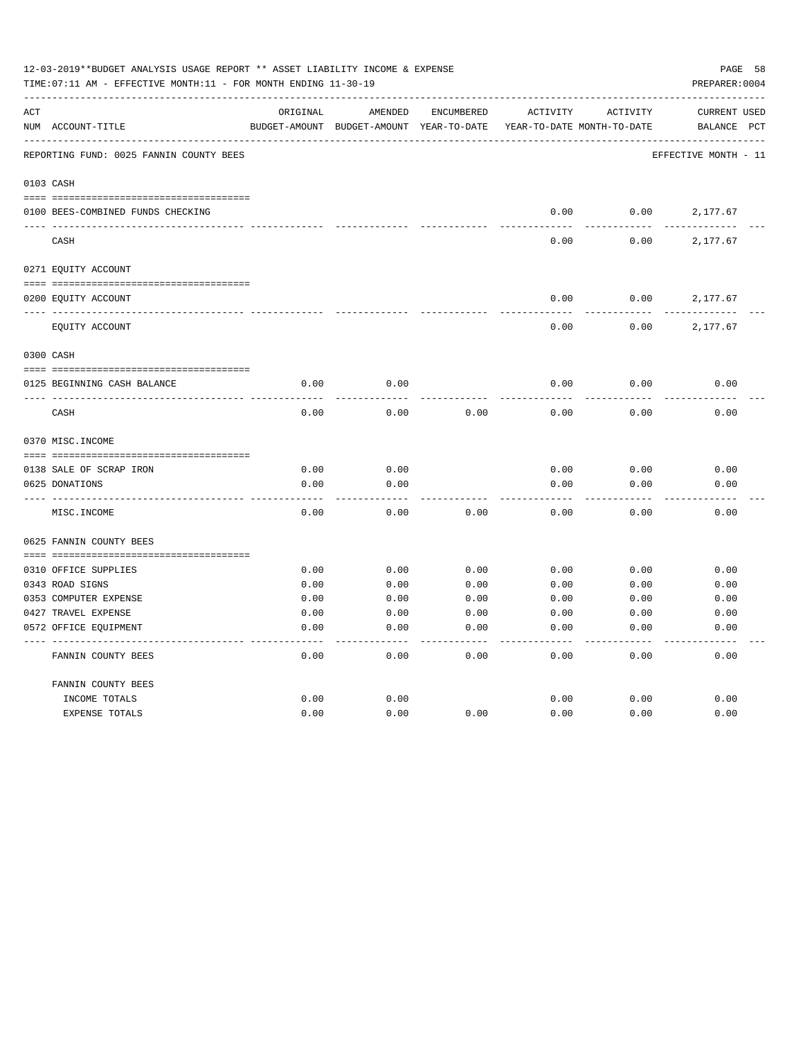12-03-2019**BUDGET ANALYSIS USAGE REPORT ** ASSET LIABILITY INCOME & EXPENSE

TIME:07:11 AM - EFFECTIVE MONTH:11 - FOR MONTH ENDING 11-30-19

PREPARER:0004

REPORTING FUND: 0025 FANNIN COUNTY BEES — EFFECTIVE MONTH - 11

| ACT NUM | ACCOUNT-TITLE | ORIGINAL BUDGET-AMOUNT | AMENDED BUDGET-AMOUNT | ENCUMBERED YEAR-TO-DATE | ACTIVITY YEAR-TO-DATE | ACTIVITY MONTH-TO-DATE | CURRENT BALANCE | USED PCT |
|---|---|---|---|---|---|---|---|---|
| **0103** | **CASH** | | | | | | | |
| 0100 | BEES-COMBINED FUNDS CHECKING | | | | 0.00 | 0.00 | 2,177.67 | |
| | CASH | | | | 0.00 | 0.00 | 2,177.67 | |
| **0271** | **EQUITY ACCOUNT** | | | | | | | |
| 0200 | EQUITY ACCOUNT | | | | 0.00 | 0.00 | 2,177.67 | |
| | EQUITY ACCOUNT | | | | 0.00 | 0.00 | 2,177.67 | |
| **0300** | **CASH** | | | | | | | |
| 0125 | BEGINNING CASH BALANCE | 0.00 | 0.00 | | 0.00 | 0.00 | 0.00 | |
| | CASH | 0.00 | 0.00 | 0.00 | 0.00 | 0.00 | 0.00 | |
| **0370** | **MISC.INCOME** | | | | | | | |
| 0138 | SALE OF SCRAP IRON | 0.00 | 0.00 | | 0.00 | 0.00 | 0.00 | |
| 0625 | DONATIONS | 0.00 | 0.00 | | 0.00 | 0.00 | 0.00 | |
| | MISC.INCOME | 0.00 | 0.00 | 0.00 | 0.00 | 0.00 | 0.00 | |
| **0625** | **FANNIN COUNTY BEES** | | | | | | | |
| 0310 | OFFICE SUPPLIES | 0.00 | 0.00 | 0.00 | 0.00 | 0.00 | 0.00 | |
| 0343 | ROAD SIGNS | 0.00 | 0.00 | 0.00 | 0.00 | 0.00 | 0.00 | |
| 0353 | COMPUTER EXPENSE | 0.00 | 0.00 | 0.00 | 0.00 | 0.00 | 0.00 | |
| 0427 | TRAVEL EXPENSE | 0.00 | 0.00 | 0.00 | 0.00 | 0.00 | 0.00 | |
| 0572 | OFFICE EQUIPMENT | 0.00 | 0.00 | 0.00 | 0.00 | 0.00 | 0.00 | |
| | FANNIN COUNTY BEES | 0.00 | 0.00 | 0.00 | 0.00 | 0.00 | 0.00 | |
| | **FANNIN COUNTY BEES** | | | | | | | |
| | INCOME TOTALS | 0.00 | 0.00 | | 0.00 | 0.00 | 0.00 | |
| | EXPENSE TOTALS | 0.00 | 0.00 | 0.00 | 0.00 | 0.00 | 0.00 | |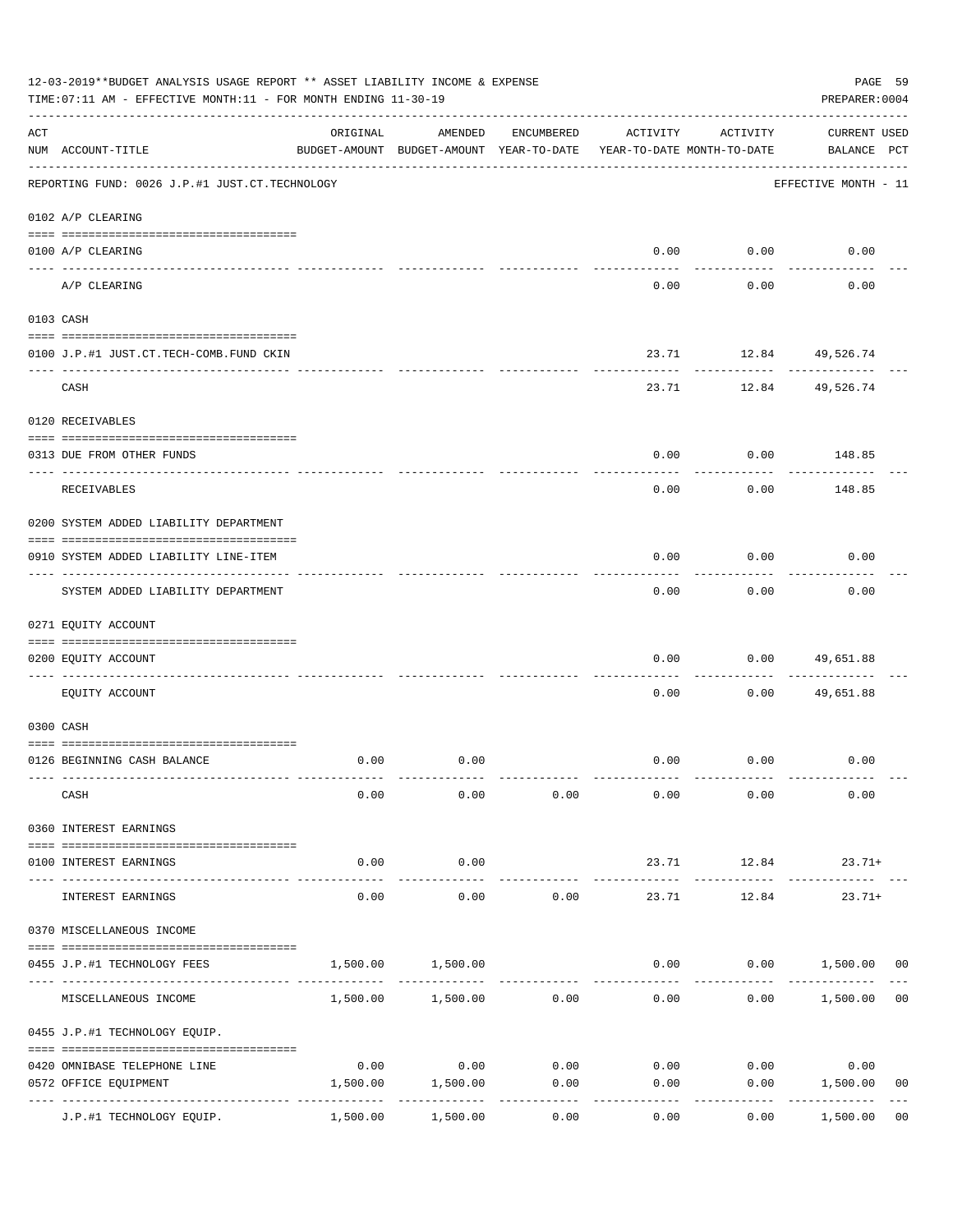12-03-2019**BUDGET ANALYSIS USAGE REPORT ** ASSET LIABILITY INCOME & EXPENSE

TIME:07:11 AM - EFFECTIVE MONTH:11 - FOR MONTH ENDING 11-30-19

PREPARER:0004

REPORTING FUND: 0026 J.P.#1 JUST.CT.TECHNOLOGY — EFFECTIVE MONTH - 11

| ACT NUM | ACCOUNT-TITLE | ORIGINAL BUDGET-AMOUNT | AMENDED BUDGET-AMOUNT | ENCUMBERED YEAR-TO-DATE | ACTIVITY YEAR-TO-DATE | ACTIVITY MONTH-TO-DATE | CURRENT USED BALANCE | PCT |
|---|---|---|---|---|---|---|---|---|
| **0102** | **A/P CLEARING** | | | | | | | |
| 0100 | A/P CLEARING | | | | 0.00 | 0.00 | 0.00 | |
| | A/P CLEARING | | | | 0.00 | 0.00 | 0.00 | |
| **0103** | **CASH** | | | | | | | |
| 0100 | J.P.#1 JUST.CT.TECH-COMB.FUND CKIN | | | | 23.71 | 12.84 | 49,526.74 | |
| | CASH | | | | 23.71 | 12.84 | 49,526.74 | |
| **0120** | **RECEIVABLES** | | | | | | | |
| 0313 | DUE FROM OTHER FUNDS | | | | 0.00 | 0.00 | 148.85 | |
| | RECEIVABLES | | | | 0.00 | 0.00 | 148.85 | |
| **0200** | **SYSTEM ADDED LIABILITY DEPARTMENT** | | | | | | | |
| 0910 | SYSTEM ADDED LIABILITY LINE-ITEM | | | | 0.00 | 0.00 | 0.00 | |
| | SYSTEM ADDED LIABILITY DEPARTMENT | | | | 0.00 | 0.00 | 0.00 | |
| **0271** | **EQUITY ACCOUNT** | | | | | | | |
| 0200 | EQUITY ACCOUNT | | | | 0.00 | 0.00 | 49,651.88 | |
| | EQUITY ACCOUNT | | | | 0.00 | 0.00 | 49,651.88 | |
| **0300** | **CASH** | | | | | | | |
| 0126 | BEGINNING CASH BALANCE | 0.00 | 0.00 | | 0.00 | 0.00 | 0.00 | |
| | CASH | 0.00 | 0.00 | 0.00 | 0.00 | 0.00 | 0.00 | |
| **0360** | **INTEREST EARNINGS** | | | | | | | |
| 0100 | INTEREST EARNINGS | 0.00 | 0.00 | | 23.71 | 12.84 | 23.71+ | |
| | INTEREST EARNINGS | 0.00 | 0.00 | 0.00 | 23.71 | 12.84 | 23.71+ | |
| **0370** | **MISCELLANEOUS INCOME** | | | | | | | |
| 0455 | J.P.#1 TECHNOLOGY FEES | 1,500.00 | 1,500.00 | | 0.00 | 0.00 | 1,500.00 | 00 |
| | MISCELLANEOUS INCOME | 1,500.00 | 1,500.00 | 0.00 | 0.00 | 0.00 | 1,500.00 | 00 |
| **0455** | **J.P.#1 TECHNOLOGY EQUIP.** | | | | | | | |
| 0420 | OMNIBASE TELEPHONE LINE | 0.00 | 0.00 | 0.00 | 0.00 | 0.00 | 0.00 | |
| 0572 | OFFICE EQUIPMENT | 1,500.00 | 1,500.00 | 0.00 | 0.00 | 0.00 | 1,500.00 | 00 |
| | J.P.#1 TECHNOLOGY EQUIP. | 1,500.00 | 1,500.00 | 0.00 | 0.00 | 0.00 | 1,500.00 | 00 |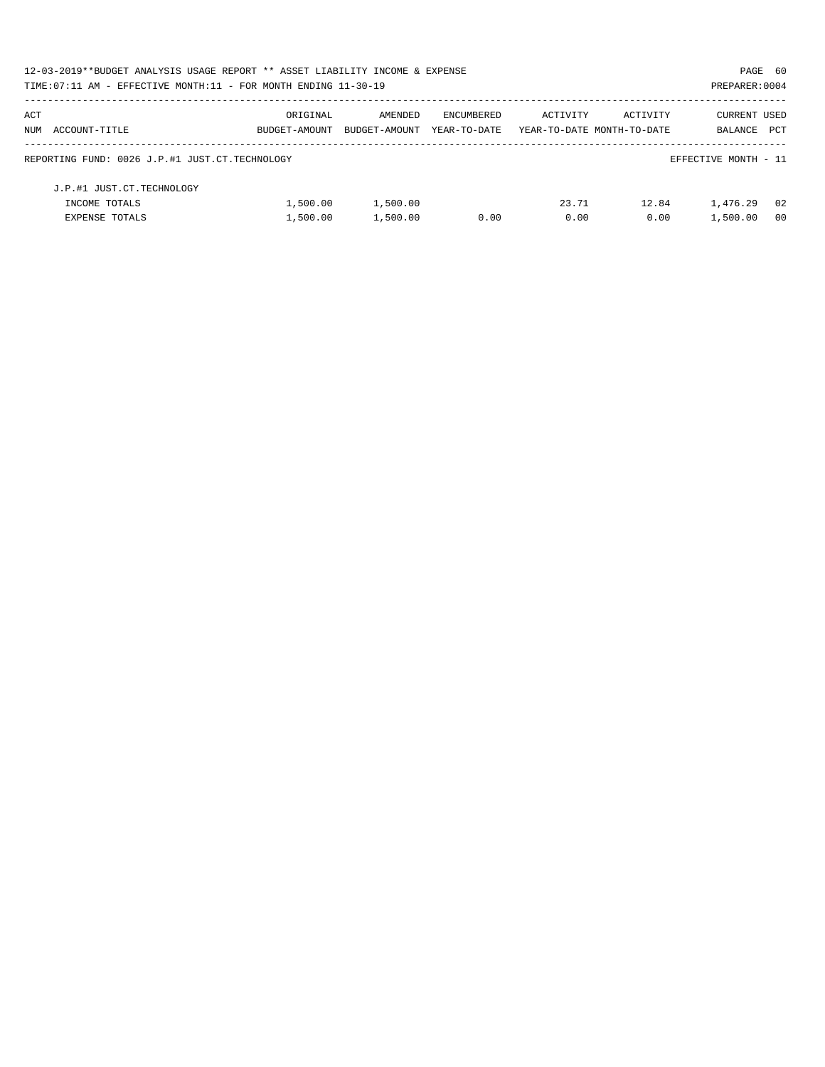| ACT NUM | ACCOUNT-TITLE | ORIGINAL BUDGET-AMOUNT | AMENDED BUDGET-AMOUNT | ENCUMBERED YEAR-TO-DATE | ACTIVITY YEAR-TO-DATE | ACTIVITY MONTH-TO-DATE | CURRENT BALANCE | USED PCT |
|---|---|---|---|---|---|---|---|---|
| | REPORTING FUND: 0026 J.P.#1 JUST.CT.TECHNOLOGY | | | | | | EFFECTIVE MONTH - 11 | |
| | J.P.#1 JUST.CT.TECHNOLOGY | | | | | | | |
| | INCOME TOTALS | 1,500.00 | 1,500.00 | | 23.71 | 12.84 | 1,476.29 | 02 |
| | EXPENSE TOTALS | 1,500.00 | 1,500.00 | 0.00 | 0.00 | 0.00 | 1,500.00 | 00 |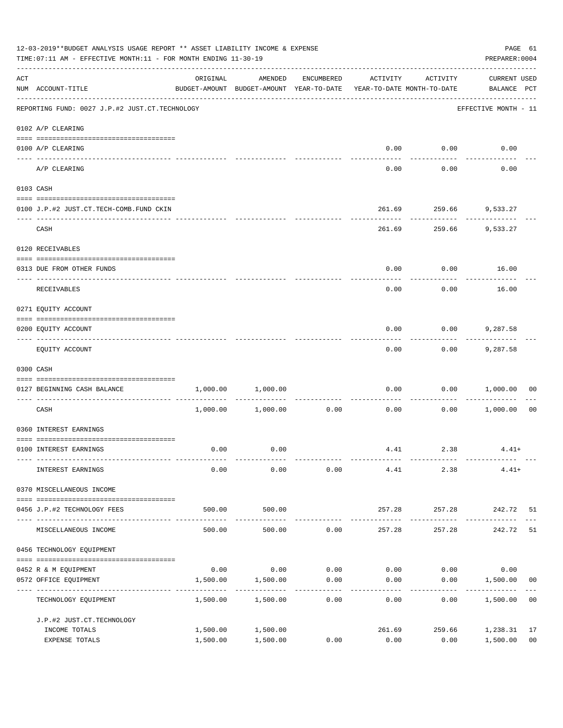12-03-2019**BUDGET ANALYSIS USAGE REPORT ** ASSET LIABILITY INCOME & EXPENSE

TIME:07:11 AM - EFFECTIVE MONTH:11 - FOR MONTH ENDING 11-30-19

PREPARER:0004

| ACT NUM | ACCOUNT-TITLE | ORIGINAL BUDGET-AMOUNT | AMENDED BUDGET-AMOUNT | ENCUMBERED YEAR-TO-DATE | ACTIVITY YEAR-TO-DATE | ACTIVITY MONTH-TO-DATE | CURRENT BALANCE | USED PCT |
|---|---|---|---|---|---|---|---|---|
| | REPORTING FUND: 0027 J.P.#2 JUST.CT.TECHNOLOGY | | | | | | EFFECTIVE MONTH - 11 | |
| | 0102 A/P CLEARING | | | | | | | |
| 0100 | A/P CLEARING | | | | 0.00 | 0.00 | 0.00 | |
| | A/P CLEARING | | | | 0.00 | 0.00 | 0.00 | |
| | 0103 CASH | | | | | | | |
| 0100 | J.P.#2 JUST.CT.TECH-COMB.FUND CKIN | | | | 261.69 | 259.66 | 9,533.27 | |
| | CASH | | | | 261.69 | 259.66 | 9,533.27 | |
| | 0120 RECEIVABLES | | | | | | | |
| 0313 | DUE FROM OTHER FUNDS | | | | 0.00 | 0.00 | 16.00 | |
| | RECEIVABLES | | | | 0.00 | 0.00 | 16.00 | |
| | 0271 EQUITY ACCOUNT | | | | | | | |
| 0200 | EQUITY ACCOUNT | | | | 0.00 | 0.00 | 9,287.58 | |
| | EQUITY ACCOUNT | | | | 0.00 | 0.00 | 9,287.58 | |
| | 0300 CASH | | | | | | | |
| 0127 | BEGINNING CASH BALANCE | 1,000.00 | 1,000.00 | | 0.00 | 0.00 | 1,000.00 | 00 |
| | CASH | 1,000.00 | 1,000.00 | 0.00 | 0.00 | 0.00 | 1,000.00 | 00 |
| | 0360 INTEREST EARNINGS | | | | | | | |
| 0100 | INTEREST EARNINGS | 0.00 | 0.00 | | 4.41 | 2.38 | 4.41+ | |
| | INTEREST EARNINGS | 0.00 | 0.00 | 0.00 | 4.41 | 2.38 | 4.41+ | |
| | 0370 MISCELLANEOUS INCOME | | | | | | | |
| 0456 | J.P.#2 TECHNOLOGY FEES | 500.00 | 500.00 | | 257.28 | 257.28 | 242.72 | 51 |
| | MISCELLANEOUS INCOME | 500.00 | 500.00 | 0.00 | 257.28 | 257.28 | 242.72 | 51 |
| | 0456 TECHNOLOGY EQUIPMENT | | | | | | | |
| 0452 | R & M EQUIPMENT | 0.00 | 0.00 | 0.00 | 0.00 | 0.00 | 0.00 | |
| 0572 | OFFICE EQUIPMENT | 1,500.00 | 1,500.00 | 0.00 | 0.00 | 0.00 | 1,500.00 | 00 |
| | TECHNOLOGY EQUIPMENT | 1,500.00 | 1,500.00 | 0.00 | 0.00 | 0.00 | 1,500.00 | 00 |
| | J.P.#2 JUST.CT.TECHNOLOGY | | | | | | | |
| | INCOME TOTALS | 1,500.00 | 1,500.00 | | 261.69 | 259.66 | 1,238.31 | 17 |
| | EXPENSE TOTALS | 1,500.00 | 1,500.00 | 0.00 | 0.00 | 0.00 | 1,500.00 | 00 |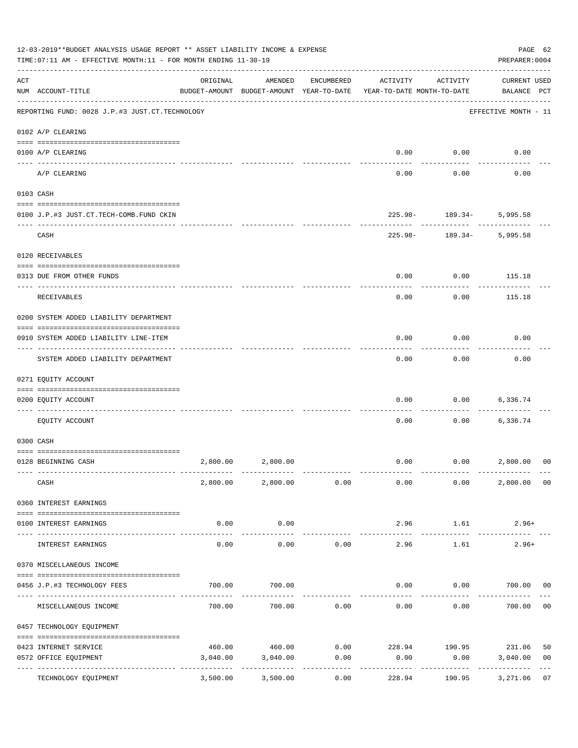12-03-2019**BUDGET ANALYSIS USAGE REPORT ** ASSET LIABILITY INCOME & EXPENSE

TIME:07:11 AM - EFFECTIVE MONTH:11 - FOR MONTH ENDING 11-30-19

PREPARER:0004

| ACT NUM | ACCOUNT-TITLE | ORIGINAL BUDGET-AMOUNT | AMENDED BUDGET-AMOUNT | ENCUMBERED YEAR-TO-DATE | ACTIVITY YEAR-TO-DATE | ACTIVITY MONTH-TO-DATE | CURRENT BALANCE | USED PCT |
|---|---|---|---|---|---|---|---|---|
| | REPORTING FUND: 0028 J.P.#3 JUST.CT.TECHNOLOGY | | | | | | EFFECTIVE MONTH - 11 | |
| | **0102 A/P CLEARING** | | | | | | | |
| 0100 | A/P CLEARING | | | | 0.00 | 0.00 | 0.00 | |
| | A/P CLEARING | | | | 0.00 | 0.00 | 0.00 | |
| | **0103 CASH** | | | | | | | |
| 0100 | J.P.#3 JUST.CT.TECH-COMB.FUND CKIN | | | | 225.98- | 189.34- | 5,995.58 | |
| | CASH | | | | 225.98- | 189.34- | 5,995.58 | |
| | **0120 RECEIVABLES** | | | | | | | |
| 0313 | DUE FROM OTHER FUNDS | | | | 0.00 | 0.00 | 115.18 | |
| | RECEIVABLES | | | | 0.00 | 0.00 | 115.18 | |
| | **0200 SYSTEM ADDED LIABILITY DEPARTMENT** | | | | | | | |
| 0910 | SYSTEM ADDED LIABILITY LINE-ITEM | | | | 0.00 | 0.00 | 0.00 | |
| | SYSTEM ADDED LIABILITY DEPARTMENT | | | | 0.00 | 0.00 | 0.00 | |
| | **0271 EQUITY ACCOUNT** | | | | | | | |
| 0200 | EQUITY ACCOUNT | | | | 0.00 | 0.00 | 6,336.74 | |
| | EQUITY ACCOUNT | | | | 0.00 | 0.00 | 6,336.74 | |
| | **0300 CASH** | | | | | | | |
| 0128 | BEGINNING CASH | 2,800.00 | 2,800.00 | | 0.00 | 0.00 | 2,800.00 | 00 |
| | CASH | 2,800.00 | 2,800.00 | 0.00 | 0.00 | 0.00 | 2,800.00 | 00 |
| | **0360 INTEREST EARNINGS** | | | | | | | |
| 0100 | INTEREST EARNINGS | 0.00 | 0.00 | | 2.96 | 1.61 | 2.96+ | |
| | INTEREST EARNINGS | 0.00 | 0.00 | 0.00 | 2.96 | 1.61 | 2.96+ | |
| | **0370 MISCELLANEOUS INCOME** | | | | | | | |
| 0456 | J.P.#3 TECHNOLOGY FEES | 700.00 | 700.00 | | 0.00 | 0.00 | 700.00 | 00 |
| | MISCELLANEOUS INCOME | 700.00 | 700.00 | 0.00 | 0.00 | 0.00 | 700.00 | 00 |
| | **0457 TECHNOLOGY EQUIPMENT** | | | | | | | |
| 0423 | INTERNET SERVICE | 460.00 | 460.00 | 0.00 | 228.94 | 190.95 | 231.06 | 50 |
| 0572 | OFFICE EQUIPMENT | 3,040.00 | 3,040.00 | 0.00 | 0.00 | 0.00 | 3,040.00 | 00 |
| | TECHNOLOGY EQUIPMENT | 3,500.00 | 3,500.00 | 0.00 | 228.94 | 190.95 | 3,271.06 | 07 |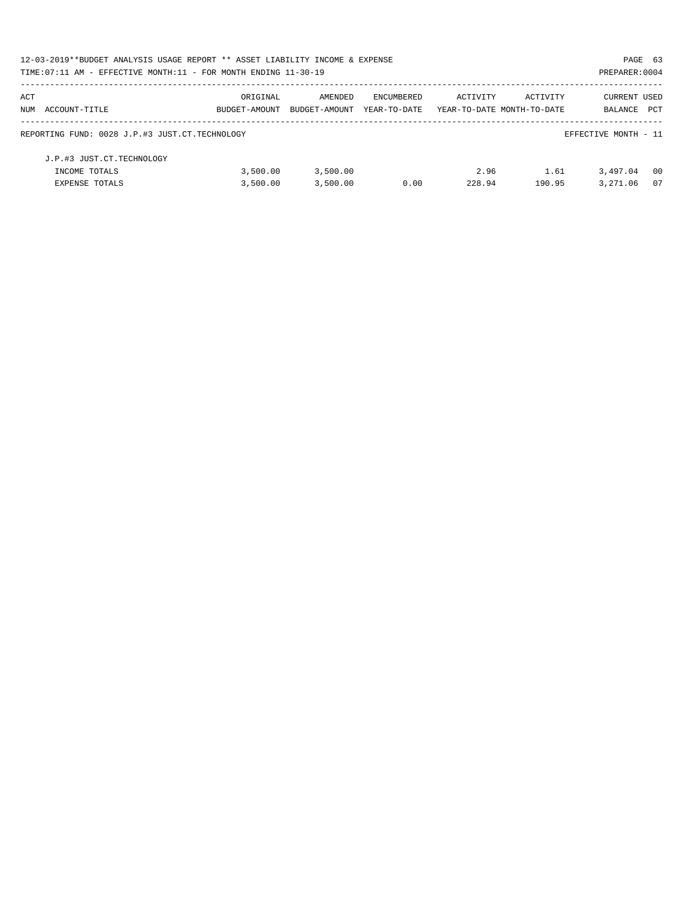12-03-2019**BUDGET ANALYSIS USAGE REPORT ** ASSET LIABILITY INCOME & EXPENSE

TIME:07:11 AM - EFFECTIVE MONTH:11 - FOR MONTH ENDING 11-30-19

| ACT NUM | ACCOUNT-TITLE | ORIGINAL BUDGET-AMOUNT | AMENDED BUDGET-AMOUNT | ENCUMBERED YEAR-TO-DATE | ACTIVITY YEAR-TO-DATE | ACTIVITY MONTH-TO-DATE | CURRENT BALANCE | USED PCT |
|---|---|---|---|---|---|---|---|---|
| REPORTING FUND: 0028 J.P.#3 JUST.CT.TECHNOLOGY | | | | | | | EFFECTIVE MONTH - 11 | |
| | J.P.#3 JUST.CT.TECHNOLOGY | | | | | | | |
| | INCOME TOTALS | 3,500.00 | 3,500.00 | | 2.96 | 1.61 | 3,497.04 | 00 |
| | EXPENSE TOTALS | 3,500.00 | 3,500.00 | 0.00 | 228.94 | 190.95 | 3,271.06 | 07 |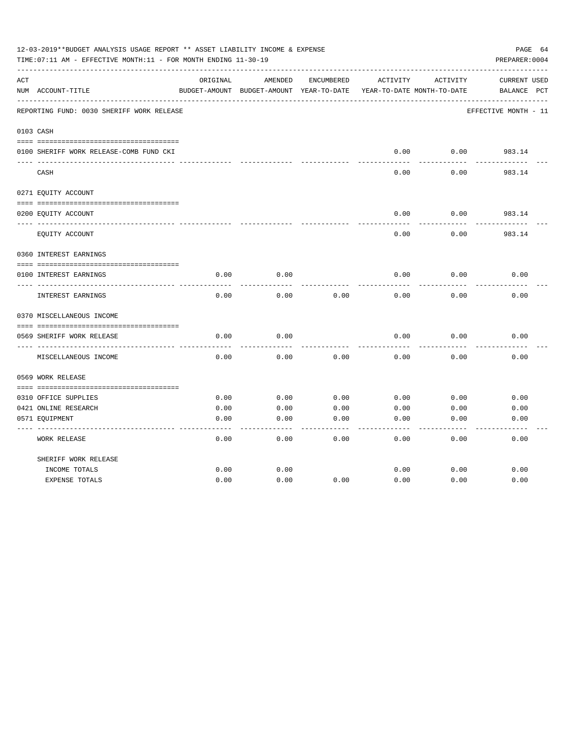12-03-2019**BUDGET ANALYSIS USAGE REPORT ** ASSET LIABILITY INCOME & EXPENSE

TIME:07:11 AM - EFFECTIVE MONTH:11 - FOR MONTH ENDING 11-30-19

PREPARER:0004

| ACT NUM | ACCOUNT-TITLE | ORIGINAL BUDGET-AMOUNT | AMENDED BUDGET-AMOUNT | ENCUMBERED YEAR-TO-DATE | ACTIVITY YEAR-TO-DATE | ACTIVITY MONTH-TO-DATE | CURRENT BALANCE | USED PCT |
|---|---|---|---|---|---|---|---|---|
| | REPORTING FUND: 0030 SHERIFF WORK RELEASE | | | | | | EFFECTIVE MONTH - 11 | |
| 0103 | CASH | | | | | | | |
| 0100 | SHERIFF WORK RELEASE-COMB FUND CKI | | | | 0.00 | 0.00 | 983.14 | |
| | CASH | | | | 0.00 | 0.00 | 983.14 | |
| 0271 | EQUITY ACCOUNT | | | | | | | |
| 0200 | EQUITY ACCOUNT | | | | 0.00 | 0.00 | 983.14 | |
| | EQUITY ACCOUNT | | | | 0.00 | 0.00 | 983.14 | |
| 0360 | INTEREST EARNINGS | | | | | | | |
| 0100 | INTEREST EARNINGS | 0.00 | 0.00 | | 0.00 | 0.00 | 0.00 | |
| | INTEREST EARNINGS | 0.00 | 0.00 | 0.00 | 0.00 | 0.00 | 0.00 | |
| 0370 | MISCELLANEOUS INCOME | | | | | | | |
| 0569 | SHERIFF WORK RELEASE | 0.00 | 0.00 | | 0.00 | 0.00 | 0.00 | |
| | MISCELLANEOUS INCOME | 0.00 | 0.00 | 0.00 | 0.00 | 0.00 | 0.00 | |
| 0569 | WORK RELEASE | | | | | | | |
| 0310 | OFFICE SUPPLIES | 0.00 | 0.00 | 0.00 | 0.00 | 0.00 | 0.00 | |
| 0421 | ONLINE RESEARCH | 0.00 | 0.00 | 0.00 | 0.00 | 0.00 | 0.00 | |
| 0571 | EQUIPMENT | 0.00 | 0.00 | 0.00 | 0.00 | 0.00 | 0.00 | |
| | WORK RELEASE | 0.00 | 0.00 | 0.00 | 0.00 | 0.00 | 0.00 | |
| | SHERIFF WORK RELEASE | | | | | | | |
| | INCOME TOTALS | 0.00 | 0.00 | | 0.00 | 0.00 | 0.00 | |
| | EXPENSE TOTALS | 0.00 | 0.00 | 0.00 | 0.00 | 0.00 | 0.00 | |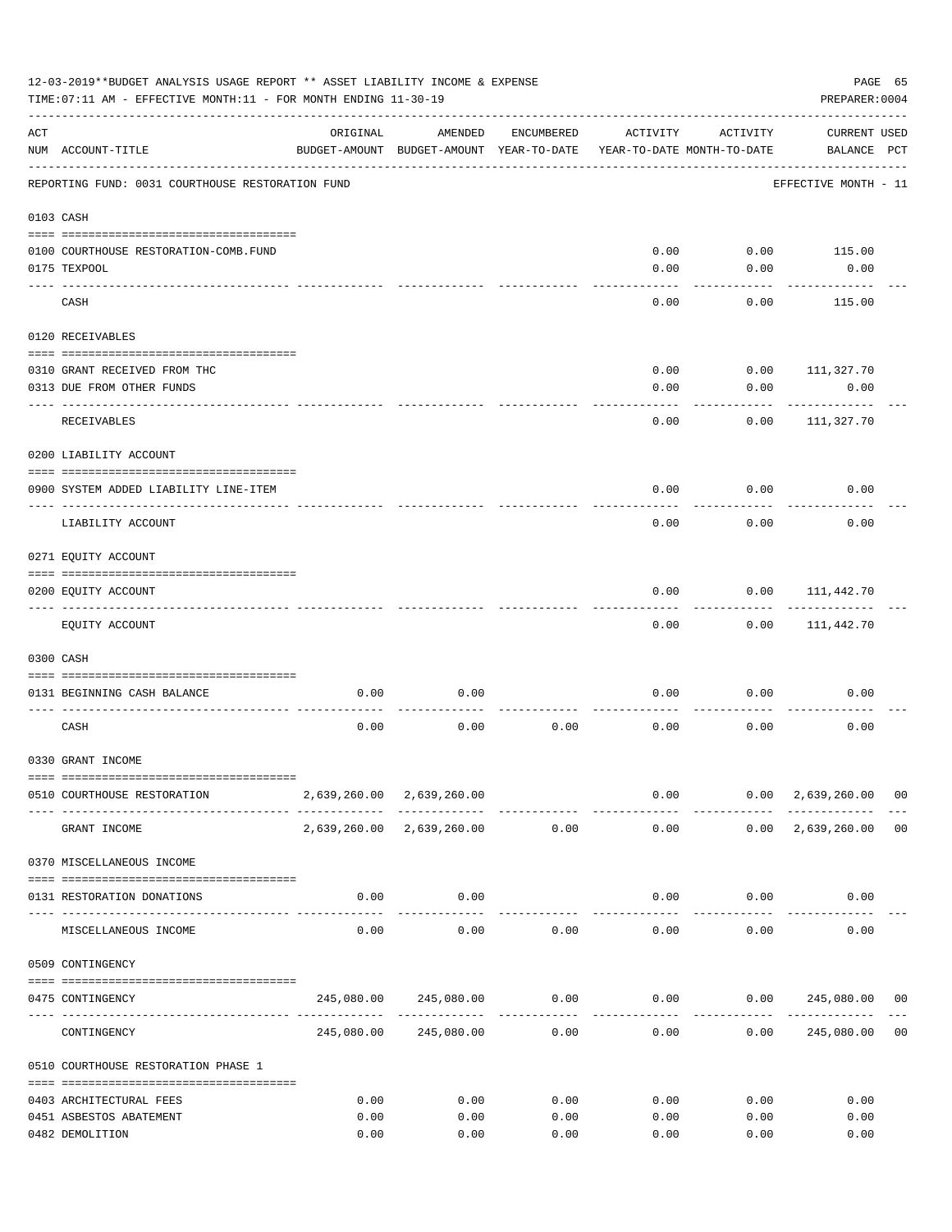12-03-2019**BUDGET ANALYSIS USAGE REPORT ** ASSET LIABILITY INCOME & EXPENSE

TIME:07:11 AM - EFFECTIVE MONTH:11 - FOR MONTH ENDING 11-30-19

PREPARER:0004

| ACT NUM | ACCOUNT-TITLE | ORIGINAL BUDGET-AMOUNT | AMENDED BUDGET-AMOUNT | ENCUMBERED YEAR-TO-DATE | ACTIVITY YEAR-TO-DATE | ACTIVITY MONTH-TO-DATE | CURRENT BALANCE | USED PCT |
|---|---|---|---|---|---|---|---|---|
| | REPORTING FUND: 0031 COURTHOUSE RESTORATION FUND | | | | | | EFFECTIVE MONTH - 11 | |
| 0103 | CASH | | | | | | | |
| 0100 | COURTHOUSE RESTORATION-COMB.FUND | | | | 0.00 | 0.00 | 115.00 | |
| 0175 | TEXPOOL | | | | 0.00 | 0.00 | 0.00 | |
| | CASH | | | | 0.00 | 0.00 | 115.00 | |
| 0120 | RECEIVABLES | | | | | | | |
| 0310 | GRANT RECEIVED FROM THC | | | | 0.00 | 0.00 | 111,327.70 | |
| 0313 | DUE FROM OTHER FUNDS | | | | 0.00 | 0.00 | 0.00 | |
| | RECEIVABLES | | | | 0.00 | 0.00 | 111,327.70 | |
| 0200 | LIABILITY ACCOUNT | | | | | | | |
| 0900 | SYSTEM ADDED LIABILITY LINE-ITEM | | | | 0.00 | 0.00 | 0.00 | |
| | LIABILITY ACCOUNT | | | | 0.00 | 0.00 | 0.00 | |
| 0271 | EQUITY ACCOUNT | | | | | | | |
| 0200 | EQUITY ACCOUNT | | | | 0.00 | 0.00 | 111,442.70 | |
| | EQUITY ACCOUNT | | | | 0.00 | 0.00 | 111,442.70 | |
| 0300 | CASH | | | | | | | |
| 0131 | BEGINNING CASH BALANCE | 0.00 | 0.00 | | 0.00 | 0.00 | 0.00 | |
| | CASH | 0.00 | 0.00 | 0.00 | 0.00 | 0.00 | 0.00 | |
| 0330 | GRANT INCOME | | | | | | | |
| 0510 | COURTHOUSE RESTORATION | 2,639,260.00 | 2,639,260.00 | | 0.00 | 0.00 | 2,639,260.00 | 00 |
| | GRANT INCOME | 2,639,260.00 | 2,639,260.00 | 0.00 | 0.00 | 0.00 | 2,639,260.00 | 00 |
| 0370 | MISCELLANEOUS INCOME | | | | | | | |
| 0131 | RESTORATION DONATIONS | 0.00 | 0.00 | | 0.00 | 0.00 | 0.00 | |
| | MISCELLANEOUS INCOME | 0.00 | 0.00 | 0.00 | 0.00 | 0.00 | 0.00 | |
| 0509 | CONTINGENCY | | | | | | | |
| 0475 | CONTINGENCY | 245,080.00 | 245,080.00 | 0.00 | 0.00 | 0.00 | 245,080.00 | 00 |
| | CONTINGENCY | 245,080.00 | 245,080.00 | 0.00 | 0.00 | 0.00 | 245,080.00 | 00 |
| 0510 | COURTHOUSE RESTORATION PHASE 1 | | | | | | | |
| 0403 | ARCHITECTURAL FEES | 0.00 | 0.00 | 0.00 | 0.00 | 0.00 | 0.00 | |
| 0451 | ASBESTOS ABATEMENT | 0.00 | 0.00 | 0.00 | 0.00 | 0.00 | 0.00 | |
| 0482 | DEMOLITION | 0.00 | 0.00 | 0.00 | 0.00 | 0.00 | 0.00 | |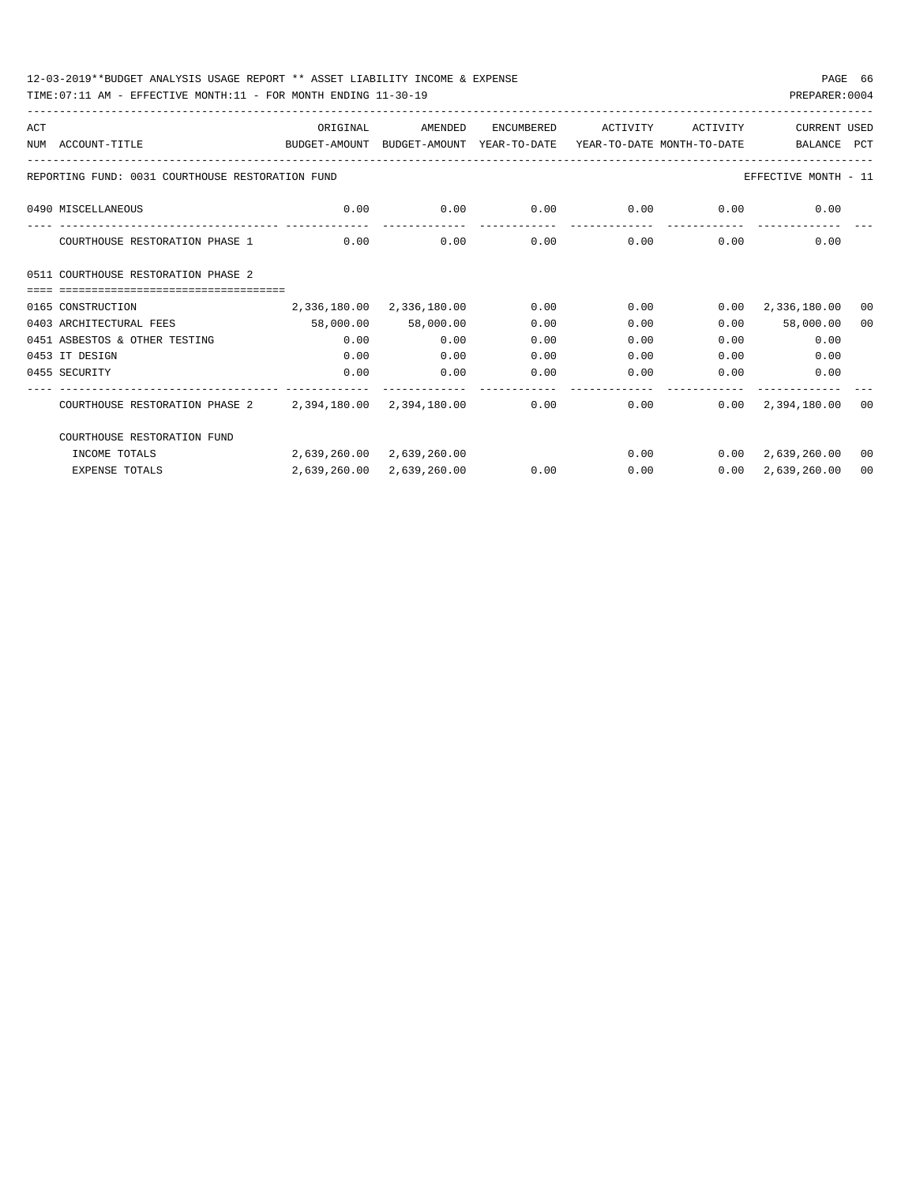12-03-2019**BUDGET ANALYSIS USAGE REPORT ** ASSET LIABILITY INCOME & EXPENSE

TIME:07:11 AM - EFFECTIVE MONTH:11 - FOR MONTH ENDING 11-30-19

| ACT NUM | ACCOUNT-TITLE | ORIGINAL BUDGET-AMOUNT | AMENDED BUDGET-AMOUNT | ENCUMBERED YEAR-TO-DATE | ACTIVITY YEAR-TO-DATE | ACTIVITY MONTH-TO-DATE | CURRENT BALANCE | USED PCT |
|---|---|---|---|---|---|---|---|---|
| REPORTING FUND: 0031 COURTHOUSE RESTORATION FUND | | | | | | | EFFECTIVE MONTH - 11 | |
| 0490 | MISCELLANEOUS | 0.00 | 0.00 | 0.00 | 0.00 | 0.00 | 0.00 | |
| | COURTHOUSE RESTORATION PHASE 1 | 0.00 | 0.00 | 0.00 | 0.00 | 0.00 | 0.00 | |
| 0511 | COURTHOUSE RESTORATION PHASE 2 | | | | | | | |
| 0165 | CONSTRUCTION | 2,336,180.00 | 2,336,180.00 | 0.00 | 0.00 | 0.00 | 2,336,180.00 | 00 |
| 0403 | ARCHITECTURAL FEES | 58,000.00 | 58,000.00 | 0.00 | 0.00 | 0.00 | 58,000.00 | 00 |
| 0451 | ASBESTOS & OTHER TESTING | 0.00 | 0.00 | 0.00 | 0.00 | 0.00 | 0.00 | |
| 0453 | IT DESIGN | 0.00 | 0.00 | 0.00 | 0.00 | 0.00 | 0.00 | |
| 0455 | SECURITY | 0.00 | 0.00 | 0.00 | 0.00 | 0.00 | 0.00 | |
| | COURTHOUSE RESTORATION PHASE 2 | 2,394,180.00 | 2,394,180.00 | 0.00 | 0.00 | 0.00 | 2,394,180.00 | 00 |
| | COURTHOUSE RESTORATION FUND | | | | | | | |
| | INCOME TOTALS | 2,639,260.00 | 2,639,260.00 | | 0.00 | 0.00 | 2,639,260.00 | 00 |
| | EXPENSE TOTALS | 2,639,260.00 | 2,639,260.00 | 0.00 | 0.00 | 0.00 | 2,639,260.00 | 00 |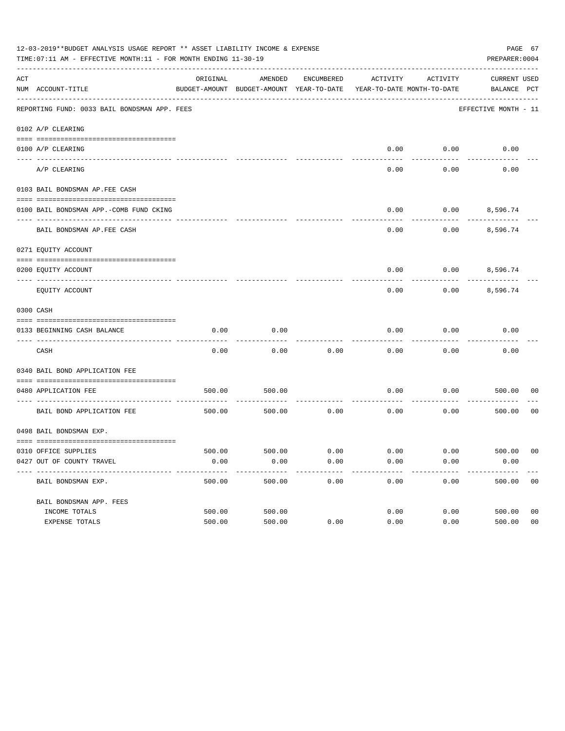12-03-2019**BUDGET ANALYSIS USAGE REPORT ** ASSET LIABILITY INCOME & EXPENSE

TIME:07:11 AM - EFFECTIVE MONTH:11 - FOR MONTH ENDING 11-30-19

PREPARER:0004

| ACT NUM | ACCOUNT-TITLE | ORIGINAL BUDGET-AMOUNT | AMENDED BUDGET-AMOUNT | ENCUMBERED YEAR-TO-DATE | ACTIVITY YEAR-TO-DATE | ACTIVITY MONTH-TO-DATE | CURRENT BALANCE | USED PCT |
|---|---|---|---|---|---|---|---|---|
| | REPORTING FUND: 0033 BAIL BONDSMAN APP. FEES | | | | | | EFFECTIVE MONTH - 11 | |
| | 0102 A/P CLEARING | | | | | | | |
| 0100 | A/P CLEARING | | | | 0.00 | 0.00 | 0.00 | |
| | A/P CLEARING | | | | 0.00 | 0.00 | 0.00 | |
| | 0103 BAIL BONDSMAN AP.FEE CASH | | | | | | | |
| 0100 | BAIL BONDSMAN APP.-COMB FUND CKING | | | | 0.00 | 0.00 | 8,596.74 | |
| | BAIL BONDSMAN AP.FEE CASH | | | | 0.00 | 0.00 | 8,596.74 | |
| | 0271 EQUITY ACCOUNT | | | | | | | |
| 0200 | EQUITY ACCOUNT | | | | 0.00 | 0.00 | 8,596.74 | |
| | EQUITY ACCOUNT | | | | 0.00 | 0.00 | 8,596.74 | |
| | 0300 CASH | | | | | | | |
| 0133 | BEGINNING CASH BALANCE | 0.00 | 0.00 | | 0.00 | 0.00 | 0.00 | |
| | CASH | 0.00 | 0.00 | 0.00 | 0.00 | 0.00 | 0.00 | |
| | 0340 BAIL BOND APPLICATION FEE | | | | | | | |
| 0480 | APPLICATION FEE | 500.00 | 500.00 | | 0.00 | 0.00 | 500.00 | 00 |
| | BAIL BOND APPLICATION FEE | 500.00 | 500.00 | 0.00 | 0.00 | 0.00 | 500.00 | 00 |
| | 0498 BAIL BONDSMAN EXP. | | | | | | | |
| 0310 | OFFICE SUPPLIES | 500.00 | 500.00 | 0.00 | 0.00 | 0.00 | 500.00 | 00 |
| 0427 | OUT OF COUNTY TRAVEL | 0.00 | 0.00 | 0.00 | 0.00 | 0.00 | 0.00 | |
| | BAIL BONDSMAN EXP. | 500.00 | 500.00 | 0.00 | 0.00 | 0.00 | 500.00 | 00 |
| | BAIL BONDSMAN APP. FEES | | | | | | | |
| | INCOME TOTALS | 500.00 | 500.00 | | 0.00 | 0.00 | 500.00 | 00 |
| | EXPENSE TOTALS | 500.00 | 500.00 | 0.00 | 0.00 | 0.00 | 500.00 | 00 |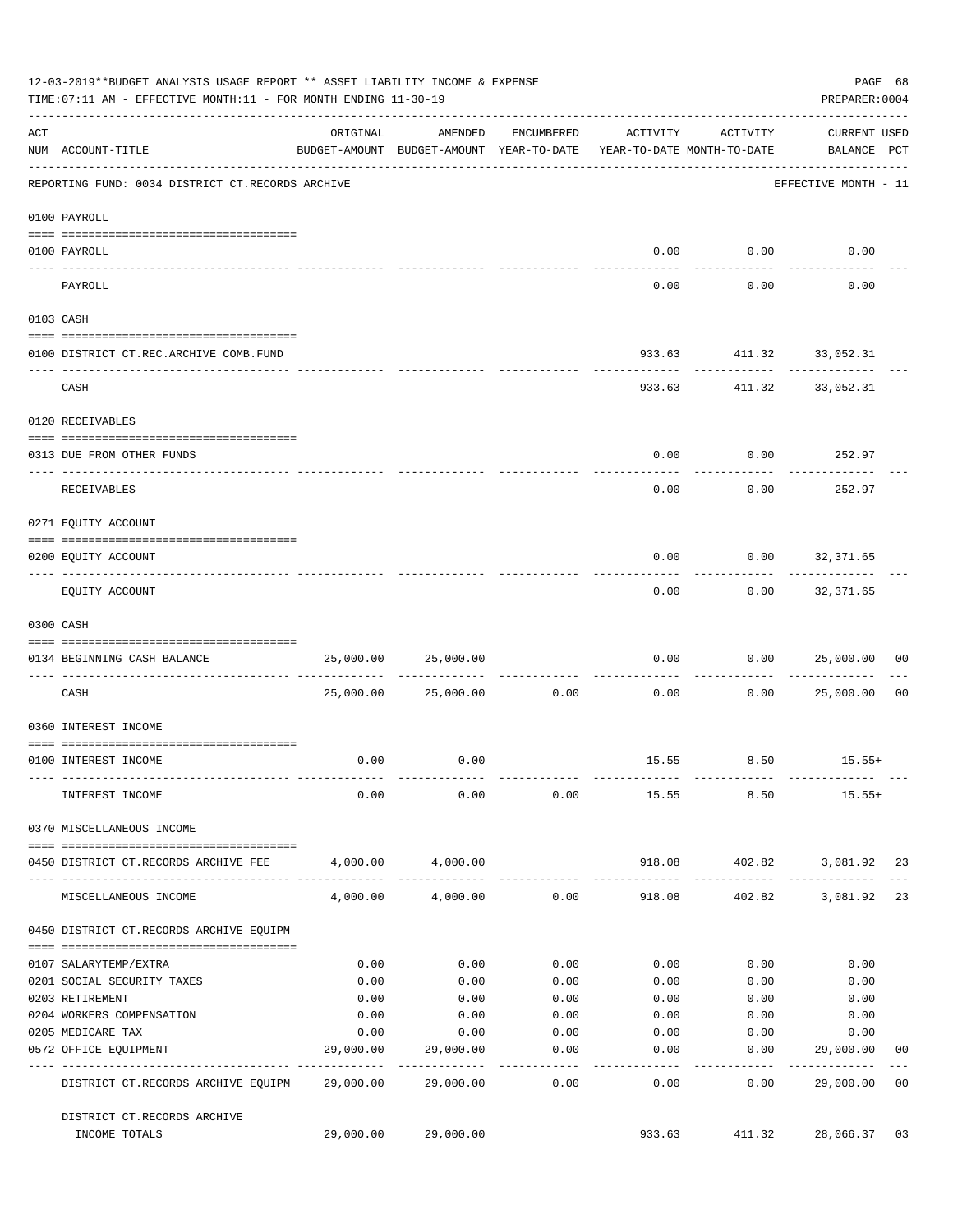12-03-2019**BUDGET ANALYSIS USAGE REPORT ** ASSET LIABILITY INCOME & EXPENSE

TIME:07:11 AM - EFFECTIVE MONTH:11 - FOR MONTH ENDING 11-30-19

PREPARER:0004

| ACT NUM | ACCOUNT-TITLE | ORIGINAL BUDGET-AMOUNT | AMENDED BUDGET-AMOUNT | ENCUMBERED YEAR-TO-DATE | ACTIVITY YEAR-TO-DATE | ACTIVITY MONTH-TO-DATE | CURRENT USED BALANCE | PCT |
|---|---|---|---|---|---|---|---|---|
| | REPORTING FUND: 0034 DISTRICT CT.RECORDS ARCHIVE | | | | | | EFFECTIVE MONTH - 11 | |
| | 0100 PAYROLL | | | | | | | |
| 0100 | PAYROLL | | | | 0.00 | 0.00 | 0.00 | |
| | PAYROLL | | | | 0.00 | 0.00 | 0.00 | |
| | 0103 CASH | | | | | | | |
| 0100 | DISTRICT CT.REC.ARCHIVE COMB.FUND | | | | 933.63 | 411.32 | 33,052.31 | |
| | CASH | | | | 933.63 | 411.32 | 33,052.31 | |
| | 0120 RECEIVABLES | | | | | | | |
| 0313 | DUE FROM OTHER FUNDS | | | | 0.00 | 0.00 | 252.97 | |
| | RECEIVABLES | | | | 0.00 | 0.00 | 252.97 | |
| | 0271 EQUITY ACCOUNT | | | | | | | |
| 0200 | EQUITY ACCOUNT | | | | 0.00 | 0.00 | 32,371.65 | |
| | EQUITY ACCOUNT | | | | 0.00 | 0.00 | 32,371.65 | |
| | 0300 CASH | | | | | | | |
| 0134 | BEGINNING CASH BALANCE | 25,000.00 | 25,000.00 | | 0.00 | 0.00 | 25,000.00 | 00 |
| | CASH | 25,000.00 | 25,000.00 | 0.00 | 0.00 | 0.00 | 25,000.00 | 00 |
| | 0360 INTEREST INCOME | | | | | | | |
| 0100 | INTEREST INCOME | 0.00 | 0.00 | | 15.55 | 8.50 | 15.55+ | |
| | INTEREST INCOME | 0.00 | 0.00 | 0.00 | 15.55 | 8.50 | 15.55+ | |
| | 0370 MISCELLANEOUS INCOME | | | | | | | |
| 0450 | DISTRICT CT.RECORDS ARCHIVE FEE | 4,000.00 | 4,000.00 | | 918.08 | 402.82 | 3,081.92 | 23 |
| | MISCELLANEOUS INCOME | 4,000.00 | 4,000.00 | 0.00 | 918.08 | 402.82 | 3,081.92 | 23 |
| | 0450 DISTRICT CT.RECORDS ARCHIVE EQUIPM | | | | | | | |
| 0107 | SALARYTEMP/EXTRA | 0.00 | 0.00 | 0.00 | 0.00 | 0.00 | 0.00 | |
| 0201 | SOCIAL SECURITY TAXES | 0.00 | 0.00 | 0.00 | 0.00 | 0.00 | 0.00 | |
| 0203 | RETIREMENT | 0.00 | 0.00 | 0.00 | 0.00 | 0.00 | 0.00 | |
| 0204 | WORKERS COMPENSATION | 0.00 | 0.00 | 0.00 | 0.00 | 0.00 | 0.00 | |
| 0205 | MEDICARE TAX | 0.00 | 0.00 | 0.00 | 0.00 | 0.00 | 0.00 | |
| 0572 | OFFICE EQUIPMENT | 29,000.00 | 29,000.00 | 0.00 | 0.00 | 0.00 | 29,000.00 | 00 |
| | DISTRICT CT.RECORDS ARCHIVE EQUIPM | 29,000.00 | 29,000.00 | 0.00 | 0.00 | 0.00 | 29,000.00 | 00 |
| | DISTRICT CT.RECORDS ARCHIVE INCOME TOTALS | 29,000.00 | 29,000.00 | | 933.63 | 411.32 | 28,066.37 | 03 |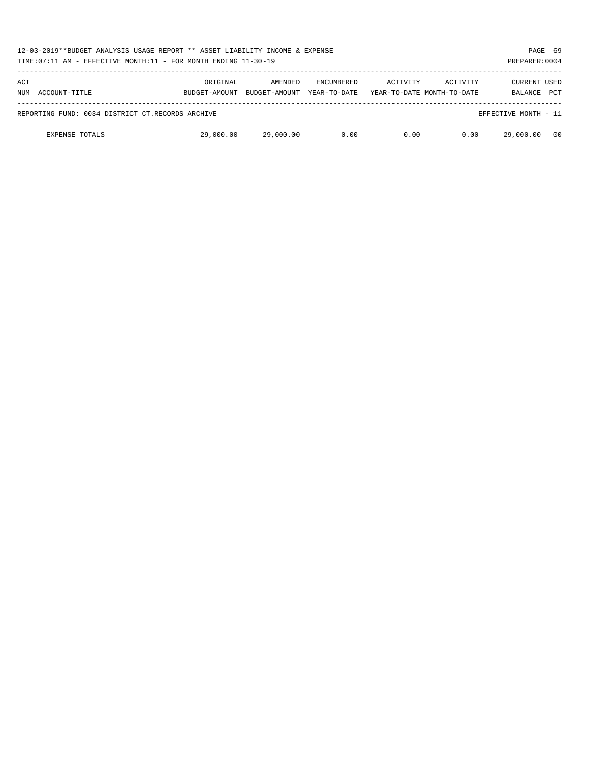12-03-2019**BUDGET ANALYSIS USAGE REPORT ** ASSET LIABILITY INCOME & EXPENSE

TIME:07:11 AM - EFFECTIVE MONTH:11 - FOR MONTH ENDING 11-30-19

PREPARER:0004

| ACT NUM | ACCOUNT-TITLE | ORIGINAL BUDGET-AMOUNT | AMENDED BUDGET-AMOUNT | ENCUMBERED YEAR-TO-DATE | ACTIVITY YEAR-TO-DATE | ACTIVITY MONTH-TO-DATE | CURRENT BALANCE | USED PCT |
|---|---|---|---|---|---|---|---|---|
| REPORTING FUND: 0034 DISTRICT CT.RECORDS ARCHIVE | | | | | | | EFFECTIVE MONTH - 11 | |
| | EXPENSE TOTALS | 29,000.00 | 29,000.00 | 0.00 | 0.00 | 0.00 | 29,000.00 | 00 |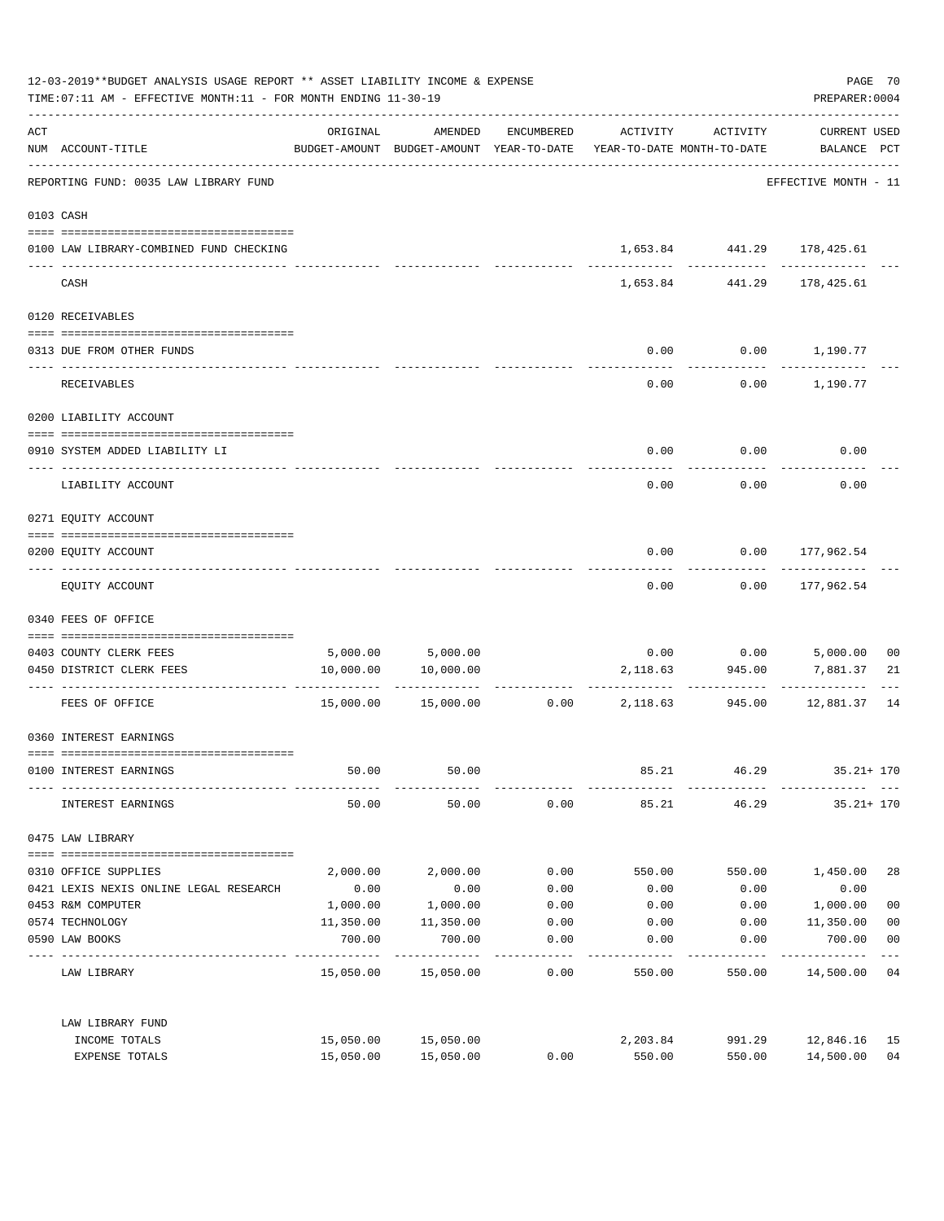12-03-2019**BUDGET ANALYSIS USAGE REPORT ** ASSET LIABILITY INCOME & EXPENSE

TIME:07:11 AM - EFFECTIVE MONTH:11 - FOR MONTH ENDING 11-30-19

PREPARER:0004

| ACT NUM | ACCOUNT-TITLE | ORIGINAL BUDGET-AMOUNT | AMENDED BUDGET-AMOUNT | ENCUMBERED YEAR-TO-DATE | ACTIVITY YEAR-TO-DATE | ACTIVITY MONTH-TO-DATE | CURRENT BALANCE | USED PCT |
|---|---|---|---|---|---|---|---|---|
| | REPORTING FUND: 0035 LAW LIBRARY FUND | | | | | | EFFECTIVE MONTH - 11 | |
| 0103 | CASH | | | | | | | |
| 0100 | LAW LIBRARY-COMBINED FUND CHECKING | | | | 1,653.84 | 441.29 | 178,425.61 | |
| | CASH | | | | 1,653.84 | 441.29 | 178,425.61 | |
| 0120 | RECEIVABLES | | | | | | | |
| 0313 | DUE FROM OTHER FUNDS | | | | 0.00 | 0.00 | 1,190.77 | |
| | RECEIVABLES | | | | 0.00 | 0.00 | 1,190.77 | |
| 0200 | LIABILITY ACCOUNT | | | | | | | |
| 0910 | SYSTEM ADDED LIABILITY LI | | | | 0.00 | 0.00 | 0.00 | |
| | LIABILITY ACCOUNT | | | | 0.00 | 0.00 | 0.00 | |
| 0271 | EQUITY ACCOUNT | | | | | | | |
| 0200 | EQUITY ACCOUNT | | | | 0.00 | 0.00 | 177,962.54 | |
| | EQUITY ACCOUNT | | | | 0.00 | 0.00 | 177,962.54 | |
| 0340 | FEES OF OFFICE | | | | | | | |
| 0403 | COUNTY CLERK FEES | 5,000.00 | 5,000.00 | | 0.00 | 0.00 | 5,000.00 | 00 |
| 0450 | DISTRICT CLERK FEES | 10,000.00 | 10,000.00 | | 2,118.63 | 945.00 | 7,881.37 | 21 |
| | FEES OF OFFICE | 15,000.00 | 15,000.00 | 0.00 | 2,118.63 | 945.00 | 12,881.37 | 14 |
| 0360 | INTEREST EARNINGS | | | | | | | |
| 0100 | INTEREST EARNINGS | 50.00 | 50.00 | | 85.21 | 46.29 | 35.21+ | 170 |
| | INTEREST EARNINGS | 50.00 | 50.00 | 0.00 | 85.21 | 46.29 | 35.21+ | 170 |
| 0475 | LAW LIBRARY | | | | | | | |
| 0310 | OFFICE SUPPLIES | 2,000.00 | 2,000.00 | 0.00 | 550.00 | 550.00 | 1,450.00 | 28 |
| 0421 | LEXIS NEXIS ONLINE LEGAL RESEARCH | 0.00 | 0.00 | 0.00 | 0.00 | 0.00 | 0.00 | |
| 0453 | R&M COMPUTER | 1,000.00 | 1,000.00 | 0.00 | 0.00 | 0.00 | 1,000.00 | 00 |
| 0574 | TECHNOLOGY | 11,350.00 | 11,350.00 | 0.00 | 0.00 | 0.00 | 11,350.00 | 00 |
| 0590 | LAW BOOKS | 700.00 | 700.00 | 0.00 | 0.00 | 0.00 | 700.00 | 00 |
| | LAW LIBRARY | 15,050.00 | 15,050.00 | 0.00 | 550.00 | 550.00 | 14,500.00 | 04 |
| | LAW LIBRARY FUND | | | | | | | |
| | INCOME TOTALS | 15,050.00 | 15,050.00 | | 2,203.84 | 991.29 | 12,846.16 | 15 |
| | EXPENSE TOTALS | 15,050.00 | 15,050.00 | 0.00 | 550.00 | 550.00 | 14,500.00 | 04 |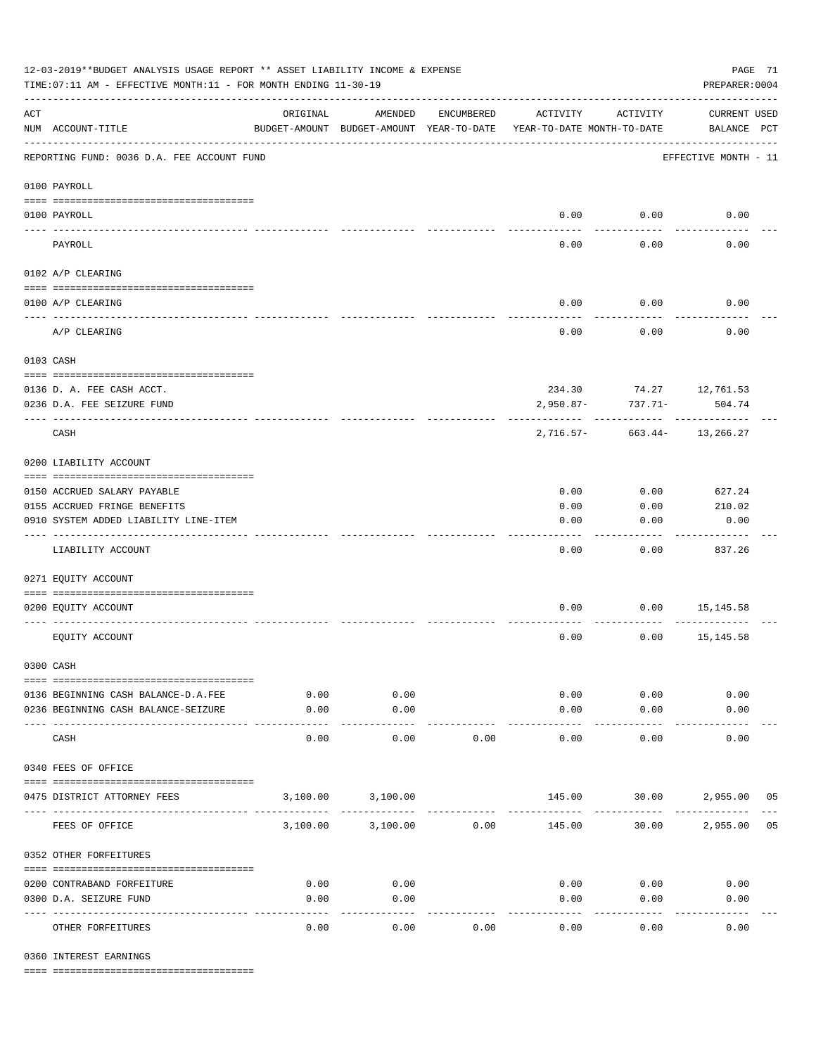12-03-2019**BUDGET ANALYSIS USAGE REPORT ** ASSET LIABILITY INCOME & EXPENSE

TIME:07:11 AM - EFFECTIVE MONTH:11 - FOR MONTH ENDING 11-30-19

PREPARER:0004

| ACT NUM | ACCOUNT-TITLE | ORIGINAL BUDGET-AMOUNT | AMENDED BUDGET-AMOUNT | ENCUMBERED YEAR-TO-DATE | ACTIVITY YEAR-TO-DATE | ACTIVITY MONTH-TO-DATE | CURRENT BALANCE | USED PCT |
|---|---|---|---|---|---|---|---|---|
| | REPORTING FUND: 0036 D.A. FEE ACCOUNT FUND | | | | | | EFFECTIVE MONTH - 11 | |
| | **0100 PAYROLL** | | | | | | | |
| 0100 | PAYROLL | | | | 0.00 | 0.00 | 0.00 | |
| | PAYROLL | | | | 0.00 | 0.00 | 0.00 | |
| | **0102 A/P CLEARING** | | | | | | | |
| 0100 | A/P CLEARING | | | | 0.00 | 0.00 | 0.00 | |
| | A/P CLEARING | | | | 0.00 | 0.00 | 0.00 | |
| | **0103 CASH** | | | | | | | |
| 0136 | D. A. FEE CASH ACCT. | | | | 234.30 | 74.27 | 12,761.53 | |
| 0236 | D.A. FEE SEIZURE FUND | | | | 2,950.87- | 737.71- | 504.74 | |
| | CASH | | | | 2,716.57- | 663.44- | 13,266.27 | |
| | **0200 LIABILITY ACCOUNT** | | | | | | | |
| 0150 | ACCRUED SALARY PAYABLE | | | | 0.00 | 0.00 | 627.24 | |
| 0155 | ACCRUED FRINGE BENEFITS | | | | 0.00 | 0.00 | 210.02 | |
| 0910 | SYSTEM ADDED LIABILITY LINE-ITEM | | | | 0.00 | 0.00 | 0.00 | |
| | LIABILITY ACCOUNT | | | | 0.00 | 0.00 | 837.26 | |
| | **0271 EQUITY ACCOUNT** | | | | | | | |
| 0200 | EQUITY ACCOUNT | | | | 0.00 | 0.00 | 15,145.58 | |
| | EQUITY ACCOUNT | | | | 0.00 | 0.00 | 15,145.58 | |
| | **0300 CASH** | | | | | | | |
| 0136 | BEGINNING CASH BALANCE-D.A.FEE | 0.00 | 0.00 | | 0.00 | 0.00 | 0.00 | |
| 0236 | BEGINNING CASH BALANCE-SEIZURE | 0.00 | 0.00 | | 0.00 | 0.00 | 0.00 | |
| | CASH | 0.00 | 0.00 | 0.00 | 0.00 | 0.00 | 0.00 | |
| | **0340 FEES OF OFFICE** | | | | | | | |
| 0475 | DISTRICT ATTORNEY FEES | 3,100.00 | 3,100.00 | | 145.00 | 30.00 | 2,955.00 | 05 |
| | FEES OF OFFICE | 3,100.00 | 3,100.00 | 0.00 | 145.00 | 30.00 | 2,955.00 | 05 |
| | **0352 OTHER FORFEITURES** | | | | | | | |
| 0200 | CONTRABAND FORFEITURE | 0.00 | 0.00 | | 0.00 | 0.00 | 0.00 | |
| 0300 | D.A. SEIZURE FUND | 0.00 | 0.00 | | 0.00 | 0.00 | 0.00 | |
| | OTHER FORFEITURES | 0.00 | 0.00 | 0.00 | 0.00 | 0.00 | 0.00 | |
| | **0360 INTEREST EARNINGS** | | | | | | | |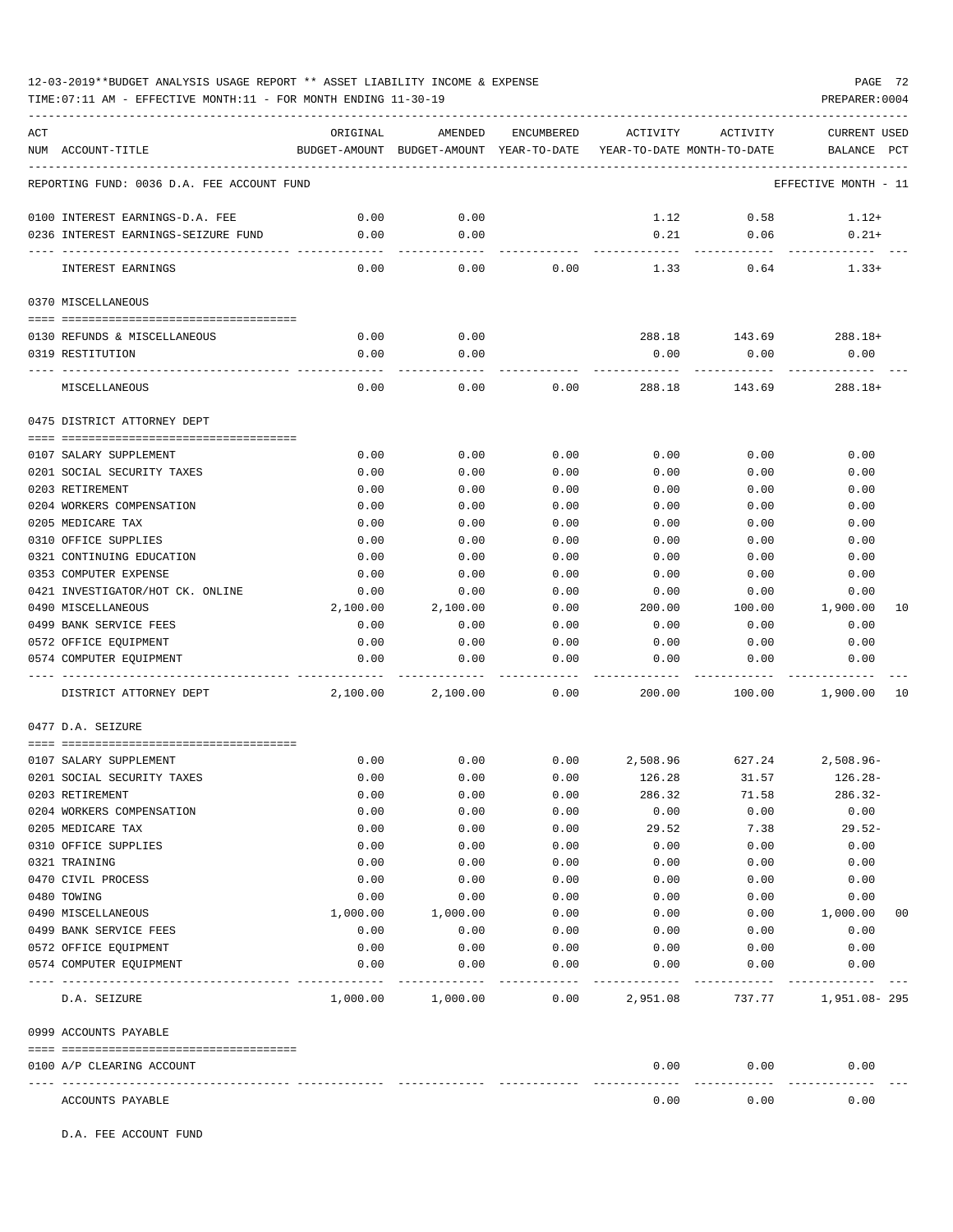12-03-2019**BUDGET ANALYSIS USAGE REPORT ** ASSET LIABILITY INCOME & EXPENSE

TIME:07:11 AM - EFFECTIVE MONTH:11 - FOR MONTH ENDING 11-30-19

PREPARER:0004

REPORTING FUND: 0036 D.A. FEE ACCOUNT FUND — EFFECTIVE MONTH - 11

| ACT NUM | ACCOUNT-TITLE | ORIGINAL BUDGET-AMOUNT | AMENDED BUDGET-AMOUNT | ENCUMBERED YEAR-TO-DATE | ACTIVITY YEAR-TO-DATE | ACTIVITY MONTH-TO-DATE | CURRENT USED BALANCE | PCT |
|---|---|---|---|---|---|---|---|---|
| 0100 | INTEREST EARNINGS-D.A. FEE | 0.00 | 0.00 | | 1.12 | 0.58 | 1.12+ | |
| 0236 | INTEREST EARNINGS-SEIZURE FUND | 0.00 | 0.00 | | 0.21 | 0.06 | 0.21+ | |
| | INTEREST EARNINGS | 0.00 | 0.00 | 0.00 | 1.33 | 0.64 | 1.33+ | |
| | **0370 MISCELLANEOUS** | | | | | | | |
| 0130 | REFUNDS & MISCELLANEOUS | 0.00 | 0.00 | | 288.18 | 143.69 | 288.18+ | |
| 0319 | RESTITUTION | 0.00 | 0.00 | | 0.00 | 0.00 | 0.00 | |
| | MISCELLANEOUS | 0.00 | 0.00 | 0.00 | 288.18 | 143.69 | 288.18+ | |
| | **0475 DISTRICT ATTORNEY DEPT** | | | | | | | |
| 0107 | SALARY SUPPLEMENT | 0.00 | 0.00 | 0.00 | 0.00 | 0.00 | 0.00 | |
| 0201 | SOCIAL SECURITY TAXES | 0.00 | 0.00 | 0.00 | 0.00 | 0.00 | 0.00 | |
| 0203 | RETIREMENT | 0.00 | 0.00 | 0.00 | 0.00 | 0.00 | 0.00 | |
| 0204 | WORKERS COMPENSATION | 0.00 | 0.00 | 0.00 | 0.00 | 0.00 | 0.00 | |
| 0205 | MEDICARE TAX | 0.00 | 0.00 | 0.00 | 0.00 | 0.00 | 0.00 | |
| 0310 | OFFICE SUPPLIES | 0.00 | 0.00 | 0.00 | 0.00 | 0.00 | 0.00 | |
| 0321 | CONTINUING EDUCATION | 0.00 | 0.00 | 0.00 | 0.00 | 0.00 | 0.00 | |
| 0353 | COMPUTER EXPENSE | 0.00 | 0.00 | 0.00 | 0.00 | 0.00 | 0.00 | |
| 0421 | INVESTIGATOR/HOT CK. ONLINE | 0.00 | 0.00 | 0.00 | 0.00 | 0.00 | 0.00 | |
| 0490 | MISCELLANEOUS | 2,100.00 | 2,100.00 | 0.00 | 200.00 | 100.00 | 1,900.00 | 10 |
| 0499 | BANK SERVICE FEES | 0.00 | 0.00 | 0.00 | 0.00 | 0.00 | 0.00 | |
| 0572 | OFFICE EQUIPMENT | 0.00 | 0.00 | 0.00 | 0.00 | 0.00 | 0.00 | |
| 0574 | COMPUTER EQUIPMENT | 0.00 | 0.00 | 0.00 | 0.00 | 0.00 | 0.00 | |
| | DISTRICT ATTORNEY DEPT | 2,100.00 | 2,100.00 | 0.00 | 200.00 | 100.00 | 1,900.00 | 10 |
| | **0477 D.A. SEIZURE** | | | | | | | |
| 0107 | SALARY SUPPLEMENT | 0.00 | 0.00 | 0.00 | 2,508.96 | 627.24 | 2,508.96- | |
| 0201 | SOCIAL SECURITY TAXES | 0.00 | 0.00 | 0.00 | 126.28 | 31.57 | 126.28- | |
| 0203 | RETIREMENT | 0.00 | 0.00 | 0.00 | 286.32 | 71.58 | 286.32- | |
| 0204 | WORKERS COMPENSATION | 0.00 | 0.00 | 0.00 | 0.00 | 0.00 | 0.00 | |
| 0205 | MEDICARE TAX | 0.00 | 0.00 | 0.00 | 29.52 | 7.38 | 29.52- | |
| 0310 | OFFICE SUPPLIES | 0.00 | 0.00 | 0.00 | 0.00 | 0.00 | 0.00 | |
| 0321 | TRAINING | 0.00 | 0.00 | 0.00 | 0.00 | 0.00 | 0.00 | |
| 0470 | CIVIL PROCESS | 0.00 | 0.00 | 0.00 | 0.00 | 0.00 | 0.00 | |
| 0480 | TOWING | 0.00 | 0.00 | 0.00 | 0.00 | 0.00 | 0.00 | |
| 0490 | MISCELLANEOUS | 1,000.00 | 1,000.00 | 0.00 | 0.00 | 0.00 | 1,000.00 | 00 |
| 0499 | BANK SERVICE FEES | 0.00 | 0.00 | 0.00 | 0.00 | 0.00 | 0.00 | |
| 0572 | OFFICE EQUIPMENT | 0.00 | 0.00 | 0.00 | 0.00 | 0.00 | 0.00 | |
| 0574 | COMPUTER EQUIPMENT | 0.00 | 0.00 | 0.00 | 0.00 | 0.00 | 0.00 | |
| | D.A. SEIZURE | 1,000.00 | 1,000.00 | 0.00 | 2,951.08 | 737.77 | 1,951.08- | 295 |
| | **0999 ACCOUNTS PAYABLE** | | | | | | | |
| 0100 | A/P CLEARING ACCOUNT | | | | 0.00 | 0.00 | 0.00 | |
| | ACCOUNTS PAYABLE | | | | 0.00 | 0.00 | 0.00 | |

D.A. FEE ACCOUNT FUND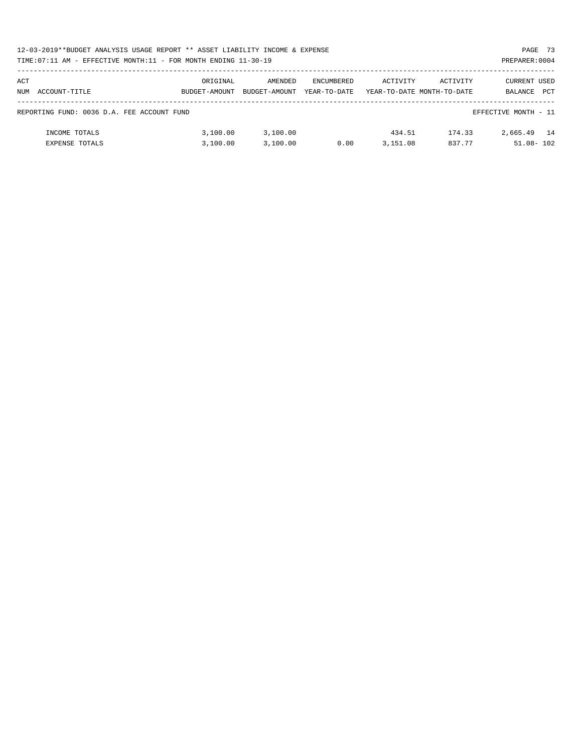12-03-2019**BUDGET ANALYSIS USAGE REPORT ** ASSET LIABILITY INCOME & EXPENSE

TIME:07:11 AM - EFFECTIVE MONTH:11 - FOR MONTH ENDING 11-30-19

PREPARER:0004

| ACT NUM | ACCOUNT-TITLE | ORIGINAL BUDGET-AMOUNT | AMENDED BUDGET-AMOUNT | ENCUMBERED YEAR-TO-DATE | ACTIVITY YEAR-TO-DATE | ACTIVITY MONTH-TO-DATE | CURRENT BALANCE | USED PCT |
|---|---|---|---|---|---|---|---|---|
| | REPORTING FUND: 0036 D.A. FEE ACCOUNT FUND | | | | | | EFFECTIVE MONTH - 11 | |
| | INCOME TOTALS | 3,100.00 | 3,100.00 | | 434.51 | 174.33 | 2,665.49 | 14 |
| | EXPENSE TOTALS | 3,100.00 | 3,100.00 | 0.00 | 3,151.08 | 837.77 | 51.08- | 102 |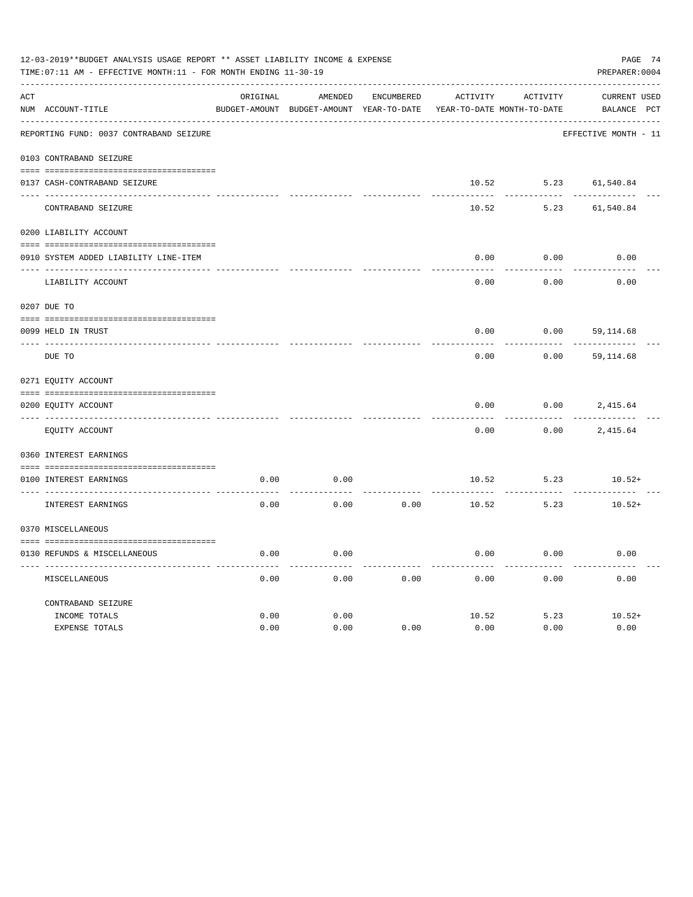12-03-2019**BUDGET ANALYSIS USAGE REPORT ** ASSET LIABILITY INCOME & EXPENSE

TIME:07:11 AM - EFFECTIVE MONTH:11 - FOR MONTH ENDING 11-30-19

PREPARER:0004

| ACT NUM | ACCOUNT-TITLE | ORIGINAL BUDGET-AMOUNT | AMENDED BUDGET-AMOUNT | ENCUMBERED YEAR-TO-DATE | ACTIVITY YEAR-TO-DATE | ACTIVITY MONTH-TO-DATE | CURRENT BALANCE | USED PCT |
|---|---|---|---|---|---|---|---|---|
| | REPORTING FUND: 0037 CONTRABAND SEIZURE | | | | | | EFFECTIVE MONTH - 11 | |
| | 0103 CONTRABAND SEIZURE | | | | | | | |
| 0137 | CASH-CONTRABAND SEIZURE | | | | 10.52 | 5.23 | 61,540.84 | |
| | CONTRABAND SEIZURE | | | | 10.52 | 5.23 | 61,540.84 | |
| | 0200 LIABILITY ACCOUNT | | | | | | | |
| 0910 | SYSTEM ADDED LIABILITY LINE-ITEM | | | | 0.00 | 0.00 | 0.00 | |
| | LIABILITY ACCOUNT | | | | 0.00 | 0.00 | 0.00 | |
| | 0207 DUE TO | | | | | | | |
| 0099 | HELD IN TRUST | | | | 0.00 | 0.00 | 59,114.68 | |
| | DUE TO | | | | 0.00 | 0.00 | 59,114.68 | |
| | 0271 EQUITY ACCOUNT | | | | | | | |
| 0200 | EQUITY ACCOUNT | | | | 0.00 | 0.00 | 2,415.64 | |
| | EQUITY ACCOUNT | | | | 0.00 | 0.00 | 2,415.64 | |
| | 0360 INTEREST EARNINGS | | | | | | | |
| 0100 | INTEREST EARNINGS | 0.00 | 0.00 | | 10.52 | 5.23 | 10.52+ | |
| | INTEREST EARNINGS | 0.00 | 0.00 | 0.00 | 10.52 | 5.23 | 10.52+ | |
| | 0370 MISCELLANEOUS | | | | | | | |
| 0130 | REFUNDS & MISCELLANEOUS | 0.00 | 0.00 | | 0.00 | 0.00 | 0.00 | |
| | MISCELLANEOUS | 0.00 | 0.00 | 0.00 | 0.00 | 0.00 | 0.00 | |
| | CONTRABAND SEIZURE | | | | | | | |
| | INCOME TOTALS | 0.00 | 0.00 | | 10.52 | 5.23 | 10.52+ | |
| | EXPENSE TOTALS | 0.00 | 0.00 | 0.00 | 0.00 | 0.00 | 0.00 | |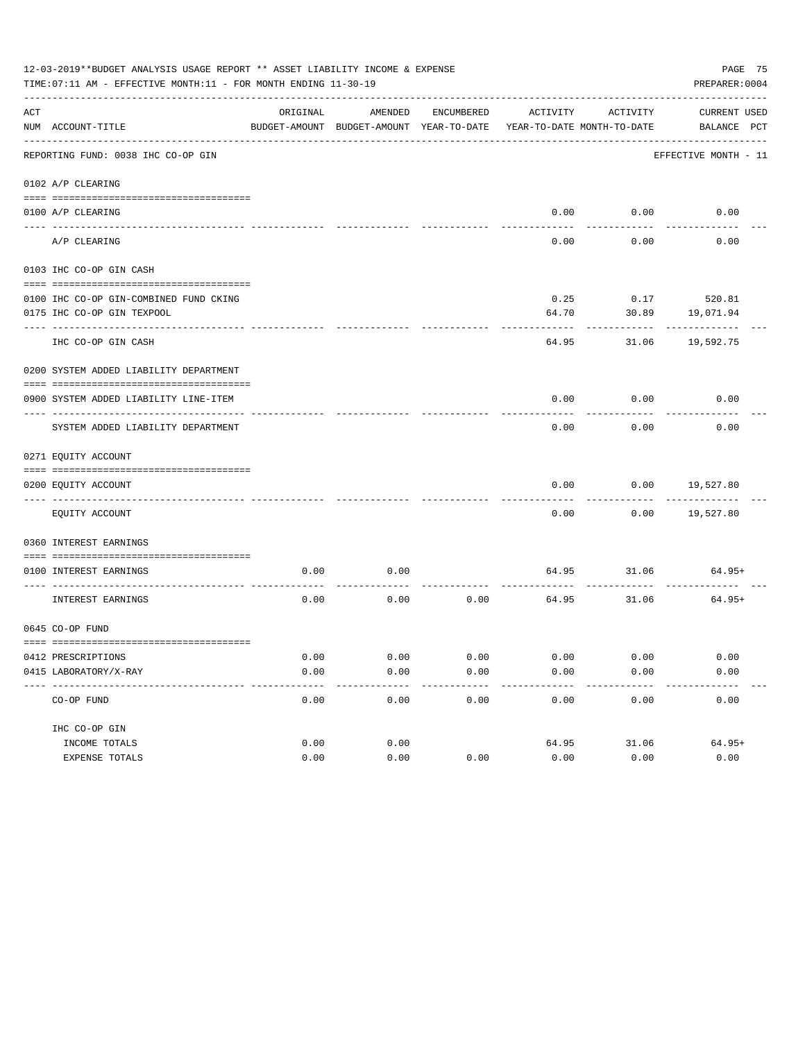12-03-2019**BUDGET ANALYSIS USAGE REPORT ** ASSET LIABILITY INCOME & EXPENSE

TIME:07:11 AM - EFFECTIVE MONTH:11 - FOR MONTH ENDING 11-30-19

PREPARER:0004

| ACT NUM | ACCOUNT-TITLE | ORIGINAL BUDGET-AMOUNT | AMENDED BUDGET-AMOUNT | ENCUMBERED YEAR-TO-DATE | ACTIVITY YEAR-TO-DATE | ACTIVITY MONTH-TO-DATE | CURRENT BALANCE | USED PCT |
|---|---|---|---|---|---|---|---|---|
| | REPORTING FUND: 0038 IHC CO-OP GIN | | | | | | EFFECTIVE MONTH - 11 | |
| | **0102 A/P CLEARING** | | | | | | | |
| 0100 | A/P CLEARING | | | | 0.00 | 0.00 | 0.00 | |
| | A/P CLEARING | | | | 0.00 | 0.00 | 0.00 | |
| | **0103 IHC CO-OP GIN CASH** | | | | | | | |
| 0100 | IHC CO-OP GIN-COMBINED FUND CKING | | | | 0.25 | 0.17 | 520.81 | |
| 0175 | IHC CO-OP GIN TEXPOOL | | | | 64.70 | 30.89 | 19,071.94 | |
| | IHC CO-OP GIN CASH | | | | 64.95 | 31.06 | 19,592.75 | |
| | **0200 SYSTEM ADDED LIABILITY DEPARTMENT** | | | | | | | |
| 0900 | SYSTEM ADDED LIABILITY LINE-ITEM | | | | 0.00 | 0.00 | 0.00 | |
| | SYSTEM ADDED LIABILITY DEPARTMENT | | | | 0.00 | 0.00 | 0.00 | |
| | **0271 EQUITY ACCOUNT** | | | | | | | |
| 0200 | EQUITY ACCOUNT | | | | 0.00 | 0.00 | 19,527.80 | |
| | EQUITY ACCOUNT | | | | 0.00 | 0.00 | 19,527.80 | |
| | **0360 INTEREST EARNINGS** | | | | | | | |
| 0100 | INTEREST EARNINGS | 0.00 | 0.00 | | 64.95 | 31.06 | 64.95+ | |
| | INTEREST EARNINGS | 0.00 | 0.00 | 0.00 | 64.95 | 31.06 | 64.95+ | |
| | **0645 CO-OP FUND** | | | | | | | |
| 0412 | PRESCRIPTIONS | 0.00 | 0.00 | 0.00 | 0.00 | 0.00 | 0.00 | |
| 0415 | LABORATORY/X-RAY | 0.00 | 0.00 | 0.00 | 0.00 | 0.00 | 0.00 | |
| | CO-OP FUND | 0.00 | 0.00 | 0.00 | 0.00 | 0.00 | 0.00 | |
| | IHC CO-OP GIN | | | | | | | |
| | INCOME TOTALS | 0.00 | 0.00 | | 64.95 | 31.06 | 64.95+ | |
| | EXPENSE TOTALS | 0.00 | 0.00 | 0.00 | 0.00 | 0.00 | 0.00 | |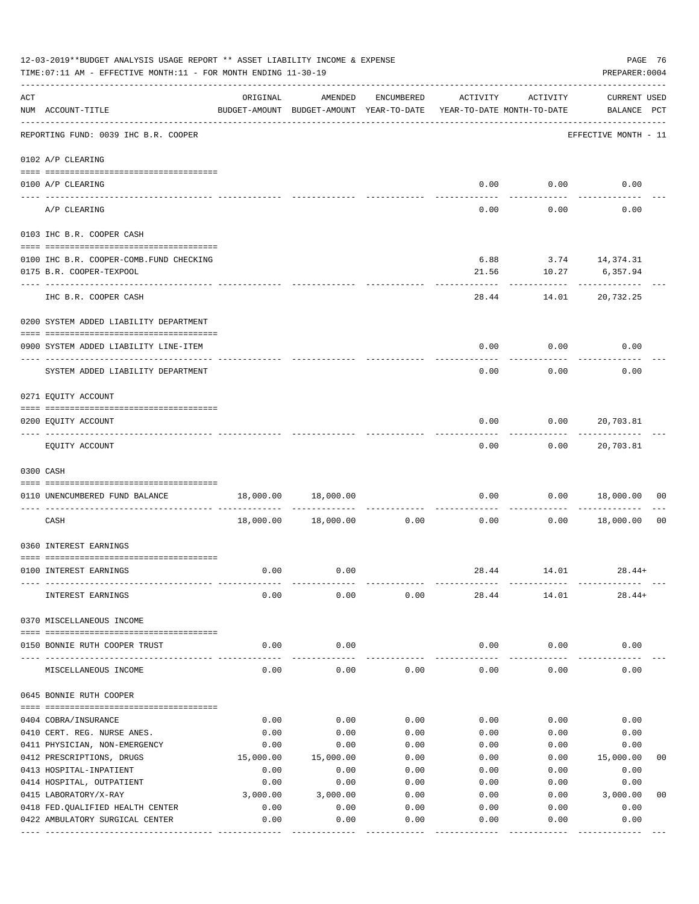12-03-2019**BUDGET ANALYSIS USAGE REPORT ** ASSET LIABILITY INCOME & EXPENSE

TIME:07:11 AM - EFFECTIVE MONTH:11 - FOR MONTH ENDING 11-30-19

PREPARER:0004

| ACT NUM | ACCOUNT-TITLE | ORIGINAL BUDGET-AMOUNT | AMENDED BUDGET-AMOUNT | ENCUMBERED YEAR-TO-DATE | ACTIVITY YEAR-TO-DATE | ACTIVITY MONTH-TO-DATE | CURRENT USED BALANCE | PCT |
|---|---|---|---|---|---|---|---|---|
| | REPORTING FUND: 0039 IHC B.R. COOPER | | | | | | EFFECTIVE MONTH - 11 | |
| | 0102 A/P CLEARING | | | | | | | |
| 0100 | A/P CLEARING | | | | 0.00 | 0.00 | 0.00 | |
| | A/P CLEARING | | | | 0.00 | 0.00 | 0.00 | |
| | 0103 IHC B.R. COOPER CASH | | | | | | | |
| 0100 | IHC B.R. COOPER-COMB.FUND CHECKING | | | | 6.88 | 3.74 | 14,374.31 | |
| 0175 | B.R. COOPER-TEXPOOL | | | | 21.56 | 10.27 | 6,357.94 | |
| | IHC B.R. COOPER CASH | | | | 28.44 | 14.01 | 20,732.25 | |
| | 0200 SYSTEM ADDED LIABILITY DEPARTMENT | | | | | | | |
| 0900 | SYSTEM ADDED LIABILITY LINE-ITEM | | | | 0.00 | 0.00 | 0.00 | |
| | SYSTEM ADDED LIABILITY DEPARTMENT | | | | 0.00 | 0.00 | 0.00 | |
| | 0271 EQUITY ACCOUNT | | | | | | | |
| 0200 | EQUITY ACCOUNT | | | | 0.00 | 0.00 | 20,703.81 | |
| | EQUITY ACCOUNT | | | | 0.00 | 0.00 | 20,703.81 | |
| | 0300 CASH | | | | | | | |
| 0110 | UNENCUMBERED FUND BALANCE | 18,000.00 | 18,000.00 | | 0.00 | 0.00 | 18,000.00 | 00 |
| | CASH | 18,000.00 | 18,000.00 | 0.00 | 0.00 | 0.00 | 18,000.00 | 00 |
| | 0360 INTEREST EARNINGS | | | | | | | |
| 0100 | INTEREST EARNINGS | 0.00 | 0.00 | | 28.44 | 14.01 | 28.44+ | |
| | INTEREST EARNINGS | 0.00 | 0.00 | 0.00 | 28.44 | 14.01 | 28.44+ | |
| | 0370 MISCELLANEOUS INCOME | | | | | | | |
| 0150 | BONNIE RUTH COOPER TRUST | 0.00 | 0.00 | | 0.00 | 0.00 | 0.00 | |
| | MISCELLANEOUS INCOME | 0.00 | 0.00 | 0.00 | 0.00 | 0.00 | 0.00 | |
| | 0645 BONNIE RUTH COOPER | | | | | | | |
| 0404 | COBRA/INSURANCE | 0.00 | 0.00 | 0.00 | 0.00 | 0.00 | 0.00 | |
| 0410 | CERT. REG. NURSE ANES. | 0.00 | 0.00 | 0.00 | 0.00 | 0.00 | 0.00 | |
| 0411 | PHYSICIAN, NON-EMERGENCY | 0.00 | 0.00 | 0.00 | 0.00 | 0.00 | 0.00 | |
| 0412 | PRESCRIPTIONS, DRUGS | 15,000.00 | 15,000.00 | 0.00 | 0.00 | 0.00 | 15,000.00 | 00 |
| 0413 | HOSPITAL-INPATIENT | 0.00 | 0.00 | 0.00 | 0.00 | 0.00 | 0.00 | |
| 0414 | HOSPITAL, OUTPATIENT | 0.00 | 0.00 | 0.00 | 0.00 | 0.00 | 0.00 | |
| 0415 | LABORATORY/X-RAY | 3,000.00 | 3,000.00 | 0.00 | 0.00 | 0.00 | 3,000.00 | 00 |
| 0418 | FED.QUALIFIED HEALTH CENTER | 0.00 | 0.00 | 0.00 | 0.00 | 0.00 | 0.00 | |
| 0422 | AMBULATORY SURGICAL CENTER | 0.00 | 0.00 | 0.00 | 0.00 | 0.00 | 0.00 | |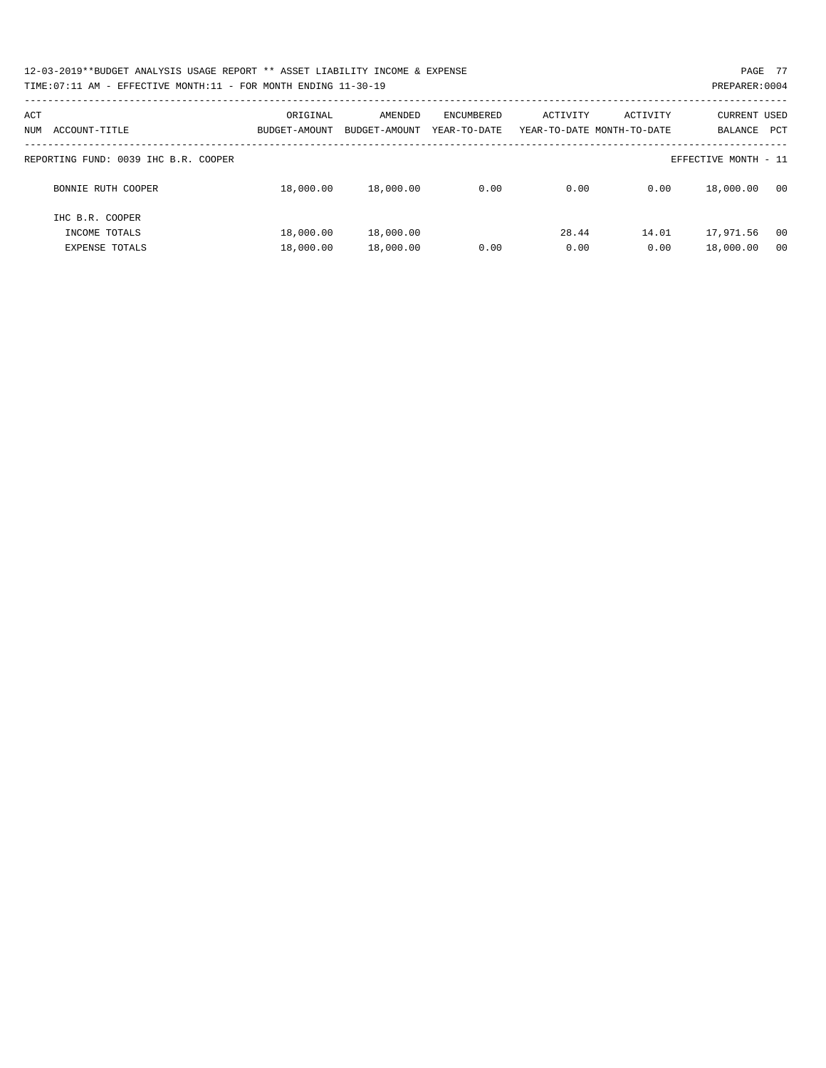12-03-2019**BUDGET ANALYSIS USAGE REPORT ** ASSET LIABILITY INCOME & EXPENSE

TIME:07:11 AM - EFFECTIVE MONTH:11 - FOR MONTH ENDING 11-30-19

PREPARER:0004

| ACT NUM | ACCOUNT-TITLE | ORIGINAL BUDGET-AMOUNT | AMENDED BUDGET-AMOUNT | ENCUMBERED YEAR-TO-DATE | ACTIVITY YEAR-TO-DATE | ACTIVITY MONTH-TO-DATE | CURRENT BALANCE | USED PCT |
|---|---|---|---|---|---|---|---|---|
| | REPORTING FUND: 0039 IHC B.R. COOPER | | | | | | EFFECTIVE MONTH - 11 | |
| | BONNIE RUTH COOPER | 18,000.00 | 18,000.00 | 0.00 | 0.00 | 0.00 | 18,000.00 | 00 |
| | IHC B.R. COOPER | | | | | | | |
| | INCOME TOTALS | 18,000.00 | 18,000.00 | | 28.44 | 14.01 | 17,971.56 | 00 |
| | EXPENSE TOTALS | 18,000.00 | 18,000.00 | 0.00 | 0.00 | 0.00 | 18,000.00 | 00 |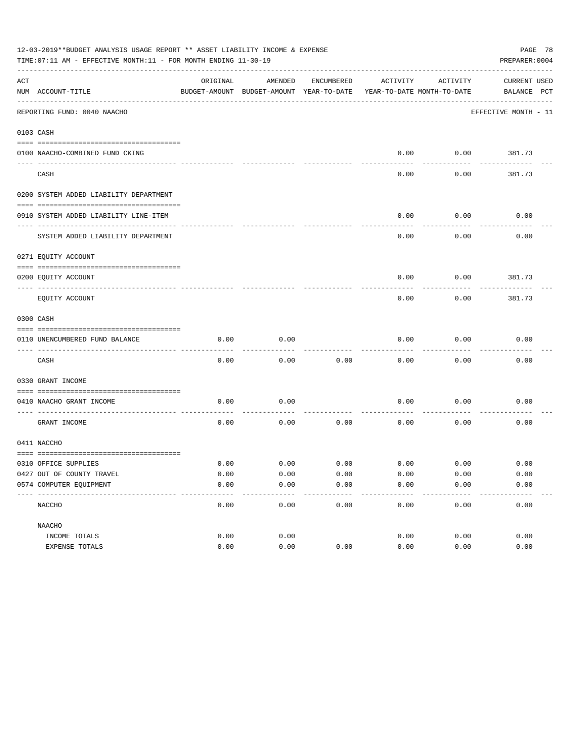12-03-2019**BUDGET ANALYSIS USAGE REPORT ** ASSET LIABILITY INCOME & EXPENSE

TIME:07:11 AM - EFFECTIVE MONTH:11 - FOR MONTH ENDING 11-30-19

PREPARER:0004

| ACT NUM | ACCOUNT-TITLE | ORIGINAL BUDGET-AMOUNT | AMENDED BUDGET-AMOUNT | ENCUMBERED YEAR-TO-DATE | ACTIVITY YEAR-TO-DATE | ACTIVITY MONTH-TO-DATE | CURRENT BALANCE | USED PCT |
|---|---|---|---|---|---|---|---|---|
| | REPORTING FUND: 0040 NAACHO | | | | | | EFFECTIVE MONTH - 11 | |
| 0103 | CASH | | | | | | | |
| 0100 | NAACHO-COMBINED FUND CKING | | | | 0.00 | 0.00 | 381.73 | |
| | CASH | | | | 0.00 | 0.00 | 381.73 | |
| 0200 | SYSTEM ADDED LIABILITY DEPARTMENT | | | | | | | |
| 0910 | SYSTEM ADDED LIABILITY LINE-ITEM | | | | 0.00 | 0.00 | 0.00 | |
| | SYSTEM ADDED LIABILITY DEPARTMENT | | | | 0.00 | 0.00 | 0.00 | |
| 0271 | EQUITY ACCOUNT | | | | | | | |
| 0200 | EQUITY ACCOUNT | | | | 0.00 | 0.00 | 381.73 | |
| | EQUITY ACCOUNT | | | | 0.00 | 0.00 | 381.73 | |
| 0300 | CASH | | | | | | | |
| 0110 | UNENCUMBERED FUND BALANCE | 0.00 | 0.00 | | 0.00 | 0.00 | 0.00 | |
| | CASH | 0.00 | 0.00 | 0.00 | 0.00 | 0.00 | 0.00 | |
| 0330 | GRANT INCOME | | | | | | | |
| 0410 | NAACHO GRANT INCOME | 0.00 | 0.00 | | 0.00 | 0.00 | 0.00 | |
| | GRANT INCOME | 0.00 | 0.00 | 0.00 | 0.00 | 0.00 | 0.00 | |
| 0411 | NACCHO | | | | | | | |
| 0310 | OFFICE SUPPLIES | 0.00 | 0.00 | 0.00 | 0.00 | 0.00 | 0.00 | |
| 0427 | OUT OF COUNTY TRAVEL | 0.00 | 0.00 | 0.00 | 0.00 | 0.00 | 0.00 | |
| 0574 | COMPUTER EQUIPMENT | 0.00 | 0.00 | 0.00 | 0.00 | 0.00 | 0.00 | |
| | NACCHO | 0.00 | 0.00 | 0.00 | 0.00 | 0.00 | 0.00 | |
| | NAACHO | | | | | | | |
| | INCOME TOTALS | 0.00 | 0.00 | | 0.00 | 0.00 | 0.00 | |
| | EXPENSE TOTALS | 0.00 | 0.00 | 0.00 | 0.00 | 0.00 | 0.00 | |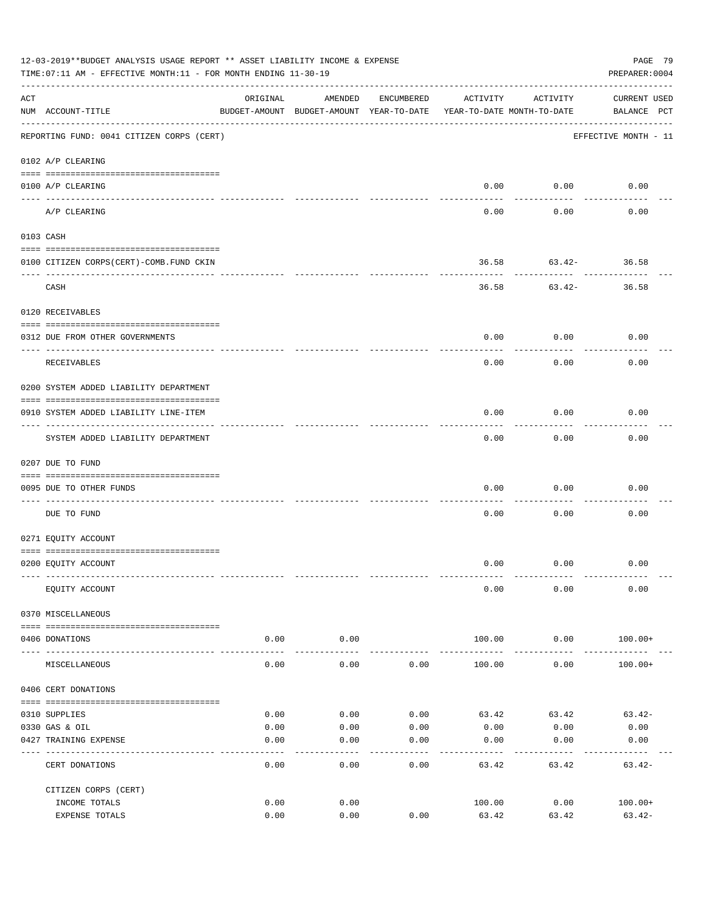12-03-2019**BUDGET ANALYSIS USAGE REPORT ** ASSET LIABILITY INCOME & EXPENSE

TIME:07:11 AM - EFFECTIVE MONTH:11 - FOR MONTH ENDING 11-30-19

PREPARER:0004

REPORTING FUND: 0041 CITIZEN CORPS (CERT) — EFFECTIVE MONTH - 11

| ACT NUM | ACCOUNT-TITLE | ORIGINAL BUDGET-AMOUNT | AMENDED BUDGET-AMOUNT | ENCUMBERED YEAR-TO-DATE | ACTIVITY YEAR-TO-DATE | ACTIVITY MONTH-TO-DATE | CURRENT BALANCE | USED PCT |
|---|---|---|---|---|---|---|---|---|
| **0102** | **A/P CLEARING** | | | | | | | |
| 0100 | A/P CLEARING | | | | 0.00 | 0.00 | 0.00 | |
| | A/P CLEARING | | | | 0.00 | 0.00 | 0.00 | |
| **0103** | **CASH** | | | | | | | |
| 0100 | CITIZEN CORPS(CERT)-COMB.FUND CKIN | | | | 36.58 | 63.42- | 36.58 | |
| | CASH | | | | 36.58 | 63.42- | 36.58 | |
| **0120** | **RECEIVABLES** | | | | | | | |
| 0312 | DUE FROM OTHER GOVERNMENTS | | | | 0.00 | 0.00 | 0.00 | |
| | RECEIVABLES | | | | 0.00 | 0.00 | 0.00 | |
| **0200** | **SYSTEM ADDED LIABILITY DEPARTMENT** | | | | | | | |
| 0910 | SYSTEM ADDED LIABILITY LINE-ITEM | | | | 0.00 | 0.00 | 0.00 | |
| | SYSTEM ADDED LIABILITY DEPARTMENT | | | | 0.00 | 0.00 | 0.00 | |
| **0207** | **DUE TO FUND** | | | | | | | |
| 0095 | DUE TO OTHER FUNDS | | | | 0.00 | 0.00 | 0.00 | |
| | DUE TO FUND | | | | 0.00 | 0.00 | 0.00 | |
| **0271** | **EQUITY ACCOUNT** | | | | | | | |
| 0200 | EQUITY ACCOUNT | | | | 0.00 | 0.00 | 0.00 | |
| | EQUITY ACCOUNT | | | | 0.00 | 0.00 | 0.00 | |
| **0370** | **MISCELLANEOUS** | | | | | | | |
| 0406 | DONATIONS | 0.00 | 0.00 | | 100.00 | 0.00 | 100.00+ | |
| | MISCELLANEOUS | 0.00 | 0.00 | 0.00 | 100.00 | 0.00 | 100.00+ | |
| **0406** | **CERT DONATIONS** | | | | | | | |
| 0310 | SUPPLIES | 0.00 | 0.00 | 0.00 | 63.42 | 63.42 | 63.42- | |
| 0330 | GAS & OIL | 0.00 | 0.00 | 0.00 | 0.00 | 0.00 | 0.00 | |
| 0427 | TRAINING EXPENSE | 0.00 | 0.00 | 0.00 | 0.00 | 0.00 | 0.00 | |
| | CERT DONATIONS | 0.00 | 0.00 | 0.00 | 63.42 | 63.42 | 63.42- | |
| | **CITIZEN CORPS (CERT)** | | | | | | | |
| | INCOME TOTALS | 0.00 | 0.00 | | 100.00 | 0.00 | 100.00+ | |
| | EXPENSE TOTALS | 0.00 | 0.00 | 0.00 | 63.42 | 63.42 | 63.42- | |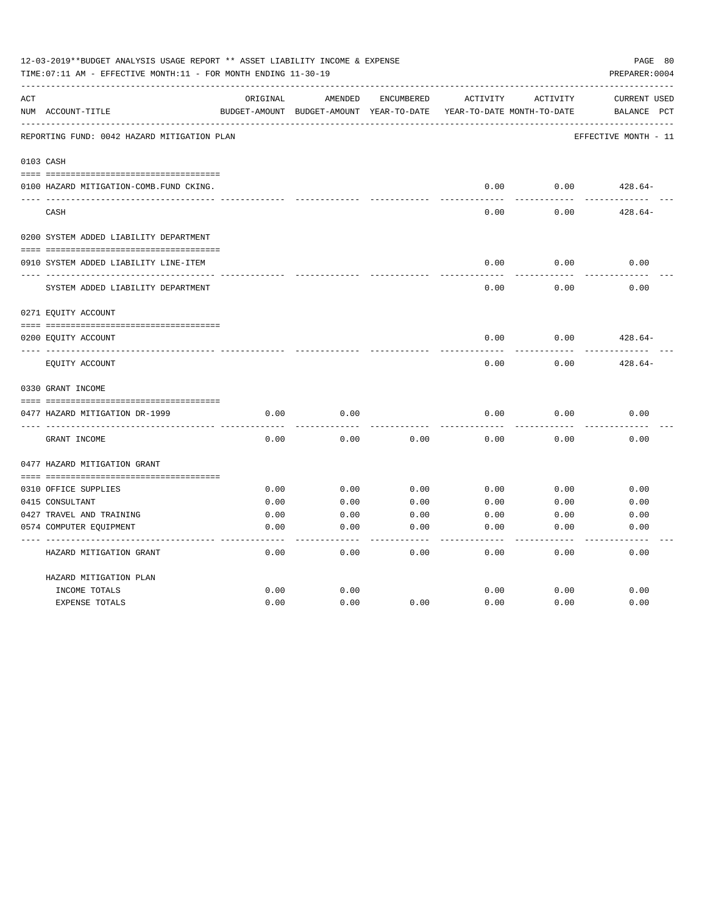12-03-2019**BUDGET ANALYSIS USAGE REPORT ** ASSET LIABILITY INCOME & EXPENSE

TIME:07:11 AM - EFFECTIVE MONTH:11 - FOR MONTH ENDING 11-30-19

PREPARER:0004

| ACT NUM | ACCOUNT-TITLE | ORIGINAL BUDGET-AMOUNT | AMENDED BUDGET-AMOUNT | ENCUMBERED YEAR-TO-DATE | ACTIVITY YEAR-TO-DATE | ACTIVITY MONTH-TO-DATE | CURRENT BALANCE | USED PCT |
|---|---|---|---|---|---|---|---|---|
| | REPORTING FUND: 0042 HAZARD MITIGATION PLAN | | | | | | EFFECTIVE MONTH - 11 | |
| 0103 | CASH | | | | | | | |
| 0100 | HAZARD MITIGATION-COMB.FUND CKING. | | | | 0.00 | 0.00 | 428.64- | |
| | CASH | | | | 0.00 | 0.00 | 428.64- | |
| 0200 | SYSTEM ADDED LIABILITY DEPARTMENT | | | | | | | |
| 0910 | SYSTEM ADDED LIABILITY LINE-ITEM | | | | 0.00 | 0.00 | 0.00 | |
| | SYSTEM ADDED LIABILITY DEPARTMENT | | | | 0.00 | 0.00 | 0.00 | |
| 0271 | EQUITY ACCOUNT | | | | | | | |
| 0200 | EQUITY ACCOUNT | | | | 0.00 | 0.00 | 428.64- | |
| | EQUITY ACCOUNT | | | | 0.00 | 0.00 | 428.64- | |
| 0330 | GRANT INCOME | | | | | | | |
| 0477 | HAZARD MITIGATION DR-1999 | 0.00 | 0.00 | | 0.00 | 0.00 | 0.00 | |
| | GRANT INCOME | 0.00 | 0.00 | 0.00 | 0.00 | 0.00 | 0.00 | |
| 0477 | HAZARD MITIGATION GRANT | | | | | | | |
| 0310 | OFFICE SUPPLIES | 0.00 | 0.00 | 0.00 | 0.00 | 0.00 | 0.00 | |
| 0415 | CONSULTANT | 0.00 | 0.00 | 0.00 | 0.00 | 0.00 | 0.00 | |
| 0427 | TRAVEL AND TRAINING | 0.00 | 0.00 | 0.00 | 0.00 | 0.00 | 0.00 | |
| 0574 | COMPUTER EQUIPMENT | 0.00 | 0.00 | 0.00 | 0.00 | 0.00 | 0.00 | |
| | HAZARD MITIGATION GRANT | 0.00 | 0.00 | 0.00 | 0.00 | 0.00 | 0.00 | |
| | HAZARD MITIGATION PLAN | | | | | | | |
| | INCOME TOTALS | 0.00 | 0.00 | | 0.00 | 0.00 | 0.00 | |
| | EXPENSE TOTALS | 0.00 | 0.00 | 0.00 | 0.00 | 0.00 | 0.00 | |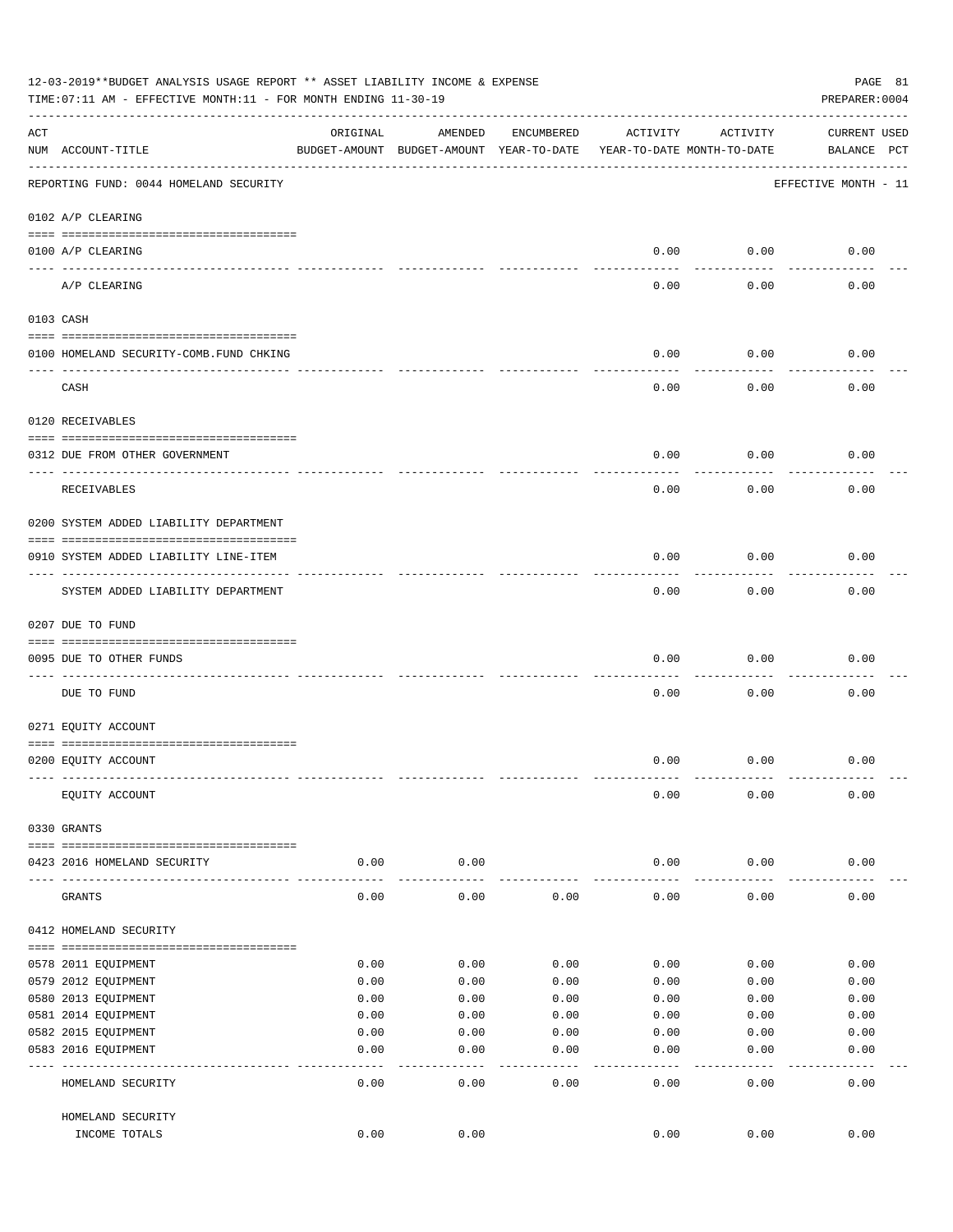12-03-2019**BUDGET ANALYSIS USAGE REPORT ** ASSET LIABILITY INCOME & EXPENSE

TIME:07:11 AM - EFFECTIVE MONTH:11 - FOR MONTH ENDING 11-30-19

PREPARER:0004

| ACT NUM | ACCOUNT-TITLE | ORIGINAL BUDGET-AMOUNT | AMENDED BUDGET-AMOUNT | ENCUMBERED YEAR-TO-DATE | ACTIVITY YEAR-TO-DATE | ACTIVITY MONTH-TO-DATE | CURRENT BALANCE | USED PCT |
|---|---|---|---|---|---|---|---|---|
| | REPORTING FUND: 0044 HOMELAND SECURITY | | | | | | EFFECTIVE MONTH - 11 | |
| | 0102 A/P CLEARING | | | | | | | |
| 0100 | A/P CLEARING | | | | 0.00 | 0.00 | 0.00 | |
| | A/P CLEARING | | | | 0.00 | 0.00 | 0.00 | |
| | 0103 CASH | | | | | | | |
| 0100 | HOMELAND SECURITY-COMB.FUND CHKING | | | | 0.00 | 0.00 | 0.00 | |
| | CASH | | | | 0.00 | 0.00 | 0.00 | |
| | 0120 RECEIVABLES | | | | | | | |
| 0312 | DUE FROM OTHER GOVERNMENT | | | | 0.00 | 0.00 | 0.00 | |
| | RECEIVABLES | | | | 0.00 | 0.00 | 0.00 | |
| | 0200 SYSTEM ADDED LIABILITY DEPARTMENT | | | | | | | |
| 0910 | SYSTEM ADDED LIABILITY LINE-ITEM | | | | 0.00 | 0.00 | 0.00 | |
| | SYSTEM ADDED LIABILITY DEPARTMENT | | | | 0.00 | 0.00 | 0.00 | |
| | 0207 DUE TO FUND | | | | | | | |
| 0095 | DUE TO OTHER FUNDS | | | | 0.00 | 0.00 | 0.00 | |
| | DUE TO FUND | | | | 0.00 | 0.00 | 0.00 | |
| | 0271 EQUITY ACCOUNT | | | | | | | |
| 0200 | EQUITY ACCOUNT | | | | 0.00 | 0.00 | 0.00 | |
| | EQUITY ACCOUNT | | | | 0.00 | 0.00 | 0.00 | |
| | 0330 GRANTS | | | | | | | |
| 0423 | 2016 HOMELAND SECURITY | 0.00 | 0.00 | | 0.00 | 0.00 | 0.00 | |
| | GRANTS | 0.00 | 0.00 | 0.00 | 0.00 | 0.00 | 0.00 | |
| | 0412 HOMELAND SECURITY | | | | | | | |
| 0578 | 2011 EQUIPMENT | 0.00 | 0.00 | 0.00 | 0.00 | 0.00 | 0.00 | |
| 0579 | 2012 EQUIPMENT | 0.00 | 0.00 | 0.00 | 0.00 | 0.00 | 0.00 | |
| 0580 | 2013 EQUIPMENT | 0.00 | 0.00 | 0.00 | 0.00 | 0.00 | 0.00 | |
| 0581 | 2014 EQUIPMENT | 0.00 | 0.00 | 0.00 | 0.00 | 0.00 | 0.00 | |
| 0582 | 2015 EQUIPMENT | 0.00 | 0.00 | 0.00 | 0.00 | 0.00 | 0.00 | |
| 0583 | 2016 EQUIPMENT | 0.00 | 0.00 | 0.00 | 0.00 | 0.00 | 0.00 | |
| | HOMELAND SECURITY | 0.00 | 0.00 | 0.00 | 0.00 | 0.00 | 0.00 | |
| | HOMELAND SECURITY INCOME TOTALS | 0.00 | 0.00 | | 0.00 | 0.00 | 0.00 | |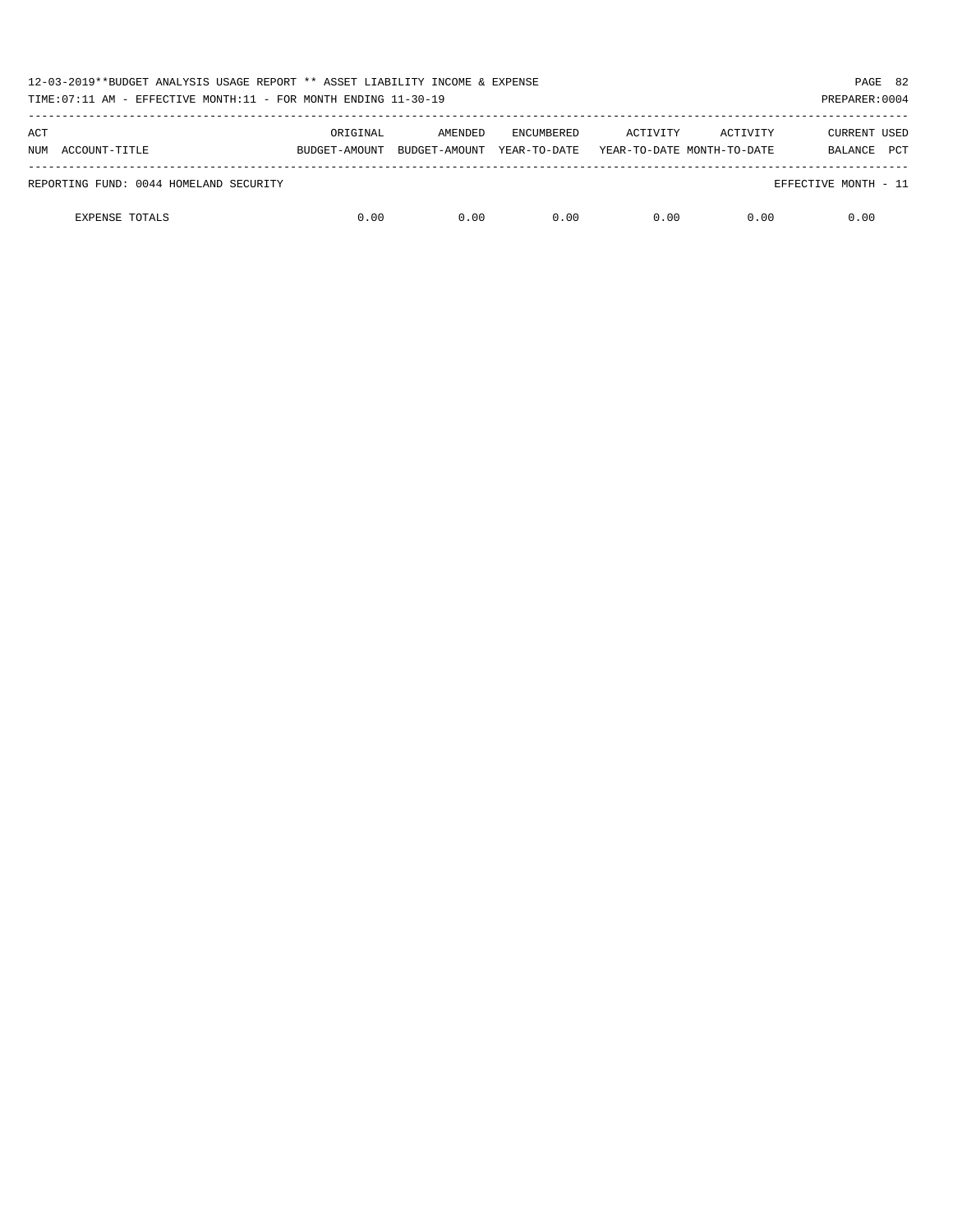| ACT NUM | ACCOUNT-TITLE | ORIGINAL BUDGET-AMOUNT | AMENDED BUDGET-AMOUNT | ENCUMBERED YEAR-TO-DATE | ACTIVITY YEAR-TO-DATE | ACTIVITY MONTH-TO-DATE | CURRENT BALANCE | USED PCT |
|---|---|---|---|---|---|---|---|---|
| REPORTING FUND: 0044 HOMELAND SECURITY | | | | | | | EFFECTIVE MONTH - 11 | |
| | EXPENSE TOTALS | 0.00 | 0.00 | 0.00 | 0.00 | 0.00 | 0.00 | |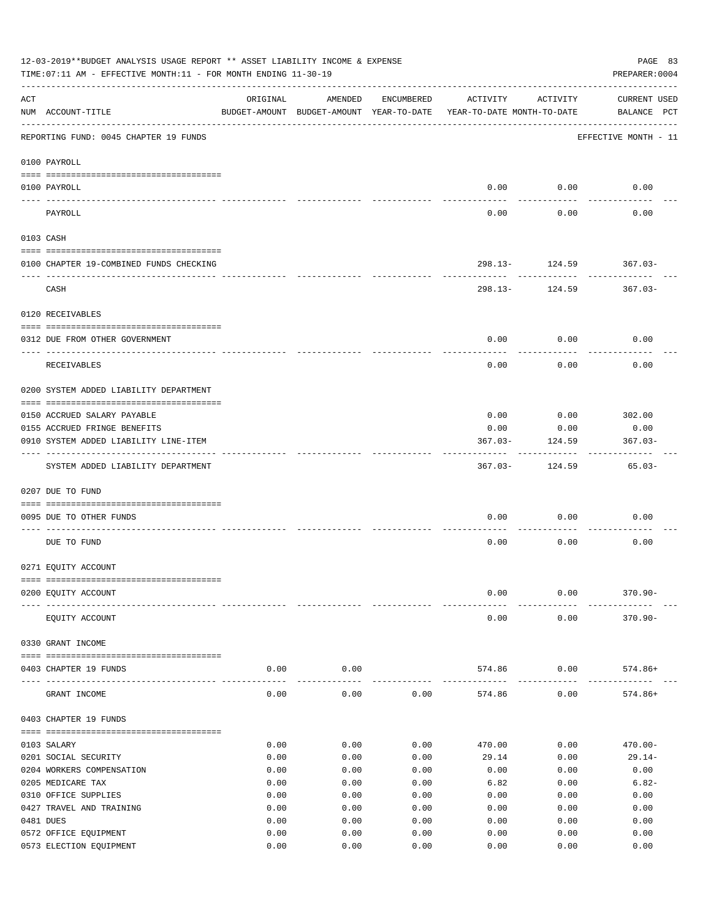12-03-2019**BUDGET ANALYSIS USAGE REPORT ** ASSET LIABILITY INCOME & EXPENSE

TIME:07:11 AM - EFFECTIVE MONTH:11 - FOR MONTH ENDING 11-30-19

PREPARER:0004

REPORTING FUND: 0045 CHAPTER 19 FUNDS — EFFECTIVE MONTH - 11

| ACT NUM | ACCOUNT-TITLE | ORIGINAL BUDGET-AMOUNT | AMENDED BUDGET-AMOUNT | ENCUMBERED YEAR-TO-DATE | ACTIVITY YEAR-TO-DATE | ACTIVITY MONTH-TO-DATE | CURRENT USED BALANCE | PCT |
|---|---|---|---|---|---|---|---|---|
| | **0100 PAYROLL** | | | | | | | |
| 0100 | PAYROLL | | | | 0.00 | 0.00 | 0.00 | |
| | PAYROLL | | | | 0.00 | 0.00 | 0.00 | |
| | **0103 CASH** | | | | | | | |
| 0100 | CHAPTER 19-COMBINED FUNDS CHECKING | | | | 298.13- | 124.59 | 367.03- | |
| | CASH | | | | 298.13- | 124.59 | 367.03- | |
| | **0120 RECEIVABLES** | | | | | | | |
| 0312 | DUE FROM OTHER GOVERNMENT | | | | 0.00 | 0.00 | 0.00 | |
| | RECEIVABLES | | | | 0.00 | 0.00 | 0.00 | |
| | **0200 SYSTEM ADDED LIABILITY DEPARTMENT** | | | | | | | |
| 0150 | ACCRUED SALARY PAYABLE | | | | 0.00 | 0.00 | 302.00 | |
| 0155 | ACCRUED FRINGE BENEFITS | | | | 0.00 | 0.00 | 0.00 | |
| 0910 | SYSTEM ADDED LIABILITY LINE-ITEM | | | | 367.03- | 124.59 | 367.03- | |
| | SYSTEM ADDED LIABILITY DEPARTMENT | | | | 367.03- | 124.59 | 65.03- | |
| | **0207 DUE TO FUND** | | | | | | | |
| 0095 | DUE TO OTHER FUNDS | | | | 0.00 | 0.00 | 0.00 | |
| | DUE TO FUND | | | | 0.00 | 0.00 | 0.00 | |
| | **0271 EQUITY ACCOUNT** | | | | | | | |
| 0200 | EQUITY ACCOUNT | | | | 0.00 | 0.00 | 370.90- | |
| | EQUITY ACCOUNT | | | | 0.00 | 0.00 | 370.90- | |
| | **0330 GRANT INCOME** | | | | | | | |
| 0403 | CHAPTER 19 FUNDS | 0.00 | 0.00 | | 574.86 | 0.00 | 574.86+ | |
| | GRANT INCOME | 0.00 | 0.00 | 0.00 | 574.86 | 0.00 | 574.86+ | |
| | **0403 CHAPTER 19 FUNDS** | | | | | | | |
| 0103 | SALARY | 0.00 | 0.00 | 0.00 | 470.00 | 0.00 | 470.00- | |
| 0201 | SOCIAL SECURITY | 0.00 | 0.00 | 0.00 | 29.14 | 0.00 | 29.14- | |
| 0204 | WORKERS COMPENSATION | 0.00 | 0.00 | 0.00 | 0.00 | 0.00 | 0.00 | |
| 0205 | MEDICARE TAX | 0.00 | 0.00 | 0.00 | 6.82 | 0.00 | 6.82- | |
| 0310 | OFFICE SUPPLIES | 0.00 | 0.00 | 0.00 | 0.00 | 0.00 | 0.00 | |
| 0427 | TRAVEL AND TRAINING | 0.00 | 0.00 | 0.00 | 0.00 | 0.00 | 0.00 | |
| 0481 | DUES | 0.00 | 0.00 | 0.00 | 0.00 | 0.00 | 0.00 | |
| 0572 | OFFICE EQUIPMENT | 0.00 | 0.00 | 0.00 | 0.00 | 0.00 | 0.00 | |
| 0573 | ELECTION EQUIPMENT | 0.00 | 0.00 | 0.00 | 0.00 | 0.00 | 0.00 | |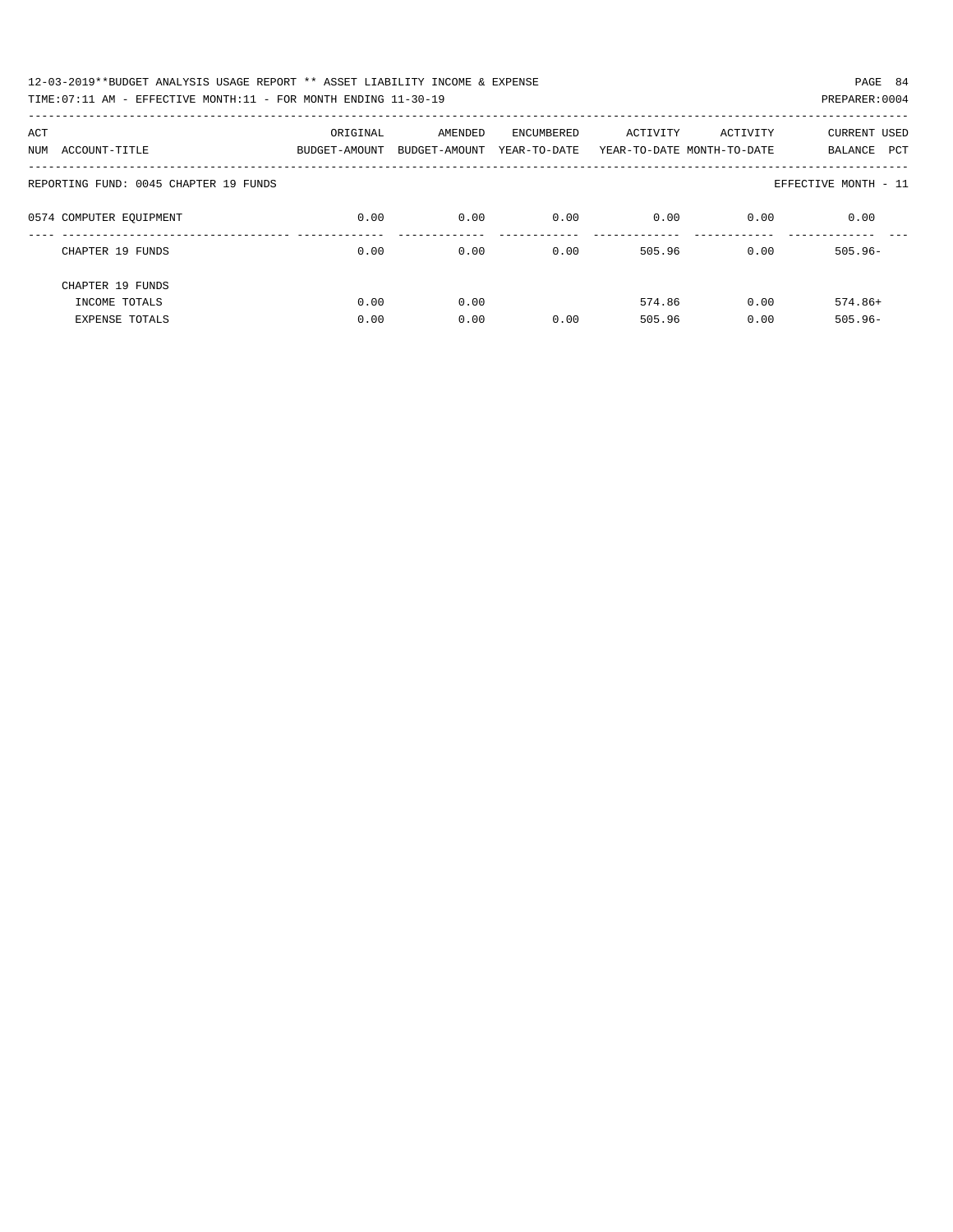| ACT NUM | ACCOUNT-TITLE | ORIGINAL BUDGET-AMOUNT | AMENDED BUDGET-AMOUNT | ENCUMBERED YEAR-TO-DATE | ACTIVITY YEAR-TO-DATE | ACTIVITY MONTH-TO-DATE | CURRENT BALANCE | USED PCT |
|---|---|---|---|---|---|---|---|---|
| REPORTING FUND: 0045 CHAPTER 19 FUNDS | | | | | | | EFFECTIVE MONTH - 11 | |
| 0574 | COMPUTER EQUIPMENT | 0.00 | 0.00 | 0.00 | 0.00 | 0.00 | 0.00 | |
| | CHAPTER 19 FUNDS | 0.00 | 0.00 | 0.00 | 505.96 | 0.00 | 505.96- | |
| | CHAPTER 19 FUNDS | | | | | | | |
| | INCOME TOTALS | 0.00 | 0.00 | | 574.86 | 0.00 | 574.86+ | |
| | EXPENSE TOTALS | 0.00 | 0.00 | 0.00 | 505.96 | 0.00 | 505.96- | |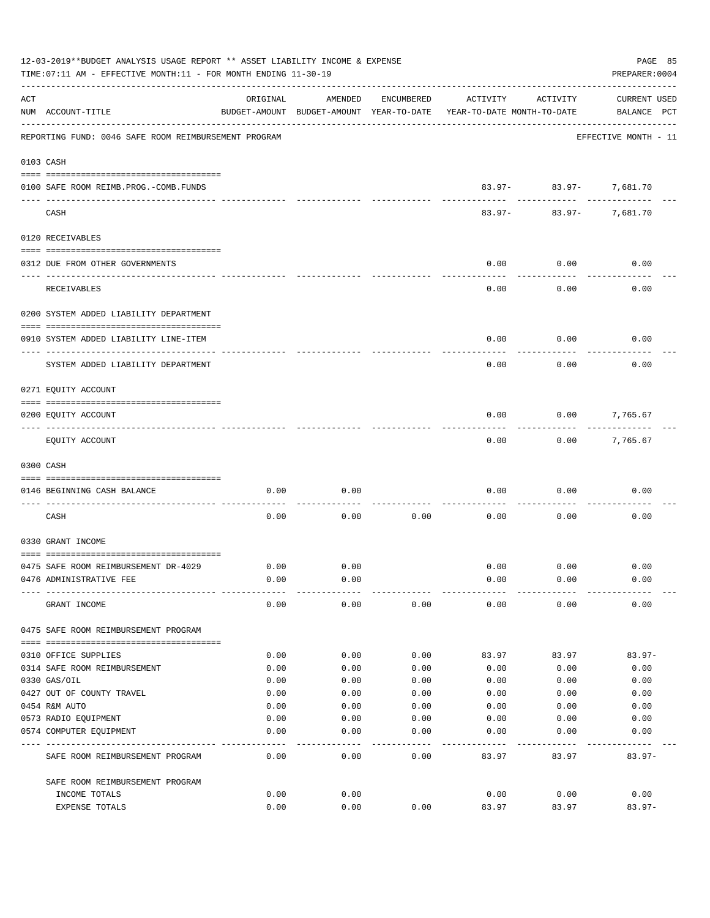12-03-2019**BUDGET ANALYSIS USAGE REPORT ** ASSET LIABILITY INCOME & EXPENSE

TIME:07:11 AM - EFFECTIVE MONTH:11 - FOR MONTH ENDING 11-30-19

PREPARER:0004

| ACT NUM | ACCOUNT-TITLE | ORIGINAL BUDGET-AMOUNT | AMENDED BUDGET-AMOUNT | ENCUMBERED YEAR-TO-DATE | ACTIVITY YEAR-TO-DATE | ACTIVITY MONTH-TO-DATE | CURRENT BALANCE | USED PCT |
|---|---|---|---|---|---|---|---|---|
| | REPORTING FUND: 0046 SAFE ROOM REIMBURSEMENT PROGRAM | | | | | | EFFECTIVE MONTH - 11 | |
| 0103 | CASH | | | | | | | |
| 0100 | SAFE ROOM REIMB.PROG.-COMB.FUNDS | | | | 83.97- | 83.97- | 7,681.70 | |
| | CASH | | | | 83.97- | 83.97- | 7,681.70 | |
| 0120 | RECEIVABLES | | | | | | | |
| 0312 | DUE FROM OTHER GOVERNMENTS | | | | 0.00 | 0.00 | 0.00 | |
| | RECEIVABLES | | | | 0.00 | 0.00 | 0.00 | |
| 0200 | SYSTEM ADDED LIABILITY DEPARTMENT | | | | | | | |
| 0910 | SYSTEM ADDED LIABILITY LINE-ITEM | | | | 0.00 | 0.00 | 0.00 | |
| | SYSTEM ADDED LIABILITY DEPARTMENT | | | | 0.00 | 0.00 | 0.00 | |
| 0271 | EQUITY ACCOUNT | | | | | | | |
| 0200 | EQUITY ACCOUNT | | | | 0.00 | 0.00 | 7,765.67 | |
| | EQUITY ACCOUNT | | | | 0.00 | 0.00 | 7,765.67 | |
| 0300 | CASH | | | | | | | |
| 0146 | BEGINNING CASH BALANCE | 0.00 | 0.00 | | 0.00 | 0.00 | 0.00 | |
| | CASH | 0.00 | 0.00 | 0.00 | 0.00 | 0.00 | 0.00 | |
| 0330 | GRANT INCOME | | | | | | | |
| 0475 | SAFE ROOM REIMBURSEMENT DR-4029 | 0.00 | 0.00 | | 0.00 | 0.00 | 0.00 | |
| 0476 | ADMINISTRATIVE FEE | 0.00 | 0.00 | | 0.00 | 0.00 | 0.00 | |
| | GRANT INCOME | 0.00 | 0.00 | 0.00 | 0.00 | 0.00 | 0.00 | |
| 0475 | SAFE ROOM REIMBURSEMENT PROGRAM | | | | | | | |
| 0310 | OFFICE SUPPLIES | 0.00 | 0.00 | 0.00 | 83.97 | 83.97 | 83.97- | |
| 0314 | SAFE ROOM REIMBURSEMENT | 0.00 | 0.00 | 0.00 | 0.00 | 0.00 | 0.00 | |
| 0330 | GAS/OIL | 0.00 | 0.00 | 0.00 | 0.00 | 0.00 | 0.00 | |
| 0427 | OUT OF COUNTY TRAVEL | 0.00 | 0.00 | 0.00 | 0.00 | 0.00 | 0.00 | |
| 0454 | R&M AUTO | 0.00 | 0.00 | 0.00 | 0.00 | 0.00 | 0.00 | |
| 0573 | RADIO EQUIPMENT | 0.00 | 0.00 | 0.00 | 0.00 | 0.00 | 0.00 | |
| 0574 | COMPUTER EQUIPMENT | 0.00 | 0.00 | 0.00 | 0.00 | 0.00 | 0.00 | |
| | SAFE ROOM REIMBURSEMENT PROGRAM | 0.00 | 0.00 | 0.00 | 83.97 | 83.97 | 83.97- | |
| | SAFE ROOM REIMBURSEMENT PROGRAM | | | | | | | |
| | INCOME TOTALS | 0.00 | 0.00 | | 0.00 | 0.00 | 0.00 | |
| | EXPENSE TOTALS | 0.00 | 0.00 | 0.00 | 83.97 | 83.97 | 83.97- | |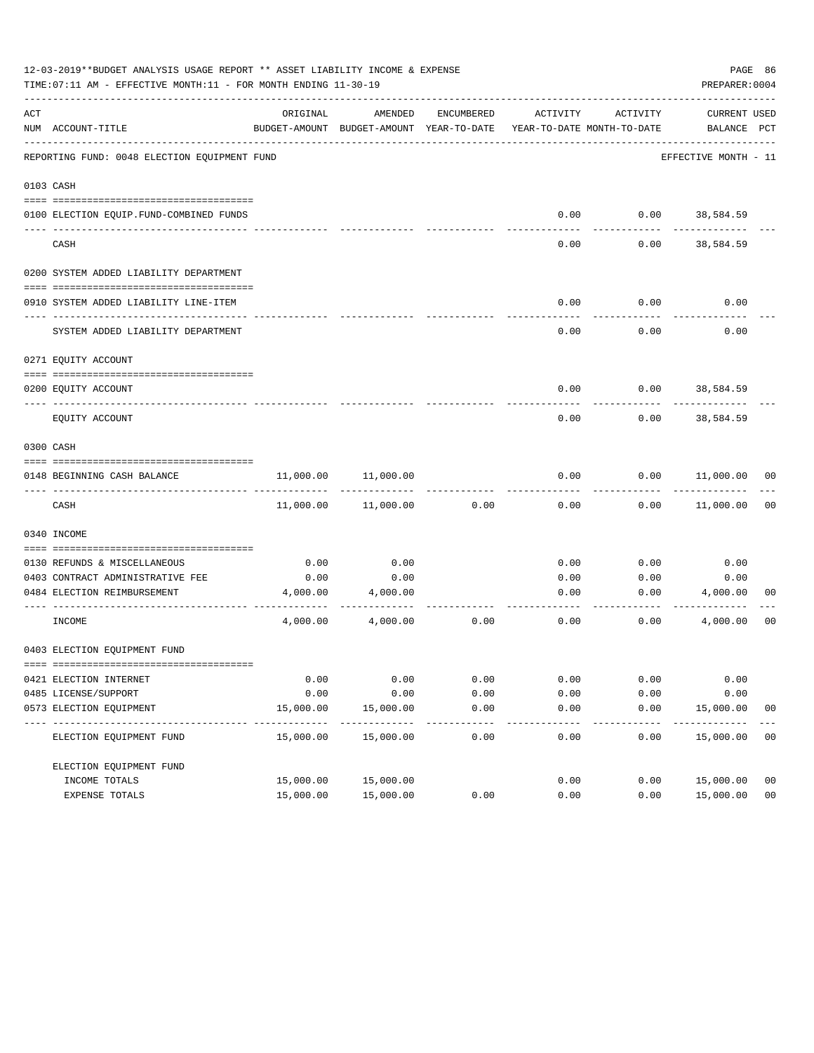12-03-2019**BUDGET ANALYSIS USAGE REPORT ** ASSET LIABILITY INCOME & EXPENSE

TIME:07:11 AM - EFFECTIVE MONTH:11 - FOR MONTH ENDING 11-30-19

PREPARER:0004

| ACT NUM | ACCOUNT-TITLE | ORIGINAL BUDGET-AMOUNT | AMENDED BUDGET-AMOUNT | ENCUMBERED YEAR-TO-DATE | ACTIVITY YEAR-TO-DATE | ACTIVITY MONTH-TO-DATE | CURRENT BALANCE | USED PCT |
|---|---|---|---|---|---|---|---|---|
| | REPORTING FUND: 0048 ELECTION EQUIPMENT FUND | | | | | | EFFECTIVE MONTH - 11 | |
| 0103 | CASH | | | | | | | |
| 0100 | ELECTION EQUIP.FUND-COMBINED FUNDS | | | | 0.00 | 0.00 | 38,584.59 | |
| | CASH | | | | 0.00 | 0.00 | 38,584.59 | |
| 0200 | SYSTEM ADDED LIABILITY DEPARTMENT | | | | | | | |
| 0910 | SYSTEM ADDED LIABILITY LINE-ITEM | | | | 0.00 | 0.00 | 0.00 | |
| | SYSTEM ADDED LIABILITY DEPARTMENT | | | | 0.00 | 0.00 | 0.00 | |
| 0271 | EQUITY ACCOUNT | | | | | | | |
| 0200 | EQUITY ACCOUNT | | | | 0.00 | 0.00 | 38,584.59 | |
| | EQUITY ACCOUNT | | | | 0.00 | 0.00 | 38,584.59 | |
| 0300 | CASH | | | | | | | |
| 0148 | BEGINNING CASH BALANCE | 11,000.00 | 11,000.00 | | 0.00 | 0.00 | 11,000.00 | 00 |
| | CASH | 11,000.00 | 11,000.00 | 0.00 | 0.00 | 0.00 | 11,000.00 | 00 |
| 0340 | INCOME | | | | | | | |
| 0130 | REFUNDS & MISCELLANEOUS | 0.00 | 0.00 | | 0.00 | 0.00 | 0.00 | |
| 0403 | CONTRACT ADMINISTRATIVE FEE | 0.00 | 0.00 | | 0.00 | 0.00 | 0.00 | |
| 0484 | ELECTION REIMBURSEMENT | 4,000.00 | 4,000.00 | | 0.00 | 0.00 | 4,000.00 | 00 |
| | INCOME | 4,000.00 | 4,000.00 | 0.00 | 0.00 | 0.00 | 4,000.00 | 00 |
| 0403 | ELECTION EQUIPMENT FUND | | | | | | | |
| 0421 | ELECTION INTERNET | 0.00 | 0.00 | 0.00 | 0.00 | 0.00 | 0.00 | |
| 0485 | LICENSE/SUPPORT | 0.00 | 0.00 | 0.00 | 0.00 | 0.00 | 0.00 | |
| 0573 | ELECTION EQUIPMENT | 15,000.00 | 15,000.00 | 0.00 | 0.00 | 0.00 | 15,000.00 | 00 |
| | ELECTION EQUIPMENT FUND | 15,000.00 | 15,000.00 | 0.00 | 0.00 | 0.00 | 15,000.00 | 00 |
| | ELECTION EQUIPMENT FUND | | | | | | | |
| | INCOME TOTALS | 15,000.00 | 15,000.00 | | 0.00 | 0.00 | 15,000.00 | 00 |
| | EXPENSE TOTALS | 15,000.00 | 15,000.00 | 0.00 | 0.00 | 0.00 | 15,000.00 | 00 |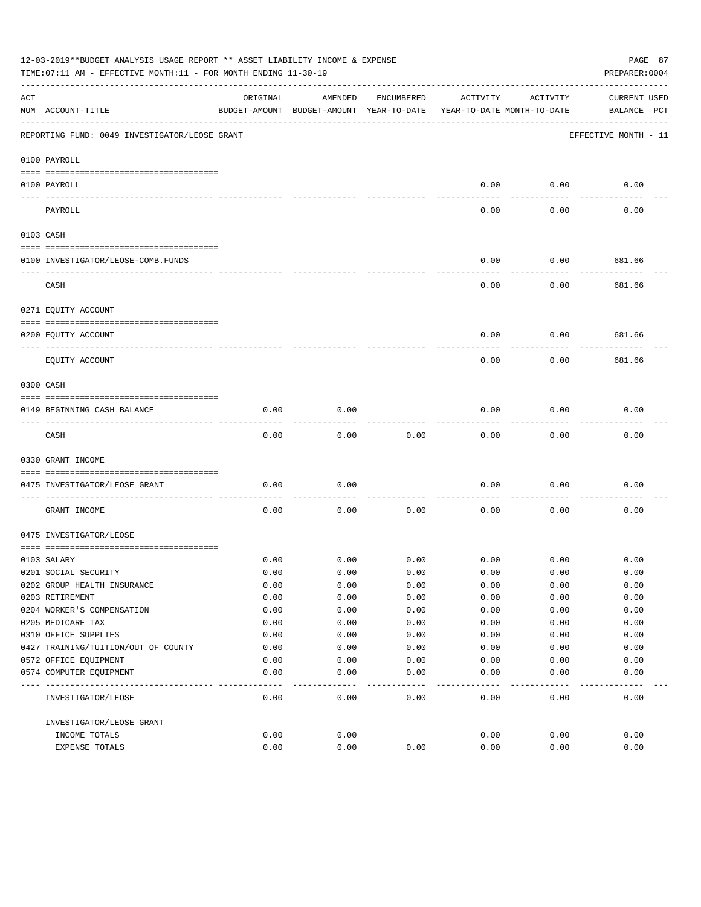12-03-2019**BUDGET ANALYSIS USAGE REPORT ** ASSET LIABILITY INCOME & EXPENSE

TIME:07:11 AM - EFFECTIVE MONTH:11 - FOR MONTH ENDING 11-30-19

PREPARER:0004

REPORTING FUND: 0049 INVESTIGATOR/LEOSE GRANT — EFFECTIVE MONTH - 11

| ACT NUM | ACCOUNT-TITLE | ORIGINAL BUDGET-AMOUNT | AMENDED BUDGET-AMOUNT | ENCUMBERED YEAR-TO-DATE | ACTIVITY YEAR-TO-DATE | ACTIVITY MONTH-TO-DATE | CURRENT BALANCE | USED PCT |
|---|---|---|---|---|---|---|---|---|
| | **0100 PAYROLL** | | | | | | | |
| 0100 | PAYROLL | | | | 0.00 | 0.00 | 0.00 | |
| | PAYROLL | | | | 0.00 | 0.00 | 0.00 | |
| | **0103 CASH** | | | | | | | |
| 0100 | INVESTIGATOR/LEOSE-COMB.FUNDS | | | | 0.00 | 0.00 | 681.66 | |
| | CASH | | | | 0.00 | 0.00 | 681.66 | |
| | **0271 EQUITY ACCOUNT** | | | | | | | |
| 0200 | EQUITY ACCOUNT | | | | 0.00 | 0.00 | 681.66 | |
| | EQUITY ACCOUNT | | | | 0.00 | 0.00 | 681.66 | |
| | **0300 CASH** | | | | | | | |
| 0149 | BEGINNING CASH BALANCE | 0.00 | 0.00 | | 0.00 | 0.00 | 0.00 | |
| | CASH | 0.00 | 0.00 | 0.00 | 0.00 | 0.00 | 0.00 | |
| | **0330 GRANT INCOME** | | | | | | | |
| 0475 | INVESTIGATOR/LEOSE GRANT | 0.00 | 0.00 | | 0.00 | 0.00 | 0.00 | |
| | GRANT INCOME | 0.00 | 0.00 | 0.00 | 0.00 | 0.00 | 0.00 | |
| | **0475 INVESTIGATOR/LEOSE** | | | | | | | |
| 0103 | SALARY | 0.00 | 0.00 | 0.00 | 0.00 | 0.00 | 0.00 | |
| 0201 | SOCIAL SECURITY | 0.00 | 0.00 | 0.00 | 0.00 | 0.00 | 0.00 | |
| 0202 | GROUP HEALTH INSURANCE | 0.00 | 0.00 | 0.00 | 0.00 | 0.00 | 0.00 | |
| 0203 | RETIREMENT | 0.00 | 0.00 | 0.00 | 0.00 | 0.00 | 0.00 | |
| 0204 | WORKER'S COMPENSATION | 0.00 | 0.00 | 0.00 | 0.00 | 0.00 | 0.00 | |
| 0205 | MEDICARE TAX | 0.00 | 0.00 | 0.00 | 0.00 | 0.00 | 0.00 | |
| 0310 | OFFICE SUPPLIES | 0.00 | 0.00 | 0.00 | 0.00 | 0.00 | 0.00 | |
| 0427 | TRAINING/TUITION/OUT OF COUNTY | 0.00 | 0.00 | 0.00 | 0.00 | 0.00 | 0.00 | |
| 0572 | OFFICE EQUIPMENT | 0.00 | 0.00 | 0.00 | 0.00 | 0.00 | 0.00 | |
| 0574 | COMPUTER EQUIPMENT | 0.00 | 0.00 | 0.00 | 0.00 | 0.00 | 0.00 | |
| | INVESTIGATOR/LEOSE | 0.00 | 0.00 | 0.00 | 0.00 | 0.00 | 0.00 | |
| | INVESTIGATOR/LEOSE GRANT | | | | | | | |
| | INCOME TOTALS | 0.00 | 0.00 | | 0.00 | 0.00 | 0.00 | |
| | EXPENSE TOTALS | 0.00 | 0.00 | 0.00 | 0.00 | 0.00 | 0.00 | |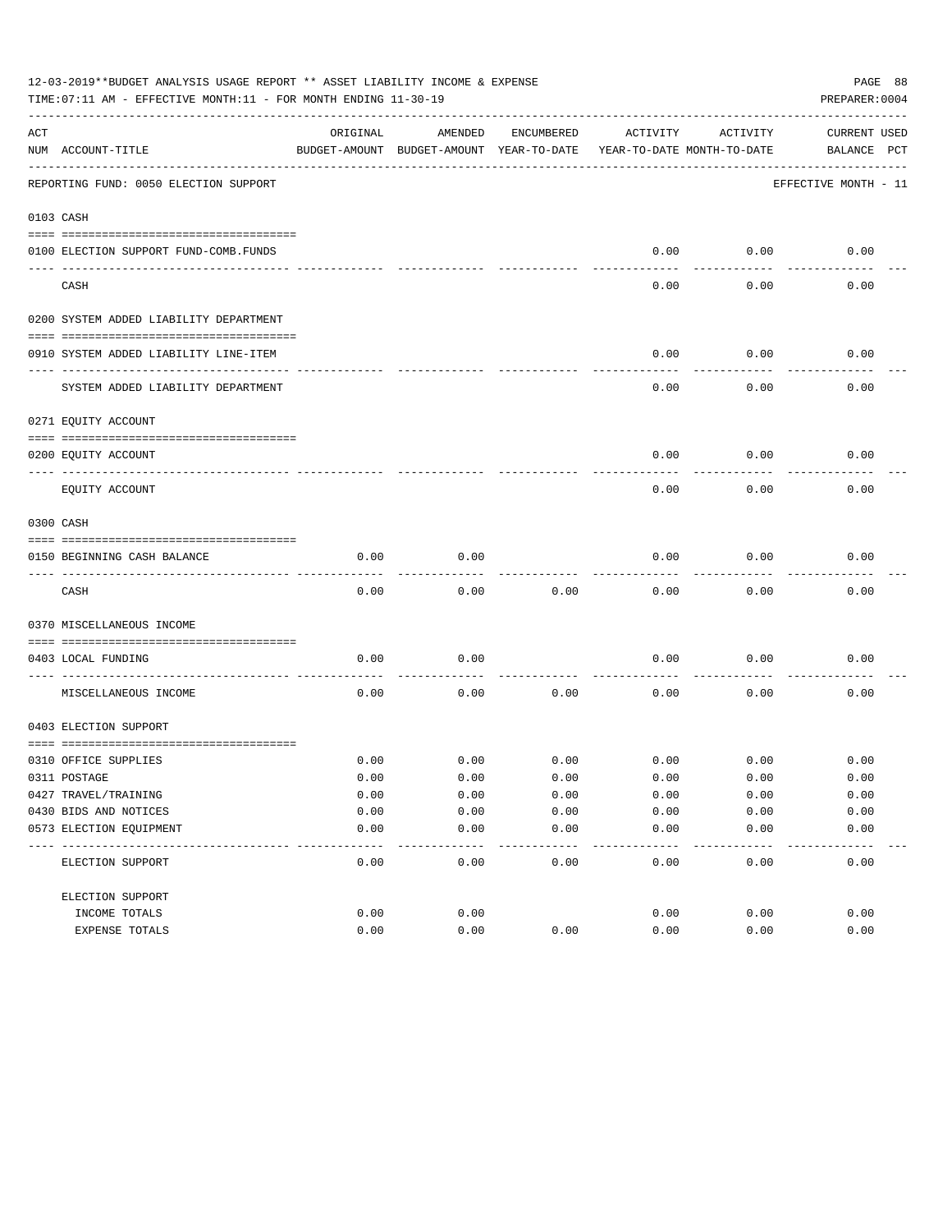12-03-2019**BUDGET ANALYSIS USAGE REPORT ** ASSET LIABILITY INCOME & EXPENSE

TIME:07:11 AM - EFFECTIVE MONTH:11 - FOR MONTH ENDING 11-30-19

PREPARER:0004

REPORTING FUND: 0050 ELECTION SUPPORT — EFFECTIVE MONTH - 11

| ACT NUM | ACCOUNT-TITLE | ORIGINAL BUDGET-AMOUNT | AMENDED BUDGET-AMOUNT | ENCUMBERED YEAR-TO-DATE | ACTIVITY YEAR-TO-DATE | ACTIVITY MONTH-TO-DATE | CURRENT BALANCE | USED PCT |
|---|---|---|---|---|---|---|---|---|
| **0103** | **CASH** | | | | | | | |
| 0100 | ELECTION SUPPORT FUND-COMB.FUNDS | | | | 0.00 | 0.00 | 0.00 | |
| | CASH | | | | 0.00 | 0.00 | 0.00 | |
| **0200** | **SYSTEM ADDED LIABILITY DEPARTMENT** | | | | | | | |
| 0910 | SYSTEM ADDED LIABILITY LINE-ITEM | | | | 0.00 | 0.00 | 0.00 | |
| | SYSTEM ADDED LIABILITY DEPARTMENT | | | | 0.00 | 0.00 | 0.00 | |
| **0271** | **EQUITY ACCOUNT** | | | | | | | |
| 0200 | EQUITY ACCOUNT | | | | 0.00 | 0.00 | 0.00 | |
| | EQUITY ACCOUNT | | | | 0.00 | 0.00 | 0.00 | |
| **0300** | **CASH** | | | | | | | |
| 0150 | BEGINNING CASH BALANCE | 0.00 | 0.00 | | 0.00 | 0.00 | 0.00 | |
| | CASH | 0.00 | 0.00 | 0.00 | 0.00 | 0.00 | 0.00 | |
| **0370** | **MISCELLANEOUS INCOME** | | | | | | | |
| 0403 | LOCAL FUNDING | 0.00 | 0.00 | | 0.00 | 0.00 | 0.00 | |
| | MISCELLANEOUS INCOME | 0.00 | 0.00 | 0.00 | 0.00 | 0.00 | 0.00 | |
| **0403** | **ELECTION SUPPORT** | | | | | | | |
| 0310 | OFFICE SUPPLIES | 0.00 | 0.00 | 0.00 | 0.00 | 0.00 | 0.00 | |
| 0311 | POSTAGE | 0.00 | 0.00 | 0.00 | 0.00 | 0.00 | 0.00 | |
| 0427 | TRAVEL/TRAINING | 0.00 | 0.00 | 0.00 | 0.00 | 0.00 | 0.00 | |
| 0430 | BIDS AND NOTICES | 0.00 | 0.00 | 0.00 | 0.00 | 0.00 | 0.00 | |
| 0573 | ELECTION EQUIPMENT | 0.00 | 0.00 | 0.00 | 0.00 | 0.00 | 0.00 | |
| | ELECTION SUPPORT | 0.00 | 0.00 | 0.00 | 0.00 | 0.00 | 0.00 | |
| | ELECTION SUPPORT | | | | | | | |
| | INCOME TOTALS | 0.00 | 0.00 | | 0.00 | 0.00 | 0.00 | |
| | EXPENSE TOTALS | 0.00 | 0.00 | 0.00 | 0.00 | 0.00 | 0.00 | |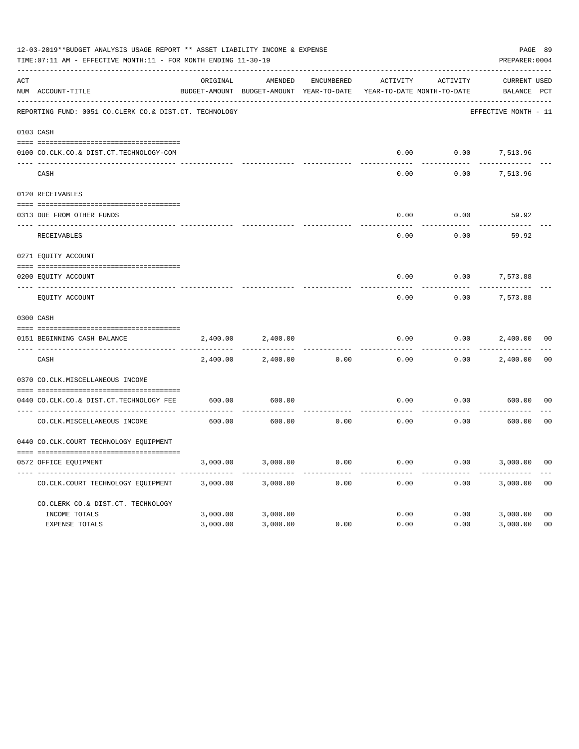12-03-2019**BUDGET ANALYSIS USAGE REPORT ** ASSET LIABILITY INCOME & EXPENSE

TIME:07:11 AM - EFFECTIVE MONTH:11 - FOR MONTH ENDING 11-30-19

PREPARER:0004

| ACT NUM | ACCOUNT-TITLE | ORIGINAL BUDGET-AMOUNT | AMENDED BUDGET-AMOUNT | ENCUMBERED YEAR-TO-DATE | ACTIVITY YEAR-TO-DATE | ACTIVITY MONTH-TO-DATE | CURRENT BALANCE | USED PCT |
|---|---|---|---|---|---|---|---|---|
| | REPORTING FUND: 0051 CO.CLERK CO.& DIST.CT. TECHNOLOGY | | | | | | EFFECTIVE MONTH - 11 | |
| 0103 | CASH | | | | | | | |
| 0100 | CO.CLK.CO.& DIST.CT.TECHNOLOGY-COM | | | | 0.00 | 0.00 | 7,513.96 | |
| | CASH | | | | 0.00 | 0.00 | 7,513.96 | |
| 0120 | RECEIVABLES | | | | | | | |
| 0313 | DUE FROM OTHER FUNDS | | | | 0.00 | 0.00 | 59.92 | |
| | RECEIVABLES | | | | 0.00 | 0.00 | 59.92 | |
| 0271 | EQUITY ACCOUNT | | | | | | | |
| 0200 | EQUITY ACCOUNT | | | | 0.00 | 0.00 | 7,573.88 | |
| | EQUITY ACCOUNT | | | | 0.00 | 0.00 | 7,573.88 | |
| 0300 | CASH | | | | | | | |
| 0151 | BEGINNING CASH BALANCE | 2,400.00 | 2,400.00 | | 0.00 | 0.00 | 2,400.00 | 00 |
| | CASH | 2,400.00 | 2,400.00 | 0.00 | 0.00 | 0.00 | 2,400.00 | 00 |
| 0370 | CO.CLK.MISCELLANEOUS INCOME | | | | | | | |
| 0440 | CO.CLK.CO.& DIST.CT.TECHNOLOGY FEE | 600.00 | 600.00 | | 0.00 | 0.00 | 600.00 | 00 |
| | CO.CLK.MISCELLANEOUS INCOME | 600.00 | 600.00 | 0.00 | 0.00 | 0.00 | 600.00 | 00 |
| 0440 | CO.CLK.COURT TECHNOLOGY EQUIPMENT | | | | | | | |
| 0572 | OFFICE EQUIPMENT | 3,000.00 | 3,000.00 | 0.00 | 0.00 | 0.00 | 3,000.00 | 00 |
| | CO.CLK.COURT TECHNOLOGY EQUIPMENT | 3,000.00 | 3,000.00 | 0.00 | 0.00 | 0.00 | 3,000.00 | 00 |
| | CO.CLERK CO.& DIST.CT. TECHNOLOGY | | | | | | | |
| | INCOME TOTALS | 3,000.00 | 3,000.00 | | 0.00 | 0.00 | 3,000.00 | 00 |
| | EXPENSE TOTALS | 3,000.00 | 3,000.00 | 0.00 | 0.00 | 0.00 | 3,000.00 | 00 |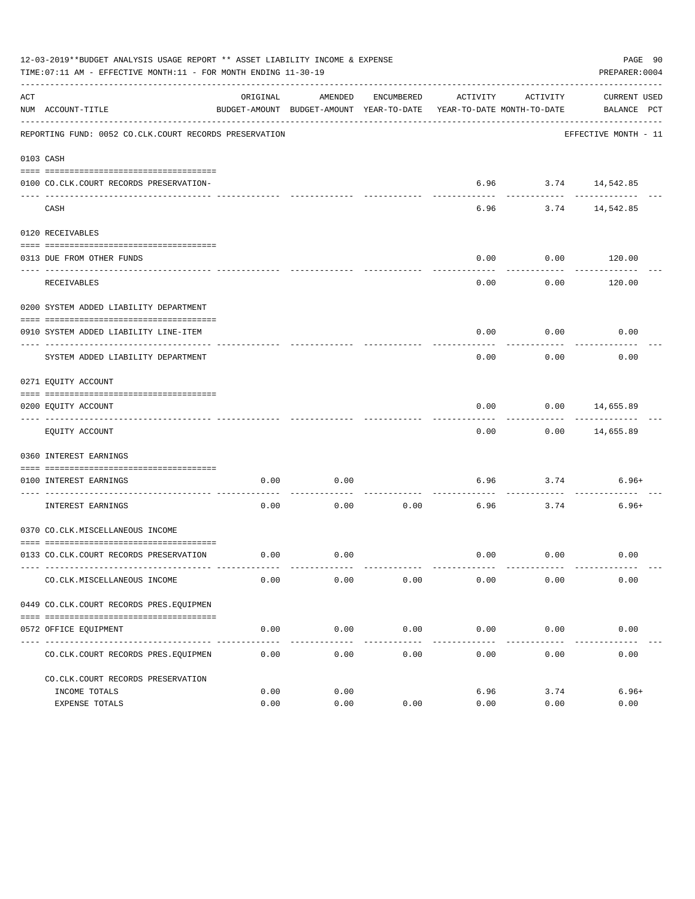12-03-2019**BUDGET ANALYSIS USAGE REPORT ** ASSET LIABILITY INCOME & EXPENSE

TIME:07:11 AM - EFFECTIVE MONTH:11 - FOR MONTH ENDING 11-30-19

PREPARER:0004

| ACT NUM | ACCOUNT-TITLE | ORIGINAL BUDGET-AMOUNT | AMENDED BUDGET-AMOUNT | ENCUMBERED YEAR-TO-DATE | ACTIVITY YEAR-TO-DATE | ACTIVITY MONTH-TO-DATE | CURRENT BALANCE | USED PCT |
|---|---|---|---|---|---|---|---|---|
| | REPORTING FUND: 0052 CO.CLK.COURT RECORDS PRESERVATION | | | | | | EFFECTIVE MONTH - 11 | |
| 0103 | CASH | | | | | | | |
| 0100 | CO.CLK.COURT RECORDS PRESERVATION- | | | | 6.96 | 3.74 | 14,542.85 | |
| | CASH | | | | 6.96 | 3.74 | 14,542.85 | |
| 0120 | RECEIVABLES | | | | | | | |
| 0313 | DUE FROM OTHER FUNDS | | | | 0.00 | 0.00 | 120.00 | |
| | RECEIVABLES | | | | 0.00 | 0.00 | 120.00 | |
| 0200 | SYSTEM ADDED LIABILITY DEPARTMENT | | | | | | | |
| 0910 | SYSTEM ADDED LIABILITY LINE-ITEM | | | | 0.00 | 0.00 | 0.00 | |
| | SYSTEM ADDED LIABILITY DEPARTMENT | | | | 0.00 | 0.00 | 0.00 | |
| 0271 | EQUITY ACCOUNT | | | | | | | |
| 0200 | EQUITY ACCOUNT | | | | 0.00 | 0.00 | 14,655.89 | |
| | EQUITY ACCOUNT | | | | 0.00 | 0.00 | 14,655.89 | |
| 0360 | INTEREST EARNINGS | | | | | | | |
| 0100 | INTEREST EARNINGS | 0.00 | 0.00 | | 6.96 | 3.74 | 6.96+ | |
| | INTEREST EARNINGS | 0.00 | 0.00 | 0.00 | 6.96 | 3.74 | 6.96+ | |
| 0370 | CO.CLK.MISCELLANEOUS INCOME | | | | | | | |
| 0133 | CO.CLK.COURT RECORDS PRESERVATION | 0.00 | 0.00 | | 0.00 | 0.00 | 0.00 | |
| | CO.CLK.MISCELLANEOUS INCOME | 0.00 | 0.00 | 0.00 | 0.00 | 0.00 | 0.00 | |
| 0449 | CO.CLK.COURT RECORDS PRES.EQUIPMEN | | | | | | | |
| 0572 | OFFICE EQUIPMENT | 0.00 | 0.00 | 0.00 | 0.00 | 0.00 | 0.00 | |
| | CO.CLK.COURT RECORDS PRES.EQUIPMEN | 0.00 | 0.00 | 0.00 | 0.00 | 0.00 | 0.00 | |
| | CO.CLK.COURT RECORDS PRESERVATION | | | | | | | |
| | INCOME TOTALS | 0.00 | 0.00 | | 6.96 | 3.74 | 6.96+ | |
| | EXPENSE TOTALS | 0.00 | 0.00 | 0.00 | 0.00 | 0.00 | 0.00 | |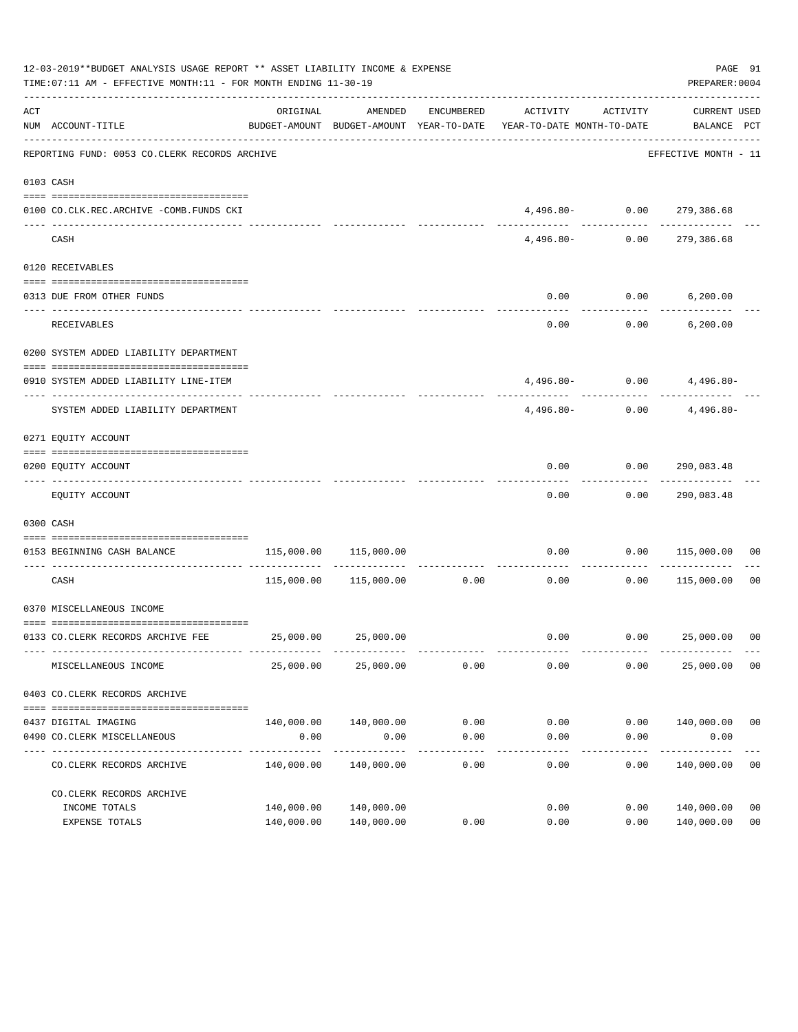12-03-2019**BUDGET ANALYSIS USAGE REPORT ** ASSET LIABILITY INCOME & EXPENSE

TIME:07:11 AM - EFFECTIVE MONTH:11 - FOR MONTH ENDING 11-30-19

PREPARER:0004

| ACT NUM | ACCOUNT-TITLE | ORIGINAL BUDGET-AMOUNT | AMENDED BUDGET-AMOUNT | ENCUMBERED YEAR-TO-DATE | ACTIVITY YEAR-TO-DATE | ACTIVITY MONTH-TO-DATE | CURRENT BALANCE | USED PCT |
|---|---|---|---|---|---|---|---|---|
| | REPORTING FUND: 0053 CO.CLERK RECORDS ARCHIVE | | | | | | EFFECTIVE MONTH - 11 | |
| 0103 | CASH | | | | | | | |
| 0100 | CO.CLK.REC.ARCHIVE -COMB.FUNDS CKI | | | | 4,496.80- | 0.00 | 279,386.68 | |
| | CASH | | | | 4,496.80- | 0.00 | 279,386.68 | |
| 0120 | RECEIVABLES | | | | | | | |
| 0313 | DUE FROM OTHER FUNDS | | | | 0.00 | 0.00 | 6,200.00 | |
| | RECEIVABLES | | | | 0.00 | 0.00 | 6,200.00 | |
| 0200 | SYSTEM ADDED LIABILITY DEPARTMENT | | | | | | | |
| 0910 | SYSTEM ADDED LIABILITY LINE-ITEM | | | | 4,496.80- | 0.00 | 4,496.80- | |
| | SYSTEM ADDED LIABILITY DEPARTMENT | | | | 4,496.80- | 0.00 | 4,496.80- | |
| 0271 | EQUITY ACCOUNT | | | | | | | |
| 0200 | EQUITY ACCOUNT | | | | 0.00 | 0.00 | 290,083.48 | |
| | EQUITY ACCOUNT | | | | 0.00 | 0.00 | 290,083.48 | |
| 0300 | CASH | | | | | | | |
| 0153 | BEGINNING CASH BALANCE | 115,000.00 | 115,000.00 | | 0.00 | 0.00 | 115,000.00 | 00 |
| | CASH | 115,000.00 | 115,000.00 | 0.00 | 0.00 | 0.00 | 115,000.00 | 00 |
| 0370 | MISCELLANEOUS INCOME | | | | | | | |
| 0133 | CO.CLERK RECORDS ARCHIVE FEE | 25,000.00 | 25,000.00 | | 0.00 | 0.00 | 25,000.00 | 00 |
| | MISCELLANEOUS INCOME | 25,000.00 | 25,000.00 | 0.00 | 0.00 | 0.00 | 25,000.00 | 00 |
| 0403 | CO.CLERK RECORDS ARCHIVE | | | | | | | |
| 0437 | DIGITAL IMAGING | 140,000.00 | 140,000.00 | 0.00 | 0.00 | 0.00 | 140,000.00 | 00 |
| 0490 | CO.CLERK MISCELLANEOUS | 0.00 | 0.00 | 0.00 | 0.00 | 0.00 | 0.00 | |
| | CO.CLERK RECORDS ARCHIVE | 140,000.00 | 140,000.00 | 0.00 | 0.00 | 0.00 | 140,000.00 | 00 |
| | CO.CLERK RECORDS ARCHIVE | | | | | | | |
| | INCOME TOTALS | 140,000.00 | 140,000.00 | | 0.00 | 0.00 | 140,000.00 | 00 |
| | EXPENSE TOTALS | 140,000.00 | 140,000.00 | 0.00 | 0.00 | 0.00 | 140,000.00 | 00 |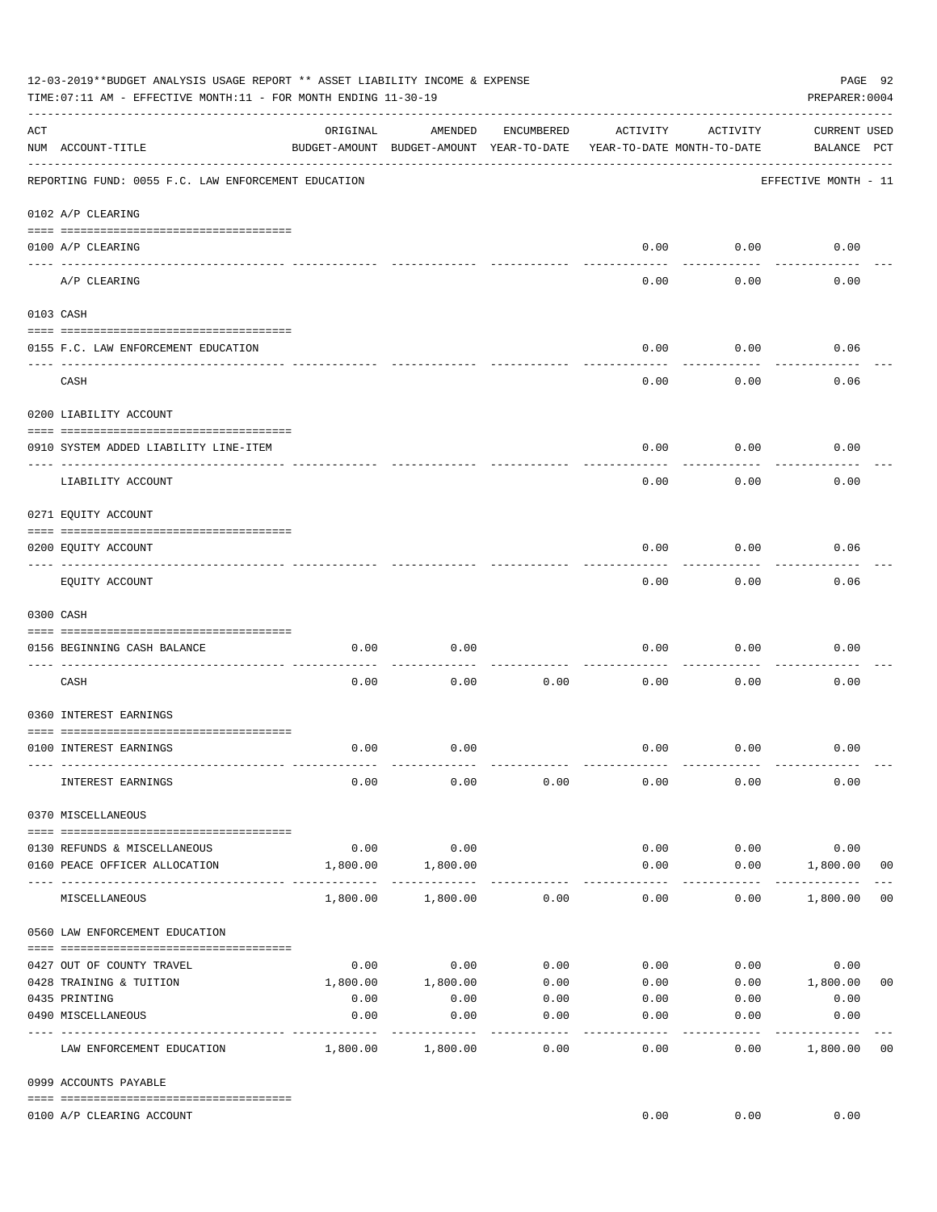12-03-2019**BUDGET ANALYSIS USAGE REPORT ** ASSET LIABILITY INCOME & EXPENSE

TIME:07:11 AM - EFFECTIVE MONTH:11 - FOR MONTH ENDING 11-30-19

PREPARER:0004

| ACT NUM | ACCOUNT-TITLE | ORIGINAL BUDGET-AMOUNT | AMENDED BUDGET-AMOUNT | ENCUMBERED YEAR-TO-DATE | ACTIVITY YEAR-TO-DATE | ACTIVITY MONTH-TO-DATE | CURRENT BALANCE | USED PCT |
|---|---|---|---|---|---|---|---|---|
| | REPORTING FUND: 0055 F.C. LAW ENFORCEMENT EDUCATION | | | | | | EFFECTIVE MONTH - 11 | |
| | **0102 A/P CLEARING** | | | | | | | |
| 0100 | A/P CLEARING | | | | 0.00 | 0.00 | 0.00 | |
| | A/P CLEARING | | | | 0.00 | 0.00 | 0.00 | |
| | **0103 CASH** | | | | | | | |
| 0155 | F.C. LAW ENFORCEMENT EDUCATION | | | | 0.00 | 0.00 | 0.06 | |
| | CASH | | | | 0.00 | 0.00 | 0.06 | |
| | **0200 LIABILITY ACCOUNT** | | | | | | | |
| 0910 | SYSTEM ADDED LIABILITY LINE-ITEM | | | | 0.00 | 0.00 | 0.00 | |
| | LIABILITY ACCOUNT | | | | 0.00 | 0.00 | 0.00 | |
| | **0271 EQUITY ACCOUNT** | | | | | | | |
| 0200 | EQUITY ACCOUNT | | | | 0.00 | 0.00 | 0.06 | |
| | EQUITY ACCOUNT | | | | 0.00 | 0.00 | 0.06 | |
| | **0300 CASH** | | | | | | | |
| 0156 | BEGINNING CASH BALANCE | 0.00 | 0.00 | | 0.00 | 0.00 | 0.00 | |
| | CASH | 0.00 | 0.00 | 0.00 | 0.00 | 0.00 | 0.00 | |
| | **0360 INTEREST EARNINGS** | | | | | | | |
| 0100 | INTEREST EARNINGS | 0.00 | 0.00 | | 0.00 | 0.00 | 0.00 | |
| | INTEREST EARNINGS | 0.00 | 0.00 | 0.00 | 0.00 | 0.00 | 0.00 | |
| | **0370 MISCELLANEOUS** | | | | | | | |
| 0130 | REFUNDS & MISCELLANEOUS | 0.00 | 0.00 | | 0.00 | 0.00 | 0.00 | |
| 0160 | PEACE OFFICER ALLOCATION | 1,800.00 | 1,800.00 | | 0.00 | 0.00 | 1,800.00 | 00 |
| | MISCELLANEOUS | 1,800.00 | 1,800.00 | 0.00 | 0.00 | 0.00 | 1,800.00 | 00 |
| | **0560 LAW ENFORCEMENT EDUCATION** | | | | | | | |
| 0427 | OUT OF COUNTY TRAVEL | 0.00 | 0.00 | 0.00 | 0.00 | 0.00 | 0.00 | |
| 0428 | TRAINING & TUITION | 1,800.00 | 1,800.00 | 0.00 | 0.00 | 0.00 | 1,800.00 | 00 |
| 0435 | PRINTING | 0.00 | 0.00 | 0.00 | 0.00 | 0.00 | 0.00 | |
| 0490 | MISCELLANEOUS | 0.00 | 0.00 | 0.00 | 0.00 | 0.00 | 0.00 | |
| | LAW ENFORCEMENT EDUCATION | 1,800.00 | 1,800.00 | 0.00 | 0.00 | 0.00 | 1,800.00 | 00 |
| | **0999 ACCOUNTS PAYABLE** | | | | | | | |
| 0100 | A/P CLEARING ACCOUNT | | | | 0.00 | 0.00 | 0.00 | |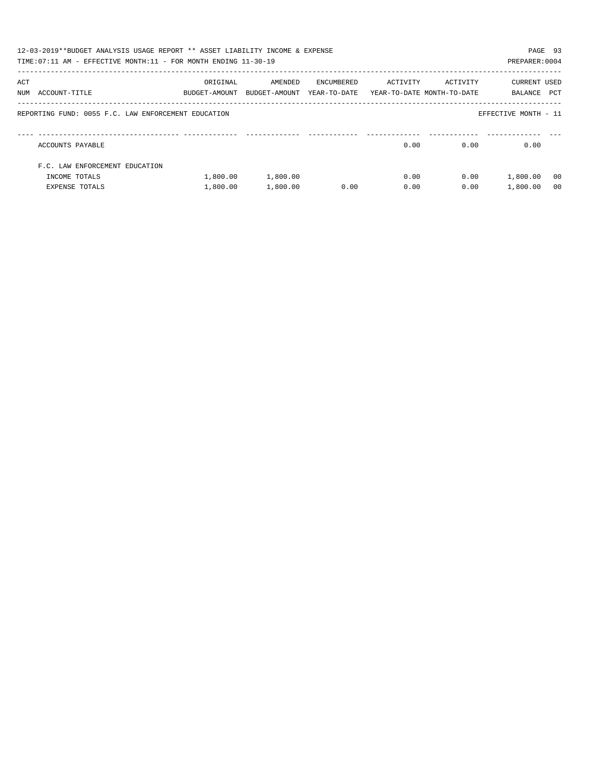12-03-2019**BUDGET ANALYSIS USAGE REPORT ** ASSET LIABILITY INCOME & EXPENSE

TIME:07:11 AM - EFFECTIVE MONTH:11 - FOR MONTH ENDING 11-30-19

PREPARER:0004

REPORTING FUND: 0055 F.C. LAW ENFORCEMENT EDUCATION — EFFECTIVE MONTH - 11

| ACT NUM | ACCOUNT-TITLE | ORIGINAL BUDGET-AMOUNT | AMENDED BUDGET-AMOUNT | ENCUMBERED YEAR-TO-DATE | ACTIVITY YEAR-TO-DATE | ACTIVITY MONTH-TO-DATE | CURRENT BALANCE | USED PCT |
|---|---|---|---|---|---|---|---|---|
| | ACCOUNTS PAYABLE | | | | 0.00 | 0.00 | 0.00 | |
| | F.C. LAW ENFORCEMENT EDUCATION | | | | | | | |
| | INCOME TOTALS | 1,800.00 | 1,800.00 | | 0.00 | 0.00 | 1,800.00 | 00 |
| | EXPENSE TOTALS | 1,800.00 | 1,800.00 | 0.00 | 0.00 | 0.00 | 1,800.00 | 00 |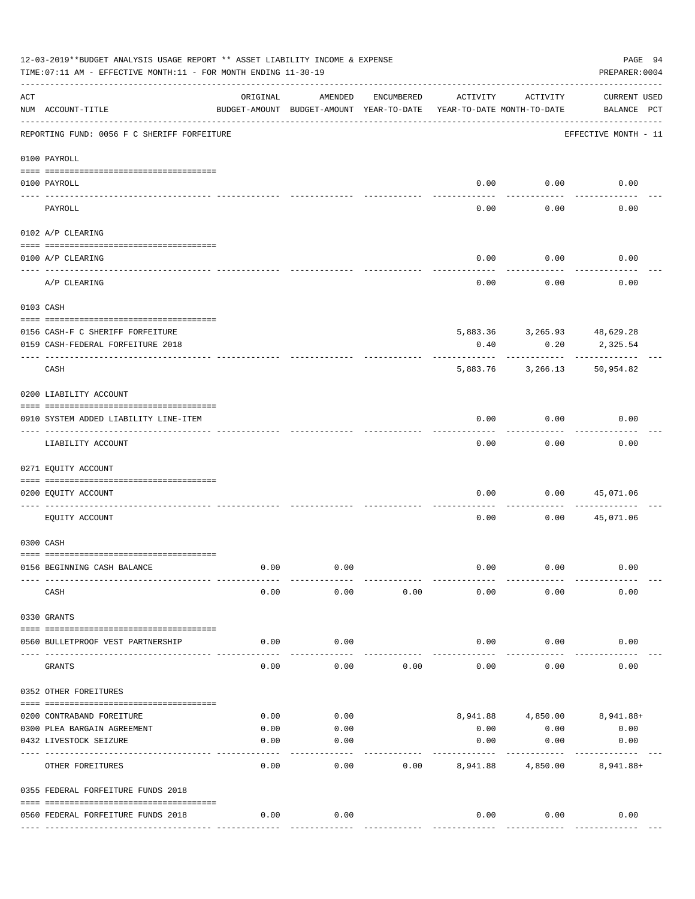12-03-2019**BUDGET ANALYSIS USAGE REPORT ** ASSET LIABILITY INCOME & EXPENSE

TIME:07:11 AM - EFFECTIVE MONTH:11 - FOR MONTH ENDING 11-30-19

PREPARER:0004

REPORTING FUND: 0056 F C SHERIFF FORFEITURE — EFFECTIVE MONTH - 11

| ACT NUM | ACCOUNT-TITLE | ORIGINAL BUDGET-AMOUNT | AMENDED BUDGET-AMOUNT | ENCUMBERED YEAR-TO-DATE | ACTIVITY YEAR-TO-DATE | ACTIVITY MONTH-TO-DATE | CURRENT USED BALANCE | PCT |
|---|---|---|---|---|---|---|---|---|
| **0100** | **PAYROLL** | | | | | | | |
| 0100 | PAYROLL | | | | 0.00 | 0.00 | 0.00 | |
| | PAYROLL | | | | 0.00 | 0.00 | 0.00 | |
| **0102** | **A/P CLEARING** | | | | | | | |
| 0100 | A/P CLEARING | | | | 0.00 | 0.00 | 0.00 | |
| | A/P CLEARING | | | | 0.00 | 0.00 | 0.00 | |
| **0103** | **CASH** | | | | | | | |
| 0156 | CASH-F C SHERIFF FORFEITURE | | | | 5,883.36 | 3,265.93 | 48,629.28 | |
| 0159 | CASH-FEDERAL FORFEITURE 2018 | | | | 0.40 | 0.20 | 2,325.54 | |
| | CASH | | | | 5,883.76 | 3,266.13 | 50,954.82 | |
| **0200** | **LIABILITY ACCOUNT** | | | | | | | |
| 0910 | SYSTEM ADDED LIABILITY LINE-ITEM | | | | 0.00 | 0.00 | 0.00 | |
| | LIABILITY ACCOUNT | | | | 0.00 | 0.00 | 0.00 | |
| **0271** | **EQUITY ACCOUNT** | | | | | | | |
| 0200 | EQUITY ACCOUNT | | | | 0.00 | 0.00 | 45,071.06 | |
| | EQUITY ACCOUNT | | | | 0.00 | 0.00 | 45,071.06 | |
| **0300** | **CASH** | | | | | | | |
| 0156 | BEGINNING CASH BALANCE | 0.00 | 0.00 | | 0.00 | 0.00 | 0.00 | |
| | CASH | 0.00 | 0.00 | 0.00 | 0.00 | 0.00 | 0.00 | |
| **0330** | **GRANTS** | | | | | | | |
| 0560 | BULLETPROOF VEST PARTNERSHIP | 0.00 | 0.00 | | 0.00 | 0.00 | 0.00 | |
| | GRANTS | 0.00 | 0.00 | 0.00 | 0.00 | 0.00 | 0.00 | |
| **0352** | **OTHER FOREITURES** | | | | | | | |
| 0200 | CONTRABAND FOREITURE | 0.00 | 0.00 | | 8,941.88 | 4,850.00 | 8,941.88+ | |
| 0300 | PLEA BARGAIN AGREEMENT | 0.00 | 0.00 | | 0.00 | 0.00 | 0.00 | |
| 0432 | LIVESTOCK SEIZURE | 0.00 | 0.00 | | 0.00 | 0.00 | 0.00 | |
| | OTHER FOREITURES | 0.00 | 0.00 | 0.00 | 8,941.88 | 4,850.00 | 8,941.88+ | |
| **0355** | **FEDERAL FORFEITURE FUNDS 2018** | | | | | | | |
| 0560 | FEDERAL FORFEITURE FUNDS 2018 | 0.00 | 0.00 | | 0.00 | 0.00 | 0.00 | |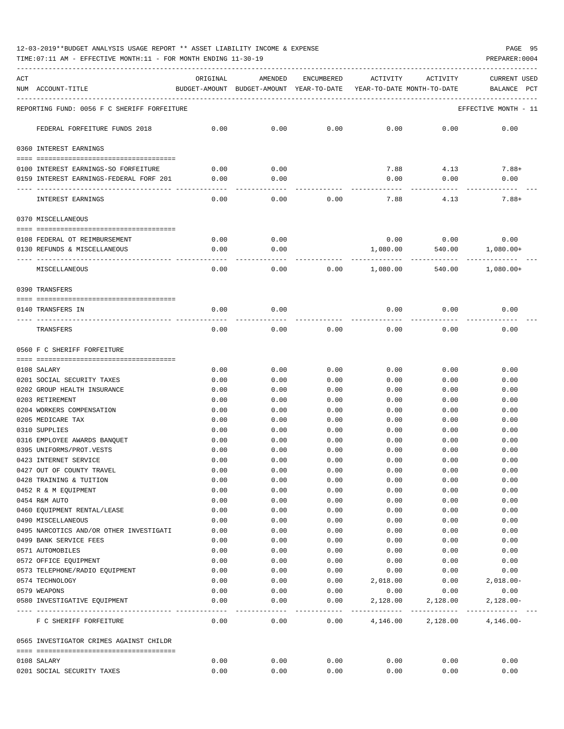12-03-2019**BUDGET ANALYSIS USAGE REPORT ** ASSET LIABILITY INCOME & EXPENSE

TIME:07:11 AM - EFFECTIVE MONTH:11 - FOR MONTH ENDING 11-30-19

| ACT NUM | ACCOUNT-TITLE | ORIGINAL BUDGET-AMOUNT | AMENDED BUDGET-AMOUNT | ENCUMBERED YEAR-TO-DATE | ACTIVITY YEAR-TO-DATE | ACTIVITY MONTH-TO-DATE | CURRENT USED BALANCE PCT |
|---|---|---|---|---|---|---|---|
| | REPORTING FUND: 0056 F C SHERIFF FORFEITURE | | | | | | EFFECTIVE MONTH - 11 |
| | FEDERAL FORFEITURE FUNDS 2018 | 0.00 | 0.00 | 0.00 | 0.00 | 0.00 | 0.00 |
| | 0360 INTEREST EARNINGS | | | | | | |
| 0100 | INTEREST EARNINGS-SO FORFEITURE | 0.00 | 0.00 | | 7.88 | 4.13 | 7.88+ |
| 0159 | INTEREST EARNINGS-FEDERAL FORF 201 | 0.00 | 0.00 | | 0.00 | 0.00 | 0.00 |
| | INTEREST EARNINGS | 0.00 | 0.00 | 0.00 | 7.88 | 4.13 | 7.88+ |
| | 0370 MISCELLANEOUS | | | | | | |
| 0108 | FEDERAL OT REIMBURSEMENT | 0.00 | 0.00 | | 0.00 | 0.00 | 0.00 |
| 0130 | REFUNDS & MISCELLANEOUS | 0.00 | 0.00 | | 1,080.00 | 540.00 | 1,080.00+ |
| | MISCELLANEOUS | 0.00 | 0.00 | 0.00 | 1,080.00 | 540.00 | 1,080.00+ |
| | 0390 TRANSFERS | | | | | | |
| 0140 | TRANSFERS IN | 0.00 | 0.00 | | 0.00 | 0.00 | 0.00 |
| | TRANSFERS | 0.00 | 0.00 | 0.00 | 0.00 | 0.00 | 0.00 |
| | 0560 F C SHERIFF FORFEITURE | | | | | | |
| 0108 | SALARY | 0.00 | 0.00 | 0.00 | 0.00 | 0.00 | 0.00 |
| 0201 | SOCIAL SECURITY TAXES | 0.00 | 0.00 | 0.00 | 0.00 | 0.00 | 0.00 |
| 0202 | GROUP HEALTH INSURANCE | 0.00 | 0.00 | 0.00 | 0.00 | 0.00 | 0.00 |
| 0203 | RETIREMENT | 0.00 | 0.00 | 0.00 | 0.00 | 0.00 | 0.00 |
| 0204 | WORKERS COMPENSATION | 0.00 | 0.00 | 0.00 | 0.00 | 0.00 | 0.00 |
| 0205 | MEDICARE TAX | 0.00 | 0.00 | 0.00 | 0.00 | 0.00 | 0.00 |
| 0310 | SUPPLIES | 0.00 | 0.00 | 0.00 | 0.00 | 0.00 | 0.00 |
| 0316 | EMPLOYEE AWARDS BANQUET | 0.00 | 0.00 | 0.00 | 0.00 | 0.00 | 0.00 |
| 0395 | UNIFORMS/PROT.VESTS | 0.00 | 0.00 | 0.00 | 0.00 | 0.00 | 0.00 |
| 0423 | INTERNET SERVICE | 0.00 | 0.00 | 0.00 | 0.00 | 0.00 | 0.00 |
| 0427 | OUT OF COUNTY TRAVEL | 0.00 | 0.00 | 0.00 | 0.00 | 0.00 | 0.00 |
| 0428 | TRAINING & TUITION | 0.00 | 0.00 | 0.00 | 0.00 | 0.00 | 0.00 |
| 0452 | R & M EQUIPMENT | 0.00 | 0.00 | 0.00 | 0.00 | 0.00 | 0.00 |
| 0454 | R&M AUTO | 0.00 | 0.00 | 0.00 | 0.00 | 0.00 | 0.00 |
| 0460 | EQUIPMENT RENTAL/LEASE | 0.00 | 0.00 | 0.00 | 0.00 | 0.00 | 0.00 |
| 0490 | MISCELLANEOUS | 0.00 | 0.00 | 0.00 | 0.00 | 0.00 | 0.00 |
| 0495 | NARCOTICS AND/OR OTHER INVESTIGATI | 0.00 | 0.00 | 0.00 | 0.00 | 0.00 | 0.00 |
| 0499 | BANK SERVICE FEES | 0.00 | 0.00 | 0.00 | 0.00 | 0.00 | 0.00 |
| 0571 | AUTOMOBILES | 0.00 | 0.00 | 0.00 | 0.00 | 0.00 | 0.00 |
| 0572 | OFFICE EQUIPMENT | 0.00 | 0.00 | 0.00 | 0.00 | 0.00 | 0.00 |
| 0573 | TELEPHONE/RADIO EQUIPMENT | 0.00 | 0.00 | 0.00 | 0.00 | 0.00 | 0.00 |
| 0574 | TECHNOLOGY | 0.00 | 0.00 | 0.00 | 2,018.00 | 0.00 | 2,018.00- |
| 0579 | WEAPONS | 0.00 | 0.00 | 0.00 | 0.00 | 0.00 | 0.00 |
| 0580 | INVESTIGATIVE EQUIPMENT | 0.00 | 0.00 | 0.00 | 2,128.00 | 2,128.00 | 2,128.00- |
| | F C SHERIFF FORFEITURE | 0.00 | 0.00 | 0.00 | 4,146.00 | 2,128.00 | 4,146.00- |
| | 0565 INVESTIGATOR CRIMES AGAINST CHILDR | | | | | | |
| 0108 | SALARY | 0.00 | 0.00 | 0.00 | 0.00 | 0.00 | 0.00 |
| 0201 | SOCIAL SECURITY TAXES | 0.00 | 0.00 | 0.00 | 0.00 | 0.00 | 0.00 |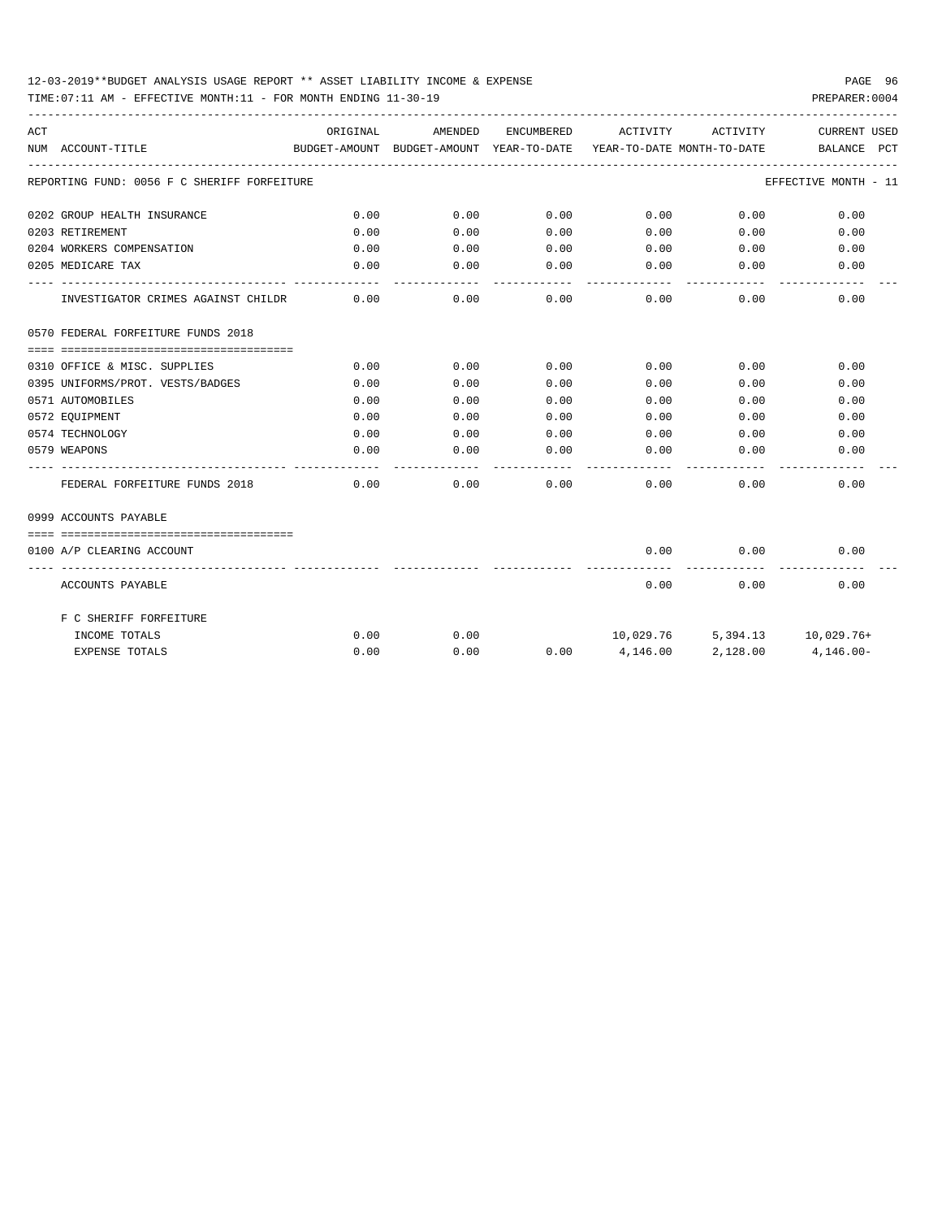12-03-2019**BUDGET ANALYSIS USAGE REPORT ** ASSET LIABILITY INCOME & EXPENSE

TIME:07:11 AM - EFFECTIVE MONTH:11 - FOR MONTH ENDING 11-30-19

PREPARER:0004

| ACT NUM | ACCOUNT-TITLE | ORIGINAL BUDGET-AMOUNT | AMENDED BUDGET-AMOUNT | ENCUMBERED YEAR-TO-DATE | ACTIVITY YEAR-TO-DATE | ACTIVITY MONTH-TO-DATE | CURRENT BALANCE | USED PCT |
|---|---|---|---|---|---|---|---|---|
| | REPORTING FUND: 0056 F C SHERIFF FORFEITURE | | | | | | EFFECTIVE MONTH - 11 | |
| 0202 | GROUP HEALTH INSURANCE | 0.00 | 0.00 | 0.00 | 0.00 | 0.00 | 0.00 | |
| 0203 | RETIREMENT | 0.00 | 0.00 | 0.00 | 0.00 | 0.00 | 0.00 | |
| 0204 | WORKERS COMPENSATION | 0.00 | 0.00 | 0.00 | 0.00 | 0.00 | 0.00 | |
| 0205 | MEDICARE TAX | 0.00 | 0.00 | 0.00 | 0.00 | 0.00 | 0.00 | |
| | INVESTIGATOR CRIMES AGAINST CHILDR | 0.00 | 0.00 | 0.00 | 0.00 | 0.00 | 0.00 | |
| 0570 | FEDERAL FORFEITURE FUNDS 2018 | | | | | | | |
| 0310 | OFFICE & MISC. SUPPLIES | 0.00 | 0.00 | 0.00 | 0.00 | 0.00 | 0.00 | |
| 0395 | UNIFORMS/PROT. VESTS/BADGES | 0.00 | 0.00 | 0.00 | 0.00 | 0.00 | 0.00 | |
| 0571 | AUTOMOBILES | 0.00 | 0.00 | 0.00 | 0.00 | 0.00 | 0.00 | |
| 0572 | EQUIPMENT | 0.00 | 0.00 | 0.00 | 0.00 | 0.00 | 0.00 | |
| 0574 | TECHNOLOGY | 0.00 | 0.00 | 0.00 | 0.00 | 0.00 | 0.00 | |
| 0579 | WEAPONS | 0.00 | 0.00 | 0.00 | 0.00 | 0.00 | 0.00 | |
| | FEDERAL FORFEITURE FUNDS 2018 | 0.00 | 0.00 | 0.00 | 0.00 | 0.00 | 0.00 | |
| 0999 | ACCOUNTS PAYABLE | | | | | | | |
| 0100 | A/P CLEARING ACCOUNT | | | | 0.00 | 0.00 | 0.00 | |
| | ACCOUNTS PAYABLE | | | | 0.00 | 0.00 | 0.00 | |
| | F C SHERIFF FORFEITURE | | | | | | | |
| | INCOME TOTALS | 0.00 | 0.00 | | 10,029.76 | 5,394.13 | 10,029.76+ | |
| | EXPENSE TOTALS | 0.00 | 0.00 | 0.00 | 4,146.00 | 2,128.00 | 4,146.00- | |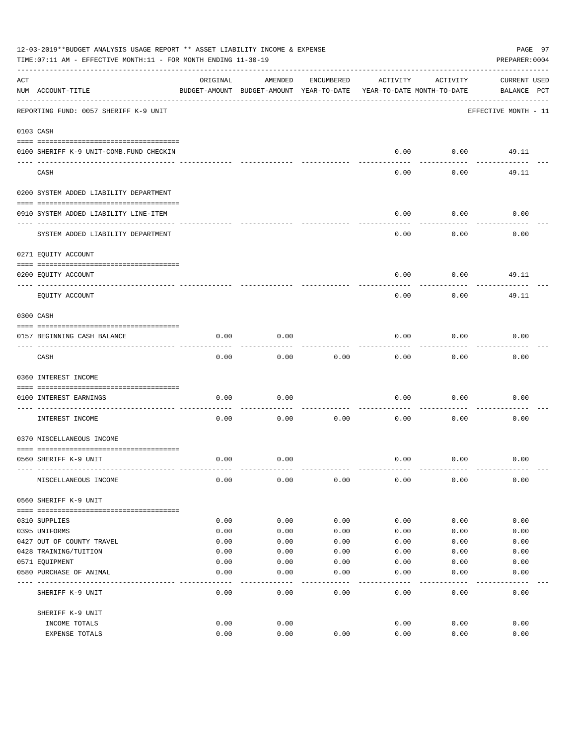12-03-2019**BUDGET ANALYSIS USAGE REPORT ** ASSET LIABILITY INCOME & EXPENSE

TIME:07:11 AM - EFFECTIVE MONTH:11 - FOR MONTH ENDING 11-30-19

PREPARER:0004

REPORTING FUND: 0057 SHERIFF K-9 UNIT — EFFECTIVE MONTH - 11

| ACT NUM | ACCOUNT-TITLE | ORIGINAL BUDGET-AMOUNT | AMENDED BUDGET-AMOUNT | ENCUMBERED YEAR-TO-DATE | ACTIVITY YEAR-TO-DATE | ACTIVITY MONTH-TO-DATE | CURRENT BALANCE | USED PCT |
|---|---|---|---|---|---|---|---|---|
| 0103 | CASH | | | | | | | |
| 0100 | SHERIFF K-9 UNIT-COMB.FUND CHECKIN | | | | 0.00 | 0.00 | 49.11 | |
| | CASH | | | | 0.00 | 0.00 | 49.11 | |
| 0200 | SYSTEM ADDED LIABILITY DEPARTMENT | | | | | | | |
| 0910 | SYSTEM ADDED LIABILITY LINE-ITEM | | | | 0.00 | 0.00 | 0.00 | |
| | SYSTEM ADDED LIABILITY DEPARTMENT | | | | 0.00 | 0.00 | 0.00 | |
| 0271 | EQUITY ACCOUNT | | | | | | | |
| 0200 | EQUITY ACCOUNT | | | | 0.00 | 0.00 | 49.11 | |
| | EQUITY ACCOUNT | | | | 0.00 | 0.00 | 49.11 | |
| 0300 | CASH | | | | | | | |
| 0157 | BEGINNING CASH BALANCE | 0.00 | 0.00 | | 0.00 | 0.00 | 0.00 | |
| | CASH | 0.00 | 0.00 | 0.00 | 0.00 | 0.00 | 0.00 | |
| 0360 | INTEREST INCOME | | | | | | | |
| 0100 | INTEREST EARNINGS | 0.00 | 0.00 | | 0.00 | 0.00 | 0.00 | |
| | INTEREST INCOME | 0.00 | 0.00 | 0.00 | 0.00 | 0.00 | 0.00 | |
| 0370 | MISCELLANEOUS INCOME | | | | | | | |
| 0560 | SHERIFF K-9 UNIT | 0.00 | 0.00 | | 0.00 | 0.00 | 0.00 | |
| | MISCELLANEOUS INCOME | 0.00 | 0.00 | 0.00 | 0.00 | 0.00 | 0.00 | |
| 0560 | SHERIFF K-9 UNIT | | | | | | | |
| 0310 | SUPPLIES | 0.00 | 0.00 | 0.00 | 0.00 | 0.00 | 0.00 | |
| 0395 | UNIFORMS | 0.00 | 0.00 | 0.00 | 0.00 | 0.00 | 0.00 | |
| 0427 | OUT OF COUNTY TRAVEL | 0.00 | 0.00 | 0.00 | 0.00 | 0.00 | 0.00 | |
| 0428 | TRAINING/TUITION | 0.00 | 0.00 | 0.00 | 0.00 | 0.00 | 0.00 | |
| 0571 | EQUIPMENT | 0.00 | 0.00 | 0.00 | 0.00 | 0.00 | 0.00 | |
| 0580 | PURCHASE OF ANIMAL | 0.00 | 0.00 | 0.00 | 0.00 | 0.00 | 0.00 | |
| | SHERIFF K-9 UNIT | 0.00 | 0.00 | 0.00 | 0.00 | 0.00 | 0.00 | |
| | SHERIFF K-9 UNIT | | | | | | | |
| | INCOME TOTALS | 0.00 | 0.00 | | 0.00 | 0.00 | 0.00 | |
| | EXPENSE TOTALS | 0.00 | 0.00 | 0.00 | 0.00 | 0.00 | 0.00 | |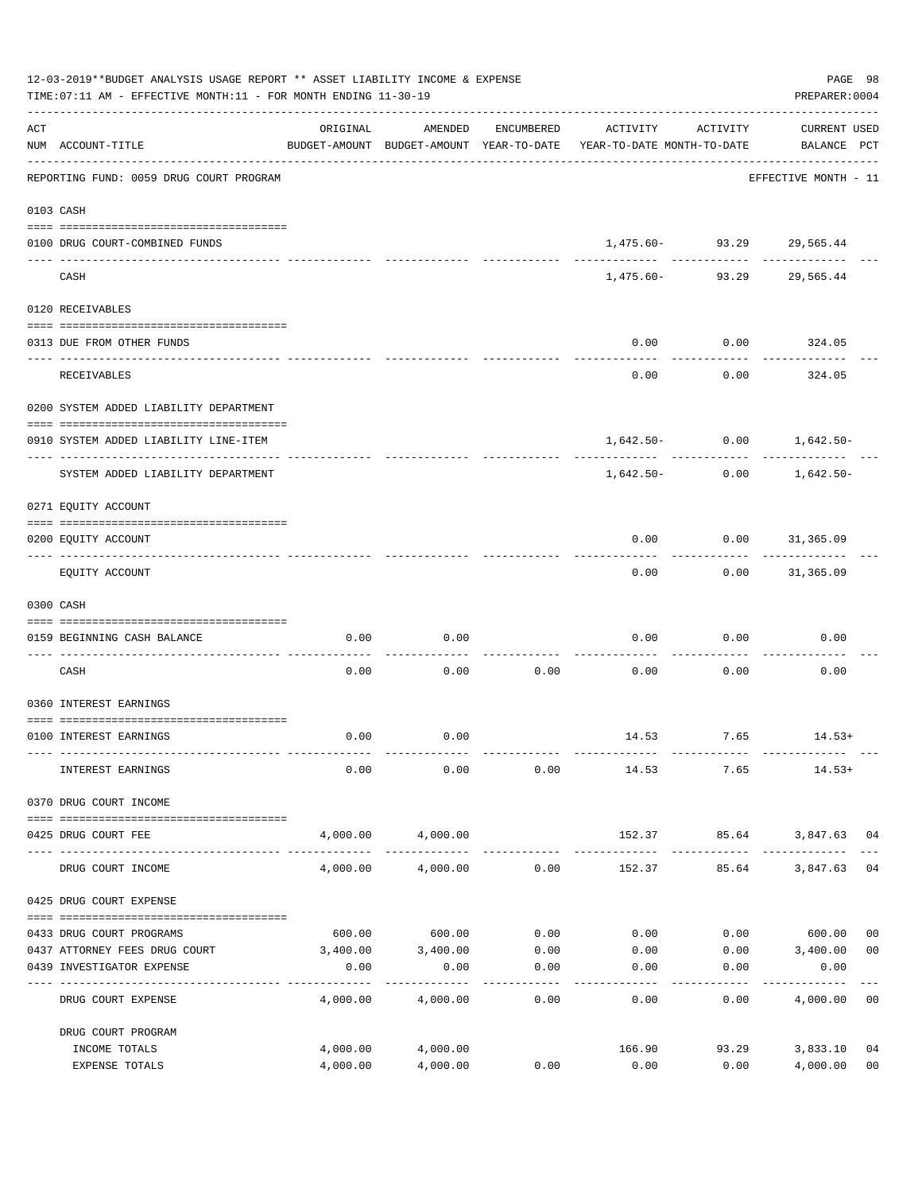12-03-2019**BUDGET ANALYSIS USAGE REPORT ** ASSET LIABILITY INCOME & EXPENSE

TIME:07:11 AM - EFFECTIVE MONTH:11 - FOR MONTH ENDING 11-30-19

PREPARER:0004

REPORTING FUND: 0059 DRUG COURT PROGRAM — EFFECTIVE MONTH - 11

| ACT NUM | ACCOUNT-TITLE | ORIGINAL BUDGET-AMOUNT | AMENDED BUDGET-AMOUNT | ENCUMBERED YEAR-TO-DATE | ACTIVITY YEAR-TO-DATE | ACTIVITY MONTH-TO-DATE | CURRENT BALANCE | USED PCT |
|---|---|---|---|---|---|---|---|---|
| **0103** | **CASH** | | | | | | | |
| 0100 | DRUG COURT-COMBINED FUNDS | | | | 1,475.60- | 93.29 | 29,565.44 | |
| | CASH | | | | 1,475.60- | 93.29 | 29,565.44 | |
| **0120** | **RECEIVABLES** | | | | | | | |
| 0313 | DUE FROM OTHER FUNDS | | | | 0.00 | 0.00 | 324.05 | |
| | RECEIVABLES | | | | 0.00 | 0.00 | 324.05 | |
| **0200** | **SYSTEM ADDED LIABILITY DEPARTMENT** | | | | | | | |
| 0910 | SYSTEM ADDED LIABILITY LINE-ITEM | | | | 1,642.50- | 0.00 | 1,642.50- | |
| | SYSTEM ADDED LIABILITY DEPARTMENT | | | | 1,642.50- | 0.00 | 1,642.50- | |
| **0271** | **EQUITY ACCOUNT** | | | | | | | |
| 0200 | EQUITY ACCOUNT | | | | 0.00 | 0.00 | 31,365.09 | |
| | EQUITY ACCOUNT | | | | 0.00 | 0.00 | 31,365.09 | |
| **0300** | **CASH** | | | | | | | |
| 0159 | BEGINNING CASH BALANCE | 0.00 | 0.00 | | 0.00 | 0.00 | 0.00 | |
| | CASH | 0.00 | 0.00 | 0.00 | 0.00 | 0.00 | 0.00 | |
| **0360** | **INTEREST EARNINGS** | | | | | | | |
| 0100 | INTEREST EARNINGS | 0.00 | 0.00 | | 14.53 | 7.65 | 14.53+ | |
| | INTEREST EARNINGS | 0.00 | 0.00 | 0.00 | 14.53 | 7.65 | 14.53+ | |
| **0370** | **DRUG COURT INCOME** | | | | | | | |
| 0425 | DRUG COURT FEE | 4,000.00 | 4,000.00 | | 152.37 | 85.64 | 3,847.63 | 04 |
| | DRUG COURT INCOME | 4,000.00 | 4,000.00 | 0.00 | 152.37 | 85.64 | 3,847.63 | 04 |
| **0425** | **DRUG COURT EXPENSE** | | | | | | | |
| 0433 | DRUG COURT PROGRAMS | 600.00 | 600.00 | 0.00 | 0.00 | 0.00 | 600.00 | 00 |
| 0437 | ATTORNEY FEES DRUG COURT | 3,400.00 | 3,400.00 | 0.00 | 0.00 | 0.00 | 3,400.00 | 00 |
| 0439 | INVESTIGATOR EXPENSE | 0.00 | 0.00 | 0.00 | 0.00 | 0.00 | 0.00 | |
| | DRUG COURT EXPENSE | 4,000.00 | 4,000.00 | 0.00 | 0.00 | 0.00 | 4,000.00 | 00 |
| | DRUG COURT PROGRAM | | | | | | | |
| | INCOME TOTALS | 4,000.00 | 4,000.00 | | 166.90 | 93.29 | 3,833.10 | 04 |
| | EXPENSE TOTALS | 4,000.00 | 4,000.00 | 0.00 | 0.00 | 0.00 | 4,000.00 | 00 |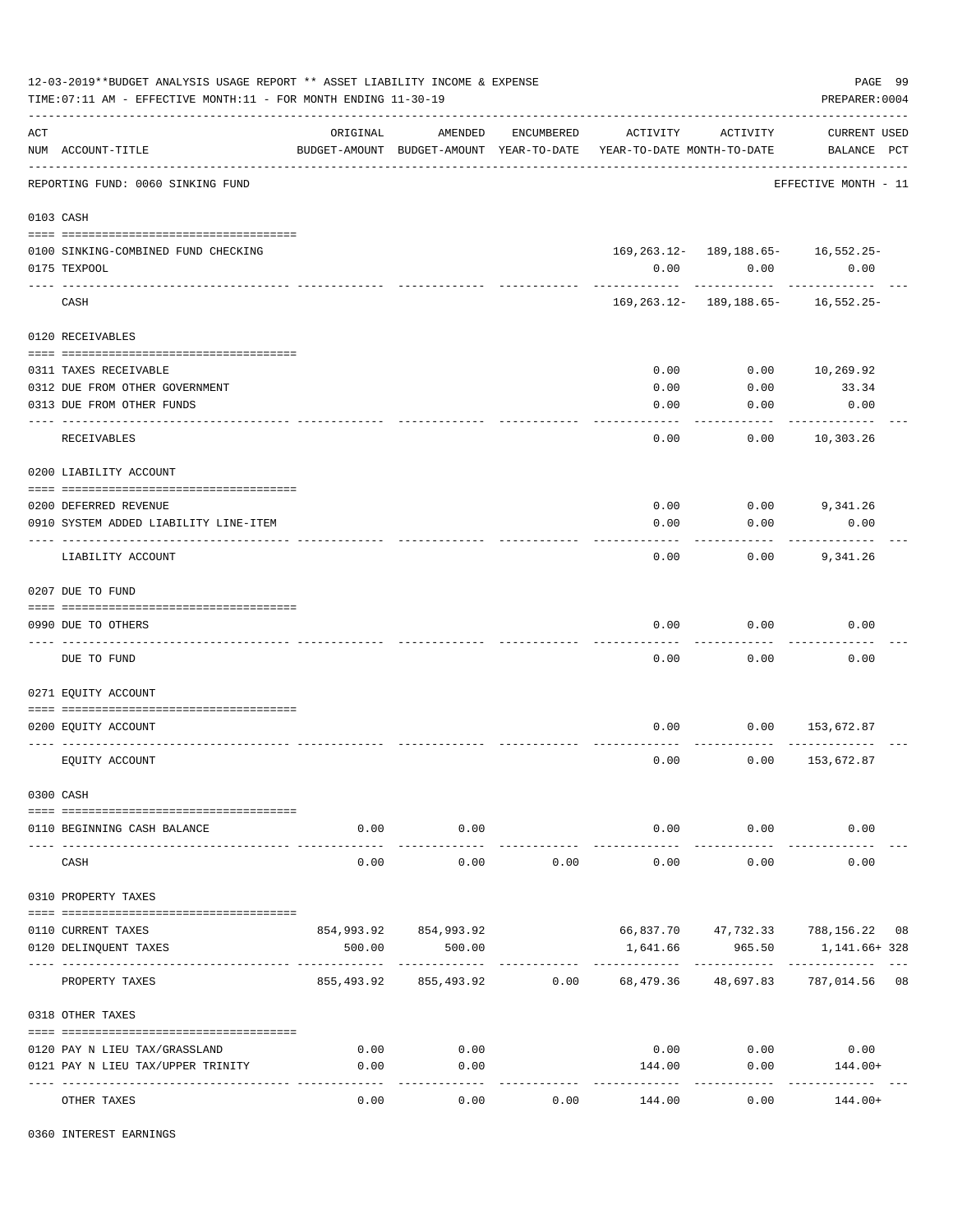12-03-2019**BUDGET ANALYSIS USAGE REPORT ** ASSET LIABILITY INCOME & EXPENSE

TIME:07:11 AM - EFFECTIVE MONTH:11 - FOR MONTH ENDING 11-30-19

PREPARER:0004

| ACT NUM | ACCOUNT-TITLE | ORIGINAL BUDGET-AMOUNT | AMENDED BUDGET-AMOUNT | ENCUMBERED YEAR-TO-DATE | ACTIVITY YEAR-TO-DATE | ACTIVITY MONTH-TO-DATE | CURRENT BALANCE | USED PCT |
|---|---|---|---|---|---|---|---|---|
| | REPORTING FUND: 0060 SINKING FUND | | | | | | EFFECTIVE MONTH - 11 | |
| 0103 | CASH | | | | | | | |
| 0100 | SINKING-COMBINED FUND CHECKING | | | | 169,263.12- | 189,188.65- | 16,552.25- | |
| 0175 | TEXPOOL | | | | 0.00 | 0.00 | 0.00 | |
| | CASH | | | | 169,263.12- | 189,188.65- | 16,552.25- | |
| 0120 | RECEIVABLES | | | | | | | |
| 0311 | TAXES RECEIVABLE | | | | 0.00 | 0.00 | 10,269.92 | |
| 0312 | DUE FROM OTHER GOVERNMENT | | | | 0.00 | 0.00 | 33.34 | |
| 0313 | DUE FROM OTHER FUNDS | | | | 0.00 | 0.00 | 0.00 | |
| | RECEIVABLES | | | | 0.00 | 0.00 | 10,303.26 | |
| 0200 | LIABILITY ACCOUNT | | | | | | | |
| 0200 | DEFERRED REVENUE | | | | 0.00 | 0.00 | 9,341.26 | |
| 0910 | SYSTEM ADDED LIABILITY LINE-ITEM | | | | 0.00 | 0.00 | 0.00 | |
| | LIABILITY ACCOUNT | | | | 0.00 | 0.00 | 9,341.26 | |
| 0207 | DUE TO FUND | | | | | | | |
| 0990 | DUE TO OTHERS | | | | 0.00 | 0.00 | 0.00 | |
| | DUE TO FUND | | | | 0.00 | 0.00 | 0.00 | |
| 0271 | EQUITY ACCOUNT | | | | | | | |
| 0200 | EQUITY ACCOUNT | | | | 0.00 | 0.00 | 153,672.87 | |
| | EQUITY ACCOUNT | | | | 0.00 | 0.00 | 153,672.87 | |
| 0300 | CASH | | | | | | | |
| 0110 | BEGINNING CASH BALANCE | 0.00 | 0.00 | | 0.00 | 0.00 | 0.00 | |
| | CASH | 0.00 | 0.00 | 0.00 | 0.00 | 0.00 | 0.00 | |
| 0310 | PROPERTY TAXES | | | | | | | |
| 0110 | CURRENT TAXES | 854,993.92 | 854,993.92 | | 66,837.70 | 47,732.33 | 788,156.22 | 08 |
| 0120 | DELINQUENT TAXES | 500.00 | 500.00 | | 1,641.66 | 965.50 | 1,141.66+ | 328 |
| | PROPERTY TAXES | 855,493.92 | 855,493.92 | 0.00 | 68,479.36 | 48,697.83 | 787,014.56 | 08 |
| 0318 | OTHER TAXES | | | | | | | |
| 0120 | PAY N LIEU TAX/GRASSLAND | 0.00 | 0.00 | | 0.00 | 0.00 | 0.00 | |
| 0121 | PAY N LIEU TAX/UPPER TRINITY | 0.00 | 0.00 | | 144.00 | 0.00 | 144.00+ | |
| | OTHER TAXES | 0.00 | 0.00 | 0.00 | 144.00 | 0.00 | 144.00+ | |
| 0360 | INTEREST EARNINGS | | | | | | | |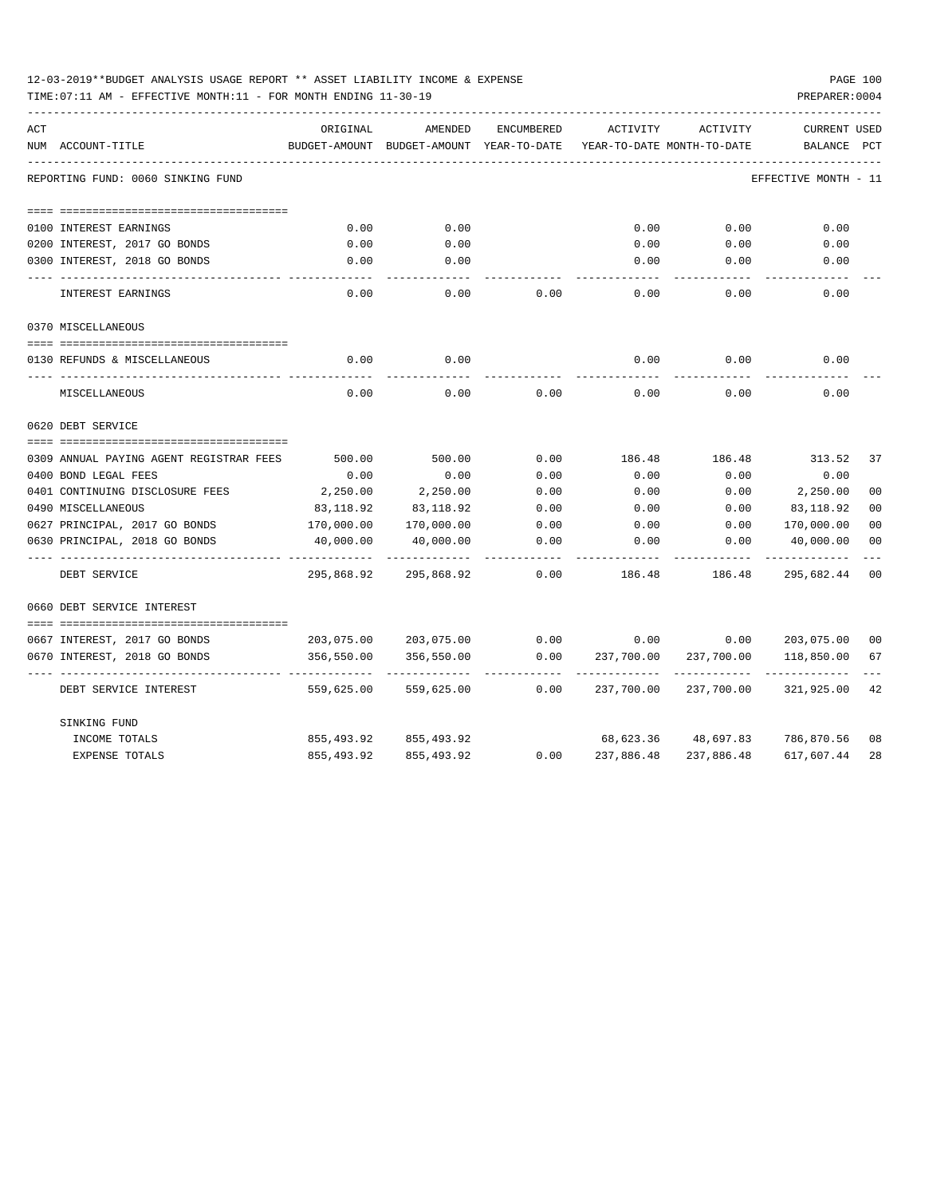12-03-2019**BUDGET ANALYSIS USAGE REPORT ** ASSET LIABILITY INCOME & EXPENSE

TIME:07:11 AM - EFFECTIVE MONTH:11 - FOR MONTH ENDING 11-30-19

PREPARER:0004

REPORTING FUND: 0060 SINKING FUND — EFFECTIVE MONTH - 11

| ACT NUM | ACCOUNT-TITLE | ORIGINAL BUDGET-AMOUNT | AMENDED BUDGET-AMOUNT | ENCUMBERED YEAR-TO-DATE | ACTIVITY YEAR-TO-DATE | ACTIVITY MONTH-TO-DATE | CURRENT BALANCE | USED PCT |
|---|---|---|---|---|---|---|---|---|
| 0100 | INTEREST EARNINGS | 0.00 | 0.00 | | 0.00 | 0.00 | 0.00 | |
| 0200 | INTEREST, 2017 GO BONDS | 0.00 | 0.00 | | 0.00 | 0.00 | 0.00 | |
| 0300 | INTEREST, 2018 GO BONDS | 0.00 | 0.00 | | 0.00 | 0.00 | 0.00 | |
| | INTEREST EARNINGS | 0.00 | 0.00 | 0.00 | 0.00 | 0.00 | 0.00 | |
| | **0370 MISCELLANEOUS** | | | | | | | |
| 0130 | REFUNDS & MISCELLANEOUS | 0.00 | 0.00 | | 0.00 | 0.00 | 0.00 | |
| | MISCELLANEOUS | 0.00 | 0.00 | 0.00 | 0.00 | 0.00 | 0.00 | |
| | **0620 DEBT SERVICE** | | | | | | | |
| 0309 | ANNUAL PAYING AGENT REGISTRAR FEES | 500.00 | 500.00 | 0.00 | 186.48 | 186.48 | 313.52 | 37 |
| 0400 | BOND LEGAL FEES | 0.00 | 0.00 | 0.00 | 0.00 | 0.00 | 0.00 | |
| 0401 | CONTINUING DISCLOSURE FEES | 2,250.00 | 2,250.00 | 0.00 | 0.00 | 0.00 | 2,250.00 | 00 |
| 0490 | MISCELLANEOUS | 83,118.92 | 83,118.92 | 0.00 | 0.00 | 0.00 | 83,118.92 | 00 |
| 0627 | PRINCIPAL, 2017 GO BONDS | 170,000.00 | 170,000.00 | 0.00 | 0.00 | 0.00 | 170,000.00 | 00 |
| 0630 | PRINCIPAL, 2018 GO BONDS | 40,000.00 | 40,000.00 | 0.00 | 0.00 | 0.00 | 40,000.00 | 00 |
| | DEBT SERVICE | 295,868.92 | 295,868.92 | 0.00 | 186.48 | 186.48 | 295,682.44 | 00 |
| | **0660 DEBT SERVICE INTEREST** | | | | | | | |
| 0667 | INTEREST, 2017 GO BONDS | 203,075.00 | 203,075.00 | 0.00 | 0.00 | 0.00 | 203,075.00 | 00 |
| 0670 | INTEREST, 2018 GO BONDS | 356,550.00 | 356,550.00 | 0.00 | 237,700.00 | 237,700.00 | 118,850.00 | 67 |
| | DEBT SERVICE INTEREST | 559,625.00 | 559,625.00 | 0.00 | 237,700.00 | 237,700.00 | 321,925.00 | 42 |
| | **SINKING FUND** | | | | | | | |
| | INCOME TOTALS | 855,493.92 | 855,493.92 | | 68,623.36 | 48,697.83 | 786,870.56 | 08 |
| | EXPENSE TOTALS | 855,493.92 | 855,493.92 | 0.00 | 237,886.48 | 237,886.48 | 617,607.44 | 28 |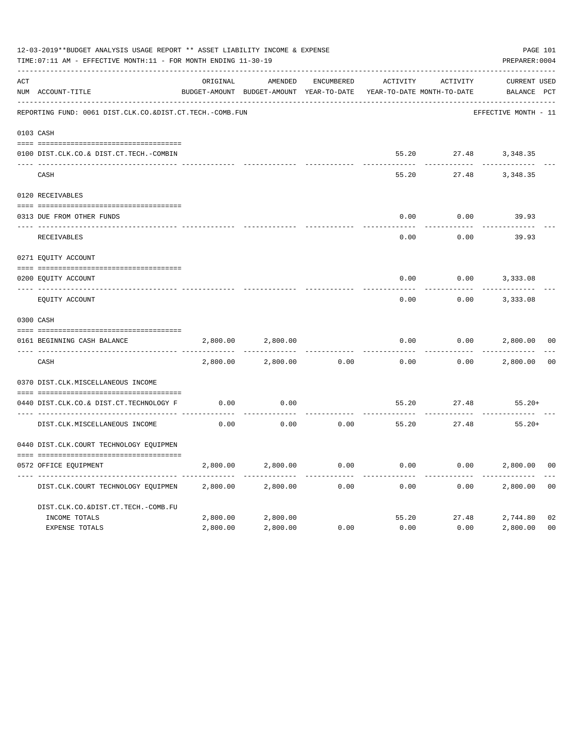12-03-2019**BUDGET ANALYSIS USAGE REPORT ** ASSET LIABILITY INCOME & EXPENSE

TIME:07:11 AM - EFFECTIVE MONTH:11 - FOR MONTH ENDING 11-30-19

PREPARER:0004

| ACT NUM | ACCOUNT-TITLE | ORIGINAL BUDGET-AMOUNT | AMENDED BUDGET-AMOUNT | ENCUMBERED YEAR-TO-DATE | ACTIVITY YEAR-TO-DATE | ACTIVITY MONTH-TO-DATE | CURRENT BALANCE | USED PCT |
|---|---|---|---|---|---|---|---|---|

REPORTING FUND: 0061 DIST.CLK.CO.&DIST.CT.TECH.-COMB.FUN — EFFECTIVE MONTH - 11

| ACT NUM | ACCOUNT-TITLE | ORIGINAL BUDGET-AMOUNT | AMENDED BUDGET-AMOUNT | ENCUMBERED YEAR-TO-DATE | ACTIVITY YEAR-TO-DATE | ACTIVITY MONTH-TO-DATE | CURRENT BALANCE | USED PCT |
|---|---|---|---|---|---|---|---|---|
| 0103 | CASH | | | | | | | |
| 0100 | DIST.CLK.CO.& DIST.CT.TECH.-COMBIN | | | | 55.20 | 27.48 | 3,348.35 | |
| | CASH | | | | 55.20 | 27.48 | 3,348.35 | |
| 0120 | RECEIVABLES | | | | | | | |
| 0313 | DUE FROM OTHER FUNDS | | | | 0.00 | 0.00 | 39.93 | |
| | RECEIVABLES | | | | 0.00 | 0.00 | 39.93 | |
| 0271 | EQUITY ACCOUNT | | | | | | | |
| 0200 | EQUITY ACCOUNT | | | | 0.00 | 0.00 | 3,333.08 | |
| | EQUITY ACCOUNT | | | | 0.00 | 0.00 | 3,333.08 | |
| 0300 | CASH | | | | | | | |
| 0161 | BEGINNING CASH BALANCE | 2,800.00 | 2,800.00 | | 0.00 | 0.00 | 2,800.00 | 00 |
| | CASH | 2,800.00 | 2,800.00 | 0.00 | 0.00 | 0.00 | 2,800.00 | 00 |
| 0370 | DIST.CLK.MISCELLANEOUS INCOME | | | | | | | |
| 0440 | DIST.CLK.CO.& DIST.CT.TECHNOLOGY F | 0.00 | 0.00 | | 55.20 | 27.48 | 55.20+ | |
| | DIST.CLK.MISCELLANEOUS INCOME | 0.00 | 0.00 | 0.00 | 55.20 | 27.48 | 55.20+ | |
| 0440 | DIST.CLK.COURT TECHNOLOGY EQUIPMEN | | | | | | | |
| 0572 | OFFICE EQUIPMENT | 2,800.00 | 2,800.00 | 0.00 | 0.00 | 0.00 | 2,800.00 | 00 |
| | DIST.CLK.COURT TECHNOLOGY EQUIPMEN | 2,800.00 | 2,800.00 | 0.00 | 0.00 | 0.00 | 2,800.00 | 00 |
| | DIST.CLK.CO.&DIST.CT.TECH.-COMB.FU | | | | | | | |
| | INCOME TOTALS | 2,800.00 | 2,800.00 | | 55.20 | 27.48 | 2,744.80 | 02 |
| | EXPENSE TOTALS | 2,800.00 | 2,800.00 | 0.00 | 0.00 | 0.00 | 2,800.00 | 00 |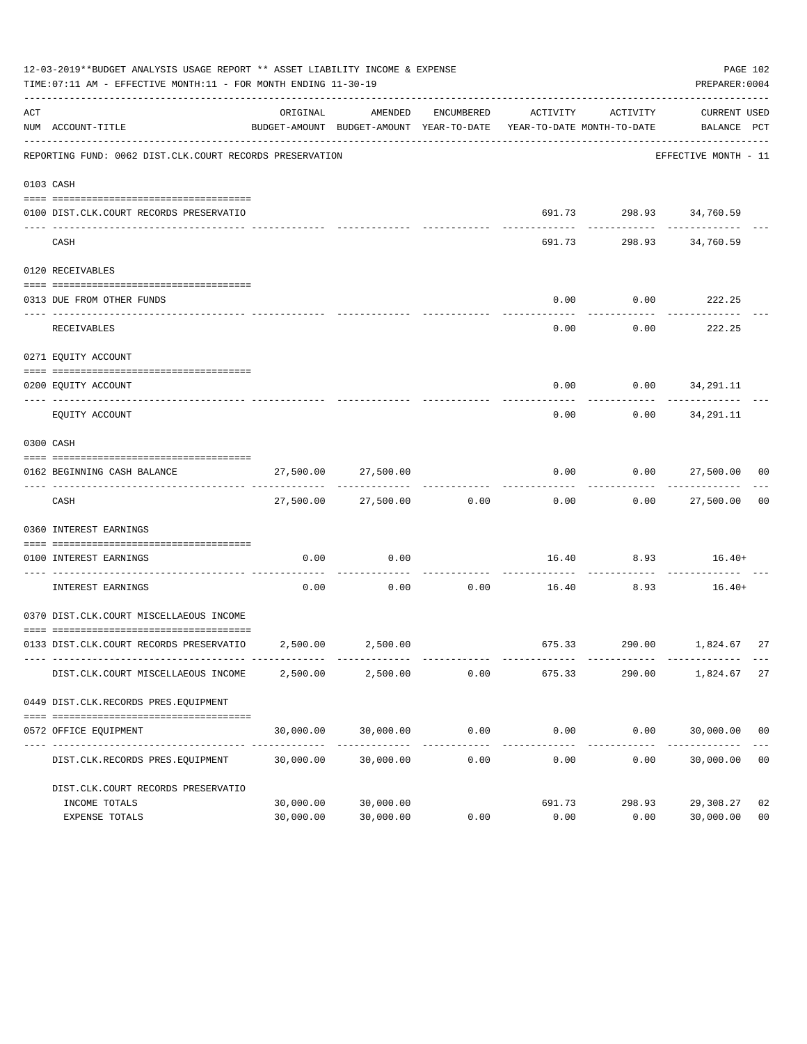12-03-2019**BUDGET ANALYSIS USAGE REPORT ** ASSET LIABILITY INCOME & EXPENSE

TIME:07:11 AM - EFFECTIVE MONTH:11 - FOR MONTH ENDING 11-30-19

PREPARER:0004

| ACT NUM | ACCOUNT-TITLE | ORIGINAL BUDGET-AMOUNT | AMENDED BUDGET-AMOUNT | ENCUMBERED YEAR-TO-DATE | ACTIVITY YEAR-TO-DATE | ACTIVITY MONTH-TO-DATE | CURRENT BALANCE | USED PCT |
|---|---|---|---|---|---|---|---|---|
| | REPORTING FUND: 0062 DIST.CLK.COURT RECORDS PRESERVATION | | | | | | EFFECTIVE MONTH - 11 | |
| 0103 | CASH | | | | | | | |
| 0100 | DIST.CLK.COURT RECORDS PRESERVATIO | | | | 691.73 | 298.93 | 34,760.59 | |
| | CASH | | | | 691.73 | 298.93 | 34,760.59 | |
| 0120 | RECEIVABLES | | | | | | | |
| 0313 | DUE FROM OTHER FUNDS | | | | 0.00 | 0.00 | 222.25 | |
| | RECEIVABLES | | | | 0.00 | 0.00 | 222.25 | |
| 0271 | EQUITY ACCOUNT | | | | | | | |
| 0200 | EQUITY ACCOUNT | | | | 0.00 | 0.00 | 34,291.11 | |
| | EQUITY ACCOUNT | | | | 0.00 | 0.00 | 34,291.11 | |
| 0300 | CASH | | | | | | | |
| 0162 | BEGINNING CASH BALANCE | 27,500.00 | 27,500.00 | | 0.00 | 0.00 | 27,500.00 | 00 |
| | CASH | 27,500.00 | 27,500.00 | 0.00 | 0.00 | 0.00 | 27,500.00 | 00 |
| 0360 | INTEREST EARNINGS | | | | | | | |
| 0100 | INTEREST EARNINGS | 0.00 | 0.00 | | 16.40 | 8.93 | 16.40+ | |
| | INTEREST EARNINGS | 0.00 | 0.00 | 0.00 | 16.40 | 8.93 | 16.40+ | |
| 0370 | DIST.CLK.COURT MISCELLAEOUS INCOME | | | | | | | |
| 0133 | DIST.CLK.COURT RECORDS PRESERVATIO | 2,500.00 | 2,500.00 | | 675.33 | 290.00 | 1,824.67 | 27 |
| | DIST.CLK.COURT MISCELLAEOUS INCOME | 2,500.00 | 2,500.00 | 0.00 | 675.33 | 290.00 | 1,824.67 | 27 |
| 0449 | DIST.CLK.RECORDS PRES.EQUIPMENT | | | | | | | |
| 0572 | OFFICE EQUIPMENT | 30,000.00 | 30,000.00 | 0.00 | 0.00 | 0.00 | 30,000.00 | 00 |
| | DIST.CLK.RECORDS PRES.EQUIPMENT | 30,000.00 | 30,000.00 | 0.00 | 0.00 | 0.00 | 30,000.00 | 00 |
| | DIST.CLK.COURT RECORDS PRESERVATIO | | | | | | | |
| | INCOME TOTALS | 30,000.00 | 30,000.00 | | 691.73 | 298.93 | 29,308.27 | 02 |
| | EXPENSE TOTALS | 30,000.00 | 30,000.00 | 0.00 | 0.00 | 0.00 | 30,000.00 | 00 |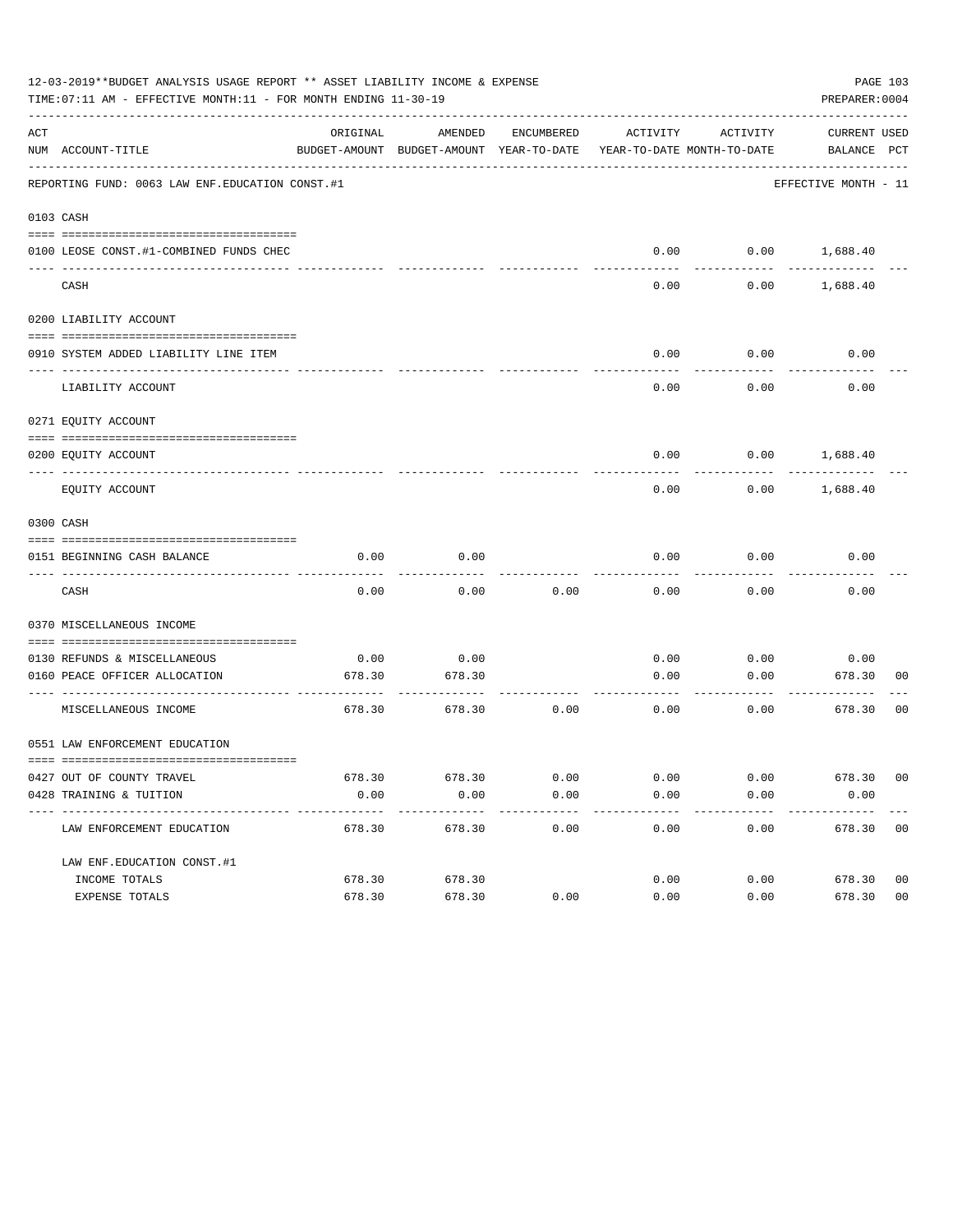12-03-2019**BUDGET ANALYSIS USAGE REPORT ** ASSET LIABILITY INCOME & EXPENSE

TIME:07:11 AM - EFFECTIVE MONTH:11 - FOR MONTH ENDING 11-30-19

PREPARER:0004

REPORTING FUND: 0063 LAW ENF.EDUCATION CONST.#1 — EFFECTIVE MONTH - 11

| ACT NUM | ACCOUNT-TITLE | ORIGINAL BUDGET-AMOUNT | AMENDED BUDGET-AMOUNT | ENCUMBERED YEAR-TO-DATE | ACTIVITY YEAR-TO-DATE | ACTIVITY MONTH-TO-DATE | CURRENT BALANCE | USED PCT |
|---|---|---|---|---|---|---|---|---|
| **0103** | **CASH** | | | | | | | |
| 0100 | LEOSE CONST.#1-COMBINED FUNDS CHEC | | | | 0.00 | 0.00 | 1,688.40 | |
| | CASH | | | | 0.00 | 0.00 | 1,688.40 | |
| **0200** | **LIABILITY ACCOUNT** | | | | | | | |
| 0910 | SYSTEM ADDED LIABILITY LINE ITEM | | | | 0.00 | 0.00 | 0.00 | |
| | LIABILITY ACCOUNT | | | | 0.00 | 0.00 | 0.00 | |
| **0271** | **EQUITY ACCOUNT** | | | | | | | |
| 0200 | EQUITY ACCOUNT | | | | 0.00 | 0.00 | 1,688.40 | |
| | EQUITY ACCOUNT | | | | 0.00 | 0.00 | 1,688.40 | |
| **0300** | **CASH** | | | | | | | |
| 0151 | BEGINNING CASH BALANCE | 0.00 | 0.00 | | 0.00 | 0.00 | 0.00 | |
| | CASH | 0.00 | 0.00 | 0.00 | 0.00 | 0.00 | 0.00 | |
| **0370** | **MISCELLANEOUS INCOME** | | | | | | | |
| 0130 | REFUNDS & MISCELLANEOUS | 0.00 | 0.00 | | 0.00 | 0.00 | 0.00 | |
| 0160 | PEACE OFFICER ALLOCATION | 678.30 | 678.30 | | 0.00 | 0.00 | 678.30 | 00 |
| | MISCELLANEOUS INCOME | 678.30 | 678.30 | 0.00 | 0.00 | 0.00 | 678.30 | 00 |
| **0551** | **LAW ENFORCEMENT EDUCATION** | | | | | | | |
| 0427 | OUT OF COUNTY TRAVEL | 678.30 | 678.30 | 0.00 | 0.00 | 0.00 | 678.30 | 00 |
| 0428 | TRAINING & TUITION | 0.00 | 0.00 | 0.00 | 0.00 | 0.00 | 0.00 | |
| | LAW ENFORCEMENT EDUCATION | 678.30 | 678.30 | 0.00 | 0.00 | 0.00 | 678.30 | 00 |
| | **LAW ENF.EDUCATION CONST.#1** | | | | | | | |
| | INCOME TOTALS | 678.30 | 678.30 | | 0.00 | 0.00 | 678.30 | 00 |
| | EXPENSE TOTALS | 678.30 | 678.30 | 0.00 | 0.00 | 0.00 | 678.30 | 00 |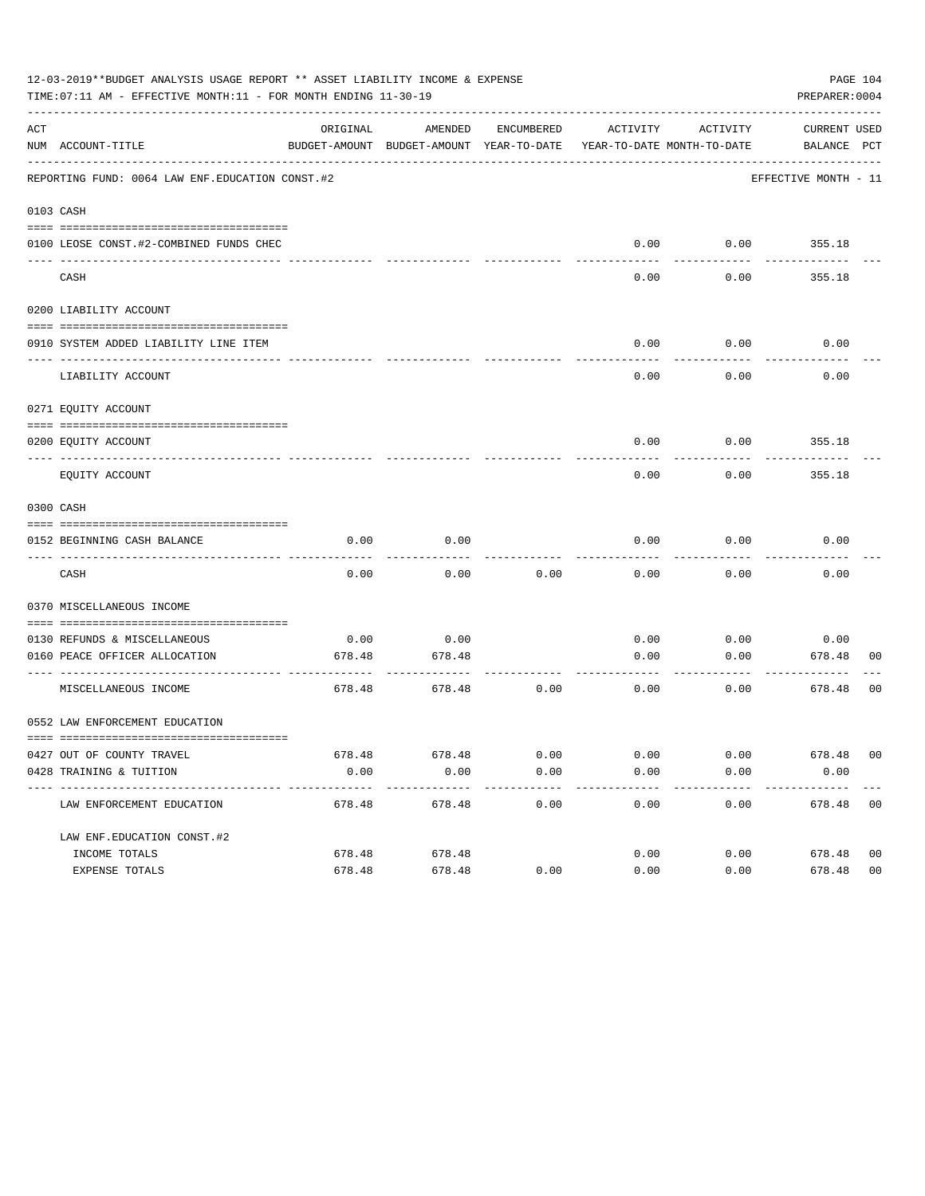12-03-2019**BUDGET ANALYSIS USAGE REPORT ** ASSET LIABILITY INCOME & EXPENSE

TIME:07:11 AM - EFFECTIVE MONTH:11 - FOR MONTH ENDING 11-30-19

PREPARER:0004

REPORTING FUND: 0064 LAW ENF.EDUCATION CONST.#2 — EFFECTIVE MONTH - 11

| ACT NUM | ACCOUNT-TITLE | ORIGINAL BUDGET-AMOUNT | AMENDED BUDGET-AMOUNT | ENCUMBERED YEAR-TO-DATE | ACTIVITY YEAR-TO-DATE | ACTIVITY MONTH-TO-DATE | CURRENT BALANCE | USED PCT |
|---|---|---|---|---|---|---|---|---|
| **0103** | **CASH** | | | | | | | |
| 0100 | LEOSE CONST.#2-COMBINED FUNDS CHEC | | | | 0.00 | 0.00 | 355.18 | |
| | CASH | | | | 0.00 | 0.00 | 355.18 | |
| **0200** | **LIABILITY ACCOUNT** | | | | | | | |
| 0910 | SYSTEM ADDED LIABILITY LINE ITEM | | | | 0.00 | 0.00 | 0.00 | |
| | LIABILITY ACCOUNT | | | | 0.00 | 0.00 | 0.00 | |
| **0271** | **EQUITY ACCOUNT** | | | | | | | |
| 0200 | EQUITY ACCOUNT | | | | 0.00 | 0.00 | 355.18 | |
| | EQUITY ACCOUNT | | | | 0.00 | 0.00 | 355.18 | |
| **0300** | **CASH** | | | | | | | |
| 0152 | BEGINNING CASH BALANCE | 0.00 | 0.00 | | 0.00 | 0.00 | 0.00 | |
| | CASH | 0.00 | 0.00 | 0.00 | 0.00 | 0.00 | 0.00 | |
| **0370** | **MISCELLANEOUS INCOME** | | | | | | | |
| 0130 | REFUNDS & MISCELLANEOUS | 0.00 | 0.00 | | 0.00 | 0.00 | 0.00 | |
| 0160 | PEACE OFFICER ALLOCATION | 678.48 | 678.48 | | 0.00 | 0.00 | 678.48 | 00 |
| | MISCELLANEOUS INCOME | 678.48 | 678.48 | 0.00 | 0.00 | 0.00 | 678.48 | 00 |
| **0552** | **LAW ENFORCEMENT EDUCATION** | | | | | | | |
| 0427 | OUT OF COUNTY TRAVEL | 678.48 | 678.48 | 0.00 | 0.00 | 0.00 | 678.48 | 00 |
| 0428 | TRAINING & TUITION | 0.00 | 0.00 | 0.00 | 0.00 | 0.00 | 0.00 | |
| | LAW ENFORCEMENT EDUCATION | 678.48 | 678.48 | 0.00 | 0.00 | 0.00 | 678.48 | 00 |
| | LAW ENF.EDUCATION CONST.#2 | | | | | | | |
| | INCOME TOTALS | 678.48 | 678.48 | | 0.00 | 0.00 | 678.48 | 00 |
| | EXPENSE TOTALS | 678.48 | 678.48 | 0.00 | 0.00 | 0.00 | 678.48 | 00 |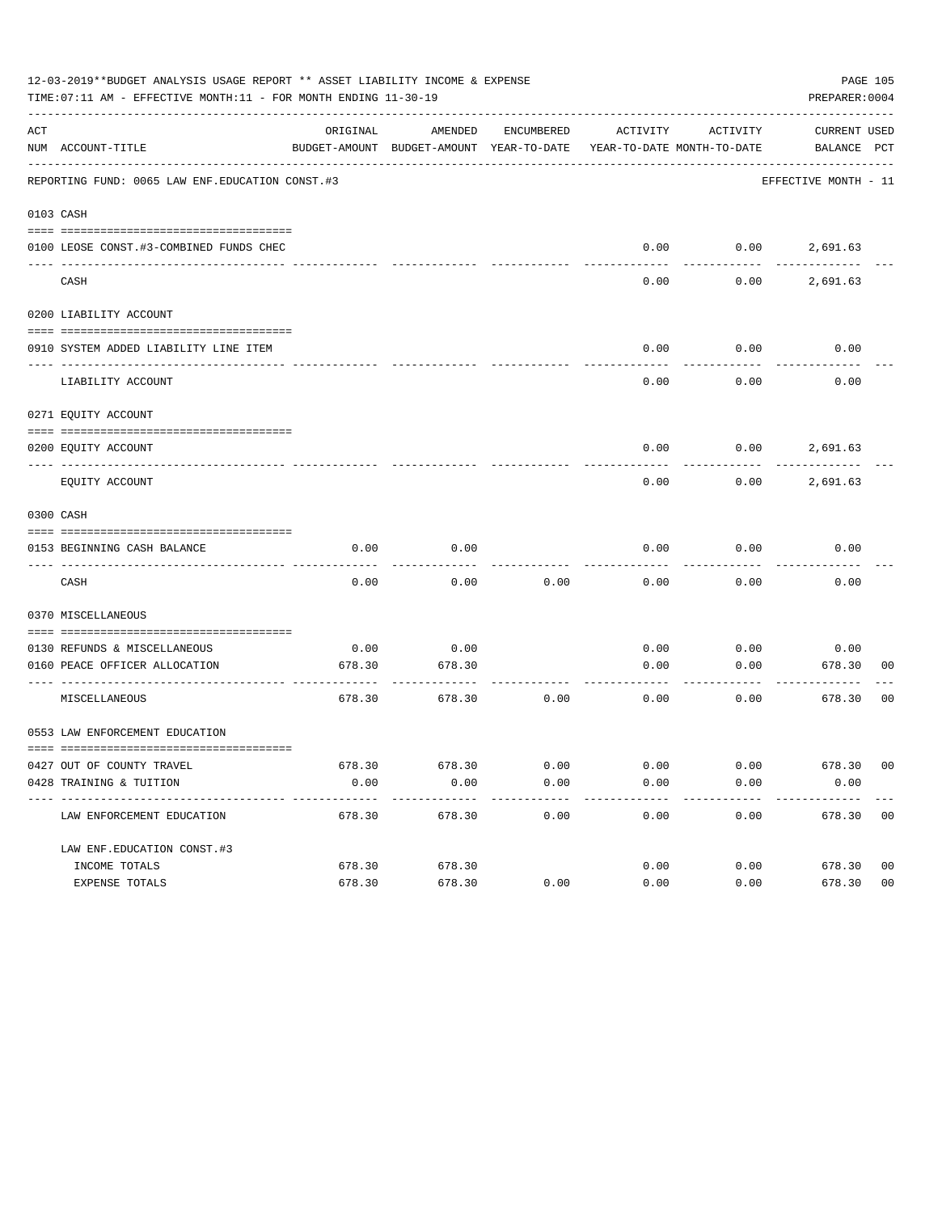12-03-2019**BUDGET ANALYSIS USAGE REPORT ** ASSET LIABILITY INCOME & EXPENSE

TIME:07:11 AM - EFFECTIVE MONTH:11 - FOR MONTH ENDING 11-30-19

PREPARER:0004

| ACT NUM | ACCOUNT-TITLE | ORIGINAL BUDGET-AMOUNT | AMENDED BUDGET-AMOUNT | ENCUMBERED YEAR-TO-DATE | ACTIVITY YEAR-TO-DATE | ACTIVITY MONTH-TO-DATE | CURRENT BALANCE | USED PCT |
|---|---|---|---|---|---|---|---|---|
| | REPORTING FUND: 0065 LAW ENF.EDUCATION CONST.#3 | | | | | | EFFECTIVE MONTH - 11 | |
| 0103 | CASH | | | | | | | |
| 0100 | LEOSE CONST.#3-COMBINED FUNDS CHEC | | | | 0.00 | 0.00 | 2,691.63 | |
| | CASH | | | | 0.00 | 0.00 | 2,691.63 | |
| 0200 | LIABILITY ACCOUNT | | | | | | | |
| 0910 | SYSTEM ADDED LIABILITY LINE ITEM | | | | 0.00 | 0.00 | 0.00 | |
| | LIABILITY ACCOUNT | | | | 0.00 | 0.00 | 0.00 | |
| 0271 | EQUITY ACCOUNT | | | | | | | |
| 0200 | EQUITY ACCOUNT | | | | 0.00 | 0.00 | 2,691.63 | |
| | EQUITY ACCOUNT | | | | 0.00 | 0.00 | 2,691.63 | |
| 0300 | CASH | | | | | | | |
| 0153 | BEGINNING CASH BALANCE | 0.00 | 0.00 | | 0.00 | 0.00 | 0.00 | |
| | CASH | 0.00 | 0.00 | 0.00 | 0.00 | 0.00 | 0.00 | |
| 0370 | MISCELLANEOUS | | | | | | | |
| 0130 | REFUNDS & MISCELLANEOUS | 0.00 | 0.00 | | 0.00 | 0.00 | 0.00 | |
| 0160 | PEACE OFFICER ALLOCATION | 678.30 | 678.30 | | 0.00 | 0.00 | 678.30 | 00 |
| | MISCELLANEOUS | 678.30 | 678.30 | 0.00 | 0.00 | 0.00 | 678.30 | 00 |
| 0553 | LAW ENFORCEMENT EDUCATION | | | | | | | |
| 0427 | OUT OF COUNTY TRAVEL | 678.30 | 678.30 | 0.00 | 0.00 | 0.00 | 678.30 | 00 |
| 0428 | TRAINING & TUITION | 0.00 | 0.00 | 0.00 | 0.00 | 0.00 | 0.00 | |
| | LAW ENFORCEMENT EDUCATION | 678.30 | 678.30 | 0.00 | 0.00 | 0.00 | 678.30 | 00 |
| | LAW ENF.EDUCATION CONST.#3 | | | | | | | |
| | INCOME TOTALS | 678.30 | 678.30 | | 0.00 | 0.00 | 678.30 | 00 |
| | EXPENSE TOTALS | 678.30 | 678.30 | 0.00 | 0.00 | 0.00 | 678.30 | 00 |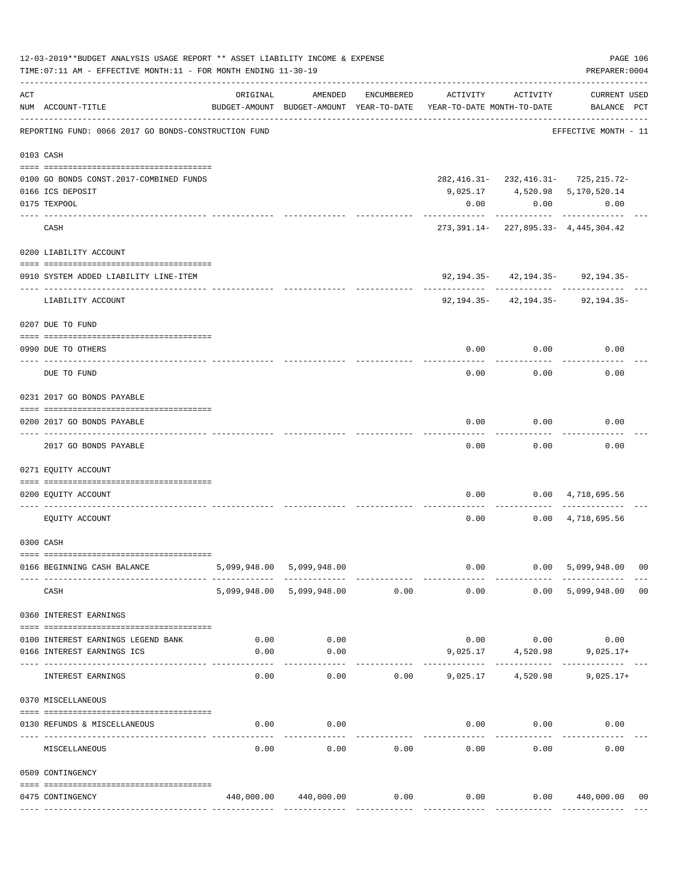12-03-2019**BUDGET ANALYSIS USAGE REPORT ** ASSET LIABILITY INCOME & EXPENSE

TIME:07:11 AM - EFFECTIVE MONTH:11 - FOR MONTH ENDING 11-30-19

PREPARER:0004

REPORTING FUND: 0066 2017 GO BONDS-CONSTRUCTION FUND — EFFECTIVE MONTH - 11

| ACT NUM | ACCOUNT-TITLE | ORIGINAL BUDGET-AMOUNT | AMENDED BUDGET-AMOUNT | ENCUMBERED YEAR-TO-DATE | ACTIVITY YEAR-TO-DATE | ACTIVITY MONTH-TO-DATE | CURRENT BALANCE | USED PCT |
|---|---|---|---|---|---|---|---|---|
| **0103** | **CASH** | | | | | | | |
| 0100 | GO BONDS CONST.2017-COMBINED FUNDS | | | | 282,416.31- | 232,416.31- | 725,215.72- | |
| 0166 | ICS DEPOSIT | | | | 9,025.17 | 4,520.98 | 5,170,520.14 | |
| 0175 | TEXPOOL | | | | 0.00 | 0.00 | 0.00 | |
| | CASH | | | | 273,391.14- | 227,895.33- | 4,445,304.42 | |
| **0200** | **LIABILITY ACCOUNT** | | | | | | | |
| 0910 | SYSTEM ADDED LIABILITY LINE-ITEM | | | | 92,194.35- | 42,194.35- | 92,194.35- | |
| | LIABILITY ACCOUNT | | | | 92,194.35- | 42,194.35- | 92,194.35- | |
| **0207** | **DUE TO FUND** | | | | | | | |
| 0990 | DUE TO OTHERS | | | | 0.00 | 0.00 | 0.00 | |
| | DUE TO FUND | | | | 0.00 | 0.00 | 0.00 | |
| **0231** | **2017 GO BONDS PAYABLE** | | | | | | | |
| 0200 | 2017 GO BONDS PAYABLE | | | | 0.00 | 0.00 | 0.00 | |
| | 2017 GO BONDS PAYABLE | | | | 0.00 | 0.00 | 0.00 | |
| **0271** | **EQUITY ACCOUNT** | | | | | | | |
| 0200 | EQUITY ACCOUNT | | | | 0.00 | 0.00 | 4,718,695.56 | |
| | EQUITY ACCOUNT | | | | 0.00 | 0.00 | 4,718,695.56 | |
| **0300** | **CASH** | | | | | | | |
| 0166 | BEGINNING CASH BALANCE | 5,099,948.00 | 5,099,948.00 | | 0.00 | 0.00 | 5,099,948.00 | 00 |
| | CASH | 5,099,948.00 | 5,099,948.00 | 0.00 | 0.00 | 0.00 | 5,099,948.00 | 00 |
| **0360** | **INTEREST EARNINGS** | | | | | | | |
| 0100 | INTEREST EARNINGS LEGEND BANK | 0.00 | 0.00 | | 0.00 | 0.00 | 0.00 | |
| 0166 | INTEREST EARNINGS ICS | 0.00 | 0.00 | | 9,025.17 | 4,520.98 | 9,025.17+ | |
| | INTEREST EARNINGS | 0.00 | 0.00 | 0.00 | 9,025.17 | 4,520.98 | 9,025.17+ | |
| **0370** | **MISCELLANEOUS** | | | | | | | |
| 0130 | REFUNDS & MISCELLANEOUS | 0.00 | 0.00 | | 0.00 | 0.00 | 0.00 | |
| | MISCELLANEOUS | 0.00 | 0.00 | 0.00 | 0.00 | 0.00 | 0.00 | |
| **0509** | **CONTINGENCY** | | | | | | | |
| 0475 | CONTINGENCY | 440,000.00 | 440,000.00 | 0.00 | 0.00 | 0.00 | 440,000.00 | 00 |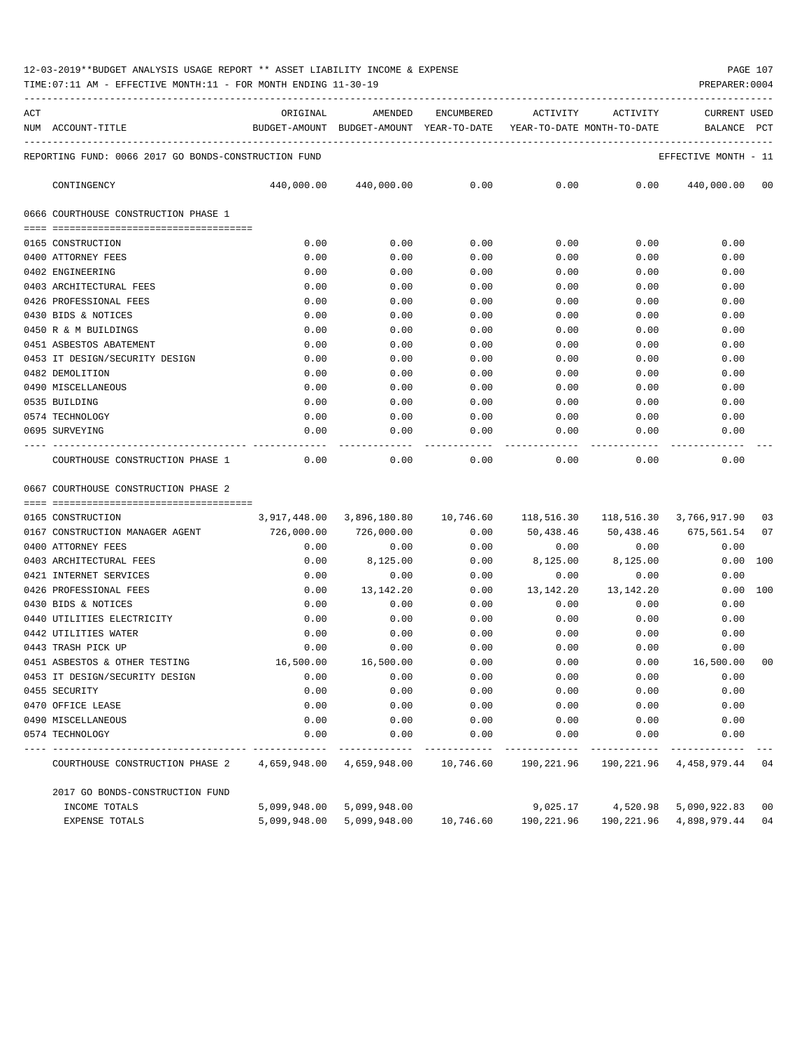12-03-2019**BUDGET ANALYSIS USAGE REPORT ** ASSET LIABILITY INCOME & EXPENSE

TIME:07:11 AM - EFFECTIVE MONTH:11 - FOR MONTH ENDING 11-30-19

PREPARER:0004

REPORTING FUND: 0066 2017 GO BONDS-CONSTRUCTION FUND — EFFECTIVE MONTH - 11

| ACT NUM | ACCOUNT-TITLE | ORIGINAL BUDGET-AMOUNT | AMENDED BUDGET-AMOUNT | ENCUMBERED YEAR-TO-DATE | ACTIVITY YEAR-TO-DATE | ACTIVITY MONTH-TO-DATE | CURRENT BALANCE | USED PCT |
|---|---|---|---|---|---|---|---|---|
| | CONTINGENCY | 440,000.00 | 440,000.00 | 0.00 | 0.00 | 0.00 | 440,000.00 | 00 |
| | **0666 COURTHOUSE CONSTRUCTION PHASE 1** | | | | | | | |
| 0165 | CONSTRUCTION | 0.00 | 0.00 | 0.00 | 0.00 | 0.00 | 0.00 | |
| 0400 | ATTORNEY FEES | 0.00 | 0.00 | 0.00 | 0.00 | 0.00 | 0.00 | |
| 0402 | ENGINEERING | 0.00 | 0.00 | 0.00 | 0.00 | 0.00 | 0.00 | |
| 0403 | ARCHITECTURAL FEES | 0.00 | 0.00 | 0.00 | 0.00 | 0.00 | 0.00 | |
| 0426 | PROFESSIONAL FEES | 0.00 | 0.00 | 0.00 | 0.00 | 0.00 | 0.00 | |
| 0430 | BIDS & NOTICES | 0.00 | 0.00 | 0.00 | 0.00 | 0.00 | 0.00 | |
| 0450 | R & M BUILDINGS | 0.00 | 0.00 | 0.00 | 0.00 | 0.00 | 0.00 | |
| 0451 | ASBESTOS ABATEMENT | 0.00 | 0.00 | 0.00 | 0.00 | 0.00 | 0.00 | |
| 0453 | IT DESIGN/SECURITY DESIGN | 0.00 | 0.00 | 0.00 | 0.00 | 0.00 | 0.00 | |
| 0482 | DEMOLITION | 0.00 | 0.00 | 0.00 | 0.00 | 0.00 | 0.00 | |
| 0490 | MISCELLANEOUS | 0.00 | 0.00 | 0.00 | 0.00 | 0.00 | 0.00 | |
| 0535 | BUILDING | 0.00 | 0.00 | 0.00 | 0.00 | 0.00 | 0.00 | |
| 0574 | TECHNOLOGY | 0.00 | 0.00 | 0.00 | 0.00 | 0.00 | 0.00 | |
| 0695 | SURVEYING | 0.00 | 0.00 | 0.00 | 0.00 | 0.00 | 0.00 | |
| | COURTHOUSE CONSTRUCTION PHASE 1 | 0.00 | 0.00 | 0.00 | 0.00 | 0.00 | 0.00 | |
| | **0667 COURTHOUSE CONSTRUCTION PHASE 2** | | | | | | | |
| 0165 | CONSTRUCTION | 3,917,448.00 | 3,896,180.80 | 10,746.60 | 118,516.30 | 118,516.30 | 3,766,917.90 | 03 |
| 0167 | CONSTRUCTION MANAGER AGENT | 726,000.00 | 726,000.00 | 0.00 | 50,438.46 | 50,438.46 | 675,561.54 | 07 |
| 0400 | ATTORNEY FEES | 0.00 | 0.00 | 0.00 | 0.00 | 0.00 | 0.00 | |
| 0403 | ARCHITECTURAL FEES | 0.00 | 8,125.00 | 0.00 | 8,125.00 | 8,125.00 | 0.00 | 100 |
| 0421 | INTERNET SERVICES | 0.00 | 0.00 | 0.00 | 0.00 | 0.00 | 0.00 | |
| 0426 | PROFESSIONAL FEES | 0.00 | 13,142.20 | 0.00 | 13,142.20 | 13,142.20 | 0.00 | 100 |
| 0430 | BIDS & NOTICES | 0.00 | 0.00 | 0.00 | 0.00 | 0.00 | 0.00 | |
| 0440 | UTILITIES ELECTRICITY | 0.00 | 0.00 | 0.00 | 0.00 | 0.00 | 0.00 | |
| 0442 | UTILITIES WATER | 0.00 | 0.00 | 0.00 | 0.00 | 0.00 | 0.00 | |
| 0443 | TRASH PICK UP | 0.00 | 0.00 | 0.00 | 0.00 | 0.00 | 0.00 | |
| 0451 | ASBESTOS & OTHER TESTING | 16,500.00 | 16,500.00 | 0.00 | 0.00 | 0.00 | 16,500.00 | 00 |
| 0453 | IT DESIGN/SECURITY DESIGN | 0.00 | 0.00 | 0.00 | 0.00 | 0.00 | 0.00 | |
| 0455 | SECURITY | 0.00 | 0.00 | 0.00 | 0.00 | 0.00 | 0.00 | |
| 0470 | OFFICE LEASE | 0.00 | 0.00 | 0.00 | 0.00 | 0.00 | 0.00 | |
| 0490 | MISCELLANEOUS | 0.00 | 0.00 | 0.00 | 0.00 | 0.00 | 0.00 | |
| 0574 | TECHNOLOGY | 0.00 | 0.00 | 0.00 | 0.00 | 0.00 | 0.00 | |
| | COURTHOUSE CONSTRUCTION PHASE 2 | 4,659,948.00 | 4,659,948.00 | 10,746.60 | 190,221.96 | 190,221.96 | 4,458,979.44 | 04 |
| | **2017 GO BONDS-CONSTRUCTION FUND** | | | | | | | |
| | INCOME TOTALS | 5,099,948.00 | 5,099,948.00 | | 9,025.17 | 4,520.98 | 5,090,922.83 | 00 |
| | EXPENSE TOTALS | 5,099,948.00 | 5,099,948.00 | 10,746.60 | 190,221.96 | 190,221.96 | 4,898,979.44 | 04 |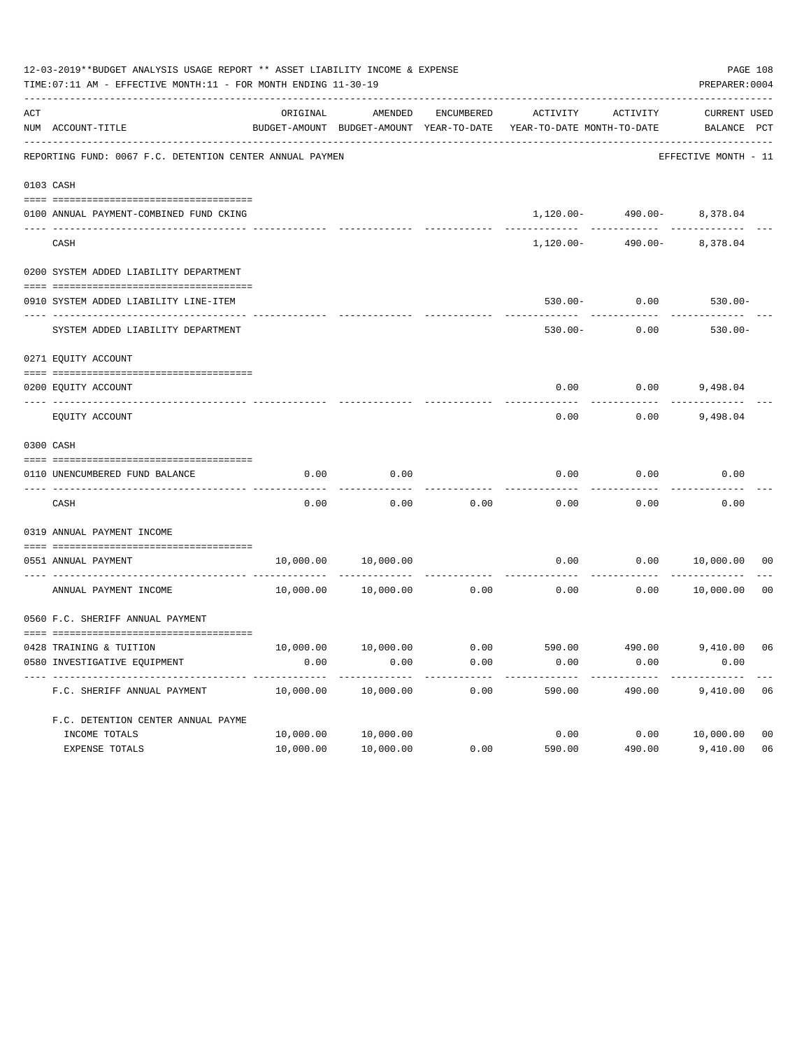12-03-2019**BUDGET ANALYSIS USAGE REPORT ** ASSET LIABILITY INCOME & EXPENSE

TIME:07:11 AM - EFFECTIVE MONTH:11 - FOR MONTH ENDING 11-30-19

PREPARER:0004

REPORTING FUND: 0067 F.C. DETENTION CENTER ANNUAL PAYMEN — EFFECTIVE MONTH - 11

| ACT NUM | ACCOUNT-TITLE | ORIGINAL BUDGET-AMOUNT | AMENDED BUDGET-AMOUNT | ENCUMBERED YEAR-TO-DATE | ACTIVITY YEAR-TO-DATE | ACTIVITY MONTH-TO-DATE | CURRENT BALANCE | USED PCT |
|---|---|---|---|---|---|---|---|---|
| **0103** | **CASH** | | | | | | | |
| 0100 | ANNUAL PAYMENT-COMBINED FUND CKING | | | | 1,120.00- | 490.00- | 8,378.04 | |
| | CASH | | | | 1,120.00- | 490.00- | 8,378.04 | |
| **0200** | **SYSTEM ADDED LIABILITY DEPARTMENT** | | | | | | | |
| 0910 | SYSTEM ADDED LIABILITY LINE-ITEM | | | | 530.00- | 0.00 | 530.00- | |
| | SYSTEM ADDED LIABILITY DEPARTMENT | | | | 530.00- | 0.00 | 530.00- | |
| **0271** | **EQUITY ACCOUNT** | | | | | | | |
| 0200 | EQUITY ACCOUNT | | | | 0.00 | 0.00 | 9,498.04 | |
| | EQUITY ACCOUNT | | | | 0.00 | 0.00 | 9,498.04 | |
| **0300** | **CASH** | | | | | | | |
| 0110 | UNENCUMBERED FUND BALANCE | 0.00 | 0.00 | | 0.00 | 0.00 | 0.00 | |
| | CASH | 0.00 | 0.00 | 0.00 | 0.00 | 0.00 | 0.00 | |
| **0319** | **ANNUAL PAYMENT INCOME** | | | | | | | |
| 0551 | ANNUAL PAYMENT | 10,000.00 | 10,000.00 | | 0.00 | 0.00 | 10,000.00 | 00 |
| | ANNUAL PAYMENT INCOME | 10,000.00 | 10,000.00 | 0.00 | 0.00 | 0.00 | 10,000.00 | 00 |
| **0560** | **F.C. SHERIFF ANNUAL PAYMENT** | | | | | | | |
| 0428 | TRAINING & TUITION | 10,000.00 | 10,000.00 | 0.00 | 590.00 | 490.00 | 9,410.00 | 06 |
| 0580 | INVESTIGATIVE EQUIPMENT | 0.00 | 0.00 | 0.00 | 0.00 | 0.00 | 0.00 | |
| | F.C. SHERIFF ANNUAL PAYMENT | 10,000.00 | 10,000.00 | 0.00 | 590.00 | 490.00 | 9,410.00 | 06 |
| | F.C. DETENTION CENTER ANNUAL PAYME | | | | | | | |
| | INCOME TOTALS | 10,000.00 | 10,000.00 | | 0.00 | 0.00 | 10,000.00 | 00 |
| | EXPENSE TOTALS | 10,000.00 | 10,000.00 | 0.00 | 590.00 | 490.00 | 9,410.00 | 06 |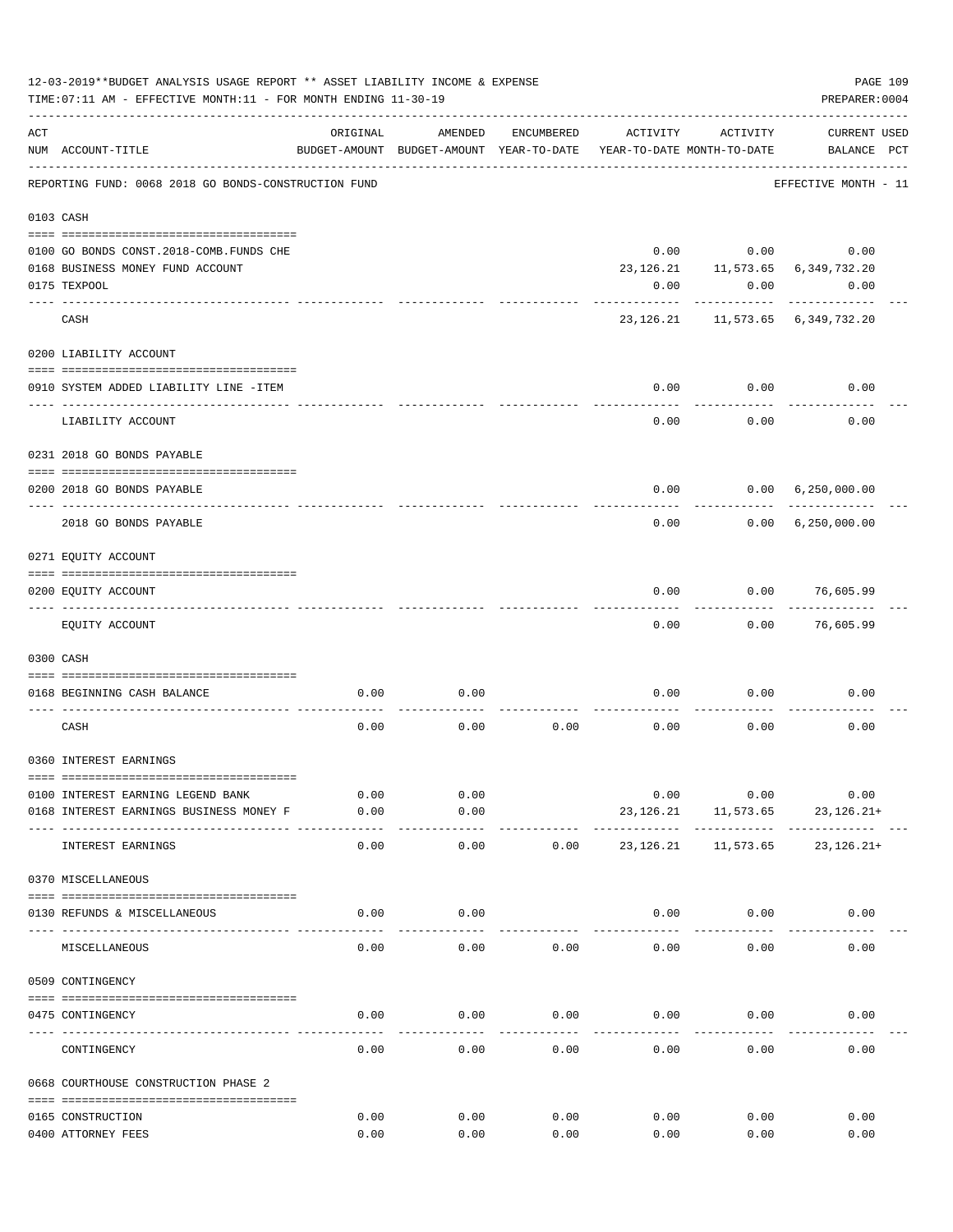12-03-2019**BUDGET ANALYSIS USAGE REPORT ** ASSET LIABILITY INCOME & EXPENSE

TIME:07:11 AM - EFFECTIVE MONTH:11 - FOR MONTH ENDING 11-30-19

PREPARER:0004

| ACT NUM | ACCOUNT-TITLE | ORIGINAL BUDGET-AMOUNT | AMENDED BUDGET-AMOUNT | ENCUMBERED YEAR-TO-DATE | ACTIVITY YEAR-TO-DATE | ACTIVITY MONTH-TO-DATE | CURRENT BALANCE | USED PCT |
|---|---|---|---|---|---|---|---|---|
| | REPORTING FUND: 0068 2018 GO BONDS-CONSTRUCTION FUND | | | | | | EFFECTIVE MONTH - 11 | |
| 0103 | CASH | | | | | | | |
| 0100 | GO BONDS CONST.2018-COMB.FUNDS CHE | | | | 0.00 | 0.00 | 0.00 | |
| 0168 | BUSINESS MONEY FUND ACCOUNT | | | | 23,126.21 | 11,573.65 | 6,349,732.20 | |
| 0175 | TEXPOOL | | | | 0.00 | 0.00 | 0.00 | |
| | CASH | | | | 23,126.21 | 11,573.65 | 6,349,732.20 | |
| 0200 | LIABILITY ACCOUNT | | | | | | | |
| 0910 | SYSTEM ADDED LIABILITY LINE -ITEM | | | | 0.00 | 0.00 | 0.00 | |
| | LIABILITY ACCOUNT | | | | 0.00 | 0.00 | 0.00 | |
| 0231 | 2018 GO BONDS PAYABLE | | | | | | | |
| 0200 | 2018 GO BONDS PAYABLE | | | | 0.00 | 0.00 | 6,250,000.00 | |
| | 2018 GO BONDS PAYABLE | | | | 0.00 | 0.00 | 6,250,000.00 | |
| 0271 | EQUITY ACCOUNT | | | | | | | |
| 0200 | EQUITY ACCOUNT | | | | 0.00 | 0.00 | 76,605.99 | |
| | EQUITY ACCOUNT | | | | 0.00 | 0.00 | 76,605.99 | |
| 0300 | CASH | | | | | | | |
| 0168 | BEGINNING CASH BALANCE | 0.00 | 0.00 | | 0.00 | 0.00 | 0.00 | |
| | CASH | 0.00 | 0.00 | 0.00 | 0.00 | 0.00 | 0.00 | |
| 0360 | INTEREST EARNINGS | | | | | | | |
| 0100 | INTEREST EARNING LEGEND BANK | 0.00 | 0.00 | | 0.00 | 0.00 | 0.00 | |
| 0168 | INTEREST EARNINGS BUSINESS MONEY F | 0.00 | 0.00 | | 23,126.21 | 11,573.65 | 23,126.21+ | |
| | INTEREST EARNINGS | 0.00 | 0.00 | 0.00 | 23,126.21 | 11,573.65 | 23,126.21+ | |
| 0370 | MISCELLANEOUS | | | | | | | |
| 0130 | REFUNDS & MISCELLANEOUS | 0.00 | 0.00 | | 0.00 | 0.00 | 0.00 | |
| | MISCELLANEOUS | 0.00 | 0.00 | 0.00 | 0.00 | 0.00 | 0.00 | |
| 0509 | CONTINGENCY | | | | | | | |
| 0475 | CONTINGENCY | 0.00 | 0.00 | 0.00 | 0.00 | 0.00 | 0.00 | |
| | CONTINGENCY | 0.00 | 0.00 | 0.00 | 0.00 | 0.00 | 0.00 | |
| 0668 | COURTHOUSE CONSTRUCTION PHASE 2 | | | | | | | |
| 0165 | CONSTRUCTION | 0.00 | 0.00 | 0.00 | 0.00 | 0.00 | 0.00 | |
| 0400 | ATTORNEY FEES | 0.00 | 0.00 | 0.00 | 0.00 | 0.00 | 0.00 | |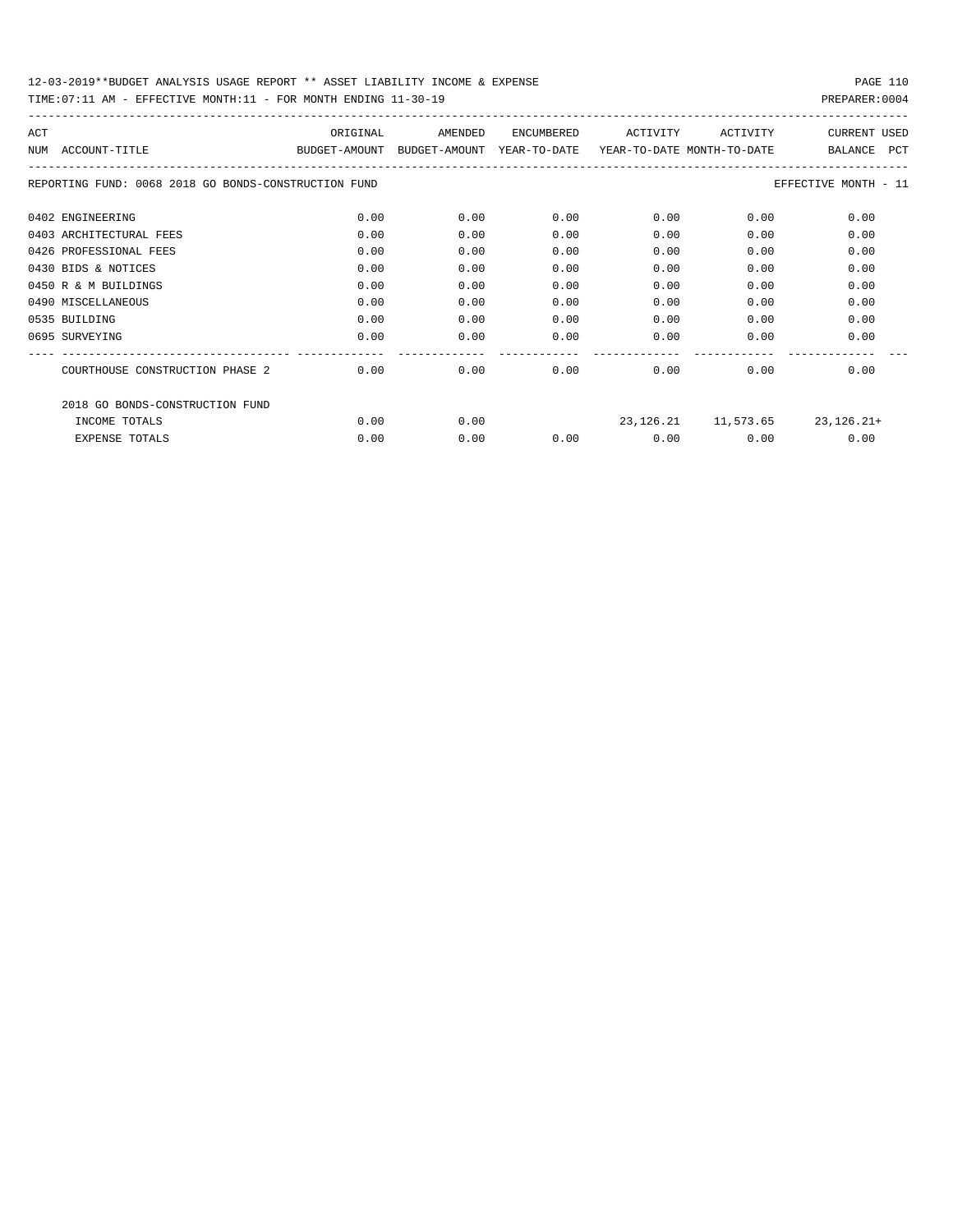12-03-2019**BUDGET ANALYSIS USAGE REPORT ** ASSET LIABILITY INCOME & EXPENSE

TIME:07:11 AM - EFFECTIVE MONTH:11 - FOR MONTH ENDING 11-30-19

PREPARER:0004

| ACT NUM | ACCOUNT-TITLE | ORIGINAL BUDGET-AMOUNT | AMENDED BUDGET-AMOUNT | ENCUMBERED YEAR-TO-DATE | ACTIVITY YEAR-TO-DATE | ACTIVITY MONTH-TO-DATE | CURRENT BALANCE | USED PCT |
|---|---|---|---|---|---|---|---|---|
| | REPORTING FUND: 0068 2018 GO BONDS-CONSTRUCTION FUND | | | | | | EFFECTIVE MONTH - 11 | |
| 0402 | ENGINEERING | 0.00 | 0.00 | 0.00 | 0.00 | 0.00 | 0.00 | |
| 0403 | ARCHITECTURAL FEES | 0.00 | 0.00 | 0.00 | 0.00 | 0.00 | 0.00 | |
| 0426 | PROFESSIONAL FEES | 0.00 | 0.00 | 0.00 | 0.00 | 0.00 | 0.00 | |
| 0430 | BIDS & NOTICES | 0.00 | 0.00 | 0.00 | 0.00 | 0.00 | 0.00 | |
| 0450 | R & M BUILDINGS | 0.00 | 0.00 | 0.00 | 0.00 | 0.00 | 0.00 | |
| 0490 | MISCELLANEOUS | 0.00 | 0.00 | 0.00 | 0.00 | 0.00 | 0.00 | |
| 0535 | BUILDING | 0.00 | 0.00 | 0.00 | 0.00 | 0.00 | 0.00 | |
| 0695 | SURVEYING | 0.00 | 0.00 | 0.00 | 0.00 | 0.00 | 0.00 | |
| | COURTHOUSE CONSTRUCTION PHASE 2 | 0.00 | 0.00 | 0.00 | 0.00 | 0.00 | 0.00 | |
| | 2018 GO BONDS-CONSTRUCTION FUND | | | | | | | |
| | INCOME TOTALS | 0.00 | 0.00 | | 23,126.21 | 11,573.65 | 23,126.21+ | |
| | EXPENSE TOTALS | 0.00 | 0.00 | 0.00 | 0.00 | 0.00 | 0.00 | |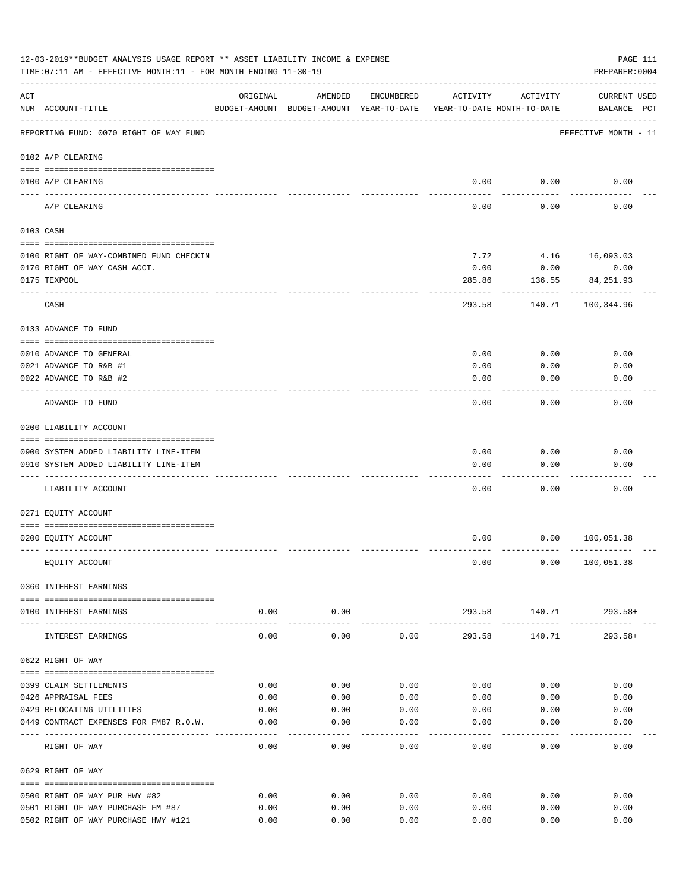12-03-2019**BUDGET ANALYSIS USAGE REPORT ** ASSET LIABILITY INCOME & EXPENSE

TIME:07:11 AM - EFFECTIVE MONTH:11 - FOR MONTH ENDING 11-30-19

PREPARER:0004

| ACT NUM | ACCOUNT-TITLE | ORIGINAL BUDGET-AMOUNT | AMENDED BUDGET-AMOUNT | ENCUMBERED YEAR-TO-DATE | ACTIVITY YEAR-TO-DATE | ACTIVITY MONTH-TO-DATE | CURRENT USED BALANCE PCT |
|---|---|---|---|---|---|---|---|
| | REPORTING FUND: 0070 RIGHT OF WAY FUND | | | | | | EFFECTIVE MONTH - 11 |
| | 0102 A/P CLEARING | | | | | | |
| 0100 | A/P CLEARING | | | | 0.00 | 0.00 | 0.00 |
| | A/P CLEARING | | | | 0.00 | 0.00 | 0.00 |
| | 0103 CASH | | | | | | |
| 0100 | RIGHT OF WAY-COMBINED FUND CHECKIN | | | | 7.72 | 4.16 | 16,093.03 |
| 0170 | RIGHT OF WAY CASH ACCT. | | | | 0.00 | 0.00 | 0.00 |
| 0175 | TEXPOOL | | | | 285.86 | 136.55 | 84,251.93 |
| | CASH | | | | 293.58 | 140.71 | 100,344.96 |
| | 0133 ADVANCE TO FUND | | | | | | |
| 0010 | ADVANCE TO GENERAL | | | | 0.00 | 0.00 | 0.00 |
| 0021 | ADVANCE TO R&B #1 | | | | 0.00 | 0.00 | 0.00 |
| 0022 | ADVANCE TO R&B #2 | | | | 0.00 | 0.00 | 0.00 |
| | ADVANCE TO FUND | | | | 0.00 | 0.00 | 0.00 |
| | 0200 LIABILITY ACCOUNT | | | | | | |
| 0900 | SYSTEM ADDED LIABILITY LINE-ITEM | | | | 0.00 | 0.00 | 0.00 |
| 0910 | SYSTEM ADDED LIABILITY LINE-ITEM | | | | 0.00 | 0.00 | 0.00 |
| | LIABILITY ACCOUNT | | | | 0.00 | 0.00 | 0.00 |
| | 0271 EQUITY ACCOUNT | | | | | | |
| 0200 | EQUITY ACCOUNT | | | | 0.00 | 0.00 | 100,051.38 |
| | EQUITY ACCOUNT | | | | 0.00 | 0.00 | 100,051.38 |
| | 0360 INTEREST EARNINGS | | | | | | |
| 0100 | INTEREST EARNINGS | 0.00 | 0.00 | | 293.58 | 140.71 | 293.58+ |
| | INTEREST EARNINGS | 0.00 | 0.00 | 0.00 | 293.58 | 140.71 | 293.58+ |
| | 0622 RIGHT OF WAY | | | | | | |
| 0399 | CLAIM SETTLEMENTS | 0.00 | 0.00 | 0.00 | 0.00 | 0.00 | 0.00 |
| 0426 | APPRAISAL FEES | 0.00 | 0.00 | 0.00 | 0.00 | 0.00 | 0.00 |
| 0429 | RELOCATING UTILITIES | 0.00 | 0.00 | 0.00 | 0.00 | 0.00 | 0.00 |
| 0449 | CONTRACT EXPENSES FOR FM87 R.O.W. | 0.00 | 0.00 | 0.00 | 0.00 | 0.00 | 0.00 |
| | RIGHT OF WAY | 0.00 | 0.00 | 0.00 | 0.00 | 0.00 | 0.00 |
| | 0629 RIGHT OF WAY | | | | | | |
| 0500 | RIGHT OF WAY PUR HWY #82 | 0.00 | 0.00 | 0.00 | 0.00 | 0.00 | 0.00 |
| 0501 | RIGHT OF WAY PURCHASE FM #87 | 0.00 | 0.00 | 0.00 | 0.00 | 0.00 | 0.00 |
| 0502 | RIGHT OF WAY PURCHASE HWY #121 | 0.00 | 0.00 | 0.00 | 0.00 | 0.00 | 0.00 |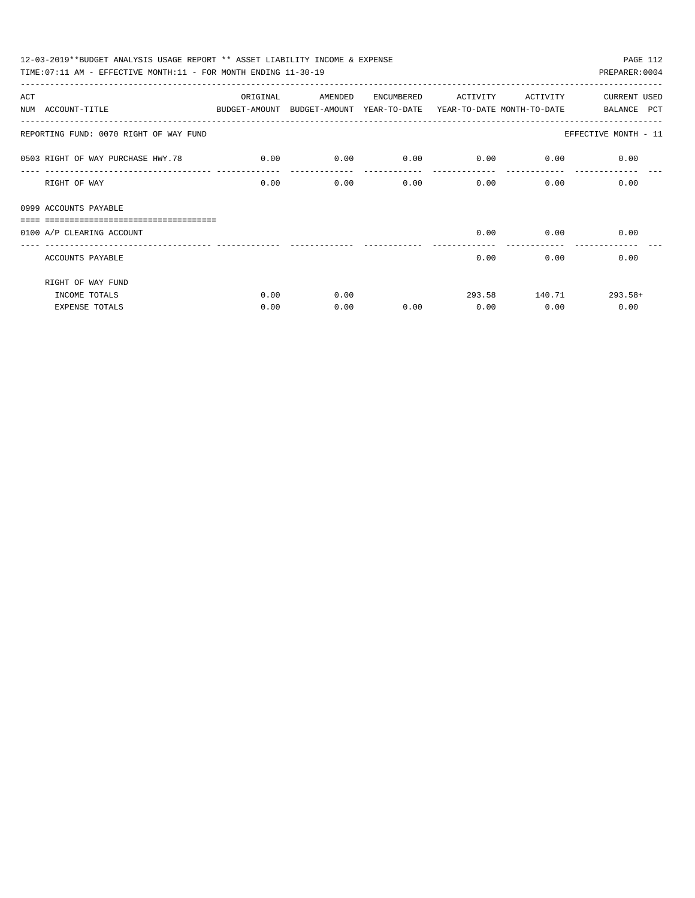12-03-2019**BUDGET ANALYSIS USAGE REPORT ** ASSET LIABILITY INCOME & EXPENSE

TIME:07:11 AM - EFFECTIVE MONTH:11 - FOR MONTH ENDING 11-30-19

PREPARER:0004

| ACT NUM | ACCOUNT-TITLE | ORIGINAL BUDGET-AMOUNT | AMENDED BUDGET-AMOUNT | ENCUMBERED YEAR-TO-DATE | ACTIVITY YEAR-TO-DATE | ACTIVITY MONTH-TO-DATE | CURRENT BALANCE | USED PCT |
|---|---|---|---|---|---|---|---|---|
| | REPORTING FUND: 0070 RIGHT OF WAY FUND | | | | | | EFFECTIVE MONTH - 11 | |
| 0503 | RIGHT OF WAY PURCHASE HWY.78 | 0.00 | 0.00 | 0.00 | 0.00 | 0.00 | 0.00 | |
| | RIGHT OF WAY | 0.00 | 0.00 | 0.00 | 0.00 | 0.00 | 0.00 | |
| 0999 | ACCOUNTS PAYABLE | | | | | | | |
| 0100 | A/P CLEARING ACCOUNT | | | | 0.00 | 0.00 | 0.00 | |
| | ACCOUNTS PAYABLE | | | | 0.00 | 0.00 | 0.00 | |
| | RIGHT OF WAY FUND | | | | | | | |
| | INCOME TOTALS | 0.00 | 0.00 | | 293.58 | 140.71 | 293.58+ | |
| | EXPENSE TOTALS | 0.00 | 0.00 | 0.00 | 0.00 | 0.00 | 0.00 | |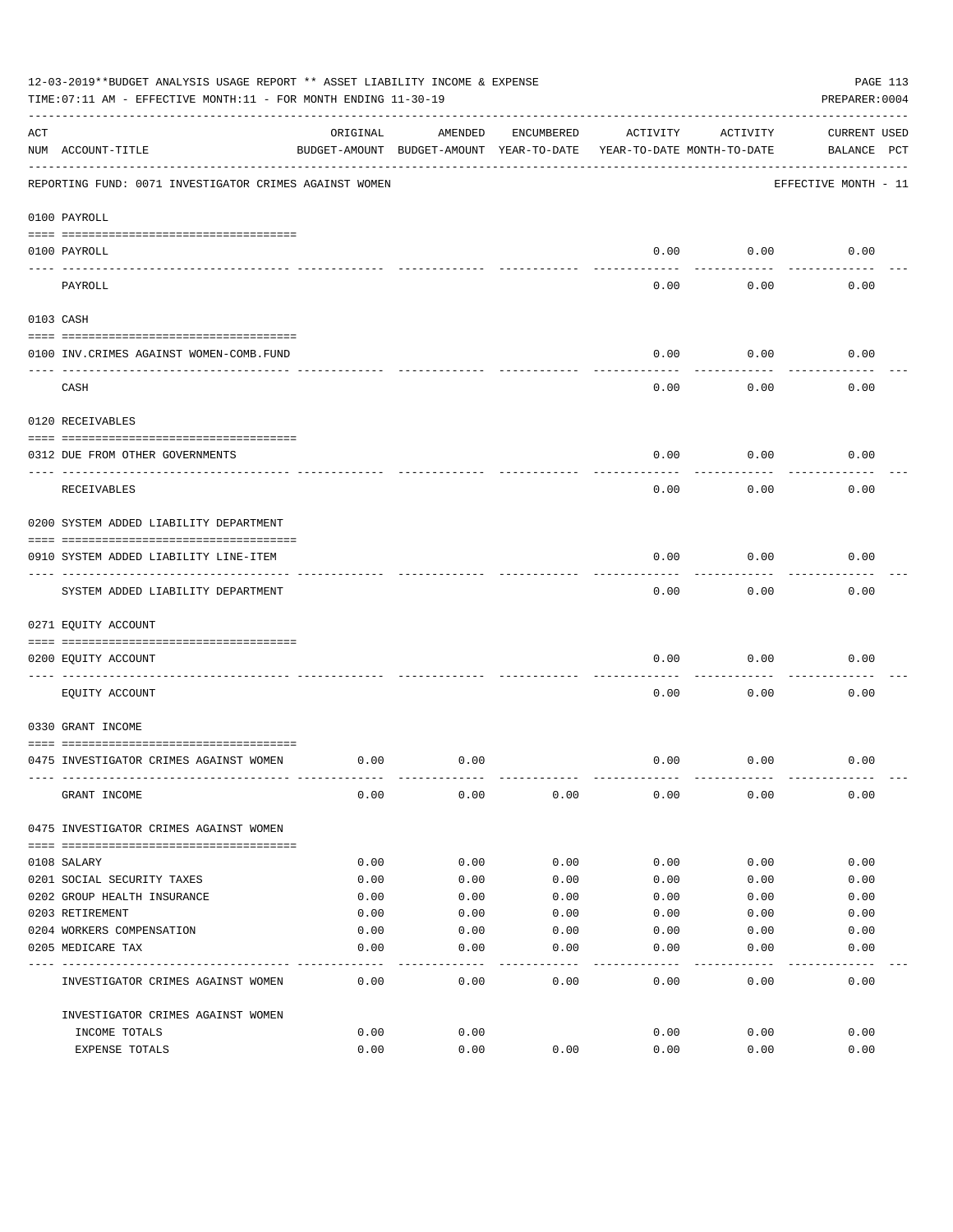12-03-2019**BUDGET ANALYSIS USAGE REPORT ** ASSET LIABILITY INCOME & EXPENSE

TIME:07:11 AM - EFFECTIVE MONTH:11 - FOR MONTH ENDING 11-30-19

PREPARER:0004

| ACT NUM | ACCOUNT-TITLE | ORIGINAL BUDGET-AMOUNT | AMENDED BUDGET-AMOUNT | ENCUMBERED YEAR-TO-DATE | ACTIVITY YEAR-TO-DATE | ACTIVITY MONTH-TO-DATE | CURRENT BALANCE | USED PCT |
|---|---|---|---|---|---|---|---|---|
| | REPORTING FUND: 0071 INVESTIGATOR CRIMES AGAINST WOMEN | | | | | | EFFECTIVE MONTH - 11 | |
| | 0100 PAYROLL | | | | | | | |
| 0100 | PAYROLL | | | | 0.00 | 0.00 | 0.00 | |
| | PAYROLL | | | | 0.00 | 0.00 | 0.00 | |
| | 0103 CASH | | | | | | | |
| 0100 | INV.CRIMES AGAINST WOMEN-COMB.FUND | | | | 0.00 | 0.00 | 0.00 | |
| | CASH | | | | 0.00 | 0.00 | 0.00 | |
| | 0120 RECEIVABLES | | | | | | | |
| 0312 | DUE FROM OTHER GOVERNMENTS | | | | 0.00 | 0.00 | 0.00 | |
| | RECEIVABLES | | | | 0.00 | 0.00 | 0.00 | |
| | 0200 SYSTEM ADDED LIABILITY DEPARTMENT | | | | | | | |
| 0910 | SYSTEM ADDED LIABILITY LINE-ITEM | | | | 0.00 | 0.00 | 0.00 | |
| | SYSTEM ADDED LIABILITY DEPARTMENT | | | | 0.00 | 0.00 | 0.00 | |
| | 0271 EQUITY ACCOUNT | | | | | | | |
| 0200 | EQUITY ACCOUNT | | | | 0.00 | 0.00 | 0.00 | |
| | EQUITY ACCOUNT | | | | 0.00 | 0.00 | 0.00 | |
| | 0330 GRANT INCOME | | | | | | | |
| 0475 | INVESTIGATOR CRIMES AGAINST WOMEN | 0.00 | 0.00 | | 0.00 | 0.00 | 0.00 | |
| | GRANT INCOME | 0.00 | 0.00 | 0.00 | 0.00 | 0.00 | 0.00 | |
| | 0475 INVESTIGATOR CRIMES AGAINST WOMEN | | | | | | | |
| 0108 | SALARY | 0.00 | 0.00 | 0.00 | 0.00 | 0.00 | 0.00 | |
| 0201 | SOCIAL SECURITY TAXES | 0.00 | 0.00 | 0.00 | 0.00 | 0.00 | 0.00 | |
| 0202 | GROUP HEALTH INSURANCE | 0.00 | 0.00 | 0.00 | 0.00 | 0.00 | 0.00 | |
| 0203 | RETIREMENT | 0.00 | 0.00 | 0.00 | 0.00 | 0.00 | 0.00 | |
| 0204 | WORKERS COMPENSATION | 0.00 | 0.00 | 0.00 | 0.00 | 0.00 | 0.00 | |
| 0205 | MEDICARE TAX | 0.00 | 0.00 | 0.00 | 0.00 | 0.00 | 0.00 | |
| | INVESTIGATOR CRIMES AGAINST WOMEN | 0.00 | 0.00 | 0.00 | 0.00 | 0.00 | 0.00 | |
| | INVESTIGATOR CRIMES AGAINST WOMEN | | | | | | | |
| | INCOME TOTALS | 0.00 | 0.00 | | 0.00 | 0.00 | 0.00 | |
| | EXPENSE TOTALS | 0.00 | 0.00 | 0.00 | 0.00 | 0.00 | 0.00 | |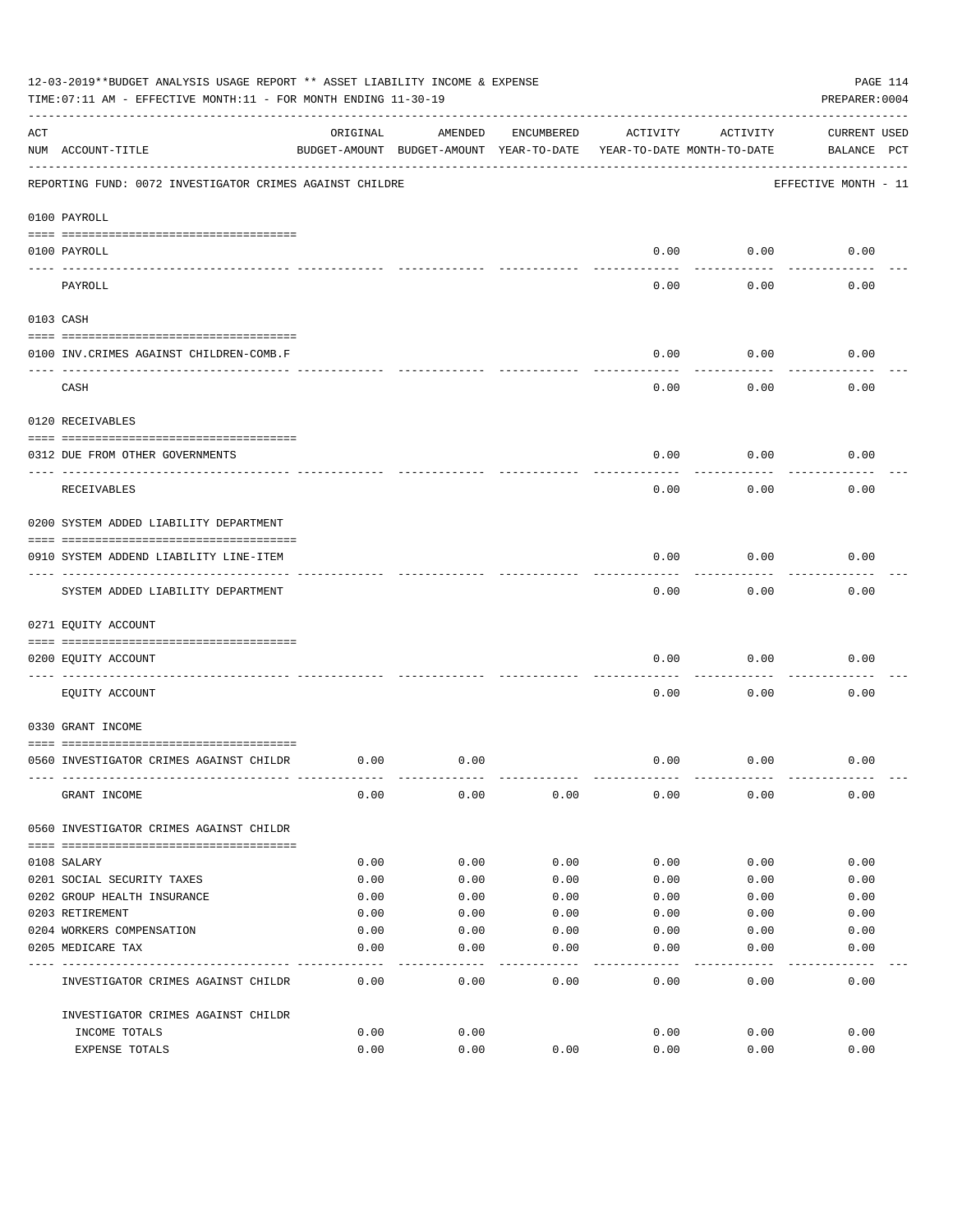12-03-2019**BUDGET ANALYSIS USAGE REPORT ** ASSET LIABILITY INCOME & EXPENSE

TIME:07:11 AM - EFFECTIVE MONTH:11 - FOR MONTH ENDING 11-30-19

PREPARER:0004

| ACT NUM | ACCOUNT-TITLE | ORIGINAL BUDGET-AMOUNT | AMENDED BUDGET-AMOUNT | ENCUMBERED YEAR-TO-DATE | ACTIVITY YEAR-TO-DATE | ACTIVITY MONTH-TO-DATE | CURRENT BALANCE | USED PCT |
|---|---|---|---|---|---|---|---|---|
| | REPORTING FUND: 0072 INVESTIGATOR CRIMES AGAINST CHILDRE | | | | | | EFFECTIVE MONTH - 11 | |
| | 0100 PAYROLL | | | | | | | |
| 0100 | PAYROLL | | | | 0.00 | 0.00 | 0.00 | |
| | PAYROLL | | | | 0.00 | 0.00 | 0.00 | |
| | 0103 CASH | | | | | | | |
| 0100 | INV.CRIMES AGAINST CHILDREN-COMB.F | | | | 0.00 | 0.00 | 0.00 | |
| | CASH | | | | 0.00 | 0.00 | 0.00 | |
| | 0120 RECEIVABLES | | | | | | | |
| 0312 | DUE FROM OTHER GOVERNMENTS | | | | 0.00 | 0.00 | 0.00 | |
| | RECEIVABLES | | | | 0.00 | 0.00 | 0.00 | |
| | 0200 SYSTEM ADDED LIABILITY DEPARTMENT | | | | | | | |
| 0910 | SYSTEM ADDEND LIABILITY LINE-ITEM | | | | 0.00 | 0.00 | 0.00 | |
| | SYSTEM ADDED LIABILITY DEPARTMENT | | | | 0.00 | 0.00 | 0.00 | |
| | 0271 EQUITY ACCOUNT | | | | | | | |
| 0200 | EQUITY ACCOUNT | | | | 0.00 | 0.00 | 0.00 | |
| | EQUITY ACCOUNT | | | | 0.00 | 0.00 | 0.00 | |
| | 0330 GRANT INCOME | | | | | | | |
| 0560 | INVESTIGATOR CRIMES AGAINST CHILDR | 0.00 | 0.00 | | 0.00 | 0.00 | 0.00 | |
| | GRANT INCOME | 0.00 | 0.00 | 0.00 | 0.00 | 0.00 | 0.00 | |
| | 0560 INVESTIGATOR CRIMES AGAINST CHILDR | | | | | | | |
| 0108 | SALARY | 0.00 | 0.00 | 0.00 | 0.00 | 0.00 | 0.00 | |
| 0201 | SOCIAL SECURITY TAXES | 0.00 | 0.00 | 0.00 | 0.00 | 0.00 | 0.00 | |
| 0202 | GROUP HEALTH INSURANCE | 0.00 | 0.00 | 0.00 | 0.00 | 0.00 | 0.00 | |
| 0203 | RETIREMENT | 0.00 | 0.00 | 0.00 | 0.00 | 0.00 | 0.00 | |
| 0204 | WORKERS COMPENSATION | 0.00 | 0.00 | 0.00 | 0.00 | 0.00 | 0.00 | |
| 0205 | MEDICARE TAX | 0.00 | 0.00 | 0.00 | 0.00 | 0.00 | 0.00 | |
| | INVESTIGATOR CRIMES AGAINST CHILDR | 0.00 | 0.00 | 0.00 | 0.00 | 0.00 | 0.00 | |
| | INVESTIGATOR CRIMES AGAINST CHILDR | | | | | | | |
| | INCOME TOTALS | 0.00 | 0.00 | | 0.00 | 0.00 | 0.00 | |
| | EXPENSE TOTALS | 0.00 | 0.00 | 0.00 | 0.00 | 0.00 | 0.00 | |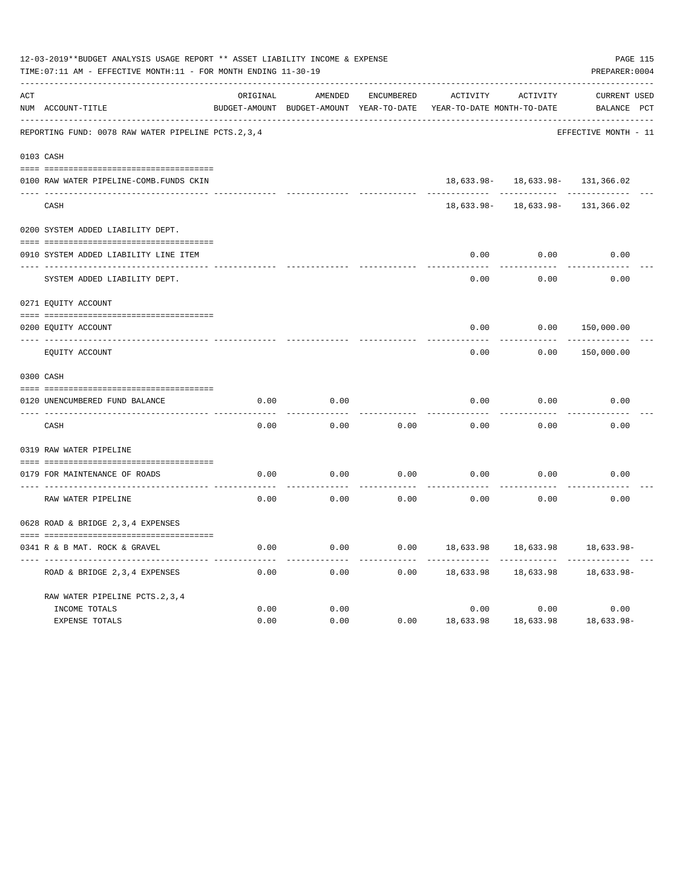12-03-2019**BUDGET ANALYSIS USAGE REPORT ** ASSET LIABILITY INCOME & EXPENSE

TIME:07:11 AM - EFFECTIVE MONTH:11 - FOR MONTH ENDING 11-30-19

PREPARER:0004

| ACT NUM | ACCOUNT-TITLE | ORIGINAL BUDGET-AMOUNT | AMENDED BUDGET-AMOUNT | ENCUMBERED YEAR-TO-DATE | ACTIVITY YEAR-TO-DATE | ACTIVITY MONTH-TO-DATE | CURRENT BALANCE | USED PCT |
|---|---|---|---|---|---|---|---|---|

REPORTING FUND: 0078 RAW WATER PIPELINE PCTS.2,3,4 — EFFECTIVE MONTH - 11

| ACT NUM | ACCOUNT-TITLE | ORIGINAL BUDGET-AMOUNT | AMENDED BUDGET-AMOUNT | ENCUMBERED YEAR-TO-DATE | ACTIVITY YEAR-TO-DATE | ACTIVITY MONTH-TO-DATE | CURRENT BALANCE | USED PCT |
|---|---|---|---|---|---|---|---|---|
| 0103 | CASH | | | | | | | |
| 0100 | RAW WATER PIPELINE-COMB.FUNDS CKIN | | | | 18,633.98- | 18,633.98- | 131,366.02 | |
| | CASH | | | | 18,633.98- | 18,633.98- | 131,366.02 | |
| 0200 | SYSTEM ADDED LIABILITY DEPT. | | | | | | | |
| 0910 | SYSTEM ADDED LIABILITY LINE ITEM | | | | 0.00 | 0.00 | 0.00 | |
| | SYSTEM ADDED LIABILITY DEPT. | | | | 0.00 | 0.00 | 0.00 | |
| 0271 | EQUITY ACCOUNT | | | | | | | |
| 0200 | EQUITY ACCOUNT | | | | 0.00 | 0.00 | 150,000.00 | |
| | EQUITY ACCOUNT | | | | 0.00 | 0.00 | 150,000.00 | |
| 0300 | CASH | | | | | | | |
| 0120 | UNENCUMBERED FUND BALANCE | 0.00 | 0.00 | | 0.00 | 0.00 | 0.00 | |
| | CASH | 0.00 | 0.00 | 0.00 | 0.00 | 0.00 | 0.00 | |
| 0319 | RAW WATER PIPELINE | | | | | | | |
| 0179 | FOR MAINTENANCE OF ROADS | 0.00 | 0.00 | 0.00 | 0.00 | 0.00 | 0.00 | |
| | RAW WATER PIPELINE | 0.00 | 0.00 | 0.00 | 0.00 | 0.00 | 0.00 | |
| 0628 | ROAD & BRIDGE 2,3,4 EXPENSES | | | | | | | |
| 0341 | R & B MAT. ROCK & GRAVEL | 0.00 | 0.00 | 0.00 | 18,633.98 | 18,633.98 | 18,633.98- | |
| | ROAD & BRIDGE 2,3,4 EXPENSES | 0.00 | 0.00 | 0.00 | 18,633.98 | 18,633.98 | 18,633.98- | |
| | RAW WATER PIPELINE PCTS.2,3,4 | | | | | | | |
| | INCOME TOTALS | 0.00 | 0.00 | | 0.00 | 0.00 | 0.00 | |
| | EXPENSE TOTALS | 0.00 | 0.00 | 0.00 | 18,633.98 | 18,633.98 | 18,633.98- | |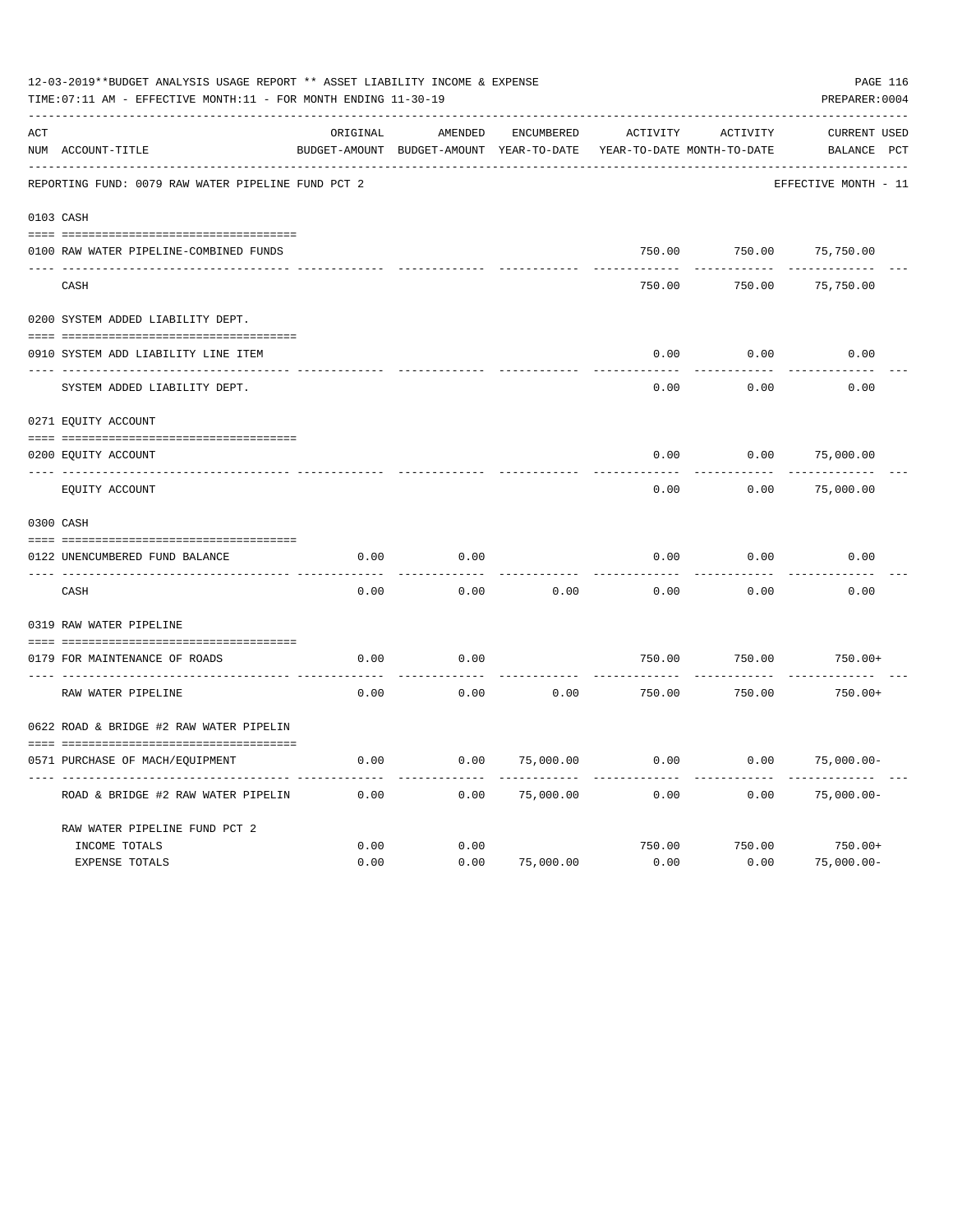12-03-2019**BUDGET ANALYSIS USAGE REPORT ** ASSET LIABILITY INCOME & EXPENSE

TIME:07:11 AM - EFFECTIVE MONTH:11 - FOR MONTH ENDING 11-30-19

PREPARER:0004

| ACT NUM | ACCOUNT-TITLE | ORIGINAL BUDGET-AMOUNT | AMENDED BUDGET-AMOUNT | ENCUMBERED YEAR-TO-DATE | ACTIVITY YEAR-TO-DATE | ACTIVITY MONTH-TO-DATE | CURRENT BALANCE | USED PCT |
|---|---|---|---|---|---|---|---|---|
| | REPORTING FUND: 0079 RAW WATER PIPELINE FUND PCT 2 | | | | | | EFFECTIVE MONTH - 11 | |
| | **0103 CASH** | | | | | | | |
| 0100 | RAW WATER PIPELINE-COMBINED FUNDS | | | | 750.00 | 750.00 | 75,750.00 | |
| | CASH | | | | 750.00 | 750.00 | 75,750.00 | |
| | **0200 SYSTEM ADDED LIABILITY DEPT.** | | | | | | | |
| 0910 | SYSTEM ADD LIABILITY LINE ITEM | | | | 0.00 | 0.00 | 0.00 | |
| | SYSTEM ADDED LIABILITY DEPT. | | | | 0.00 | 0.00 | 0.00 | |
| | **0271 EQUITY ACCOUNT** | | | | | | | |
| 0200 | EQUITY ACCOUNT | | | | 0.00 | 0.00 | 75,000.00 | |
| | EQUITY ACCOUNT | | | | 0.00 | 0.00 | 75,000.00 | |
| | **0300 CASH** | | | | | | | |
| 0122 | UNENCUMBERED FUND BALANCE | 0.00 | 0.00 | | 0.00 | 0.00 | 0.00 | |
| | CASH | 0.00 | 0.00 | 0.00 | 0.00 | 0.00 | 0.00 | |
| | **0319 RAW WATER PIPELINE** | | | | | | | |
| 0179 | FOR MAINTENANCE OF ROADS | 0.00 | 0.00 | | 750.00 | 750.00 | 750.00+ | |
| | RAW WATER PIPELINE | 0.00 | 0.00 | 0.00 | 750.00 | 750.00 | 750.00+ | |
| | **0622 ROAD & BRIDGE #2 RAW WATER PIPELIN** | | | | | | | |
| 0571 | PURCHASE OF MACH/EQUIPMENT | 0.00 | 0.00 | 75,000.00 | 0.00 | 0.00 | 75,000.00- | |
| | ROAD & BRIDGE #2 RAW WATER PIPELIN | 0.00 | 0.00 | 75,000.00 | 0.00 | 0.00 | 75,000.00- | |
| | RAW WATER PIPELINE FUND PCT 2 | | | | | | | |
| | INCOME TOTALS | 0.00 | 0.00 | | 750.00 | 750.00 | 750.00+ | |
| | EXPENSE TOTALS | 0.00 | 0.00 | 75,000.00 | 0.00 | 0.00 | 75,000.00- | |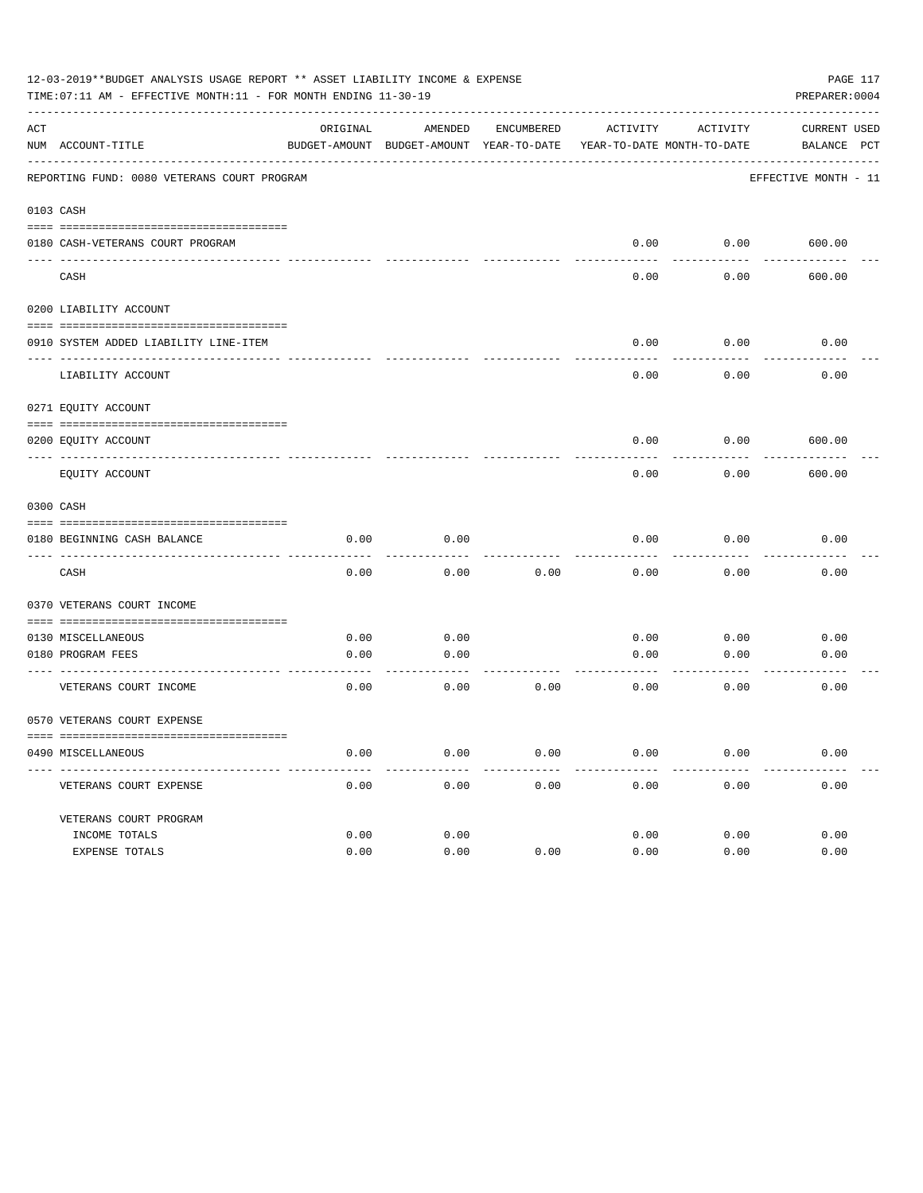12-03-2019**BUDGET ANALYSIS USAGE REPORT ** ASSET LIABILITY INCOME & EXPENSE

TIME:07:11 AM - EFFECTIVE MONTH:11 - FOR MONTH ENDING 11-30-19

PREPARER:0004

REPORTING FUND: 0080 VETERANS COURT PROGRAM — EFFECTIVE MONTH - 11

| ACT NUM | ACCOUNT-TITLE | ORIGINAL BUDGET-AMOUNT | AMENDED BUDGET-AMOUNT | ENCUMBERED YEAR-TO-DATE | ACTIVITY YEAR-TO-DATE | ACTIVITY MONTH-TO-DATE | CURRENT BALANCE | USED PCT |
|---|---|---|---|---|---|---|---|---|
| **0103** | **CASH** | | | | | | | |
| 0180 | CASH-VETERANS COURT PROGRAM | | | | 0.00 | 0.00 | 600.00 | |
| | CASH | | | | 0.00 | 0.00 | 600.00 | |
| **0200** | **LIABILITY ACCOUNT** | | | | | | | |
| 0910 | SYSTEM ADDED LIABILITY LINE-ITEM | | | | 0.00 | 0.00 | 0.00 | |
| | LIABILITY ACCOUNT | | | | 0.00 | 0.00 | 0.00 | |
| **0271** | **EQUITY ACCOUNT** | | | | | | | |
| 0200 | EQUITY ACCOUNT | | | | 0.00 | 0.00 | 600.00 | |
| | EQUITY ACCOUNT | | | | 0.00 | 0.00 | 600.00 | |
| **0300** | **CASH** | | | | | | | |
| 0180 | BEGINNING CASH BALANCE | 0.00 | 0.00 | | 0.00 | 0.00 | 0.00 | |
| | CASH | 0.00 | 0.00 | 0.00 | 0.00 | 0.00 | 0.00 | |
| **0370** | **VETERANS COURT INCOME** | | | | | | | |
| 0130 | MISCELLANEOUS | 0.00 | 0.00 | | 0.00 | 0.00 | 0.00 | |
| 0180 | PROGRAM FEES | 0.00 | 0.00 | | 0.00 | 0.00 | 0.00 | |
| | VETERANS COURT INCOME | 0.00 | 0.00 | 0.00 | 0.00 | 0.00 | 0.00 | |
| **0570** | **VETERANS COURT EXPENSE** | | | | | | | |
| 0490 | MISCELLANEOUS | 0.00 | 0.00 | 0.00 | 0.00 | 0.00 | 0.00 | |
| | VETERANS COURT EXPENSE | 0.00 | 0.00 | 0.00 | 0.00 | 0.00 | 0.00 | |
| | VETERANS COURT PROGRAM | | | | | | | |
| | INCOME TOTALS | 0.00 | 0.00 | | 0.00 | 0.00 | 0.00 | |
| | EXPENSE TOTALS | 0.00 | 0.00 | 0.00 | 0.00 | 0.00 | 0.00 | |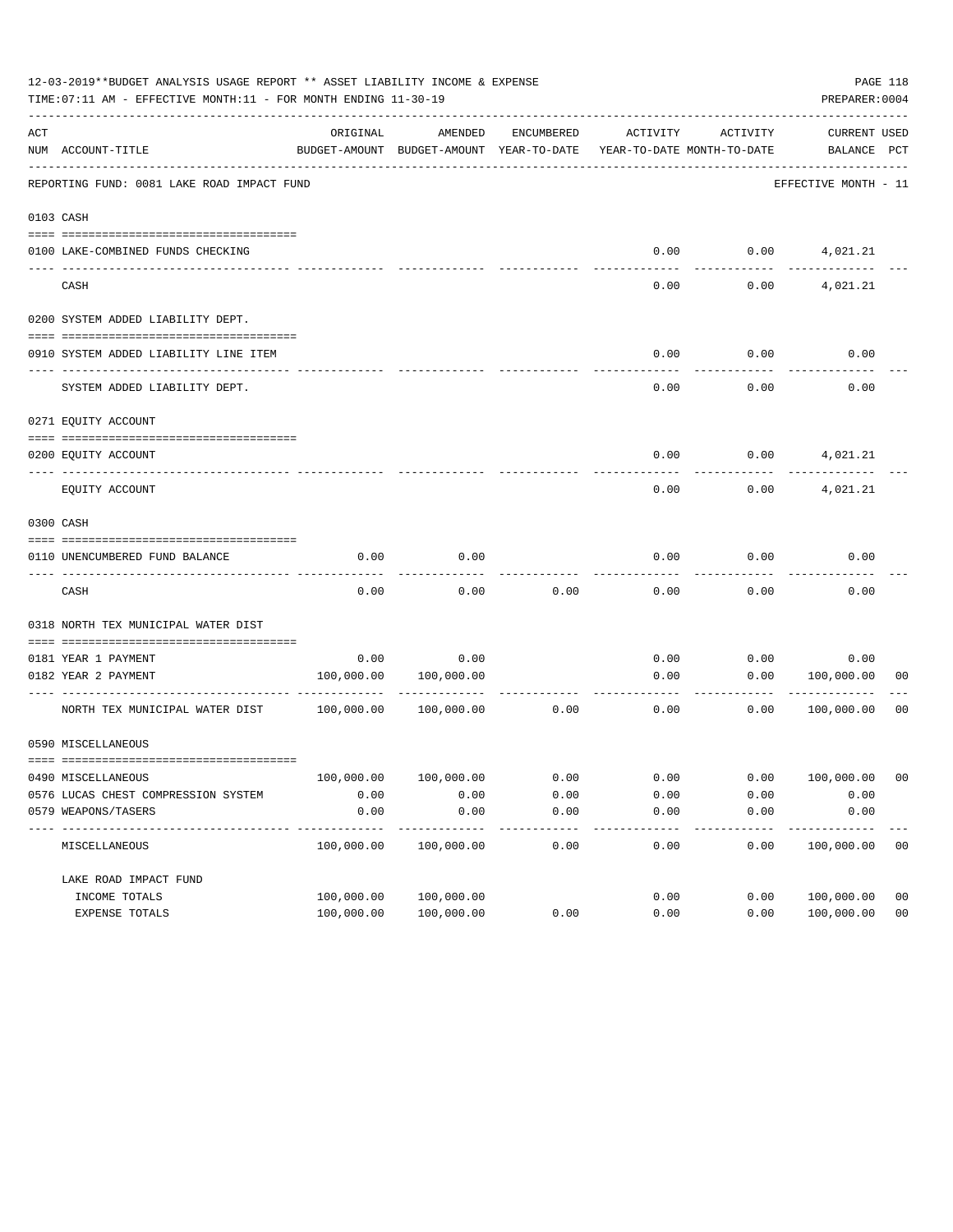12-03-2019**BUDGET ANALYSIS USAGE REPORT ** ASSET LIABILITY INCOME & EXPENSE

TIME:07:11 AM - EFFECTIVE MONTH:11 - FOR MONTH ENDING 11-30-19

PREPARER:0004

| ACT NUM | ACCOUNT-TITLE | ORIGINAL BUDGET-AMOUNT | AMENDED BUDGET-AMOUNT | ENCUMBERED YEAR-TO-DATE | ACTIVITY YEAR-TO-DATE | ACTIVITY MONTH-TO-DATE | CURRENT BALANCE | USED PCT |
|---|---|---|---|---|---|---|---|---|

REPORTING FUND: 0081 LAKE ROAD IMPACT FUND — EFFECTIVE MONTH - 11

| ACT NUM | ACCOUNT-TITLE | ORIGINAL BUDGET-AMOUNT | AMENDED BUDGET-AMOUNT | ENCUMBERED YEAR-TO-DATE | ACTIVITY YEAR-TO-DATE | ACTIVITY MONTH-TO-DATE | CURRENT BALANCE | USED PCT |
|---|---|---|---|---|---|---|---|---|
| **0103** | **CASH** | | | | | | | |
| 0100 | LAKE-COMBINED FUNDS CHECKING | | | | 0.00 | 0.00 | 4,021.21 | |
| | CASH | | | | 0.00 | 0.00 | 4,021.21 | |
| **0200** | **SYSTEM ADDED LIABILITY DEPT.** | | | | | | | |
| 0910 | SYSTEM ADDED LIABILITY LINE ITEM | | | | 0.00 | 0.00 | 0.00 | |
| | SYSTEM ADDED LIABILITY DEPT. | | | | 0.00 | 0.00 | 0.00 | |
| **0271** | **EQUITY ACCOUNT** | | | | | | | |
| 0200 | EQUITY ACCOUNT | | | | 0.00 | 0.00 | 4,021.21 | |
| | EQUITY ACCOUNT | | | | 0.00 | 0.00 | 4,021.21 | |
| **0300** | **CASH** | | | | | | | |
| 0110 | UNENCUMBERED FUND BALANCE | 0.00 | 0.00 | | 0.00 | 0.00 | 0.00 | |
| | CASH | 0.00 | 0.00 | 0.00 | 0.00 | 0.00 | 0.00 | |
| **0318** | **NORTH TEX MUNICIPAL WATER DIST** | | | | | | | |
| 0181 | YEAR 1 PAYMENT | 0.00 | 0.00 | | 0.00 | 0.00 | 0.00 | |
| 0182 | YEAR 2 PAYMENT | 100,000.00 | 100,000.00 | | 0.00 | 0.00 | 100,000.00 | 00 |
| | NORTH TEX MUNICIPAL WATER DIST | 100,000.00 | 100,000.00 | 0.00 | 0.00 | 0.00 | 100,000.00 | 00 |
| **0590** | **MISCELLANEOUS** | | | | | | | |
| 0490 | MISCELLANEOUS | 100,000.00 | 100,000.00 | 0.00 | 0.00 | 0.00 | 100,000.00 | 00 |
| 0576 | LUCAS CHEST COMPRESSION SYSTEM | 0.00 | 0.00 | 0.00 | 0.00 | 0.00 | 0.00 | |
| 0579 | WEAPONS/TASERS | 0.00 | 0.00 | 0.00 | 0.00 | 0.00 | 0.00 | |
| | MISCELLANEOUS | 100,000.00 | 100,000.00 | 0.00 | 0.00 | 0.00 | 100,000.00 | 00 |
| | **LAKE ROAD IMPACT FUND** | | | | | | | |
| | INCOME TOTALS | 100,000.00 | 100,000.00 | | 0.00 | 0.00 | 100,000.00 | 00 |
| | EXPENSE TOTALS | 100,000.00 | 100,000.00 | 0.00 | 0.00 | 0.00 | 100,000.00 | 00 |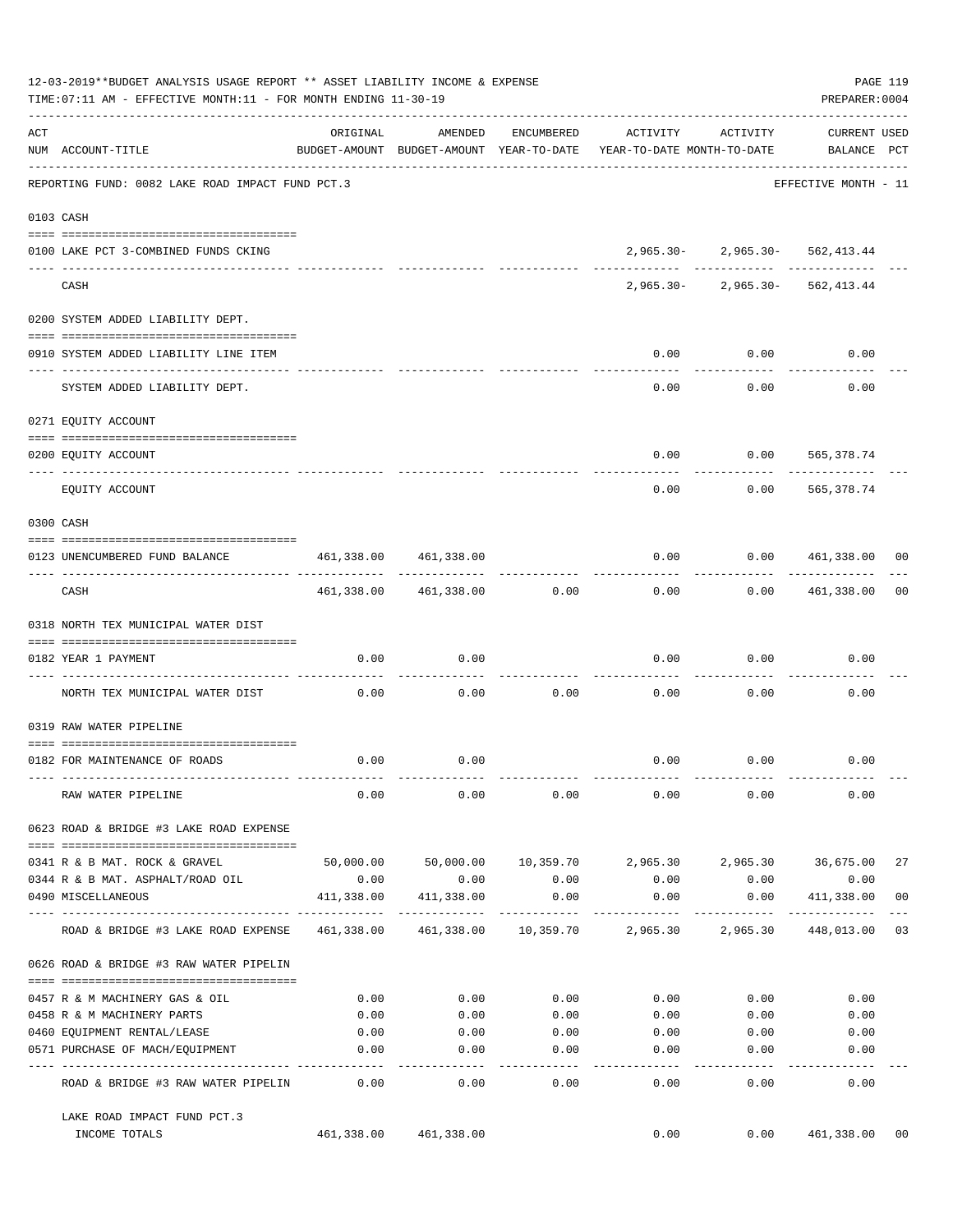12-03-2019**BUDGET ANALYSIS USAGE REPORT ** ASSET LIABILITY INCOME & EXPENSE

TIME:07:11 AM - EFFECTIVE MONTH:11 - FOR MONTH ENDING 11-30-19

PREPARER:0004

| ACT NUM | ACCOUNT-TITLE | ORIGINAL BUDGET-AMOUNT | AMENDED BUDGET-AMOUNT | ENCUMBERED YEAR-TO-DATE | ACTIVITY YEAR-TO-DATE | ACTIVITY MONTH-TO-DATE | CURRENT BALANCE | USED PCT |
|---|---|---|---|---|---|---|---|---|
| | REPORTING FUND: 0082 LAKE ROAD IMPACT FUND PCT.3 | | | | | | EFFECTIVE MONTH - 11 | |
| | **0103 CASH** | | | | | | | |
| 0100 | LAKE PCT 3-COMBINED FUNDS CKING | | | | 2,965.30- | 2,965.30- | 562,413.44 | |
| | CASH | | | | 2,965.30- | 2,965.30- | 562,413.44 | |
| | **0200 SYSTEM ADDED LIABILITY DEPT.** | | | | | | | |
| 0910 | SYSTEM ADDED LIABILITY LINE ITEM | | | | 0.00 | 0.00 | 0.00 | |
| | SYSTEM ADDED LIABILITY DEPT. | | | | 0.00 | 0.00 | 0.00 | |
| | **0271 EQUITY ACCOUNT** | | | | | | | |
| 0200 | EQUITY ACCOUNT | | | | 0.00 | 0.00 | 565,378.74 | |
| | EQUITY ACCOUNT | | | | 0.00 | 0.00 | 565,378.74 | |
| | **0300 CASH** | | | | | | | |
| 0123 | UNENCUMBERED FUND BALANCE | 461,338.00 | 461,338.00 | | 0.00 | 0.00 | 461,338.00 | 00 |
| | CASH | 461,338.00 | 461,338.00 | 0.00 | 0.00 | 0.00 | 461,338.00 | 00 |
| | **0318 NORTH TEX MUNICIPAL WATER DIST** | | | | | | | |
| 0182 | YEAR 1 PAYMENT | 0.00 | 0.00 | | 0.00 | 0.00 | 0.00 | |
| | NORTH TEX MUNICIPAL WATER DIST | 0.00 | 0.00 | 0.00 | 0.00 | 0.00 | 0.00 | |
| | **0319 RAW WATER PIPELINE** | | | | | | | |
| 0182 | FOR MAINTENANCE OF ROADS | 0.00 | 0.00 | | 0.00 | 0.00 | 0.00 | |
| | RAW WATER PIPELINE | 0.00 | 0.00 | 0.00 | 0.00 | 0.00 | 0.00 | |
| | **0623 ROAD & BRIDGE #3 LAKE ROAD EXPENSE** | | | | | | | |
| 0341 | R & B MAT. ROCK & GRAVEL | 50,000.00 | 50,000.00 | 10,359.70 | 2,965.30 | 2,965.30 | 36,675.00 | 27 |
| 0344 | R & B MAT. ASPHALT/ROAD OIL | 0.00 | 0.00 | 0.00 | 0.00 | 0.00 | 0.00 | |
| 0490 | MISCELLANEOUS | 411,338.00 | 411,338.00 | 0.00 | 0.00 | 0.00 | 411,338.00 | 00 |
| | ROAD & BRIDGE #3 LAKE ROAD EXPENSE | 461,338.00 | 461,338.00 | 10,359.70 | 2,965.30 | 2,965.30 | 448,013.00 | 03 |
| | **0626 ROAD & BRIDGE #3 RAW WATER PIPELIN** | | | | | | | |
| 0457 | R & M MACHINERY GAS & OIL | 0.00 | 0.00 | 0.00 | 0.00 | 0.00 | 0.00 | |
| 0458 | R & M MACHINERY PARTS | 0.00 | 0.00 | 0.00 | 0.00 | 0.00 | 0.00 | |
| 0460 | EQUIPMENT RENTAL/LEASE | 0.00 | 0.00 | 0.00 | 0.00 | 0.00 | 0.00 | |
| 0571 | PURCHASE OF MACH/EQUIPMENT | 0.00 | 0.00 | 0.00 | 0.00 | 0.00 | 0.00 | |
| | ROAD & BRIDGE #3 RAW WATER PIPELIN | 0.00 | 0.00 | 0.00 | 0.00 | 0.00 | 0.00 | |
| | LAKE ROAD IMPACT FUND PCT.3 INCOME TOTALS | 461,338.00 | 461,338.00 | | 0.00 | 0.00 | 461,338.00 | 00 |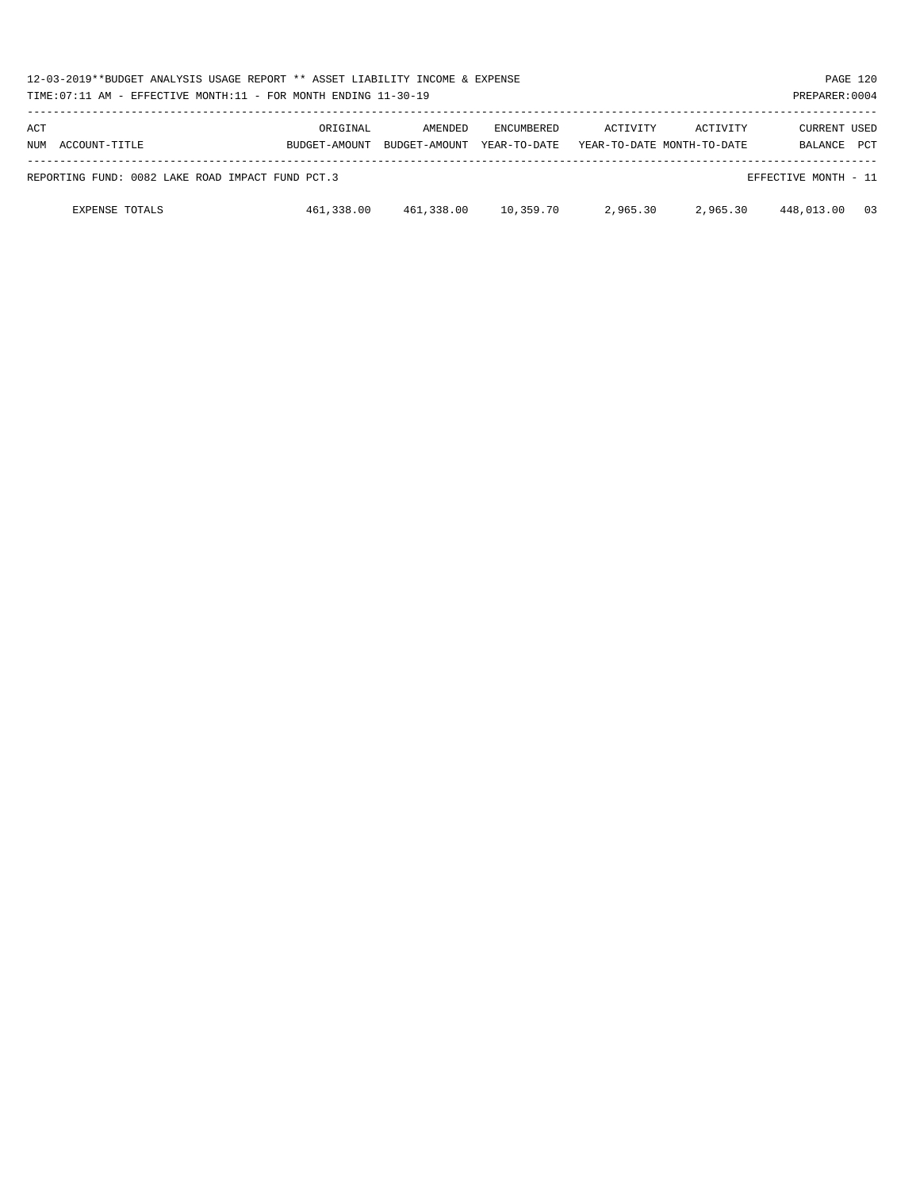| ACT NUM | ACCOUNT-TITLE | ORIGINAL BUDGET-AMOUNT | AMENDED BUDGET-AMOUNT | ENCUMBERED YEAR-TO-DATE | ACTIVITY YEAR-TO-DATE | ACTIVITY MONTH-TO-DATE | CURRENT BALANCE | USED PCT |
|---|---|---|---|---|---|---|---|---|
| | REPORTING FUND: 0082 LAKE ROAD IMPACT FUND PCT.3 | | | | | | EFFECTIVE MONTH - 11 | |
| | EXPENSE TOTALS | 461,338.00 | 461,338.00 | 10,359.70 | 2,965.30 | 2,965.30 | 448,013.00 | 03 |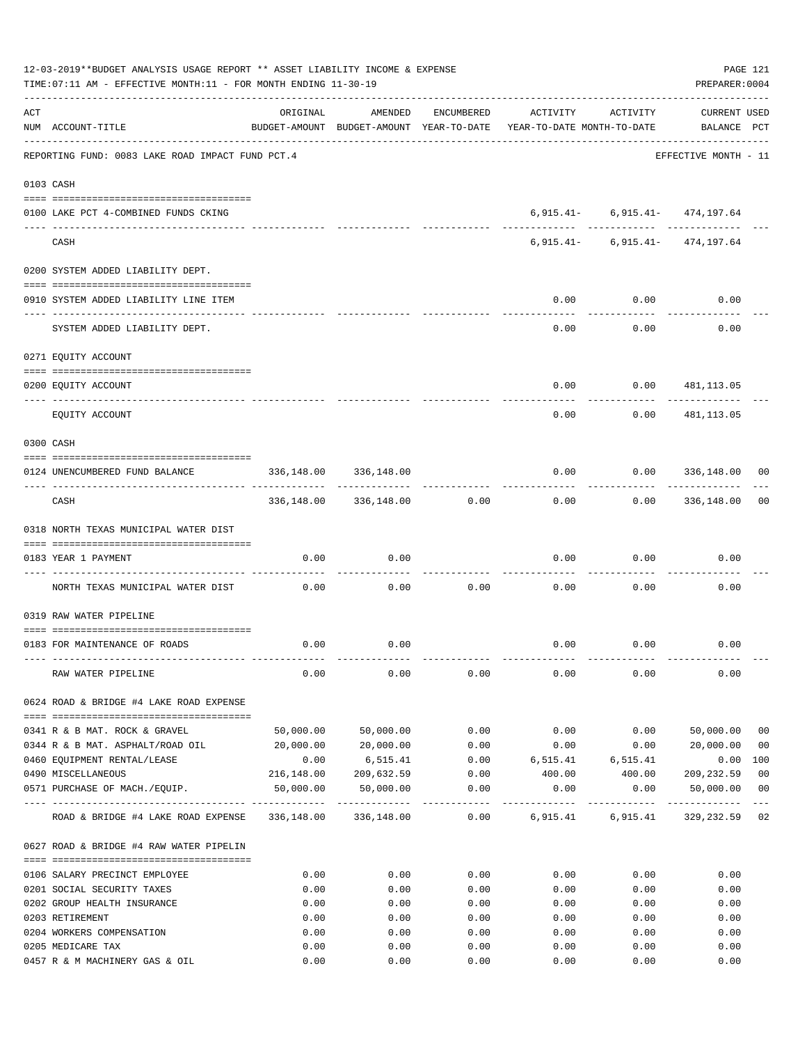12-03-2019**BUDGET ANALYSIS USAGE REPORT ** ASSET LIABILITY INCOME & EXPENSE

TIME:07:11 AM - EFFECTIVE MONTH:11 - FOR MONTH ENDING 11-30-19

PREPARER:0004

| ACT NUM | ACCOUNT-TITLE | ORIGINAL BUDGET-AMOUNT | AMENDED BUDGET-AMOUNT | ENCUMBERED YEAR-TO-DATE | ACTIVITY YEAR-TO-DATE | ACTIVITY MONTH-TO-DATE | CURRENT BALANCE | USED PCT |
|---|---|---|---|---|---|---|---|---|
| | REPORTING FUND: 0083 LAKE ROAD IMPACT FUND PCT.4 | | | | | | EFFECTIVE MONTH - 11 | |
| | 0103 CASH | | | | | | | |
| 0100 | LAKE PCT 4-COMBINED FUNDS CKING | | | | 6,915.41- | 6,915.41- | 474,197.64 | |
| | CASH | | | | 6,915.41- | 6,915.41- | 474,197.64 | |
| | 0200 SYSTEM ADDED LIABILITY DEPT. | | | | | | | |
| 0910 | SYSTEM ADDED LIABILITY LINE ITEM | | | | 0.00 | 0.00 | 0.00 | |
| | SYSTEM ADDED LIABILITY DEPT. | | | | 0.00 | 0.00 | 0.00 | |
| | 0271 EQUITY ACCOUNT | | | | | | | |
| 0200 | EQUITY ACCOUNT | | | | 0.00 | 0.00 | 481,113.05 | |
| | EQUITY ACCOUNT | | | | 0.00 | 0.00 | 481,113.05 | |
| | 0300 CASH | | | | | | | |
| 0124 | UNENCUMBERED FUND BALANCE | 336,148.00 | 336,148.00 | | 0.00 | 0.00 | 336,148.00 | 00 |
| | CASH | 336,148.00 | 336,148.00 | 0.00 | 0.00 | 0.00 | 336,148.00 | 00 |
| | 0318 NORTH TEXAS MUNICIPAL WATER DIST | | | | | | | |
| 0183 | YEAR 1 PAYMENT | 0.00 | 0.00 | | 0.00 | 0.00 | 0.00 | |
| | NORTH TEXAS MUNICIPAL WATER DIST | 0.00 | 0.00 | 0.00 | 0.00 | 0.00 | 0.00 | |
| | 0319 RAW WATER PIPELINE | | | | | | | |
| 0183 | FOR MAINTENANCE OF ROADS | 0.00 | 0.00 | | 0.00 | 0.00 | 0.00 | |
| | RAW WATER PIPELINE | 0.00 | 0.00 | 0.00 | 0.00 | 0.00 | 0.00 | |
| | 0624 ROAD & BRIDGE #4 LAKE ROAD EXPENSE | | | | | | | |
| 0341 | R & B MAT. ROCK & GRAVEL | 50,000.00 | 50,000.00 | 0.00 | 0.00 | 0.00 | 50,000.00 | 00 |
| 0344 | R & B MAT. ASPHALT/ROAD OIL | 20,000.00 | 20,000.00 | 0.00 | 0.00 | 0.00 | 20,000.00 | 00 |
| 0460 | EQUIPMENT RENTAL/LEASE | 0.00 | 6,515.41 | 0.00 | 6,515.41 | 6,515.41 | 0.00 | 100 |
| 0490 | MISCELLANEOUS | 216,148.00 | 209,632.59 | 0.00 | 400.00 | 400.00 | 209,232.59 | 00 |
| 0571 | PURCHASE OF MACH./EQUIP. | 50,000.00 | 50,000.00 | 0.00 | 0.00 | 0.00 | 50,000.00 | 00 |
| | ROAD & BRIDGE #4 LAKE ROAD EXPENSE | 336,148.00 | 336,148.00 | 0.00 | 6,915.41 | 6,915.41 | 329,232.59 | 02 |
| | 0627 ROAD & BRIDGE #4 RAW WATER PIPELIN | | | | | | | |
| 0106 | SALARY PRECINCT EMPLOYEE | 0.00 | 0.00 | 0.00 | 0.00 | 0.00 | 0.00 | |
| 0201 | SOCIAL SECURITY TAXES | 0.00 | 0.00 | 0.00 | 0.00 | 0.00 | 0.00 | |
| 0202 | GROUP HEALTH INSURANCE | 0.00 | 0.00 | 0.00 | 0.00 | 0.00 | 0.00 | |
| 0203 | RETIREMENT | 0.00 | 0.00 | 0.00 | 0.00 | 0.00 | 0.00 | |
| 0204 | WORKERS COMPENSATION | 0.00 | 0.00 | 0.00 | 0.00 | 0.00 | 0.00 | |
| 0205 | MEDICARE TAX | 0.00 | 0.00 | 0.00 | 0.00 | 0.00 | 0.00 | |
| 0457 | R & M MACHINERY GAS & OIL | 0.00 | 0.00 | 0.00 | 0.00 | 0.00 | 0.00 | |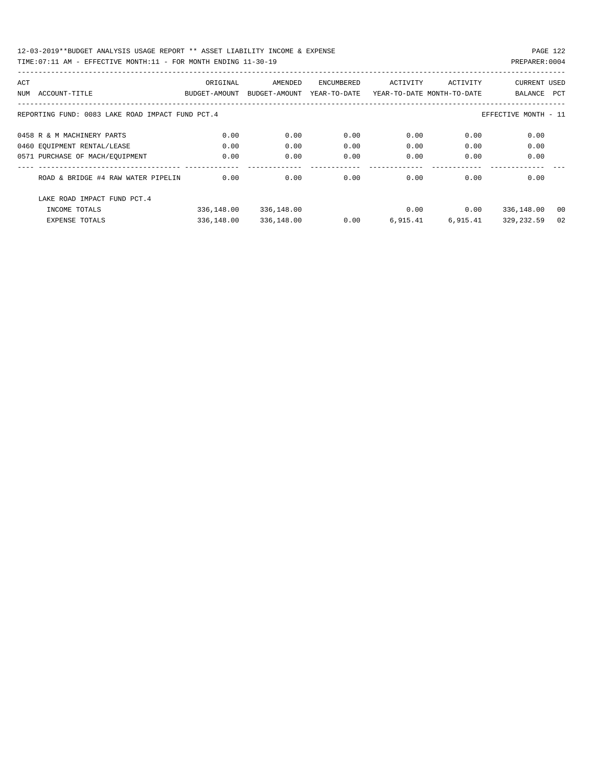12-03-2019**BUDGET ANALYSIS USAGE REPORT ** ASSET LIABILITY INCOME & EXPENSE

TIME:07:11 AM - EFFECTIVE MONTH:11 - FOR MONTH ENDING 11-30-19

PREPARER:0004

| ACT NUM | ACCOUNT-TITLE | ORIGINAL BUDGET-AMOUNT | AMENDED BUDGET-AMOUNT | ENCUMBERED YEAR-TO-DATE | ACTIVITY YEAR-TO-DATE | ACTIVITY MONTH-TO-DATE | CURRENT BALANCE | USED PCT |
|---|---|---|---|---|---|---|---|---|
| | REPORTING FUND: 0083 LAKE ROAD IMPACT FUND PCT.4 | | | | | | EFFECTIVE MONTH - 11 | |
| 0458 | R & M MACHINERY PARTS | 0.00 | 0.00 | 0.00 | 0.00 | 0.00 | 0.00 | |
| 0460 | EQUIPMENT RENTAL/LEASE | 0.00 | 0.00 | 0.00 | 0.00 | 0.00 | 0.00 | |
| 0571 | PURCHASE OF MACH/EQUIPMENT | 0.00 | 0.00 | 0.00 | 0.00 | 0.00 | 0.00 | |
| | ROAD & BRIDGE #4 RAW WATER PIPELIN | 0.00 | 0.00 | 0.00 | 0.00 | 0.00 | 0.00 | |
| | LAKE ROAD IMPACT FUND PCT.4 | | | | | | | |
| | INCOME TOTALS | 336,148.00 | 336,148.00 | | 0.00 | 0.00 | 336,148.00 | 00 |
| | EXPENSE TOTALS | 336,148.00 | 336,148.00 | 0.00 | 6,915.41 | 6,915.41 | 329,232.59 | 02 |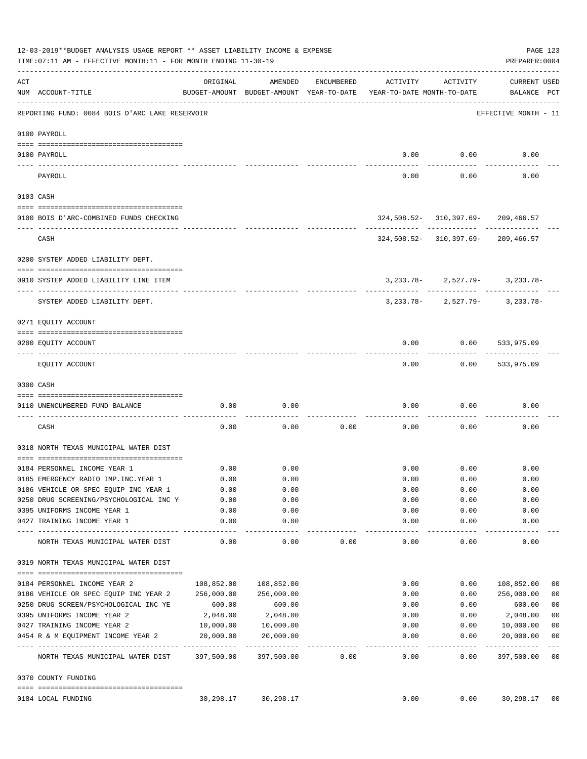12-03-2019**BUDGET ANALYSIS USAGE REPORT ** ASSET LIABILITY INCOME & EXPENSE

TIME:07:11 AM - EFFECTIVE MONTH:11 - FOR MONTH ENDING 11-30-19

PREPARER:0004

REPORTING FUND: 0084 BOIS D'ARC LAKE RESERVOIR — EFFECTIVE MONTH - 11

| ACT NUM | ACCOUNT-TITLE | ORIGINAL BUDGET-AMOUNT | AMENDED BUDGET-AMOUNT | ENCUMBERED YEAR-TO-DATE | ACTIVITY YEAR-TO-DATE | ACTIVITY MONTH-TO-DATE | CURRENT BALANCE | USED PCT |
|---|---|---|---|---|---|---|---|---|
| | **0100 PAYROLL** | | | | | | | |
| 0100 | PAYROLL | | | | 0.00 | 0.00 | 0.00 | |
| | PAYROLL | | | | 0.00 | 0.00 | 0.00 | |
| | **0103 CASH** | | | | | | | |
| 0100 | BOIS D'ARC-COMBINED FUNDS CHECKING | | | | 324,508.52- | 310,397.69- | 209,466.57 | |
| | CASH | | | | 324,508.52- | 310,397.69- | 209,466.57 | |
| | **0200 SYSTEM ADDED LIABILITY DEPT.** | | | | | | | |
| 0910 | SYSTEM ADDED LIABILITY LINE ITEM | | | | 3,233.78- | 2,527.79- | 3,233.78- | |
| | SYSTEM ADDED LIABILITY DEPT. | | | | 3,233.78- | 2,527.79- | 3,233.78- | |
| | **0271 EQUITY ACCOUNT** | | | | | | | |
| 0200 | EQUITY ACCOUNT | | | | 0.00 | 0.00 | 533,975.09 | |
| | EQUITY ACCOUNT | | | | 0.00 | 0.00 | 533,975.09 | |
| | **0300 CASH** | | | | | | | |
| 0110 | UNENCUMBERED FUND BALANCE | 0.00 | 0.00 | | 0.00 | 0.00 | 0.00 | |
| | CASH | 0.00 | 0.00 | 0.00 | 0.00 | 0.00 | 0.00 | |
| | **0318 NORTH TEXAS MUNICIPAL WATER DIST** | | | | | | | |
| 0184 | PERSONNEL INCOME YEAR 1 | 0.00 | 0.00 | | 0.00 | 0.00 | 0.00 | |
| 0185 | EMERGENCY RADIO IMP.INC.YEAR 1 | 0.00 | 0.00 | | 0.00 | 0.00 | 0.00 | |
| 0186 | VEHICLE OR SPEC EQUIP INC YEAR 1 | 0.00 | 0.00 | | 0.00 | 0.00 | 0.00 | |
| 0250 | DRUG SCREENING/PSYCHOLOGICAL INC Y | 0.00 | 0.00 | | 0.00 | 0.00 | 0.00 | |
| 0395 | UNIFORMS INCOME YEAR 1 | 0.00 | 0.00 | | 0.00 | 0.00 | 0.00 | |
| 0427 | TRAINING INCOME YEAR 1 | 0.00 | 0.00 | | 0.00 | 0.00 | 0.00 | |
| | NORTH TEXAS MUNICIPAL WATER DIST | 0.00 | 0.00 | 0.00 | 0.00 | 0.00 | 0.00 | |
| | **0319 NORTH TEXAS MUNICIPAL WATER DIST** | | | | | | | |
| 0184 | PERSONNEL INCOME YEAR 2 | 108,852.00 | 108,852.00 | | 0.00 | 0.00 | 108,852.00 | 00 |
| 0186 | VEHICLE OR SPEC EQUIP INC YEAR 2 | 256,000.00 | 256,000.00 | | 0.00 | 0.00 | 256,000.00 | 00 |
| 0250 | DRUG SCREEN/PSYCHOLOGICAL INC YE | 600.00 | 600.00 | | 0.00 | 0.00 | 600.00 | 00 |
| 0395 | UNIFORMS INCOME YEAR 2 | 2,048.00 | 2,048.00 | | 0.00 | 0.00 | 2,048.00 | 00 |
| 0427 | TRAINING INCOME YEAR 2 | 10,000.00 | 10,000.00 | | 0.00 | 0.00 | 10,000.00 | 00 |
| 0454 | R & M EQUIPMENT INCOME YEAR 2 | 20,000.00 | 20,000.00 | | 0.00 | 0.00 | 20,000.00 | 00 |
| | NORTH TEXAS MUNICIPAL WATER DIST | 397,500.00 | 397,500.00 | 0.00 | 0.00 | 0.00 | 397,500.00 | 00 |
| | **0370 COUNTY FUNDING** | | | | | | | |
| 0184 | LOCAL FUNDING | 30,298.17 | 30,298.17 | | 0.00 | 0.00 | 30,298.17 | 00 |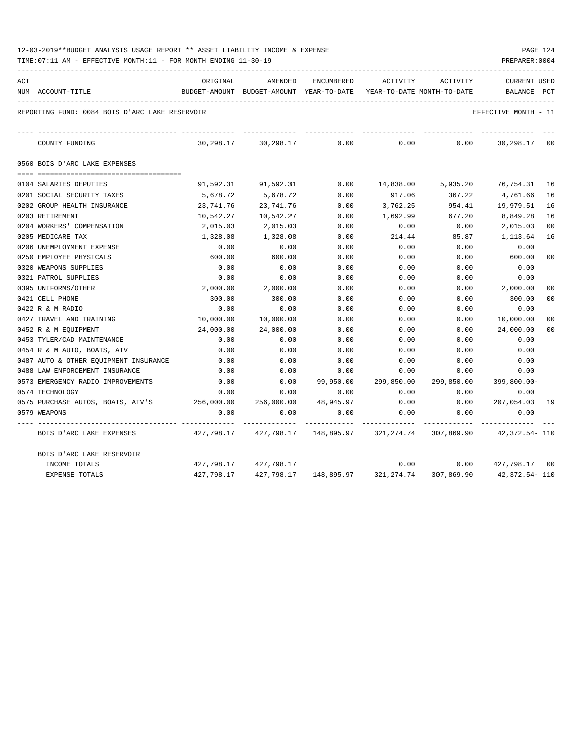12-03-2019**BUDGET ANALYSIS USAGE REPORT ** ASSET LIABILITY INCOME & EXPENSE

TIME:07:11 AM - EFFECTIVE MONTH:11 - FOR MONTH ENDING 11-30-19

PREPARER:0004

REPORTING FUND: 0084 BOIS D'ARC LAKE RESERVOIR — EFFECTIVE MONTH - 11

| ACT NUM | ACCOUNT-TITLE | ORIGINAL BUDGET-AMOUNT | AMENDED BUDGET-AMOUNT | ENCUMBERED YEAR-TO-DATE | ACTIVITY YEAR-TO-DATE | ACTIVITY MONTH-TO-DATE | CURRENT BALANCE | USED PCT |
|---|---|---|---|---|---|---|---|---|
| | COUNTY FUNDING | 30,298.17 | 30,298.17 | 0.00 | 0.00 | 0.00 | 30,298.17 | 00 |

0560 BOIS D'ARC LAKE EXPENSES

| ACT NUM | ACCOUNT-TITLE | ORIGINAL BUDGET-AMOUNT | AMENDED BUDGET-AMOUNT | ENCUMBERED YEAR-TO-DATE | ACTIVITY YEAR-TO-DATE | ACTIVITY MONTH-TO-DATE | CURRENT BALANCE | USED PCT |
|---|---|---|---|---|---|---|---|---|
| 0104 | SALARIES DEPUTIES | 91,592.31 | 91,592.31 | 0.00 | 14,838.00 | 5,935.20 | 76,754.31 | 16 |
| 0201 | SOCIAL SECURITY TAXES | 5,678.72 | 5,678.72 | 0.00 | 917.06 | 367.22 | 4,761.66 | 16 |
| 0202 | GROUP HEALTH INSURANCE | 23,741.76 | 23,741.76 | 0.00 | 3,762.25 | 954.41 | 19,979.51 | 16 |
| 0203 | RETIREMENT | 10,542.27 | 10,542.27 | 0.00 | 1,692.99 | 677.20 | 8,849.28 | 16 |
| 0204 | WORKERS' COMPENSATION | 2,015.03 | 2,015.03 | 0.00 | 0.00 | 0.00 | 2,015.03 | 00 |
| 0205 | MEDICARE TAX | 1,328.08 | 1,328.08 | 0.00 | 214.44 | 85.87 | 1,113.64 | 16 |
| 0206 | UNEMPLOYMENT EXPENSE | 0.00 | 0.00 | 0.00 | 0.00 | 0.00 | 0.00 | |
| 0250 | EMPLOYEE PHYSICALS | 600.00 | 600.00 | 0.00 | 0.00 | 0.00 | 600.00 | 00 |
| 0320 | WEAPONS SUPPLIES | 0.00 | 0.00 | 0.00 | 0.00 | 0.00 | 0.00 | |
| 0321 | PATROL SUPPLIES | 0.00 | 0.00 | 0.00 | 0.00 | 0.00 | 0.00 | |
| 0395 | UNIFORMS/OTHER | 2,000.00 | 2,000.00 | 0.00 | 0.00 | 0.00 | 2,000.00 | 00 |
| 0421 | CELL PHONE | 300.00 | 300.00 | 0.00 | 0.00 | 0.00 | 300.00 | 00 |
| 0422 | R & M RADIO | 0.00 | 0.00 | 0.00 | 0.00 | 0.00 | 0.00 | |
| 0427 | TRAVEL AND TRAINING | 10,000.00 | 10,000.00 | 0.00 | 0.00 | 0.00 | 10,000.00 | 00 |
| 0452 | R & M EQUIPMENT | 24,000.00 | 24,000.00 | 0.00 | 0.00 | 0.00 | 24,000.00 | 00 |
| 0453 | TYLER/CAD MAINTENANCE | 0.00 | 0.00 | 0.00 | 0.00 | 0.00 | 0.00 | |
| 0454 | R & M AUTO, BOATS, ATV | 0.00 | 0.00 | 0.00 | 0.00 | 0.00 | 0.00 | |
| 0487 | AUTO & OTHER EQUIPMENT INSURANCE | 0.00 | 0.00 | 0.00 | 0.00 | 0.00 | 0.00 | |
| 0488 | LAW ENFORCEMENT INSURANCE | 0.00 | 0.00 | 0.00 | 0.00 | 0.00 | 0.00 | |
| 0573 | EMERGENCY RADIO IMPROVEMENTS | 0.00 | 0.00 | 99,950.00 | 299,850.00 | 299,850.00 | 399,800.00- | |
| 0574 | TECHNOLOGY | 0.00 | 0.00 | 0.00 | 0.00 | 0.00 | 0.00 | |
| 0575 | PURCHASE AUTOS, BOATS, ATV'S | 256,000.00 | 256,000.00 | 48,945.97 | 0.00 | 0.00 | 207,054.03 | 19 |
| 0579 | WEAPONS | 0.00 | 0.00 | 0.00 | 0.00 | 0.00 | 0.00 | |
| | BOIS D'ARC LAKE EXPENSES | 427,798.17 | 427,798.17 | 148,895.97 | 321,274.74 | 307,869.90 | 42,372.54- | 110 |

BOIS D'ARC LAKE RESERVOIR

| | ORIGINAL BUDGET-AMOUNT | AMENDED BUDGET-AMOUNT | ENCUMBERED YEAR-TO-DATE | ACTIVITY YEAR-TO-DATE | ACTIVITY MONTH-TO-DATE | CURRENT BALANCE | USED PCT |
|---|---|---|---|---|---|---|---|
| INCOME TOTALS | 427,798.17 | 427,798.17 | | 0.00 | 0.00 | 427,798.17 | 00 |
| EXPENSE TOTALS | 427,798.17 | 427,798.17 | 148,895.97 | 321,274.74 | 307,869.90 | 42,372.54- | 110 |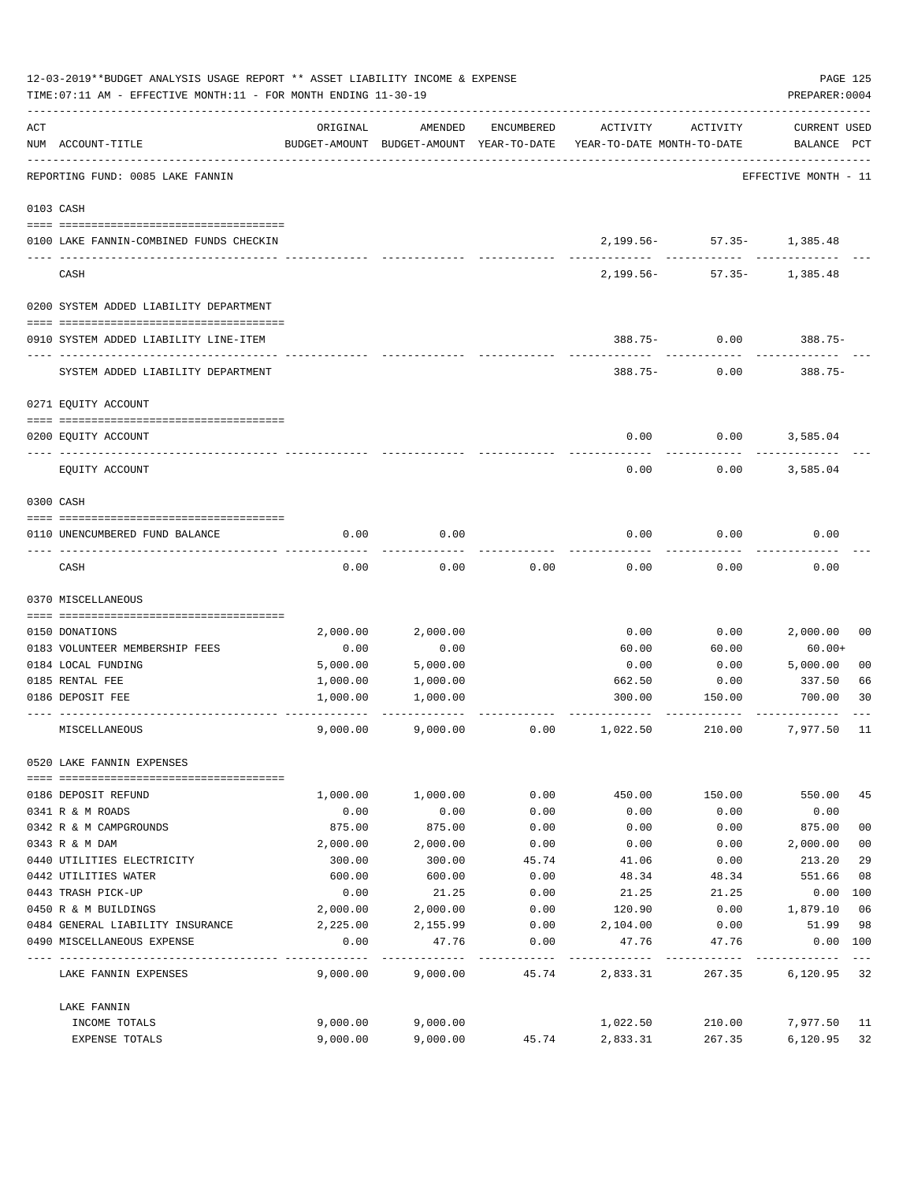12-03-2019**BUDGET ANALYSIS USAGE REPORT ** ASSET LIABILITY INCOME & EXPENSE

TIME:07:11 AM - EFFECTIVE MONTH:11 - FOR MONTH ENDING 11-30-19

PREPARER:0004

| ACT NUM | ACCOUNT-TITLE | ORIGINAL BUDGET-AMOUNT | AMENDED BUDGET-AMOUNT | ENCUMBERED YEAR-TO-DATE | ACTIVITY YEAR-TO-DATE | ACTIVITY MONTH-TO-DATE | CURRENT USED BALANCE | PCT |
|---|---|---|---|---|---|---|---|---|
| | REPORTING FUND: 0085 LAKE FANNIN | | | | | | EFFECTIVE MONTH - 11 | |
| | 0103 CASH | | | | | | | |
| 0100 | LAKE FANNIN-COMBINED FUNDS CHECKIN | | | | 2,199.56- | 57.35- | 1,385.48 | |
| | CASH | | | | 2,199.56- | 57.35- | 1,385.48 | |
| | 0200 SYSTEM ADDED LIABILITY DEPARTMENT | | | | | | | |
| 0910 | SYSTEM ADDED LIABILITY LINE-ITEM | | | | 388.75- | 0.00 | 388.75- | |
| | SYSTEM ADDED LIABILITY DEPARTMENT | | | | 388.75- | 0.00 | 388.75- | |
| | 0271 EQUITY ACCOUNT | | | | | | | |
| 0200 | EQUITY ACCOUNT | | | | 0.00 | 0.00 | 3,585.04 | |
| | EQUITY ACCOUNT | | | | 0.00 | 0.00 | 3,585.04 | |
| | 0300 CASH | | | | | | | |
| 0110 | UNENCUMBERED FUND BALANCE | 0.00 | 0.00 | | 0.00 | 0.00 | 0.00 | |
| | CASH | 0.00 | 0.00 | 0.00 | 0.00 | 0.00 | 0.00 | |
| | 0370 MISCELLANEOUS | | | | | | | |
| 0150 | DONATIONS | 2,000.00 | 2,000.00 | | 0.00 | 0.00 | 2,000.00 | 00 |
| 0183 | VOLUNTEER MEMBERSHIP FEES | 0.00 | 0.00 | | 60.00 | 60.00 | 60.00+ | |
| 0184 | LOCAL FUNDING | 5,000.00 | 5,000.00 | | 0.00 | 0.00 | 5,000.00 | 00 |
| 0185 | RENTAL FEE | 1,000.00 | 1,000.00 | | 662.50 | 0.00 | 337.50 | 66 |
| 0186 | DEPOSIT FEE | 1,000.00 | 1,000.00 | | 300.00 | 150.00 | 700.00 | 30 |
| | MISCELLANEOUS | 9,000.00 | 9,000.00 | 0.00 | 1,022.50 | 210.00 | 7,977.50 | 11 |
| | 0520 LAKE FANNIN EXPENSES | | | | | | | |
| 0186 | DEPOSIT REFUND | 1,000.00 | 1,000.00 | 0.00 | 450.00 | 150.00 | 550.00 | 45 |
| 0341 | R & M ROADS | 0.00 | 0.00 | 0.00 | 0.00 | 0.00 | 0.00 | |
| 0342 | R & M CAMPGROUNDS | 875.00 | 875.00 | 0.00 | 0.00 | 0.00 | 875.00 | 00 |
| 0343 | R & M DAM | 2,000.00 | 2,000.00 | 0.00 | 0.00 | 0.00 | 2,000.00 | 00 |
| 0440 | UTILITIES ELECTRICITY | 300.00 | 300.00 | 45.74 | 41.06 | 0.00 | 213.20 | 29 |
| 0442 | UTILITIES WATER | 600.00 | 600.00 | 0.00 | 48.34 | 48.34 | 551.66 | 08 |
| 0443 | TRASH PICK-UP | 0.00 | 21.25 | 0.00 | 21.25 | 21.25 | 0.00 | 100 |
| 0450 | R & M BUILDINGS | 2,000.00 | 2,000.00 | 0.00 | 120.90 | 0.00 | 1,879.10 | 06 |
| 0484 | GENERAL LIABILITY INSURANCE | 2,225.00 | 2,155.99 | 0.00 | 2,104.00 | 0.00 | 51.99 | 98 |
| 0490 | MISCELLANEOUS EXPENSE | 0.00 | 47.76 | 0.00 | 47.76 | 47.76 | 0.00 | 100 |
| | LAKE FANNIN EXPENSES | 9,000.00 | 9,000.00 | 45.74 | 2,833.31 | 267.35 | 6,120.95 | 32 |
| | LAKE FANNIN | | | | | | | |
| | INCOME TOTALS | 9,000.00 | 9,000.00 | | 1,022.50 | 210.00 | 7,977.50 | 11 |
| | EXPENSE TOTALS | 9,000.00 | 9,000.00 | 45.74 | 2,833.31 | 267.35 | 6,120.95 | 32 |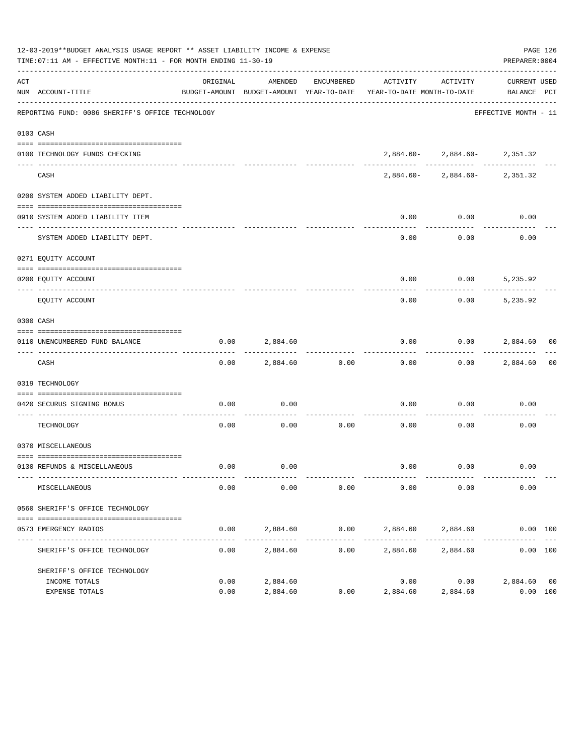12-03-2019**BUDGET ANALYSIS USAGE REPORT ** ASSET LIABILITY INCOME & EXPENSE

TIME:07:11 AM - EFFECTIVE MONTH:11 - FOR MONTH ENDING 11-30-19

PREPARER:0004

REPORTING FUND: 0086 SHERIFF'S OFFICE TECHNOLOGY — EFFECTIVE MONTH - 11

| ACT NUM | ACCOUNT-TITLE | ORIGINAL BUDGET-AMOUNT | AMENDED BUDGET-AMOUNT | ENCUMBERED YEAR-TO-DATE | ACTIVITY YEAR-TO-DATE | ACTIVITY MONTH-TO-DATE | CURRENT BALANCE | USED PCT |
|---|---|---|---|---|---|---|---|---|
| 0103 | CASH | | | | | | | |
| 0100 | TECHNOLOGY FUNDS CHECKING | | | | 2,884.60- | 2,884.60- | 2,351.32 | |
| | CASH | | | | 2,884.60- | 2,884.60- | 2,351.32 | |
| 0200 | SYSTEM ADDED LIABILITY DEPT. | | | | | | | |
| 0910 | SYSTEM ADDED LIABILITY ITEM | | | | 0.00 | 0.00 | 0.00 | |
| | SYSTEM ADDED LIABILITY DEPT. | | | | 0.00 | 0.00 | 0.00 | |
| 0271 | EQUITY ACCOUNT | | | | | | | |
| 0200 | EQUITY ACCOUNT | | | | 0.00 | 0.00 | 5,235.92 | |
| | EQUITY ACCOUNT | | | | 0.00 | 0.00 | 5,235.92 | |
| 0300 | CASH | | | | | | | |
| 0110 | UNENCUMBERED FUND BALANCE | 0.00 | 2,884.60 | | 0.00 | 0.00 | 2,884.60 | 00 |
| | CASH | 0.00 | 2,884.60 | 0.00 | 0.00 | 0.00 | 2,884.60 | 00 |
| 0319 | TECHNOLOGY | | | | | | | |
| 0420 | SECURUS SIGNING BONUS | 0.00 | 0.00 | | 0.00 | 0.00 | 0.00 | |
| | TECHNOLOGY | 0.00 | 0.00 | 0.00 | 0.00 | 0.00 | 0.00 | |
| 0370 | MISCELLANEOUS | | | | | | | |
| 0130 | REFUNDS & MISCELLANEOUS | 0.00 | 0.00 | | 0.00 | 0.00 | 0.00 | |
| | MISCELLANEOUS | 0.00 | 0.00 | 0.00 | 0.00 | 0.00 | 0.00 | |
| 0560 | SHERIFF'S OFFICE TECHNOLOGY | | | | | | | |
| 0573 | EMERGENCY RADIOS | 0.00 | 2,884.60 | 0.00 | 2,884.60 | 2,884.60 | 0.00 | 100 |
| | SHERIFF'S OFFICE TECHNOLOGY | 0.00 | 2,884.60 | 0.00 | 2,884.60 | 2,884.60 | 0.00 | 100 |
| | SHERIFF'S OFFICE TECHNOLOGY | | | | | | | |
| | INCOME TOTALS | 0.00 | 2,884.60 | | 0.00 | 0.00 | 2,884.60 | 00 |
| | EXPENSE TOTALS | 0.00 | 2,884.60 | 0.00 | 2,884.60 | 2,884.60 | 0.00 | 100 |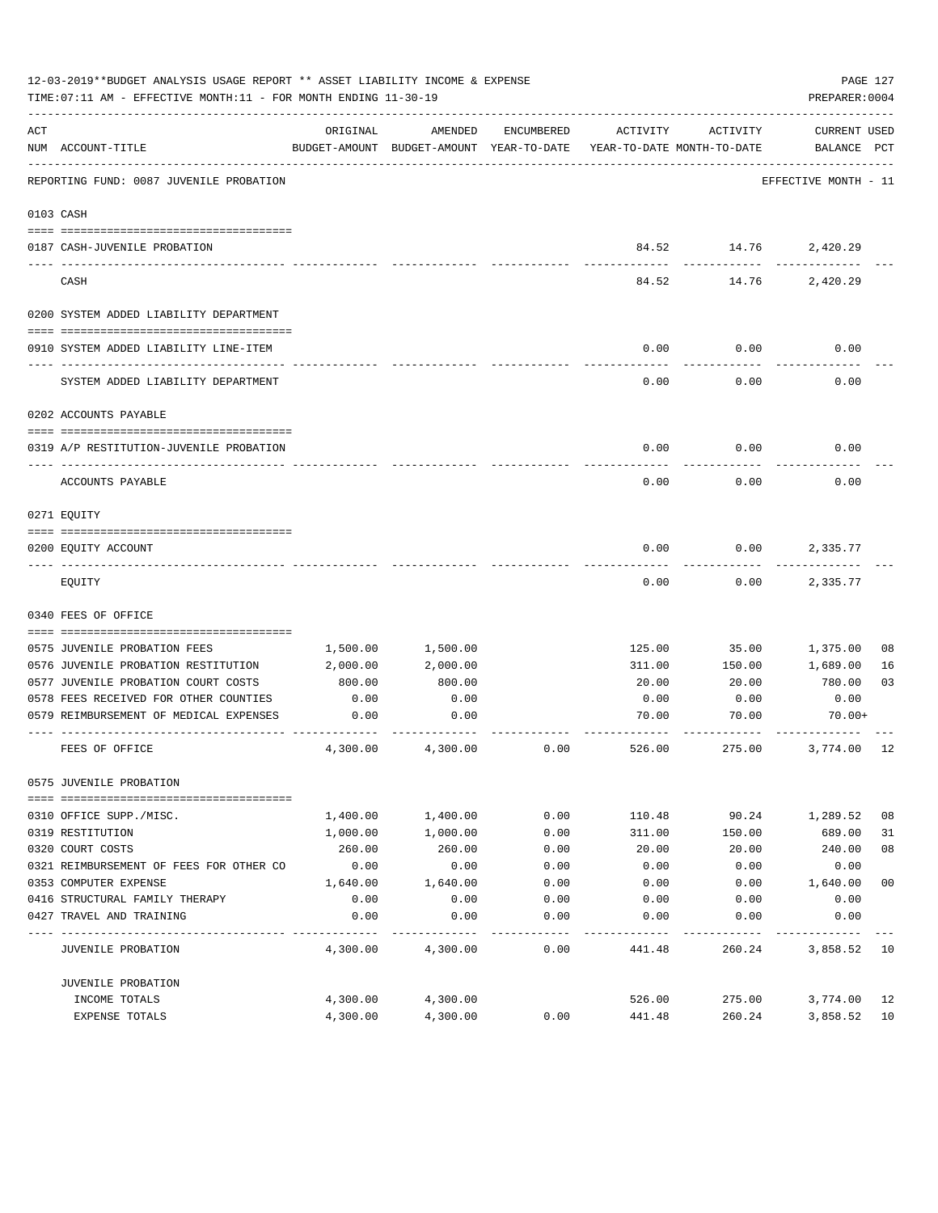12-03-2019**BUDGET ANALYSIS USAGE REPORT ** ASSET LIABILITY INCOME & EXPENSE

TIME:07:11 AM - EFFECTIVE MONTH:11 - FOR MONTH ENDING 11-30-19

PREPARER:0004

| ACT NUM | ACCOUNT-TITLE | ORIGINAL BUDGET-AMOUNT | AMENDED BUDGET-AMOUNT | ENCUMBERED YEAR-TO-DATE | ACTIVITY YEAR-TO-DATE | ACTIVITY MONTH-TO-DATE | CURRENT BALANCE | USED PCT |
|---|---|---|---|---|---|---|---|---|
| | REPORTING FUND: 0087 JUVENILE PROBATION | | | | | | EFFECTIVE MONTH - 11 | |
| | 0103 CASH | | | | | | | |
| 0187 | CASH-JUVENILE PROBATION | | | | 84.52 | 14.76 | 2,420.29 | |
| | CASH | | | | 84.52 | 14.76 | 2,420.29 | |
| | 0200 SYSTEM ADDED LIABILITY DEPARTMENT | | | | | | | |
| 0910 | SYSTEM ADDED LIABILITY LINE-ITEM | | | | 0.00 | 0.00 | 0.00 | |
| | SYSTEM ADDED LIABILITY DEPARTMENT | | | | 0.00 | 0.00 | 0.00 | |
| | 0202 ACCOUNTS PAYABLE | | | | | | | |
| 0319 | A/P RESTITUTION-JUVENILE PROBATION | | | | 0.00 | 0.00 | 0.00 | |
| | ACCOUNTS PAYABLE | | | | 0.00 | 0.00 | 0.00 | |
| | 0271 EQUITY | | | | | | | |
| 0200 | EQUITY ACCOUNT | | | | 0.00 | 0.00 | 2,335.77 | |
| | EQUITY | | | | 0.00 | 0.00 | 2,335.77 | |
| | 0340 FEES OF OFFICE | | | | | | | |
| 0575 | JUVENILE PROBATION FEES | 1,500.00 | 1,500.00 | | 125.00 | 35.00 | 1,375.00 | 08 |
| 0576 | JUVENILE PROBATION RESTITUTION | 2,000.00 | 2,000.00 | | 311.00 | 150.00 | 1,689.00 | 16 |
| 0577 | JUVENILE PROBATION COURT COSTS | 800.00 | 800.00 | | 20.00 | 20.00 | 780.00 | 03 |
| 0578 | FEES RECEIVED FOR OTHER COUNTIES | 0.00 | 0.00 | | 0.00 | 0.00 | 0.00 | |
| 0579 | REIMBURSEMENT OF MEDICAL EXPENSES | 0.00 | 0.00 | | 70.00 | 70.00 | 70.00+ | |
| | FEES OF OFFICE | 4,300.00 | 4,300.00 | 0.00 | 526.00 | 275.00 | 3,774.00 | 12 |
| | 0575 JUVENILE PROBATION | | | | | | | |
| 0310 | OFFICE SUPP./MISC. | 1,400.00 | 1,400.00 | 0.00 | 110.48 | 90.24 | 1,289.52 | 08 |
| 0319 | RESTITUTION | 1,000.00 | 1,000.00 | 0.00 | 311.00 | 150.00 | 689.00 | 31 |
| 0320 | COURT COSTS | 260.00 | 260.00 | 0.00 | 20.00 | 20.00 | 240.00 | 08 |
| 0321 | REIMBURSEMENT OF FEES FOR OTHER CO | 0.00 | 0.00 | 0.00 | 0.00 | 0.00 | 0.00 | |
| 0353 | COMPUTER EXPENSE | 1,640.00 | 1,640.00 | 0.00 | 0.00 | 0.00 | 1,640.00 | 00 |
| 0416 | STRUCTURAL FAMILY THERAPY | 0.00 | 0.00 | 0.00 | 0.00 | 0.00 | 0.00 | |
| 0427 | TRAVEL AND TRAINING | 0.00 | 0.00 | 0.00 | 0.00 | 0.00 | 0.00 | |
| | JUVENILE PROBATION | 4,300.00 | 4,300.00 | 0.00 | 441.48 | 260.24 | 3,858.52 | 10 |
| | JUVENILE PROBATION | | | | | | | |
| | INCOME TOTALS | 4,300.00 | 4,300.00 | | 526.00 | 275.00 | 3,774.00 | 12 |
| | EXPENSE TOTALS | 4,300.00 | 4,300.00 | 0.00 | 441.48 | 260.24 | 3,858.52 | 10 |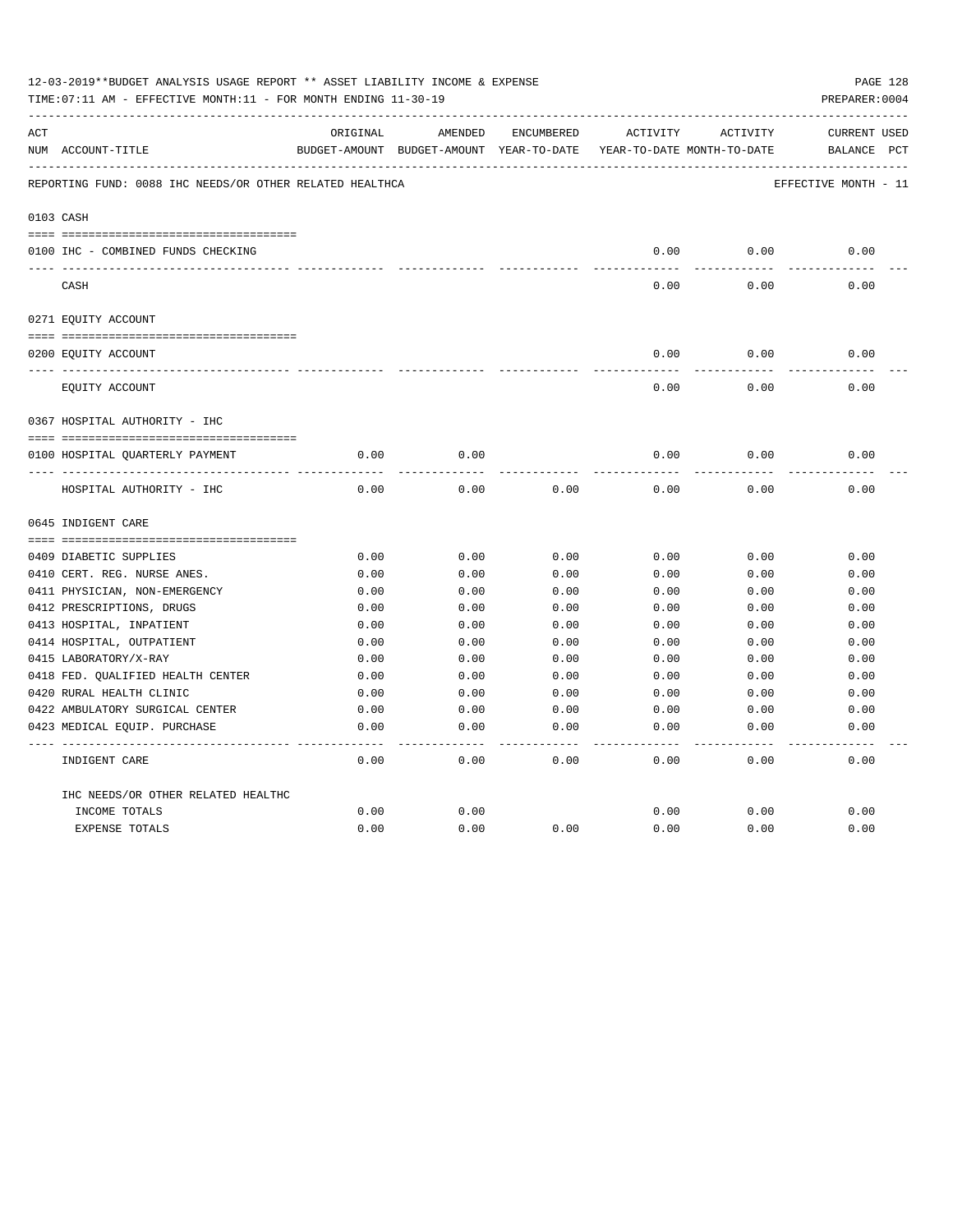12-03-2019**BUDGET ANALYSIS USAGE REPORT ** ASSET LIABILITY INCOME & EXPENSE

TIME:07:11 AM - EFFECTIVE MONTH:11 - FOR MONTH ENDING 11-30-19

PREPARER:0004

| ACT NUM | ACCOUNT-TITLE | ORIGINAL BUDGET-AMOUNT | AMENDED BUDGET-AMOUNT | ENCUMBERED YEAR-TO-DATE | ACTIVITY YEAR-TO-DATE | ACTIVITY MONTH-TO-DATE | CURRENT BALANCE | USED PCT |
|---|---|---|---|---|---|---|---|---|
| | REPORTING FUND: 0088 IHC NEEDS/OR OTHER RELATED HEALTHCA | | | | | | EFFECTIVE MONTH - 11 | |
| 0103 | CASH | | | | | | | |
| 0100 | IHC - COMBINED FUNDS CHECKING | | | | 0.00 | 0.00 | 0.00 | |
| | CASH | | | | 0.00 | 0.00 | 0.00 | |
| 0271 | EQUITY ACCOUNT | | | | | | | |
| 0200 | EQUITY ACCOUNT | | | | 0.00 | 0.00 | 0.00 | |
| | EQUITY ACCOUNT | | | | 0.00 | 0.00 | 0.00 | |
| 0367 | HOSPITAL AUTHORITY - IHC | | | | | | | |
| 0100 | HOSPITAL QUARTERLY PAYMENT | 0.00 | 0.00 | | 0.00 | 0.00 | 0.00 | |
| | HOSPITAL AUTHORITY - IHC | 0.00 | 0.00 | 0.00 | 0.00 | 0.00 | 0.00 | |
| 0645 | INDIGENT CARE | | | | | | | |
| 0409 | DIABETIC SUPPLIES | 0.00 | 0.00 | 0.00 | 0.00 | 0.00 | 0.00 | |
| 0410 | CERT. REG. NURSE ANES. | 0.00 | 0.00 | 0.00 | 0.00 | 0.00 | 0.00 | |
| 0411 | PHYSICIAN, NON-EMERGENCY | 0.00 | 0.00 | 0.00 | 0.00 | 0.00 | 0.00 | |
| 0412 | PRESCRIPTIONS, DRUGS | 0.00 | 0.00 | 0.00 | 0.00 | 0.00 | 0.00 | |
| 0413 | HOSPITAL, INPATIENT | 0.00 | 0.00 | 0.00 | 0.00 | 0.00 | 0.00 | |
| 0414 | HOSPITAL, OUTPATIENT | 0.00 | 0.00 | 0.00 | 0.00 | 0.00 | 0.00 | |
| 0415 | LABORATORY/X-RAY | 0.00 | 0.00 | 0.00 | 0.00 | 0.00 | 0.00 | |
| 0418 | FED. QUALIFIED HEALTH CENTER | 0.00 | 0.00 | 0.00 | 0.00 | 0.00 | 0.00 | |
| 0420 | RURAL HEALTH CLINIC | 0.00 | 0.00 | 0.00 | 0.00 | 0.00 | 0.00 | |
| 0422 | AMBULATORY SURGICAL CENTER | 0.00 | 0.00 | 0.00 | 0.00 | 0.00 | 0.00 | |
| 0423 | MEDICAL EQUIP. PURCHASE | 0.00 | 0.00 | 0.00 | 0.00 | 0.00 | 0.00 | |
| | INDIGENT CARE | 0.00 | 0.00 | 0.00 | 0.00 | 0.00 | 0.00 | |
| | IHC NEEDS/OR OTHER RELATED HEALTHC | | | | | | | |
| | INCOME TOTALS | 0.00 | 0.00 | | 0.00 | 0.00 | 0.00 | |
| | EXPENSE TOTALS | 0.00 | 0.00 | 0.00 | 0.00 | 0.00 | 0.00 | |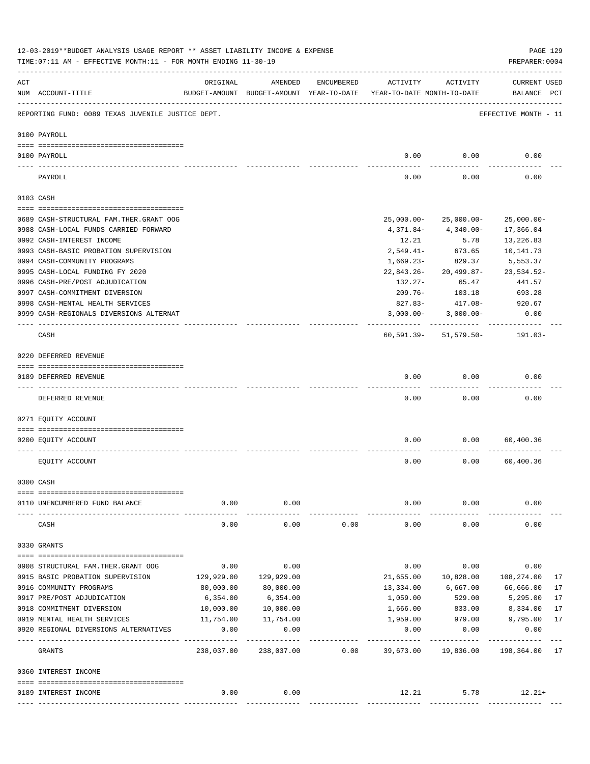12-03-2019**BUDGET ANALYSIS USAGE REPORT ** ASSET LIABILITY INCOME & EXPENSE

TIME:07:11 AM - EFFECTIVE MONTH:11 - FOR MONTH ENDING 11-30-19

PREPARER:0004

| ACT NUM | ACCOUNT-TITLE | ORIGINAL BUDGET-AMOUNT | AMENDED BUDGET-AMOUNT | ENCUMBERED YEAR-TO-DATE | ACTIVITY YEAR-TO-DATE | ACTIVITY MONTH-TO-DATE | CURRENT BALANCE | USED PCT |
|---|---|---|---|---|---|---|---|---|
| | REPORTING FUND: 0089 TEXAS JUVENILE JUSTICE DEPT. | | | | | | EFFECTIVE MONTH - 11 | |
| | **0100 PAYROLL** | | | | | | | |
| 0100 | PAYROLL | | | | 0.00 | 0.00 | 0.00 | |
| | PAYROLL | | | | 0.00 | 0.00 | 0.00 | |
| | **0103 CASH** | | | | | | | |
| 0689 | CASH-STRUCTURAL FAM.THER.GRANT OOG | | | | 25,000.00- | 25,000.00- | 25,000.00- | |
| 0988 | CASH-LOCAL FUNDS CARRIED FORWARD | | | | 4,371.84- | 4,340.00- | 17,366.04 | |
| 0992 | CASH-INTEREST INCOME | | | | 12.21 | 5.78 | 13,226.83 | |
| 0993 | CASH-BASIC PROBATION SUPERVISION | | | | 2,549.41- | 673.65 | 10,141.73 | |
| 0994 | CASH-COMMUNITY PROGRAMS | | | | 1,669.23- | 829.37 | 5,553.37 | |
| 0995 | CASH-LOCAL FUNDING FY 2020 | | | | 22,843.26- | 20,499.87- | 23,534.52- | |
| 0996 | CASH-PRE/POST ADJUDICATION | | | | 132.27- | 65.47 | 441.57 | |
| 0997 | CASH-COMMITMENT DIVERSION | | | | 209.76- | 103.18 | 693.28 | |
| 0998 | CASH-MENTAL HEALTH SERVICES | | | | 827.83- | 417.08- | 920.67 | |
| 0999 | CASH-REGIONALS DIVERSIONS ALTERNAT | | | | 3,000.00- | 3,000.00- | 0.00 | |
| | CASH | | | | 60,591.39- | 51,579.50- | 191.03- | |
| | **0220 DEFERRED REVENUE** | | | | | | | |
| 0189 | DEFERRED REVENUE | | | | 0.00 | 0.00 | 0.00 | |
| | DEFERRED REVENUE | | | | 0.00 | 0.00 | 0.00 | |
| | **0271 EQUITY ACCOUNT** | | | | | | | |
| 0200 | EQUITY ACCOUNT | | | | 0.00 | 0.00 | 60,400.36 | |
| | EQUITY ACCOUNT | | | | 0.00 | 0.00 | 60,400.36 | |
| | **0300 CASH** | | | | | | | |
| 0110 | UNENCUMBERED FUND BALANCE | 0.00 | 0.00 | | 0.00 | 0.00 | 0.00 | |
| | CASH | 0.00 | 0.00 | 0.00 | 0.00 | 0.00 | 0.00 | |
| | **0330 GRANTS** | | | | | | | |
| 0908 | STRUCTURAL FAM.THER.GRANT OOG | 0.00 | 0.00 | | 0.00 | 0.00 | 0.00 | |
| 0915 | BASIC PROBATION SUPERVISION | 129,929.00 | 129,929.00 | | 21,655.00 | 10,828.00 | 108,274.00 | 17 |
| 0916 | COMMUNITY PROGRAMS | 80,000.00 | 80,000.00 | | 13,334.00 | 6,667.00 | 66,666.00 | 17 |
| 0917 | PRE/POST ADJUDICATION | 6,354.00 | 6,354.00 | | 1,059.00 | 529.00 | 5,295.00 | 17 |
| 0918 | COMMITMENT DIVERSION | 10,000.00 | 10,000.00 | | 1,666.00 | 833.00 | 8,334.00 | 17 |
| 0919 | MENTAL HEALTH SERVICES | 11,754.00 | 11,754.00 | | 1,959.00 | 979.00 | 9,795.00 | 17 |
| 0920 | REGIONAL DIVERSIONS ALTERNATIVES | 0.00 | 0.00 | | 0.00 | 0.00 | 0.00 | |
| | GRANTS | 238,037.00 | 238,037.00 | 0.00 | 39,673.00 | 19,836.00 | 198,364.00 | 17 |
| | **0360 INTEREST INCOME** | | | | | | | |
| 0189 | INTEREST INCOME | 0.00 | 0.00 | | 12.21 | 5.78 | 12.21+ | |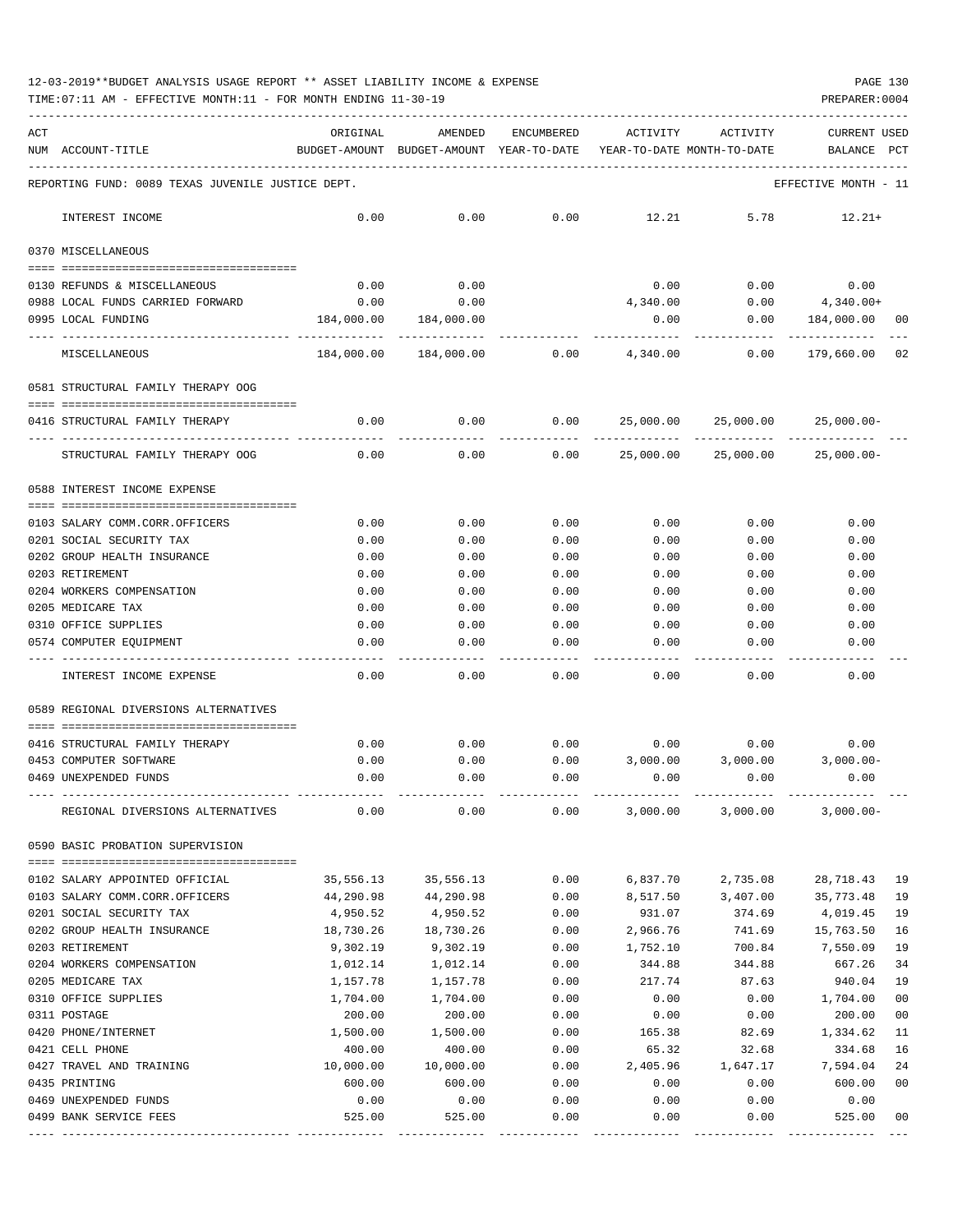12-03-2019**BUDGET ANALYSIS USAGE REPORT ** ASSET LIABILITY INCOME & EXPENSE

TIME:07:11 AM - EFFECTIVE MONTH:11 - FOR MONTH ENDING 11-30-19

PREPARER:0004

REPORTING FUND: 0089 TEXAS JUVENILE JUSTICE DEPT.

EFFECTIVE MONTH - 11

| ACT NUM | ACCOUNT-TITLE | ORIGINAL BUDGET-AMOUNT | AMENDED BUDGET-AMOUNT | ENCUMBERED YEAR-TO-DATE | ACTIVITY YEAR-TO-DATE | ACTIVITY MONTH-TO-DATE | CURRENT BALANCE | USED PCT |
|---|---|---|---|---|---|---|---|---|
| | INTEREST INCOME | 0.00 | 0.00 | 0.00 | 12.21 | 5.78 | 12.21+ | |
| | **0370 MISCELLANEOUS** | | | | | | | |
| 0130 | REFUNDS & MISCELLANEOUS | 0.00 | 0.00 | | 0.00 | 0.00 | 0.00 | |
| 0988 | LOCAL FUNDS CARRIED FORWARD | 0.00 | 0.00 | | 4,340.00 | 0.00 | 4,340.00+ | |
| 0995 | LOCAL FUNDING | 184,000.00 | 184,000.00 | | 0.00 | 0.00 | 184,000.00 | 00 |
| | MISCELLANEOUS | 184,000.00 | 184,000.00 | 0.00 | 4,340.00 | 0.00 | 179,660.00 | 02 |
| | **0581 STRUCTURAL FAMILY THERAPY OOG** | | | | | | | |
| 0416 | STRUCTURAL FAMILY THERAPY | 0.00 | 0.00 | 0.00 | 25,000.00 | 25,000.00 | 25,000.00- | |
| | STRUCTURAL FAMILY THERAPY OOG | 0.00 | 0.00 | 0.00 | 25,000.00 | 25,000.00 | 25,000.00- | |
| | **0588 INTEREST INCOME EXPENSE** | | | | | | | |
| 0103 | SALARY COMM.CORR.OFFICERS | 0.00 | 0.00 | 0.00 | 0.00 | 0.00 | 0.00 | |
| 0201 | SOCIAL SECURITY TAX | 0.00 | 0.00 | 0.00 | 0.00 | 0.00 | 0.00 | |
| 0202 | GROUP HEALTH INSURANCE | 0.00 | 0.00 | 0.00 | 0.00 | 0.00 | 0.00 | |
| 0203 | RETIREMENT | 0.00 | 0.00 | 0.00 | 0.00 | 0.00 | 0.00 | |
| 0204 | WORKERS COMPENSATION | 0.00 | 0.00 | 0.00 | 0.00 | 0.00 | 0.00 | |
| 0205 | MEDICARE TAX | 0.00 | 0.00 | 0.00 | 0.00 | 0.00 | 0.00 | |
| 0310 | OFFICE SUPPLIES | 0.00 | 0.00 | 0.00 | 0.00 | 0.00 | 0.00 | |
| 0574 | COMPUTER EQUIPMENT | 0.00 | 0.00 | 0.00 | 0.00 | 0.00 | 0.00 | |
| | INTEREST INCOME EXPENSE | 0.00 | 0.00 | 0.00 | 0.00 | 0.00 | 0.00 | |
| | **0589 REGIONAL DIVERSIONS ALTERNATIVES** | | | | | | | |
| 0416 | STRUCTURAL FAMILY THERAPY | 0.00 | 0.00 | 0.00 | 0.00 | 0.00 | 0.00 | |
| 0453 | COMPUTER SOFTWARE | 0.00 | 0.00 | 0.00 | 3,000.00 | 3,000.00 | 3,000.00- | |
| 0469 | UNEXPENDED FUNDS | 0.00 | 0.00 | 0.00 | 0.00 | 0.00 | 0.00 | |
| | REGIONAL DIVERSIONS ALTERNATIVES | 0.00 | 0.00 | 0.00 | 3,000.00 | 3,000.00 | 3,000.00- | |
| | **0590 BASIC PROBATION SUPERVISION** | | | | | | | |
| 0102 | SALARY APPOINTED OFFICIAL | 35,556.13 | 35,556.13 | 0.00 | 6,837.70 | 2,735.08 | 28,718.43 | 19 |
| 0103 | SALARY COMM.CORR.OFFICERS | 44,290.98 | 44,290.98 | 0.00 | 8,517.50 | 3,407.00 | 35,773.48 | 19 |
| 0201 | SOCIAL SECURITY TAX | 4,950.52 | 4,950.52 | 0.00 | 931.07 | 374.69 | 4,019.45 | 19 |
| 0202 | GROUP HEALTH INSURANCE | 18,730.26 | 18,730.26 | 0.00 | 2,966.76 | 741.69 | 15,763.50 | 16 |
| 0203 | RETIREMENT | 9,302.19 | 9,302.19 | 0.00 | 1,752.10 | 700.84 | 7,550.09 | 19 |
| 0204 | WORKERS COMPENSATION | 1,012.14 | 1,012.14 | 0.00 | 344.88 | 344.88 | 667.26 | 34 |
| 0205 | MEDICARE TAX | 1,157.78 | 1,157.78 | 0.00 | 217.74 | 87.63 | 940.04 | 19 |
| 0310 | OFFICE SUPPLIES | 1,704.00 | 1,704.00 | 0.00 | 0.00 | 0.00 | 1,704.00 | 00 |
| 0311 | POSTAGE | 200.00 | 200.00 | 0.00 | 0.00 | 0.00 | 200.00 | 00 |
| 0420 | PHONE/INTERNET | 1,500.00 | 1,500.00 | 0.00 | 165.38 | 82.69 | 1,334.62 | 11 |
| 0421 | CELL PHONE | 400.00 | 400.00 | 0.00 | 65.32 | 32.68 | 334.68 | 16 |
| 0427 | TRAVEL AND TRAINING | 10,000.00 | 10,000.00 | 0.00 | 2,405.96 | 1,647.17 | 7,594.04 | 24 |
| 0435 | PRINTING | 600.00 | 600.00 | 0.00 | 0.00 | 0.00 | 600.00 | 00 |
| 0469 | UNEXPENDED FUNDS | 0.00 | 0.00 | 0.00 | 0.00 | 0.00 | 0.00 | |
| 0499 | BANK SERVICE FEES | 525.00 | 525.00 | 0.00 | 0.00 | 0.00 | 525.00 | 00 |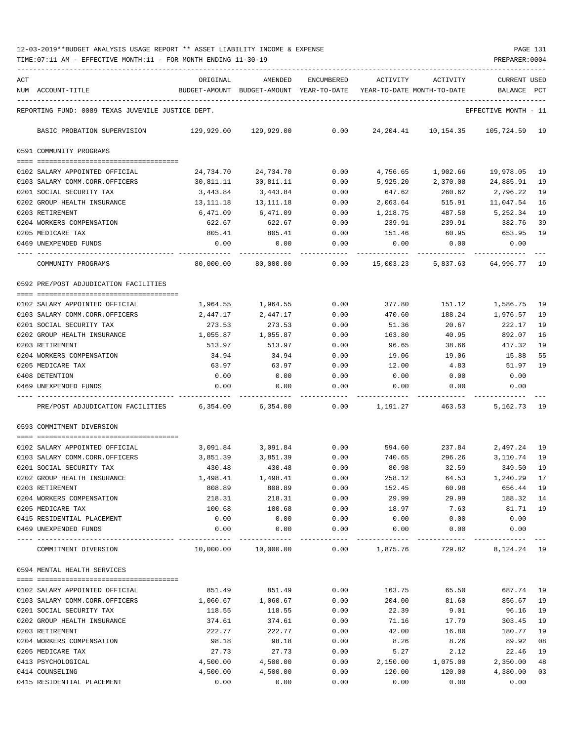12-03-2019**BUDGET ANALYSIS USAGE REPORT ** ASSET LIABILITY INCOME & EXPENSE

TIME:07:11 AM - EFFECTIVE MONTH:11 - FOR MONTH ENDING 11-30-19

PREPARER:0004

REPORTING FUND: 0089 TEXAS JUVENILE JUSTICE DEPT. — EFFECTIVE MONTH - 11

| ACT NUM | ACCOUNT-TITLE | ORIGINAL BUDGET-AMOUNT | AMENDED BUDGET-AMOUNT | ENCUMBERED YEAR-TO-DATE | ACTIVITY YEAR-TO-DATE | ACTIVITY MONTH-TO-DATE | CURRENT BALANCE | USED PCT |
|---|---|---|---|---|---|---|---|---|
| | BASIC PROBATION SUPERVISION | 129,929.00 | 129,929.00 | 0.00 | 24,204.41 | 10,154.35 | 105,724.59 | 19 |
| | **0591 COMMUNITY PROGRAMS** | | | | | | | |
| 0102 | SALARY APPOINTED OFFICIAL | 24,734.70 | 24,734.70 | 0.00 | 4,756.65 | 1,902.66 | 19,978.05 | 19 |
| 0103 | SALARY COMM.CORR.OFFICERS | 30,811.11 | 30,811.11 | 0.00 | 5,925.20 | 2,370.08 | 24,885.91 | 19 |
| 0201 | SOCIAL SECURITY TAX | 3,443.84 | 3,443.84 | 0.00 | 647.62 | 260.62 | 2,796.22 | 19 |
| 0202 | GROUP HEALTH INSURANCE | 13,111.18 | 13,111.18 | 0.00 | 2,063.64 | 515.91 | 11,047.54 | 16 |
| 0203 | RETIREMENT | 6,471.09 | 6,471.09 | 0.00 | 1,218.75 | 487.50 | 5,252.34 | 19 |
| 0204 | WORKERS COMPENSATION | 622.67 | 622.67 | 0.00 | 239.91 | 239.91 | 382.76 | 39 |
| 0205 | MEDICARE TAX | 805.41 | 805.41 | 0.00 | 151.46 | 60.95 | 653.95 | 19 |
| 0469 | UNEXPENDED FUNDS | 0.00 | 0.00 | 0.00 | 0.00 | 0.00 | 0.00 | |
| | COMMUNITY PROGRAMS | 80,000.00 | 80,000.00 | 0.00 | 15,003.23 | 5,837.63 | 64,996.77 | 19 |
| | **0592 PRE/POST ADJUDICATION FACILITIES** | | | | | | | |
| 0102 | SALARY APPOINTED OFFICIAL | 1,964.55 | 1,964.55 | 0.00 | 377.80 | 151.12 | 1,586.75 | 19 |
| 0103 | SALARY COMM.CORR.OFFICERS | 2,447.17 | 2,447.17 | 0.00 | 470.60 | 188.24 | 1,976.57 | 19 |
| 0201 | SOCIAL SECURITY TAX | 273.53 | 273.53 | 0.00 | 51.36 | 20.67 | 222.17 | 19 |
| 0202 | GROUP HEALTH INSURANCE | 1,055.87 | 1,055.87 | 0.00 | 163.80 | 40.95 | 892.07 | 16 |
| 0203 | RETIREMENT | 513.97 | 513.97 | 0.00 | 96.65 | 38.66 | 417.32 | 19 |
| 0204 | WORKERS COMPENSATION | 34.94 | 34.94 | 0.00 | 19.06 | 19.06 | 15.88 | 55 |
| 0205 | MEDICARE TAX | 63.97 | 63.97 | 0.00 | 12.00 | 4.83 | 51.97 | 19 |
| 0408 | DETENTION | 0.00 | 0.00 | 0.00 | 0.00 | 0.00 | 0.00 | |
| 0469 | UNEXPENDED FUNDS | 0.00 | 0.00 | 0.00 | 0.00 | 0.00 | 0.00 | |
| | PRE/POST ADJUDICATION FACILITIES | 6,354.00 | 6,354.00 | 0.00 | 1,191.27 | 463.53 | 5,162.73 | 19 |
| | **0593 COMMITMENT DIVERSION** | | | | | | | |
| 0102 | SALARY APPOINTED OFFICIAL | 3,091.84 | 3,091.84 | 0.00 | 594.60 | 237.84 | 2,497.24 | 19 |
| 0103 | SALARY COMM.CORR.OFFICERS | 3,851.39 | 3,851.39 | 0.00 | 740.65 | 296.26 | 3,110.74 | 19 |
| 0201 | SOCIAL SECURITY TAX | 430.48 | 430.48 | 0.00 | 80.98 | 32.59 | 349.50 | 19 |
| 0202 | GROUP HEALTH INSURANCE | 1,498.41 | 1,498.41 | 0.00 | 258.12 | 64.53 | 1,240.29 | 17 |
| 0203 | RETIREMENT | 808.89 | 808.89 | 0.00 | 152.45 | 60.98 | 656.44 | 19 |
| 0204 | WORKERS COMPENSATION | 218.31 | 218.31 | 0.00 | 29.99 | 29.99 | 188.32 | 14 |
| 0205 | MEDICARE TAX | 100.68 | 100.68 | 0.00 | 18.97 | 7.63 | 81.71 | 19 |
| 0415 | RESIDENTIAL PLACEMENT | 0.00 | 0.00 | 0.00 | 0.00 | 0.00 | 0.00 | |
| 0469 | UNEXPENDED FUNDS | 0.00 | 0.00 | 0.00 | 0.00 | 0.00 | 0.00 | |
| | COMMITMENT DIVERSION | 10,000.00 | 10,000.00 | 0.00 | 1,875.76 | 729.82 | 8,124.24 | 19 |
| | **0594 MENTAL HEALTH SERVICES** | | | | | | | |
| 0102 | SALARY APPOINTED OFFICIAL | 851.49 | 851.49 | 0.00 | 163.75 | 65.50 | 687.74 | 19 |
| 0103 | SALARY COMM.CORR.OFFICERS | 1,060.67 | 1,060.67 | 0.00 | 204.00 | 81.60 | 856.67 | 19 |
| 0201 | SOCIAL SECURITY TAX | 118.55 | 118.55 | 0.00 | 22.39 | 9.01 | 96.16 | 19 |
| 0202 | GROUP HEALTH INSURANCE | 374.61 | 374.61 | 0.00 | 71.16 | 17.79 | 303.45 | 19 |
| 0203 | RETIREMENT | 222.77 | 222.77 | 0.00 | 42.00 | 16.80 | 180.77 | 19 |
| 0204 | WORKERS COMPENSATION | 98.18 | 98.18 | 0.00 | 8.26 | 8.26 | 89.92 | 08 |
| 0205 | MEDICARE TAX | 27.73 | 27.73 | 0.00 | 5.27 | 2.12 | 22.46 | 19 |
| 0413 | PSYCHOLOGICAL | 4,500.00 | 4,500.00 | 0.00 | 2,150.00 | 1,075.00 | 2,350.00 | 48 |
| 0414 | COUNSELING | 4,500.00 | 4,500.00 | 0.00 | 120.00 | 120.00 | 4,380.00 | 03 |
| 0415 | RESIDENTIAL PLACEMENT | 0.00 | 0.00 | 0.00 | 0.00 | 0.00 | 0.00 | |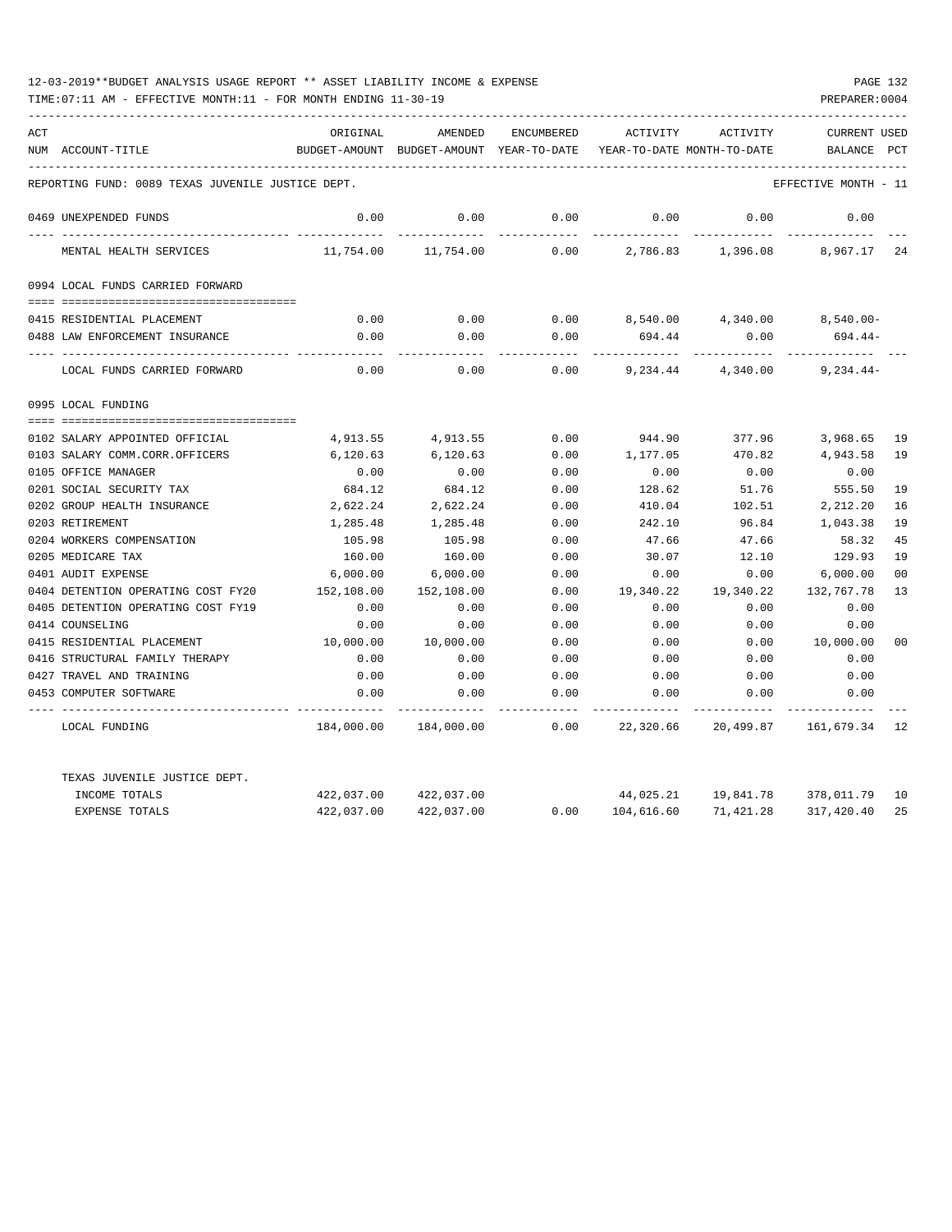12-03-2019**BUDGET ANALYSIS USAGE REPORT ** ASSET LIABILITY INCOME & EXPENSE

TIME:07:11 AM - EFFECTIVE MONTH:11 - FOR MONTH ENDING 11-30-19

PREPARER:0004

| ACT NUM | ACCOUNT-TITLE | ORIGINAL BUDGET-AMOUNT | AMENDED BUDGET-AMOUNT | ENCUMBERED YEAR-TO-DATE | ACTIVITY YEAR-TO-DATE | ACTIVITY MONTH-TO-DATE | CURRENT BALANCE | USED PCT |
|---|---|---|---|---|---|---|---|---|
| | REPORTING FUND: 0089 TEXAS JUVENILE JUSTICE DEPT. | | | | | | EFFECTIVE MONTH - 11 | |
| 0469 | UNEXPENDED FUNDS | 0.00 | 0.00 | 0.00 | 0.00 | 0.00 | 0.00 | |
| | MENTAL HEALTH SERVICES | 11,754.00 | 11,754.00 | 0.00 | 2,786.83 | 1,396.08 | 8,967.17 | 24 |
| 0994 | LOCAL FUNDS CARRIED FORWARD | | | | | | | |
| 0415 | RESIDENTIAL PLACEMENT | 0.00 | 0.00 | 0.00 | 8,540.00 | 4,340.00 | 8,540.00- | |
| 0488 | LAW ENFORCEMENT INSURANCE | 0.00 | 0.00 | 0.00 | 694.44 | 0.00 | 694.44- | |
| | LOCAL FUNDS CARRIED FORWARD | 0.00 | 0.00 | 0.00 | 9,234.44 | 4,340.00 | 9,234.44- | |
| 0995 | LOCAL FUNDING | | | | | | | |
| 0102 | SALARY APPOINTED OFFICIAL | 4,913.55 | 4,913.55 | 0.00 | 944.90 | 377.96 | 3,968.65 | 19 |
| 0103 | SALARY COMM.CORR.OFFICERS | 6,120.63 | 6,120.63 | 0.00 | 1,177.05 | 470.82 | 4,943.58 | 19 |
| 0105 | OFFICE MANAGER | 0.00 | 0.00 | 0.00 | 0.00 | 0.00 | 0.00 | |
| 0201 | SOCIAL SECURITY TAX | 684.12 | 684.12 | 0.00 | 128.62 | 51.76 | 555.50 | 19 |
| 0202 | GROUP HEALTH INSURANCE | 2,622.24 | 2,622.24 | 0.00 | 410.04 | 102.51 | 2,212.20 | 16 |
| 0203 | RETIREMENT | 1,285.48 | 1,285.48 | 0.00 | 242.10 | 96.84 | 1,043.38 | 19 |
| 0204 | WORKERS COMPENSATION | 105.98 | 105.98 | 0.00 | 47.66 | 47.66 | 58.32 | 45 |
| 0205 | MEDICARE TAX | 160.00 | 160.00 | 0.00 | 30.07 | 12.10 | 129.93 | 19 |
| 0401 | AUDIT EXPENSE | 6,000.00 | 6,000.00 | 0.00 | 0.00 | 0.00 | 6,000.00 | 00 |
| 0404 | DETENTION OPERATING COST FY20 | 152,108.00 | 152,108.00 | 0.00 | 19,340.22 | 19,340.22 | 132,767.78 | 13 |
| 0405 | DETENTION OPERATING COST FY19 | 0.00 | 0.00 | 0.00 | 0.00 | 0.00 | 0.00 | |
| 0414 | COUNSELING | 0.00 | 0.00 | 0.00 | 0.00 | 0.00 | 0.00 | |
| 0415 | RESIDENTIAL PLACEMENT | 10,000.00 | 10,000.00 | 0.00 | 0.00 | 0.00 | 10,000.00 | 00 |
| 0416 | STRUCTURAL FAMILY THERAPY | 0.00 | 0.00 | 0.00 | 0.00 | 0.00 | 0.00 | |
| 0427 | TRAVEL AND TRAINING | 0.00 | 0.00 | 0.00 | 0.00 | 0.00 | 0.00 | |
| 0453 | COMPUTER SOFTWARE | 0.00 | 0.00 | 0.00 | 0.00 | 0.00 | 0.00 | |
| | LOCAL FUNDING | 184,000.00 | 184,000.00 | 0.00 | 22,320.66 | 20,499.87 | 161,679.34 | 12 |
| | TEXAS JUVENILE JUSTICE DEPT. | | | | | | | |
| | INCOME TOTALS | 422,037.00 | 422,037.00 | | 44,025.21 | 19,841.78 | 378,011.79 | 10 |
| | EXPENSE TOTALS | 422,037.00 | 422,037.00 | 0.00 | 104,616.60 | 71,421.28 | 317,420.40 | 25 |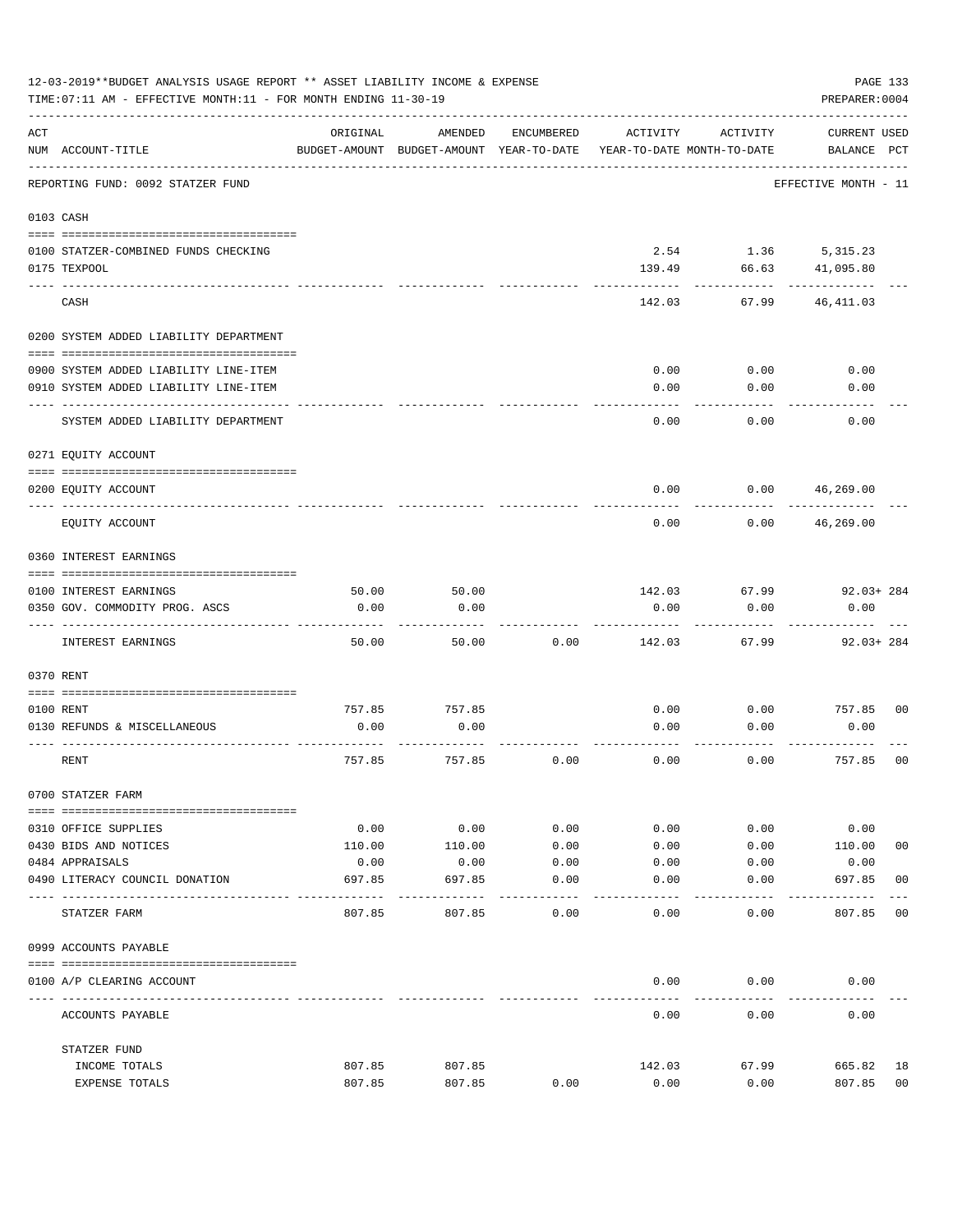12-03-2019**BUDGET ANALYSIS USAGE REPORT ** ASSET LIABILITY INCOME & EXPENSE

TIME:07:11 AM - EFFECTIVE MONTH:11 - FOR MONTH ENDING 11-30-19

PREPARER:0004

| ACT NUM | ACCOUNT-TITLE | ORIGINAL BUDGET-AMOUNT | AMENDED BUDGET-AMOUNT | ENCUMBERED YEAR-TO-DATE | ACTIVITY YEAR-TO-DATE | ACTIVITY MONTH-TO-DATE | CURRENT BALANCE | USED PCT |
|---|---|---|---|---|---|---|---|---|
| | REPORTING FUND: 0092 STATZER FUND | | | | | | EFFECTIVE MONTH - 11 | |
| | **0103 CASH** | | | | | | | |
| 0100 | STATZER-COMBINED FUNDS CHECKING | | | | 2.54 | 1.36 | 5,315.23 | |
| 0175 | TEXPOOL | | | | 139.49 | 66.63 | 41,095.80 | |
| | CASH | | | | 142.03 | 67.99 | 46,411.03 | |
| | **0200 SYSTEM ADDED LIABILITY DEPARTMENT** | | | | | | | |
| 0900 | SYSTEM ADDED LIABILITY LINE-ITEM | | | | 0.00 | 0.00 | 0.00 | |
| 0910 | SYSTEM ADDED LIABILITY LINE-ITEM | | | | 0.00 | 0.00 | 0.00 | |
| | SYSTEM ADDED LIABILITY DEPARTMENT | | | | 0.00 | 0.00 | 0.00 | |
| | **0271 EQUITY ACCOUNT** | | | | | | | |
| 0200 | EQUITY ACCOUNT | | | | 0.00 | 0.00 | 46,269.00 | |
| | EQUITY ACCOUNT | | | | 0.00 | 0.00 | 46,269.00 | |
| | **0360 INTEREST EARNINGS** | | | | | | | |
| 0100 | INTEREST EARNINGS | 50.00 | 50.00 | | 142.03 | 67.99 | 92.03+ | 284 |
| 0350 | GOV. COMMODITY PROG. ASCS | 0.00 | 0.00 | | 0.00 | 0.00 | 0.00 | |
| | INTEREST EARNINGS | 50.00 | 50.00 | 0.00 | 142.03 | 67.99 | 92.03+ | 284 |
| | **0370 RENT** | | | | | | | |
| 0100 | RENT | 757.85 | 757.85 | | 0.00 | 0.00 | 757.85 | 00 |
| 0130 | REFUNDS & MISCELLANEOUS | 0.00 | 0.00 | | 0.00 | 0.00 | 0.00 | |
| | RENT | 757.85 | 757.85 | 0.00 | 0.00 | 0.00 | 757.85 | 00 |
| | **0700 STATZER FARM** | | | | | | | |
| 0310 | OFFICE SUPPLIES | 0.00 | 0.00 | 0.00 | 0.00 | 0.00 | 0.00 | |
| 0430 | BIDS AND NOTICES | 110.00 | 110.00 | 0.00 | 0.00 | 0.00 | 110.00 | 00 |
| 0484 | APPRAISALS | 0.00 | 0.00 | 0.00 | 0.00 | 0.00 | 0.00 | |
| 0490 | LITERACY COUNCIL DONATION | 697.85 | 697.85 | 0.00 | 0.00 | 0.00 | 697.85 | 00 |
| | STATZER FARM | 807.85 | 807.85 | 0.00 | 0.00 | 0.00 | 807.85 | 00 |
| | **0999 ACCOUNTS PAYABLE** | | | | | | | |
| 0100 | A/P CLEARING ACCOUNT | | | | 0.00 | 0.00 | 0.00 | |
| | ACCOUNTS PAYABLE | | | | 0.00 | 0.00 | 0.00 | |
| | **STATZER FUND** | | | | | | | |
| | INCOME TOTALS | 807.85 | 807.85 | | 142.03 | 67.99 | 665.82 | 18 |
| | EXPENSE TOTALS | 807.85 | 807.85 | 0.00 | 0.00 | 0.00 | 807.85 | 00 |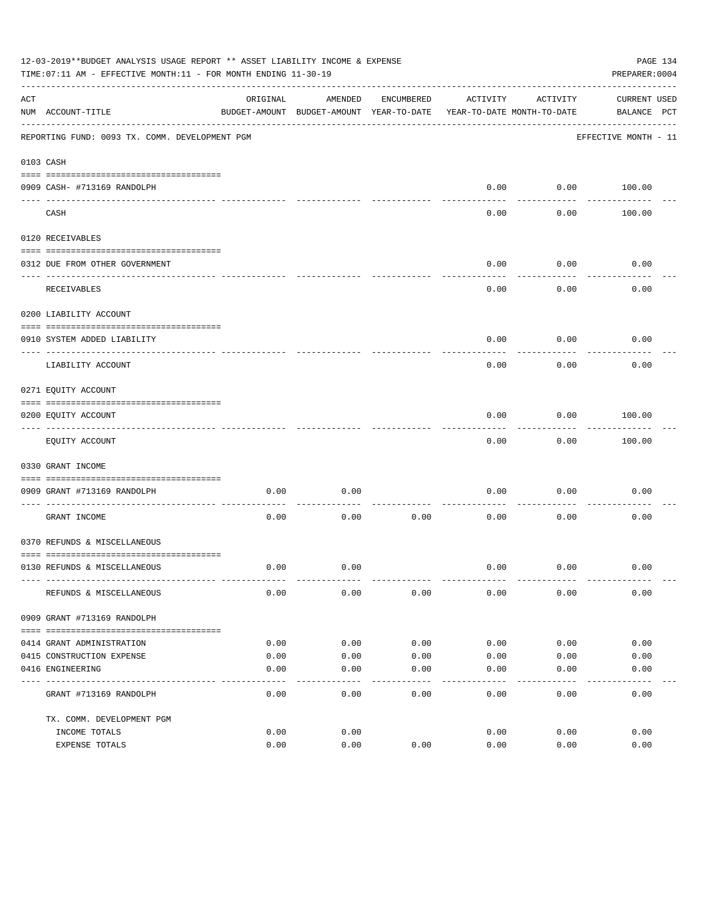12-03-2019**BUDGET ANALYSIS USAGE REPORT ** ASSET LIABILITY INCOME & EXPENSE

TIME:07:11 AM - EFFECTIVE MONTH:11 - FOR MONTH ENDING 11-30-19

PREPARER:0004

REPORTING FUND: 0093 TX. COMM. DEVELOPMENT PGM — EFFECTIVE MONTH - 11

| ACT NUM | ACCOUNT-TITLE | ORIGINAL BUDGET-AMOUNT | AMENDED BUDGET-AMOUNT | ENCUMBERED YEAR-TO-DATE | ACTIVITY YEAR-TO-DATE | ACTIVITY MONTH-TO-DATE | CURRENT BALANCE | USED PCT |
|---|---|---|---|---|---|---|---|---|
| **0103** | **CASH** | | | | | | | |
| 0909 | CASH- #713169 RANDOLPH | | | | 0.00 | 0.00 | 100.00 | |
| | CASH | | | | 0.00 | 0.00 | 100.00 | |
| **0120** | **RECEIVABLES** | | | | | | | |
| 0312 | DUE FROM OTHER GOVERNMENT | | | | 0.00 | 0.00 | 0.00 | |
| | RECEIVABLES | | | | 0.00 | 0.00 | 0.00 | |
| **0200** | **LIABILITY ACCOUNT** | | | | | | | |
| 0910 | SYSTEM ADDED LIABILITY | | | | 0.00 | 0.00 | 0.00 | |
| | LIABILITY ACCOUNT | | | | 0.00 | 0.00 | 0.00 | |
| **0271** | **EQUITY ACCOUNT** | | | | | | | |
| 0200 | EQUITY ACCOUNT | | | | 0.00 | 0.00 | 100.00 | |
| | EQUITY ACCOUNT | | | | 0.00 | 0.00 | 100.00 | |
| **0330** | **GRANT INCOME** | | | | | | | |
| 0909 | GRANT #713169 RANDOLPH | 0.00 | 0.00 | | 0.00 | 0.00 | 0.00 | |
| | GRANT INCOME | 0.00 | 0.00 | 0.00 | 0.00 | 0.00 | 0.00 | |
| **0370** | **REFUNDS & MISCELLANEOUS** | | | | | | | |
| 0130 | REFUNDS & MISCELLANEOUS | 0.00 | 0.00 | | 0.00 | 0.00 | 0.00 | |
| | REFUNDS & MISCELLANEOUS | 0.00 | 0.00 | 0.00 | 0.00 | 0.00 | 0.00 | |
| **0909** | **GRANT #713169 RANDOLPH** | | | | | | | |
| 0414 | GRANT ADMINISTRATION | 0.00 | 0.00 | 0.00 | 0.00 | 0.00 | 0.00 | |
| 0415 | CONSTRUCTION EXPENSE | 0.00 | 0.00 | 0.00 | 0.00 | 0.00 | 0.00 | |
| 0416 | ENGINEERING | 0.00 | 0.00 | 0.00 | 0.00 | 0.00 | 0.00 | |
| | GRANT #713169 RANDOLPH | 0.00 | 0.00 | 0.00 | 0.00 | 0.00 | 0.00 | |
| | TX. COMM. DEVELOPMENT PGM | | | | | | | |
| | INCOME TOTALS | 0.00 | 0.00 | | 0.00 | 0.00 | 0.00 | |
| | EXPENSE TOTALS | 0.00 | 0.00 | 0.00 | 0.00 | 0.00 | 0.00 | |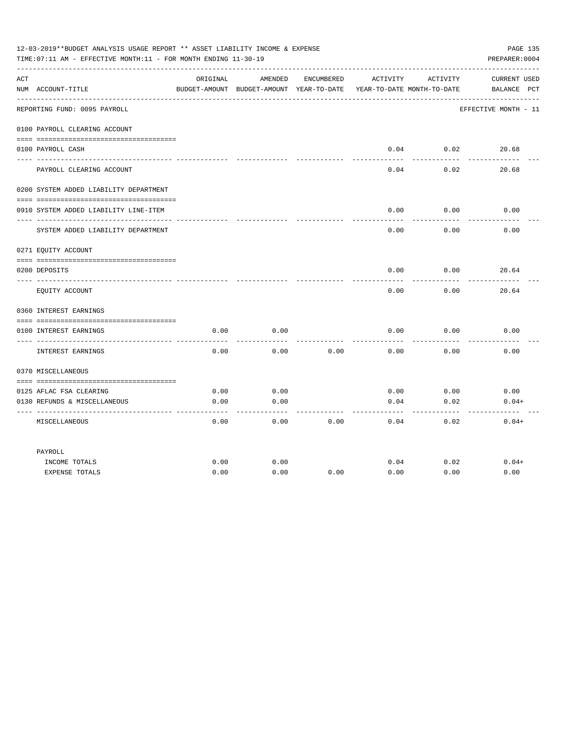12-03-2019**BUDGET ANALYSIS USAGE REPORT ** ASSET LIABILITY INCOME & EXPENSE

TIME:07:11 AM - EFFECTIVE MONTH:11 - FOR MONTH ENDING 11-30-19

PREPARER:0004

| ACT NUM | ACCOUNT-TITLE | ORIGINAL BUDGET-AMOUNT | AMENDED BUDGET-AMOUNT | ENCUMBERED YEAR-TO-DATE | ACTIVITY YEAR-TO-DATE | ACTIVITY MONTH-TO-DATE | CURRENT BALANCE | USED PCT |
|---|---|---|---|---|---|---|---|---|
| | REPORTING FUND: 0095 PAYROLL | | | | | | EFFECTIVE MONTH - 11 | |
| | **0100 PAYROLL CLEARING ACCOUNT** | | | | | | | |
| 0100 | PAYROLL CASH | | | | 0.04 | 0.02 | 20.68 | |
| | PAYROLL CLEARING ACCOUNT | | | | 0.04 | 0.02 | 20.68 | |
| | **0200 SYSTEM ADDED LIABILITY DEPARTMENT** | | | | | | | |
| 0910 | SYSTEM ADDED LIABILITY LINE-ITEM | | | | 0.00 | 0.00 | 0.00 | |
| | SYSTEM ADDED LIABILITY DEPARTMENT | | | | 0.00 | 0.00 | 0.00 | |
| | **0271 EQUITY ACCOUNT** | | | | | | | |
| 0200 | DEPOSITS | | | | 0.00 | 0.00 | 20.64 | |
| | EQUITY ACCOUNT | | | | 0.00 | 0.00 | 20.64 | |
| | **0360 INTEREST EARNINGS** | | | | | | | |
| 0100 | INTEREST EARNINGS | 0.00 | 0.00 | | 0.00 | 0.00 | 0.00 | |
| | INTEREST EARNINGS | 0.00 | 0.00 | 0.00 | 0.00 | 0.00 | 0.00 | |
| | **0370 MISCELLANEOUS** | | | | | | | |
| 0125 | AFLAC FSA CLEARING | 0.00 | 0.00 | | 0.00 | 0.00 | 0.00 | |
| 0130 | REFUNDS & MISCELLANEOUS | 0.00 | 0.00 | | 0.04 | 0.02 | 0.04+ | |
| | MISCELLANEOUS | 0.00 | 0.00 | 0.00 | 0.04 | 0.02 | 0.04+ | |
| | **PAYROLL** | | | | | | | |
| | INCOME TOTALS | 0.00 | 0.00 | | 0.04 | 0.02 | 0.04+ | |
| | EXPENSE TOTALS | 0.00 | 0.00 | 0.00 | 0.00 | 0.00 | 0.00 | |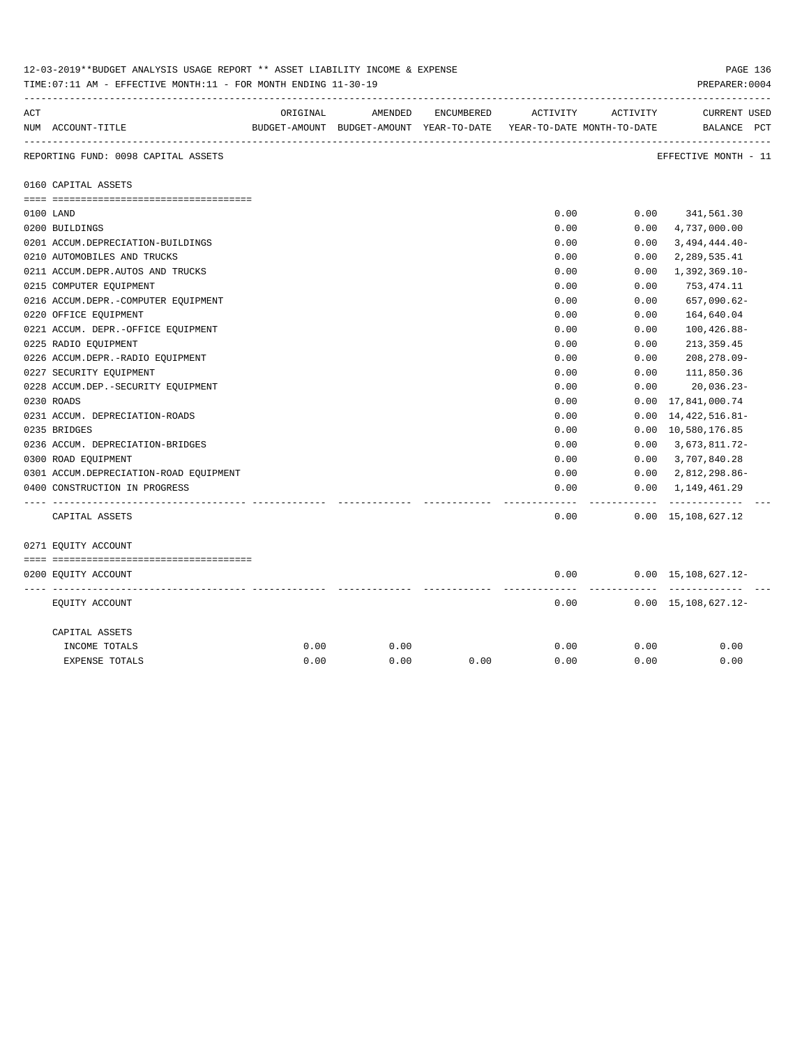12-03-2019**BUDGET ANALYSIS USAGE REPORT ** ASSET LIABILITY INCOME & EXPENSE

TIME:07:11 AM - EFFECTIVE MONTH:11 - FOR MONTH ENDING 11-30-19

PREPARER:0004

| ACT NUM | ACCOUNT-TITLE | ORIGINAL BUDGET-AMOUNT | AMENDED BUDGET-AMOUNT | ENCUMBERED YEAR-TO-DATE | ACTIVITY YEAR-TO-DATE | ACTIVITY MONTH-TO-DATE | CURRENT BALANCE | USED PCT |
|---|---|---|---|---|---|---|---|---|
| | REPORTING FUND: 0098 CAPITAL ASSETS | | | | | | EFFECTIVE MONTH - 11 | |
| | 0160 CAPITAL ASSETS | | | | | | | |
| 0100 | LAND | | | | 0.00 | 0.00 | 341,561.30 | |
| 0200 | BUILDINGS | | | | 0.00 | 0.00 | 4,737,000.00 | |
| 0201 | ACCUM.DEPRECIATION-BUILDINGS | | | | 0.00 | 0.00 | 3,494,444.40- | |
| 0210 | AUTOMOBILES AND TRUCKS | | | | 0.00 | 0.00 | 2,289,535.41 | |
| 0211 | ACCUM.DEPR.AUTOS AND TRUCKS | | | | 0.00 | 0.00 | 1,392,369.10- | |
| 0215 | COMPUTER EQUIPMENT | | | | 0.00 | 0.00 | 753,474.11 | |
| 0216 | ACCUM.DEPR.-COMPUTER EQUIPMENT | | | | 0.00 | 0.00 | 657,090.62- | |
| 0220 | OFFICE EQUIPMENT | | | | 0.00 | 0.00 | 164,640.04 | |
| 0221 | ACCUM. DEPR.-OFFICE EQUIPMENT | | | | 0.00 | 0.00 | 100,426.88- | |
| 0225 | RADIO EQUIPMENT | | | | 0.00 | 0.00 | 213,359.45 | |
| 0226 | ACCUM.DEPR.-RADIO EQUIPMENT | | | | 0.00 | 0.00 | 208,278.09- | |
| 0227 | SECURITY EQUIPMENT | | | | 0.00 | 0.00 | 111,850.36 | |
| 0228 | ACCUM.DEP.-SECURITY EQUIPMENT | | | | 0.00 | 0.00 | 20,036.23- | |
| 0230 | ROADS | | | | 0.00 | 0.00 | 17,841,000.74 | |
| 0231 | ACCUM. DEPRECIATION-ROADS | | | | 0.00 | 0.00 | 14,422,516.81- | |
| 0235 | BRIDGES | | | | 0.00 | 0.00 | 10,580,176.85 | |
| 0236 | ACCUM. DEPRECIATION-BRIDGES | | | | 0.00 | 0.00 | 3,673,811.72- | |
| 0300 | ROAD EQUIPMENT | | | | 0.00 | 0.00 | 3,707,840.28 | |
| 0301 | ACCUM.DEPRECIATION-ROAD EQUIPMENT | | | | 0.00 | 0.00 | 2,812,298.86- | |
| 0400 | CONSTRUCTION IN PROGRESS | | | | 0.00 | 0.00 | 1,149,461.29 | |
| | CAPITAL ASSETS | | | | 0.00 | 0.00 | 15,108,627.12 | |
| | 0271 EQUITY ACCOUNT | | | | | | | |
| 0200 | EQUITY ACCOUNT | | | | 0.00 | 0.00 | 15,108,627.12- | |
| | EQUITY ACCOUNT | | | | 0.00 | 0.00 | 15,108,627.12- | |
| | CAPITAL ASSETS | | | | | | | |
| | INCOME TOTALS | 0.00 | 0.00 | | 0.00 | 0.00 | 0.00 | |
| | EXPENSE TOTALS | 0.00 | 0.00 | 0.00 | 0.00 | 0.00 | 0.00 | |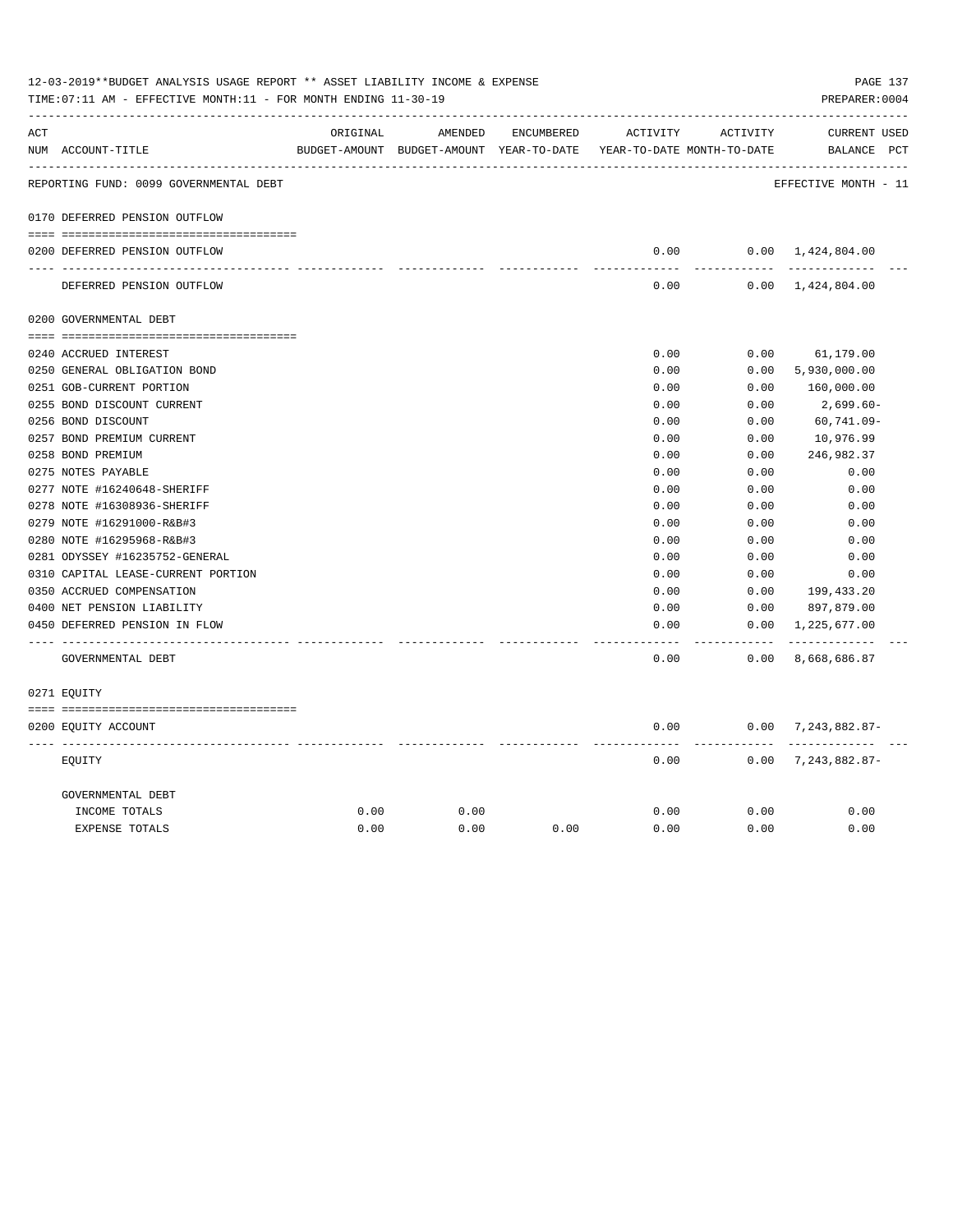12-03-2019**BUDGET ANALYSIS USAGE REPORT ** ASSET LIABILITY INCOME & EXPENSE

TIME:07:11 AM - EFFECTIVE MONTH:11 - FOR MONTH ENDING 11-30-19

PREPARER:0004

| ACT NUM | ACCOUNT-TITLE | ORIGINAL BUDGET-AMOUNT | AMENDED BUDGET-AMOUNT | ENCUMBERED YEAR-TO-DATE | ACTIVITY YEAR-TO-DATE | ACTIVITY MONTH-TO-DATE | CURRENT BALANCE | USED PCT |
|---|---|---|---|---|---|---|---|---|
| | REPORTING FUND: 0099 GOVERNMENTAL DEBT | | | | | | EFFECTIVE MONTH - 11 | |
| | 0170 DEFERRED PENSION OUTFLOW | | | | | | | |
| 0200 | DEFERRED PENSION OUTFLOW | | | | 0.00 | 0.00 | 1,424,804.00 | |
| | DEFERRED PENSION OUTFLOW | | | | 0.00 | 0.00 | 1,424,804.00 | |
| | 0200 GOVERNMENTAL DEBT | | | | | | | |
| 0240 | ACCRUED INTEREST | | | | 0.00 | 0.00 | 61,179.00 | |
| 0250 | GENERAL OBLIGATION BOND | | | | 0.00 | 0.00 | 5,930,000.00 | |
| 0251 | GOB-CURRENT PORTION | | | | 0.00 | 0.00 | 160,000.00 | |
| 0255 | BOND DISCOUNT CURRENT | | | | 0.00 | 0.00 | 2,699.60- | |
| 0256 | BOND DISCOUNT | | | | 0.00 | 0.00 | 60,741.09- | |
| 0257 | BOND PREMIUM CURRENT | | | | 0.00 | 0.00 | 10,976.99 | |
| 0258 | BOND PREMIUM | | | | 0.00 | 0.00 | 246,982.37 | |
| 0275 | NOTES PAYABLE | | | | 0.00 | 0.00 | 0.00 | |
| 0277 | NOTE #16240648-SHERIFF | | | | 0.00 | 0.00 | 0.00 | |
| 0278 | NOTE #16308936-SHERIFF | | | | 0.00 | 0.00 | 0.00 | |
| 0279 | NOTE #16291000-R&B#3 | | | | 0.00 | 0.00 | 0.00 | |
| 0280 | NOTE #16295968-R&B#3 | | | | 0.00 | 0.00 | 0.00 | |
| 0281 | ODYSSEY #16235752-GENERAL | | | | 0.00 | 0.00 | 0.00 | |
| 0310 | CAPITAL LEASE-CURRENT PORTION | | | | 0.00 | 0.00 | 0.00 | |
| 0350 | ACCRUED COMPENSATION | | | | 0.00 | 0.00 | 199,433.20 | |
| 0400 | NET PENSION LIABILITY | | | | 0.00 | 0.00 | 897,879.00 | |
| 0450 | DEFERRED PENSION IN FLOW | | | | 0.00 | 0.00 | 1,225,677.00 | |
| | GOVERNMENTAL DEBT | | | | 0.00 | 0.00 | 8,668,686.87 | |
| | 0271 EQUITY | | | | | | | |
| 0200 | EQUITY ACCOUNT | | | | 0.00 | 0.00 | 7,243,882.87- | |
| | EQUITY | | | | 0.00 | 0.00 | 7,243,882.87- | |
| | GOVERNMENTAL DEBT | | | | | | | |
| | INCOME TOTALS | 0.00 | 0.00 | | 0.00 | 0.00 | 0.00 | |
| | EXPENSE TOTALS | 0.00 | 0.00 | 0.00 | 0.00 | 0.00 | 0.00 | |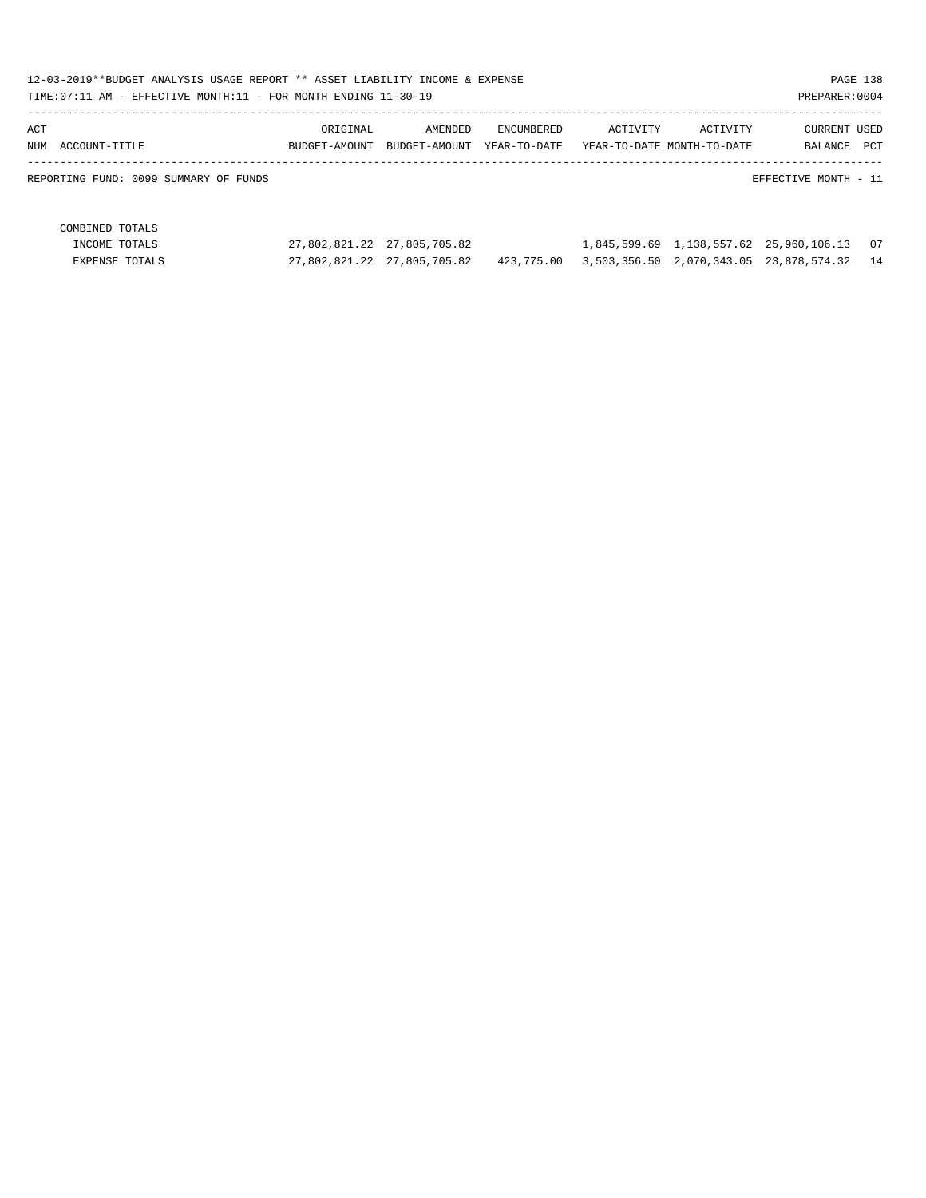12-03-2019**BUDGET ANALYSIS USAGE REPORT ** ASSET LIABILITY INCOME & EXPENSE

TIME:07:11 AM - EFFECTIVE MONTH:11 - FOR MONTH ENDING 11-30-19

PREPARER:0004

| ACT NUM ACCOUNT-TITLE | ORIGINAL BUDGET-AMOUNT | AMENDED BUDGET-AMOUNT | ENCUMBERED YEAR-TO-DATE | ACTIVITY YEAR-TO-DATE | ACTIVITY MONTH-TO-DATE | CURRENT BALANCE | USED PCT |
|---|---|---|---|---|---|---|---|
| REPORTING FUND: 0099 SUMMARY OF FUNDS | | | | | | EFFECTIVE MONTH - 11 | |
| COMBINED TOTALS | | | | | | | |
| INCOME TOTALS | 27,802,821.22 | 27,805,705.82 | | 1,845,599.69 | 1,138,557.62 | 25,960,106.13 | 07 |
| EXPENSE TOTALS | 27,802,821.22 | 27,805,705.82 | 423,775.00 | 3,503,356.50 | 2,070,343.05 | 23,878,574.32 | 14 |